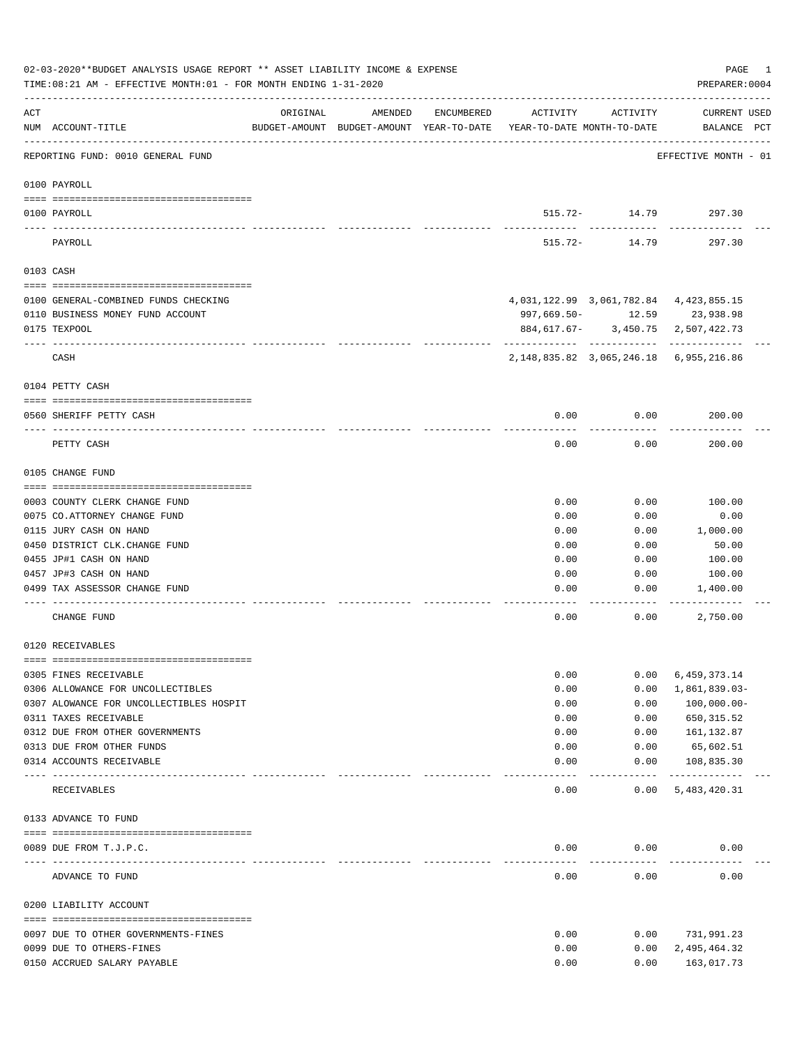02-03-2020**BUDGET ANALYSIS USAGE REPORT ** ASSET LIABILITY INCOME & EXPENSE

TIME:08:21 AM - EFFECTIVE MONTH:01 - FOR MONTH ENDING 1-31-2020

PREPARER:0004

| ACT NUM | ACCOUNT-TITLE | ORIGINAL BUDGET-AMOUNT | AMENDED BUDGET-AMOUNT | ENCUMBERED YEAR-TO-DATE | ACTIVITY YEAR-TO-DATE | ACTIVITY MONTH-TO-DATE | CURRENT BALANCE | USED PCT |
|---|---|---|---|---|---|---|---|---|
| | REPORTING FUND: 0010 GENERAL FUND | | | | | | EFFECTIVE MONTH - 01 | |
| | **0100 PAYROLL** | | | | | | | |
| 0100 | PAYROLL | | | | 515.72- | 14.79 | 297.30 | |
| | PAYROLL | | | | 515.72- | 14.79 | 297.30 | |
| | **0103 CASH** | | | | | | | |
| 0100 | GENERAL-COMBINED FUNDS CHECKING | | | | 4,031,122.99 | 3,061,782.84 | 4,423,855.15 | |
| 0110 | BUSINESS MONEY FUND ACCOUNT | | | | 997,669.50- | 12.59 | 23,938.98 | |
| 0175 | TEXPOOL | | | | 884,617.67- | 3,450.75 | 2,507,422.73 | |
| | CASH | | | | 2,148,835.82 | 3,065,246.18 | 6,955,216.86 | |
| | **0104 PETTY CASH** | | | | | | | |
| 0560 | SHERIFF PETTY CASH | | | | 0.00 | 0.00 | 200.00 | |
| | PETTY CASH | | | | 0.00 | 0.00 | 200.00 | |
| | **0105 CHANGE FUND** | | | | | | | |
| 0003 | COUNTY CLERK CHANGE FUND | | | | 0.00 | 0.00 | 100.00 | |
| 0075 | CO.ATTORNEY CHANGE FUND | | | | 0.00 | 0.00 | 0.00 | |
| 0115 | JURY CASH ON HAND | | | | 0.00 | 0.00 | 1,000.00 | |
| 0450 | DISTRICT CLK.CHANGE FUND | | | | 0.00 | 0.00 | 50.00 | |
| 0455 | JP#1 CASH ON HAND | | | | 0.00 | 0.00 | 100.00 | |
| 0457 | JP#3 CASH ON HAND | | | | 0.00 | 0.00 | 100.00 | |
| 0499 | TAX ASSESSOR CHANGE FUND | | | | 0.00 | 0.00 | 1,400.00 | |
| | CHANGE FUND | | | | 0.00 | 0.00 | 2,750.00 | |
| | **0120 RECEIVABLES** | | | | | | | |
| 0305 | FINES RECEIVABLE | | | | 0.00 | 0.00 | 6,459,373.14 | |
| 0306 | ALLOWANCE FOR UNCOLLECTIBLES | | | | 0.00 | 0.00 | 1,861,839.03- | |
| 0307 | ALOWANCE FOR UNCOLLECTIBLES HOSPIT | | | | 0.00 | 0.00 | 100,000.00- | |
| 0311 | TAXES RECEIVABLE | | | | 0.00 | 0.00 | 650,315.52 | |
| 0312 | DUE FROM OTHER GOVERNMENTS | | | | 0.00 | 0.00 | 161,132.87 | |
| 0313 | DUE FROM OTHER FUNDS | | | | 0.00 | 0.00 | 65,602.51 | |
| 0314 | ACCOUNTS RECEIVABLE | | | | 0.00 | 0.00 | 108,835.30 | |
| | RECEIVABLES | | | | 0.00 | 0.00 | 5,483,420.31 | |
| | **0133 ADVANCE TO FUND** | | | | | | | |
| 0089 | DUE FROM T.J.P.C. | | | | 0.00 | 0.00 | 0.00 | |
| | ADVANCE TO FUND | | | | 0.00 | 0.00 | 0.00 | |
| | **0200 LIABILITY ACCOUNT** | | | | | | | |
| 0097 | DUE TO OTHER GOVERNMENTS-FINES | | | | 0.00 | 0.00 | 731,991.23 | |
| 0099 | DUE TO OTHERS-FINES | | | | 0.00 | 0.00 | 2,495,464.32 | |
| 0150 | ACCRUED SALARY PAYABLE | | | | 0.00 | 0.00 | 163,017.73 | |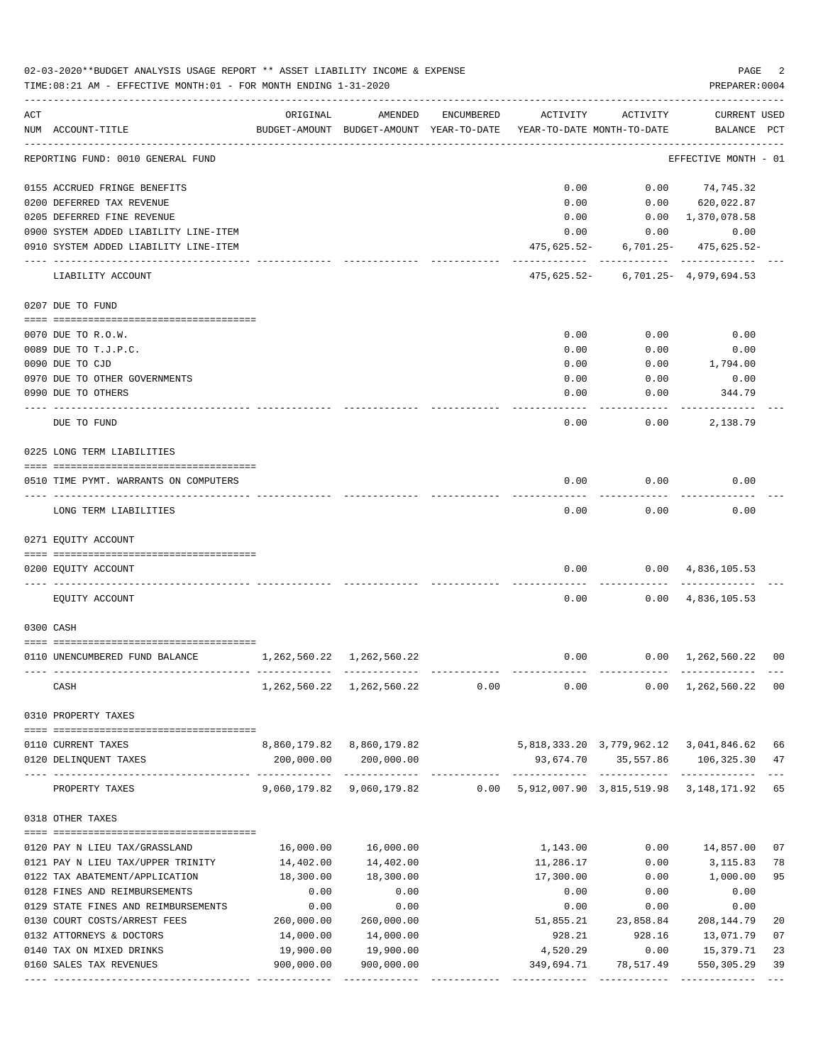02-03-2020**BUDGET ANALYSIS USAGE REPORT ** ASSET LIABILITY INCOME & EXPENSE

TIME:08:21 AM - EFFECTIVE MONTH:01 - FOR MONTH ENDING 1-31-2020

PREPARER:0004

| ACT NUM | ACCOUNT-TITLE | ORIGINAL BUDGET-AMOUNT | AMENDED BUDGET-AMOUNT | ENCUMBERED YEAR-TO-DATE | ACTIVITY YEAR-TO-DATE | ACTIVITY MONTH-TO-DATE | CURRENT BALANCE | USED PCT |
|---|---|---|---|---|---|---|---|---|
| | REPORTING FUND: 0010 GENERAL FUND | | | | | | EFFECTIVE MONTH - 01 | |
| 0155 | ACCRUED FRINGE BENEFITS | | | | 0.00 | 0.00 | 74,745.32 | |
| 0200 | DEFERRED TAX REVENUE | | | | 0.00 | 0.00 | 620,022.87 | |
| 0205 | DEFERRED FINE REVENUE | | | | 0.00 | 0.00 | 1,370,078.58 | |
| 0900 | SYSTEM ADDED LIABILITY LINE-ITEM | | | | 0.00 | 0.00 | 0.00 | |
| 0910 | SYSTEM ADDED LIABILITY LINE-ITEM | | | | 475,625.52- | 6,701.25- | 475,625.52- | |
| | LIABILITY ACCOUNT | | | | 475,625.52- | 6,701.25- | 4,979,694.53 | |
| | 0207 DUE TO FUND | | | | | | | |
| 0070 | DUE TO R.O.W. | | | | 0.00 | 0.00 | 0.00 | |
| 0089 | DUE TO T.J.P.C. | | | | 0.00 | 0.00 | 0.00 | |
| 0090 | DUE TO CJD | | | | 0.00 | 0.00 | 1,794.00 | |
| 0970 | DUE TO OTHER GOVERNMENTS | | | | 0.00 | 0.00 | 0.00 | |
| 0990 | DUE TO OTHERS | | | | 0.00 | 0.00 | 344.79 | |
| | DUE TO FUND | | | | 0.00 | 0.00 | 2,138.79 | |
| | 0225 LONG TERM LIABILITIES | | | | | | | |
| 0510 | TIME PYMT. WARRANTS ON COMPUTERS | | | | 0.00 | 0.00 | 0.00 | |
| | LONG TERM LIABILITIES | | | | 0.00 | 0.00 | 0.00 | |
| | 0271 EQUITY ACCOUNT | | | | | | | |
| 0200 | EQUITY ACCOUNT | | | | 0.00 | 0.00 | 4,836,105.53 | |
| | EQUITY ACCOUNT | | | | 0.00 | 0.00 | 4,836,105.53 | |
| | 0300 CASH | | | | | | | |
| 0110 | UNENCUMBERED FUND BALANCE | 1,262,560.22 | 1,262,560.22 | | 0.00 | 0.00 | 1,262,560.22 | 00 |
| | CASH | 1,262,560.22 | 1,262,560.22 | 0.00 | 0.00 | 0.00 | 1,262,560.22 | 00 |
| | 0310 PROPERTY TAXES | | | | | | | |
| 0110 | CURRENT TAXES | 8,860,179.82 | 8,860,179.82 | | 5,818,333.20 | 3,779,962.12 | 3,041,846.62 | 66 |
| 0120 | DELINQUENT TAXES | 200,000.00 | 200,000.00 | | 93,674.70 | 35,557.86 | 106,325.30 | 47 |
| | PROPERTY TAXES | 9,060,179.82 | 9,060,179.82 | 0.00 | 5,912,007.90 | 3,815,519.98 | 3,148,171.92 | 65 |
| | 0318 OTHER TAXES | | | | | | | |
| 0120 | PAY N LIEU TAX/GRASSLAND | 16,000.00 | 16,000.00 | | 1,143.00 | 0.00 | 14,857.00 | 07 |
| 0121 | PAY N LIEU TAX/UPPER TRINITY | 14,402.00 | 14,402.00 | | 11,286.17 | 0.00 | 3,115.83 | 78 |
| 0122 | TAX ABATEMENT/APPLICATION | 18,300.00 | 18,300.00 | | 17,300.00 | 0.00 | 1,000.00 | 95 |
| 0128 | FINES AND REIMBURSEMENTS | 0.00 | 0.00 | | 0.00 | 0.00 | 0.00 | |
| 0129 | STATE FINES AND REIMBURSEMENTS | 0.00 | 0.00 | | 0.00 | 0.00 | 0.00 | |
| 0130 | COURT COSTS/ARREST FEES | 260,000.00 | 260,000.00 | | 51,855.21 | 23,858.84 | 208,144.79 | 20 |
| 0132 | ATTORNEYS & DOCTORS | 14,000.00 | 14,000.00 | | 928.21 | 928.16 | 13,071.79 | 07 |
| 0140 | TAX ON MIXED DRINKS | 19,900.00 | 19,900.00 | | 4,520.29 | 0.00 | 15,379.71 | 23 |
| 0160 | SALES TAX REVENUES | 900,000.00 | 900,000.00 | | 349,694.71 | 78,517.49 | 550,305.29 | 39 |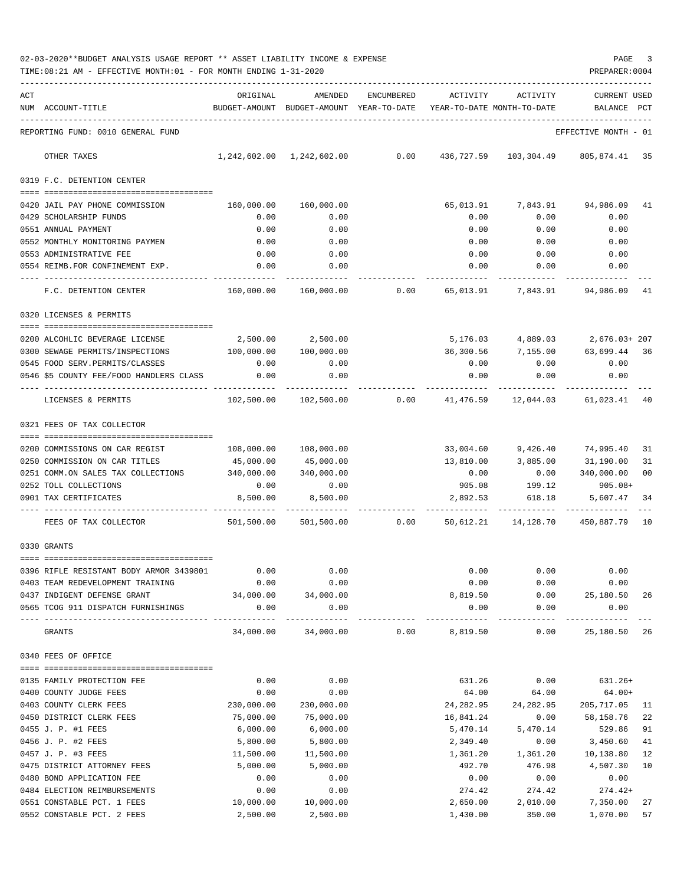02-03-2020**BUDGET ANALYSIS USAGE REPORT ** ASSET LIABILITY INCOME & EXPENSE

TIME:08:21 AM - EFFECTIVE MONTH:01 - FOR MONTH ENDING 1-31-2020

PREPARER:0004

| ACT NUM | ACCOUNT-TITLE | ORIGINAL BUDGET-AMOUNT | AMENDED BUDGET-AMOUNT | ENCUMBERED YEAR-TO-DATE | ACTIVITY YEAR-TO-DATE | ACTIVITY MONTH-TO-DATE | CURRENT BALANCE | USED PCT |
|---|---|---|---|---|---|---|---|---|
| | REPORTING FUND: 0010 GENERAL FUND | | | | | | EFFECTIVE MONTH - 01 | |
| | OTHER TAXES | 1,242,602.00 | 1,242,602.00 | 0.00 | 436,727.59 | 103,304.49 | 805,874.41 | 35 |
| | **0319 F.C. DETENTION CENTER** | | | | | | | |
| 0420 | JAIL PAY PHONE COMMISSION | 160,000.00 | 160,000.00 | | 65,013.91 | 7,843.91 | 94,986.09 | 41 |
| 0429 | SCHOLARSHIP FUNDS | 0.00 | 0.00 | | 0.00 | 0.00 | 0.00 | |
| 0551 | ANNUAL PAYMENT | 0.00 | 0.00 | | 0.00 | 0.00 | 0.00 | |
| 0552 | MONTHLY MONITORING PAYMEN | 0.00 | 0.00 | | 0.00 | 0.00 | 0.00 | |
| 0553 | ADMINISTRATIVE FEE | 0.00 | 0.00 | | 0.00 | 0.00 | 0.00 | |
| 0554 | REIMB.FOR CONFINEMENT EXP. | 0.00 | 0.00 | | 0.00 | 0.00 | 0.00 | |
| | F.C. DETENTION CENTER | 160,000.00 | 160,000.00 | 0.00 | 65,013.91 | 7,843.91 | 94,986.09 | 41 |
| | **0320 LICENSES & PERMITS** | | | | | | | |
| 0200 | ALCOHLIC BEVERAGE LICENSE | 2,500.00 | 2,500.00 | | 5,176.03 | 4,889.03 | 2,676.03+ | 207 |
| 0300 | SEWAGE PERMITS/INSPECTIONS | 100,000.00 | 100,000.00 | | 36,300.56 | 7,155.00 | 63,699.44 | 36 |
| 0545 | FOOD SERV.PERMITS/CLASSES | 0.00 | 0.00 | | 0.00 | 0.00 | 0.00 | |
| 0546 | $5 COUNTY FEE/FOOD HANDLERS CLASS | 0.00 | 0.00 | | 0.00 | 0.00 | 0.00 | |
| | LICENSES & PERMITS | 102,500.00 | 102,500.00 | 0.00 | 41,476.59 | 12,044.03 | 61,023.41 | 40 |
| | **0321 FEES OF TAX COLLECTOR** | | | | | | | |
| 0200 | COMMISSIONS ON CAR REGIST | 108,000.00 | 108,000.00 | | 33,004.60 | 9,426.40 | 74,995.40 | 31 |
| 0250 | COMMISSION ON CAR TITLES | 45,000.00 | 45,000.00 | | 13,810.00 | 3,885.00 | 31,190.00 | 31 |
| 0251 | COMM.ON SALES TAX COLLECTIONS | 340,000.00 | 340,000.00 | | 0.00 | 0.00 | 340,000.00 | 00 |
| 0252 | TOLL COLLECTIONS | 0.00 | 0.00 | | 905.08 | 199.12 | 905.08+ | |
| 0901 | TAX CERTIFICATES | 8,500.00 | 8,500.00 | | 2,892.53 | 618.18 | 5,607.47 | 34 |
| | FEES OF TAX COLLECTOR | 501,500.00 | 501,500.00 | 0.00 | 50,612.21 | 14,128.70 | 450,887.79 | 10 |
| | **0330 GRANTS** | | | | | | | |
| 0396 | RIFLE RESISTANT BODY ARMOR 3439801 | 0.00 | 0.00 | | 0.00 | 0.00 | 0.00 | |
| 0403 | TEAM REDEVELOPMENT TRAINING | 0.00 | 0.00 | | 0.00 | 0.00 | 0.00 | |
| 0437 | INDIGENT DEFENSE GRANT | 34,000.00 | 34,000.00 | | 8,819.50 | 0.00 | 25,180.50 | 26 |
| 0565 | TCOG 911 DISPATCH FURNISHINGS | 0.00 | 0.00 | | 0.00 | 0.00 | 0.00 | |
| | GRANTS | 34,000.00 | 34,000.00 | 0.00 | 8,819.50 | 0.00 | 25,180.50 | 26 |
| | **0340 FEES OF OFFICE** | | | | | | | |
| 0135 | FAMILY PROTECTION FEE | 0.00 | 0.00 | | 631.26 | 0.00 | 631.26+ | |
| 0400 | COUNTY JUDGE FEES | 0.00 | 0.00 | | 64.00 | 64.00 | 64.00+ | |
| 0403 | COUNTY CLERK FEES | 230,000.00 | 230,000.00 | | 24,282.95 | 24,282.95 | 205,717.05 | 11 |
| 0450 | DISTRICT CLERK FEES | 75,000.00 | 75,000.00 | | 16,841.24 | 0.00 | 58,158.76 | 22 |
| 0455 | J. P. #1 FEES | 6,000.00 | 6,000.00 | | 5,470.14 | 5,470.14 | 529.86 | 91 |
| 0456 | J. P. #2 FEES | 5,800.00 | 5,800.00 | | 2,349.40 | 0.00 | 3,450.60 | 41 |
| 0457 | J. P. #3 FEES | 11,500.00 | 11,500.00 | | 1,361.20 | 1,361.20 | 10,138.80 | 12 |
| 0475 | DISTRICT ATTORNEY FEES | 5,000.00 | 5,000.00 | | 492.70 | 476.98 | 4,507.30 | 10 |
| 0480 | BOND APPLICATION FEE | 0.00 | 0.00 | | 0.00 | 0.00 | 0.00 | |
| 0484 | ELECTION REIMBURSEMENTS | 0.00 | 0.00 | | 274.42 | 274.42 | 274.42+ | |
| 0551 | CONSTABLE PCT. 1 FEES | 10,000.00 | 10,000.00 | | 2,650.00 | 2,010.00 | 7,350.00 | 27 |
| 0552 | CONSTABLE PCT. 2 FEES | 2,500.00 | 2,500.00 | | 1,430.00 | 350.00 | 1,070.00 | 57 |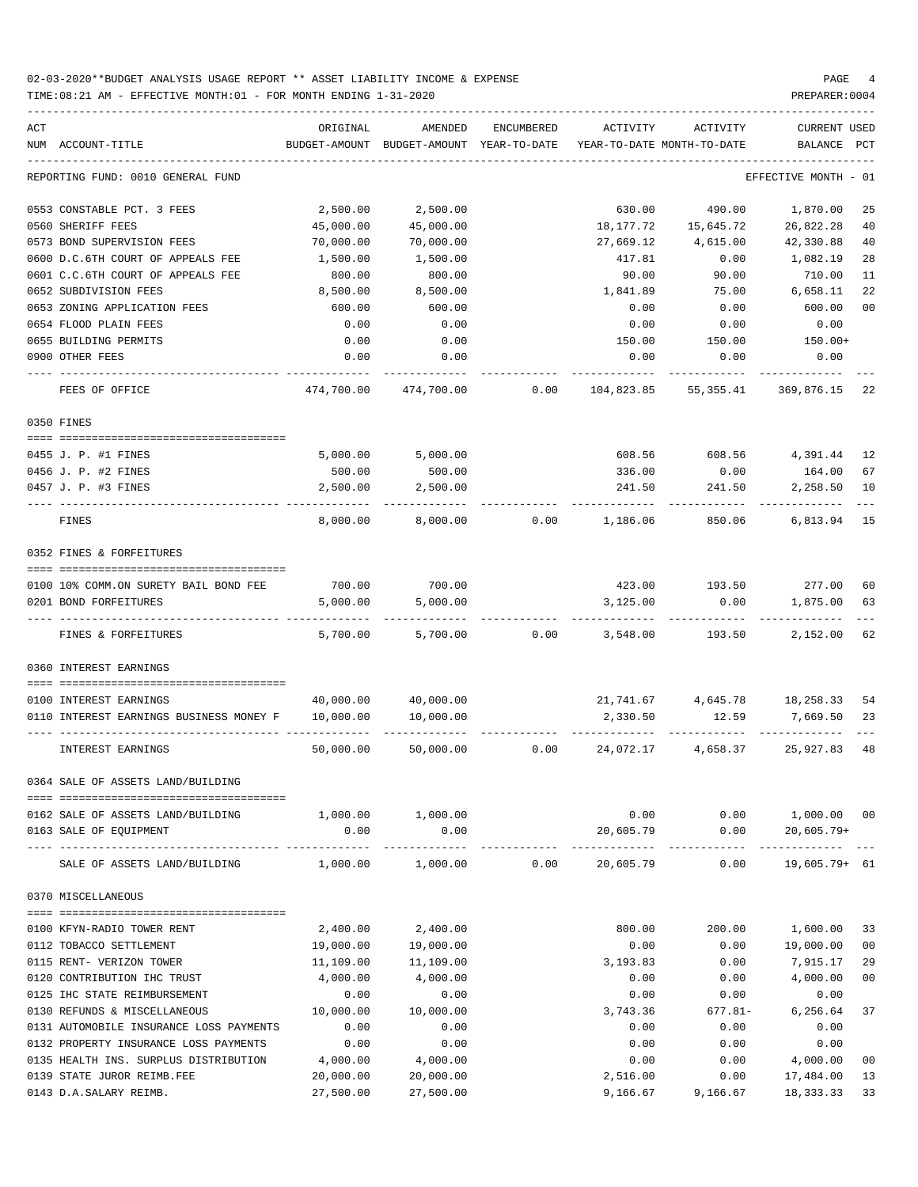02-03-2020**BUDGET ANALYSIS USAGE REPORT ** ASSET LIABILITY INCOME & EXPENSE

TIME:08:21 AM - EFFECTIVE MONTH:01 - FOR MONTH ENDING 1-31-2020

PREPARER:0004

| ACT NUM | ACCOUNT-TITLE | ORIGINAL BUDGET-AMOUNT | AMENDED BUDGET-AMOUNT | ENCUMBERED YEAR-TO-DATE | ACTIVITY YEAR-TO-DATE | ACTIVITY MONTH-TO-DATE | CURRENT BALANCE | USED PCT |
|---|---|---|---|---|---|---|---|---|
| | REPORTING FUND: 0010 GENERAL FUND | | | | | | EFFECTIVE MONTH - 01 | |
| 0553 | CONSTABLE PCT. 3 FEES | 2,500.00 | 2,500.00 | | 630.00 | 490.00 | 1,870.00 | 25 |
| 0560 | SHERIFF FEES | 45,000.00 | 45,000.00 | | 18,177.72 | 15,645.72 | 26,822.28 | 40 |
| 0573 | BOND SUPERVISION FEES | 70,000.00 | 70,000.00 | | 27,669.12 | 4,615.00 | 42,330.88 | 40 |
| 0600 | D.C.6TH COURT OF APPEALS FEE | 1,500.00 | 1,500.00 | | 417.81 | 0.00 | 1,082.19 | 28 |
| 0601 | C.C.6TH COURT OF APPEALS FEE | 800.00 | 800.00 | | 90.00 | 90.00 | 710.00 | 11 |
| 0652 | SUBDIVISION FEES | 8,500.00 | 8,500.00 | | 1,841.89 | 75.00 | 6,658.11 | 22 |
| 0653 | ZONING APPLICATION FEES | 600.00 | 600.00 | | 0.00 | 0.00 | 600.00 | 00 |
| 0654 | FLOOD PLAIN FEES | 0.00 | 0.00 | | 0.00 | 0.00 | 0.00 | |
| 0655 | BUILDING PERMITS | 0.00 | 0.00 | | 150.00 | 150.00 | 150.00+ | |
| 0900 | OTHER FEES | 0.00 | 0.00 | | 0.00 | 0.00 | 0.00 | |
| | FEES OF OFFICE | 474,700.00 | 474,700.00 | 0.00 | 104,823.85 | 55,355.41 | 369,876.15 | 22 |
| | 0350 FINES | | | | | | | |
| 0455 | J. P. #1 FINES | 5,000.00 | 5,000.00 | | 608.56 | 608.56 | 4,391.44 | 12 |
| 0456 | J. P. #2 FINES | 500.00 | 500.00 | | 336.00 | 0.00 | 164.00 | 67 |
| 0457 | J. P. #3 FINES | 2,500.00 | 2,500.00 | | 241.50 | 241.50 | 2,258.50 | 10 |
| | FINES | 8,000.00 | 8,000.00 | 0.00 | 1,186.06 | 850.06 | 6,813.94 | 15 |
| | 0352 FINES & FORFEITURES | | | | | | | |
| 0100 | 10% COMM.ON SURETY BAIL BOND FEE | 700.00 | 700.00 | | 423.00 | 193.50 | 277.00 | 60 |
| 0201 | BOND FORFEITURES | 5,000.00 | 5,000.00 | | 3,125.00 | 0.00 | 1,875.00 | 63 |
| | FINES & FORFEITURES | 5,700.00 | 5,700.00 | 0.00 | 3,548.00 | 193.50 | 2,152.00 | 62 |
| | 0360 INTEREST EARNINGS | | | | | | | |
| 0100 | INTEREST EARNINGS | 40,000.00 | 40,000.00 | | 21,741.67 | 4,645.78 | 18,258.33 | 54 |
| 0110 | INTEREST EARNINGS BUSINESS MONEY F | 10,000.00 | 10,000.00 | | 2,330.50 | 12.59 | 7,669.50 | 23 |
| | INTEREST EARNINGS | 50,000.00 | 50,000.00 | 0.00 | 24,072.17 | 4,658.37 | 25,927.83 | 48 |
| | 0364 SALE OF ASSETS LAND/BUILDING | | | | | | | |
| 0162 | SALE OF ASSETS LAND/BUILDING | 1,000.00 | 1,000.00 | | 0.00 | 0.00 | 1,000.00 | 00 |
| 0163 | SALE OF EQUIPMENT | 0.00 | 0.00 | | 20,605.79 | 0.00 | 20,605.79+ | |
| | SALE OF ASSETS LAND/BUILDING | 1,000.00 | 1,000.00 | 0.00 | 20,605.79 | 0.00 | 19,605.79+ | 61 |
| | 0370 MISCELLANEOUS | | | | | | | |
| 0100 | KFYN-RADIO TOWER RENT | 2,400.00 | 2,400.00 | | 800.00 | 200.00 | 1,600.00 | 33 |
| 0112 | TOBACCO SETTLEMENT | 19,000.00 | 19,000.00 | | 0.00 | 0.00 | 19,000.00 | 00 |
| 0115 | RENT- VERIZON TOWER | 11,109.00 | 11,109.00 | | 3,193.83 | 0.00 | 7,915.17 | 29 |
| 0120 | CONTRIBUTION IHC TRUST | 4,000.00 | 4,000.00 | | 0.00 | 0.00 | 4,000.00 | 00 |
| 0125 | IHC STATE REIMBURSEMENT | 0.00 | 0.00 | | 0.00 | 0.00 | 0.00 | |
| 0130 | REFUNDS & MISCELLANEOUS | 10,000.00 | 10,000.00 | | 3,743.36 | 677.81- | 6,256.64 | 37 |
| 0131 | AUTOMOBILE INSURANCE LOSS PAYMENTS | 0.00 | 0.00 | | 0.00 | 0.00 | 0.00 | |
| 0132 | PROPERTY INSURANCE LOSS PAYMENTS | 0.00 | 0.00 | | 0.00 | 0.00 | 0.00 | |
| 0135 | HEALTH INS. SURPLUS DISTRIBUTION | 4,000.00 | 4,000.00 | | 0.00 | 0.00 | 4,000.00 | 00 |
| 0139 | STATE JUROR REIMB.FEE | 20,000.00 | 20,000.00 | | 2,516.00 | 0.00 | 17,484.00 | 13 |
| 0143 | D.A.SALARY REIMB. | 27,500.00 | 27,500.00 | | 9,166.67 | 9,166.67 | 18,333.33 | 33 |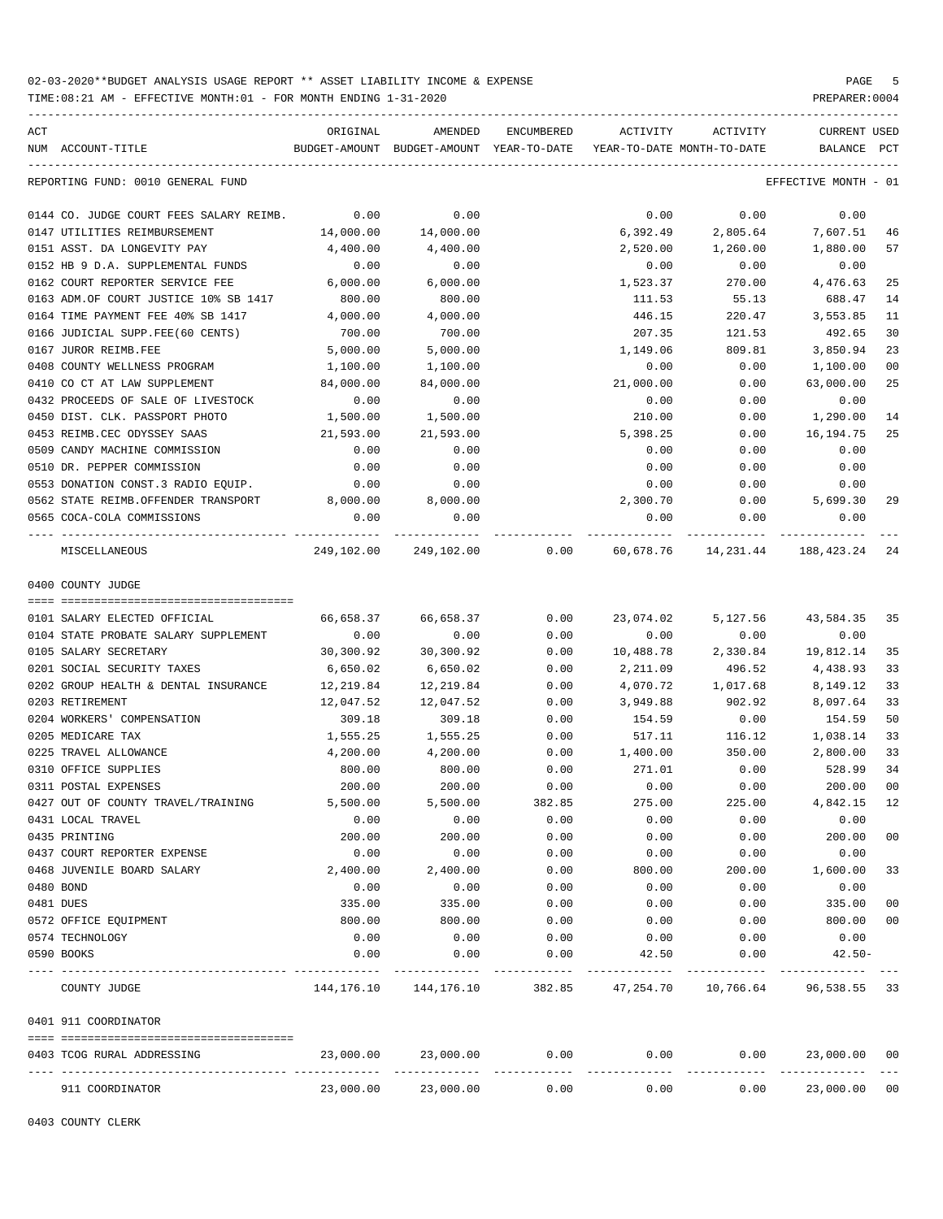02-03-2020**BUDGET ANALYSIS USAGE REPORT ** ASSET LIABILITY INCOME & EXPENSE

TIME:08:21 AM - EFFECTIVE MONTH:01 - FOR MONTH ENDING 1-31-2020

PREPARER:0004

| ACT NUM | ACCOUNT-TITLE | ORIGINAL BUDGET-AMOUNT | AMENDED BUDGET-AMOUNT | ENCUMBERED YEAR-TO-DATE | ACTIVITY YEAR-TO-DATE | ACTIVITY MONTH-TO-DATE | CURRENT USED BALANCE | PCT |
|---|---|---|---|---|---|---|---|---|
| | REPORTING FUND: 0010 GENERAL FUND | | | | | | EFFECTIVE MONTH - 01 | |
| 0144 | CO. JUDGE COURT FEES SALARY REIMB. | 0.00 | 0.00 | | 0.00 | 0.00 | 0.00 | |
| 0147 | UTILITIES REIMBURSEMENT | 14,000.00 | 14,000.00 | | 6,392.49 | 2,805.64 | 7,607.51 | 46 |
| 0151 | ASST. DA LONGEVITY PAY | 4,400.00 | 4,400.00 | | 2,520.00 | 1,260.00 | 1,880.00 | 57 |
| 0152 | HB 9 D.A. SUPPLEMENTAL FUNDS | 0.00 | 0.00 | | 0.00 | 0.00 | 0.00 | |
| 0162 | COURT REPORTER SERVICE FEE | 6,000.00 | 6,000.00 | | 1,523.37 | 270.00 | 4,476.63 | 25 |
| 0163 | ADM.OF COURT JUSTICE 10% SB 1417 | 800.00 | 800.00 | | 111.53 | 55.13 | 688.47 | 14 |
| 0164 | TIME PAYMENT FEE 40% SB 1417 | 4,000.00 | 4,000.00 | | 446.15 | 220.47 | 3,553.85 | 11 |
| 0166 | JUDICIAL SUPP.FEE(60 CENTS) | 700.00 | 700.00 | | 207.35 | 121.53 | 492.65 | 30 |
| 0167 | JUROR REIMB.FEE | 5,000.00 | 5,000.00 | | 1,149.06 | 809.81 | 3,850.94 | 23 |
| 0408 | COUNTY WELLNESS PROGRAM | 1,100.00 | 1,100.00 | | 0.00 | 0.00 | 1,100.00 | 00 |
| 0410 | CO CT AT LAW SUPPLEMENT | 84,000.00 | 84,000.00 | | 21,000.00 | 0.00 | 63,000.00 | 25 |
| 0432 | PROCEEDS OF SALE OF LIVESTOCK | 0.00 | 0.00 | | 0.00 | 0.00 | 0.00 | |
| 0450 | DIST. CLK. PASSPORT PHOTO | 1,500.00 | 1,500.00 | | 210.00 | 0.00 | 1,290.00 | 14 |
| 0453 | REIMB.CEC ODYSSEY SAAS | 21,593.00 | 21,593.00 | | 5,398.25 | 0.00 | 16,194.75 | 25 |
| 0509 | CANDY MACHINE COMMISSION | 0.00 | 0.00 | | 0.00 | 0.00 | 0.00 | |
| 0510 | DR. PEPPER COMMISSION | 0.00 | 0.00 | | 0.00 | 0.00 | 0.00 | |
| 0553 | DONATION CONST.3 RADIO EQUIP. | 0.00 | 0.00 | | 0.00 | 0.00 | 0.00 | |
| 0562 | STATE REIMB.OFFENDER TRANSPORT | 8,000.00 | 8,000.00 | | 2,300.70 | 0.00 | 5,699.30 | 29 |
| 0565 | COCA-COLA COMMISSIONS | 0.00 | 0.00 | | 0.00 | 0.00 | 0.00 | |
| | MISCELLANEOUS | 249,102.00 | 249,102.00 | 0.00 | 60,678.76 | 14,231.44 | 188,423.24 | 24 |
| | 0400 COUNTY JUDGE | | | | | | | |
| 0101 | SALARY ELECTED OFFICIAL | 66,658.37 | 66,658.37 | 0.00 | 23,074.02 | 5,127.56 | 43,584.35 | 35 |
| 0104 | STATE PROBATE SALARY SUPPLEMENT | 0.00 | 0.00 | 0.00 | 0.00 | 0.00 | 0.00 | |
| 0105 | SALARY SECRETARY | 30,300.92 | 30,300.92 | 0.00 | 10,488.78 | 2,330.84 | 19,812.14 | 35 |
| 0201 | SOCIAL SECURITY TAXES | 6,650.02 | 6,650.02 | 0.00 | 2,211.09 | 496.52 | 4,438.93 | 33 |
| 0202 | GROUP HEALTH & DENTAL INSURANCE | 12,219.84 | 12,219.84 | 0.00 | 4,070.72 | 1,017.68 | 8,149.12 | 33 |
| 0203 | RETIREMENT | 12,047.52 | 12,047.52 | 0.00 | 3,949.88 | 902.92 | 8,097.64 | 33 |
| 0204 | WORKERS' COMPENSATION | 309.18 | 309.18 | 0.00 | 154.59 | 0.00 | 154.59 | 50 |
| 0205 | MEDICARE TAX | 1,555.25 | 1,555.25 | 0.00 | 517.11 | 116.12 | 1,038.14 | 33 |
| 0225 | TRAVEL ALLOWANCE | 4,200.00 | 4,200.00 | 0.00 | 1,400.00 | 350.00 | 2,800.00 | 33 |
| 0310 | OFFICE SUPPLIES | 800.00 | 800.00 | 0.00 | 271.01 | 0.00 | 528.99 | 34 |
| 0311 | POSTAL EXPENSES | 200.00 | 200.00 | 0.00 | 0.00 | 0.00 | 200.00 | 00 |
| 0427 | OUT OF COUNTY TRAVEL/TRAINING | 5,500.00 | 5,500.00 | 382.85 | 275.00 | 225.00 | 4,842.15 | 12 |
| 0431 | LOCAL TRAVEL | 0.00 | 0.00 | 0.00 | 0.00 | 0.00 | 0.00 | |
| 0435 | PRINTING | 200.00 | 200.00 | 0.00 | 0.00 | 0.00 | 200.00 | 00 |
| 0437 | COURT REPORTER EXPENSE | 0.00 | 0.00 | 0.00 | 0.00 | 0.00 | 0.00 | |
| 0468 | JUVENILE BOARD SALARY | 2,400.00 | 2,400.00 | 0.00 | 800.00 | 200.00 | 1,600.00 | 33 |
| 0480 | BOND | 0.00 | 0.00 | 0.00 | 0.00 | 0.00 | 0.00 | |
| 0481 | DUES | 335.00 | 335.00 | 0.00 | 0.00 | 0.00 | 335.00 | 00 |
| 0572 | OFFICE EQUIPMENT | 800.00 | 800.00 | 0.00 | 0.00 | 0.00 | 800.00 | 00 |
| 0574 | TECHNOLOGY | 0.00 | 0.00 | 0.00 | 0.00 | 0.00 | 0.00 | |
| 0590 | BOOKS | 0.00 | 0.00 | 0.00 | 42.50 | 0.00 | 42.50- | |
| | COUNTY JUDGE | 144,176.10 | 144,176.10 | 382.85 | 47,254.70 | 10,766.64 | 96,538.55 | 33 |
| | 0401 911 COORDINATOR | | | | | | | |
| 0403 | TCOG RURAL ADDRESSING | 23,000.00 | 23,000.00 | 0.00 | 0.00 | 0.00 | 23,000.00 | 00 |
| | 911 COORDINATOR | 23,000.00 | 23,000.00 | 0.00 | 0.00 | 0.00 | 23,000.00 | 00 |

0403 COUNTY CLERK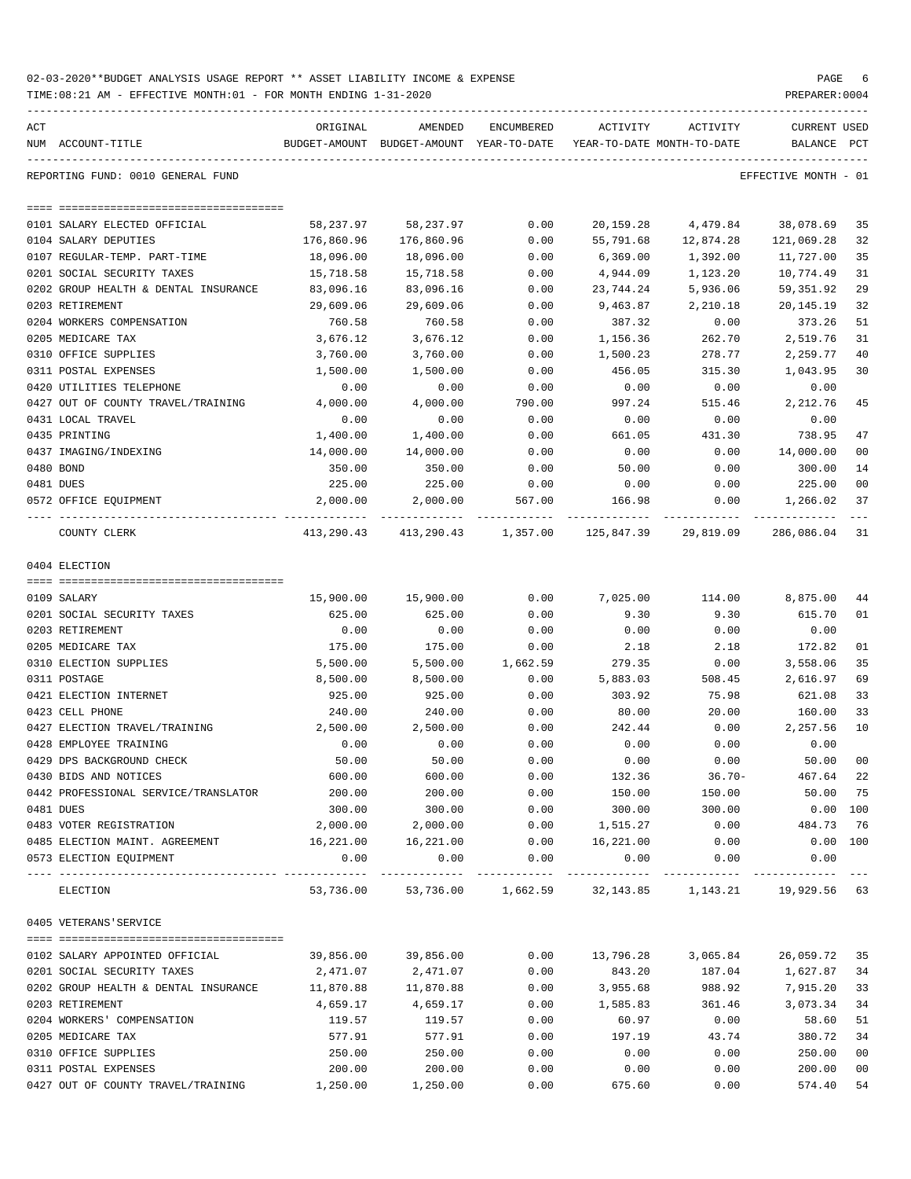02-03-2020**BUDGET ANALYSIS USAGE REPORT ** ASSET LIABILITY INCOME & EXPENSE

TIME:08:21 AM - EFFECTIVE MONTH:01 - FOR MONTH ENDING 1-31-2020

PREPARER:0004

REPORTING FUND: 0010 GENERAL FUND — EFFECTIVE MONTH - 01

| ACT NUM | ACCOUNT-TITLE | ORIGINAL BUDGET-AMOUNT | AMENDED BUDGET-AMOUNT | ENCUMBERED YEAR-TO-DATE | ACTIVITY YEAR-TO-DATE | ACTIVITY MONTH-TO-DATE | CURRENT BALANCE | USED PCT |
|---|---|---|---|---|---|---|---|---|
| 0101 | SALARY ELECTED OFFICIAL | 58,237.97 | 58,237.97 | 0.00 | 20,159.28 | 4,479.84 | 38,078.69 | 35 |
| 0104 | SALARY DEPUTIES | 176,860.96 | 176,860.96 | 0.00 | 55,791.68 | 12,874.28 | 121,069.28 | 32 |
| 0107 | REGULAR-TEMP. PART-TIME | 18,096.00 | 18,096.00 | 0.00 | 6,369.00 | 1,392.00 | 11,727.00 | 35 |
| 0201 | SOCIAL SECURITY TAXES | 15,718.58 | 15,718.58 | 0.00 | 4,944.09 | 1,123.20 | 10,774.49 | 31 |
| 0202 | GROUP HEALTH & DENTAL INSURANCE | 83,096.16 | 83,096.16 | 0.00 | 23,744.24 | 5,936.06 | 59,351.92 | 29 |
| 0203 | RETIREMENT | 29,609.06 | 29,609.06 | 0.00 | 9,463.87 | 2,210.18 | 20,145.19 | 32 |
| 0204 | WORKERS COMPENSATION | 760.58 | 760.58 | 0.00 | 387.32 | 0.00 | 373.26 | 51 |
| 0205 | MEDICARE TAX | 3,676.12 | 3,676.12 | 0.00 | 1,156.36 | 262.70 | 2,519.76 | 31 |
| 0310 | OFFICE SUPPLIES | 3,760.00 | 3,760.00 | 0.00 | 1,500.23 | 278.77 | 2,259.77 | 40 |
| 0311 | POSTAL EXPENSES | 1,500.00 | 1,500.00 | 0.00 | 456.05 | 315.30 | 1,043.95 | 30 |
| 0420 | UTILITIES TELEPHONE | 0.00 | 0.00 | 0.00 | 0.00 | 0.00 | 0.00 | |
| 0427 | OUT OF COUNTY TRAVEL/TRAINING | 4,000.00 | 4,000.00 | 790.00 | 997.24 | 515.46 | 2,212.76 | 45 |
| 0431 | LOCAL TRAVEL | 0.00 | 0.00 | 0.00 | 0.00 | 0.00 | 0.00 | |
| 0435 | PRINTING | 1,400.00 | 1,400.00 | 0.00 | 661.05 | 431.30 | 738.95 | 47 |
| 0437 | IMAGING/INDEXING | 14,000.00 | 14,000.00 | 0.00 | 0.00 | 0.00 | 14,000.00 | 00 |
| 0480 | BOND | 350.00 | 350.00 | 0.00 | 50.00 | 0.00 | 300.00 | 14 |
| 0481 | DUES | 225.00 | 225.00 | 0.00 | 0.00 | 0.00 | 225.00 | 00 |
| 0572 | OFFICE EQUIPMENT | 2,000.00 | 2,000.00 | 567.00 | 166.98 | 0.00 | 1,266.02 | 37 |
| | COUNTY CLERK | 413,290.43 | 413,290.43 | 1,357.00 | 125,847.39 | 29,819.09 | 286,086.04 | 31 |

0404 ELECTION

| ACT NUM | ACCOUNT-TITLE | ORIGINAL BUDGET-AMOUNT | AMENDED BUDGET-AMOUNT | ENCUMBERED YEAR-TO-DATE | ACTIVITY YEAR-TO-DATE | ACTIVITY MONTH-TO-DATE | CURRENT BALANCE | USED PCT |
|---|---|---|---|---|---|---|---|---|
| 0109 | SALARY | 15,900.00 | 15,900.00 | 0.00 | 7,025.00 | 114.00 | 8,875.00 | 44 |
| 0201 | SOCIAL SECURITY TAXES | 625.00 | 625.00 | 0.00 | 9.30 | 9.30 | 615.70 | 01 |
| 0203 | RETIREMENT | 0.00 | 0.00 | 0.00 | 0.00 | 0.00 | 0.00 | |
| 0205 | MEDICARE TAX | 175.00 | 175.00 | 0.00 | 2.18 | 2.18 | 172.82 | 01 |
| 0310 | ELECTION SUPPLIES | 5,500.00 | 5,500.00 | 1,662.59 | 279.35 | 0.00 | 3,558.06 | 35 |
| 0311 | POSTAGE | 8,500.00 | 8,500.00 | 0.00 | 5,883.03 | 508.45 | 2,616.97 | 69 |
| 0421 | ELECTION INTERNET | 925.00 | 925.00 | 0.00 | 303.92 | 75.98 | 621.08 | 33 |
| 0423 | CELL PHONE | 240.00 | 240.00 | 0.00 | 80.00 | 20.00 | 160.00 | 33 |
| 0427 | ELECTION TRAVEL/TRAINING | 2,500.00 | 2,500.00 | 0.00 | 242.44 | 0.00 | 2,257.56 | 10 |
| 0428 | EMPLOYEE TRAINING | 0.00 | 0.00 | 0.00 | 0.00 | 0.00 | 0.00 | |
| 0429 | DPS BACKGROUND CHECK | 50.00 | 50.00 | 0.00 | 0.00 | 0.00 | 50.00 | 00 |
| 0430 | BIDS AND NOTICES | 600.00 | 600.00 | 0.00 | 132.36 | 36.70- | 467.64 | 22 |
| 0442 | PROFESSIONAL SERVICE/TRANSLATOR | 200.00 | 200.00 | 0.00 | 150.00 | 150.00 | 50.00 | 75 |
| 0481 | DUES | 300.00 | 300.00 | 0.00 | 300.00 | 300.00 | 0.00 | 100 |
| 0483 | VOTER REGISTRATION | 2,000.00 | 2,000.00 | 0.00 | 1,515.27 | 0.00 | 484.73 | 76 |
| 0485 | ELECTION MAINT. AGREEMENT | 16,221.00 | 16,221.00 | 0.00 | 16,221.00 | 0.00 | 0.00 | 100 |
| 0573 | ELECTION EQUIPMENT | 0.00 | 0.00 | 0.00 | 0.00 | 0.00 | 0.00 | |
| | ELECTION | 53,736.00 | 53,736.00 | 1,662.59 | 32,143.85 | 1,143.21 | 19,929.56 | 63 |

0405 VETERANS'SERVICE

| ACT NUM | ACCOUNT-TITLE | ORIGINAL BUDGET-AMOUNT | AMENDED BUDGET-AMOUNT | ENCUMBERED YEAR-TO-DATE | ACTIVITY YEAR-TO-DATE | ACTIVITY MONTH-TO-DATE | CURRENT BALANCE | USED PCT |
|---|---|---|---|---|---|---|---|---|
| 0102 | SALARY APPOINTED OFFICIAL | 39,856.00 | 39,856.00 | 0.00 | 13,796.28 | 3,065.84 | 26,059.72 | 35 |
| 0201 | SOCIAL SECURITY TAXES | 2,471.07 | 2,471.07 | 0.00 | 843.20 | 187.04 | 1,627.87 | 34 |
| 0202 | GROUP HEALTH & DENTAL INSURANCE | 11,870.88 | 11,870.88 | 0.00 | 3,955.68 | 988.92 | 7,915.20 | 33 |
| 0203 | RETIREMENT | 4,659.17 | 4,659.17 | 0.00 | 1,585.83 | 361.46 | 3,073.34 | 34 |
| 0204 | WORKERS' COMPENSATION | 119.57 | 119.57 | 0.00 | 60.97 | 0.00 | 58.60 | 51 |
| 0205 | MEDICARE TAX | 577.91 | 577.91 | 0.00 | 197.19 | 43.74 | 380.72 | 34 |
| 0310 | OFFICE SUPPLIES | 250.00 | 250.00 | 0.00 | 0.00 | 0.00 | 250.00 | 00 |
| 0311 | POSTAL EXPENSES | 200.00 | 200.00 | 0.00 | 0.00 | 0.00 | 200.00 | 00 |
| 0427 | OUT OF COUNTY TRAVEL/TRAINING | 1,250.00 | 1,250.00 | 0.00 | 675.60 | 0.00 | 574.40 | 54 |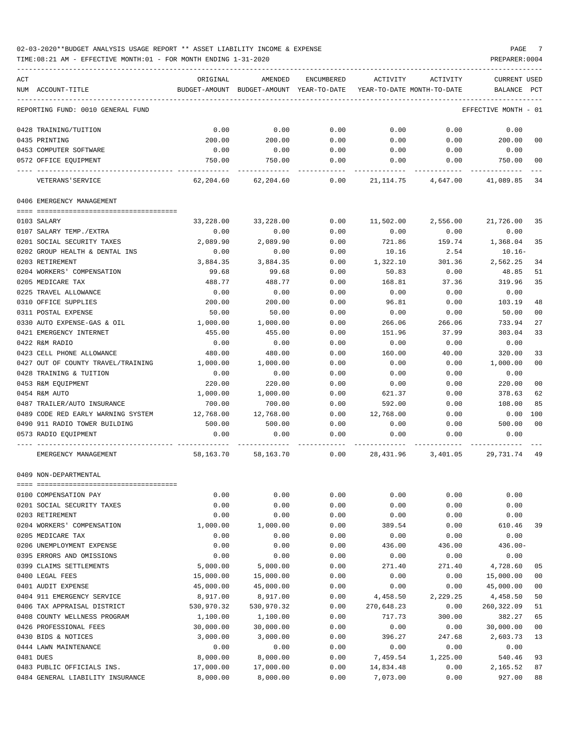02-03-2020**BUDGET ANALYSIS USAGE REPORT ** ASSET LIABILITY INCOME & EXPENSE

TIME:08:21 AM - EFFECTIVE MONTH:01 - FOR MONTH ENDING 1-31-2020

PREPARER:0004

REPORTING FUND: 0010 GENERAL FUND — EFFECTIVE MONTH - 01

| ACT NUM | ACCOUNT-TITLE | ORIGINAL BUDGET-AMOUNT | AMENDED BUDGET-AMOUNT | ENCUMBERED YEAR-TO-DATE | ACTIVITY YEAR-TO-DATE | ACTIVITY MONTH-TO-DATE | CURRENT BALANCE | USED PCT |
|---|---|---|---|---|---|---|---|---|
| 0428 | TRAINING/TUITION | 0.00 | 0.00 | 0.00 | 0.00 | 0.00 | 0.00 | |
| 0435 | PRINTING | 200.00 | 200.00 | 0.00 | 0.00 | 0.00 | 200.00 | 00 |
| 0453 | COMPUTER SOFTWARE | 0.00 | 0.00 | 0.00 | 0.00 | 0.00 | 0.00 | |
| 0572 | OFFICE EQUIPMENT | 750.00 | 750.00 | 0.00 | 0.00 | 0.00 | 750.00 | 00 |
| | VETERANS'SERVICE | 62,204.60 | 62,204.60 | 0.00 | 21,114.75 | 4,647.00 | 41,089.85 | 34 |
| | **0406 EMERGENCY MANAGEMENT** | | | | | | | |
| 0103 | SALARY | 33,228.00 | 33,228.00 | 0.00 | 11,502.00 | 2,556.00 | 21,726.00 | 35 |
| 0107 | SALARY TEMP./EXTRA | 0.00 | 0.00 | 0.00 | 0.00 | 0.00 | 0.00 | |
| 0201 | SOCIAL SECURITY TAXES | 2,089.90 | 2,089.90 | 0.00 | 721.86 | 159.74 | 1,368.04 | 35 |
| 0202 | GROUP HEALTH & DENTAL INS | 0.00 | 0.00 | 0.00 | 10.16 | 2.54 | 10.16- | |
| 0203 | RETIREMENT | 3,884.35 | 3,884.35 | 0.00 | 1,322.10 | 301.36 | 2,562.25 | 34 |
| 0204 | WORKERS' COMPENSATION | 99.68 | 99.68 | 0.00 | 50.83 | 0.00 | 48.85 | 51 |
| 0205 | MEDICARE TAX | 488.77 | 488.77 | 0.00 | 168.81 | 37.36 | 319.96 | 35 |
| 0225 | TRAVEL ALLOWANCE | 0.00 | 0.00 | 0.00 | 0.00 | 0.00 | 0.00 | |
| 0310 | OFFICE SUPPLIES | 200.00 | 200.00 | 0.00 | 96.81 | 0.00 | 103.19 | 48 |
| 0311 | POSTAL EXPENSE | 50.00 | 50.00 | 0.00 | 0.00 | 0.00 | 50.00 | 00 |
| 0330 | AUTO EXPENSE-GAS & OIL | 1,000.00 | 1,000.00 | 0.00 | 266.06 | 266.06 | 733.94 | 27 |
| 0421 | EMERGENCY INTERNET | 455.00 | 455.00 | 0.00 | 151.96 | 37.99 | 303.04 | 33 |
| 0422 | R&M RADIO | 0.00 | 0.00 | 0.00 | 0.00 | 0.00 | 0.00 | |
| 0423 | CELL PHONE ALLOWANCE | 480.00 | 480.00 | 0.00 | 160.00 | 40.00 | 320.00 | 33 |
| 0427 | OUT OF COUNTY TRAVEL/TRAINING | 1,000.00 | 1,000.00 | 0.00 | 0.00 | 0.00 | 1,000.00 | 00 |
| 0428 | TRAINING & TUITION | 0.00 | 0.00 | 0.00 | 0.00 | 0.00 | 0.00 | |
| 0453 | R&M EQUIPMENT | 220.00 | 220.00 | 0.00 | 0.00 | 0.00 | 220.00 | 00 |
| 0454 | R&M AUTO | 1,000.00 | 1,000.00 | 0.00 | 621.37 | 0.00 | 378.63 | 62 |
| 0487 | TRAILER/AUTO INSURANCE | 700.00 | 700.00 | 0.00 | 592.00 | 0.00 | 108.00 | 85 |
| 0489 | CODE RED EARLY WARNING SYSTEM | 12,768.00 | 12,768.00 | 0.00 | 12,768.00 | 0.00 | 0.00 | 100 |
| 0490 | 911 RADIO TOWER BUILDING | 500.00 | 500.00 | 0.00 | 0.00 | 0.00 | 500.00 | 00 |
| 0573 | RADIO EQUIPMENT | 0.00 | 0.00 | 0.00 | 0.00 | 0.00 | 0.00 | |
| | EMERGENCY MANAGEMENT | 58,163.70 | 58,163.70 | 0.00 | 28,431.96 | 3,401.05 | 29,731.74 | 49 |
| | **0409 NON-DEPARTMENTAL** | | | | | | | |
| 0100 | COMPENSATION PAY | 0.00 | 0.00 | 0.00 | 0.00 | 0.00 | 0.00 | |
| 0201 | SOCIAL SECURITY TAXES | 0.00 | 0.00 | 0.00 | 0.00 | 0.00 | 0.00 | |
| 0203 | RETIREMENT | 0.00 | 0.00 | 0.00 | 0.00 | 0.00 | 0.00 | |
| 0204 | WORKERS' COMPENSATION | 1,000.00 | 1,000.00 | 0.00 | 389.54 | 0.00 | 610.46 | 39 |
| 0205 | MEDICARE TAX | 0.00 | 0.00 | 0.00 | 0.00 | 0.00 | 0.00 | |
| 0206 | UNEMPLOYMENT EXPENSE | 0.00 | 0.00 | 0.00 | 436.00 | 436.00 | 436.00- | |
| 0395 | ERRORS AND OMISSIONS | 0.00 | 0.00 | 0.00 | 0.00 | 0.00 | 0.00 | |
| 0399 | CLAIMS SETTLEMENTS | 5,000.00 | 5,000.00 | 0.00 | 271.40 | 271.40 | 4,728.60 | 05 |
| 0400 | LEGAL FEES | 15,000.00 | 15,000.00 | 0.00 | 0.00 | 0.00 | 15,000.00 | 00 |
| 0401 | AUDIT EXPENSE | 45,000.00 | 45,000.00 | 0.00 | 0.00 | 0.00 | 45,000.00 | 00 |
| 0404 | 911 EMERGENCY SERVICE | 8,917.00 | 8,917.00 | 0.00 | 4,458.50 | 2,229.25 | 4,458.50 | 50 |
| 0406 | TAX APPRAISAL DISTRICT | 530,970.32 | 530,970.32 | 0.00 | 270,648.23 | 0.00 | 260,322.09 | 51 |
| 0408 | COUNTY WELLNESS PROGRAM | 1,100.00 | 1,100.00 | 0.00 | 717.73 | 300.00 | 382.27 | 65 |
| 0426 | PROFESSIONAL FEES | 30,000.00 | 30,000.00 | 0.00 | 0.00 | 0.00 | 30,000.00 | 00 |
| 0430 | BIDS & NOTICES | 3,000.00 | 3,000.00 | 0.00 | 396.27 | 247.68 | 2,603.73 | 13 |
| 0444 | LAWN MAINTENANCE | 0.00 | 0.00 | 0.00 | 0.00 | 0.00 | 0.00 | |
| 0481 | DUES | 8,000.00 | 8,000.00 | 0.00 | 7,459.54 | 1,225.00 | 540.46 | 93 |
| 0483 | PUBLIC OFFICIALS INS. | 17,000.00 | 17,000.00 | 0.00 | 14,834.48 | 0.00 | 2,165.52 | 87 |
| 0484 | GENERAL LIABILITY INSURANCE | 8,000.00 | 8,000.00 | 0.00 | 7,073.00 | 0.00 | 927.00 | 88 |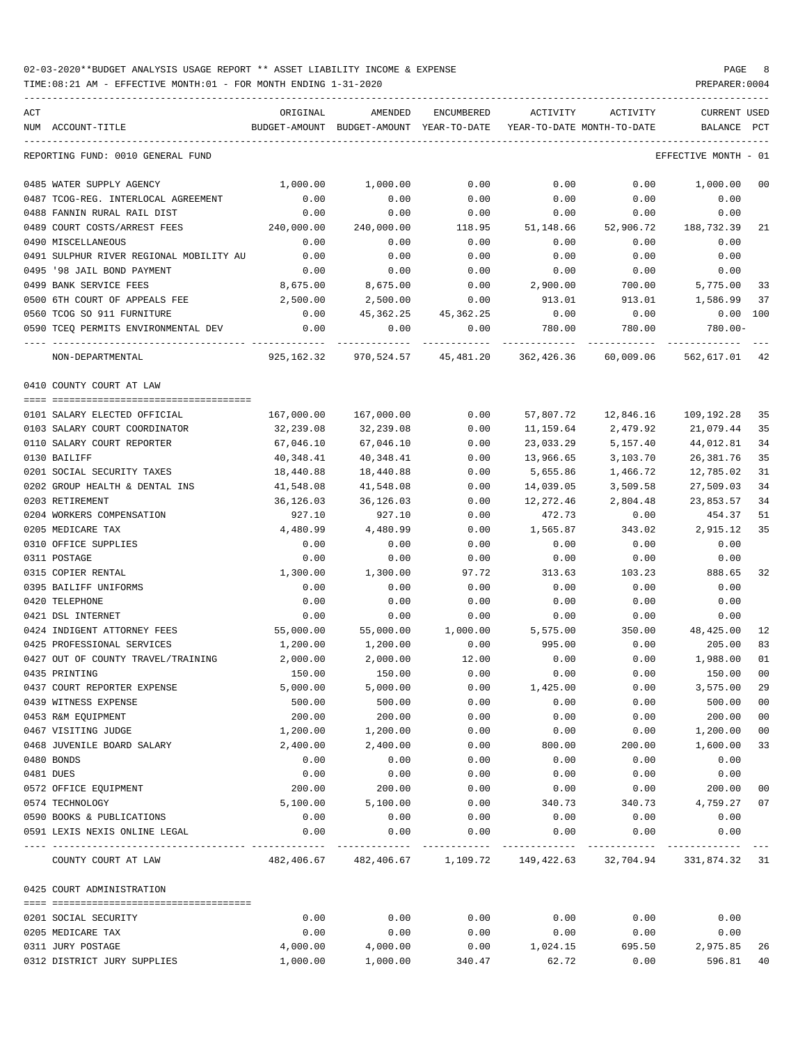02-03-2020**BUDGET ANALYSIS USAGE REPORT ** ASSET LIABILITY INCOME & EXPENSE

TIME:08:21 AM - EFFECTIVE MONTH:01 - FOR MONTH ENDING 1-31-2020

PREPARER:0004

REPORTING FUND: 0010 GENERAL FUND — EFFECTIVE MONTH - 01

| ACT NUM | ACCOUNT-TITLE | ORIGINAL BUDGET-AMOUNT | AMENDED BUDGET-AMOUNT | ENCUMBERED YEAR-TO-DATE | ACTIVITY YEAR-TO-DATE | ACTIVITY MONTH-TO-DATE | CURRENT BALANCE | USED PCT |
|---|---|---|---|---|---|---|---|---|
| 0485 | WATER SUPPLY AGENCY | 1,000.00 | 1,000.00 | 0.00 | 0.00 | 0.00 | 1,000.00 | 00 |
| 0487 | TCOG-REG. INTERLOCAL AGREEMENT | 0.00 | 0.00 | 0.00 | 0.00 | 0.00 | 0.00 | |
| 0488 | FANNIN RURAL RAIL DIST | 0.00 | 0.00 | 0.00 | 0.00 | 0.00 | 0.00 | |
| 0489 | COURT COSTS/ARREST FEES | 240,000.00 | 240,000.00 | 118.95 | 51,148.66 | 52,906.72 | 188,732.39 | 21 |
| 0490 | MISCELLANEOUS | 0.00 | 0.00 | 0.00 | 0.00 | 0.00 | 0.00 | |
| 0491 | SULPHUR RIVER REGIONAL MOBILITY AU | 0.00 | 0.00 | 0.00 | 0.00 | 0.00 | 0.00 | |
| 0495 | '98 JAIL BOND PAYMENT | 0.00 | 0.00 | 0.00 | 0.00 | 0.00 | 0.00 | |
| 0499 | BANK SERVICE FEES | 8,675.00 | 8,675.00 | 0.00 | 2,900.00 | 700.00 | 5,775.00 | 33 |
| 0500 | 6TH COURT OF APPEALS FEE | 2,500.00 | 2,500.00 | 0.00 | 913.01 | 913.01 | 1,586.99 | 37 |
| 0560 | TCOG SO 911 FURNITURE | 0.00 | 45,362.25 | 45,362.25 | 0.00 | 0.00 | 0.00 | 100 |
| 0590 | TCEQ PERMITS ENVIRONMENTAL DEV | 0.00 | 0.00 | 0.00 | 780.00 | 780.00 | 780.00- | |
| | NON-DEPARTMENTAL | 925,162.32 | 970,524.57 | 45,481.20 | 362,426.36 | 60,009.06 | 562,617.01 | 42 |

## 0410 COUNTY COURT AT LAW

| ACT NUM | ACCOUNT-TITLE | ORIGINAL BUDGET-AMOUNT | AMENDED BUDGET-AMOUNT | ENCUMBERED YEAR-TO-DATE | ACTIVITY YEAR-TO-DATE | ACTIVITY MONTH-TO-DATE | CURRENT BALANCE | USED PCT |
|---|---|---|---|---|---|---|---|---|
| 0101 | SALARY ELECTED OFFICIAL | 167,000.00 | 167,000.00 | 0.00 | 57,807.72 | 12,846.16 | 109,192.28 | 35 |
| 0103 | SALARY COURT COORDINATOR | 32,239.08 | 32,239.08 | 0.00 | 11,159.64 | 2,479.92 | 21,079.44 | 35 |
| 0110 | SALARY COURT REPORTER | 67,046.10 | 67,046.10 | 0.00 | 23,033.29 | 5,157.40 | 44,012.81 | 34 |
| 0130 | BAILIFF | 40,348.41 | 40,348.41 | 0.00 | 13,966.65 | 3,103.70 | 26,381.76 | 35 |
| 0201 | SOCIAL SECURITY TAXES | 18,440.88 | 18,440.88 | 0.00 | 5,655.86 | 1,466.72 | 12,785.02 | 31 |
| 0202 | GROUP HEALTH & DENTAL INS | 41,548.08 | 41,548.08 | 0.00 | 14,039.05 | 3,509.58 | 27,509.03 | 34 |
| 0203 | RETIREMENT | 36,126.03 | 36,126.03 | 0.00 | 12,272.46 | 2,804.48 | 23,853.57 | 34 |
| 0204 | WORKERS COMPENSATION | 927.10 | 927.10 | 0.00 | 472.73 | 0.00 | 454.37 | 51 |
| 0205 | MEDICARE TAX | 4,480.99 | 4,480.99 | 0.00 | 1,565.87 | 343.02 | 2,915.12 | 35 |
| 0310 | OFFICE SUPPLIES | 0.00 | 0.00 | 0.00 | 0.00 | 0.00 | 0.00 | |
| 0311 | POSTAGE | 0.00 | 0.00 | 0.00 | 0.00 | 0.00 | 0.00 | |
| 0315 | COPIER RENTAL | 1,300.00 | 1,300.00 | 97.72 | 313.63 | 103.23 | 888.65 | 32 |
| 0395 | BAILIFF UNIFORMS | 0.00 | 0.00 | 0.00 | 0.00 | 0.00 | 0.00 | |
| 0420 | TELEPHONE | 0.00 | 0.00 | 0.00 | 0.00 | 0.00 | 0.00 | |
| 0421 | DSL INTERNET | 0.00 | 0.00 | 0.00 | 0.00 | 0.00 | 0.00 | |
| 0424 | INDIGENT ATTORNEY FEES | 55,000.00 | 55,000.00 | 1,000.00 | 5,575.00 | 350.00 | 48,425.00 | 12 |
| 0425 | PROFESSIONAL SERVICES | 1,200.00 | 1,200.00 | 0.00 | 995.00 | 0.00 | 205.00 | 83 |
| 0427 | OUT OF COUNTY TRAVEL/TRAINING | 2,000.00 | 2,000.00 | 12.00 | 0.00 | 0.00 | 1,988.00 | 01 |
| 0435 | PRINTING | 150.00 | 150.00 | 0.00 | 0.00 | 0.00 | 150.00 | 00 |
| 0437 | COURT REPORTER EXPENSE | 5,000.00 | 5,000.00 | 0.00 | 1,425.00 | 0.00 | 3,575.00 | 29 |
| 0439 | WITNESS EXPENSE | 500.00 | 500.00 | 0.00 | 0.00 | 0.00 | 500.00 | 00 |
| 0453 | R&M EQUIPMENT | 200.00 | 200.00 | 0.00 | 0.00 | 0.00 | 200.00 | 00 |
| 0467 | VISITING JUDGE | 1,200.00 | 1,200.00 | 0.00 | 0.00 | 0.00 | 1,200.00 | 00 |
| 0468 | JUVENILE BOARD SALARY | 2,400.00 | 2,400.00 | 0.00 | 800.00 | 200.00 | 1,600.00 | 33 |
| 0480 | BONDS | 0.00 | 0.00 | 0.00 | 0.00 | 0.00 | 0.00 | |
| 0481 | DUES | 0.00 | 0.00 | 0.00 | 0.00 | 0.00 | 0.00 | |
| 0572 | OFFICE EQUIPMENT | 200.00 | 200.00 | 0.00 | 0.00 | 0.00 | 200.00 | 00 |
| 0574 | TECHNOLOGY | 5,100.00 | 5,100.00 | 0.00 | 340.73 | 340.73 | 4,759.27 | 07 |
| 0590 | BOOKS & PUBLICATIONS | 0.00 | 0.00 | 0.00 | 0.00 | 0.00 | 0.00 | |
| 0591 | LEXIS NEXIS ONLINE LEGAL | 0.00 | 0.00 | 0.00 | 0.00 | 0.00 | 0.00 | |
| | COUNTY COURT AT LAW | 482,406.67 | 482,406.67 | 1,109.72 | 149,422.63 | 32,704.94 | 331,874.32 | 31 |

## 0425 COURT ADMINISTRATION

| ACT NUM | ACCOUNT-TITLE | ORIGINAL BUDGET-AMOUNT | AMENDED BUDGET-AMOUNT | ENCUMBERED YEAR-TO-DATE | ACTIVITY YEAR-TO-DATE | ACTIVITY MONTH-TO-DATE | CURRENT BALANCE | USED PCT |
|---|---|---|---|---|---|---|---|---|
| 0201 | SOCIAL SECURITY | 0.00 | 0.00 | 0.00 | 0.00 | 0.00 | 0.00 | |
| 0205 | MEDICARE TAX | 0.00 | 0.00 | 0.00 | 0.00 | 0.00 | 0.00 | |
| 0311 | JURY POSTAGE | 4,000.00 | 4,000.00 | 0.00 | 1,024.15 | 695.50 | 2,975.85 | 26 |
| 0312 | DISTRICT JURY SUPPLIES | 1,000.00 | 1,000.00 | 340.47 | 62.72 | 0.00 | 596.81 | 40 |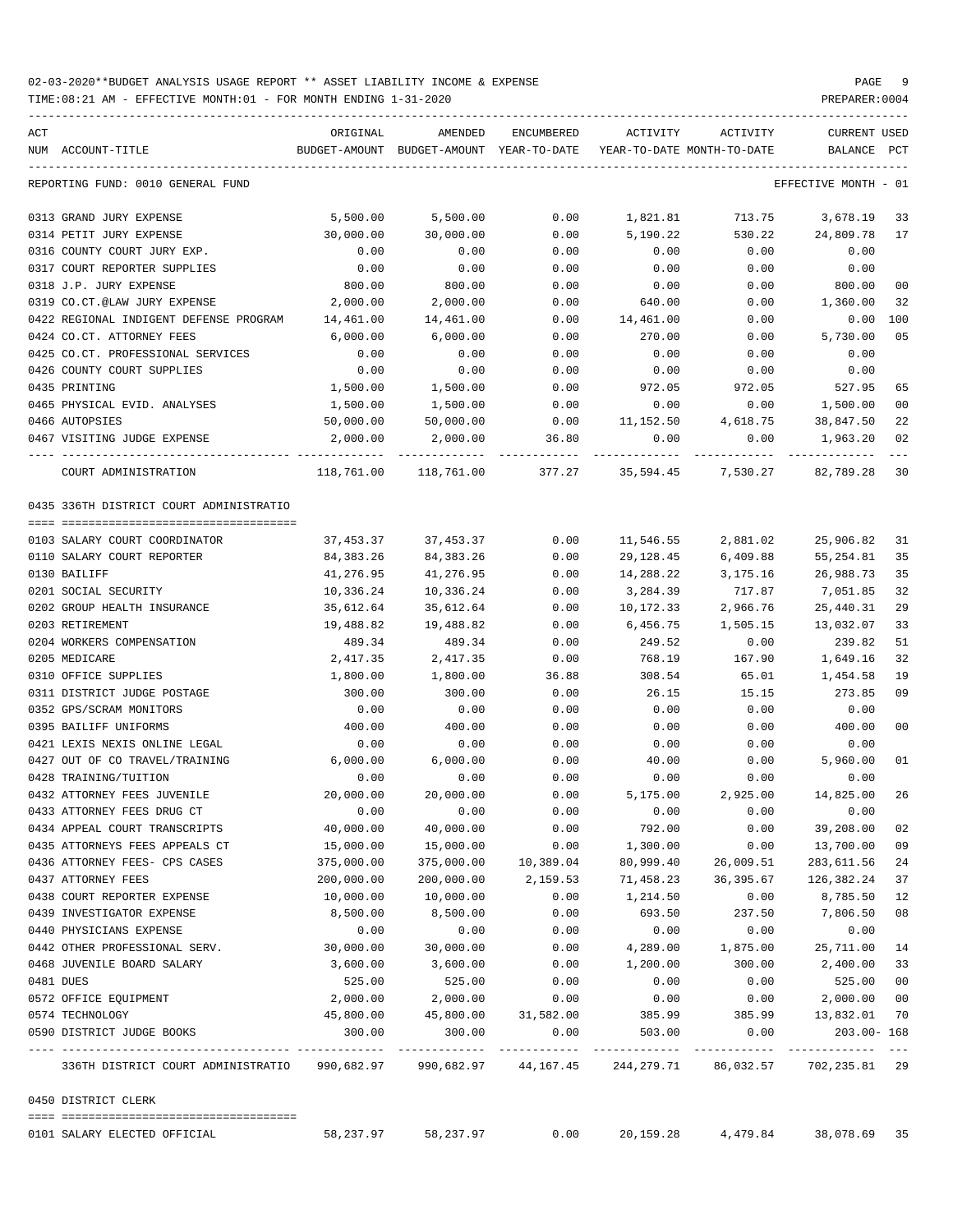02-03-2020**BUDGET ANALYSIS USAGE REPORT ** ASSET LIABILITY INCOME & EXPENSE

TIME:08:21 AM - EFFECTIVE MONTH:01 - FOR MONTH ENDING 1-31-2020 PREPARER:0004

| ACT NUM | ACCOUNT-TITLE | ORIGINAL BUDGET-AMOUNT | AMENDED BUDGET-AMOUNT | ENCUMBERED YEAR-TO-DATE | ACTIVITY YEAR-TO-DATE | ACTIVITY MONTH-TO-DATE | CURRENT BALANCE | USED PCT |
|---|---|---|---|---|---|---|---|---|
| | REPORTING FUND: 0010 GENERAL FUND | | | | | | EFFECTIVE MONTH - 01 | |
| 0313 | GRAND JURY EXPENSE | 5,500.00 | 5,500.00 | 0.00 | 1,821.81 | 713.75 | 3,678.19 | 33 |
| 0314 | PETIT JURY EXPENSE | 30,000.00 | 30,000.00 | 0.00 | 5,190.22 | 530.22 | 24,809.78 | 17 |
| 0316 | COUNTY COURT JURY EXP. | 0.00 | 0.00 | 0.00 | 0.00 | 0.00 | 0.00 | |
| 0317 | COURT REPORTER SUPPLIES | 0.00 | 0.00 | 0.00 | 0.00 | 0.00 | 0.00 | |
| 0318 | J.P. JURY EXPENSE | 800.00 | 800.00 | 0.00 | 0.00 | 0.00 | 800.00 | 00 |
| 0319 | CO.CT.@LAW JURY EXPENSE | 2,000.00 | 2,000.00 | 0.00 | 640.00 | 0.00 | 1,360.00 | 32 |
| 0422 | REGIONAL INDIGENT DEFENSE PROGRAM | 14,461.00 | 14,461.00 | 0.00 | 14,461.00 | 0.00 | 0.00 | 100 |
| 0424 | CO.CT. ATTORNEY FEES | 6,000.00 | 6,000.00 | 0.00 | 270.00 | 0.00 | 5,730.00 | 05 |
| 0425 | CO.CT. PROFESSIONAL SERVICES | 0.00 | 0.00 | 0.00 | 0.00 | 0.00 | 0.00 | |
| 0426 | COUNTY COURT SUPPLIES | 0.00 | 0.00 | 0.00 | 0.00 | 0.00 | 0.00 | |
| 0435 | PRINTING | 1,500.00 | 1,500.00 | 0.00 | 972.05 | 972.05 | 527.95 | 65 |
| 0465 | PHYSICAL EVID. ANALYSES | 1,500.00 | 1,500.00 | 0.00 | 0.00 | 0.00 | 1,500.00 | 00 |
| 0466 | AUTOPSIES | 50,000.00 | 50,000.00 | 0.00 | 11,152.50 | 4,618.75 | 38,847.50 | 22 |
| 0467 | VISITING JUDGE EXPENSE | 2,000.00 | 2,000.00 | 36.80 | 0.00 | 0.00 | 1,963.20 | 02 |
| | COURT ADMINISTRATION | 118,761.00 | 118,761.00 | 377.27 | 35,594.45 | 7,530.27 | 82,789.28 | 30 |
| | 0435 336TH DISTRICT COURT ADMINISTRATIO | | | | | | | |
| 0103 | SALARY COURT COORDINATOR | 37,453.37 | 37,453.37 | 0.00 | 11,546.55 | 2,881.02 | 25,906.82 | 31 |
| 0110 | SALARY COURT REPORTER | 84,383.26 | 84,383.26 | 0.00 | 29,128.45 | 6,409.88 | 55,254.81 | 35 |
| 0130 | BAILIFF | 41,276.95 | 41,276.95 | 0.00 | 14,288.22 | 3,175.16 | 26,988.73 | 35 |
| 0201 | SOCIAL SECURITY | 10,336.24 | 10,336.24 | 0.00 | 3,284.39 | 717.87 | 7,051.85 | 32 |
| 0202 | GROUP HEALTH INSURANCE | 35,612.64 | 35,612.64 | 0.00 | 10,172.33 | 2,966.76 | 25,440.31 | 29 |
| 0203 | RETIREMENT | 19,488.82 | 19,488.82 | 0.00 | 6,456.75 | 1,505.15 | 13,032.07 | 33 |
| 0204 | WORKERS COMPENSATION | 489.34 | 489.34 | 0.00 | 249.52 | 0.00 | 239.82 | 51 |
| 0205 | MEDICARE | 2,417.35 | 2,417.35 | 0.00 | 768.19 | 167.90 | 1,649.16 | 32 |
| 0310 | OFFICE SUPPLIES | 1,800.00 | 1,800.00 | 36.88 | 308.54 | 65.01 | 1,454.58 | 19 |
| 0311 | DISTRICT JUDGE POSTAGE | 300.00 | 300.00 | 0.00 | 26.15 | 15.15 | 273.85 | 09 |
| 0352 | GPS/SCRAM MONITORS | 0.00 | 0.00 | 0.00 | 0.00 | 0.00 | 0.00 | |
| 0395 | BAILIFF UNIFORMS | 400.00 | 400.00 | 0.00 | 0.00 | 0.00 | 400.00 | 00 |
| 0421 | LEXIS NEXIS ONLINE LEGAL | 0.00 | 0.00 | 0.00 | 0.00 | 0.00 | 0.00 | |
| 0427 | OUT OF CO TRAVEL/TRAINING | 6,000.00 | 6,000.00 | 0.00 | 40.00 | 0.00 | 5,960.00 | 01 |
| 0428 | TRAINING/TUITION | 0.00 | 0.00 | 0.00 | 0.00 | 0.00 | 0.00 | |
| 0432 | ATTORNEY FEES JUVENILE | 20,000.00 | 20,000.00 | 0.00 | 5,175.00 | 2,925.00 | 14,825.00 | 26 |
| 0433 | ATTORNEY FEES DRUG CT | 0.00 | 0.00 | 0.00 | 0.00 | 0.00 | 0.00 | |
| 0434 | APPEAL COURT TRANSCRIPTS | 40,000.00 | 40,000.00 | 0.00 | 792.00 | 0.00 | 39,208.00 | 02 |
| 0435 | ATTORNEYS FEES APPEALS CT | 15,000.00 | 15,000.00 | 0.00 | 1,300.00 | 0.00 | 13,700.00 | 09 |
| 0436 | ATTORNEY FEES- CPS CASES | 375,000.00 | 375,000.00 | 10,389.04 | 80,999.40 | 26,009.51 | 283,611.56 | 24 |
| 0437 | ATTORNEY FEES | 200,000.00 | 200,000.00 | 2,159.53 | 71,458.23 | 36,395.67 | 126,382.24 | 37 |
| 0438 | COURT REPORTER EXPENSE | 10,000.00 | 10,000.00 | 0.00 | 1,214.50 | 0.00 | 8,785.50 | 12 |
| 0439 | INVESTIGATOR EXPENSE | 8,500.00 | 8,500.00 | 0.00 | 693.50 | 237.50 | 7,806.50 | 08 |
| 0440 | PHYSICIANS EXPENSE | 0.00 | 0.00 | 0.00 | 0.00 | 0.00 | 0.00 | |
| 0442 | OTHER PROFESSIONAL SERV. | 30,000.00 | 30,000.00 | 0.00 | 4,289.00 | 1,875.00 | 25,711.00 | 14 |
| 0468 | JUVENILE BOARD SALARY | 3,600.00 | 3,600.00 | 0.00 | 1,200.00 | 300.00 | 2,400.00 | 33 |
| 0481 | DUES | 525.00 | 525.00 | 0.00 | 0.00 | 0.00 | 525.00 | 00 |
| 0572 | OFFICE EQUIPMENT | 2,000.00 | 2,000.00 | 0.00 | 0.00 | 0.00 | 2,000.00 | 00 |
| 0574 | TECHNOLOGY | 45,800.00 | 45,800.00 | 31,582.00 | 385.99 | 385.99 | 13,832.01 | 70 |
| 0590 | DISTRICT JUDGE BOOKS | 300.00 | 300.00 | 0.00 | 503.00 | 0.00 | 203.00- | 168 |
| | 336TH DISTRICT COURT ADMINISTRATIO | 990,682.97 | 990,682.97 | 44,167.45 | 244,279.71 | 86,032.57 | 702,235.81 | 29 |
| | 0450 DISTRICT CLERK | | | | | | | |
| 0101 | SALARY ELECTED OFFICIAL | 58,237.97 | 58,237.97 | 0.00 | 20,159.28 | 4,479.84 | 38,078.69 | 35 |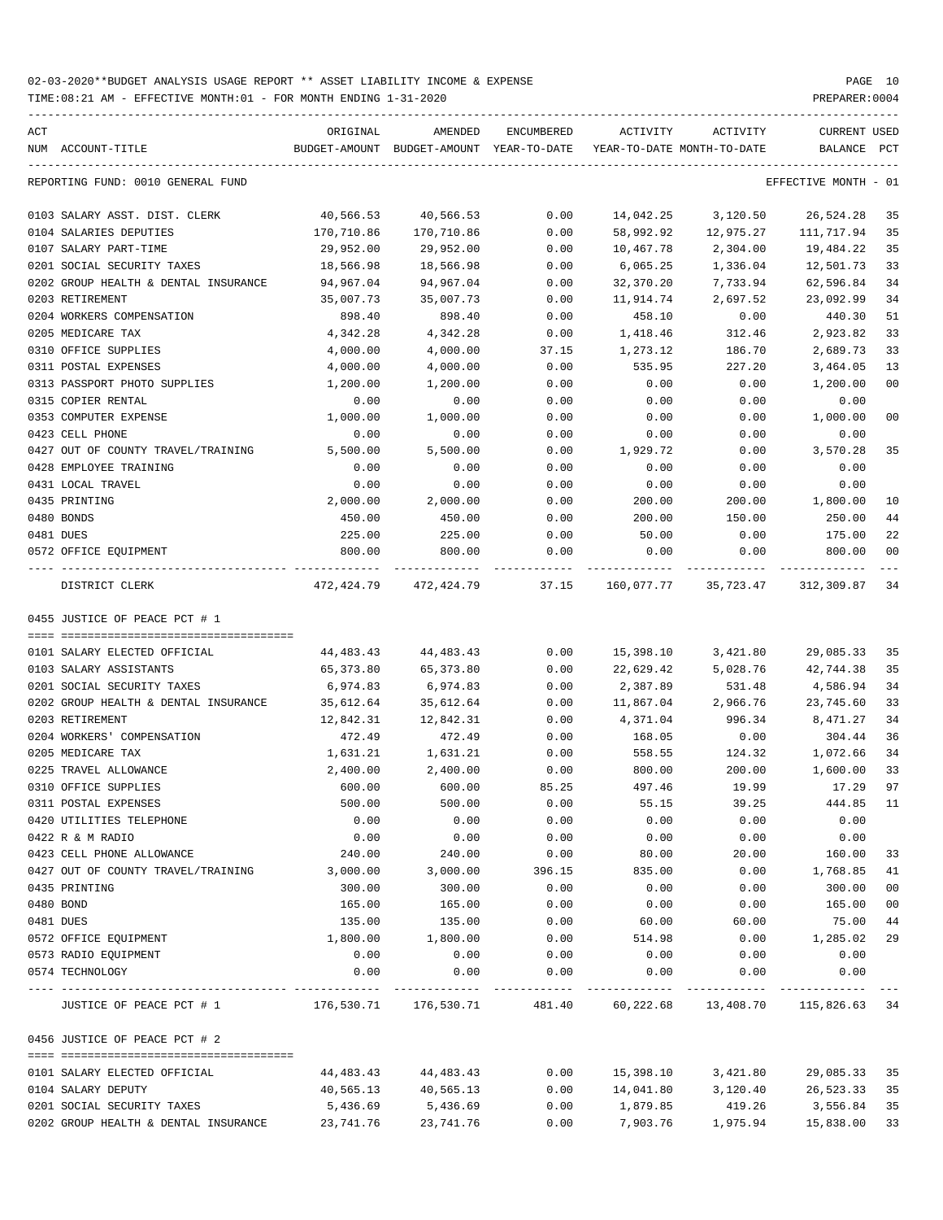02-03-2020**BUDGET ANALYSIS USAGE REPORT ** ASSET LIABILITY INCOME & EXPENSE

TIME:08:21 AM - EFFECTIVE MONTH:01 - FOR MONTH ENDING 1-31-2020

PREPARER:0004

REPORTING FUND: 0010 GENERAL FUND — EFFECTIVE MONTH - 01

| ACT NUM | ACCOUNT-TITLE | ORIGINAL BUDGET-AMOUNT | AMENDED BUDGET-AMOUNT | ENCUMBERED YEAR-TO-DATE | ACTIVITY YEAR-TO-DATE | ACTIVITY MONTH-TO-DATE | CURRENT BALANCE | USED PCT |
|---|---|---|---|---|---|---|---|---|
| 0103 | SALARY ASST. DIST. CLERK | 40,566.53 | 40,566.53 | 0.00 | 14,042.25 | 3,120.50 | 26,524.28 | 35 |
| 0104 | SALARIES DEPUTIES | 170,710.86 | 170,710.86 | 0.00 | 58,992.92 | 12,975.27 | 111,717.94 | 35 |
| 0107 | SALARY PART-TIME | 29,952.00 | 29,952.00 | 0.00 | 10,467.78 | 2,304.00 | 19,484.22 | 35 |
| 0201 | SOCIAL SECURITY TAXES | 18,566.98 | 18,566.98 | 0.00 | 6,065.25 | 1,336.04 | 12,501.73 | 33 |
| 0202 | GROUP HEALTH & DENTAL INSURANCE | 94,967.04 | 94,967.04 | 0.00 | 32,370.20 | 7,733.94 | 62,596.84 | 34 |
| 0203 | RETIREMENT | 35,007.73 | 35,007.73 | 0.00 | 11,914.74 | 2,697.52 | 23,092.99 | 34 |
| 0204 | WORKERS COMPENSATION | 898.40 | 898.40 | 0.00 | 458.10 | 0.00 | 440.30 | 51 |
| 0205 | MEDICARE TAX | 4,342.28 | 4,342.28 | 0.00 | 1,418.46 | 312.46 | 2,923.82 | 33 |
| 0310 | OFFICE SUPPLIES | 4,000.00 | 4,000.00 | 37.15 | 1,273.12 | 186.70 | 2,689.73 | 33 |
| 0311 | POSTAL EXPENSES | 4,000.00 | 4,000.00 | 0.00 | 535.95 | 227.20 | 3,464.05 | 13 |
| 0313 | PASSPORT PHOTO SUPPLIES | 1,200.00 | 1,200.00 | 0.00 | 0.00 | 0.00 | 1,200.00 | 00 |
| 0315 | COPIER RENTAL | 0.00 | 0.00 | 0.00 | 0.00 | 0.00 | 0.00 | |
| 0353 | COMPUTER EXPENSE | 1,000.00 | 1,000.00 | 0.00 | 0.00 | 0.00 | 1,000.00 | 00 |
| 0423 | CELL PHONE | 0.00 | 0.00 | 0.00 | 0.00 | 0.00 | 0.00 | |
| 0427 | OUT OF COUNTY TRAVEL/TRAINING | 5,500.00 | 5,500.00 | 0.00 | 1,929.72 | 0.00 | 3,570.28 | 35 |
| 0428 | EMPLOYEE TRAINING | 0.00 | 0.00 | 0.00 | 0.00 | 0.00 | 0.00 | |
| 0431 | LOCAL TRAVEL | 0.00 | 0.00 | 0.00 | 0.00 | 0.00 | 0.00 | |
| 0435 | PRINTING | 2,000.00 | 2,000.00 | 0.00 | 200.00 | 200.00 | 1,800.00 | 10 |
| 0480 | BONDS | 450.00 | 450.00 | 0.00 | 200.00 | 150.00 | 250.00 | 44 |
| 0481 | DUES | 225.00 | 225.00 | 0.00 | 50.00 | 0.00 | 175.00 | 22 |
| 0572 | OFFICE EQUIPMENT | 800.00 | 800.00 | 0.00 | 0.00 | 0.00 | 800.00 | 00 |
| | DISTRICT CLERK | 472,424.79 | 472,424.79 | 37.15 | 160,077.77 | 35,723.47 | 312,309.87 | 34 |

0455 JUSTICE OF PEACE PCT # 1

| ACT NUM | ACCOUNT-TITLE | ORIGINAL BUDGET-AMOUNT | AMENDED BUDGET-AMOUNT | ENCUMBERED YEAR-TO-DATE | ACTIVITY YEAR-TO-DATE | ACTIVITY MONTH-TO-DATE | CURRENT BALANCE | USED PCT |
|---|---|---|---|---|---|---|---|---|
| 0101 | SALARY ELECTED OFFICIAL | 44,483.43 | 44,483.43 | 0.00 | 15,398.10 | 3,421.80 | 29,085.33 | 35 |
| 0103 | SALARY ASSISTANTS | 65,373.80 | 65,373.80 | 0.00 | 22,629.42 | 5,028.76 | 42,744.38 | 35 |
| 0201 | SOCIAL SECURITY TAXES | 6,974.83 | 6,974.83 | 0.00 | 2,387.89 | 531.48 | 4,586.94 | 34 |
| 0202 | GROUP HEALTH & DENTAL INSURANCE | 35,612.64 | 35,612.64 | 0.00 | 11,867.04 | 2,966.76 | 23,745.60 | 33 |
| 0203 | RETIREMENT | 12,842.31 | 12,842.31 | 0.00 | 4,371.04 | 996.34 | 8,471.27 | 34 |
| 0204 | WORKERS' COMPENSATION | 472.49 | 472.49 | 0.00 | 168.05 | 0.00 | 304.44 | 36 |
| 0205 | MEDICARE TAX | 1,631.21 | 1,631.21 | 0.00 | 558.55 | 124.32 | 1,072.66 | 34 |
| 0225 | TRAVEL ALLOWANCE | 2,400.00 | 2,400.00 | 0.00 | 800.00 | 200.00 | 1,600.00 | 33 |
| 0310 | OFFICE SUPPLIES | 600.00 | 600.00 | 85.25 | 497.46 | 19.99 | 17.29 | 97 |
| 0311 | POSTAL EXPENSES | 500.00 | 500.00 | 0.00 | 55.15 | 39.25 | 444.85 | 11 |
| 0420 | UTILITIES TELEPHONE | 0.00 | 0.00 | 0.00 | 0.00 | 0.00 | 0.00 | |
| 0422 | R & M RADIO | 0.00 | 0.00 | 0.00 | 0.00 | 0.00 | 0.00 | |
| 0423 | CELL PHONE ALLOWANCE | 240.00 | 240.00 | 0.00 | 80.00 | 20.00 | 160.00 | 33 |
| 0427 | OUT OF COUNTY TRAVEL/TRAINING | 3,000.00 | 3,000.00 | 396.15 | 835.00 | 0.00 | 1,768.85 | 41 |
| 0435 | PRINTING | 300.00 | 300.00 | 0.00 | 0.00 | 0.00 | 300.00 | 00 |
| 0480 | BOND | 165.00 | 165.00 | 0.00 | 0.00 | 0.00 | 165.00 | 00 |
| 0481 | DUES | 135.00 | 135.00 | 0.00 | 60.00 | 60.00 | 75.00 | 44 |
| 0572 | OFFICE EQUIPMENT | 1,800.00 | 1,800.00 | 0.00 | 514.98 | 0.00 | 1,285.02 | 29 |
| 0573 | RADIO EQUIPMENT | 0.00 | 0.00 | 0.00 | 0.00 | 0.00 | 0.00 | |
| 0574 | TECHNOLOGY | 0.00 | 0.00 | 0.00 | 0.00 | 0.00 | 0.00 | |
| | JUSTICE OF PEACE PCT # 1 | 176,530.71 | 176,530.71 | 481.40 | 60,222.68 | 13,408.70 | 115,826.63 | 34 |

0456 JUSTICE OF PEACE PCT # 2

| ACT NUM | ACCOUNT-TITLE | ORIGINAL BUDGET-AMOUNT | AMENDED BUDGET-AMOUNT | ENCUMBERED YEAR-TO-DATE | ACTIVITY YEAR-TO-DATE | ACTIVITY MONTH-TO-DATE | CURRENT BALANCE | USED PCT |
|---|---|---|---|---|---|---|---|---|
| 0101 | SALARY ELECTED OFFICIAL | 44,483.43 | 44,483.43 | 0.00 | 15,398.10 | 3,421.80 | 29,085.33 | 35 |
| 0104 | SALARY DEPUTY | 40,565.13 | 40,565.13 | 0.00 | 14,041.80 | 3,120.40 | 26,523.33 | 35 |
| 0201 | SOCIAL SECURITY TAXES | 5,436.69 | 5,436.69 | 0.00 | 1,879.85 | 419.26 | 3,556.84 | 35 |
| 0202 | GROUP HEALTH & DENTAL INSURANCE | 23,741.76 | 23,741.76 | 0.00 | 7,903.76 | 1,975.94 | 15,838.00 | 33 |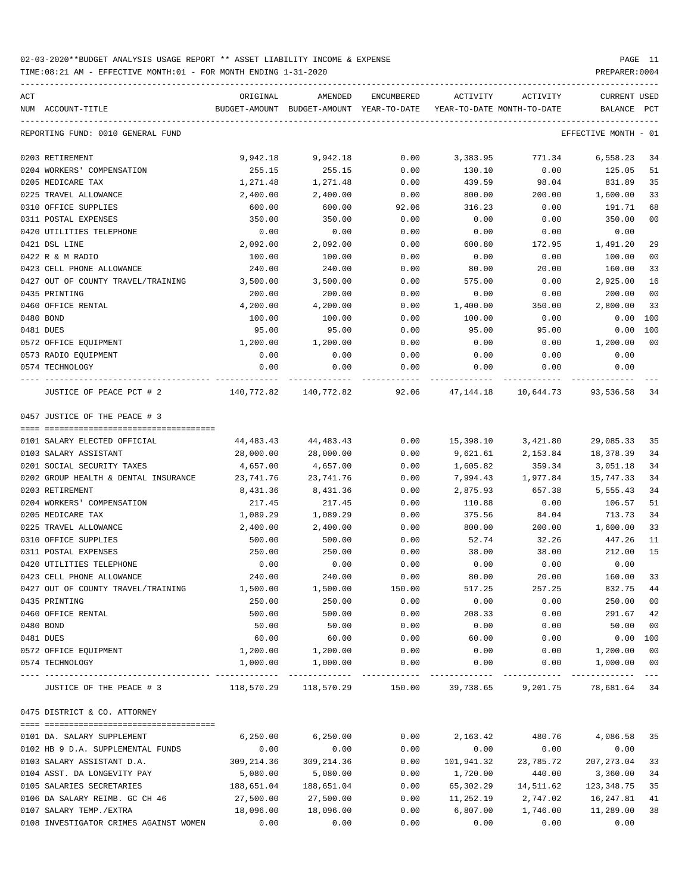02-03-2020**BUDGET ANALYSIS USAGE REPORT ** ASSET LIABILITY INCOME & EXPENSE

TIME:08:21 AM - EFFECTIVE MONTH:01 - FOR MONTH ENDING 1-31-2020

PREPARER:0004

REPORTING FUND: 0010 GENERAL FUND — EFFECTIVE MONTH - 01

| ACT NUM | ACCOUNT-TITLE | ORIGINAL BUDGET-AMOUNT | AMENDED BUDGET-AMOUNT | ENCUMBERED YEAR-TO-DATE | ACTIVITY YEAR-TO-DATE | ACTIVITY MONTH-TO-DATE | CURRENT BALANCE | USED PCT |
|---|---|---|---|---|---|---|---|---|
| 0203 | RETIREMENT | 9,942.18 | 9,942.18 | 0.00 | 3,383.95 | 771.34 | 6,558.23 | 34 |
| 0204 | WORKERS' COMPENSATION | 255.15 | 255.15 | 0.00 | 130.10 | 0.00 | 125.05 | 51 |
| 0205 | MEDICARE TAX | 1,271.48 | 1,271.48 | 0.00 | 439.59 | 98.04 | 831.89 | 35 |
| 0225 | TRAVEL ALLOWANCE | 2,400.00 | 2,400.00 | 0.00 | 800.00 | 200.00 | 1,600.00 | 33 |
| 0310 | OFFICE SUPPLIES | 600.00 | 600.00 | 92.06 | 316.23 | 0.00 | 191.71 | 68 |
| 0311 | POSTAL EXPENSES | 350.00 | 350.00 | 0.00 | 0.00 | 0.00 | 350.00 | 00 |
| 0420 | UTILITIES TELEPHONE | 0.00 | 0.00 | 0.00 | 0.00 | 0.00 | 0.00 | |
| 0421 | DSL LINE | 2,092.00 | 2,092.00 | 0.00 | 600.80 | 172.95 | 1,491.20 | 29 |
| 0422 | R & M RADIO | 100.00 | 100.00 | 0.00 | 0.00 | 0.00 | 100.00 | 00 |
| 0423 | CELL PHONE ALLOWANCE | 240.00 | 240.00 | 0.00 | 80.00 | 20.00 | 160.00 | 33 |
| 0427 | OUT OF COUNTY TRAVEL/TRAINING | 3,500.00 | 3,500.00 | 0.00 | 575.00 | 0.00 | 2,925.00 | 16 |
| 0435 | PRINTING | 200.00 | 200.00 | 0.00 | 0.00 | 0.00 | 200.00 | 00 |
| 0460 | OFFICE RENTAL | 4,200.00 | 4,200.00 | 0.00 | 1,400.00 | 350.00 | 2,800.00 | 33 |
| 0480 | BOND | 100.00 | 100.00 | 0.00 | 100.00 | 0.00 | 0.00 | 100 |
| 0481 | DUES | 95.00 | 95.00 | 0.00 | 95.00 | 95.00 | 0.00 | 100 |
| 0572 | OFFICE EQUIPMENT | 1,200.00 | 1,200.00 | 0.00 | 0.00 | 0.00 | 1,200.00 | 00 |
| 0573 | RADIO EQUIPMENT | 0.00 | 0.00 | 0.00 | 0.00 | 0.00 | 0.00 | |
| 0574 | TECHNOLOGY | 0.00 | 0.00 | 0.00 | 0.00 | 0.00 | 0.00 | |
| | JUSTICE OF PEACE PCT # 2 | 140,772.82 | 140,772.82 | 92.06 | 47,144.18 | 10,644.73 | 93,536.58 | 34 |

0457 JUSTICE OF THE PEACE # 3

| ACT NUM | ACCOUNT-TITLE | ORIGINAL BUDGET-AMOUNT | AMENDED BUDGET-AMOUNT | ENCUMBERED YEAR-TO-DATE | ACTIVITY YEAR-TO-DATE | ACTIVITY MONTH-TO-DATE | CURRENT BALANCE | USED PCT |
|---|---|---|---|---|---|---|---|---|
| 0101 | SALARY ELECTED OFFICIAL | 44,483.43 | 44,483.43 | 0.00 | 15,398.10 | 3,421.80 | 29,085.33 | 35 |
| 0103 | SALARY ASSISTANT | 28,000.00 | 28,000.00 | 0.00 | 9,621.61 | 2,153.84 | 18,378.39 | 34 |
| 0201 | SOCIAL SECURITY TAXES | 4,657.00 | 4,657.00 | 0.00 | 1,605.82 | 359.34 | 3,051.18 | 34 |
| 0202 | GROUP HEALTH & DENTAL INSURANCE | 23,741.76 | 23,741.76 | 0.00 | 7,994.43 | 1,977.84 | 15,747.33 | 34 |
| 0203 | RETIREMENT | 8,431.36 | 8,431.36 | 0.00 | 2,875.93 | 657.38 | 5,555.43 | 34 |
| 0204 | WORKERS' COMPENSATION | 217.45 | 217.45 | 0.00 | 110.88 | 0.00 | 106.57 | 51 |
| 0205 | MEDICARE TAX | 1,089.29 | 1,089.29 | 0.00 | 375.56 | 84.04 | 713.73 | 34 |
| 0225 | TRAVEL ALLOWANCE | 2,400.00 | 2,400.00 | 0.00 | 800.00 | 200.00 | 1,600.00 | 33 |
| 0310 | OFFICE SUPPLIES | 500.00 | 500.00 | 0.00 | 52.74 | 32.26 | 447.26 | 11 |
| 0311 | POSTAL EXPENSES | 250.00 | 250.00 | 0.00 | 38.00 | 38.00 | 212.00 | 15 |
| 0420 | UTILITIES TELEPHONE | 0.00 | 0.00 | 0.00 | 0.00 | 0.00 | 0.00 | |
| 0423 | CELL PHONE ALLOWANCE | 240.00 | 240.00 | 0.00 | 80.00 | 20.00 | 160.00 | 33 |
| 0427 | OUT OF COUNTY TRAVEL/TRAINING | 1,500.00 | 1,500.00 | 150.00 | 517.25 | 257.25 | 832.75 | 44 |
| 0435 | PRINTING | 250.00 | 250.00 | 0.00 | 0.00 | 0.00 | 250.00 | 00 |
| 0460 | OFFICE RENTAL | 500.00 | 500.00 | 0.00 | 208.33 | 0.00 | 291.67 | 42 |
| 0480 | BOND | 50.00 | 50.00 | 0.00 | 0.00 | 0.00 | 50.00 | 00 |
| 0481 | DUES | 60.00 | 60.00 | 0.00 | 60.00 | 0.00 | 0.00 | 100 |
| 0572 | OFFICE EQUIPMENT | 1,200.00 | 1,200.00 | 0.00 | 0.00 | 0.00 | 1,200.00 | 00 |
| 0574 | TECHNOLOGY | 1,000.00 | 1,000.00 | 0.00 | 0.00 | 0.00 | 1,000.00 | 00 |
| | JUSTICE OF THE PEACE # 3 | 118,570.29 | 118,570.29 | 150.00 | 39,738.65 | 9,201.75 | 78,681.64 | 34 |

0475 DISTRICT & CO. ATTORNEY

| ACT NUM | ACCOUNT-TITLE | ORIGINAL BUDGET-AMOUNT | AMENDED BUDGET-AMOUNT | ENCUMBERED YEAR-TO-DATE | ACTIVITY YEAR-TO-DATE | ACTIVITY MONTH-TO-DATE | CURRENT BALANCE | USED PCT |
|---|---|---|---|---|---|---|---|---|
| 0101 | DA. SALARY SUPPLEMENT | 6,250.00 | 6,250.00 | 0.00 | 2,163.42 | 480.76 | 4,086.58 | 35 |
| 0102 | HB 9 D.A. SUPPLEMENTAL FUNDS | 0.00 | 0.00 | 0.00 | 0.00 | 0.00 | 0.00 | |
| 0103 | SALARY ASSISTANT D.A. | 309,214.36 | 309,214.36 | 0.00 | 101,941.32 | 23,785.72 | 207,273.04 | 33 |
| 0104 | ASST. DA LONGEVITY PAY | 5,080.00 | 5,080.00 | 0.00 | 1,720.00 | 440.00 | 3,360.00 | 34 |
| 0105 | SALARIES SECRETARIES | 188,651.04 | 188,651.04 | 0.00 | 65,302.29 | 14,511.62 | 123,348.75 | 35 |
| 0106 | DA SALARY REIMB. GC CH 46 | 27,500.00 | 27,500.00 | 0.00 | 11,252.19 | 2,747.02 | 16,247.81 | 41 |
| 0107 | SALARY TEMP./EXTRA | 18,096.00 | 18,096.00 | 0.00 | 6,807.00 | 1,746.00 | 11,289.00 | 38 |
| 0108 | INVESTIGATOR CRIMES AGAINST WOMEN | 0.00 | 0.00 | 0.00 | 0.00 | 0.00 | 0.00 | |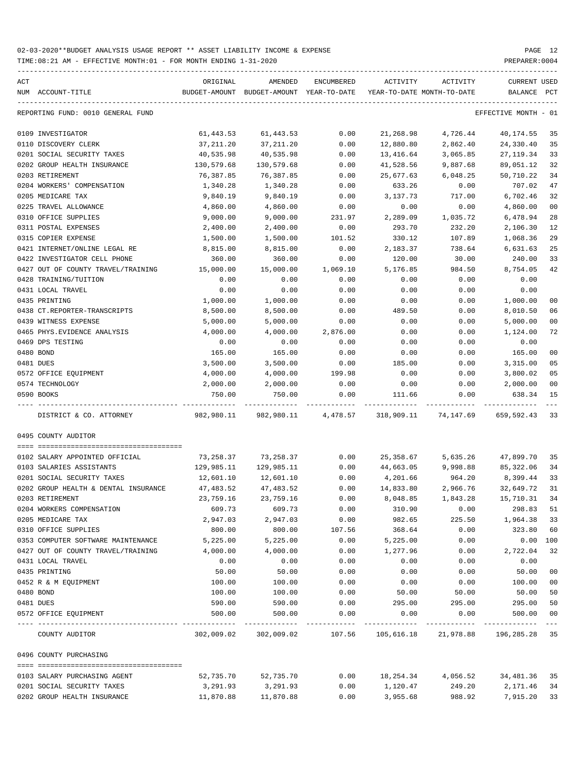02-03-2020**BUDGET ANALYSIS USAGE REPORT ** ASSET LIABILITY INCOME & EXPENSE

TIME:08:21 AM - EFFECTIVE MONTH:01 - FOR MONTH ENDING 1-31-2020

REPORTING FUND: 0010 GENERAL FUND — EFFECTIVE MONTH - 01

| ACT NUM | ACCOUNT-TITLE | ORIGINAL BUDGET-AMOUNT | AMENDED BUDGET-AMOUNT | ENCUMBERED YEAR-TO-DATE | ACTIVITY YEAR-TO-DATE | ACTIVITY MONTH-TO-DATE | CURRENT BALANCE | USED PCT |
|---|---|---|---|---|---|---|---|---|
| 0109 | INVESTIGATOR | 61,443.53 | 61,443.53 | 0.00 | 21,268.98 | 4,726.44 | 40,174.55 | 35 |
| 0110 | DISCOVERY CLERK | 37,211.20 | 37,211.20 | 0.00 | 12,880.80 | 2,862.40 | 24,330.40 | 35 |
| 0201 | SOCIAL SECURITY TAXES | 40,535.98 | 40,535.98 | 0.00 | 13,416.64 | 3,065.85 | 27,119.34 | 33 |
| 0202 | GROUP HEALTH INSURANCE | 130,579.68 | 130,579.68 | 0.00 | 41,528.56 | 9,887.68 | 89,051.12 | 32 |
| 0203 | RETIREMENT | 76,387.85 | 76,387.85 | 0.00 | 25,677.63 | 6,048.25 | 50,710.22 | 34 |
| 0204 | WORKERS' COMPENSATION | 1,340.28 | 1,340.28 | 0.00 | 633.26 | 0.00 | 707.02 | 47 |
| 0205 | MEDICARE TAX | 9,840.19 | 9,840.19 | 0.00 | 3,137.73 | 717.00 | 6,702.46 | 32 |
| 0225 | TRAVEL ALLOWANCE | 4,860.00 | 4,860.00 | 0.00 | 0.00 | 0.00 | 4,860.00 | 00 |
| 0310 | OFFICE SUPPLIES | 9,000.00 | 9,000.00 | 231.97 | 2,289.09 | 1,035.72 | 6,478.94 | 28 |
| 0311 | POSTAL EXPENSES | 2,400.00 | 2,400.00 | 0.00 | 293.70 | 232.20 | 2,106.30 | 12 |
| 0315 | COPIER EXPENSE | 1,500.00 | 1,500.00 | 101.52 | 330.12 | 107.89 | 1,068.36 | 29 |
| 0421 | INTERNET/ONLINE LEGAL RE | 8,815.00 | 8,815.00 | 0.00 | 2,183.37 | 738.64 | 6,631.63 | 25 |
| 0422 | INVESTIGATOR CELL PHONE | 360.00 | 360.00 | 0.00 | 120.00 | 30.00 | 240.00 | 33 |
| 0427 | OUT OF COUNTY TRAVEL/TRAINING | 15,000.00 | 15,000.00 | 1,069.10 | 5,176.85 | 984.50 | 8,754.05 | 42 |
| 0428 | TRAINING/TUITION | 0.00 | 0.00 | 0.00 | 0.00 | 0.00 | 0.00 | |
| 0431 | LOCAL TRAVEL | 0.00 | 0.00 | 0.00 | 0.00 | 0.00 | 0.00 | |
| 0435 | PRINTING | 1,000.00 | 1,000.00 | 0.00 | 0.00 | 0.00 | 1,000.00 | 00 |
| 0438 | CT.REPORTER-TRANSCRIPTS | 8,500.00 | 8,500.00 | 0.00 | 489.50 | 0.00 | 8,010.50 | 06 |
| 0439 | WITNESS EXPENSE | 5,000.00 | 5,000.00 | 0.00 | 0.00 | 0.00 | 5,000.00 | 00 |
| 0465 | PHYS.EVIDENCE ANALYSIS | 4,000.00 | 4,000.00 | 2,876.00 | 0.00 | 0.00 | 1,124.00 | 72 |
| 0469 | DPS TESTING | 0.00 | 0.00 | 0.00 | 0.00 | 0.00 | 0.00 | |
| 0480 | BOND | 165.00 | 165.00 | 0.00 | 0.00 | 0.00 | 165.00 | 00 |
| 0481 | DUES | 3,500.00 | 3,500.00 | 0.00 | 185.00 | 0.00 | 3,315.00 | 05 |
| 0572 | OFFICE EQUIPMENT | 4,000.00 | 4,000.00 | 199.98 | 0.00 | 0.00 | 3,800.02 | 05 |
| 0574 | TECHNOLOGY | 2,000.00 | 2,000.00 | 0.00 | 0.00 | 0.00 | 2,000.00 | 00 |
| 0590 | BOOKS | 750.00 | 750.00 | 0.00 | 111.66 | 0.00 | 638.34 | 15 |
| | DISTRICT & CO. ATTORNEY | 982,980.11 | 982,980.11 | 4,478.57 | 318,909.11 | 74,147.69 | 659,592.43 | 33 |

## 0495 COUNTY AUDITOR

| ACT NUM | ACCOUNT-TITLE | ORIGINAL BUDGET-AMOUNT | AMENDED BUDGET-AMOUNT | ENCUMBERED YEAR-TO-DATE | ACTIVITY YEAR-TO-DATE | ACTIVITY MONTH-TO-DATE | CURRENT BALANCE | USED PCT |
|---|---|---|---|---|---|---|---|---|
| 0102 | SALARY APPOINTED OFFICIAL | 73,258.37 | 73,258.37 | 0.00 | 25,358.67 | 5,635.26 | 47,899.70 | 35 |
| 0103 | SALARIES ASSISTANTS | 129,985.11 | 129,985.11 | 0.00 | 44,663.05 | 9,998.88 | 85,322.06 | 34 |
| 0201 | SOCIAL SECURITY TAXES | 12,601.10 | 12,601.10 | 0.00 | 4,201.66 | 964.20 | 8,399.44 | 33 |
| 0202 | GROUP HEALTH & DENTAL INSURANCE | 47,483.52 | 47,483.52 | 0.00 | 14,833.80 | 2,966.76 | 32,649.72 | 31 |
| 0203 | RETIREMENT | 23,759.16 | 23,759.16 | 0.00 | 8,048.85 | 1,843.28 | 15,710.31 | 34 |
| 0204 | WORKERS COMPENSATION | 609.73 | 609.73 | 0.00 | 310.90 | 0.00 | 298.83 | 51 |
| 0205 | MEDICARE TAX | 2,947.03 | 2,947.03 | 0.00 | 982.65 | 225.50 | 1,964.38 | 33 |
| 0310 | OFFICE SUPPLIES | 800.00 | 800.00 | 107.56 | 368.64 | 0.00 | 323.80 | 60 |
| 0353 | COMPUTER SOFTWARE MAINTENANCE | 5,225.00 | 5,225.00 | 0.00 | 5,225.00 | 0.00 | 0.00 | 100 |
| 0427 | OUT OF COUNTY TRAVEL/TRAINING | 4,000.00 | 4,000.00 | 0.00 | 1,277.96 | 0.00 | 2,722.04 | 32 |
| 0431 | LOCAL TRAVEL | 0.00 | 0.00 | 0.00 | 0.00 | 0.00 | 0.00 | |
| 0435 | PRINTING | 50.00 | 50.00 | 0.00 | 0.00 | 0.00 | 50.00 | 00 |
| 0452 | R & M EQUIPMENT | 100.00 | 100.00 | 0.00 | 0.00 | 0.00 | 100.00 | 00 |
| 0480 | BOND | 100.00 | 100.00 | 0.00 | 50.00 | 50.00 | 50.00 | 50 |
| 0481 | DUES | 590.00 | 590.00 | 0.00 | 295.00 | 295.00 | 295.00 | 50 |
| 0572 | OFFICE EQUIPMENT | 500.00 | 500.00 | 0.00 | 0.00 | 0.00 | 500.00 | 00 |
| | COUNTY AUDITOR | 302,009.02 | 302,009.02 | 107.56 | 105,616.18 | 21,978.88 | 196,285.28 | 35 |

## 0496 COUNTY PURCHASING

| ACT NUM | ACCOUNT-TITLE | ORIGINAL BUDGET-AMOUNT | AMENDED BUDGET-AMOUNT | ENCUMBERED YEAR-TO-DATE | ACTIVITY YEAR-TO-DATE | ACTIVITY MONTH-TO-DATE | CURRENT BALANCE | USED PCT |
|---|---|---|---|---|---|---|---|---|
| 0103 | SALARY PURCHASING AGENT | 52,735.70 | 52,735.70 | 0.00 | 18,254.34 | 4,056.52 | 34,481.36 | 35 |
| 0201 | SOCIAL SECURITY TAXES | 3,291.93 | 3,291.93 | 0.00 | 1,120.47 | 249.20 | 2,171.46 | 34 |
| 0202 | GROUP HEALTH INSURANCE | 11,870.88 | 11,870.88 | 0.00 | 3,955.68 | 988.92 | 7,915.20 | 33 |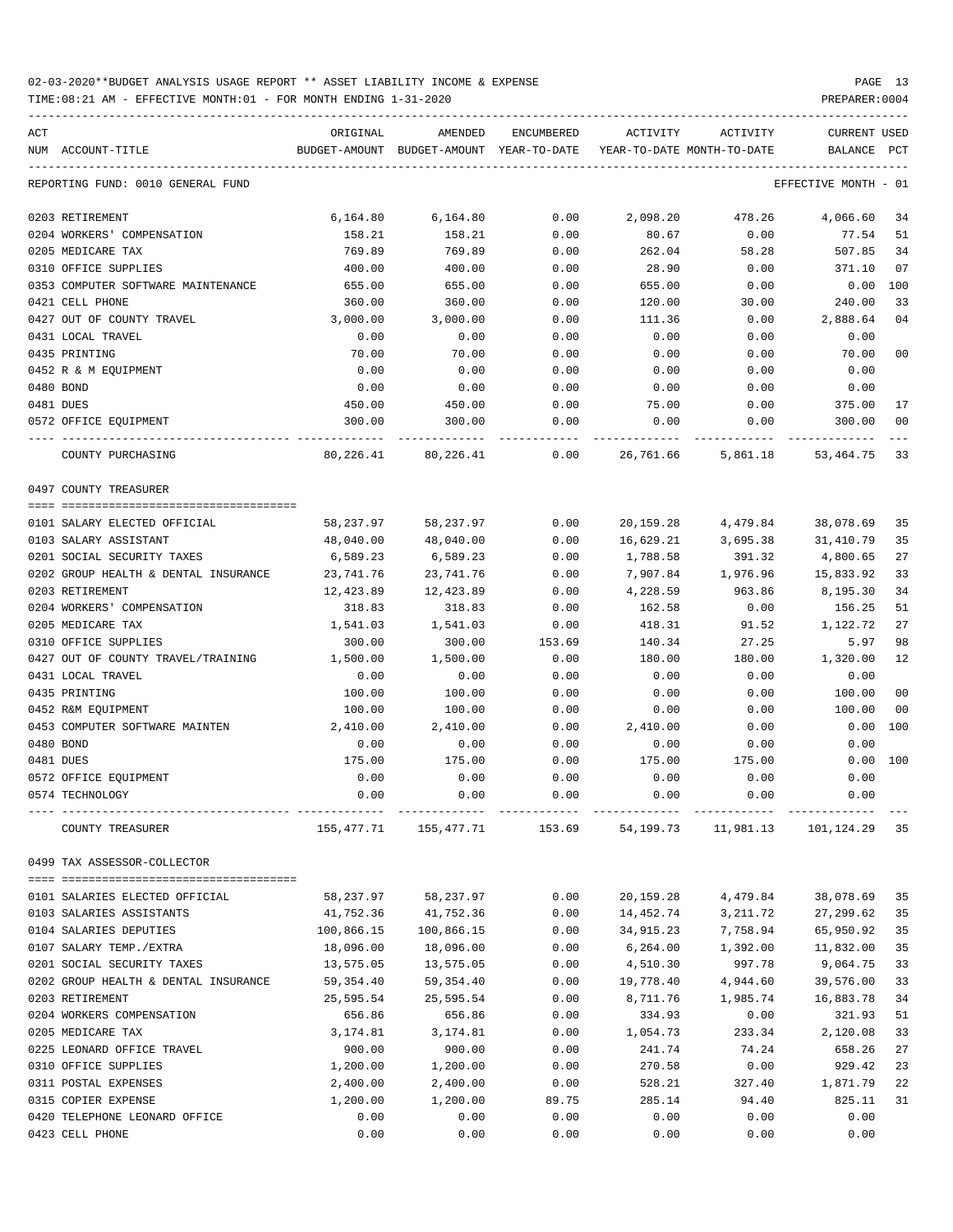02-03-2020**BUDGET ANALYSIS USAGE REPORT ** ASSET LIABILITY INCOME & EXPENSE

TIME:08:21 AM - EFFECTIVE MONTH:01 - FOR MONTH ENDING 1-31-2020

PREPARER:0004

| ACT NUM | ACCOUNT-TITLE | ORIGINAL BUDGET-AMOUNT | AMENDED BUDGET-AMOUNT | ENCUMBERED YEAR-TO-DATE | ACTIVITY YEAR-TO-DATE | ACTIVITY MONTH-TO-DATE | CURRENT BALANCE | USED PCT |
|---|---|---|---|---|---|---|---|---|
| REPORTING FUND: 0010 GENERAL FUND | | | | | | | EFFECTIVE MONTH - 01 | |
| 0203 | RETIREMENT | 6,164.80 | 6,164.80 | 0.00 | 2,098.20 | 478.26 | 4,066.60 | 34 |
| 0204 | WORKERS' COMPENSATION | 158.21 | 158.21 | 0.00 | 80.67 | 0.00 | 77.54 | 51 |
| 0205 | MEDICARE TAX | 769.89 | 769.89 | 0.00 | 262.04 | 58.28 | 507.85 | 34 |
| 0310 | OFFICE SUPPLIES | 400.00 | 400.00 | 0.00 | 28.90 | 0.00 | 371.10 | 07 |
| 0353 | COMPUTER SOFTWARE MAINTENANCE | 655.00 | 655.00 | 0.00 | 655.00 | 0.00 | 0.00 | 100 |
| 0421 | CELL PHONE | 360.00 | 360.00 | 0.00 | 120.00 | 30.00 | 240.00 | 33 |
| 0427 | OUT OF COUNTY TRAVEL | 3,000.00 | 3,000.00 | 0.00 | 111.36 | 0.00 | 2,888.64 | 04 |
| 0431 | LOCAL TRAVEL | 0.00 | 0.00 | 0.00 | 0.00 | 0.00 | 0.00 | |
| 0435 | PRINTING | 70.00 | 70.00 | 0.00 | 0.00 | 0.00 | 70.00 | 00 |
| 0452 | R & M EQUIPMENT | 0.00 | 0.00 | 0.00 | 0.00 | 0.00 | 0.00 | |
| 0480 | BOND | 0.00 | 0.00 | 0.00 | 0.00 | 0.00 | 0.00 | |
| 0481 | DUES | 450.00 | 450.00 | 0.00 | 75.00 | 0.00 | 375.00 | 17 |
| 0572 | OFFICE EQUIPMENT | 300.00 | 300.00 | 0.00 | 0.00 | 0.00 | 300.00 | 00 |
| | COUNTY PURCHASING | 80,226.41 | 80,226.41 | 0.00 | 26,761.66 | 5,861.18 | 53,464.75 | 33 |
| 0497 | COUNTY TREASURER | | | | | | | |
| 0101 | SALARY ELECTED OFFICIAL | 58,237.97 | 58,237.97 | 0.00 | 20,159.28 | 4,479.84 | 38,078.69 | 35 |
| 0103 | SALARY ASSISTANT | 48,040.00 | 48,040.00 | 0.00 | 16,629.21 | 3,695.38 | 31,410.79 | 35 |
| 0201 | SOCIAL SECURITY TAXES | 6,589.23 | 6,589.23 | 0.00 | 1,788.58 | 391.32 | 4,800.65 | 27 |
| 0202 | GROUP HEALTH & DENTAL INSURANCE | 23,741.76 | 23,741.76 | 0.00 | 7,907.84 | 1,976.96 | 15,833.92 | 33 |
| 0203 | RETIREMENT | 12,423.89 | 12,423.89 | 0.00 | 4,228.59 | 963.86 | 8,195.30 | 34 |
| 0204 | WORKERS' COMPENSATION | 318.83 | 318.83 | 0.00 | 162.58 | 0.00 | 156.25 | 51 |
| 0205 | MEDICARE TAX | 1,541.03 | 1,541.03 | 0.00 | 418.31 | 91.52 | 1,122.72 | 27 |
| 0310 | OFFICE SUPPLIES | 300.00 | 300.00 | 153.69 | 140.34 | 27.25 | 5.97 | 98 |
| 0427 | OUT OF COUNTY TRAVEL/TRAINING | 1,500.00 | 1,500.00 | 0.00 | 180.00 | 180.00 | 1,320.00 | 12 |
| 0431 | LOCAL TRAVEL | 0.00 | 0.00 | 0.00 | 0.00 | 0.00 | 0.00 | |
| 0435 | PRINTING | 100.00 | 100.00 | 0.00 | 0.00 | 0.00 | 100.00 | 00 |
| 0452 | R&M EQUIPMENT | 100.00 | 100.00 | 0.00 | 0.00 | 0.00 | 100.00 | 00 |
| 0453 | COMPUTER SOFTWARE MAINTEN | 2,410.00 | 2,410.00 | 0.00 | 2,410.00 | 0.00 | 0.00 | 100 |
| 0480 | BOND | 0.00 | 0.00 | 0.00 | 0.00 | 0.00 | 0.00 | |
| 0481 | DUES | 175.00 | 175.00 | 0.00 | 175.00 | 175.00 | 0.00 | 100 |
| 0572 | OFFICE EQUIPMENT | 0.00 | 0.00 | 0.00 | 0.00 | 0.00 | 0.00 | |
| 0574 | TECHNOLOGY | 0.00 | 0.00 | 0.00 | 0.00 | 0.00 | 0.00 | |
| | COUNTY TREASURER | 155,477.71 | 155,477.71 | 153.69 | 54,199.73 | 11,981.13 | 101,124.29 | 35 |
| 0499 | TAX ASSESSOR-COLLECTOR | | | | | | | |
| 0101 | SALARIES ELECTED OFFICIAL | 58,237.97 | 58,237.97 | 0.00 | 20,159.28 | 4,479.84 | 38,078.69 | 35 |
| 0103 | SALARIES ASSISTANTS | 41,752.36 | 41,752.36 | 0.00 | 14,452.74 | 3,211.72 | 27,299.62 | 35 |
| 0104 | SALARIES DEPUTIES | 100,866.15 | 100,866.15 | 0.00 | 34,915.23 | 7,758.94 | 65,950.92 | 35 |
| 0107 | SALARY TEMP./EXTRA | 18,096.00 | 18,096.00 | 0.00 | 6,264.00 | 1,392.00 | 11,832.00 | 35 |
| 0201 | SOCIAL SECURITY TAXES | 13,575.05 | 13,575.05 | 0.00 | 4,510.30 | 997.78 | 9,064.75 | 33 |
| 0202 | GROUP HEALTH & DENTAL INSURANCE | 59,354.40 | 59,354.40 | 0.00 | 19,778.40 | 4,944.60 | 39,576.00 | 33 |
| 0203 | RETIREMENT | 25,595.54 | 25,595.54 | 0.00 | 8,711.76 | 1,985.74 | 16,883.78 | 34 |
| 0204 | WORKERS COMPENSATION | 656.86 | 656.86 | 0.00 | 334.93 | 0.00 | 321.93 | 51 |
| 0205 | MEDICARE TAX | 3,174.81 | 3,174.81 | 0.00 | 1,054.73 | 233.34 | 2,120.08 | 33 |
| 0225 | LEONARD OFFICE TRAVEL | 900.00 | 900.00 | 0.00 | 241.74 | 74.24 | 658.26 | 27 |
| 0310 | OFFICE SUPPLIES | 1,200.00 | 1,200.00 | 0.00 | 270.58 | 0.00 | 929.42 | 23 |
| 0311 | POSTAL EXPENSES | 2,400.00 | 2,400.00 | 0.00 | 528.21 | 327.40 | 1,871.79 | 22 |
| 0315 | COPIER EXPENSE | 1,200.00 | 1,200.00 | 89.75 | 285.14 | 94.40 | 825.11 | 31 |
| 0420 | TELEPHONE LEONARD OFFICE | 0.00 | 0.00 | 0.00 | 0.00 | 0.00 | 0.00 | |
| 0423 | CELL PHONE | 0.00 | 0.00 | 0.00 | 0.00 | 0.00 | 0.00 | |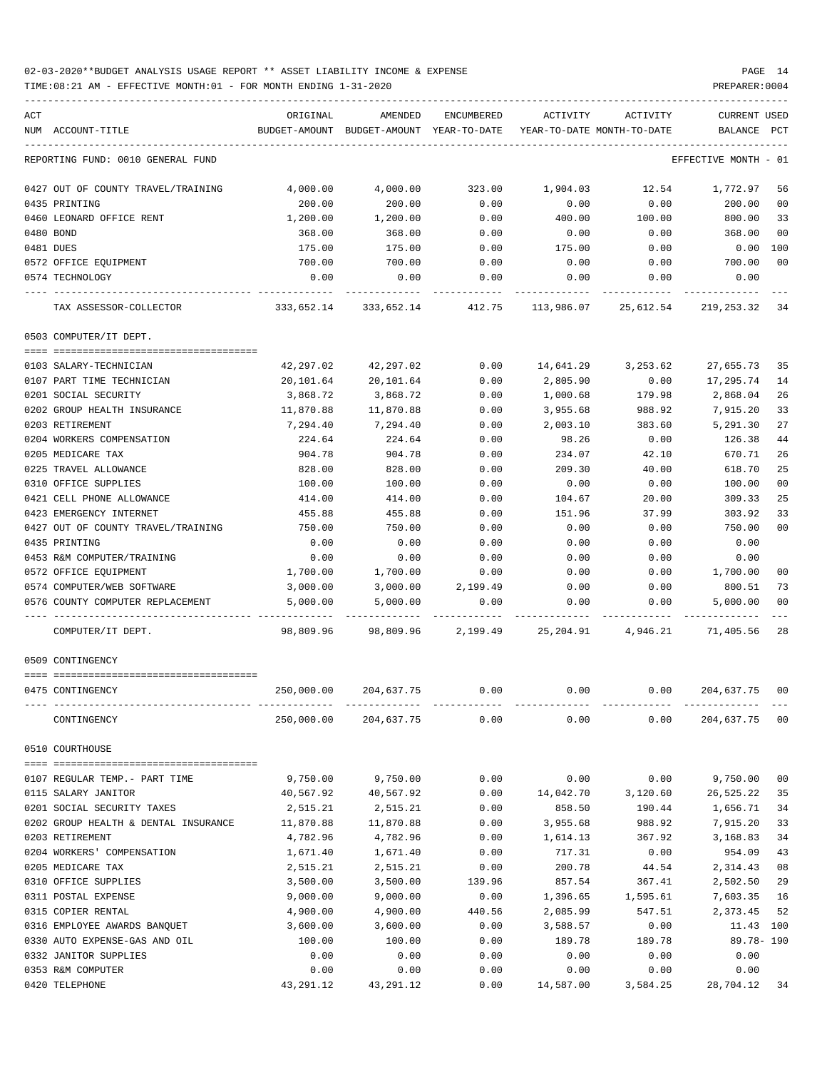02-03-2020**BUDGET ANALYSIS USAGE REPORT ** ASSET LIABILITY INCOME & EXPENSE

TIME:08:21 AM - EFFECTIVE MONTH:01 - FOR MONTH ENDING 1-31-2020

PREPARER:0004

| ACT NUM | ACCOUNT-TITLE | ORIGINAL BUDGET-AMOUNT | AMENDED BUDGET-AMOUNT | ENCUMBERED YEAR-TO-DATE | ACTIVITY YEAR-TO-DATE | ACTIVITY MONTH-TO-DATE | CURRENT BALANCE | USED PCT |
|---|---|---|---|---|---|---|---|---|
| | REPORTING FUND: 0010 GENERAL FUND | | | | | | EFFECTIVE MONTH - 01 | |
| 0427 | OUT OF COUNTY TRAVEL/TRAINING | 4,000.00 | 4,000.00 | 323.00 | 1,904.03 | 12.54 | 1,772.97 | 56 |
| 0435 | PRINTING | 200.00 | 200.00 | 0.00 | 0.00 | 0.00 | 200.00 | 00 |
| 0460 | LEONARD OFFICE RENT | 1,200.00 | 1,200.00 | 0.00 | 400.00 | 100.00 | 800.00 | 33 |
| 0480 | BOND | 368.00 | 368.00 | 0.00 | 0.00 | 0.00 | 368.00 | 00 |
| 0481 | DUES | 175.00 | 175.00 | 0.00 | 175.00 | 0.00 | 0.00 | 100 |
| 0572 | OFFICE EQUIPMENT | 700.00 | 700.00 | 0.00 | 0.00 | 0.00 | 700.00 | 00 |
| 0574 | TECHNOLOGY | 0.00 | 0.00 | 0.00 | 0.00 | 0.00 | 0.00 | |
| | TAX ASSESSOR-COLLECTOR | 333,652.14 | 333,652.14 | 412.75 | 113,986.07 | 25,612.54 | 219,253.32 | 34 |
| | 0503 COMPUTER/IT DEPT. | | | | | | | |
| 0103 | SALARY-TECHNICIAN | 42,297.02 | 42,297.02 | 0.00 | 14,641.29 | 3,253.62 | 27,655.73 | 35 |
| 0107 | PART TIME TECHNICIAN | 20,101.64 | 20,101.64 | 0.00 | 2,805.90 | 0.00 | 17,295.74 | 14 |
| 0201 | SOCIAL SECURITY | 3,868.72 | 3,868.72 | 0.00 | 1,000.68 | 179.98 | 2,868.04 | 26 |
| 0202 | GROUP HEALTH INSURANCE | 11,870.88 | 11,870.88 | 0.00 | 3,955.68 | 988.92 | 7,915.20 | 33 |
| 0203 | RETIREMENT | 7,294.40 | 7,294.40 | 0.00 | 2,003.10 | 383.60 | 5,291.30 | 27 |
| 0204 | WORKERS COMPENSATION | 224.64 | 224.64 | 0.00 | 98.26 | 0.00 | 126.38 | 44 |
| 0205 | MEDICARE TAX | 904.78 | 904.78 | 0.00 | 234.07 | 42.10 | 670.71 | 26 |
| 0225 | TRAVEL ALLOWANCE | 828.00 | 828.00 | 0.00 | 209.30 | 40.00 | 618.70 | 25 |
| 0310 | OFFICE SUPPLIES | 100.00 | 100.00 | 0.00 | 0.00 | 0.00 | 100.00 | 00 |
| 0421 | CELL PHONE ALLOWANCE | 414.00 | 414.00 | 0.00 | 104.67 | 20.00 | 309.33 | 25 |
| 0423 | EMERGENCY INTERNET | 455.88 | 455.88 | 0.00 | 151.96 | 37.99 | 303.92 | 33 |
| 0427 | OUT OF COUNTY TRAVEL/TRAINING | 750.00 | 750.00 | 0.00 | 0.00 | 0.00 | 750.00 | 00 |
| 0435 | PRINTING | 0.00 | 0.00 | 0.00 | 0.00 | 0.00 | 0.00 | |
| 0453 | R&M COMPUTER/TRAINING | 0.00 | 0.00 | 0.00 | 0.00 | 0.00 | 0.00 | |
| 0572 | OFFICE EQUIPMENT | 1,700.00 | 1,700.00 | 0.00 | 0.00 | 0.00 | 1,700.00 | 00 |
| 0574 | COMPUTER/WEB SOFTWARE | 3,000.00 | 3,000.00 | 2,199.49 | 0.00 | 0.00 | 800.51 | 73 |
| 0576 | COUNTY COMPUTER REPLACEMENT | 5,000.00 | 5,000.00 | 0.00 | 0.00 | 0.00 | 5,000.00 | 00 |
| | COMPUTER/IT DEPT. | 98,809.96 | 98,809.96 | 2,199.49 | 25,204.91 | 4,946.21 | 71,405.56 | 28 |
| | 0509 CONTINGENCY | | | | | | | |
| 0475 | CONTINGENCY | 250,000.00 | 204,637.75 | 0.00 | 0.00 | 0.00 | 204,637.75 | 00 |
| | CONTINGENCY | 250,000.00 | 204,637.75 | 0.00 | 0.00 | 0.00 | 204,637.75 | 00 |
| | 0510 COURTHOUSE | | | | | | | |
| 0107 | REGULAR TEMP.- PART TIME | 9,750.00 | 9,750.00 | 0.00 | 0.00 | 0.00 | 9,750.00 | 00 |
| 0115 | SALARY JANITOR | 40,567.92 | 40,567.92 | 0.00 | 14,042.70 | 3,120.60 | 26,525.22 | 35 |
| 0201 | SOCIAL SECURITY TAXES | 2,515.21 | 2,515.21 | 0.00 | 858.50 | 190.44 | 1,656.71 | 34 |
| 0202 | GROUP HEALTH & DENTAL INSURANCE | 11,870.88 | 11,870.88 | 0.00 | 3,955.68 | 988.92 | 7,915.20 | 33 |
| 0203 | RETIREMENT | 4,782.96 | 4,782.96 | 0.00 | 1,614.13 | 367.92 | 3,168.83 | 34 |
| 0204 | WORKERS' COMPENSATION | 1,671.40 | 1,671.40 | 0.00 | 717.31 | 0.00 | 954.09 | 43 |
| 0205 | MEDICARE TAX | 2,515.21 | 2,515.21 | 0.00 | 200.78 | 44.54 | 2,314.43 | 08 |
| 0310 | OFFICE SUPPLIES | 3,500.00 | 3,500.00 | 139.96 | 857.54 | 367.41 | 2,502.50 | 29 |
| 0311 | POSTAL EXPENSE | 9,000.00 | 9,000.00 | 0.00 | 1,396.65 | 1,595.61 | 7,603.35 | 16 |
| 0315 | COPIER RENTAL | 4,900.00 | 4,900.00 | 440.56 | 2,085.99 | 547.51 | 2,373.45 | 52 |
| 0316 | EMPLOYEE AWARDS BANQUET | 3,600.00 | 3,600.00 | 0.00 | 3,588.57 | 0.00 | 11.43 | 100 |
| 0330 | AUTO EXPENSE-GAS AND OIL | 100.00 | 100.00 | 0.00 | 189.78 | 189.78 | 89.78- | 190 |
| 0332 | JANITOR SUPPLIES | 0.00 | 0.00 | 0.00 | 0.00 | 0.00 | 0.00 | |
| 0353 | R&M COMPUTER | 0.00 | 0.00 | 0.00 | 0.00 | 0.00 | 0.00 | |
| 0420 | TELEPHONE | 43,291.12 | 43,291.12 | 0.00 | 14,587.00 | 3,584.25 | 28,704.12 | 34 |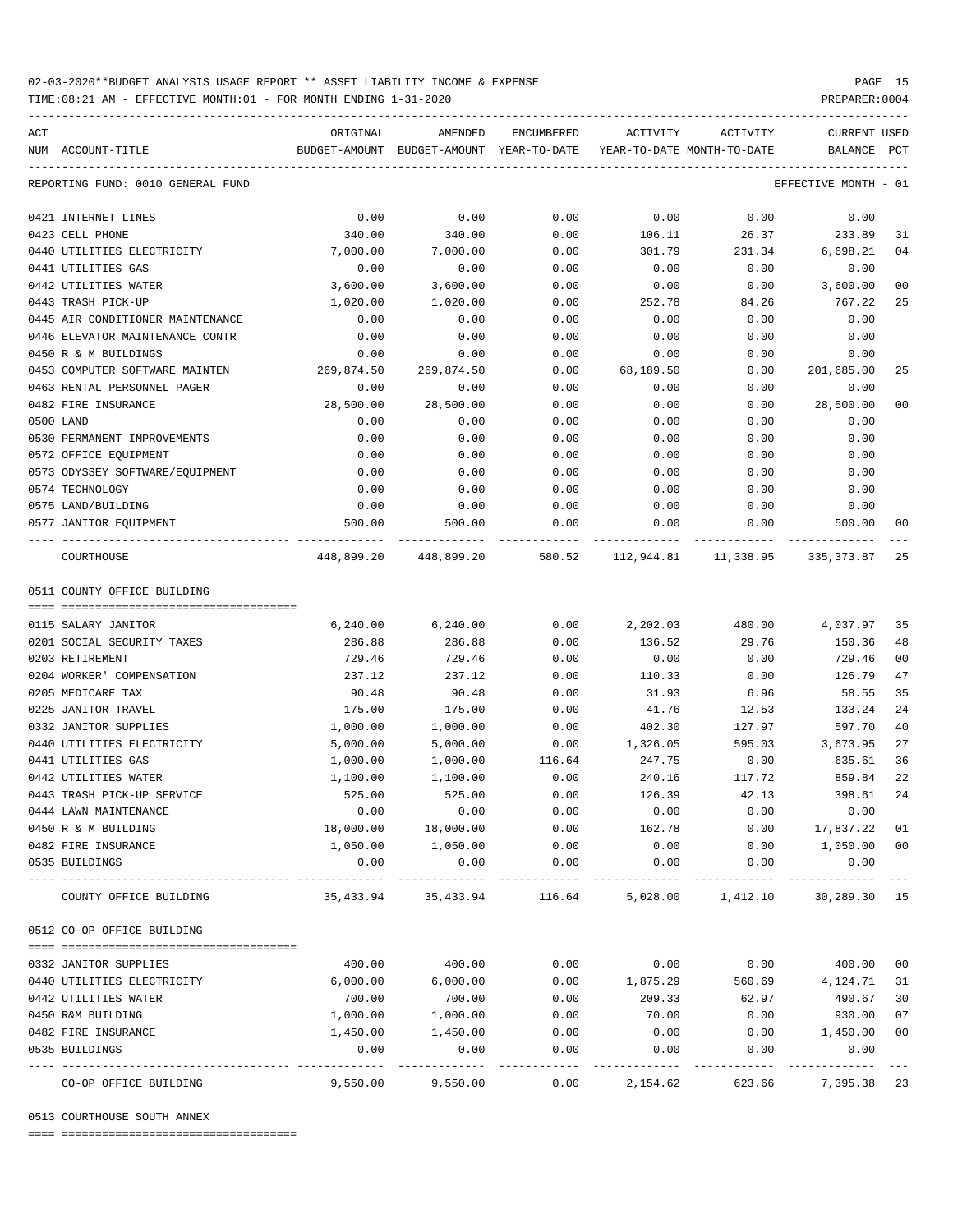02-03-2020**BUDGET ANALYSIS USAGE REPORT ** ASSET LIABILITY INCOME & EXPENSE

TIME:08:21 AM - EFFECTIVE MONTH:01 - FOR MONTH ENDING 1-31-2020

PREPARER:0004

| ACT NUM | ACCOUNT-TITLE | ORIGINAL BUDGET-AMOUNT | AMENDED BUDGET-AMOUNT | ENCUMBERED YEAR-TO-DATE | ACTIVITY YEAR-TO-DATE | ACTIVITY MONTH-TO-DATE | CURRENT BALANCE | USED PCT |
|---|---|---|---|---|---|---|---|---|
| REPORTING FUND: 0010 GENERAL FUND | | | | | | | EFFECTIVE MONTH - 01 | |
| 0421 | INTERNET LINES | 0.00 | 0.00 | 0.00 | 0.00 | 0.00 | 0.00 | |
| 0423 | CELL PHONE | 340.00 | 340.00 | 0.00 | 106.11 | 26.37 | 233.89 | 31 |
| 0440 | UTILITIES ELECTRICITY | 7,000.00 | 7,000.00 | 0.00 | 301.79 | 231.34 | 6,698.21 | 04 |
| 0441 | UTILITIES GAS | 0.00 | 0.00 | 0.00 | 0.00 | 0.00 | 0.00 | |
| 0442 | UTILITIES WATER | 3,600.00 | 3,600.00 | 0.00 | 0.00 | 0.00 | 3,600.00 | 00 |
| 0443 | TRASH PICK-UP | 1,020.00 | 1,020.00 | 0.00 | 252.78 | 84.26 | 767.22 | 25 |
| 0445 | AIR CONDITIONER MAINTENANCE | 0.00 | 0.00 | 0.00 | 0.00 | 0.00 | 0.00 | |
| 0446 | ELEVATOR MAINTENANCE CONTR | 0.00 | 0.00 | 0.00 | 0.00 | 0.00 | 0.00 | |
| 0450 | R & M BUILDINGS | 0.00 | 0.00 | 0.00 | 0.00 | 0.00 | 0.00 | |
| 0453 | COMPUTER SOFTWARE MAINTEN | 269,874.50 | 269,874.50 | 0.00 | 68,189.50 | 0.00 | 201,685.00 | 25 |
| 0463 | RENTAL PERSONNEL PAGER | 0.00 | 0.00 | 0.00 | 0.00 | 0.00 | 0.00 | |
| 0482 | FIRE INSURANCE | 28,500.00 | 28,500.00 | 0.00 | 0.00 | 0.00 | 28,500.00 | 00 |
| 0500 | LAND | 0.00 | 0.00 | 0.00 | 0.00 | 0.00 | 0.00 | |
| 0530 | PERMANENT IMPROVEMENTS | 0.00 | 0.00 | 0.00 | 0.00 | 0.00 | 0.00 | |
| 0572 | OFFICE EQUIPMENT | 0.00 | 0.00 | 0.00 | 0.00 | 0.00 | 0.00 | |
| 0573 | ODYSSEY SOFTWARE/EQUIPMENT | 0.00 | 0.00 | 0.00 | 0.00 | 0.00 | 0.00 | |
| 0574 | TECHNOLOGY | 0.00 | 0.00 | 0.00 | 0.00 | 0.00 | 0.00 | |
| 0575 | LAND/BUILDING | 0.00 | 0.00 | 0.00 | 0.00 | 0.00 | 0.00 | |
| 0577 | JANITOR EQUIPMENT | 500.00 | 500.00 | 0.00 | 0.00 | 0.00 | 500.00 | 00 |
| | COURTHOUSE | 448,899.20 | 448,899.20 | 580.52 | 112,944.81 | 11,338.95 | 335,373.87 | 25 |
| | 0511 COUNTY OFFICE BUILDING | | | | | | | |
| 0115 | SALARY JANITOR | 6,240.00 | 6,240.00 | 0.00 | 2,202.03 | 480.00 | 4,037.97 | 35 |
| 0201 | SOCIAL SECURITY TAXES | 286.88 | 286.88 | 0.00 | 136.52 | 29.76 | 150.36 | 48 |
| 0203 | RETIREMENT | 729.46 | 729.46 | 0.00 | 0.00 | 0.00 | 729.46 | 00 |
| 0204 | WORKER' COMPENSATION | 237.12 | 237.12 | 0.00 | 110.33 | 0.00 | 126.79 | 47 |
| 0205 | MEDICARE TAX | 90.48 | 90.48 | 0.00 | 31.93 | 6.96 | 58.55 | 35 |
| 0225 | JANITOR TRAVEL | 175.00 | 175.00 | 0.00 | 41.76 | 12.53 | 133.24 | 24 |
| 0332 | JANITOR SUPPLIES | 1,000.00 | 1,000.00 | 0.00 | 402.30 | 127.97 | 597.70 | 40 |
| 0440 | UTILITIES ELECTRICITY | 5,000.00 | 5,000.00 | 0.00 | 1,326.05 | 595.03 | 3,673.95 | 27 |
| 0441 | UTILITIES GAS | 1,000.00 | 1,000.00 | 116.64 | 247.75 | 0.00 | 635.61 | 36 |
| 0442 | UTILITIES WATER | 1,100.00 | 1,100.00 | 0.00 | 240.16 | 117.72 | 859.84 | 22 |
| 0443 | TRASH PICK-UP SERVICE | 525.00 | 525.00 | 0.00 | 126.39 | 42.13 | 398.61 | 24 |
| 0444 | LAWN MAINTENANCE | 0.00 | 0.00 | 0.00 | 0.00 | 0.00 | 0.00 | |
| 0450 | R & M BUILDING | 18,000.00 | 18,000.00 | 0.00 | 162.78 | 0.00 | 17,837.22 | 01 |
| 0482 | FIRE INSURANCE | 1,050.00 | 1,050.00 | 0.00 | 0.00 | 0.00 | 1,050.00 | 00 |
| 0535 | BUILDINGS | 0.00 | 0.00 | 0.00 | 0.00 | 0.00 | 0.00 | |
| | COUNTY OFFICE BUILDING | 35,433.94 | 35,433.94 | 116.64 | 5,028.00 | 1,412.10 | 30,289.30 | 15 |
| | 0512 CO-OP OFFICE BUILDING | | | | | | | |
| 0332 | JANITOR SUPPLIES | 400.00 | 400.00 | 0.00 | 0.00 | 0.00 | 400.00 | 00 |
| 0440 | UTILITIES ELECTRICITY | 6,000.00 | 6,000.00 | 0.00 | 1,875.29 | 560.69 | 4,124.71 | 31 |
| 0442 | UTILITIES WATER | 700.00 | 700.00 | 0.00 | 209.33 | 62.97 | 490.67 | 30 |
| 0450 | R&M BUILDING | 1,000.00 | 1,000.00 | 0.00 | 70.00 | 0.00 | 930.00 | 07 |
| 0482 | FIRE INSURANCE | 1,450.00 | 1,450.00 | 0.00 | 0.00 | 0.00 | 1,450.00 | 00 |
| 0535 | BUILDINGS | 0.00 | 0.00 | 0.00 | 0.00 | 0.00 | 0.00 | |
| | CO-OP OFFICE BUILDING | 9,550.00 | 9,550.00 | 0.00 | 2,154.62 | 623.66 | 7,395.38 | 23 |
| | 0513 COURTHOUSE SOUTH ANNEX | | | | | | | |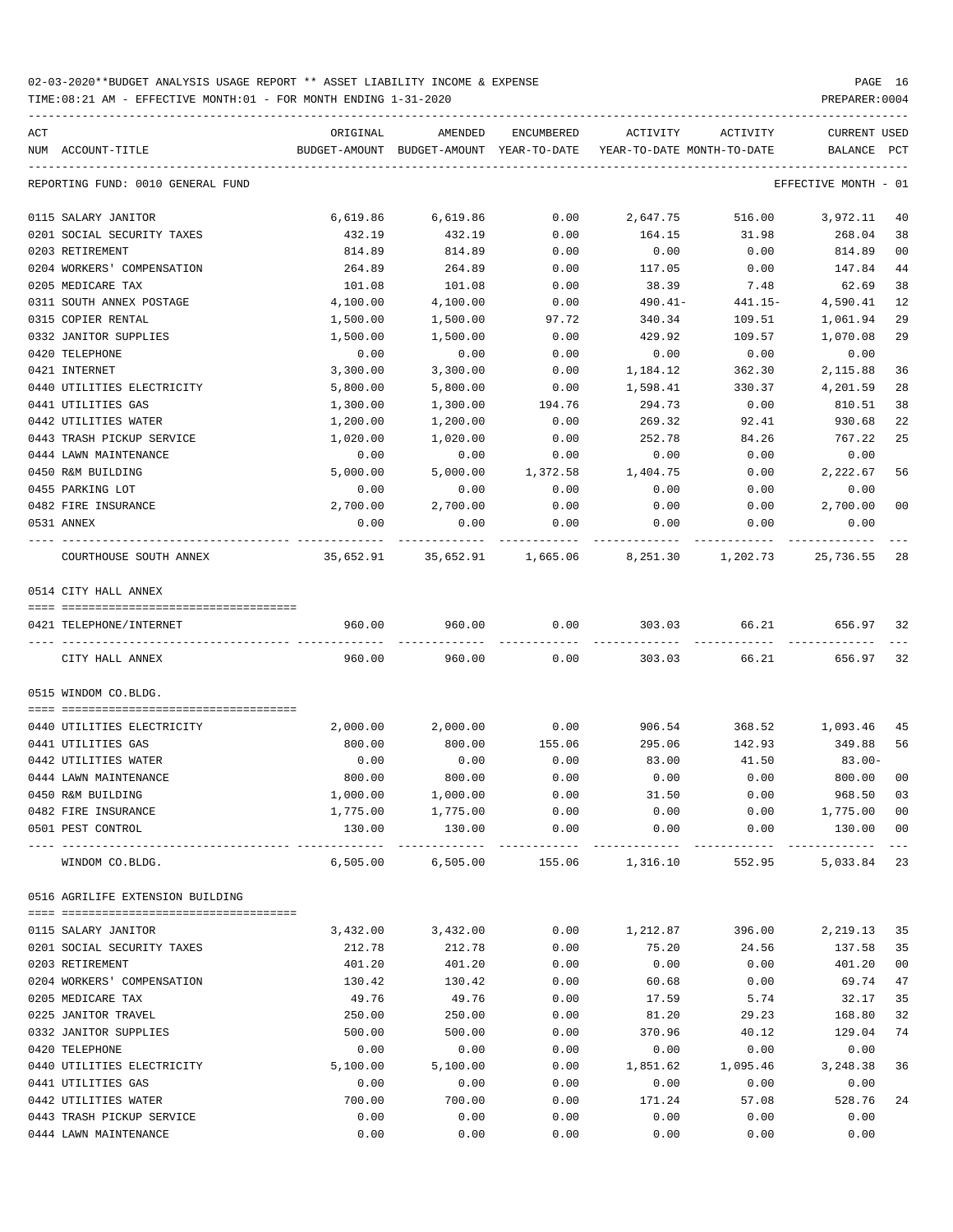02-03-2020**BUDGET ANALYSIS USAGE REPORT ** ASSET LIABILITY INCOME & EXPENSE

TIME:08:21 AM - EFFECTIVE MONTH:01 - FOR MONTH ENDING 1-31-2020

PREPARER:0004

| ACT NUM | ACCOUNT-TITLE | ORIGINAL BUDGET-AMOUNT | AMENDED BUDGET-AMOUNT | ENCUMBERED YEAR-TO-DATE | ACTIVITY YEAR-TO-DATE | ACTIVITY MONTH-TO-DATE | CURRENT BALANCE | USED PCT |
|---|---|---|---|---|---|---|---|---|
| | REPORTING FUND: 0010 GENERAL FUND | | | | | | EFFECTIVE MONTH - 01 | |
| 0115 | SALARY JANITOR | 6,619.86 | 6,619.86 | 0.00 | 2,647.75 | 516.00 | 3,972.11 | 40 |
| 0201 | SOCIAL SECURITY TAXES | 432.19 | 432.19 | 0.00 | 164.15 | 31.98 | 268.04 | 38 |
| 0203 | RETIREMENT | 814.89 | 814.89 | 0.00 | 0.00 | 0.00 | 814.89 | 00 |
| 0204 | WORKERS' COMPENSATION | 264.89 | 264.89 | 0.00 | 117.05 | 0.00 | 147.84 | 44 |
| 0205 | MEDICARE TAX | 101.08 | 101.08 | 0.00 | 38.39 | 7.48 | 62.69 | 38 |
| 0311 | SOUTH ANNEX POSTAGE | 4,100.00 | 4,100.00 | 0.00 | 490.41- | 441.15- | 4,590.41 | 12 |
| 0315 | COPIER RENTAL | 1,500.00 | 1,500.00 | 97.72 | 340.34 | 109.51 | 1,061.94 | 29 |
| 0332 | JANITOR SUPPLIES | 1,500.00 | 1,500.00 | 0.00 | 429.92 | 109.57 | 1,070.08 | 29 |
| 0420 | TELEPHONE | 0.00 | 0.00 | 0.00 | 0.00 | 0.00 | 0.00 | |
| 0421 | INTERNET | 3,300.00 | 3,300.00 | 0.00 | 1,184.12 | 362.30 | 2,115.88 | 36 |
| 0440 | UTILITIES ELECTRICITY | 5,800.00 | 5,800.00 | 0.00 | 1,598.41 | 330.37 | 4,201.59 | 28 |
| 0441 | UTILITIES GAS | 1,300.00 | 1,300.00 | 194.76 | 294.73 | 0.00 | 810.51 | 38 |
| 0442 | UTILITIES WATER | 1,200.00 | 1,200.00 | 0.00 | 269.32 | 92.41 | 930.68 | 22 |
| 0443 | TRASH PICKUP SERVICE | 1,020.00 | 1,020.00 | 0.00 | 252.78 | 84.26 | 767.22 | 25 |
| 0444 | LAWN MAINTENANCE | 0.00 | 0.00 | 0.00 | 0.00 | 0.00 | 0.00 | |
| 0450 | R&M BUILDING | 5,000.00 | 5,000.00 | 1,372.58 | 1,404.75 | 0.00 | 2,222.67 | 56 |
| 0455 | PARKING LOT | 0.00 | 0.00 | 0.00 | 0.00 | 0.00 | 0.00 | |
| 0482 | FIRE INSURANCE | 2,700.00 | 2,700.00 | 0.00 | 0.00 | 0.00 | 2,700.00 | 00 |
| 0531 | ANNEX | 0.00 | 0.00 | 0.00 | 0.00 | 0.00 | 0.00 | |
| | COURTHOUSE SOUTH ANNEX | 35,652.91 | 35,652.91 | 1,665.06 | 8,251.30 | 1,202.73 | 25,736.55 | 28 |
| | 0514 CITY HALL ANNEX | | | | | | | |
| 0421 | TELEPHONE/INTERNET | 960.00 | 960.00 | 0.00 | 303.03 | 66.21 | 656.97 | 32 |
| | CITY HALL ANNEX | 960.00 | 960.00 | 0.00 | 303.03 | 66.21 | 656.97 | 32 |
| | 0515 WINDOM CO.BLDG. | | | | | | | |
| 0440 | UTILITIES ELECTRICITY | 2,000.00 | 2,000.00 | 0.00 | 906.54 | 368.52 | 1,093.46 | 45 |
| 0441 | UTILITIES GAS | 800.00 | 800.00 | 155.06 | 295.06 | 142.93 | 349.88 | 56 |
| 0442 | UTILITIES WATER | 0.00 | 0.00 | 0.00 | 83.00 | 41.50 | 83.00- | |
| 0444 | LAWN MAINTENANCE | 800.00 | 800.00 | 0.00 | 0.00 | 0.00 | 800.00 | 00 |
| 0450 | R&M BUILDING | 1,000.00 | 1,000.00 | 0.00 | 31.50 | 0.00 | 968.50 | 03 |
| 0482 | FIRE INSURANCE | 1,775.00 | 1,775.00 | 0.00 | 0.00 | 0.00 | 1,775.00 | 00 |
| 0501 | PEST CONTROL | 130.00 | 130.00 | 0.00 | 0.00 | 0.00 | 130.00 | 00 |
| | WINDOM CO.BLDG. | 6,505.00 | 6,505.00 | 155.06 | 1,316.10 | 552.95 | 5,033.84 | 23 |
| | 0516 AGRILIFE EXTENSION BUILDING | | | | | | | |
| 0115 | SALARY JANITOR | 3,432.00 | 3,432.00 | 0.00 | 1,212.87 | 396.00 | 2,219.13 | 35 |
| 0201 | SOCIAL SECURITY TAXES | 212.78 | 212.78 | 0.00 | 75.20 | 24.56 | 137.58 | 35 |
| 0203 | RETIREMENT | 401.20 | 401.20 | 0.00 | 0.00 | 0.00 | 401.20 | 00 |
| 0204 | WORKERS' COMPENSATION | 130.42 | 130.42 | 0.00 | 60.68 | 0.00 | 69.74 | 47 |
| 0205 | MEDICARE TAX | 49.76 | 49.76 | 0.00 | 17.59 | 5.74 | 32.17 | 35 |
| 0225 | JANITOR TRAVEL | 250.00 | 250.00 | 0.00 | 81.20 | 29.23 | 168.80 | 32 |
| 0332 | JANITOR SUPPLIES | 500.00 | 500.00 | 0.00 | 370.96 | 40.12 | 129.04 | 74 |
| 0420 | TELEPHONE | 0.00 | 0.00 | 0.00 | 0.00 | 0.00 | 0.00 | |
| 0440 | UTILITIES ELECTRICITY | 5,100.00 | 5,100.00 | 0.00 | 1,851.62 | 1,095.46 | 3,248.38 | 36 |
| 0441 | UTILITIES GAS | 0.00 | 0.00 | 0.00 | 0.00 | 0.00 | 0.00 | |
| 0442 | UTILITIES WATER | 700.00 | 700.00 | 0.00 | 171.24 | 57.08 | 528.76 | 24 |
| 0443 | TRASH PICKUP SERVICE | 0.00 | 0.00 | 0.00 | 0.00 | 0.00 | 0.00 | |
| 0444 | LAWN MAINTENANCE | 0.00 | 0.00 | 0.00 | 0.00 | 0.00 | 0.00 | |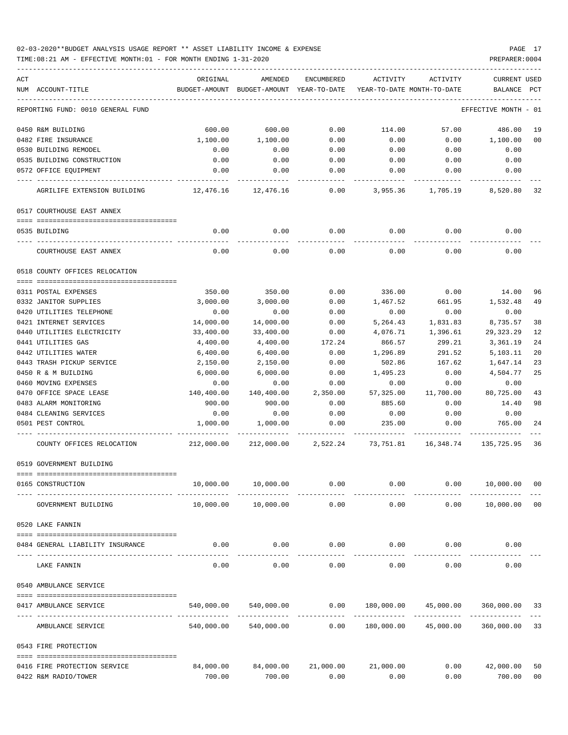02-03-2020**BUDGET ANALYSIS USAGE REPORT ** ASSET LIABILITY INCOME & EXPENSE

TIME:08:21 AM - EFFECTIVE MONTH:01 - FOR MONTH ENDING 1-31-2020

PREPARER:0004

| ACT NUM | ACCOUNT-TITLE | ORIGINAL BUDGET-AMOUNT | AMENDED BUDGET-AMOUNT | ENCUMBERED YEAR-TO-DATE | ACTIVITY YEAR-TO-DATE | ACTIVITY MONTH-TO-DATE | CURRENT BALANCE | USED PCT |
|---|---|---|---|---|---|---|---|---|
| | REPORTING FUND: 0010 GENERAL FUND | | | | | | EFFECTIVE MONTH - 01 | |
| 0450 | R&M BUILDING | 600.00 | 600.00 | 0.00 | 114.00 | 57.00 | 486.00 | 19 |
| 0482 | FIRE INSURANCE | 1,100.00 | 1,100.00 | 0.00 | 0.00 | 0.00 | 1,100.00 | 00 |
| 0530 | BUILDING REMODEL | 0.00 | 0.00 | 0.00 | 0.00 | 0.00 | 0.00 | |
| 0535 | BUILDING CONSTRUCTION | 0.00 | 0.00 | 0.00 | 0.00 | 0.00 | 0.00 | |
| 0572 | OFFICE EQUIPMENT | 0.00 | 0.00 | 0.00 | 0.00 | 0.00 | 0.00 | |
| | AGRILIFE EXTENSION BUILDING | 12,476.16 | 12,476.16 | 0.00 | 3,955.36 | 1,705.19 | 8,520.80 | 32 |
| | 0517 COURTHOUSE EAST ANNEX | | | | | | | |
| 0535 | BUILDING | 0.00 | 0.00 | 0.00 | 0.00 | 0.00 | 0.00 | |
| | COURTHOUSE EAST ANNEX | 0.00 | 0.00 | 0.00 | 0.00 | 0.00 | 0.00 | |
| | 0518 COUNTY OFFICES RELOCATION | | | | | | | |
| 0311 | POSTAL EXPENSES | 350.00 | 350.00 | 0.00 | 336.00 | 0.00 | 14.00 | 96 |
| 0332 | JANITOR SUPPLIES | 3,000.00 | 3,000.00 | 0.00 | 1,467.52 | 661.95 | 1,532.48 | 49 |
| 0420 | UTILITIES TELEPHONE | 0.00 | 0.00 | 0.00 | 0.00 | 0.00 | 0.00 | |
| 0421 | INTERNET SERVICES | 14,000.00 | 14,000.00 | 0.00 | 5,264.43 | 1,831.83 | 8,735.57 | 38 |
| 0440 | UTILITIES ELECTRICITY | 33,400.00 | 33,400.00 | 0.00 | 4,076.71 | 1,396.61 | 29,323.29 | 12 |
| 0441 | UTILITIES GAS | 4,400.00 | 4,400.00 | 172.24 | 866.57 | 299.21 | 3,361.19 | 24 |
| 0442 | UTILITIES WATER | 6,400.00 | 6,400.00 | 0.00 | 1,296.89 | 291.52 | 5,103.11 | 20 |
| 0443 | TRASH PICKUP SERVICE | 2,150.00 | 2,150.00 | 0.00 | 502.86 | 167.62 | 1,647.14 | 23 |
| 0450 | R & M BUILDING | 6,000.00 | 6,000.00 | 0.00 | 1,495.23 | 0.00 | 4,504.77 | 25 |
| 0460 | MOVING EXPENSES | 0.00 | 0.00 | 0.00 | 0.00 | 0.00 | 0.00 | |
| 0470 | OFFICE SPACE LEASE | 140,400.00 | 140,400.00 | 2,350.00 | 57,325.00 | 11,700.00 | 80,725.00 | 43 |
| 0483 | ALARM MONITORING | 900.00 | 900.00 | 0.00 | 885.60 | 0.00 | 14.40 | 98 |
| 0484 | CLEANING SERVICES | 0.00 | 0.00 | 0.00 | 0.00 | 0.00 | 0.00 | |
| 0501 | PEST CONTROL | 1,000.00 | 1,000.00 | 0.00 | 235.00 | 0.00 | 765.00 | 24 |
| | COUNTY OFFICES RELOCATION | 212,000.00 | 212,000.00 | 2,522.24 | 73,751.81 | 16,348.74 | 135,725.95 | 36 |
| | 0519 GOVERNMENT BUILDING | | | | | | | |
| 0165 | CONSTRUCTION | 10,000.00 | 10,000.00 | 0.00 | 0.00 | 0.00 | 10,000.00 | 00 |
| | GOVERNMENT BUILDING | 10,000.00 | 10,000.00 | 0.00 | 0.00 | 0.00 | 10,000.00 | 00 |
| | 0520 LAKE FANNIN | | | | | | | |
| 0484 | GENERAL LIABILITY INSURANCE | 0.00 | 0.00 | 0.00 | 0.00 | 0.00 | 0.00 | |
| | LAKE FANNIN | 0.00 | 0.00 | 0.00 | 0.00 | 0.00 | 0.00 | |
| | 0540 AMBULANCE SERVICE | | | | | | | |
| 0417 | AMBULANCE SERVICE | 540,000.00 | 540,000.00 | 0.00 | 180,000.00 | 45,000.00 | 360,000.00 | 33 |
| | AMBULANCE SERVICE | 540,000.00 | 540,000.00 | 0.00 | 180,000.00 | 45,000.00 | 360,000.00 | 33 |
| | 0543 FIRE PROTECTION | | | | | | | |
| 0416 | FIRE PROTECTION SERVICE | 84,000.00 | 84,000.00 | 21,000.00 | 21,000.00 | 0.00 | 42,000.00 | 50 |
| 0422 | R&M RADIO/TOWER | 700.00 | 700.00 | 0.00 | 0.00 | 0.00 | 700.00 | 00 |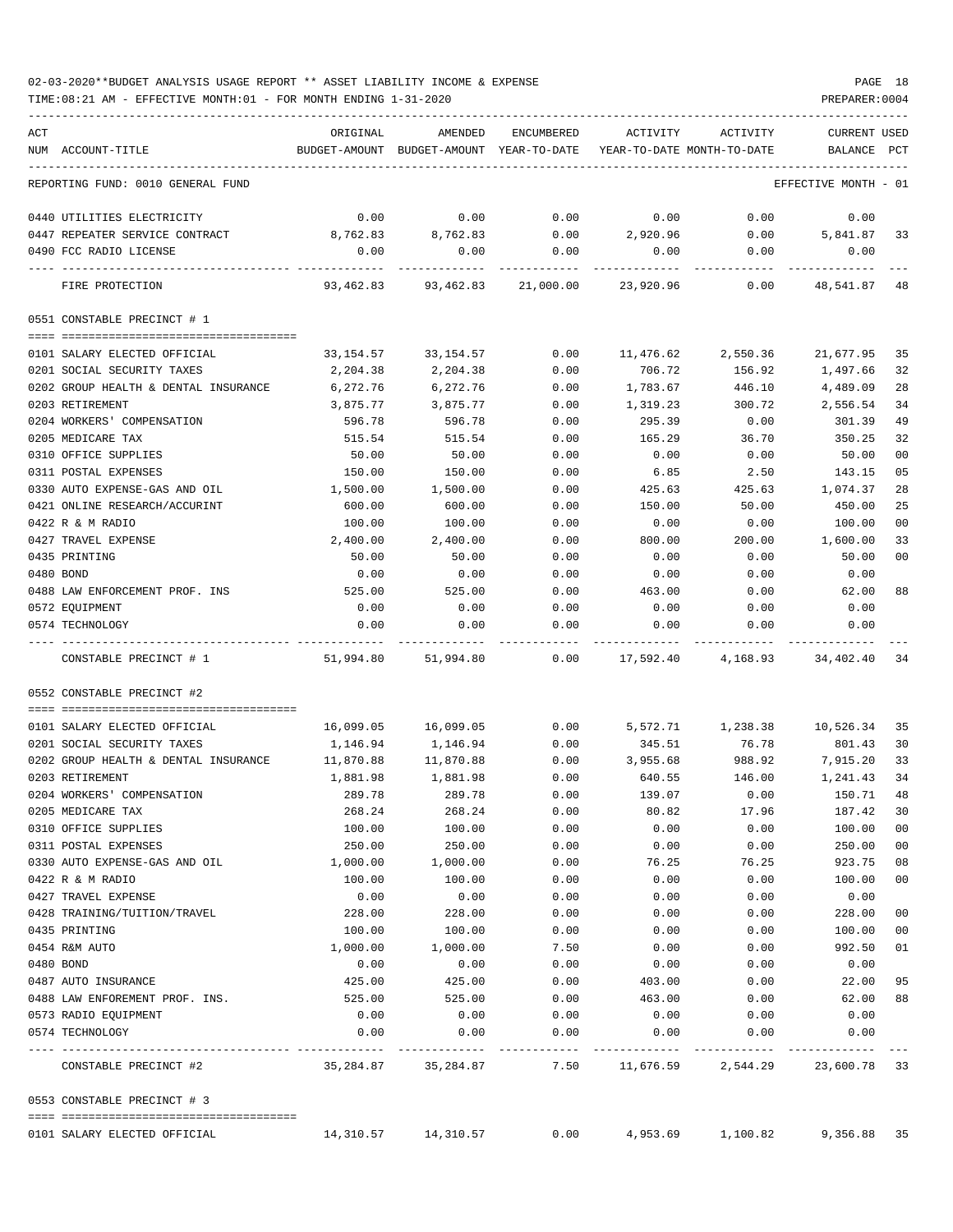02-03-2020**BUDGET ANALYSIS USAGE REPORT ** ASSET LIABILITY INCOME & EXPENSE

TIME:08:21 AM - EFFECTIVE MONTH:01 - FOR MONTH ENDING 1-31-2020

PREPARER:0004

REPORTING FUND: 0010 GENERAL FUND — EFFECTIVE MONTH - 01

| ACT NUM | ACCOUNT-TITLE | ORIGINAL BUDGET-AMOUNT | AMENDED BUDGET-AMOUNT | ENCUMBERED YEAR-TO-DATE | ACTIVITY YEAR-TO-DATE | ACTIVITY MONTH-TO-DATE | CURRENT BALANCE | USED PCT |
|---|---|---|---|---|---|---|---|---|
| 0440 | UTILITIES ELECTRICITY | 0.00 | 0.00 | 0.00 | 0.00 | 0.00 | 0.00 | |
| 0447 | REPEATER SERVICE CONTRACT | 8,762.83 | 8,762.83 | 0.00 | 2,920.96 | 0.00 | 5,841.87 | 33 |
| 0490 | FCC RADIO LICENSE | 0.00 | 0.00 | 0.00 | 0.00 | 0.00 | 0.00 | |
| | FIRE PROTECTION | 93,462.83 | 93,462.83 | 21,000.00 | 23,920.96 | 0.00 | 48,541.87 | 48 |

0551 CONSTABLE PRECINCT # 1

| ACT NUM | ACCOUNT-TITLE | ORIGINAL BUDGET-AMOUNT | AMENDED BUDGET-AMOUNT | ENCUMBERED YEAR-TO-DATE | ACTIVITY YEAR-TO-DATE | ACTIVITY MONTH-TO-DATE | CURRENT BALANCE | USED PCT |
|---|---|---|---|---|---|---|---|---|
| 0101 | SALARY ELECTED OFFICIAL | 33,154.57 | 33,154.57 | 0.00 | 11,476.62 | 2,550.36 | 21,677.95 | 35 |
| 0201 | SOCIAL SECURITY TAXES | 2,204.38 | 2,204.38 | 0.00 | 706.72 | 156.92 | 1,497.66 | 32 |
| 0202 | GROUP HEALTH & DENTAL INSURANCE | 6,272.76 | 6,272.76 | 0.00 | 1,783.67 | 446.10 | 4,489.09 | 28 |
| 0203 | RETIREMENT | 3,875.77 | 3,875.77 | 0.00 | 1,319.23 | 300.72 | 2,556.54 | 34 |
| 0204 | WORKERS' COMPENSATION | 596.78 | 596.78 | 0.00 | 295.39 | 0.00 | 301.39 | 49 |
| 0205 | MEDICARE TAX | 515.54 | 515.54 | 0.00 | 165.29 | 36.70 | 350.25 | 32 |
| 0310 | OFFICE SUPPLIES | 50.00 | 50.00 | 0.00 | 0.00 | 0.00 | 50.00 | 00 |
| 0311 | POSTAL EXPENSES | 150.00 | 150.00 | 0.00 | 6.85 | 2.50 | 143.15 | 05 |
| 0330 | AUTO EXPENSE-GAS AND OIL | 1,500.00 | 1,500.00 | 0.00 | 425.63 | 425.63 | 1,074.37 | 28 |
| 0421 | ONLINE RESEARCH/ACCURINT | 600.00 | 600.00 | 0.00 | 150.00 | 50.00 | 450.00 | 25 |
| 0422 | R & M RADIO | 100.00 | 100.00 | 0.00 | 0.00 | 0.00 | 100.00 | 00 |
| 0427 | TRAVEL EXPENSE | 2,400.00 | 2,400.00 | 0.00 | 800.00 | 200.00 | 1,600.00 | 33 |
| 0435 | PRINTING | 50.00 | 50.00 | 0.00 | 0.00 | 0.00 | 50.00 | 00 |
| 0480 | BOND | 0.00 | 0.00 | 0.00 | 0.00 | 0.00 | 0.00 | |
| 0488 | LAW ENFORCEMENT PROF. INS | 525.00 | 525.00 | 0.00 | 463.00 | 0.00 | 62.00 | 88 |
| 0572 | EQUIPMENT | 0.00 | 0.00 | 0.00 | 0.00 | 0.00 | 0.00 | |
| 0574 | TECHNOLOGY | 0.00 | 0.00 | 0.00 | 0.00 | 0.00 | 0.00 | |
| | CONSTABLE PRECINCT # 1 | 51,994.80 | 51,994.80 | 0.00 | 17,592.40 | 4,168.93 | 34,402.40 | 34 |

0552 CONSTABLE PRECINCT #2

| ACT NUM | ACCOUNT-TITLE | ORIGINAL BUDGET-AMOUNT | AMENDED BUDGET-AMOUNT | ENCUMBERED YEAR-TO-DATE | ACTIVITY YEAR-TO-DATE | ACTIVITY MONTH-TO-DATE | CURRENT BALANCE | USED PCT |
|---|---|---|---|---|---|---|---|---|
| 0101 | SALARY ELECTED OFFICIAL | 16,099.05 | 16,099.05 | 0.00 | 5,572.71 | 1,238.38 | 10,526.34 | 35 |
| 0201 | SOCIAL SECURITY TAXES | 1,146.94 | 1,146.94 | 0.00 | 345.51 | 76.78 | 801.43 | 30 |
| 0202 | GROUP HEALTH & DENTAL INSURANCE | 11,870.88 | 11,870.88 | 0.00 | 3,955.68 | 988.92 | 7,915.20 | 33 |
| 0203 | RETIREMENT | 1,881.98 | 1,881.98 | 0.00 | 640.55 | 146.00 | 1,241.43 | 34 |
| 0204 | WORKERS' COMPENSATION | 289.78 | 289.78 | 0.00 | 139.07 | 0.00 | 150.71 | 48 |
| 0205 | MEDICARE TAX | 268.24 | 268.24 | 0.00 | 80.82 | 17.96 | 187.42 | 30 |
| 0310 | OFFICE SUPPLIES | 100.00 | 100.00 | 0.00 | 0.00 | 0.00 | 100.00 | 00 |
| 0311 | POSTAL EXPENSES | 250.00 | 250.00 | 0.00 | 0.00 | 0.00 | 250.00 | 00 |
| 0330 | AUTO EXPENSE-GAS AND OIL | 1,000.00 | 1,000.00 | 0.00 | 76.25 | 76.25 | 923.75 | 08 |
| 0422 | R & M RADIO | 100.00 | 100.00 | 0.00 | 0.00 | 0.00 | 100.00 | 00 |
| 0427 | TRAVEL EXPENSE | 0.00 | 0.00 | 0.00 | 0.00 | 0.00 | 0.00 | |
| 0428 | TRAINING/TUITION/TRAVEL | 228.00 | 228.00 | 0.00 | 0.00 | 0.00 | 228.00 | 00 |
| 0435 | PRINTING | 100.00 | 100.00 | 0.00 | 0.00 | 0.00 | 100.00 | 00 |
| 0454 | R&M AUTO | 1,000.00 | 1,000.00 | 7.50 | 0.00 | 0.00 | 992.50 | 01 |
| 0480 | BOND | 0.00 | 0.00 | 0.00 | 0.00 | 0.00 | 0.00 | |
| 0487 | AUTO INSURANCE | 425.00 | 425.00 | 0.00 | 403.00 | 0.00 | 22.00 | 95 |
| 0488 | LAW ENFOREMENT PROF. INS. | 525.00 | 525.00 | 0.00 | 463.00 | 0.00 | 62.00 | 88 |
| 0573 | RADIO EQUIPMENT | 0.00 | 0.00 | 0.00 | 0.00 | 0.00 | 0.00 | |
| 0574 | TECHNOLOGY | 0.00 | 0.00 | 0.00 | 0.00 | 0.00 | 0.00 | |
| | CONSTABLE PRECINCT #2 | 35,284.87 | 35,284.87 | 7.50 | 11,676.59 | 2,544.29 | 23,600.78 | 33 |

0553 CONSTABLE PRECINCT # 3

| ACT NUM | ACCOUNT-TITLE | ORIGINAL BUDGET-AMOUNT | AMENDED BUDGET-AMOUNT | ENCUMBERED YEAR-TO-DATE | ACTIVITY YEAR-TO-DATE | ACTIVITY MONTH-TO-DATE | CURRENT BALANCE | USED PCT |
|---|---|---|---|---|---|---|---|---|
| 0101 | SALARY ELECTED OFFICIAL | 14,310.57 | 14,310.57 | 0.00 | 4,953.69 | 1,100.82 | 9,356.88 | 35 |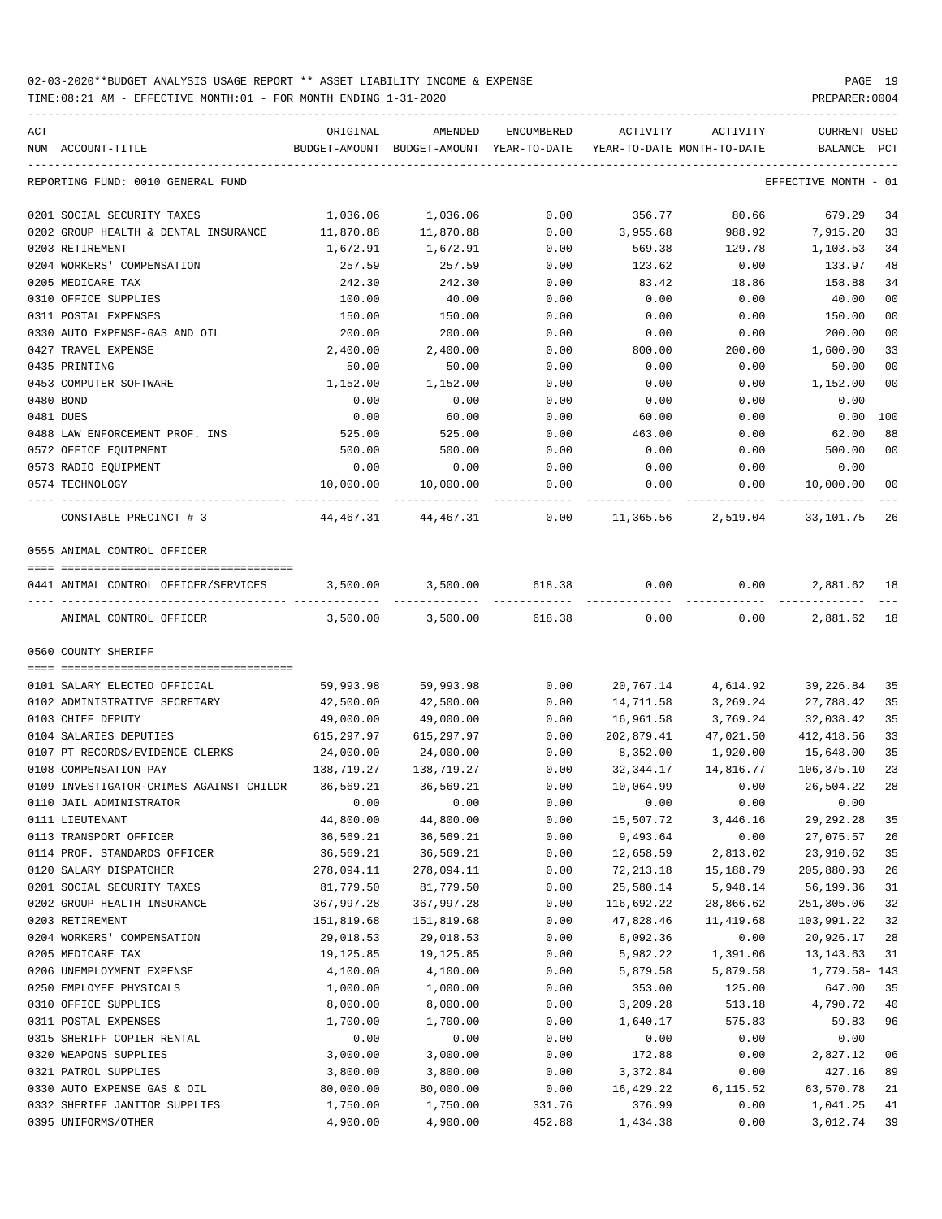02-03-2020**BUDGET ANALYSIS USAGE REPORT ** ASSET LIABILITY INCOME & EXPENSE

TIME:08:21 AM - EFFECTIVE MONTH:01 - FOR MONTH ENDING 1-31-2020

PREPARER:0004

| ACT NUM | ACCOUNT-TITLE | ORIGINAL BUDGET-AMOUNT | AMENDED BUDGET-AMOUNT | ENCUMBERED YEAR-TO-DATE | ACTIVITY YEAR-TO-DATE | ACTIVITY MONTH-TO-DATE | CURRENT BALANCE | USED PCT |
|---|---|---|---|---|---|---|---|---|
| | REPORTING FUND: 0010 GENERAL FUND | | | | | | EFFECTIVE MONTH - 01 | |
| 0201 | SOCIAL SECURITY TAXES | 1,036.06 | 1,036.06 | 0.00 | 356.77 | 80.66 | 679.29 | 34 |
| 0202 | GROUP HEALTH & DENTAL INSURANCE | 11,870.88 | 11,870.88 | 0.00 | 3,955.68 | 988.92 | 7,915.20 | 33 |
| 0203 | RETIREMENT | 1,672.91 | 1,672.91 | 0.00 | 569.38 | 129.78 | 1,103.53 | 34 |
| 0204 | WORKERS' COMPENSATION | 257.59 | 257.59 | 0.00 | 123.62 | 0.00 | 133.97 | 48 |
| 0205 | MEDICARE TAX | 242.30 | 242.30 | 0.00 | 83.42 | 18.86 | 158.88 | 34 |
| 0310 | OFFICE SUPPLIES | 100.00 | 40.00 | 0.00 | 0.00 | 0.00 | 40.00 | 00 |
| 0311 | POSTAL EXPENSES | 150.00 | 150.00 | 0.00 | 0.00 | 0.00 | 150.00 | 00 |
| 0330 | AUTO EXPENSE-GAS AND OIL | 200.00 | 200.00 | 0.00 | 0.00 | 0.00 | 200.00 | 00 |
| 0427 | TRAVEL EXPENSE | 2,400.00 | 2,400.00 | 0.00 | 800.00 | 200.00 | 1,600.00 | 33 |
| 0435 | PRINTING | 50.00 | 50.00 | 0.00 | 0.00 | 0.00 | 50.00 | 00 |
| 0453 | COMPUTER SOFTWARE | 1,152.00 | 1,152.00 | 0.00 | 0.00 | 0.00 | 1,152.00 | 00 |
| 0480 | BOND | 0.00 | 0.00 | 0.00 | 0.00 | 0.00 | 0.00 | |
| 0481 | DUES | 0.00 | 60.00 | 0.00 | 60.00 | 0.00 | 0.00 | 100 |
| 0488 | LAW ENFORCEMENT PROF. INS | 525.00 | 525.00 | 0.00 | 463.00 | 0.00 | 62.00 | 88 |
| 0572 | OFFICE EQUIPMENT | 500.00 | 500.00 | 0.00 | 0.00 | 0.00 | 500.00 | 00 |
| 0573 | RADIO EQUIPMENT | 0.00 | 0.00 | 0.00 | 0.00 | 0.00 | 0.00 | |
| 0574 | TECHNOLOGY | 10,000.00 | 10,000.00 | 0.00 | 0.00 | 0.00 | 10,000.00 | 00 |
| | CONSTABLE PRECINCT # 3 | 44,467.31 | 44,467.31 | 0.00 | 11,365.56 | 2,519.04 | 33,101.75 | 26 |
| | 0555 ANIMAL CONTROL OFFICER | | | | | | | |
| 0441 | ANIMAL CONTROL OFFICER/SERVICES | 3,500.00 | 3,500.00 | 618.38 | 0.00 | 0.00 | 2,881.62 | 18 |
| | ANIMAL CONTROL OFFICER | 3,500.00 | 3,500.00 | 618.38 | 0.00 | 0.00 | 2,881.62 | 18 |
| | 0560 COUNTY SHERIFF | | | | | | | |
| 0101 | SALARY ELECTED OFFICIAL | 59,993.98 | 59,993.98 | 0.00 | 20,767.14 | 4,614.92 | 39,226.84 | 35 |
| 0102 | ADMINISTRATIVE SECRETARY | 42,500.00 | 42,500.00 | 0.00 | 14,711.58 | 3,269.24 | 27,788.42 | 35 |
| 0103 | CHIEF DEPUTY | 49,000.00 | 49,000.00 | 0.00 | 16,961.58 | 3,769.24 | 32,038.42 | 35 |
| 0104 | SALARIES DEPUTIES | 615,297.97 | 615,297.97 | 0.00 | 202,879.41 | 47,021.50 | 412,418.56 | 33 |
| 0107 | PT RECORDS/EVIDENCE CLERKS | 24,000.00 | 24,000.00 | 0.00 | 8,352.00 | 1,920.00 | 15,648.00 | 35 |
| 0108 | COMPENSATION PAY | 138,719.27 | 138,719.27 | 0.00 | 32,344.17 | 14,816.77 | 106,375.10 | 23 |
| 0109 | INVESTIGATOR-CRIMES AGAINST CHILDR | 36,569.21 | 36,569.21 | 0.00 | 10,064.99 | 0.00 | 26,504.22 | 28 |
| 0110 | JAIL ADMINISTRATOR | 0.00 | 0.00 | 0.00 | 0.00 | 0.00 | 0.00 | |
| 0111 | LIEUTENANT | 44,800.00 | 44,800.00 | 0.00 | 15,507.72 | 3,446.16 | 29,292.28 | 35 |
| 0113 | TRANSPORT OFFICER | 36,569.21 | 36,569.21 | 0.00 | 9,493.64 | 0.00 | 27,075.57 | 26 |
| 0114 | PROF. STANDARDS OFFICER | 36,569.21 | 36,569.21 | 0.00 | 12,658.59 | 2,813.02 | 23,910.62 | 35 |
| 0120 | SALARY DISPATCHER | 278,094.11 | 278,094.11 | 0.00 | 72,213.18 | 15,188.79 | 205,880.93 | 26 |
| 0201 | SOCIAL SECURITY TAXES | 81,779.50 | 81,779.50 | 0.00 | 25,580.14 | 5,948.14 | 56,199.36 | 31 |
| 0202 | GROUP HEALTH INSURANCE | 367,997.28 | 367,997.28 | 0.00 | 116,692.22 | 28,866.62 | 251,305.06 | 32 |
| 0203 | RETIREMENT | 151,819.68 | 151,819.68 | 0.00 | 47,828.46 | 11,419.68 | 103,991.22 | 32 |
| 0204 | WORKERS' COMPENSATION | 29,018.53 | 29,018.53 | 0.00 | 8,092.36 | 0.00 | 20,926.17 | 28 |
| 0205 | MEDICARE TAX | 19,125.85 | 19,125.85 | 0.00 | 5,982.22 | 1,391.06 | 13,143.63 | 31 |
| 0206 | UNEMPLOYMENT EXPENSE | 4,100.00 | 4,100.00 | 0.00 | 5,879.58 | 5,879.58 | 1,779.58- | 143 |
| 0250 | EMPLOYEE PHYSICALS | 1,000.00 | 1,000.00 | 0.00 | 353.00 | 125.00 | 647.00 | 35 |
| 0310 | OFFICE SUPPLIES | 8,000.00 | 8,000.00 | 0.00 | 3,209.28 | 513.18 | 4,790.72 | 40 |
| 0311 | POSTAL EXPENSES | 1,700.00 | 1,700.00 | 0.00 | 1,640.17 | 575.83 | 59.83 | 96 |
| 0315 | SHERIFF COPIER RENTAL | 0.00 | 0.00 | 0.00 | 0.00 | 0.00 | 0.00 | |
| 0320 | WEAPONS SUPPLIES | 3,000.00 | 3,000.00 | 0.00 | 172.88 | 0.00 | 2,827.12 | 06 |
| 0321 | PATROL SUPPLIES | 3,800.00 | 3,800.00 | 0.00 | 3,372.84 | 0.00 | 427.16 | 89 |
| 0330 | AUTO EXPENSE GAS & OIL | 80,000.00 | 80,000.00 | 0.00 | 16,429.22 | 6,115.52 | 63,570.78 | 21 |
| 0332 | SHERIFF JANITOR SUPPLIES | 1,750.00 | 1,750.00 | 331.76 | 376.99 | 0.00 | 1,041.25 | 41 |
| 0395 | UNIFORMS/OTHER | 4,900.00 | 4,900.00 | 452.88 | 1,434.38 | 0.00 | 3,012.74 | 39 |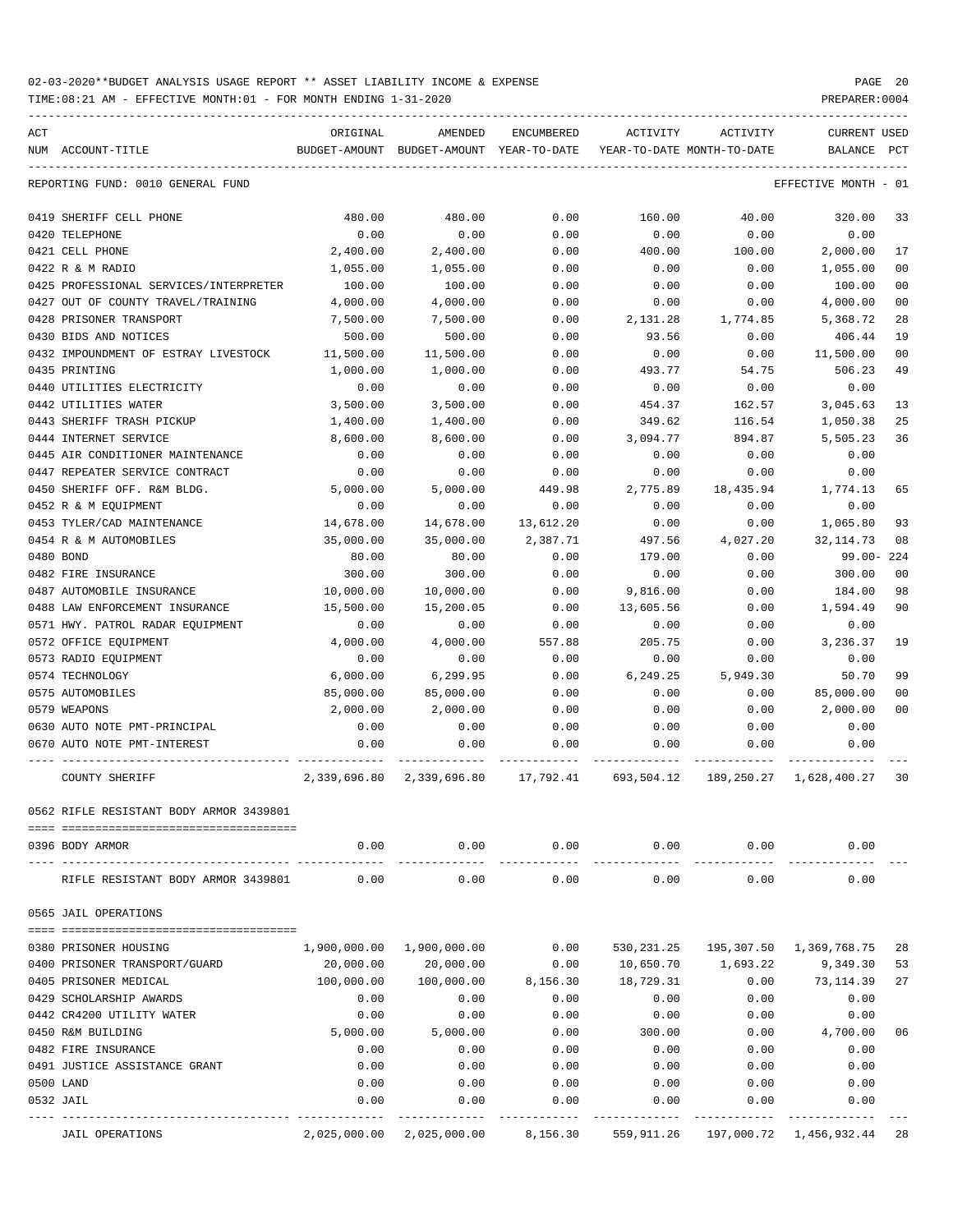02-03-2020**BUDGET ANALYSIS USAGE REPORT ** ASSET LIABILITY INCOME & EXPENSE

TIME:08:21 AM - EFFECTIVE MONTH:01 - FOR MONTH ENDING 1-31-2020

PREPARER:0004

REPORTING FUND: 0010 GENERAL FUND — EFFECTIVE MONTH - 01

| ACT NUM | ACCOUNT-TITLE | ORIGINAL BUDGET-AMOUNT | AMENDED BUDGET-AMOUNT | ENCUMBERED YEAR-TO-DATE | ACTIVITY YEAR-TO-DATE | ACTIVITY MONTH-TO-DATE | CURRENT BALANCE | USED PCT |
|---|---|---|---|---|---|---|---|---|
| 0419 | SHERIFF CELL PHONE | 480.00 | 480.00 | 0.00 | 160.00 | 40.00 | 320.00 | 33 |
| 0420 | TELEPHONE | 0.00 | 0.00 | 0.00 | 0.00 | 0.00 | 0.00 | |
| 0421 | CELL PHONE | 2,400.00 | 2,400.00 | 0.00 | 400.00 | 100.00 | 2,000.00 | 17 |
| 0422 | R & M RADIO | 1,055.00 | 1,055.00 | 0.00 | 0.00 | 0.00 | 1,055.00 | 00 |
| 0425 | PROFESSIONAL SERVICES/INTERPRETER | 100.00 | 100.00 | 0.00 | 0.00 | 0.00 | 100.00 | 00 |
| 0427 | OUT OF COUNTY TRAVEL/TRAINING | 4,000.00 | 4,000.00 | 0.00 | 0.00 | 0.00 | 4,000.00 | 00 |
| 0428 | PRISONER TRANSPORT | 7,500.00 | 7,500.00 | 0.00 | 2,131.28 | 1,774.85 | 5,368.72 | 28 |
| 0430 | BIDS AND NOTICES | 500.00 | 500.00 | 0.00 | 93.56 | 0.00 | 406.44 | 19 |
| 0432 | IMPOUNDMENT OF ESTRAY LIVESTOCK | 11,500.00 | 11,500.00 | 0.00 | 0.00 | 0.00 | 11,500.00 | 00 |
| 0435 | PRINTING | 1,000.00 | 1,000.00 | 0.00 | 493.77 | 54.75 | 506.23 | 49 |
| 0440 | UTILITIES ELECTRICITY | 0.00 | 0.00 | 0.00 | 0.00 | 0.00 | 0.00 | |
| 0442 | UTILITIES WATER | 3,500.00 | 3,500.00 | 0.00 | 454.37 | 162.57 | 3,045.63 | 13 |
| 0443 | SHERIFF TRASH PICKUP | 1,400.00 | 1,400.00 | 0.00 | 349.62 | 116.54 | 1,050.38 | 25 |
| 0444 | INTERNET SERVICE | 8,600.00 | 8,600.00 | 0.00 | 3,094.77 | 894.87 | 5,505.23 | 36 |
| 0445 | AIR CONDITIONER MAINTENANCE | 0.00 | 0.00 | 0.00 | 0.00 | 0.00 | 0.00 | |
| 0447 | REPEATER SERVICE CONTRACT | 0.00 | 0.00 | 0.00 | 0.00 | 0.00 | 0.00 | |
| 0450 | SHERIFF OFF. R&M BLDG. | 5,000.00 | 5,000.00 | 449.98 | 2,775.89 | 18,435.94 | 1,774.13 | 65 |
| 0452 | R & M EQUIPMENT | 0.00 | 0.00 | 0.00 | 0.00 | 0.00 | 0.00 | |
| 0453 | TYLER/CAD MAINTENANCE | 14,678.00 | 14,678.00 | 13,612.20 | 0.00 | 0.00 | 1,065.80 | 93 |
| 0454 | R & M AUTOMOBILES | 35,000.00 | 35,000.00 | 2,387.71 | 497.56 | 4,027.20 | 32,114.73 | 08 |
| 0480 | BOND | 80.00 | 80.00 | 0.00 | 179.00 | 0.00 | 99.00- | 224 |
| 0482 | FIRE INSURANCE | 300.00 | 300.00 | 0.00 | 0.00 | 0.00 | 300.00 | 00 |
| 0487 | AUTOMOBILE INSURANCE | 10,000.00 | 10,000.00 | 0.00 | 9,816.00 | 0.00 | 184.00 | 98 |
| 0488 | LAW ENFORCEMENT INSURANCE | 15,500.00 | 15,200.05 | 0.00 | 13,605.56 | 0.00 | 1,594.49 | 90 |
| 0571 | HWY. PATROL RADAR EQUIPMENT | 0.00 | 0.00 | 0.00 | 0.00 | 0.00 | 0.00 | |
| 0572 | OFFICE EQUIPMENT | 4,000.00 | 4,000.00 | 557.88 | 205.75 | 0.00 | 3,236.37 | 19 |
| 0573 | RADIO EQUIPMENT | 0.00 | 0.00 | 0.00 | 0.00 | 0.00 | 0.00 | |
| 0574 | TECHNOLOGY | 6,000.00 | 6,299.95 | 0.00 | 6,249.25 | 5,949.30 | 50.70 | 99 |
| 0575 | AUTOMOBILES | 85,000.00 | 85,000.00 | 0.00 | 0.00 | 0.00 | 85,000.00 | 00 |
| 0579 | WEAPONS | 2,000.00 | 2,000.00 | 0.00 | 0.00 | 0.00 | 2,000.00 | 00 |
| 0630 | AUTO NOTE PMT-PRINCIPAL | 0.00 | 0.00 | 0.00 | 0.00 | 0.00 | 0.00 | |
| 0670 | AUTO NOTE PMT-INTEREST | 0.00 | 0.00 | 0.00 | 0.00 | 0.00 | 0.00 | |
| | COUNTY SHERIFF | 2,339,696.80 | 2,339,696.80 | 17,792.41 | 693,504.12 | 189,250.27 | 1,628,400.27 | 30 |

0562 RIFLE RESISTANT BODY ARMOR 3439801

| ACT NUM | ACCOUNT-TITLE | ORIGINAL BUDGET-AMOUNT | AMENDED BUDGET-AMOUNT | ENCUMBERED YEAR-TO-DATE | ACTIVITY YEAR-TO-DATE | ACTIVITY MONTH-TO-DATE | CURRENT BALANCE | USED PCT |
|---|---|---|---|---|---|---|---|---|
| 0396 | BODY ARMOR | 0.00 | 0.00 | 0.00 | 0.00 | 0.00 | 0.00 | |
| | RIFLE RESISTANT BODY ARMOR 3439801 | 0.00 | 0.00 | 0.00 | 0.00 | 0.00 | 0.00 | |

0565 JAIL OPERATIONS

| ACT NUM | ACCOUNT-TITLE | ORIGINAL BUDGET-AMOUNT | AMENDED BUDGET-AMOUNT | ENCUMBERED YEAR-TO-DATE | ACTIVITY YEAR-TO-DATE | ACTIVITY MONTH-TO-DATE | CURRENT BALANCE | USED PCT |
|---|---|---|---|---|---|---|---|---|
| 0380 | PRISONER HOUSING | 1,900,000.00 | 1,900,000.00 | 0.00 | 530,231.25 | 195,307.50 | 1,369,768.75 | 28 |
| 0400 | PRISONER TRANSPORT/GUARD | 20,000.00 | 20,000.00 | 0.00 | 10,650.70 | 1,693.22 | 9,349.30 | 53 |
| 0405 | PRISONER MEDICAL | 100,000.00 | 100,000.00 | 8,156.30 | 18,729.31 | 0.00 | 73,114.39 | 27 |
| 0429 | SCHOLARSHIP AWARDS | 0.00 | 0.00 | 0.00 | 0.00 | 0.00 | 0.00 | |
| 0442 | CR4200 UTILITY WATER | 0.00 | 0.00 | 0.00 | 0.00 | 0.00 | 0.00 | |
| 0450 | R&M BUILDING | 5,000.00 | 5,000.00 | 0.00 | 300.00 | 0.00 | 4,700.00 | 06 |
| 0482 | FIRE INSURANCE | 0.00 | 0.00 | 0.00 | 0.00 | 0.00 | 0.00 | |
| 0491 | JUSTICE ASSISTANCE GRANT | 0.00 | 0.00 | 0.00 | 0.00 | 0.00 | 0.00 | |
| 0500 | LAND | 0.00 | 0.00 | 0.00 | 0.00 | 0.00 | 0.00 | |
| 0532 | JAIL | 0.00 | 0.00 | 0.00 | 0.00 | 0.00 | 0.00 | |
| | JAIL OPERATIONS | 2,025,000.00 | 2,025,000.00 | 8,156.30 | 559,911.26 | 197,000.72 | 1,456,932.44 | 28 |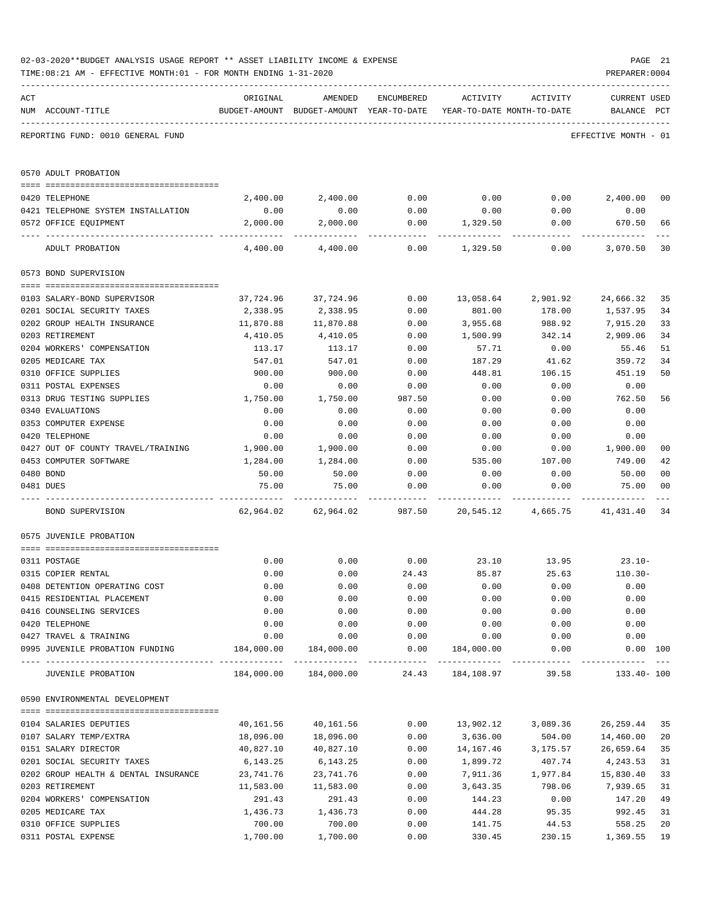02-03-2020**BUDGET ANALYSIS USAGE REPORT ** ASSET LIABILITY INCOME & EXPENSE

TIME:08:21 AM - EFFECTIVE MONTH:01 - FOR MONTH ENDING 1-31-2020

PREPARER:0004

REPORTING FUND: 0010 GENERAL FUND — EFFECTIVE MONTH - 01

| ACT NUM | ACCOUNT-TITLE | ORIGINAL BUDGET-AMOUNT | AMENDED BUDGET-AMOUNT | ENCUMBERED YEAR-TO-DATE | ACTIVITY YEAR-TO-DATE | ACTIVITY MONTH-TO-DATE | CURRENT BALANCE | USED PCT |
|---|---|---|---|---|---|---|---|---|
| | **0570 ADULT PROBATION** | | | | | | | |
| 0420 | TELEPHONE | 2,400.00 | 2,400.00 | 0.00 | 0.00 | 0.00 | 2,400.00 | 00 |
| 0421 | TELEPHONE SYSTEM INSTALLATION | 0.00 | 0.00 | 0.00 | 0.00 | 0.00 | 0.00 | |
| 0572 | OFFICE EQUIPMENT | 2,000.00 | 2,000.00 | 0.00 | 1,329.50 | 0.00 | 670.50 | 66 |
| | ADULT PROBATION | 4,400.00 | 4,400.00 | 0.00 | 1,329.50 | 0.00 | 3,070.50 | 30 |
| | **0573 BOND SUPERVISION** | | | | | | | |
| 0103 | SALARY-BOND SUPERVISOR | 37,724.96 | 37,724.96 | 0.00 | 13,058.64 | 2,901.92 | 24,666.32 | 35 |
| 0201 | SOCIAL SECURITY TAXES | 2,338.95 | 2,338.95 | 0.00 | 801.00 | 178.00 | 1,537.95 | 34 |
| 0202 | GROUP HEALTH INSURANCE | 11,870.88 | 11,870.88 | 0.00 | 3,955.68 | 988.92 | 7,915.20 | 33 |
| 0203 | RETIREMENT | 4,410.05 | 4,410.05 | 0.00 | 1,500.99 | 342.14 | 2,909.06 | 34 |
| 0204 | WORKERS' COMPENSATION | 113.17 | 113.17 | 0.00 | 57.71 | 0.00 | 55.46 | 51 |
| 0205 | MEDICARE TAX | 547.01 | 547.01 | 0.00 | 187.29 | 41.62 | 359.72 | 34 |
| 0310 | OFFICE SUPPLIES | 900.00 | 900.00 | 0.00 | 448.81 | 106.15 | 451.19 | 50 |
| 0311 | POSTAL EXPENSES | 0.00 | 0.00 | 0.00 | 0.00 | 0.00 | 0.00 | |
| 0313 | DRUG TESTING SUPPLIES | 1,750.00 | 1,750.00 | 987.50 | 0.00 | 0.00 | 762.50 | 56 |
| 0340 | EVALUATIONS | 0.00 | 0.00 | 0.00 | 0.00 | 0.00 | 0.00 | |
| 0353 | COMPUTER EXPENSE | 0.00 | 0.00 | 0.00 | 0.00 | 0.00 | 0.00 | |
| 0420 | TELEPHONE | 0.00 | 0.00 | 0.00 | 0.00 | 0.00 | 0.00 | |
| 0427 | OUT OF COUNTY TRAVEL/TRAINING | 1,900.00 | 1,900.00 | 0.00 | 0.00 | 0.00 | 1,900.00 | 00 |
| 0453 | COMPUTER SOFTWARE | 1,284.00 | 1,284.00 | 0.00 | 535.00 | 107.00 | 749.00 | 42 |
| 0480 | BOND | 50.00 | 50.00 | 0.00 | 0.00 | 0.00 | 50.00 | 00 |
| 0481 | DUES | 75.00 | 75.00 | 0.00 | 0.00 | 0.00 | 75.00 | 00 |
| | BOND SUPERVISION | 62,964.02 | 62,964.02 | 987.50 | 20,545.12 | 4,665.75 | 41,431.40 | 34 |
| | **0575 JUVENILE PROBATION** | | | | | | | |
| 0311 | POSTAGE | 0.00 | 0.00 | 0.00 | 23.10 | 13.95 | 23.10- | |
| 0315 | COPIER RENTAL | 0.00 | 0.00 | 24.43 | 85.87 | 25.63 | 110.30- | |
| 0408 | DETENTION OPERATING COST | 0.00 | 0.00 | 0.00 | 0.00 | 0.00 | 0.00 | |
| 0415 | RESIDENTIAL PLACEMENT | 0.00 | 0.00 | 0.00 | 0.00 | 0.00 | 0.00 | |
| 0416 | COUNSELING SERVICES | 0.00 | 0.00 | 0.00 | 0.00 | 0.00 | 0.00 | |
| 0420 | TELEPHONE | 0.00 | 0.00 | 0.00 | 0.00 | 0.00 | 0.00 | |
| 0427 | TRAVEL & TRAINING | 0.00 | 0.00 | 0.00 | 0.00 | 0.00 | 0.00 | |
| 0995 | JUVENILE PROBATION FUNDING | 184,000.00 | 184,000.00 | 0.00 | 184,000.00 | 0.00 | 0.00 | 100 |
| | JUVENILE PROBATION | 184,000.00 | 184,000.00 | 24.43 | 184,108.97 | 39.58 | 133.40- | 100 |
| | **0590 ENVIRONMENTAL DEVELOPMENT** | | | | | | | |
| 0104 | SALARIES DEPUTIES | 40,161.56 | 40,161.56 | 0.00 | 13,902.12 | 3,089.36 | 26,259.44 | 35 |
| 0107 | SALARY TEMP/EXTRA | 18,096.00 | 18,096.00 | 0.00 | 3,636.00 | 504.00 | 14,460.00 | 20 |
| 0151 | SALARY DIRECTOR | 40,827.10 | 40,827.10 | 0.00 | 14,167.46 | 3,175.57 | 26,659.64 | 35 |
| 0201 | SOCIAL SECURITY TAXES | 6,143.25 | 6,143.25 | 0.00 | 1,899.72 | 407.74 | 4,243.53 | 31 |
| 0202 | GROUP HEALTH & DENTAL INSURANCE | 23,741.76 | 23,741.76 | 0.00 | 7,911.36 | 1,977.84 | 15,830.40 | 33 |
| 0203 | RETIREMENT | 11,583.00 | 11,583.00 | 0.00 | 3,643.35 | 798.06 | 7,939.65 | 31 |
| 0204 | WORKERS' COMPENSATION | 291.43 | 291.43 | 0.00 | 144.23 | 0.00 | 147.20 | 49 |
| 0205 | MEDICARE TAX | 1,436.73 | 1,436.73 | 0.00 | 444.28 | 95.35 | 992.45 | 31 |
| 0310 | OFFICE SUPPLIES | 700.00 | 700.00 | 0.00 | 141.75 | 44.53 | 558.25 | 20 |
| 0311 | POSTAL EXPENSE | 1,700.00 | 1,700.00 | 0.00 | 330.45 | 230.15 | 1,369.55 | 19 |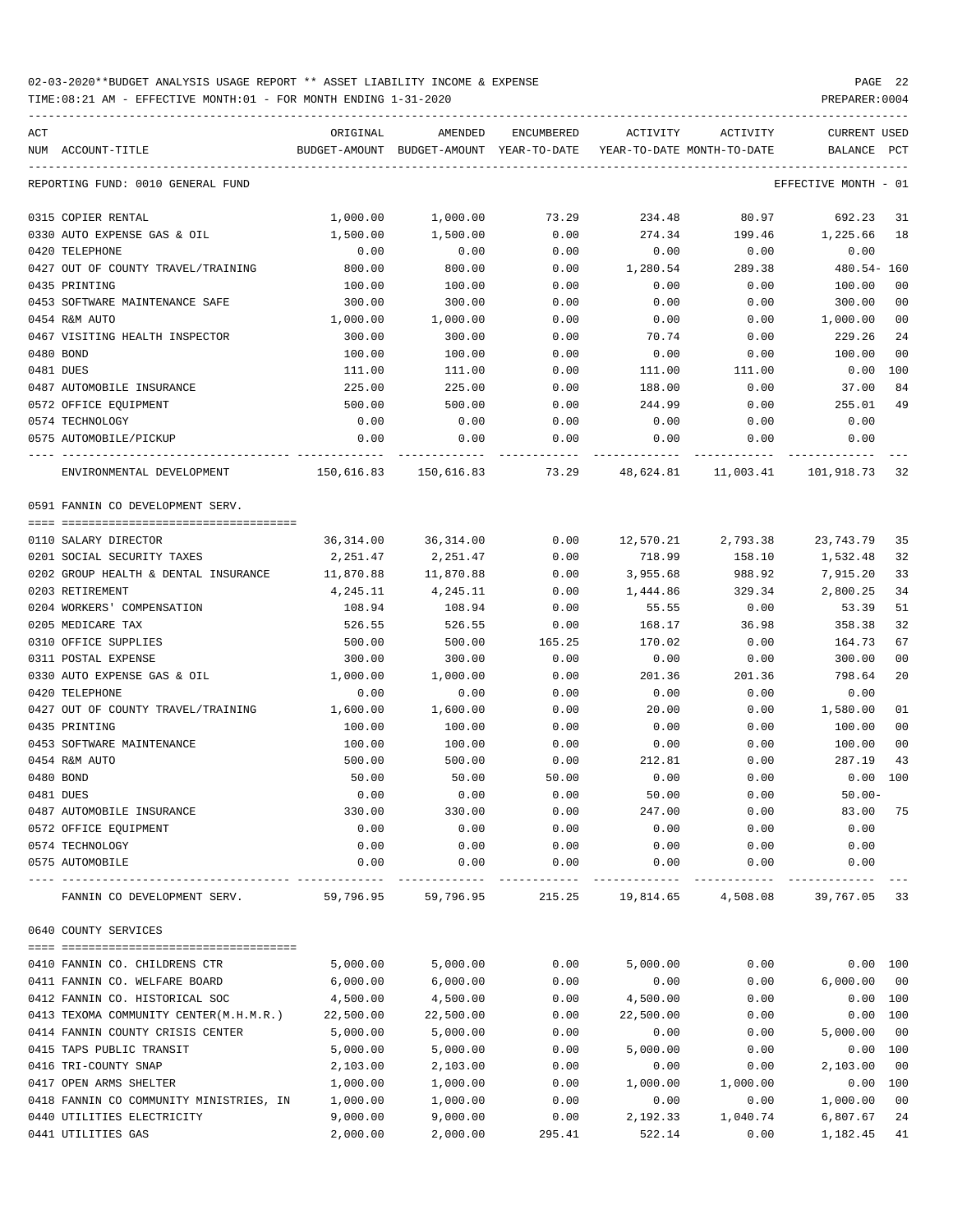02-03-2020**BUDGET ANALYSIS USAGE REPORT ** ASSET LIABILITY INCOME & EXPENSE

TIME:08:21 AM - EFFECTIVE MONTH:01 - FOR MONTH ENDING 1-31-2020 PREPARER:0004

REPORTING FUND: 0010 GENERAL FUND EFFECTIVE MONTH - 01

| ACT NUM | ACCOUNT-TITLE | ORIGINAL BUDGET-AMOUNT | AMENDED BUDGET-AMOUNT | ENCUMBERED YEAR-TO-DATE | ACTIVITY YEAR-TO-DATE | ACTIVITY MONTH-TO-DATE | CURRENT BALANCE | USED PCT |
|---|---|---|---|---|---|---|---|---|
| 0315 | COPIER RENTAL | 1,000.00 | 1,000.00 | 73.29 | 234.48 | 80.97 | 692.23 | 31 |
| 0330 | AUTO EXPENSE GAS & OIL | 1,500.00 | 1,500.00 | 0.00 | 274.34 | 199.46 | 1,225.66 | 18 |
| 0420 | TELEPHONE | 0.00 | 0.00 | 0.00 | 0.00 | 0.00 | 0.00 | |
| 0427 | OUT OF COUNTY TRAVEL/TRAINING | 800.00 | 800.00 | 0.00 | 1,280.54 | 289.38 | 480.54- | 160 |
| 0435 | PRINTING | 100.00 | 100.00 | 0.00 | 0.00 | 0.00 | 100.00 | 00 |
| 0453 | SOFTWARE MAINTENANCE SAFE | 300.00 | 300.00 | 0.00 | 0.00 | 0.00 | 300.00 | 00 |
| 0454 | R&M AUTO | 1,000.00 | 1,000.00 | 0.00 | 0.00 | 0.00 | 1,000.00 | 00 |
| 0467 | VISITING HEALTH INSPECTOR | 300.00 | 300.00 | 0.00 | 70.74 | 0.00 | 229.26 | 24 |
| 0480 | BOND | 100.00 | 100.00 | 0.00 | 0.00 | 0.00 | 100.00 | 00 |
| 0481 | DUES | 111.00 | 111.00 | 0.00 | 111.00 | 111.00 | 0.00 | 100 |
| 0487 | AUTOMOBILE INSURANCE | 225.00 | 225.00 | 0.00 | 188.00 | 0.00 | 37.00 | 84 |
| 0572 | OFFICE EQUIPMENT | 500.00 | 500.00 | 0.00 | 244.99 | 0.00 | 255.01 | 49 |
| 0574 | TECHNOLOGY | 0.00 | 0.00 | 0.00 | 0.00 | 0.00 | 0.00 | |
| 0575 | AUTOMOBILE/PICKUP | 0.00 | 0.00 | 0.00 | 0.00 | 0.00 | 0.00 | |
| | ENVIRONMENTAL DEVELOPMENT | 150,616.83 | 150,616.83 | 73.29 | 48,624.81 | 11,003.41 | 101,918.73 | 32 |

0591 FANNIN CO DEVELOPMENT SERV.

| ACT NUM | ACCOUNT-TITLE | ORIGINAL BUDGET-AMOUNT | AMENDED BUDGET-AMOUNT | ENCUMBERED YEAR-TO-DATE | ACTIVITY YEAR-TO-DATE | ACTIVITY MONTH-TO-DATE | CURRENT BALANCE | USED PCT |
|---|---|---|---|---|---|---|---|---|
| 0110 | SALARY DIRECTOR | 36,314.00 | 36,314.00 | 0.00 | 12,570.21 | 2,793.38 | 23,743.79 | 35 |
| 0201 | SOCIAL SECURITY TAXES | 2,251.47 | 2,251.47 | 0.00 | 718.99 | 158.10 | 1,532.48 | 32 |
| 0202 | GROUP HEALTH & DENTAL INSURANCE | 11,870.88 | 11,870.88 | 0.00 | 3,955.68 | 988.92 | 7,915.20 | 33 |
| 0203 | RETIREMENT | 4,245.11 | 4,245.11 | 0.00 | 1,444.86 | 329.34 | 2,800.25 | 34 |
| 0204 | WORKERS' COMPENSATION | 108.94 | 108.94 | 0.00 | 55.55 | 0.00 | 53.39 | 51 |
| 0205 | MEDICARE TAX | 526.55 | 526.55 | 0.00 | 168.17 | 36.98 | 358.38 | 32 |
| 0310 | OFFICE SUPPLIES | 500.00 | 500.00 | 165.25 | 170.02 | 0.00 | 164.73 | 67 |
| 0311 | POSTAL EXPENSE | 300.00 | 300.00 | 0.00 | 0.00 | 0.00 | 300.00 | 00 |
| 0330 | AUTO EXPENSE GAS & OIL | 1,000.00 | 1,000.00 | 0.00 | 201.36 | 201.36 | 798.64 | 20 |
| 0420 | TELEPHONE | 0.00 | 0.00 | 0.00 | 0.00 | 0.00 | 0.00 | |
| 0427 | OUT OF COUNTY TRAVEL/TRAINING | 1,600.00 | 1,600.00 | 0.00 | 20.00 | 0.00 | 1,580.00 | 01 |
| 0435 | PRINTING | 100.00 | 100.00 | 0.00 | 0.00 | 0.00 | 100.00 | 00 |
| 0453 | SOFTWARE MAINTENANCE | 100.00 | 100.00 | 0.00 | 0.00 | 0.00 | 100.00 | 00 |
| 0454 | R&M AUTO | 500.00 | 500.00 | 0.00 | 212.81 | 0.00 | 287.19 | 43 |
| 0480 | BOND | 50.00 | 50.00 | 50.00 | 0.00 | 0.00 | 0.00 | 100 |
| 0481 | DUES | 0.00 | 0.00 | 0.00 | 50.00 | 0.00 | 50.00- | |
| 0487 | AUTOMOBILE INSURANCE | 330.00 | 330.00 | 0.00 | 247.00 | 0.00 | 83.00 | 75 |
| 0572 | OFFICE EQUIPMENT | 0.00 | 0.00 | 0.00 | 0.00 | 0.00 | 0.00 | |
| 0574 | TECHNOLOGY | 0.00 | 0.00 | 0.00 | 0.00 | 0.00 | 0.00 | |
| 0575 | AUTOMOBILE | 0.00 | 0.00 | 0.00 | 0.00 | 0.00 | 0.00 | |
| | FANNIN CO DEVELOPMENT SERV. | 59,796.95 | 59,796.95 | 215.25 | 19,814.65 | 4,508.08 | 39,767.05 | 33 |

0640 COUNTY SERVICES

| ACT NUM | ACCOUNT-TITLE | ORIGINAL BUDGET-AMOUNT | AMENDED BUDGET-AMOUNT | ENCUMBERED YEAR-TO-DATE | ACTIVITY YEAR-TO-DATE | ACTIVITY MONTH-TO-DATE | CURRENT BALANCE | USED PCT |
|---|---|---|---|---|---|---|---|---|
| 0410 | FANNIN CO. CHILDRENS CTR | 5,000.00 | 5,000.00 | 0.00 | 5,000.00 | 0.00 | 0.00 | 100 |
| 0411 | FANNIN CO. WELFARE BOARD | 6,000.00 | 6,000.00 | 0.00 | 0.00 | 0.00 | 6,000.00 | 00 |
| 0412 | FANNIN CO. HISTORICAL SOC | 4,500.00 | 4,500.00 | 0.00 | 4,500.00 | 0.00 | 0.00 | 100 |
| 0413 | TEXOMA COMMUNITY CENTER(M.H.M.R.) | 22,500.00 | 22,500.00 | 0.00 | 22,500.00 | 0.00 | 0.00 | 100 |
| 0414 | FANNIN COUNTY CRISIS CENTER | 5,000.00 | 5,000.00 | 0.00 | 0.00 | 0.00 | 5,000.00 | 00 |
| 0415 | TAPS PUBLIC TRANSIT | 5,000.00 | 5,000.00 | 0.00 | 5,000.00 | 0.00 | 0.00 | 100 |
| 0416 | TRI-COUNTY SNAP | 2,103.00 | 2,103.00 | 0.00 | 0.00 | 0.00 | 2,103.00 | 00 |
| 0417 | OPEN ARMS SHELTER | 1,000.00 | 1,000.00 | 0.00 | 1,000.00 | 1,000.00 | 0.00 | 100 |
| 0418 | FANNIN CO COMMUNITY MINISTRIES, IN | 1,000.00 | 1,000.00 | 0.00 | 0.00 | 0.00 | 1,000.00 | 00 |
| 0440 | UTILITIES ELECTRICITY | 9,000.00 | 9,000.00 | 0.00 | 2,192.33 | 1,040.74 | 6,807.67 | 24 |
| 0441 | UTILITIES GAS | 2,000.00 | 2,000.00 | 295.41 | 522.14 | 0.00 | 1,182.45 | 41 |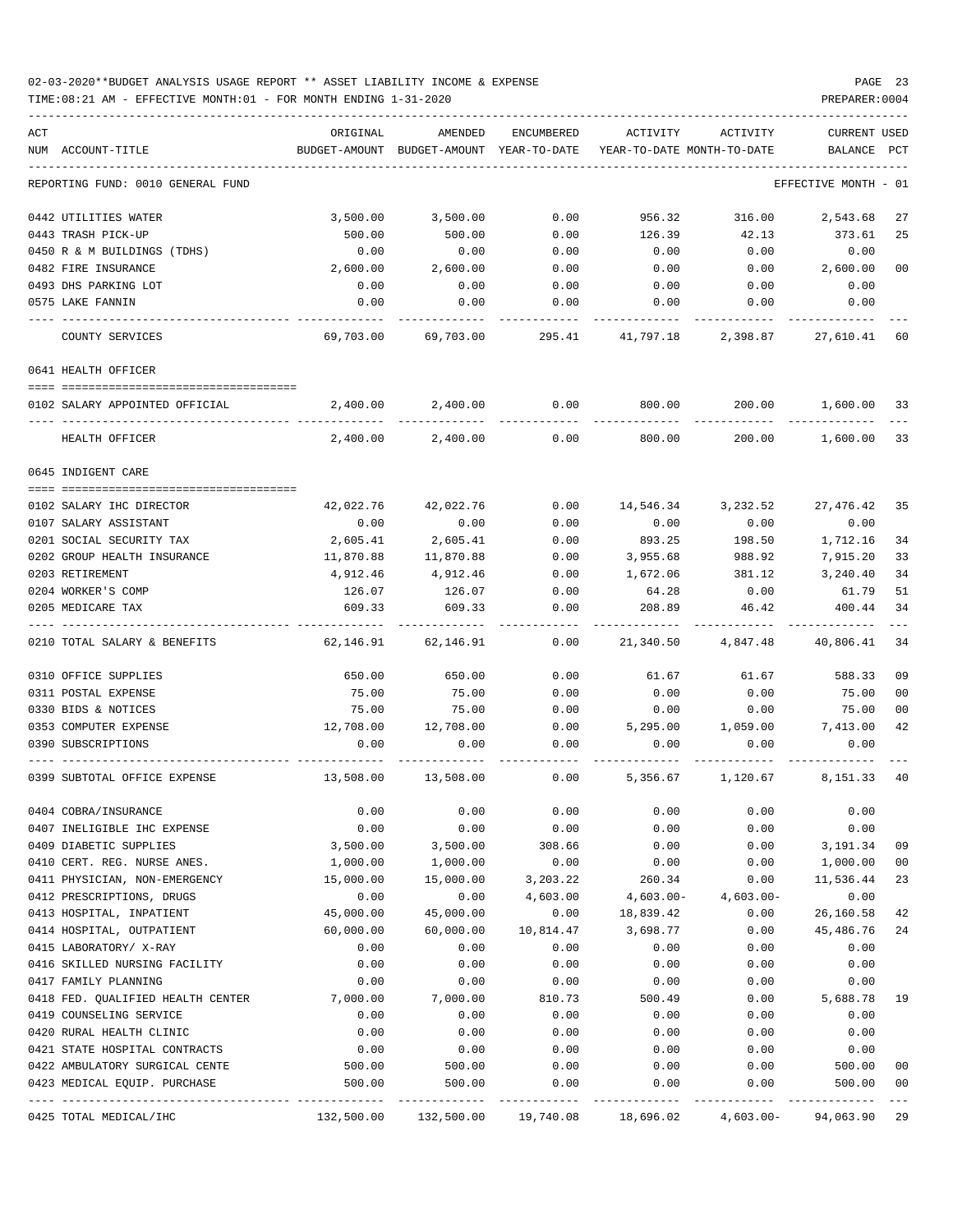02-03-2020**BUDGET ANALYSIS USAGE REPORT ** ASSET LIABILITY INCOME & EXPENSE

TIME:08:21 AM - EFFECTIVE MONTH:01 - FOR MONTH ENDING 1-31-2020

PREPARER:0004

| ACT NUM | ACCOUNT-TITLE | ORIGINAL BUDGET-AMOUNT | AMENDED BUDGET-AMOUNT | ENCUMBERED YEAR-TO-DATE | ACTIVITY YEAR-TO-DATE | ACTIVITY MONTH-TO-DATE | CURRENT BALANCE | USED PCT |
|---|---|---|---|---|---|---|---|---|
| | REPORTING FUND: 0010 GENERAL FUND | | | | | | EFFECTIVE MONTH - 01 | |
| 0442 | UTILITIES WATER | 3,500.00 | 3,500.00 | 0.00 | 956.32 | 316.00 | 2,543.68 | 27 |
| 0443 | TRASH PICK-UP | 500.00 | 500.00 | 0.00 | 126.39 | 42.13 | 373.61 | 25 |
| 0450 | R & M BUILDINGS (TDHS) | 0.00 | 0.00 | 0.00 | 0.00 | 0.00 | 0.00 | |
| 0482 | FIRE INSURANCE | 2,600.00 | 2,600.00 | 0.00 | 0.00 | 0.00 | 2,600.00 | 00 |
| 0493 | DHS PARKING LOT | 0.00 | 0.00 | 0.00 | 0.00 | 0.00 | 0.00 | |
| 0575 | LAKE FANNIN | 0.00 | 0.00 | 0.00 | 0.00 | 0.00 | 0.00 | |
| | COUNTY SERVICES | 69,703.00 | 69,703.00 | 295.41 | 41,797.18 | 2,398.87 | 27,610.41 | 60 |
| | 0641 HEALTH OFFICER | | | | | | | |
| 0102 | SALARY APPOINTED OFFICIAL | 2,400.00 | 2,400.00 | 0.00 | 800.00 | 200.00 | 1,600.00 | 33 |
| | HEALTH OFFICER | 2,400.00 | 2,400.00 | 0.00 | 800.00 | 200.00 | 1,600.00 | 33 |
| | 0645 INDIGENT CARE | | | | | | | |
| 0102 | SALARY IHC DIRECTOR | 42,022.76 | 42,022.76 | 0.00 | 14,546.34 | 3,232.52 | 27,476.42 | 35 |
| 0107 | SALARY ASSISTANT | 0.00 | 0.00 | 0.00 | 0.00 | 0.00 | 0.00 | |
| 0201 | SOCIAL SECURITY TAX | 2,605.41 | 2,605.41 | 0.00 | 893.25 | 198.50 | 1,712.16 | 34 |
| 0202 | GROUP HEALTH INSURANCE | 11,870.88 | 11,870.88 | 0.00 | 3,955.68 | 988.92 | 7,915.20 | 33 |
| 0203 | RETIREMENT | 4,912.46 | 4,912.46 | 0.00 | 1,672.06 | 381.12 | 3,240.40 | 34 |
| 0204 | WORKER'S COMP | 126.07 | 126.07 | 0.00 | 64.28 | 0.00 | 61.79 | 51 |
| 0205 | MEDICARE TAX | 609.33 | 609.33 | 0.00 | 208.89 | 46.42 | 400.44 | 34 |
| 0210 | TOTAL SALARY & BENEFITS | 62,146.91 | 62,146.91 | 0.00 | 21,340.50 | 4,847.48 | 40,806.41 | 34 |
| 0310 | OFFICE SUPPLIES | 650.00 | 650.00 | 0.00 | 61.67 | 61.67 | 588.33 | 09 |
| 0311 | POSTAL EXPENSE | 75.00 | 75.00 | 0.00 | 0.00 | 0.00 | 75.00 | 00 |
| 0330 | BIDS & NOTICES | 75.00 | 75.00 | 0.00 | 0.00 | 0.00 | 75.00 | 00 |
| 0353 | COMPUTER EXPENSE | 12,708.00 | 12,708.00 | 0.00 | 5,295.00 | 1,059.00 | 7,413.00 | 42 |
| 0390 | SUBSCRIPTIONS | 0.00 | 0.00 | 0.00 | 0.00 | 0.00 | 0.00 | |
| 0399 | SUBTOTAL OFFICE EXPENSE | 13,508.00 | 13,508.00 | 0.00 | 5,356.67 | 1,120.67 | 8,151.33 | 40 |
| 0404 | COBRA/INSURANCE | 0.00 | 0.00 | 0.00 | 0.00 | 0.00 | 0.00 | |
| 0407 | INELIGIBLE IHC EXPENSE | 0.00 | 0.00 | 0.00 | 0.00 | 0.00 | 0.00 | |
| 0409 | DIABETIC SUPPLIES | 3,500.00 | 3,500.00 | 308.66 | 0.00 | 0.00 | 3,191.34 | 09 |
| 0410 | CERT. REG. NURSE ANES. | 1,000.00 | 1,000.00 | 0.00 | 0.00 | 0.00 | 1,000.00 | 00 |
| 0411 | PHYSICIAN, NON-EMERGENCY | 15,000.00 | 15,000.00 | 3,203.22 | 260.34 | 0.00 | 11,536.44 | 23 |
| 0412 | PRESCRIPTIONS, DRUGS | 0.00 | 0.00 | 4,603.00 | 4,603.00- | 4,603.00- | 0.00 | |
| 0413 | HOSPITAL, INPATIENT | 45,000.00 | 45,000.00 | 0.00 | 18,839.42 | 0.00 | 26,160.58 | 42 |
| 0414 | HOSPITAL, OUTPATIENT | 60,000.00 | 60,000.00 | 10,814.47 | 3,698.77 | 0.00 | 45,486.76 | 24 |
| 0415 | LABORATORY/ X-RAY | 0.00 | 0.00 | 0.00 | 0.00 | 0.00 | 0.00 | |
| 0416 | SKILLED NURSING FACILITY | 0.00 | 0.00 | 0.00 | 0.00 | 0.00 | 0.00 | |
| 0417 | FAMILY PLANNING | 0.00 | 0.00 | 0.00 | 0.00 | 0.00 | 0.00 | |
| 0418 | FED. QUALIFIED HEALTH CENTER | 7,000.00 | 7,000.00 | 810.73 | 500.49 | 0.00 | 5,688.78 | 19 |
| 0419 | COUNSELING SERVICE | 0.00 | 0.00 | 0.00 | 0.00 | 0.00 | 0.00 | |
| 0420 | RURAL HEALTH CLINIC | 0.00 | 0.00 | 0.00 | 0.00 | 0.00 | 0.00 | |
| 0421 | STATE HOSPITAL CONTRACTS | 0.00 | 0.00 | 0.00 | 0.00 | 0.00 | 0.00 | |
| 0422 | AMBULATORY SURGICAL CENTE | 500.00 | 500.00 | 0.00 | 0.00 | 0.00 | 500.00 | 00 |
| 0423 | MEDICAL EQUIP. PURCHASE | 500.00 | 500.00 | 0.00 | 0.00 | 0.00 | 500.00 | 00 |
| 0425 | TOTAL MEDICAL/IHC | 132,500.00 | 132,500.00 | 19,740.08 | 18,696.02 | 4,603.00- | 94,063.90 | 29 |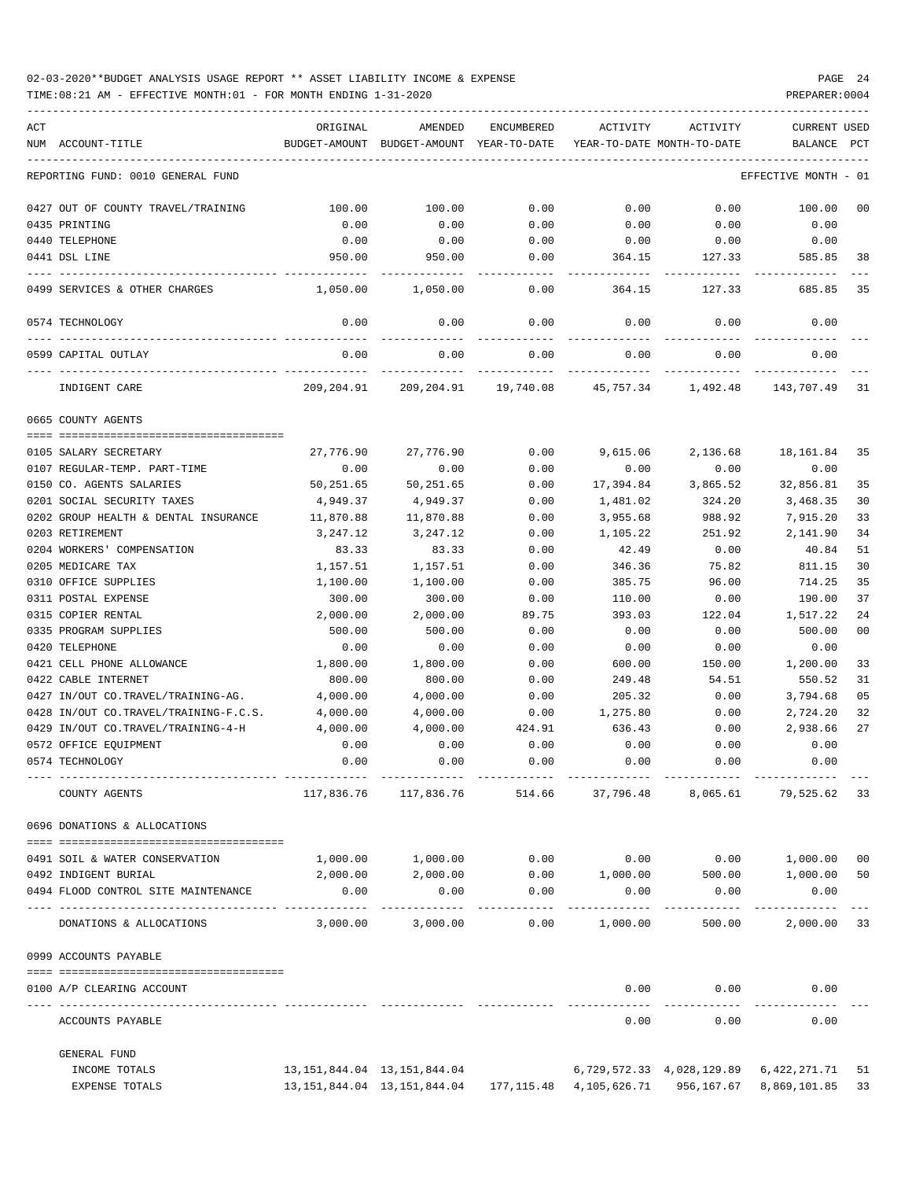02-03-2020**BUDGET ANALYSIS USAGE REPORT ** ASSET LIABILITY INCOME & EXPENSE

TIME:08:21 AM - EFFECTIVE MONTH:01 - FOR MONTH ENDING 1-31-2020

PREPARER:0004

| ACT NUM | ACCOUNT-TITLE | ORIGINAL BUDGET-AMOUNT | AMENDED BUDGET-AMOUNT | ENCUMBERED YEAR-TO-DATE | ACTIVITY YEAR-TO-DATE | ACTIVITY MONTH-TO-DATE | CURRENT BALANCE | USED PCT |
|---|---|---|---|---|---|---|---|---|
| | REPORTING FUND: 0010 GENERAL FUND | | | | | | EFFECTIVE MONTH - 01 | |
| 0427 | OUT OF COUNTY TRAVEL/TRAINING | 100.00 | 100.00 | 0.00 | 0.00 | 0.00 | 100.00 | 00 |
| 0435 | PRINTING | 0.00 | 0.00 | 0.00 | 0.00 | 0.00 | 0.00 | |
| 0440 | TELEPHONE | 0.00 | 0.00 | 0.00 | 0.00 | 0.00 | 0.00 | |
| 0441 | DSL LINE | 950.00 | 950.00 | 0.00 | 364.15 | 127.33 | 585.85 | 38 |
| 0499 | SERVICES & OTHER CHARGES | 1,050.00 | 1,050.00 | 0.00 | 364.15 | 127.33 | 685.85 | 35 |
| 0574 | TECHNOLOGY | 0.00 | 0.00 | 0.00 | 0.00 | 0.00 | 0.00 | |
| 0599 | CAPITAL OUTLAY | 0.00 | 0.00 | 0.00 | 0.00 | 0.00 | 0.00 | |
| | INDIGENT CARE | 209,204.91 | 209,204.91 | 19,740.08 | 45,757.34 | 1,492.48 | 143,707.49 | 31 |
| 0665 | COUNTY AGENTS | | | | | | | |
| 0105 | SALARY SECRETARY | 27,776.90 | 27,776.90 | 0.00 | 9,615.06 | 2,136.68 | 18,161.84 | 35 |
| 0107 | REGULAR-TEMP. PART-TIME | 0.00 | 0.00 | 0.00 | 0.00 | 0.00 | 0.00 | |
| 0150 | CO. AGENTS SALARIES | 50,251.65 | 50,251.65 | 0.00 | 17,394.84 | 3,865.52 | 32,856.81 | 35 |
| 0201 | SOCIAL SECURITY TAXES | 4,949.37 | 4,949.37 | 0.00 | 1,481.02 | 324.20 | 3,468.35 | 30 |
| 0202 | GROUP HEALTH & DENTAL INSURANCE | 11,870.88 | 11,870.88 | 0.00 | 3,955.68 | 988.92 | 7,915.20 | 33 |
| 0203 | RETIREMENT | 3,247.12 | 3,247.12 | 0.00 | 1,105.22 | 251.92 | 2,141.90 | 34 |
| 0204 | WORKERS' COMPENSATION | 83.33 | 83.33 | 0.00 | 42.49 | 0.00 | 40.84 | 51 |
| 0205 | MEDICARE TAX | 1,157.51 | 1,157.51 | 0.00 | 346.36 | 75.82 | 811.15 | 30 |
| 0310 | OFFICE SUPPLIES | 1,100.00 | 1,100.00 | 0.00 | 385.75 | 96.00 | 714.25 | 35 |
| 0311 | POSTAL EXPENSE | 300.00 | 300.00 | 0.00 | 110.00 | 0.00 | 190.00 | 37 |
| 0315 | COPIER RENTAL | 2,000.00 | 2,000.00 | 89.75 | 393.03 | 122.04 | 1,517.22 | 24 |
| 0335 | PROGRAM SUPPLIES | 500.00 | 500.00 | 0.00 | 0.00 | 0.00 | 500.00 | 00 |
| 0420 | TELEPHONE | 0.00 | 0.00 | 0.00 | 0.00 | 0.00 | 0.00 | |
| 0421 | CELL PHONE ALLOWANCE | 1,800.00 | 1,800.00 | 0.00 | 600.00 | 150.00 | 1,200.00 | 33 |
| 0422 | CABLE INTERNET | 800.00 | 800.00 | 0.00 | 249.48 | 54.51 | 550.52 | 31 |
| 0427 | IN/OUT CO.TRAVEL/TRAINING-AG. | 4,000.00 | 4,000.00 | 0.00 | 205.32 | 0.00 | 3,794.68 | 05 |
| 0428 | IN/OUT CO.TRAVEL/TRAINING-F.C.S. | 4,000.00 | 4,000.00 | 0.00 | 1,275.80 | 0.00 | 2,724.20 | 32 |
| 0429 | IN/OUT CO.TRAVEL/TRAINING-4-H | 4,000.00 | 4,000.00 | 424.91 | 636.43 | 0.00 | 2,938.66 | 27 |
| 0572 | OFFICE EQUIPMENT | 0.00 | 0.00 | 0.00 | 0.00 | 0.00 | 0.00 | |
| 0574 | TECHNOLOGY | 0.00 | 0.00 | 0.00 | 0.00 | 0.00 | 0.00 | |
| | COUNTY AGENTS | 117,836.76 | 117,836.76 | 514.66 | 37,796.48 | 8,065.61 | 79,525.62 | 33 |
| 0696 | DONATIONS & ALLOCATIONS | | | | | | | |
| 0491 | SOIL & WATER CONSERVATION | 1,000.00 | 1,000.00 | 0.00 | 0.00 | 0.00 | 1,000.00 | 00 |
| 0492 | INDIGENT BURIAL | 2,000.00 | 2,000.00 | 0.00 | 1,000.00 | 500.00 | 1,000.00 | 50 |
| 0494 | FLOOD CONTROL SITE MAINTENANCE | 0.00 | 0.00 | 0.00 | 0.00 | 0.00 | 0.00 | |
| | DONATIONS & ALLOCATIONS | 3,000.00 | 3,000.00 | 0.00 | 1,000.00 | 500.00 | 2,000.00 | 33 |
| 0999 | ACCOUNTS PAYABLE | | | | | | | |
| 0100 | A/P CLEARING ACCOUNT | | | | 0.00 | 0.00 | 0.00 | |
| | ACCOUNTS PAYABLE | | | | 0.00 | 0.00 | 0.00 | |
| | GENERAL FUND | | | | | | | |
| | INCOME TOTALS | 13,151,844.04 | 13,151,844.04 | | 6,729,572.33 | 4,028,129.89 | 6,422,271.71 | 51 |
| | EXPENSE TOTALS | 13,151,844.04 | 13,151,844.04 | 177,115.48 | 4,105,626.71 | 956,167.67 | 8,869,101.85 | 33 |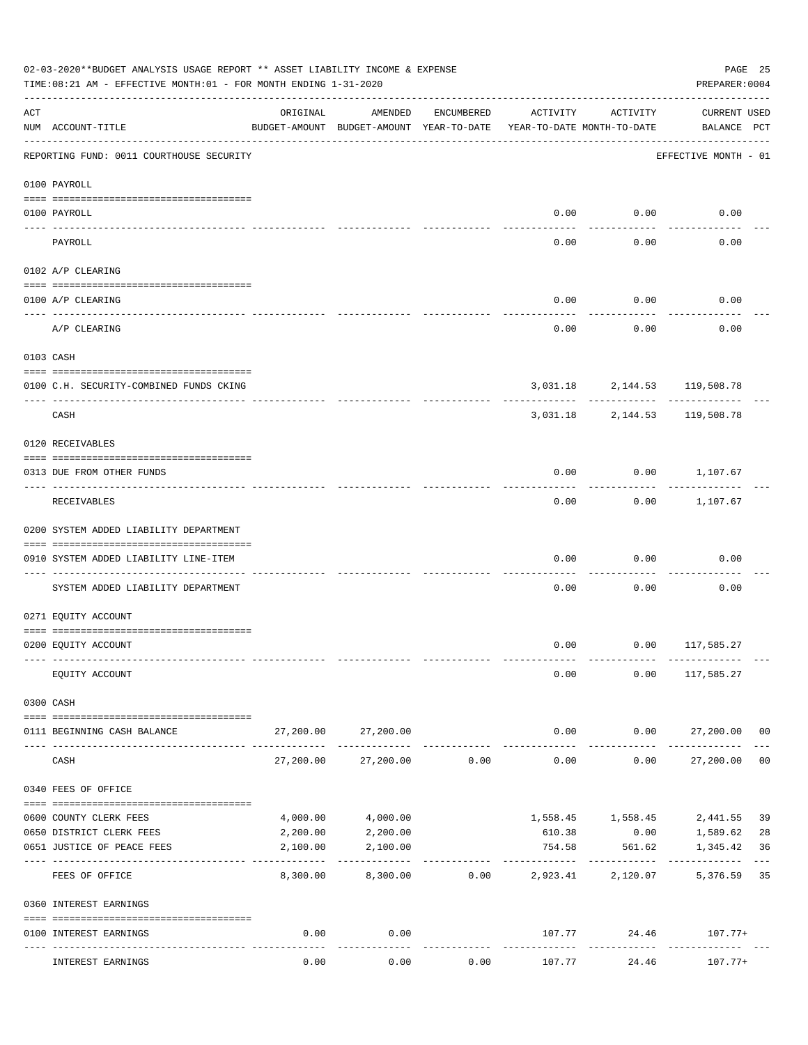02-03-2020**BUDGET ANALYSIS USAGE REPORT ** ASSET LIABILITY INCOME & EXPENSE

TIME:08:21 AM - EFFECTIVE MONTH:01 - FOR MONTH ENDING 1-31-2020

PREPARER:0004

| ACT NUM | ACCOUNT-TITLE | ORIGINAL BUDGET-AMOUNT | AMENDED BUDGET-AMOUNT | ENCUMBERED YEAR-TO-DATE | ACTIVITY YEAR-TO-DATE | ACTIVITY MONTH-TO-DATE | CURRENT BALANCE | USED PCT |
|---|---|---|---|---|---|---|---|---|
| | REPORTING FUND: 0011 COURTHOUSE SECURITY | | | | | | EFFECTIVE MONTH - 01 | |
| | 0100 PAYROLL | | | | | | | |
| 0100 | PAYROLL | | | | 0.00 | 0.00 | 0.00 | |
| | PAYROLL | | | | 0.00 | 0.00 | 0.00 | |
| | 0102 A/P CLEARING | | | | | | | |
| 0100 | A/P CLEARING | | | | 0.00 | 0.00 | 0.00 | |
| | A/P CLEARING | | | | 0.00 | 0.00 | 0.00 | |
| | 0103 CASH | | | | | | | |
| 0100 | C.H. SECURITY-COMBINED FUNDS CKING | | | | 3,031.18 | 2,144.53 | 119,508.78 | |
| | CASH | | | | 3,031.18 | 2,144.53 | 119,508.78 | |
| | 0120 RECEIVABLES | | | | | | | |
| 0313 | DUE FROM OTHER FUNDS | | | | 0.00 | 0.00 | 1,107.67 | |
| | RECEIVABLES | | | | 0.00 | 0.00 | 1,107.67 | |
| | 0200 SYSTEM ADDED LIABILITY DEPARTMENT | | | | | | | |
| 0910 | SYSTEM ADDED LIABILITY LINE-ITEM | | | | 0.00 | 0.00 | 0.00 | |
| | SYSTEM ADDED LIABILITY DEPARTMENT | | | | 0.00 | 0.00 | 0.00 | |
| | 0271 EQUITY ACCOUNT | | | | | | | |
| 0200 | EQUITY ACCOUNT | | | | 0.00 | 0.00 | 117,585.27 | |
| | EQUITY ACCOUNT | | | | 0.00 | 0.00 | 117,585.27 | |
| | 0300 CASH | | | | | | | |
| 0111 | BEGINNING CASH BALANCE | 27,200.00 | 27,200.00 | | 0.00 | 0.00 | 27,200.00 | 00 |
| | CASH | 27,200.00 | 27,200.00 | 0.00 | 0.00 | 0.00 | 27,200.00 | 00 |
| | 0340 FEES OF OFFICE | | | | | | | |
| 0600 | COUNTY CLERK FEES | 4,000.00 | 4,000.00 | | 1,558.45 | 1,558.45 | 2,441.55 | 39 |
| 0650 | DISTRICT CLERK FEES | 2,200.00 | 2,200.00 | | 610.38 | 0.00 | 1,589.62 | 28 |
| 0651 | JUSTICE OF PEACE FEES | 2,100.00 | 2,100.00 | | 754.58 | 561.62 | 1,345.42 | 36 |
| | FEES OF OFFICE | 8,300.00 | 8,300.00 | 0.00 | 2,923.41 | 2,120.07 | 5,376.59 | 35 |
| | 0360 INTEREST EARNINGS | | | | | | | |
| 0100 | INTEREST EARNINGS | 0.00 | 0.00 | | 107.77 | 24.46 | 107.77+ | |
| | INTEREST EARNINGS | 0.00 | 0.00 | 0.00 | 107.77 | 24.46 | 107.77+ | |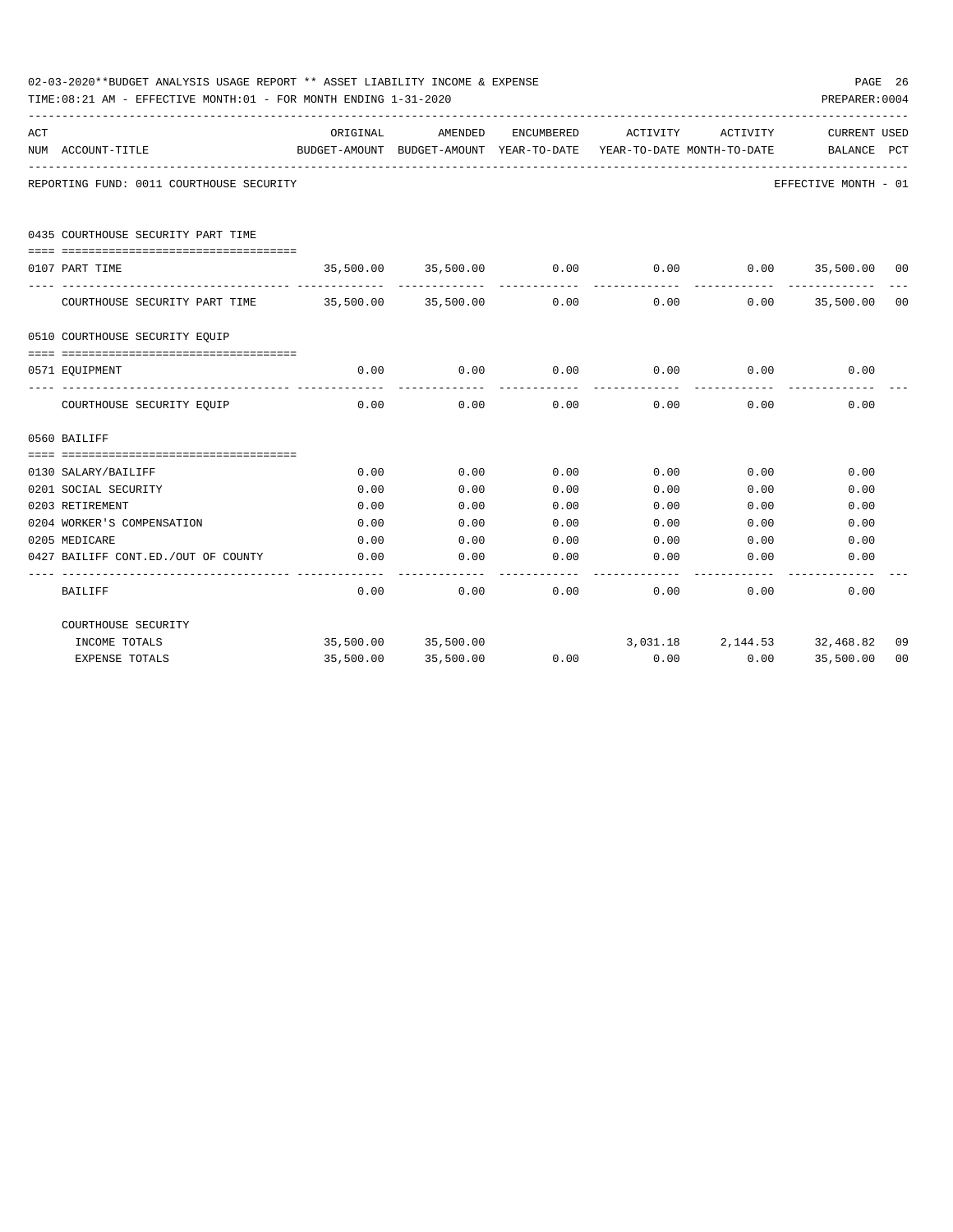02-03-2020**BUDGET ANALYSIS USAGE REPORT ** ASSET LIABILITY INCOME & EXPENSE

TIME:08:21 AM - EFFECTIVE MONTH:01 - FOR MONTH ENDING 1-31-2020

PREPARER:0004

REPORTING FUND: 0011 COURTHOUSE SECURITY — EFFECTIVE MONTH - 01

| ACT NUM | ACCOUNT-TITLE | ORIGINAL BUDGET-AMOUNT | AMENDED BUDGET-AMOUNT | ENCUMBERED YEAR-TO-DATE | ACTIVITY YEAR-TO-DATE | ACTIVITY MONTH-TO-DATE | CURRENT BALANCE | USED PCT |
|---|---|---|---|---|---|---|---|---|
| | **0435 COURTHOUSE SECURITY PART TIME** | | | | | | | |
| 0107 | PART TIME | 35,500.00 | 35,500.00 | 0.00 | 0.00 | 0.00 | 35,500.00 | 00 |
| | COURTHOUSE SECURITY PART TIME | 35,500.00 | 35,500.00 | 0.00 | 0.00 | 0.00 | 35,500.00 | 00 |
| | **0510 COURTHOUSE SECURITY EQUIP** | | | | | | | |
| 0571 | EQUIPMENT | 0.00 | 0.00 | 0.00 | 0.00 | 0.00 | 0.00 | |
| | COURTHOUSE SECURITY EQUIP | 0.00 | 0.00 | 0.00 | 0.00 | 0.00 | 0.00 | |
| | **0560 BAILIFF** | | | | | | | |
| 0130 | SALARY/BAILIFF | 0.00 | 0.00 | 0.00 | 0.00 | 0.00 | 0.00 | |
| 0201 | SOCIAL SECURITY | 0.00 | 0.00 | 0.00 | 0.00 | 0.00 | 0.00 | |
| 0203 | RETIREMENT | 0.00 | 0.00 | 0.00 | 0.00 | 0.00 | 0.00 | |
| 0204 | WORKER'S COMPENSATION | 0.00 | 0.00 | 0.00 | 0.00 | 0.00 | 0.00 | |
| 0205 | MEDICARE | 0.00 | 0.00 | 0.00 | 0.00 | 0.00 | 0.00 | |
| 0427 | BAILIFF CONT.ED./OUT OF COUNTY | 0.00 | 0.00 | 0.00 | 0.00 | 0.00 | 0.00 | |
| | BAILIFF | 0.00 | 0.00 | 0.00 | 0.00 | 0.00 | 0.00 | |
| | **COURTHOUSE SECURITY** | | | | | | | |
| | INCOME TOTALS | 35,500.00 | 35,500.00 | | 3,031.18 | 2,144.53 | 32,468.82 | 09 |
| | EXPENSE TOTALS | 35,500.00 | 35,500.00 | 0.00 | 0.00 | 0.00 | 35,500.00 | 00 |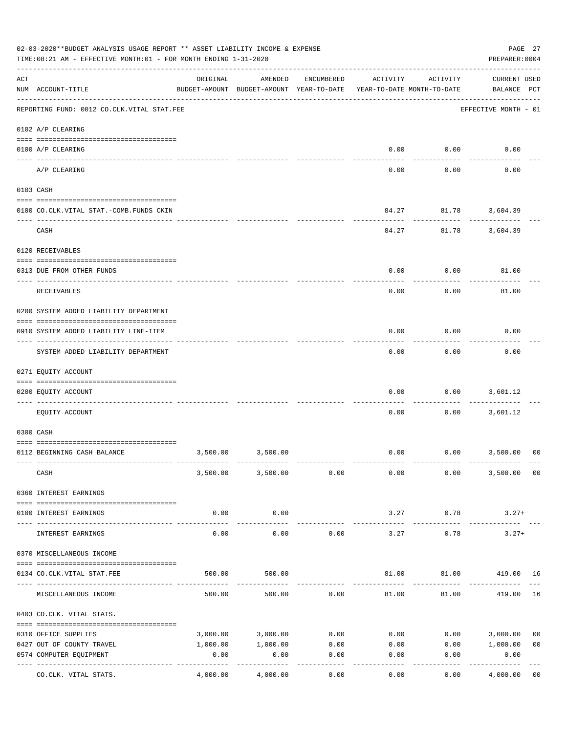02-03-2020**BUDGET ANALYSIS USAGE REPORT ** ASSET LIABILITY INCOME & EXPENSE

TIME:08:21 AM - EFFECTIVE MONTH:01 - FOR MONTH ENDING 1-31-2020

PREPARER:0004

| ACT NUM | ACCOUNT-TITLE | ORIGINAL BUDGET-AMOUNT | AMENDED BUDGET-AMOUNT | ENCUMBERED YEAR-TO-DATE | ACTIVITY YEAR-TO-DATE | ACTIVITY MONTH-TO-DATE | CURRENT BALANCE | USED PCT |
|---|---|---|---|---|---|---|---|---|
| | REPORTING FUND: 0012 CO.CLK.VITAL STAT.FEE | | | | | | EFFECTIVE MONTH - 01 | |
| | 0102 A/P CLEARING | | | | | | | |
| 0100 | A/P CLEARING | | | | 0.00 | 0.00 | 0.00 | |
| | A/P CLEARING | | | | 0.00 | 0.00 | 0.00 | |
| | 0103 CASH | | | | | | | |
| 0100 | CO.CLK.VITAL STAT.-COMB.FUNDS CKIN | | | | 84.27 | 81.78 | 3,604.39 | |
| | CASH | | | | 84.27 | 81.78 | 3,604.39 | |
| | 0120 RECEIVABLES | | | | | | | |
| 0313 | DUE FROM OTHER FUNDS | | | | 0.00 | 0.00 | 81.00 | |
| | RECEIVABLES | | | | 0.00 | 0.00 | 81.00 | |
| | 0200 SYSTEM ADDED LIABILITY DEPARTMENT | | | | | | | |
| 0910 | SYSTEM ADDED LIABILITY LINE-ITEM | | | | 0.00 | 0.00 | 0.00 | |
| | SYSTEM ADDED LIABILITY DEPARTMENT | | | | 0.00 | 0.00 | 0.00 | |
| | 0271 EQUITY ACCOUNT | | | | | | | |
| 0200 | EQUITY ACCOUNT | | | | 0.00 | 0.00 | 3,601.12 | |
| | EQUITY ACCOUNT | | | | 0.00 | 0.00 | 3,601.12 | |
| | 0300 CASH | | | | | | | |
| 0112 | BEGINNING CASH BALANCE | 3,500.00 | 3,500.00 | | 0.00 | 0.00 | 3,500.00 | 00 |
| | CASH | 3,500.00 | 3,500.00 | 0.00 | 0.00 | 0.00 | 3,500.00 | 00 |
| | 0360 INTEREST EARNINGS | | | | | | | |
| 0100 | INTEREST EARNINGS | 0.00 | 0.00 | | 3.27 | 0.78 | 3.27+ | |
| | INTEREST EARNINGS | 0.00 | 0.00 | 0.00 | 3.27 | 0.78 | 3.27+ | |
| | 0370 MISCELLANEOUS INCOME | | | | | | | |
| 0134 | CO.CLK.VITAL STAT.FEE | 500.00 | 500.00 | | 81.00 | 81.00 | 419.00 | 16 |
| | MISCELLANEOUS INCOME | 500.00 | 500.00 | 0.00 | 81.00 | 81.00 | 419.00 | 16 |
| | 0403 CO.CLK. VITAL STATS. | | | | | | | |
| 0310 | OFFICE SUPPLIES | 3,000.00 | 3,000.00 | 0.00 | 0.00 | 0.00 | 3,000.00 | 00 |
| 0427 | OUT OF COUNTY TRAVEL | 1,000.00 | 1,000.00 | 0.00 | 0.00 | 0.00 | 1,000.00 | 00 |
| 0574 | COMPUTER EQUIPMENT | 0.00 | 0.00 | 0.00 | 0.00 | 0.00 | 0.00 | |
| | CO.CLK. VITAL STATS. | 4,000.00 | 4,000.00 | 0.00 | 0.00 | 0.00 | 4,000.00 | 00 |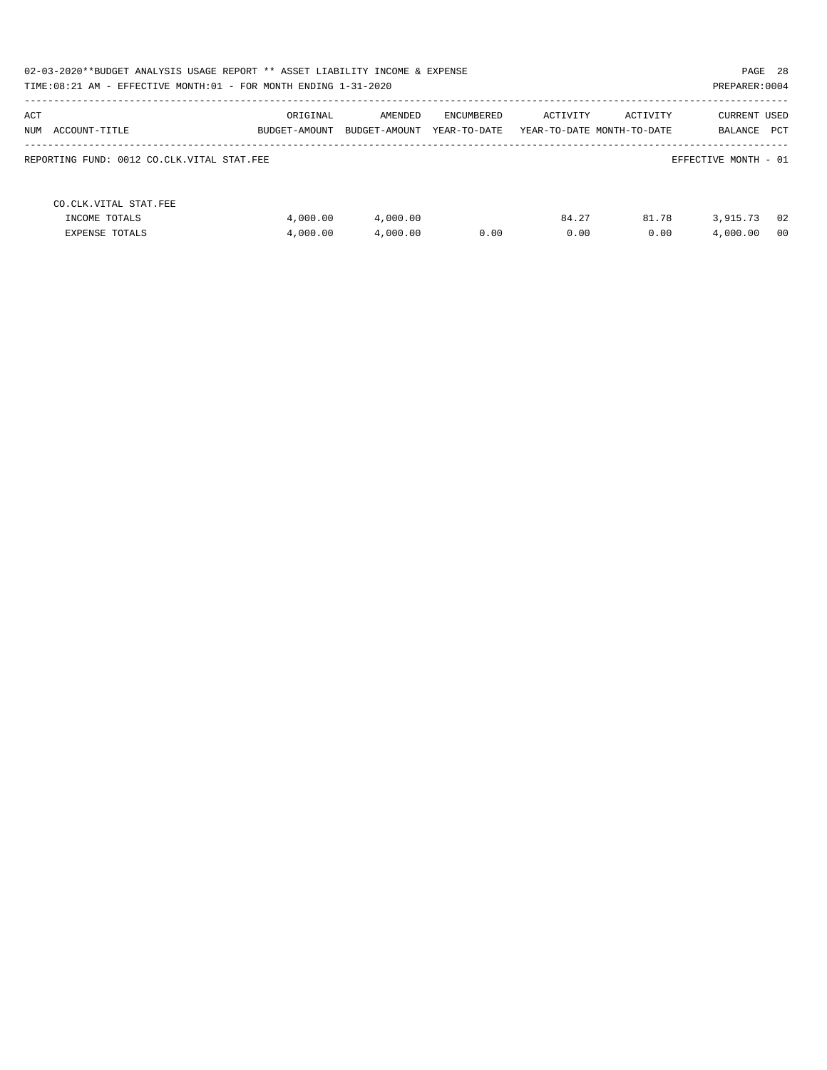02-03-2020**BUDGET ANALYSIS USAGE REPORT ** ASSET LIABILITY INCOME & EXPENSE

TIME:08:21 AM - EFFECTIVE MONTH:01 - FOR MONTH ENDING 1-31-2020

PREPARER:0004

| ACT NUM | ACCOUNT-TITLE | ORIGINAL BUDGET-AMOUNT | AMENDED BUDGET-AMOUNT | ENCUMBERED YEAR-TO-DATE | ACTIVITY YEAR-TO-DATE | ACTIVITY MONTH-TO-DATE | CURRENT BALANCE | USED PCT |
|---|---|---|---|---|---|---|---|---|

REPORTING FUND: 0012 CO.CLK.VITAL STAT.FEE

EFFECTIVE MONTH - 01

| ACT NUM | ACCOUNT-TITLE | ORIGINAL BUDGET-AMOUNT | AMENDED BUDGET-AMOUNT | ENCUMBERED YEAR-TO-DATE | ACTIVITY YEAR-TO-DATE | ACTIVITY MONTH-TO-DATE | CURRENT BALANCE | USED PCT |
|---|---|---|---|---|---|---|---|---|
| | CO.CLK.VITAL STAT.FEE | | | | | | | |
| | INCOME TOTALS | 4,000.00 | 4,000.00 | | 84.27 | 81.78 | 3,915.73 | 02 |
| | EXPENSE TOTALS | 4,000.00 | 4,000.00 | 0.00 | 0.00 | 0.00 | 4,000.00 | 00 |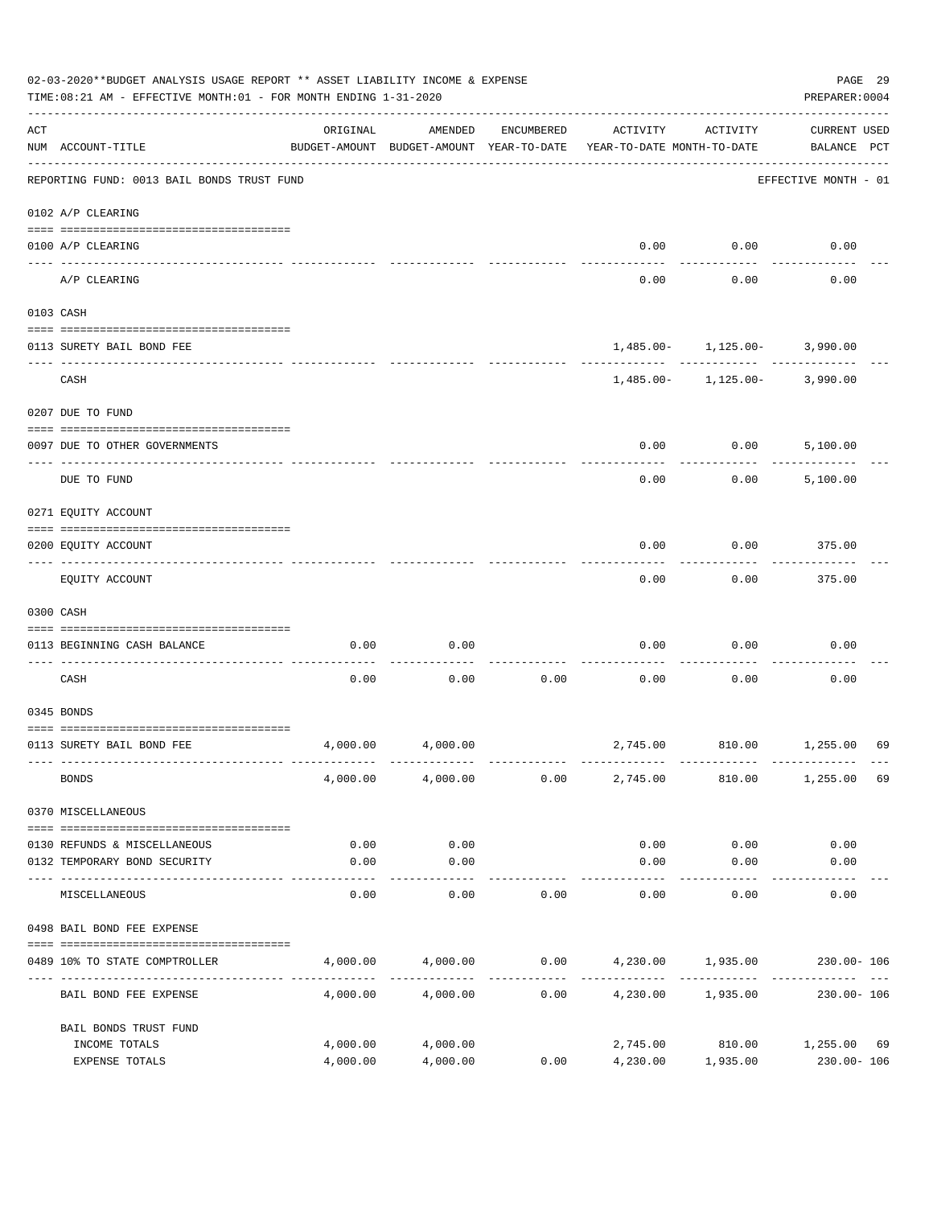02-03-2020**BUDGET ANALYSIS USAGE REPORT ** ASSET LIABILITY INCOME & EXPENSE

TIME:08:21 AM - EFFECTIVE MONTH:01 - FOR MONTH ENDING 1-31-2020

PREPARER:0004

| ACT NUM | ACCOUNT-TITLE | ORIGINAL BUDGET-AMOUNT | AMENDED BUDGET-AMOUNT | ENCUMBERED YEAR-TO-DATE | ACTIVITY YEAR-TO-DATE | ACTIVITY MONTH-TO-DATE | CURRENT USED BALANCE | PCT |
|---|---|---|---|---|---|---|---|---|
| | REPORTING FUND: 0013 BAIL BONDS TRUST FUND | | | | | | EFFECTIVE MONTH - 01 | |
| | 0102 A/P CLEARING | | | | | | | |
| 0100 | A/P CLEARING | | | | 0.00 | 0.00 | 0.00 | |
| | A/P CLEARING | | | | 0.00 | 0.00 | 0.00 | |
| | 0103 CASH | | | | | | | |
| 0113 | SURETY BAIL BOND FEE | | | | 1,485.00- | 1,125.00- | 3,990.00 | |
| | CASH | | | | 1,485.00- | 1,125.00- | 3,990.00 | |
| | 0207 DUE TO FUND | | | | | | | |
| 0097 | DUE TO OTHER GOVERNMENTS | | | | 0.00 | 0.00 | 5,100.00 | |
| | DUE TO FUND | | | | 0.00 | 0.00 | 5,100.00 | |
| | 0271 EQUITY ACCOUNT | | | | | | | |
| 0200 | EQUITY ACCOUNT | | | | 0.00 | 0.00 | 375.00 | |
| | EQUITY ACCOUNT | | | | 0.00 | 0.00 | 375.00 | |
| | 0300 CASH | | | | | | | |
| 0113 | BEGINNING CASH BALANCE | 0.00 | 0.00 | | 0.00 | 0.00 | 0.00 | |
| | CASH | 0.00 | 0.00 | 0.00 | 0.00 | 0.00 | 0.00 | |
| | 0345 BONDS | | | | | | | |
| 0113 | SURETY BAIL BOND FEE | 4,000.00 | 4,000.00 | | 2,745.00 | 810.00 | 1,255.00 | 69 |
| | BONDS | 4,000.00 | 4,000.00 | 0.00 | 2,745.00 | 810.00 | 1,255.00 | 69 |
| | 0370 MISCELLANEOUS | | | | | | | |
| 0130 | REFUNDS & MISCELLANEOUS | 0.00 | 0.00 | | 0.00 | 0.00 | 0.00 | |
| 0132 | TEMPORARY BOND SECURITY | 0.00 | 0.00 | | 0.00 | 0.00 | 0.00 | |
| | MISCELLANEOUS | 0.00 | 0.00 | 0.00 | 0.00 | 0.00 | 0.00 | |
| | 0498 BAIL BOND FEE EXPENSE | | | | | | | |
| 0489 | 10% TO STATE COMPTROLLER | 4,000.00 | 4,000.00 | 0.00 | 4,230.00 | 1,935.00 | 230.00- | 106 |
| | BAIL BOND FEE EXPENSE | 4,000.00 | 4,000.00 | 0.00 | 4,230.00 | 1,935.00 | 230.00- | 106 |
| | BAIL BONDS TRUST FUND | | | | | | | |
| | INCOME TOTALS | 4,000.00 | 4,000.00 | | 2,745.00 | 810.00 | 1,255.00 | 69 |
| | EXPENSE TOTALS | 4,000.00 | 4,000.00 | 0.00 | 4,230.00 | 1,935.00 | 230.00- | 106 |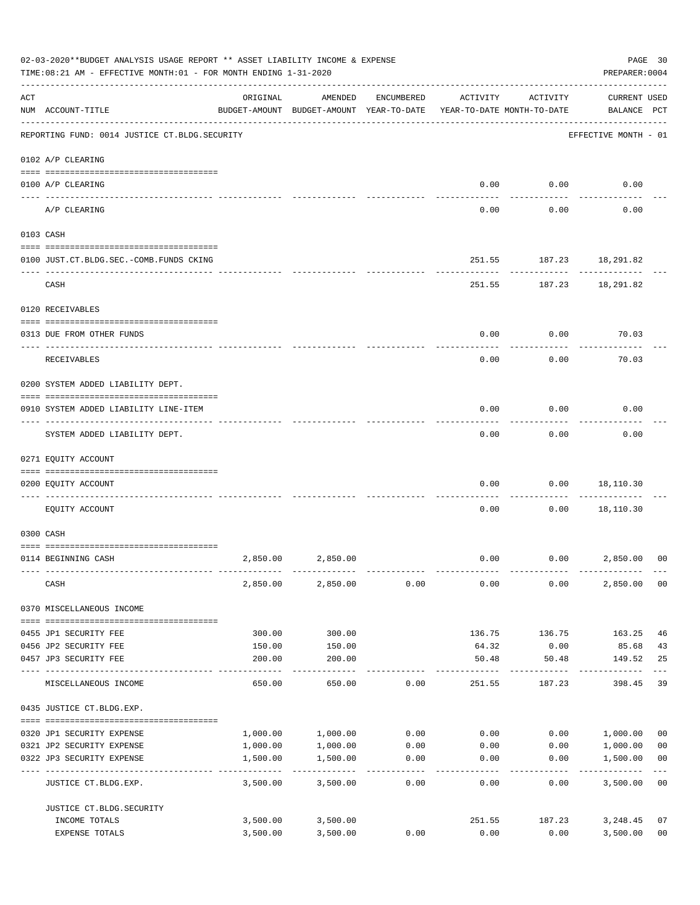02-03-2020**BUDGET ANALYSIS USAGE REPORT ** ASSET LIABILITY INCOME & EXPENSE

TIME:08:21 AM - EFFECTIVE MONTH:01 - FOR MONTH ENDING 1-31-2020

PREPARER:0004

| ACT NUM | ACCOUNT-TITLE | ORIGINAL BUDGET-AMOUNT | AMENDED BUDGET-AMOUNT | ENCUMBERED YEAR-TO-DATE | ACTIVITY YEAR-TO-DATE | ACTIVITY MONTH-TO-DATE | CURRENT BALANCE | USED PCT |
|---|---|---|---|---|---|---|---|---|
| | REPORTING FUND: 0014 JUSTICE CT.BLDG.SECURITY | | | | | | EFFECTIVE MONTH - 01 | |
| | 0102 A/P CLEARING | | | | | | | |
| 0100 | A/P CLEARING | | | | 0.00 | 0.00 | 0.00 | |
| | A/P CLEARING | | | | 0.00 | 0.00 | 0.00 | |
| | 0103 CASH | | | | | | | |
| 0100 | JUST.CT.BLDG.SEC.-COMB.FUNDS CKING | | | | 251.55 | 187.23 | 18,291.82 | |
| | CASH | | | | 251.55 | 187.23 | 18,291.82 | |
| | 0120 RECEIVABLES | | | | | | | |
| 0313 | DUE FROM OTHER FUNDS | | | | 0.00 | 0.00 | 70.03 | |
| | RECEIVABLES | | | | 0.00 | 0.00 | 70.03 | |
| | 0200 SYSTEM ADDED LIABILITY DEPT. | | | | | | | |
| 0910 | SYSTEM ADDED LIABILITY LINE-ITEM | | | | 0.00 | 0.00 | 0.00 | |
| | SYSTEM ADDED LIABILITY DEPT. | | | | 0.00 | 0.00 | 0.00 | |
| | 0271 EQUITY ACCOUNT | | | | | | | |
| 0200 | EQUITY ACCOUNT | | | | 0.00 | 0.00 | 18,110.30 | |
| | EQUITY ACCOUNT | | | | 0.00 | 0.00 | 18,110.30 | |
| | 0300 CASH | | | | | | | |
| 0114 | BEGINNING CASH | 2,850.00 | 2,850.00 | | 0.00 | 0.00 | 2,850.00 | 00 |
| | CASH | 2,850.00 | 2,850.00 | 0.00 | 0.00 | 0.00 | 2,850.00 | 00 |
| | 0370 MISCELLANEOUS INCOME | | | | | | | |
| 0455 | JP1 SECURITY FEE | 300.00 | 300.00 | | 136.75 | 136.75 | 163.25 | 46 |
| 0456 | JP2 SECURITY FEE | 150.00 | 150.00 | | 64.32 | 0.00 | 85.68 | 43 |
| 0457 | JP3 SECURITY FEE | 200.00 | 200.00 | | 50.48 | 50.48 | 149.52 | 25 |
| | MISCELLANEOUS INCOME | 650.00 | 650.00 | 0.00 | 251.55 | 187.23 | 398.45 | 39 |
| | 0435 JUSTICE CT.BLDG.EXP. | | | | | | | |
| 0320 | JP1 SECURITY EXPENSE | 1,000.00 | 1,000.00 | 0.00 | 0.00 | 0.00 | 1,000.00 | 00 |
| 0321 | JP2 SECURITY EXPENSE | 1,000.00 | 1,000.00 | 0.00 | 0.00 | 0.00 | 1,000.00 | 00 |
| 0322 | JP3 SECURITY EXPENSE | 1,500.00 | 1,500.00 | 0.00 | 0.00 | 0.00 | 1,500.00 | 00 |
| | JUSTICE CT.BLDG.EXP. | 3,500.00 | 3,500.00 | 0.00 | 0.00 | 0.00 | 3,500.00 | 00 |
| | JUSTICE CT.BLDG.SECURITY | | | | | | | |
| | INCOME TOTALS | 3,500.00 | 3,500.00 | | 251.55 | 187.23 | 3,248.45 | 07 |
| | EXPENSE TOTALS | 3,500.00 | 3,500.00 | 0.00 | 0.00 | 0.00 | 3,500.00 | 00 |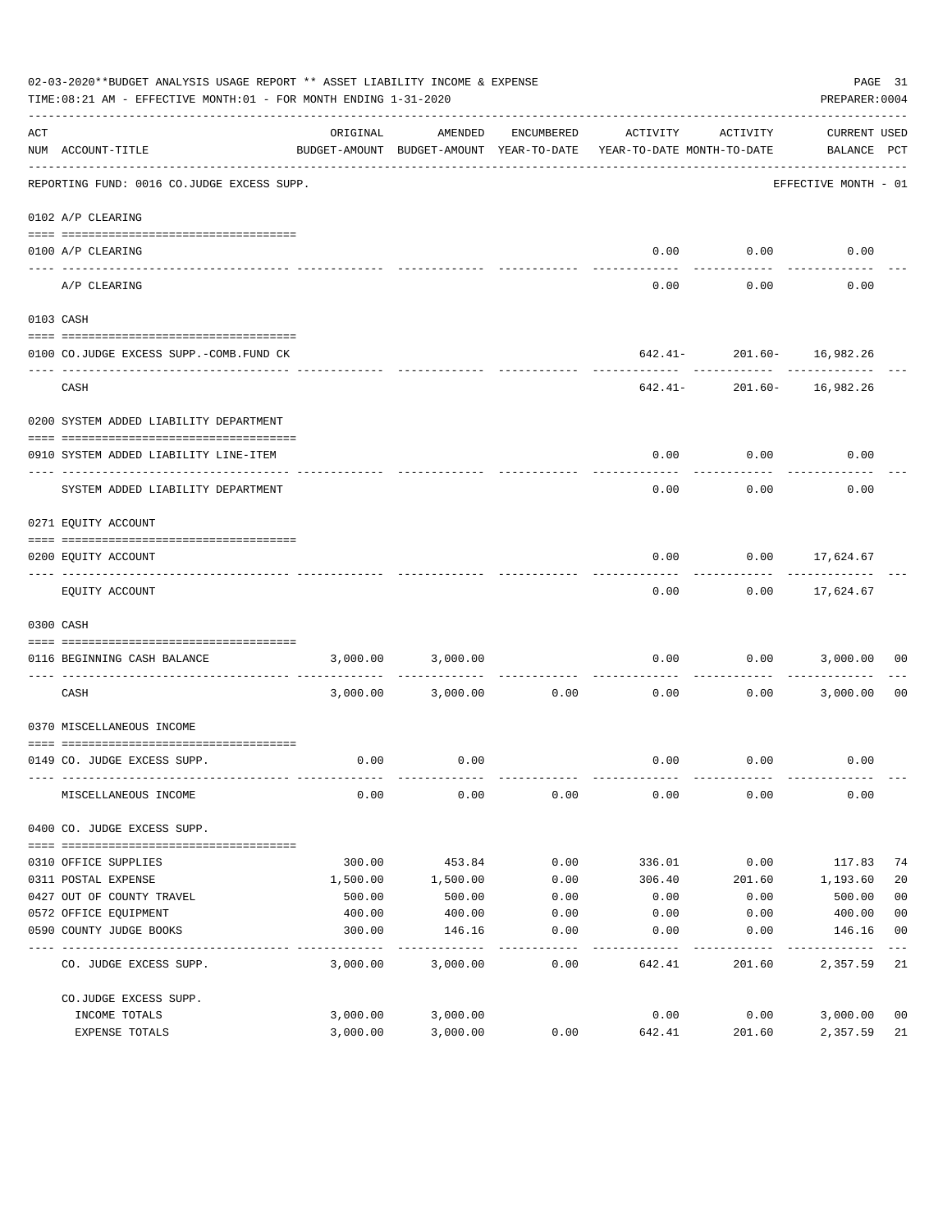02-03-2020**BUDGET ANALYSIS USAGE REPORT ** ASSET LIABILITY INCOME & EXPENSE

TIME:08:21 AM - EFFECTIVE MONTH:01 - FOR MONTH ENDING 1-31-2020

PREPARER:0004

| ACT NUM | ACCOUNT-TITLE | ORIGINAL BUDGET-AMOUNT | AMENDED BUDGET-AMOUNT | ENCUMBERED YEAR-TO-DATE | ACTIVITY YEAR-TO-DATE | ACTIVITY MONTH-TO-DATE | CURRENT BALANCE | USED PCT |
|---|---|---|---|---|---|---|---|---|
| | REPORTING FUND: 0016 CO.JUDGE EXCESS SUPP. | | | | | | EFFECTIVE MONTH - 01 | |
| | 0102 A/P CLEARING | | | | | | | |
| 0100 | A/P CLEARING | | | | 0.00 | 0.00 | 0.00 | |
| | A/P CLEARING | | | | 0.00 | 0.00 | 0.00 | |
| | 0103 CASH | | | | | | | |
| 0100 | CO.JUDGE EXCESS SUPP.-COMB.FUND CK | | | | 642.41- | 201.60- | 16,982.26 | |
| | CASH | | | | 642.41- | 201.60- | 16,982.26 | |
| | 0200 SYSTEM ADDED LIABILITY DEPARTMENT | | | | | | | |
| 0910 | SYSTEM ADDED LIABILITY LINE-ITEM | | | | 0.00 | 0.00 | 0.00 | |
| | SYSTEM ADDED LIABILITY DEPARTMENT | | | | 0.00 | 0.00 | 0.00 | |
| | 0271 EQUITY ACCOUNT | | | | | | | |
| 0200 | EQUITY ACCOUNT | | | | 0.00 | 0.00 | 17,624.67 | |
| | EQUITY ACCOUNT | | | | 0.00 | 0.00 | 17,624.67 | |
| | 0300 CASH | | | | | | | |
| 0116 | BEGINNING CASH BALANCE | 3,000.00 | 3,000.00 | | 0.00 | 0.00 | 3,000.00 | 00 |
| | CASH | 3,000.00 | 3,000.00 | 0.00 | 0.00 | 0.00 | 3,000.00 | 00 |
| | 0370 MISCELLANEOUS INCOME | | | | | | | |
| 0149 | CO. JUDGE EXCESS SUPP. | 0.00 | 0.00 | | 0.00 | 0.00 | 0.00 | |
| | MISCELLANEOUS INCOME | 0.00 | 0.00 | 0.00 | 0.00 | 0.00 | 0.00 | |
| | 0400 CO. JUDGE EXCESS SUPP. | | | | | | | |
| 0310 | OFFICE SUPPLIES | 300.00 | 453.84 | 0.00 | 336.01 | 0.00 | 117.83 | 74 |
| 0311 | POSTAL EXPENSE | 1,500.00 | 1,500.00 | 0.00 | 306.40 | 201.60 | 1,193.60 | 20 |
| 0427 | OUT OF COUNTY TRAVEL | 500.00 | 500.00 | 0.00 | 0.00 | 0.00 | 500.00 | 00 |
| 0572 | OFFICE EQUIPMENT | 400.00 | 400.00 | 0.00 | 0.00 | 0.00 | 400.00 | 00 |
| 0590 | COUNTY JUDGE BOOKS | 300.00 | 146.16 | 0.00 | 0.00 | 0.00 | 146.16 | 00 |
| | CO. JUDGE EXCESS SUPP. | 3,000.00 | 3,000.00 | 0.00 | 642.41 | 201.60 | 2,357.59 | 21 |
| | CO.JUDGE EXCESS SUPP. | | | | | | | |
| | INCOME TOTALS | 3,000.00 | 3,000.00 | | 0.00 | 0.00 | 3,000.00 | 00 |
| | EXPENSE TOTALS | 3,000.00 | 3,000.00 | 0.00 | 642.41 | 201.60 | 2,357.59 | 21 |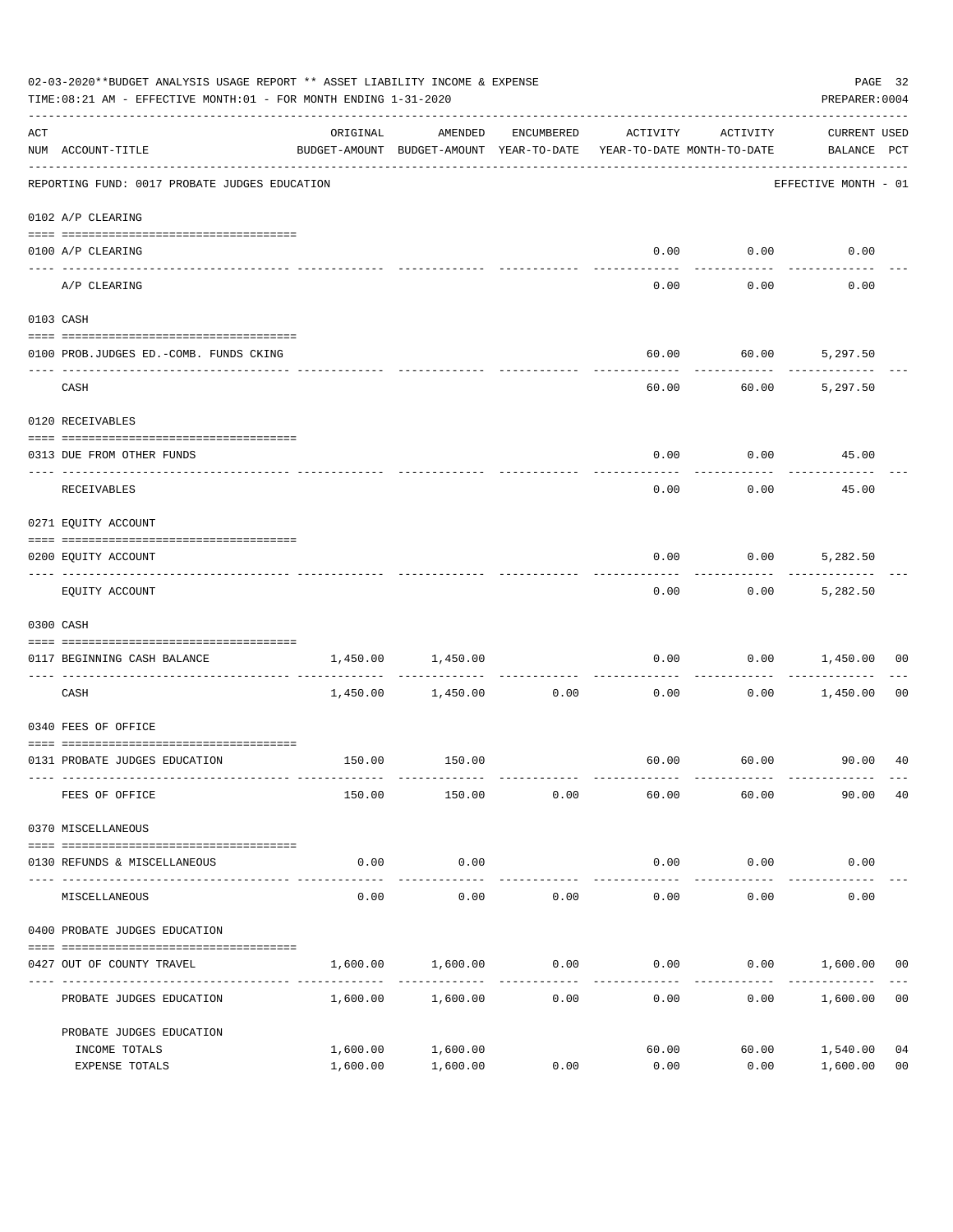02-03-2020**BUDGET ANALYSIS USAGE REPORT ** ASSET LIABILITY INCOME & EXPENSE

TIME:08:21 AM - EFFECTIVE MONTH:01 - FOR MONTH ENDING 1-31-2020

PREPARER:0004

| ACT NUM | ACCOUNT-TITLE | ORIGINAL BUDGET-AMOUNT | AMENDED BUDGET-AMOUNT | ENCUMBERED YEAR-TO-DATE | ACTIVITY YEAR-TO-DATE | ACTIVITY MONTH-TO-DATE | CURRENT USED BALANCE | PCT |
|---|---|---|---|---|---|---|---|---|
| | REPORTING FUND: 0017 PROBATE JUDGES EDUCATION | | | | | | EFFECTIVE MONTH - 01 | |
| 0102 | A/P CLEARING | | | | | | | |
| 0100 | A/P CLEARING | | | | 0.00 | 0.00 | 0.00 | |
| | A/P CLEARING | | | | 0.00 | 0.00 | 0.00 | |
| 0103 | CASH | | | | | | | |
| 0100 | PROB.JUDGES ED.-COMB. FUNDS CKING | | | | 60.00 | 60.00 | 5,297.50 | |
| | CASH | | | | 60.00 | 60.00 | 5,297.50 | |
| 0120 | RECEIVABLES | | | | | | | |
| 0313 | DUE FROM OTHER FUNDS | | | | 0.00 | 0.00 | 45.00 | |
| | RECEIVABLES | | | | 0.00 | 0.00 | 45.00 | |
| 0271 | EQUITY ACCOUNT | | | | | | | |
| 0200 | EQUITY ACCOUNT | | | | 0.00 | 0.00 | 5,282.50 | |
| | EQUITY ACCOUNT | | | | 0.00 | 0.00 | 5,282.50 | |
| 0300 | CASH | | | | | | | |
| 0117 | BEGINNING CASH BALANCE | 1,450.00 | 1,450.00 | | 0.00 | 0.00 | 1,450.00 | 00 |
| | CASH | 1,450.00 | 1,450.00 | 0.00 | 0.00 | 0.00 | 1,450.00 | 00 |
| 0340 | FEES OF OFFICE | | | | | | | |
| 0131 | PROBATE JUDGES EDUCATION | 150.00 | 150.00 | | 60.00 | 60.00 | 90.00 | 40 |
| | FEES OF OFFICE | 150.00 | 150.00 | 0.00 | 60.00 | 60.00 | 90.00 | 40 |
| 0370 | MISCELLANEOUS | | | | | | | |
| 0130 | REFUNDS & MISCELLANEOUS | 0.00 | 0.00 | | 0.00 | 0.00 | 0.00 | |
| | MISCELLANEOUS | 0.00 | 0.00 | 0.00 | 0.00 | 0.00 | 0.00 | |
| 0400 | PROBATE JUDGES EDUCATION | | | | | | | |
| 0427 | OUT OF COUNTY TRAVEL | 1,600.00 | 1,600.00 | 0.00 | 0.00 | 0.00 | 1,600.00 | 00 |
| | PROBATE JUDGES EDUCATION | 1,600.00 | 1,600.00 | 0.00 | 0.00 | 0.00 | 1,600.00 | 00 |
| | PROBATE JUDGES EDUCATION | | | | | | | |
| | INCOME TOTALS | 1,600.00 | 1,600.00 | | 60.00 | 60.00 | 1,540.00 | 04 |
| | EXPENSE TOTALS | 1,600.00 | 1,600.00 | 0.00 | 0.00 | 0.00 | 1,600.00 | 00 |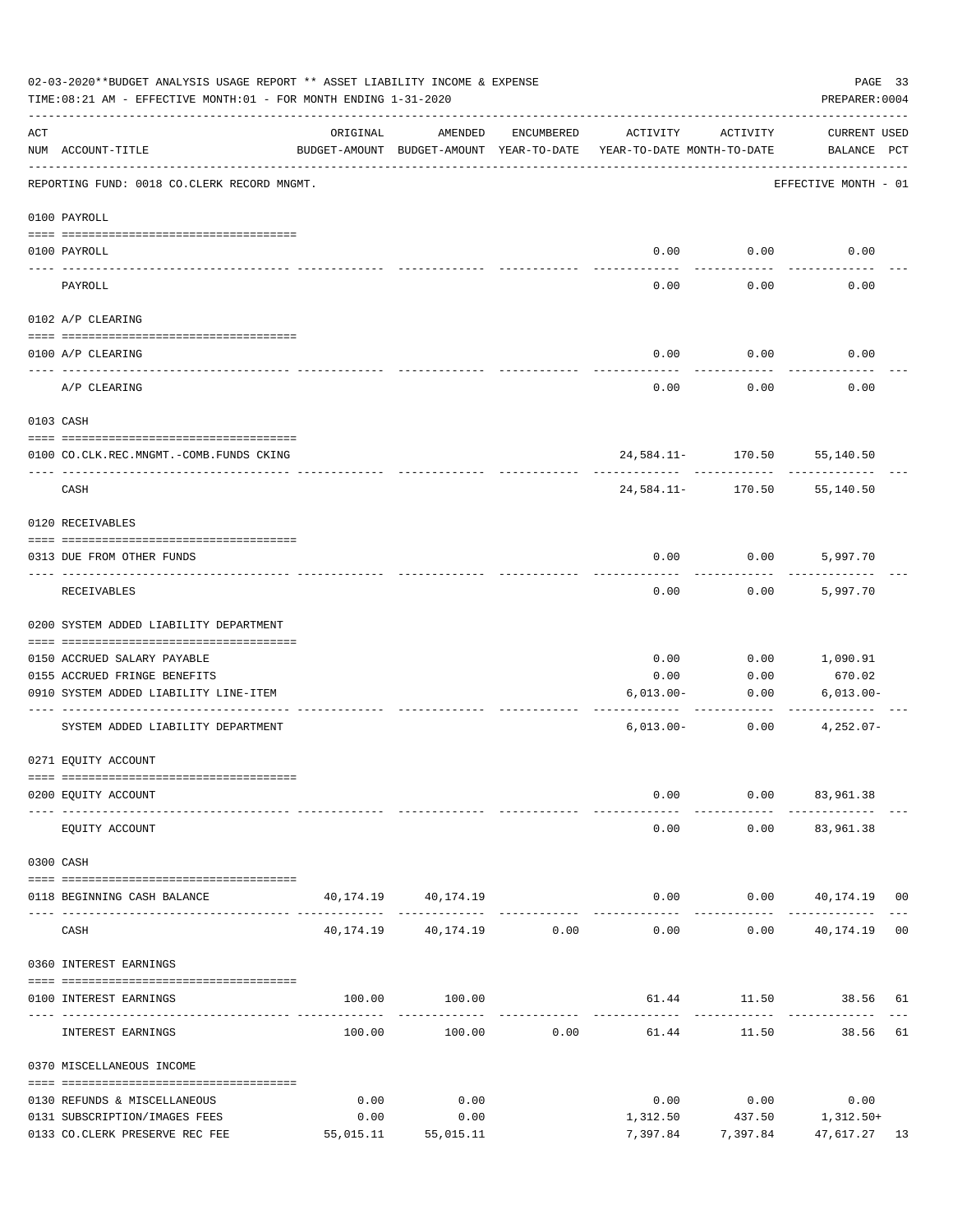02-03-2020**BUDGET ANALYSIS USAGE REPORT ** ASSET LIABILITY INCOME & EXPENSE

TIME:08:21 AM - EFFECTIVE MONTH:01 - FOR MONTH ENDING 1-31-2020

PREPARER:0004

| ACT NUM | ACCOUNT-TITLE | ORIGINAL BUDGET-AMOUNT | AMENDED BUDGET-AMOUNT | ENCUMBERED YEAR-TO-DATE | ACTIVITY YEAR-TO-DATE | ACTIVITY MONTH-TO-DATE | CURRENT BALANCE | USED PCT |
|---|---|---|---|---|---|---|---|---|
| | REPORTING FUND: 0018 CO.CLERK RECORD MNGMT. | | | | | | EFFECTIVE MONTH - 01 | |
| | 0100 PAYROLL | | | | | | | |
| 0100 | PAYROLL | | | | 0.00 | 0.00 | 0.00 | |
| | PAYROLL | | | | 0.00 | 0.00 | 0.00 | |
| | 0102 A/P CLEARING | | | | | | | |
| 0100 | A/P CLEARING | | | | 0.00 | 0.00 | 0.00 | |
| | A/P CLEARING | | | | 0.00 | 0.00 | 0.00 | |
| | 0103 CASH | | | | | | | |
| 0100 | CO.CLK.REC.MNGMT.-COMB.FUNDS CKING | | | | 24,584.11- | 170.50 | 55,140.50 | |
| | CASH | | | | 24,584.11- | 170.50 | 55,140.50 | |
| | 0120 RECEIVABLES | | | | | | | |
| 0313 | DUE FROM OTHER FUNDS | | | | 0.00 | 0.00 | 5,997.70 | |
| | RECEIVABLES | | | | 0.00 | 0.00 | 5,997.70 | |
| | 0200 SYSTEM ADDED LIABILITY DEPARTMENT | | | | | | | |
| 0150 | ACCRUED SALARY PAYABLE | | | | 0.00 | 0.00 | 1,090.91 | |
| 0155 | ACCRUED FRINGE BENEFITS | | | | 0.00 | 0.00 | 670.02 | |
| 0910 | SYSTEM ADDED LIABILITY LINE-ITEM | | | | 6,013.00- | 0.00 | 6,013.00- | |
| | SYSTEM ADDED LIABILITY DEPARTMENT | | | | 6,013.00- | 0.00 | 4,252.07- | |
| | 0271 EQUITY ACCOUNT | | | | | | | |
| 0200 | EQUITY ACCOUNT | | | | 0.00 | 0.00 | 83,961.38 | |
| | EQUITY ACCOUNT | | | | 0.00 | 0.00 | 83,961.38 | |
| | 0300 CASH | | | | | | | |
| 0118 | BEGINNING CASH BALANCE | 40,174.19 | 40,174.19 | | 0.00 | 0.00 | 40,174.19 | 00 |
| | CASH | 40,174.19 | 40,174.19 | 0.00 | 0.00 | 0.00 | 40,174.19 | 00 |
| | 0360 INTEREST EARNINGS | | | | | | | |
| 0100 | INTEREST EARNINGS | 100.00 | 100.00 | | 61.44 | 11.50 | 38.56 | 61 |
| | INTEREST EARNINGS | 100.00 | 100.00 | 0.00 | 61.44 | 11.50 | 38.56 | 61 |
| | 0370 MISCELLANEOUS INCOME | | | | | | | |
| 0130 | REFUNDS & MISCELLANEOUS | 0.00 | 0.00 | | 0.00 | 0.00 | 0.00 | |
| 0131 | SUBSCRIPTION/IMAGES FEES | 0.00 | 0.00 | | 1,312.50 | 437.50 | 1,312.50+ | |
| 0133 | CO.CLERK PRESERVE REC FEE | 55,015.11 | 55,015.11 | | 7,397.84 | 7,397.84 | 47,617.27 | 13 |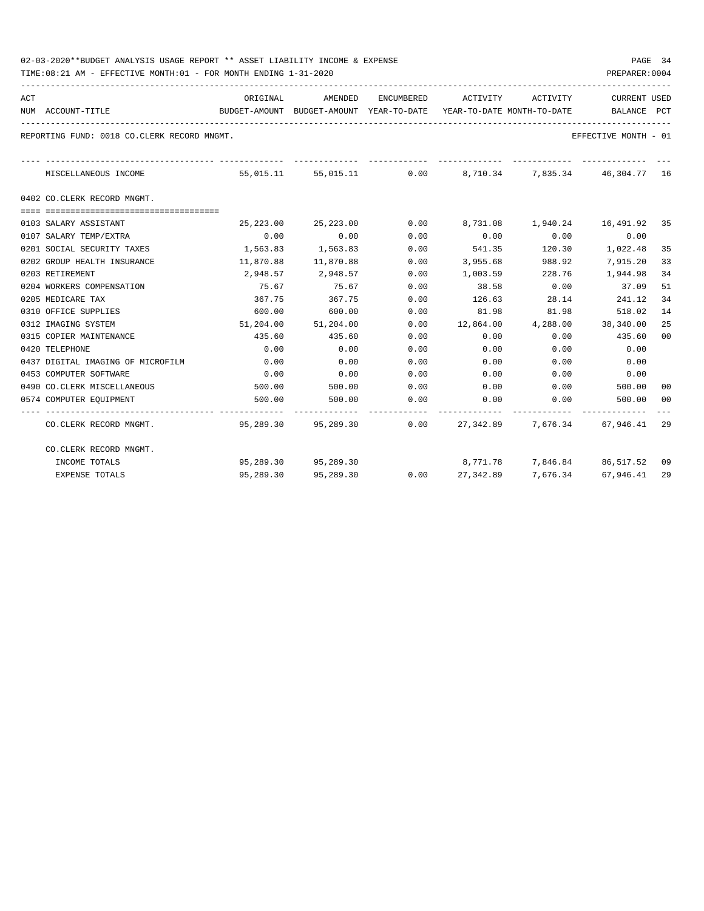02-03-2020**BUDGET ANALYSIS USAGE REPORT ** ASSET LIABILITY INCOME & EXPENSE

TIME:08:21 AM - EFFECTIVE MONTH:01 - FOR MONTH ENDING 1-31-2020

PREPARER:0004

REPORTING FUND: 0018 CO.CLERK RECORD MNGMT. — EFFECTIVE MONTH - 01

| ACT NUM | ACCOUNT-TITLE | ORIGINAL BUDGET-AMOUNT | AMENDED BUDGET-AMOUNT | ENCUMBERED YEAR-TO-DATE | ACTIVITY YEAR-TO-DATE | ACTIVITY MONTH-TO-DATE | CURRENT BALANCE | USED PCT |
|---|---|---|---|---|---|---|---|---|
| | MISCELLANEOUS INCOME | 55,015.11 | 55,015.11 | 0.00 | 8,710.34 | 7,835.34 | 46,304.77 | 16 |
| | **0402 CO.CLERK RECORD MNGMT.** | | | | | | | |
| 0103 | SALARY ASSISTANT | 25,223.00 | 25,223.00 | 0.00 | 8,731.08 | 1,940.24 | 16,491.92 | 35 |
| 0107 | SALARY TEMP/EXTRA | 0.00 | 0.00 | 0.00 | 0.00 | 0.00 | 0.00 | |
| 0201 | SOCIAL SECURITY TAXES | 1,563.83 | 1,563.83 | 0.00 | 541.35 | 120.30 | 1,022.48 | 35 |
| 0202 | GROUP HEALTH INSURANCE | 11,870.88 | 11,870.88 | 0.00 | 3,955.68 | 988.92 | 7,915.20 | 33 |
| 0203 | RETIREMENT | 2,948.57 | 2,948.57 | 0.00 | 1,003.59 | 228.76 | 1,944.98 | 34 |
| 0204 | WORKERS COMPENSATION | 75.67 | 75.67 | 0.00 | 38.58 | 0.00 | 37.09 | 51 |
| 0205 | MEDICARE TAX | 367.75 | 367.75 | 0.00 | 126.63 | 28.14 | 241.12 | 34 |
| 0310 | OFFICE SUPPLIES | 600.00 | 600.00 | 0.00 | 81.98 | 81.98 | 518.02 | 14 |
| 0312 | IMAGING SYSTEM | 51,204.00 | 51,204.00 | 0.00 | 12,864.00 | 4,288.00 | 38,340.00 | 25 |
| 0315 | COPIER MAINTENANCE | 435.60 | 435.60 | 0.00 | 0.00 | 0.00 | 435.60 | 00 |
| 0420 | TELEPHONE | 0.00 | 0.00 | 0.00 | 0.00 | 0.00 | 0.00 | |
| 0437 | DIGITAL IMAGING OF MICROFILM | 0.00 | 0.00 | 0.00 | 0.00 | 0.00 | 0.00 | |
| 0453 | COMPUTER SOFTWARE | 0.00 | 0.00 | 0.00 | 0.00 | 0.00 | 0.00 | |
| 0490 | CO.CLERK MISCELLANEOUS | 500.00 | 500.00 | 0.00 | 0.00 | 0.00 | 500.00 | 00 |
| 0574 | COMPUTER EQUIPMENT | 500.00 | 500.00 | 0.00 | 0.00 | 0.00 | 500.00 | 00 |
| | CO.CLERK RECORD MNGMT. | 95,289.30 | 95,289.30 | 0.00 | 27,342.89 | 7,676.34 | 67,946.41 | 29 |
| | **CO.CLERK RECORD MNGMT.** | | | | | | | |
| | INCOME TOTALS | 95,289.30 | 95,289.30 | | 8,771.78 | 7,846.84 | 86,517.52 | 09 |
| | EXPENSE TOTALS | 95,289.30 | 95,289.30 | 0.00 | 27,342.89 | 7,676.34 | 67,946.41 | 29 |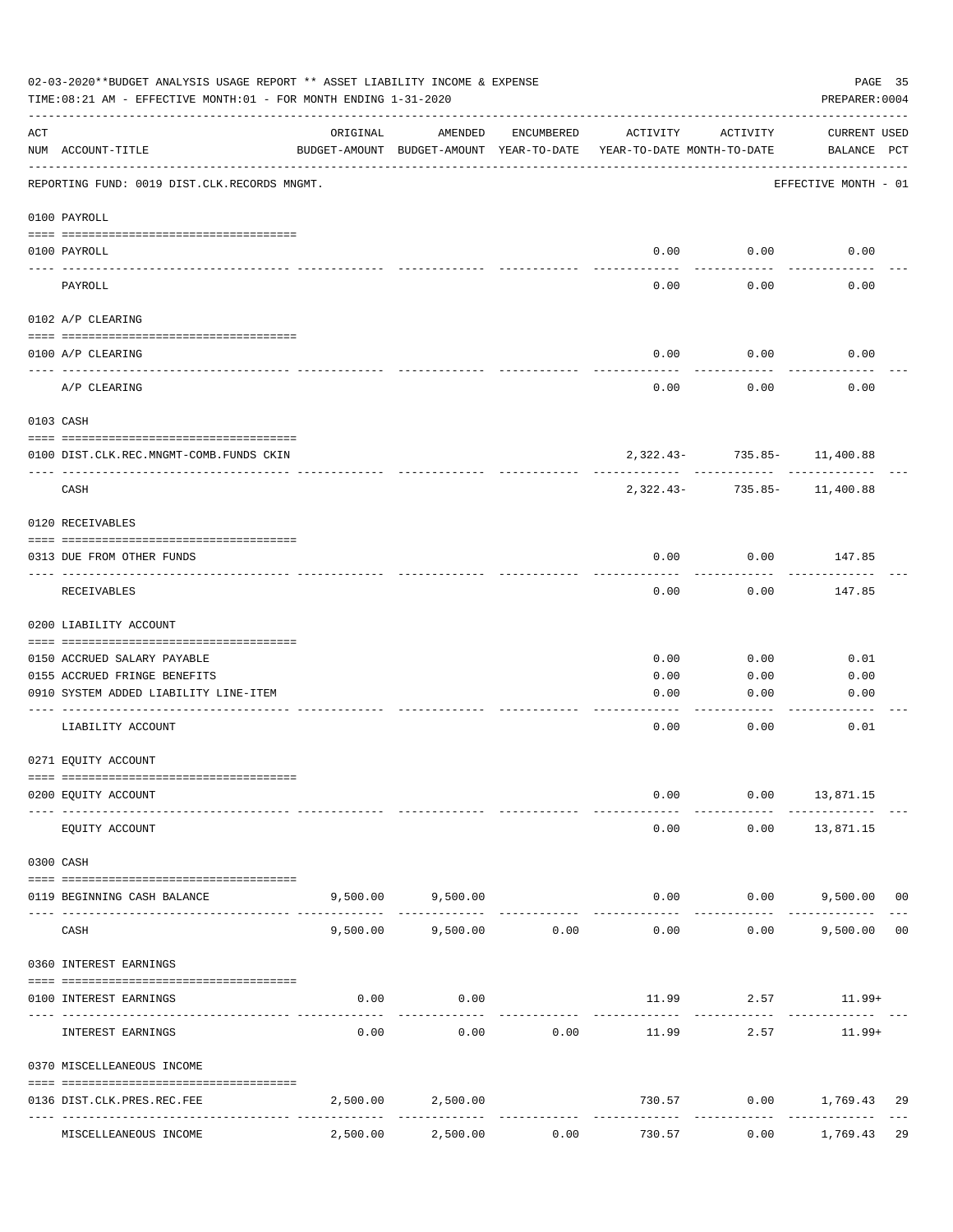02-03-2020**BUDGET ANALYSIS USAGE REPORT ** ASSET LIABILITY INCOME & EXPENSE

TIME:08:21 AM - EFFECTIVE MONTH:01 - FOR MONTH ENDING 1-31-2020

PREPARER:0004

| ACT NUM | ACCOUNT-TITLE | ORIGINAL BUDGET-AMOUNT | AMENDED BUDGET-AMOUNT | ENCUMBERED YEAR-TO-DATE | ACTIVITY YEAR-TO-DATE | ACTIVITY MONTH-TO-DATE | CURRENT USED BALANCE | PCT |
|---|---|---|---|---|---|---|---|---|
| | REPORTING FUND: 0019 DIST.CLK.RECORDS MNGMT. | | | | | | EFFECTIVE MONTH - 01 | |
| | 0100 PAYROLL | | | | | | | |
| 0100 | PAYROLL | | | | 0.00 | 0.00 | 0.00 | |
| | PAYROLL | | | | 0.00 | 0.00 | 0.00 | |
| | 0102 A/P CLEARING | | | | | | | |
| 0100 | A/P CLEARING | | | | 0.00 | 0.00 | 0.00 | |
| | A/P CLEARING | | | | 0.00 | 0.00 | 0.00 | |
| | 0103 CASH | | | | | | | |
| 0100 | DIST.CLK.REC.MNGMT-COMB.FUNDS CKIN | | | | 2,322.43- | 735.85- | 11,400.88 | |
| | CASH | | | | 2,322.43- | 735.85- | 11,400.88 | |
| | 0120 RECEIVABLES | | | | | | | |
| 0313 | DUE FROM OTHER FUNDS | | | | 0.00 | 0.00 | 147.85 | |
| | RECEIVABLES | | | | 0.00 | 0.00 | 147.85 | |
| | 0200 LIABILITY ACCOUNT | | | | | | | |
| 0150 | ACCRUED SALARY PAYABLE | | | | 0.00 | 0.00 | 0.01 | |
| 0155 | ACCRUED FRINGE BENEFITS | | | | 0.00 | 0.00 | 0.00 | |
| 0910 | SYSTEM ADDED LIABILITY LINE-ITEM | | | | 0.00 | 0.00 | 0.00 | |
| | LIABILITY ACCOUNT | | | | 0.00 | 0.00 | 0.01 | |
| | 0271 EQUITY ACCOUNT | | | | | | | |
| 0200 | EQUITY ACCOUNT | | | | 0.00 | 0.00 | 13,871.15 | |
| | EQUITY ACCOUNT | | | | 0.00 | 0.00 | 13,871.15 | |
| | 0300 CASH | | | | | | | |
| 0119 | BEGINNING CASH BALANCE | 9,500.00 | 9,500.00 | | 0.00 | 0.00 | 9,500.00 | 00 |
| | CASH | 9,500.00 | 9,500.00 | 0.00 | 0.00 | 0.00 | 9,500.00 | 00 |
| | 0360 INTEREST EARNINGS | | | | | | | |
| 0100 | INTEREST EARNINGS | 0.00 | 0.00 | | 11.99 | 2.57 | 11.99+ | |
| | INTEREST EARNINGS | 0.00 | 0.00 | 0.00 | 11.99 | 2.57 | 11.99+ | |
| | 0370 MISCELLEANEOUS INCOME | | | | | | | |
| 0136 | DIST.CLK.PRES.REC.FEE | 2,500.00 | 2,500.00 | | 730.57 | 0.00 | 1,769.43 | 29 |
| | MISCELLEANEOUS INCOME | 2,500.00 | 2,500.00 | 0.00 | 730.57 | 0.00 | 1,769.43 | 29 |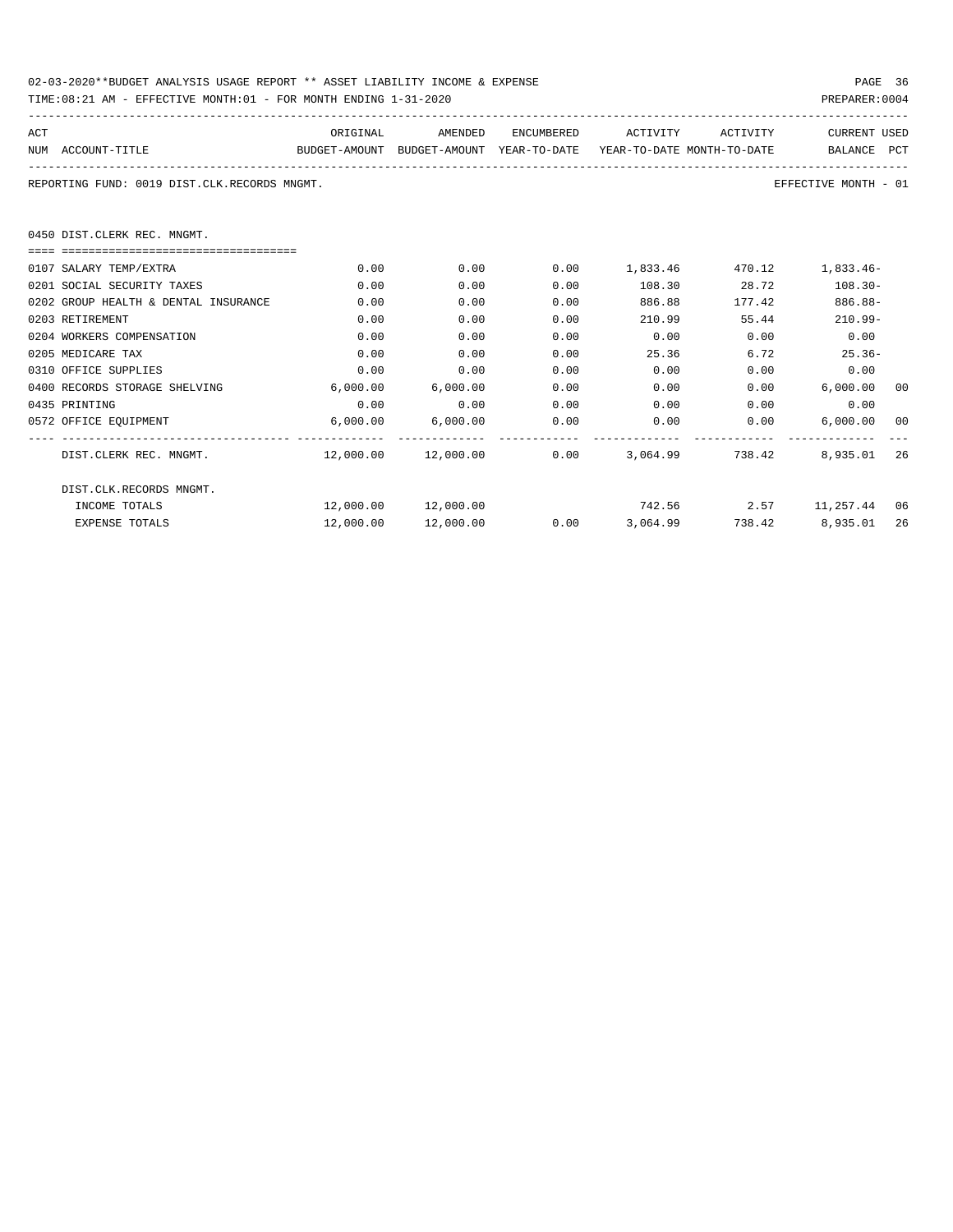02-03-2020**BUDGET ANALYSIS USAGE REPORT ** ASSET LIABILITY INCOME & EXPENSE

TIME:08:21 AM - EFFECTIVE MONTH:01 - FOR MONTH ENDING 1-31-2020

PREPARER:0004

REPORTING FUND: 0019 DIST.CLK.RECORDS MNGMT.

EFFECTIVE MONTH - 01

## 0450 DIST.CLERK REC. MNGMT.

| ACT NUM | ACCOUNT-TITLE | ORIGINAL BUDGET-AMOUNT | AMENDED BUDGET-AMOUNT | ENCUMBERED YEAR-TO-DATE | ACTIVITY YEAR-TO-DATE | ACTIVITY MONTH-TO-DATE | CURRENT BALANCE | USED PCT |
|---|---|---|---|---|---|---|---|---|
| 0107 | SALARY TEMP/EXTRA | 0.00 | 0.00 | 0.00 | 1,833.46 | 470.12 | 1,833.46- | |
| 0201 | SOCIAL SECURITY TAXES | 0.00 | 0.00 | 0.00 | 108.30 | 28.72 | 108.30- | |
| 0202 | GROUP HEALTH & DENTAL INSURANCE | 0.00 | 0.00 | 0.00 | 886.88 | 177.42 | 886.88- | |
| 0203 | RETIREMENT | 0.00 | 0.00 | 0.00 | 210.99 | 55.44 | 210.99- | |
| 0204 | WORKERS COMPENSATION | 0.00 | 0.00 | 0.00 | 0.00 | 0.00 | 0.00 | |
| 0205 | MEDICARE TAX | 0.00 | 0.00 | 0.00 | 25.36 | 6.72 | 25.36- | |
| 0310 | OFFICE SUPPLIES | 0.00 | 0.00 | 0.00 | 0.00 | 0.00 | 0.00 | |
| 0400 | RECORDS STORAGE SHELVING | 6,000.00 | 6,000.00 | 0.00 | 0.00 | 0.00 | 6,000.00 | 00 |
| 0435 | PRINTING | 0.00 | 0.00 | 0.00 | 0.00 | 0.00 | 0.00 | |
| 0572 | OFFICE EQUIPMENT | 6,000.00 | 6,000.00 | 0.00 | 0.00 | 0.00 | 6,000.00 | 00 |
| | DIST.CLERK REC. MNGMT. | 12,000.00 | 12,000.00 | 0.00 | 3,064.99 | 738.42 | 8,935.01 | 26 |
| | DIST.CLK.RECORDS MNGMT. | | | | | | | |
| | INCOME TOTALS | 12,000.00 | 12,000.00 | | 742.56 | 2.57 | 11,257.44 | 06 |
| | EXPENSE TOTALS | 12,000.00 | 12,000.00 | 0.00 | 3,064.99 | 738.42 | 8,935.01 | 26 |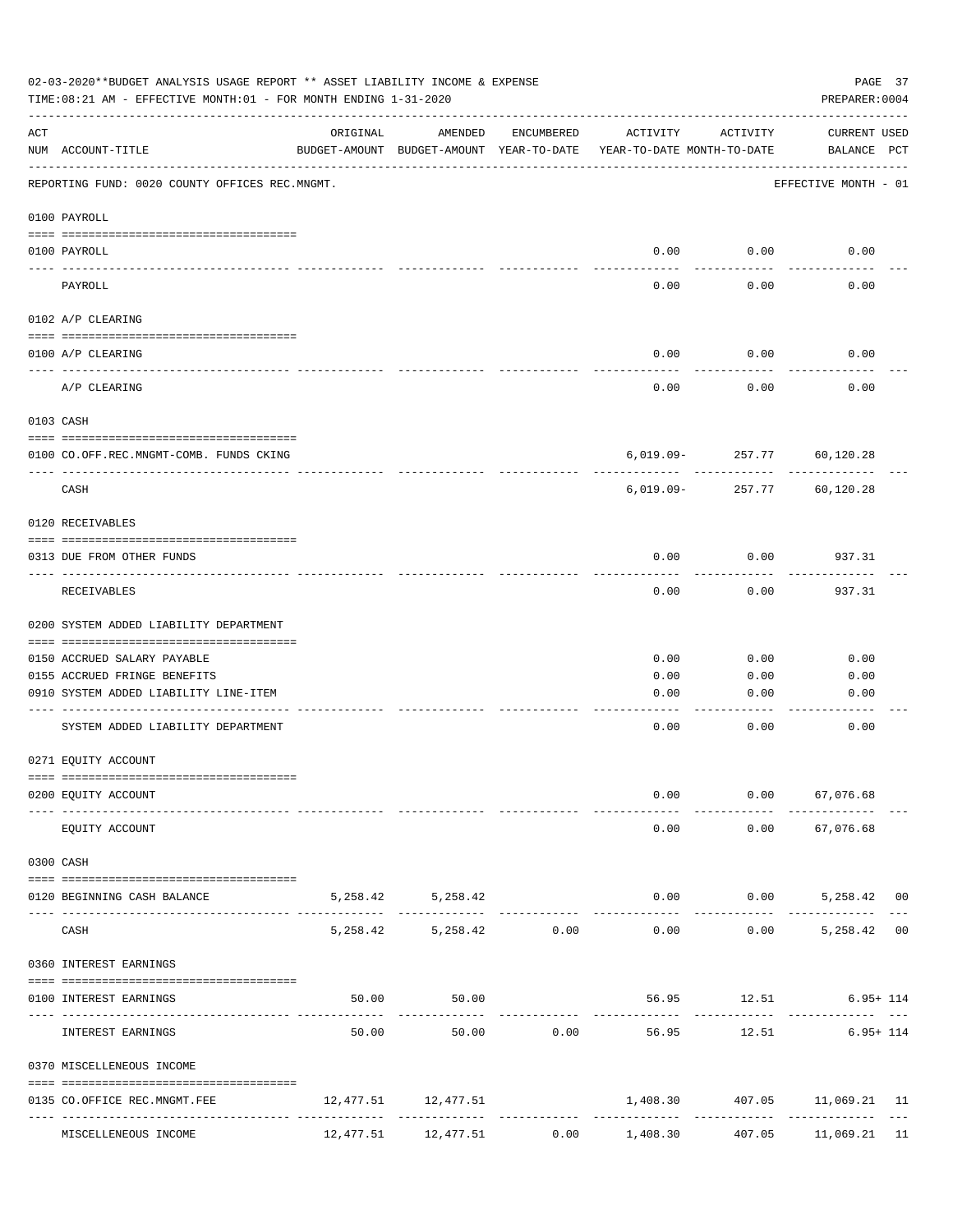02-03-2020**BUDGET ANALYSIS USAGE REPORT ** ASSET LIABILITY INCOME & EXPENSE

TIME:08:21 AM - EFFECTIVE MONTH:01 - FOR MONTH ENDING 1-31-2020

PREPARER:0004

REPORTING FUND: 0020 COUNTY OFFICES REC.MNGMT. — EFFECTIVE MONTH - 01

| ACT NUM | ACCOUNT-TITLE | ORIGINAL BUDGET-AMOUNT | AMENDED BUDGET-AMOUNT | ENCUMBERED YEAR-TO-DATE | ACTIVITY YEAR-TO-DATE | ACTIVITY MONTH-TO-DATE | CURRENT BALANCE | USED PCT |
|---|---|---|---|---|---|---|---|---|
| **0100 PAYROLL** | | | | | | | | |
| 0100 | PAYROLL | | | | 0.00 | 0.00 | 0.00 | |
| | PAYROLL | | | | 0.00 | 0.00 | 0.00 | |
| **0102 A/P CLEARING** | | | | | | | | |
| 0100 | A/P CLEARING | | | | 0.00 | 0.00 | 0.00 | |
| | A/P CLEARING | | | | 0.00 | 0.00 | 0.00 | |
| **0103 CASH** | | | | | | | | |
| 0100 | CO.OFF.REC.MNGMT-COMB. FUNDS CKING | | | | 6,019.09- | 257.77 | 60,120.28 | |
| | CASH | | | | 6,019.09- | 257.77 | 60,120.28 | |
| **0120 RECEIVABLES** | | | | | | | | |
| 0313 | DUE FROM OTHER FUNDS | | | | 0.00 | 0.00 | 937.31 | |
| | RECEIVABLES | | | | 0.00 | 0.00 | 937.31 | |
| **0200 SYSTEM ADDED LIABILITY DEPARTMENT** | | | | | | | | |
| 0150 | ACCRUED SALARY PAYABLE | | | | 0.00 | 0.00 | 0.00 | |
| 0155 | ACCRUED FRINGE BENEFITS | | | | 0.00 | 0.00 | 0.00 | |
| 0910 | SYSTEM ADDED LIABILITY LINE-ITEM | | | | 0.00 | 0.00 | 0.00 | |
| | SYSTEM ADDED LIABILITY DEPARTMENT | | | | 0.00 | 0.00 | 0.00 | |
| **0271 EQUITY ACCOUNT** | | | | | | | | |
| 0200 | EQUITY ACCOUNT | | | | 0.00 | 0.00 | 67,076.68 | |
| | EQUITY ACCOUNT | | | | 0.00 | 0.00 | 67,076.68 | |
| **0300 CASH** | | | | | | | | |
| 0120 | BEGINNING CASH BALANCE | 5,258.42 | 5,258.42 | | 0.00 | 0.00 | 5,258.42 | 00 |
| | CASH | 5,258.42 | 5,258.42 | 0.00 | 0.00 | 0.00 | 5,258.42 | 00 |
| **0360 INTEREST EARNINGS** | | | | | | | | |
| 0100 | INTEREST EARNINGS | 50.00 | 50.00 | | 56.95 | 12.51 | 6.95+ | 114 |
| | INTEREST EARNINGS | 50.00 | 50.00 | 0.00 | 56.95 | 12.51 | 6.95+ | 114 |
| **0370 MISCELLENEOUS INCOME** | | | | | | | | |
| 0135 | CO.OFFICE REC.MNGMT.FEE | 12,477.51 | 12,477.51 | | 1,408.30 | 407.05 | 11,069.21 | 11 |
| | MISCELLENEOUS INCOME | 12,477.51 | 12,477.51 | 0.00 | 1,408.30 | 407.05 | 11,069.21 | 11 |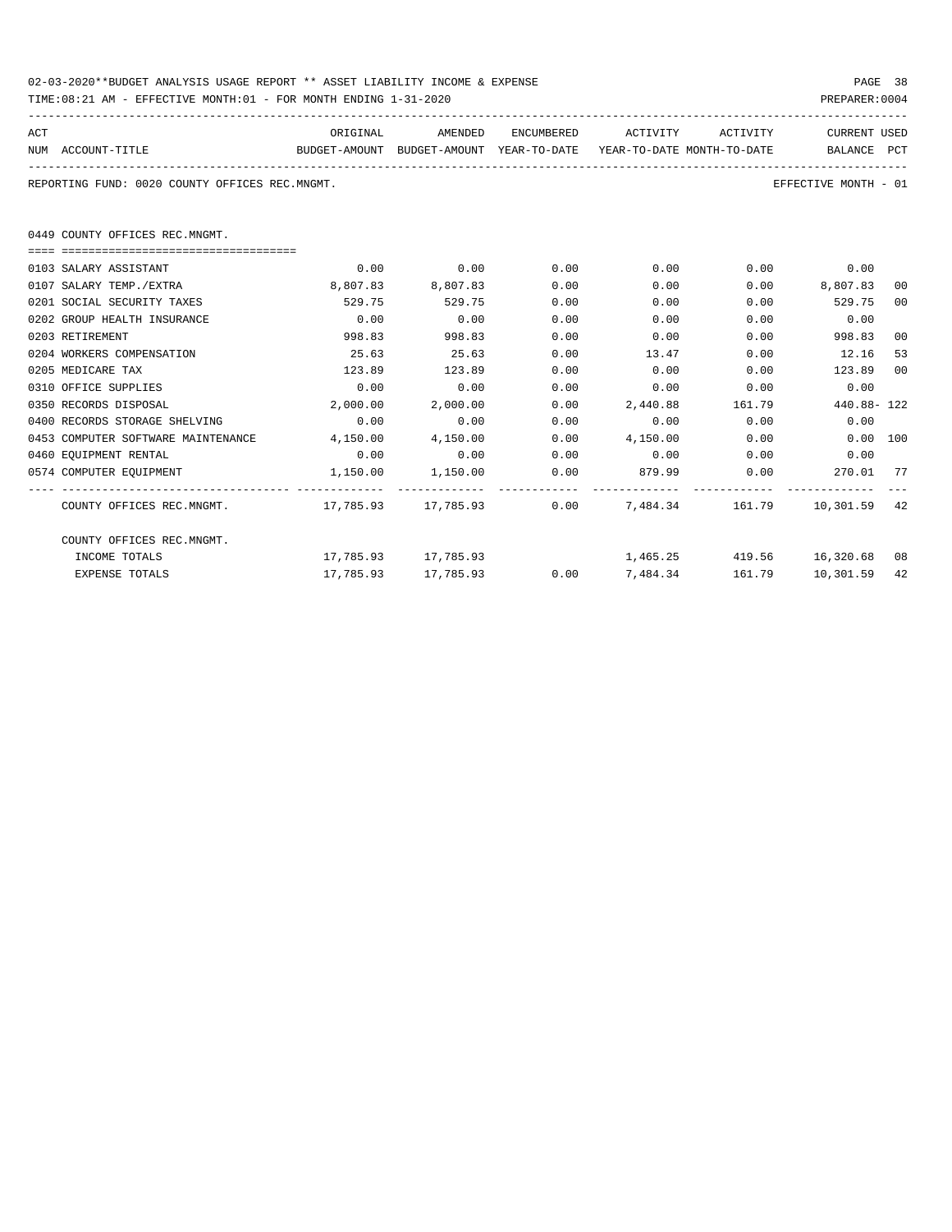02-03-2020**BUDGET ANALYSIS USAGE REPORT ** ASSET LIABILITY INCOME & EXPENSE

TIME:08:21 AM - EFFECTIVE MONTH:01 - FOR MONTH ENDING 1-31-2020

PREPARER:0004

REPORTING FUND: 0020 COUNTY OFFICES REC.MNGMT.

EFFECTIVE MONTH - 01

0449 COUNTY OFFICES REC.MNGMT.

| ACT NUM | ACCOUNT-TITLE | ORIGINAL BUDGET-AMOUNT | AMENDED BUDGET-AMOUNT | ENCUMBERED YEAR-TO-DATE | ACTIVITY YEAR-TO-DATE | ACTIVITY MONTH-TO-DATE | CURRENT BALANCE | USED PCT |
|---|---|---|---|---|---|---|---|---|
| 0103 | SALARY ASSISTANT | 0.00 | 0.00 | 0.00 | 0.00 | 0.00 | 0.00 | |
| 0107 | SALARY TEMP./EXTRA | 8,807.83 | 8,807.83 | 0.00 | 0.00 | 0.00 | 8,807.83 | 00 |
| 0201 | SOCIAL SECURITY TAXES | 529.75 | 529.75 | 0.00 | 0.00 | 0.00 | 529.75 | 00 |
| 0202 | GROUP HEALTH INSURANCE | 0.00 | 0.00 | 0.00 | 0.00 | 0.00 | 0.00 | |
| 0203 | RETIREMENT | 998.83 | 998.83 | 0.00 | 0.00 | 0.00 | 998.83 | 00 |
| 0204 | WORKERS COMPENSATION | 25.63 | 25.63 | 0.00 | 13.47 | 0.00 | 12.16 | 53 |
| 0205 | MEDICARE TAX | 123.89 | 123.89 | 0.00 | 0.00 | 0.00 | 123.89 | 00 |
| 0310 | OFFICE SUPPLIES | 0.00 | 0.00 | 0.00 | 0.00 | 0.00 | 0.00 | |
| 0350 | RECORDS DISPOSAL | 2,000.00 | 2,000.00 | 0.00 | 2,440.88 | 161.79 | 440.88- | 122 |
| 0400 | RECORDS STORAGE SHELVING | 0.00 | 0.00 | 0.00 | 0.00 | 0.00 | 0.00 | |
| 0453 | COMPUTER SOFTWARE MAINTENANCE | 4,150.00 | 4,150.00 | 0.00 | 4,150.00 | 0.00 | 0.00 | 100 |
| 0460 | EQUIPMENT RENTAL | 0.00 | 0.00 | 0.00 | 0.00 | 0.00 | 0.00 | |
| 0574 | COMPUTER EQUIPMENT | 1,150.00 | 1,150.00 | 0.00 | 879.99 | 0.00 | 270.01 | 77 |
| | COUNTY OFFICES REC.MNGMT. | 17,785.93 | 17,785.93 | 0.00 | 7,484.34 | 161.79 | 10,301.59 | 42 |
| | COUNTY OFFICES REC.MNGMT. | | | | | | | |
| | INCOME TOTALS | 17,785.93 | 17,785.93 | | 1,465.25 | 419.56 | 16,320.68 | 08 |
| | EXPENSE TOTALS | 17,785.93 | 17,785.93 | 0.00 | 7,484.34 | 161.79 | 10,301.59 | 42 |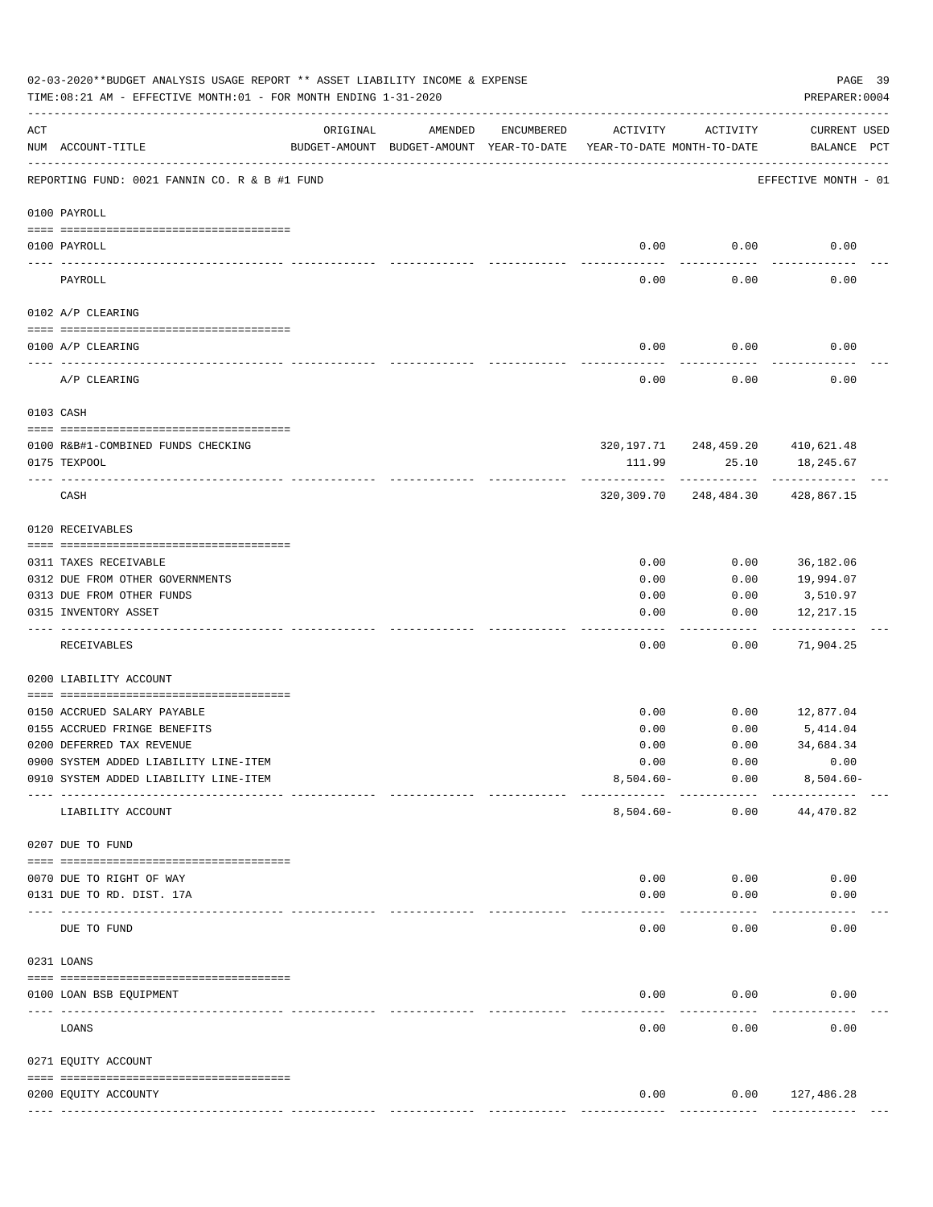02-03-2020**BUDGET ANALYSIS USAGE REPORT ** ASSET LIABILITY INCOME & EXPENSE

TIME:08:21 AM - EFFECTIVE MONTH:01 - FOR MONTH ENDING 1-31-2020

PREPARER:0004

REPORTING FUND: 0021 FANNIN CO. R & B #1 FUND — EFFECTIVE MONTH - 01

| ACT NUM | ACCOUNT-TITLE | ORIGINAL BUDGET-AMOUNT | AMENDED BUDGET-AMOUNT | ENCUMBERED YEAR-TO-DATE | ACTIVITY YEAR-TO-DATE | ACTIVITY MONTH-TO-DATE | CURRENT BALANCE | USED PCT |
|---|---|---|---|---|---|---|---|---|
| | **0100 PAYROLL** | | | | | | | |
| 0100 | PAYROLL | | | | 0.00 | 0.00 | 0.00 | |
| | PAYROLL | | | | 0.00 | 0.00 | 0.00 | |
| | **0102 A/P CLEARING** | | | | | | | |
| 0100 | A/P CLEARING | | | | 0.00 | 0.00 | 0.00 | |
| | A/P CLEARING | | | | 0.00 | 0.00 | 0.00 | |
| | **0103 CASH** | | | | | | | |
| 0100 | R&B#1-COMBINED FUNDS CHECKING | | | | 320,197.71 | 248,459.20 | 410,621.48 | |
| 0175 | TEXPOOL | | | | 111.99 | 25.10 | 18,245.67 | |
| | CASH | | | | 320,309.70 | 248,484.30 | 428,867.15 | |
| | **0120 RECEIVABLES** | | | | | | | |
| 0311 | TAXES RECEIVABLE | | | | 0.00 | 0.00 | 36,182.06 | |
| 0312 | DUE FROM OTHER GOVERNMENTS | | | | 0.00 | 0.00 | 19,994.07 | |
| 0313 | DUE FROM OTHER FUNDS | | | | 0.00 | 0.00 | 3,510.97 | |
| 0315 | INVENTORY ASSET | | | | 0.00 | 0.00 | 12,217.15 | |
| | RECEIVABLES | | | | 0.00 | 0.00 | 71,904.25 | |
| | **0200 LIABILITY ACCOUNT** | | | | | | | |
| 0150 | ACCRUED SALARY PAYABLE | | | | 0.00 | 0.00 | 12,877.04 | |
| 0155 | ACCRUED FRINGE BENEFITS | | | | 0.00 | 0.00 | 5,414.04 | |
| 0200 | DEFERRED TAX REVENUE | | | | 0.00 | 0.00 | 34,684.34 | |
| 0900 | SYSTEM ADDED LIABILITY LINE-ITEM | | | | 0.00 | 0.00 | 0.00 | |
| 0910 | SYSTEM ADDED LIABILITY LINE-ITEM | | | | 8,504.60- | 0.00 | 8,504.60- | |
| | LIABILITY ACCOUNT | | | | 8,504.60- | 0.00 | 44,470.82 | |
| | **0207 DUE TO FUND** | | | | | | | |
| 0070 | DUE TO RIGHT OF WAY | | | | 0.00 | 0.00 | 0.00 | |
| 0131 | DUE TO RD. DIST. 17A | | | | 0.00 | 0.00 | 0.00 | |
| | DUE TO FUND | | | | 0.00 | 0.00 | 0.00 | |
| | **0231 LOANS** | | | | | | | |
| 0100 | LOAN BSB EQUIPMENT | | | | 0.00 | 0.00 | 0.00 | |
| | LOANS | | | | 0.00 | 0.00 | 0.00 | |
| | **0271 EQUITY ACCOUNT** | | | | | | | |
| 0200 | EQUITY ACCOUNTY | | | | 0.00 | 0.00 | 127,486.28 | |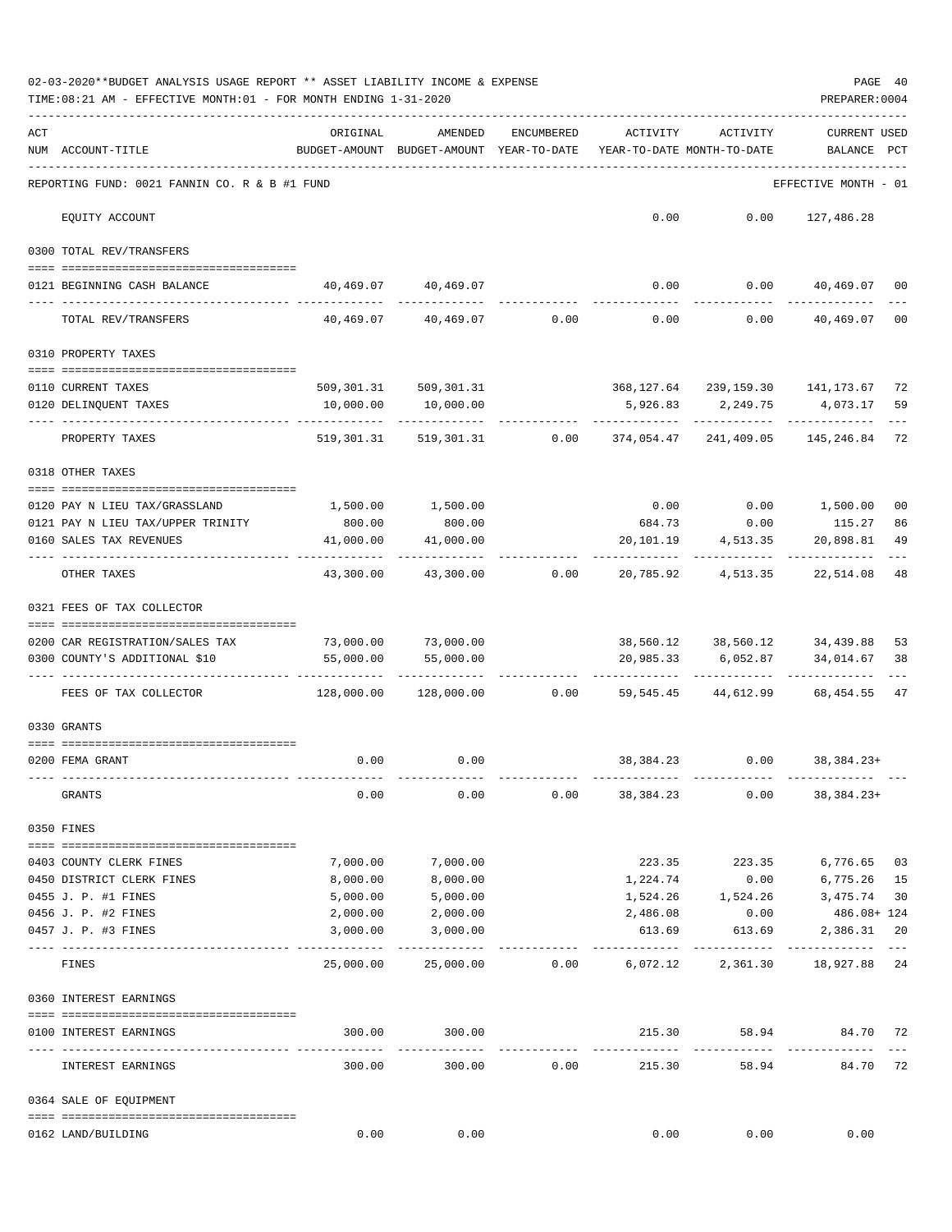02-03-2020**BUDGET ANALYSIS USAGE REPORT ** ASSET LIABILITY INCOME & EXPENSE

TIME:08:21 AM - EFFECTIVE MONTH:01 - FOR MONTH ENDING 1-31-2020

PREPARER:0004

REPORTING FUND: 0021 FANNIN CO. R & B #1 FUND — EFFECTIVE MONTH - 01

| ACT NUM | ACCOUNT-TITLE | ORIGINAL BUDGET-AMOUNT | AMENDED BUDGET-AMOUNT | ENCUMBERED YEAR-TO-DATE | ACTIVITY YEAR-TO-DATE | ACTIVITY MONTH-TO-DATE | CURRENT USED BALANCE | PCT |
|---|---|---|---|---|---|---|---|---|
| | EQUITY ACCOUNT | | | | 0.00 | 0.00 | 127,486.28 | |
| | **0300 TOTAL REV/TRANSFERS** | | | | | | | |
| 0121 | BEGINNING CASH BALANCE | 40,469.07 | 40,469.07 | | 0.00 | 0.00 | 40,469.07 | 00 |
| | TOTAL REV/TRANSFERS | 40,469.07 | 40,469.07 | 0.00 | 0.00 | 0.00 | 40,469.07 | 00 |
| | **0310 PROPERTY TAXES** | | | | | | | |
| 0110 | CURRENT TAXES | 509,301.31 | 509,301.31 | | 368,127.64 | 239,159.30 | 141,173.67 | 72 |
| 0120 | DELINQUENT TAXES | 10,000.00 | 10,000.00 | | 5,926.83 | 2,249.75 | 4,073.17 | 59 |
| | PROPERTY TAXES | 519,301.31 | 519,301.31 | 0.00 | 374,054.47 | 241,409.05 | 145,246.84 | 72 |
| | **0318 OTHER TAXES** | | | | | | | |
| 0120 | PAY N LIEU TAX/GRASSLAND | 1,500.00 | 1,500.00 | | 0.00 | 0.00 | 1,500.00 | 00 |
| 0121 | PAY N LIEU TAX/UPPER TRINITY | 800.00 | 800.00 | | 684.73 | 0.00 | 115.27 | 86 |
| 0160 | SALES TAX REVENUES | 41,000.00 | 41,000.00 | | 20,101.19 | 4,513.35 | 20,898.81 | 49 |
| | OTHER TAXES | 43,300.00 | 43,300.00 | 0.00 | 20,785.92 | 4,513.35 | 22,514.08 | 48 |
| | **0321 FEES OF TAX COLLECTOR** | | | | | | | |
| 0200 | CAR REGISTRATION/SALES TAX | 73,000.00 | 73,000.00 | | 38,560.12 | 38,560.12 | 34,439.88 | 53 |
| 0300 | COUNTY'S ADDITIONAL $10 | 55,000.00 | 55,000.00 | | 20,985.33 | 6,052.87 | 34,014.67 | 38 |
| | FEES OF TAX COLLECTOR | 128,000.00 | 128,000.00 | 0.00 | 59,545.45 | 44,612.99 | 68,454.55 | 47 |
| | **0330 GRANTS** | | | | | | | |
| 0200 | FEMA GRANT | 0.00 | 0.00 | | 38,384.23 | 0.00 | 38,384.23+ | |
| | GRANTS | 0.00 | 0.00 | 0.00 | 38,384.23 | 0.00 | 38,384.23+ | |
| | **0350 FINES** | | | | | | | |
| 0403 | COUNTY CLERK FINES | 7,000.00 | 7,000.00 | | 223.35 | 223.35 | 6,776.65 | 03 |
| 0450 | DISTRICT CLERK FINES | 8,000.00 | 8,000.00 | | 1,224.74 | 0.00 | 6,775.26 | 15 |
| 0455 | J. P. #1 FINES | 5,000.00 | 5,000.00 | | 1,524.26 | 1,524.26 | 3,475.74 | 30 |
| 0456 | J. P. #2 FINES | 2,000.00 | 2,000.00 | | 2,486.08 | 0.00 | 486.08+ | 124 |
| 0457 | J. P. #3 FINES | 3,000.00 | 3,000.00 | | 613.69 | 613.69 | 2,386.31 | 20 |
| | FINES | 25,000.00 | 25,000.00 | 0.00 | 6,072.12 | 2,361.30 | 18,927.88 | 24 |
| | **0360 INTEREST EARNINGS** | | | | | | | |
| 0100 | INTEREST EARNINGS | 300.00 | 300.00 | | 215.30 | 58.94 | 84.70 | 72 |
| | INTEREST EARNINGS | 300.00 | 300.00 | 0.00 | 215.30 | 58.94 | 84.70 | 72 |
| | **0364 SALE OF EQUIPMENT** | | | | | | | |
| 0162 | LAND/BUILDING | 0.00 | 0.00 | | 0.00 | 0.00 | 0.00 | |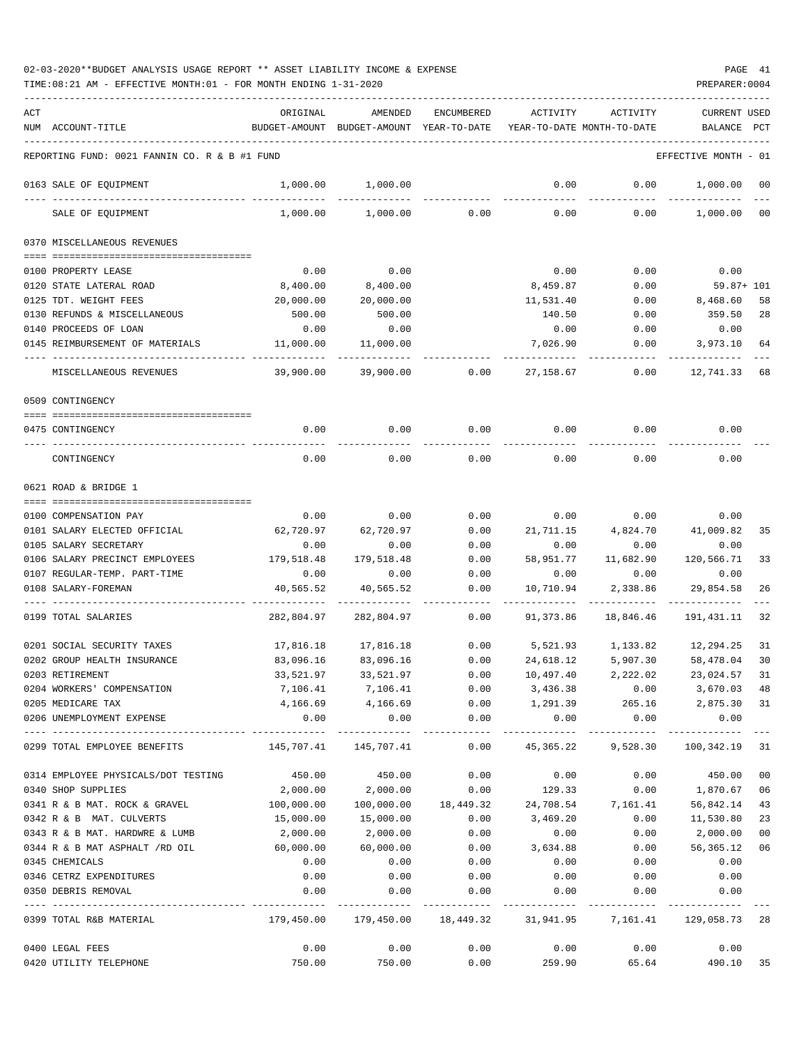02-03-2020**BUDGET ANALYSIS USAGE REPORT ** ASSET LIABILITY INCOME & EXPENSE

TIME:08:21 AM - EFFECTIVE MONTH:01 - FOR MONTH ENDING 1-31-2020

PREPARER:0004

REPORTING FUND: 0021 FANNIN CO. R & B #1 FUND — EFFECTIVE MONTH - 01

| ACT NUM | ACCOUNT-TITLE | ORIGINAL BUDGET-AMOUNT | AMENDED BUDGET-AMOUNT | ENCUMBERED YEAR-TO-DATE | ACTIVITY YEAR-TO-DATE | ACTIVITY MONTH-TO-DATE | CURRENT BALANCE | USED PCT |
|---|---|---|---|---|---|---|---|---|
| 0163 | SALE OF EQUIPMENT | 1,000.00 | 1,000.00 | | 0.00 | 0.00 | 1,000.00 | 00 |
| | SALE OF EQUIPMENT | 1,000.00 | 1,000.00 | 0.00 | 0.00 | 0.00 | 1,000.00 | 00 |
| | **0370 MISCELLANEOUS REVENUES** | | | | | | | |
| 0100 | PROPERTY LEASE | 0.00 | 0.00 | | 0.00 | 0.00 | 0.00 | |
| 0120 | STATE LATERAL ROAD | 8,400.00 | 8,400.00 | | 8,459.87 | 0.00 | 59.87+ | 101 |
| 0125 | TDT. WEIGHT FEES | 20,000.00 | 20,000.00 | | 11,531.40 | 0.00 | 8,468.60 | 58 |
| 0130 | REFUNDS & MISCELLANEOUS | 500.00 | 500.00 | | 140.50 | 0.00 | 359.50 | 28 |
| 0140 | PROCEEDS OF LOAN | 0.00 | 0.00 | | 0.00 | 0.00 | 0.00 | |
| 0145 | REIMBURSEMENT OF MATERIALS | 11,000.00 | 11,000.00 | | 7,026.90 | 0.00 | 3,973.10 | 64 |
| | MISCELLANEOUS REVENUES | 39,900.00 | 39,900.00 | 0.00 | 27,158.67 | 0.00 | 12,741.33 | 68 |
| | **0509 CONTINGENCY** | | | | | | | |
| 0475 | CONTINGENCY | 0.00 | 0.00 | 0.00 | 0.00 | 0.00 | 0.00 | |
| | CONTINGENCY | 0.00 | 0.00 | 0.00 | 0.00 | 0.00 | 0.00 | |
| | **0621 ROAD & BRIDGE 1** | | | | | | | |
| 0100 | COMPENSATION PAY | 0.00 | 0.00 | 0.00 | 0.00 | 0.00 | 0.00 | |
| 0101 | SALARY ELECTED OFFICIAL | 62,720.97 | 62,720.97 | 0.00 | 21,711.15 | 4,824.70 | 41,009.82 | 35 |
| 0105 | SALARY SECRETARY | 0.00 | 0.00 | 0.00 | 0.00 | 0.00 | 0.00 | |
| 0106 | SALARY PRECINCT EMPLOYEES | 179,518.48 | 179,518.48 | 0.00 | 58,951.77 | 11,682.90 | 120,566.71 | 33 |
| 0107 | REGULAR-TEMP. PART-TIME | 0.00 | 0.00 | 0.00 | 0.00 | 0.00 | 0.00 | |
| 0108 | SALARY-FOREMAN | 40,565.52 | 40,565.52 | 0.00 | 10,710.94 | 2,338.86 | 29,854.58 | 26 |
| 0199 | TOTAL SALARIES | 282,804.97 | 282,804.97 | 0.00 | 91,373.86 | 18,846.46 | 191,431.11 | 32 |
| 0201 | SOCIAL SECURITY TAXES | 17,816.18 | 17,816.18 | 0.00 | 5,521.93 | 1,133.82 | 12,294.25 | 31 |
| 0202 | GROUP HEALTH INSURANCE | 83,096.16 | 83,096.16 | 0.00 | 24,618.12 | 5,907.30 | 58,478.04 | 30 |
| 0203 | RETIREMENT | 33,521.97 | 33,521.97 | 0.00 | 10,497.40 | 2,222.02 | 23,024.57 | 31 |
| 0204 | WORKERS' COMPENSATION | 7,106.41 | 7,106.41 | 0.00 | 3,436.38 | 0.00 | 3,670.03 | 48 |
| 0205 | MEDICARE TAX | 4,166.69 | 4,166.69 | 0.00 | 1,291.39 | 265.16 | 2,875.30 | 31 |
| 0206 | UNEMPLOYMENT EXPENSE | 0.00 | 0.00 | 0.00 | 0.00 | 0.00 | 0.00 | |
| 0299 | TOTAL EMPLOYEE BENEFITS | 145,707.41 | 145,707.41 | 0.00 | 45,365.22 | 9,528.30 | 100,342.19 | 31 |
| 0314 | EMPLOYEE PHYSICALS/DOT TESTING | 450.00 | 450.00 | 0.00 | 0.00 | 0.00 | 450.00 | 00 |
| 0340 | SHOP SUPPLIES | 2,000.00 | 2,000.00 | 0.00 | 129.33 | 0.00 | 1,870.67 | 06 |
| 0341 | R & B MAT. ROCK & GRAVEL | 100,000.00 | 100,000.00 | 18,449.32 | 24,708.54 | 7,161.41 | 56,842.14 | 43 |
| 0342 | R & B MAT. CULVERTS | 15,000.00 | 15,000.00 | 0.00 | 3,469.20 | 0.00 | 11,530.80 | 23 |
| 0343 | R & B MAT. HARDWRE & LUMB | 2,000.00 | 2,000.00 | 0.00 | 0.00 | 0.00 | 2,000.00 | 00 |
| 0344 | R & B MAT ASPHALT /RD OIL | 60,000.00 | 60,000.00 | 0.00 | 3,634.88 | 0.00 | 56,365.12 | 06 |
| 0345 | CHEMICALS | 0.00 | 0.00 | 0.00 | 0.00 | 0.00 | 0.00 | |
| 0346 | CETRZ EXPENDITURES | 0.00 | 0.00 | 0.00 | 0.00 | 0.00 | 0.00 | |
| 0350 | DEBRIS REMOVAL | 0.00 | 0.00 | 0.00 | 0.00 | 0.00 | 0.00 | |
| 0399 | TOTAL R&B MATERIAL | 179,450.00 | 179,450.00 | 18,449.32 | 31,941.95 | 7,161.41 | 129,058.73 | 28 |
| 0400 | LEGAL FEES | 0.00 | 0.00 | 0.00 | 0.00 | 0.00 | 0.00 | |
| 0420 | UTILITY TELEPHONE | 750.00 | 750.00 | 0.00 | 259.90 | 65.64 | 490.10 | 35 |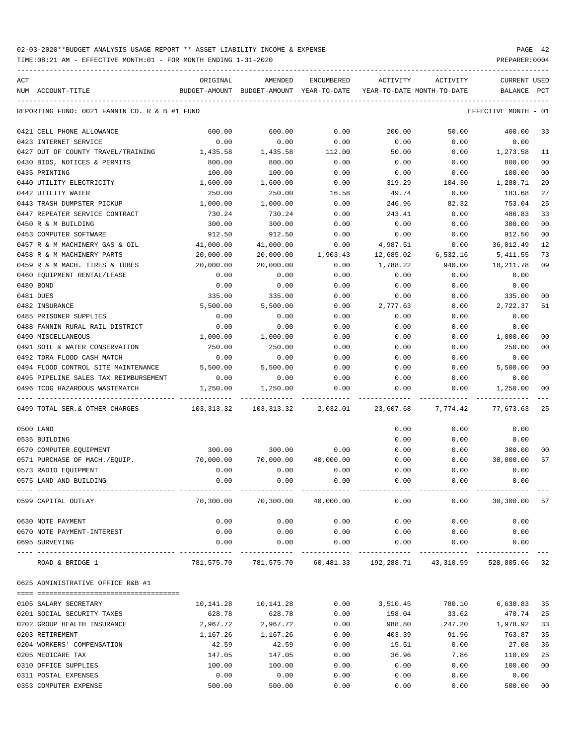02-03-2020**BUDGET ANALYSIS USAGE REPORT ** ASSET LIABILITY INCOME & EXPENSE

TIME:08:21 AM - EFFECTIVE MONTH:01 - FOR MONTH ENDING 1-31-2020 PREPARER:0004

| ACT NUM | ACCOUNT-TITLE | ORIGINAL BUDGET-AMOUNT | AMENDED BUDGET-AMOUNT | ENCUMBERED YEAR-TO-DATE | ACTIVITY YEAR-TO-DATE | ACTIVITY MONTH-TO-DATE | CURRENT BALANCE | USED PCT |
|---|---|---|---|---|---|---|---|---|
| | REPORTING FUND: 0021 FANNIN CO. R & B #1 FUND | | | | | | EFFECTIVE MONTH - 01 | |
| 0421 | CELL PHONE ALLOWANCE | 600.00 | 600.00 | 0.00 | 200.00 | 50.00 | 400.00 | 33 |
| 0423 | INTERNET SERVICE | 0.00 | 0.00 | 0.00 | 0.00 | 0.00 | 0.00 | |
| 0427 | OUT OF COUNTY TRAVEL/TRAINING | 1,435.58 | 1,435.58 | 112.00 | 50.00 | 0.00 | 1,273.58 | 11 |
| 0430 | BIDS, NOTICES & PERMITS | 800.00 | 800.00 | 0.00 | 0.00 | 0.00 | 800.00 | 00 |
| 0435 | PRINTING | 100.00 | 100.00 | 0.00 | 0.00 | 0.00 | 100.00 | 00 |
| 0440 | UTILITY ELECTRICITY | 1,600.00 | 1,600.00 | 0.00 | 319.29 | 104.30 | 1,280.71 | 20 |
| 0442 | UTILITY WATER | 250.00 | 250.00 | 16.58 | 49.74 | 0.00 | 183.68 | 27 |
| 0443 | TRASH DUMPSTER PICKUP | 1,000.00 | 1,000.00 | 0.00 | 246.96 | 82.32 | 753.04 | 25 |
| 0447 | REPEATER SERVICE CONTRACT | 730.24 | 730.24 | 0.00 | 243.41 | 0.00 | 486.83 | 33 |
| 0450 | R & M BUILDING | 300.00 | 300.00 | 0.00 | 0.00 | 0.00 | 300.00 | 00 |
| 0453 | COMPUTER SOFTWARE | 912.50 | 912.50 | 0.00 | 0.00 | 0.00 | 912.50 | 00 |
| 0457 | R & M MACHINERY GAS & OIL | 41,000.00 | 41,000.00 | 0.00 | 4,987.51 | 0.00 | 36,012.49 | 12 |
| 0458 | R & M MACHINERY PARTS | 20,000.00 | 20,000.00 | 1,903.43 | 12,685.02 | 6,532.16 | 5,411.55 | 73 |
| 0459 | R & M MACH. TIRES & TUBES | 20,000.00 | 20,000.00 | 0.00 | 1,788.22 | 940.00 | 18,211.78 | 09 |
| 0460 | EQUIPMENT RENTAL/LEASE | 0.00 | 0.00 | 0.00 | 0.00 | 0.00 | 0.00 | |
| 0480 | BOND | 0.00 | 0.00 | 0.00 | 0.00 | 0.00 | 0.00 | |
| 0481 | DUES | 335.00 | 335.00 | 0.00 | 0.00 | 0.00 | 335.00 | 00 |
| 0482 | INSURANCE | 5,500.00 | 5,500.00 | 0.00 | 2,777.63 | 0.00 | 2,722.37 | 51 |
| 0485 | PRISONER SUPPLIES | 0.00 | 0.00 | 0.00 | 0.00 | 0.00 | 0.00 | |
| 0488 | FANNIN RURAL RAIL DISTRICT | 0.00 | 0.00 | 0.00 | 0.00 | 0.00 | 0.00 | |
| 0490 | MISCELLANEOUS | 1,000.00 | 1,000.00 | 0.00 | 0.00 | 0.00 | 1,000.00 | 00 |
| 0491 | SOIL & WATER CONSERVATION | 250.00 | 250.00 | 0.00 | 0.00 | 0.00 | 250.00 | 00 |
| 0492 | TDRA FLOOD CASH MATCH | 0.00 | 0.00 | 0.00 | 0.00 | 0.00 | 0.00 | |
| 0494 | FLOOD CONTROL SITE MAINTENANCE | 5,500.00 | 5,500.00 | 0.00 | 0.00 | 0.00 | 5,500.00 | 00 |
| 0495 | PIPELINE SALES TAX REIMBURSEMENT | 0.00 | 0.00 | 0.00 | 0.00 | 0.00 | 0.00 | |
| 0496 | TCOG HAZARDOUS WASTEMATCH | 1,250.00 | 1,250.00 | 0.00 | 0.00 | 0.00 | 1,250.00 | 00 |
| 0499 | TOTAL SER.& OTHER CHARGES | 103,313.32 | 103,313.32 | 2,032.01 | 23,607.68 | 7,774.42 | 77,673.63 | 25 |
| 0500 | LAND | | | | 0.00 | 0.00 | 0.00 | |
| 0535 | BUILDING | | | | 0.00 | 0.00 | 0.00 | |
| 0570 | COMPUTER EQUIPMENT | 300.00 | 300.00 | 0.00 | 0.00 | 0.00 | 300.00 | 00 |
| 0571 | PURCHASE OF MACH./EQUIP. | 70,000.00 | 70,000.00 | 40,000.00 | 0.00 | 0.00 | 30,000.00 | 57 |
| 0573 | RADIO EQUIPMENT | 0.00 | 0.00 | 0.00 | 0.00 | 0.00 | 0.00 | |
| 0575 | LAND AND BUILDING | 0.00 | 0.00 | 0.00 | 0.00 | 0.00 | 0.00 | |
| 0599 | CAPITAL OUTLAY | 70,300.00 | 70,300.00 | 40,000.00 | 0.00 | 0.00 | 30,300.00 | 57 |
| 0630 | NOTE PAYMENT | 0.00 | 0.00 | 0.00 | 0.00 | 0.00 | 0.00 | |
| 0670 | NOTE PAYMENT-INTEREST | 0.00 | 0.00 | 0.00 | 0.00 | 0.00 | 0.00 | |
| 0695 | SURVEYING | 0.00 | 0.00 | 0.00 | 0.00 | 0.00 | 0.00 | |
| | ROAD & BRIDGE 1 | 781,575.70 | 781,575.70 | 60,481.33 | 192,288.71 | 43,310.59 | 528,805.66 | 32 |
| 0625 | ADMINISTRATIVE OFFICE R&B #1 | | | | | | | |
| 0105 | SALARY SECRETARY | 10,141.28 | 10,141.28 | 0.00 | 3,510.45 | 780.10 | 6,630.83 | 35 |
| 0201 | SOCIAL SECURITY TAXES | 628.78 | 628.78 | 0.00 | 158.04 | 33.62 | 470.74 | 25 |
| 0202 | GROUP HEALTH INSURANCE | 2,967.72 | 2,967.72 | 0.00 | 988.80 | 247.20 | 1,978.92 | 33 |
| 0203 | RETIREMENT | 1,167.26 | 1,167.26 | 0.00 | 403.39 | 91.96 | 763.87 | 35 |
| 0204 | WORKERS' COMPENSATION | 42.59 | 42.59 | 0.00 | 15.51 | 0.00 | 27.08 | 36 |
| 0205 | MEDICARE TAX | 147.05 | 147.05 | 0.00 | 36.96 | 7.86 | 110.09 | 25 |
| 0310 | OFFICE SUPPLIES | 100.00 | 100.00 | 0.00 | 0.00 | 0.00 | 100.00 | 00 |
| 0311 | POSTAL EXPENSES | 0.00 | 0.00 | 0.00 | 0.00 | 0.00 | 0.00 | |
| 0353 | COMPUTER EXPENSE | 500.00 | 500.00 | 0.00 | 0.00 | 0.00 | 500.00 | 00 |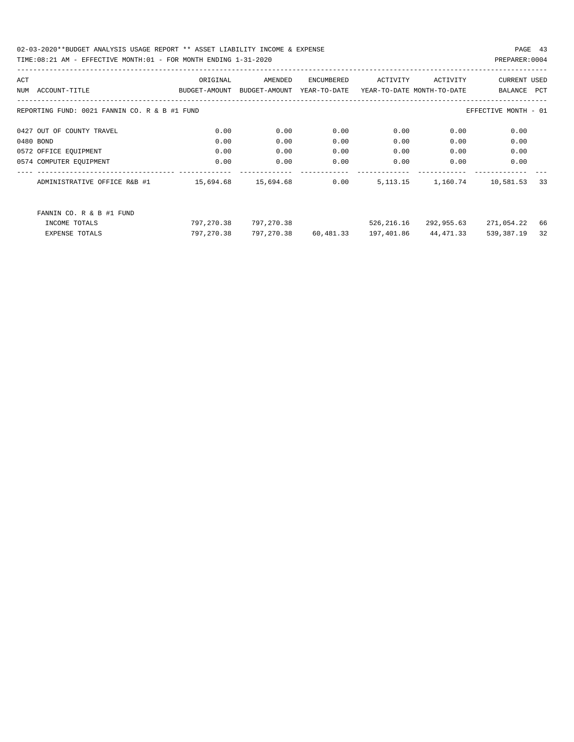02-03-2020**BUDGET ANALYSIS USAGE REPORT ** ASSET LIABILITY INCOME & EXPENSE

TIME:08:21 AM - EFFECTIVE MONTH:01 - FOR MONTH ENDING 1-31-2020

PREPARER:0004

REPORTING FUND: 0021 FANNIN CO. R & B #1 FUND — EFFECTIVE MONTH - 01

| ACT NUM | ACCOUNT-TITLE | ORIGINAL BUDGET-AMOUNT | AMENDED BUDGET-AMOUNT | ENCUMBERED YEAR-TO-DATE | ACTIVITY YEAR-TO-DATE | ACTIVITY MONTH-TO-DATE | CURRENT BALANCE | USED PCT |
|---|---|---|---|---|---|---|---|---|
| 0427 | OUT OF COUNTY TRAVEL | 0.00 | 0.00 | 0.00 | 0.00 | 0.00 | 0.00 | |
| 0480 | BOND | 0.00 | 0.00 | 0.00 | 0.00 | 0.00 | 0.00 | |
| 0572 | OFFICE EQUIPMENT | 0.00 | 0.00 | 0.00 | 0.00 | 0.00 | 0.00 | |
| 0574 | COMPUTER EQUIPMENT | 0.00 | 0.00 | 0.00 | 0.00 | 0.00 | 0.00 | |
| | ADMINISTRATIVE OFFICE R&B #1 | 15,694.68 | 15,694.68 | 0.00 | 5,113.15 | 1,160.74 | 10,581.53 | 33 |
| | FANNIN CO. R & B #1 FUND | | | | | | | |
| | INCOME TOTALS | 797,270.38 | 797,270.38 | | 526,216.16 | 292,955.63 | 271,054.22 | 66 |
| | EXPENSE TOTALS | 797,270.38 | 797,270.38 | 60,481.33 | 197,401.86 | 44,471.33 | 539,387.19 | 32 |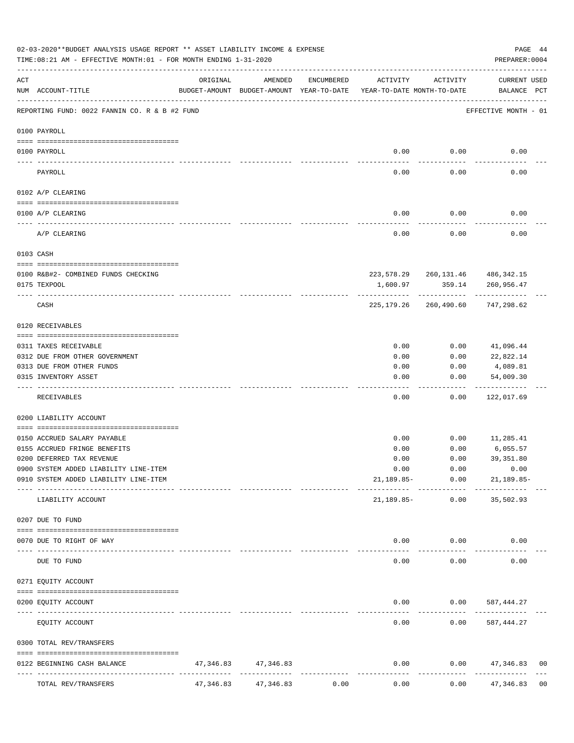02-03-2020**BUDGET ANALYSIS USAGE REPORT ** ASSET LIABILITY INCOME & EXPENSE

TIME:08:21 AM - EFFECTIVE MONTH:01 - FOR MONTH ENDING 1-31-2020

PREPARER:0004

| ACT NUM | ACCOUNT-TITLE | ORIGINAL BUDGET-AMOUNT | AMENDED BUDGET-AMOUNT | ENCUMBERED YEAR-TO-DATE | ACTIVITY YEAR-TO-DATE | ACTIVITY MONTH-TO-DATE | CURRENT USED BALANCE | PCT |
|---|---|---|---|---|---|---|---|---|

REPORTING FUND: 0022 FANNIN CO. R & B #2 FUND — EFFECTIVE MONTH - 01

| ACT NUM | ACCOUNT-TITLE | ORIGINAL BUDGET-AMOUNT | AMENDED BUDGET-AMOUNT | ENCUMBERED YEAR-TO-DATE | ACTIVITY YEAR-TO-DATE | ACTIVITY MONTH-TO-DATE | CURRENT USED BALANCE | PCT |
|---|---|---|---|---|---|---|---|---|
| **0100 PAYROLL** | | | | | | | | |
| 0100 | PAYROLL | | | | 0.00 | 0.00 | 0.00 | |
| | PAYROLL | | | | 0.00 | 0.00 | 0.00 | |
| **0102 A/P CLEARING** | | | | | | | | |
| 0100 | A/P CLEARING | | | | 0.00 | 0.00 | 0.00 | |
| | A/P CLEARING | | | | 0.00 | 0.00 | 0.00 | |
| **0103 CASH** | | | | | | | | |
| 0100 | R&B#2- COMBINED FUNDS CHECKING | | | | 223,578.29 | 260,131.46 | 486,342.15 | |
| 0175 | TEXPOOL | | | | 1,600.97 | 359.14 | 260,956.47 | |
| | CASH | | | | 225,179.26 | 260,490.60 | 747,298.62 | |
| **0120 RECEIVABLES** | | | | | | | | |
| 0311 | TAXES RECEIVABLE | | | | 0.00 | 0.00 | 41,096.44 | |
| 0312 | DUE FROM OTHER GOVERNMENT | | | | 0.00 | 0.00 | 22,822.14 | |
| 0313 | DUE FROM OTHER FUNDS | | | | 0.00 | 0.00 | 4,089.81 | |
| 0315 | INVENTORY ASSET | | | | 0.00 | 0.00 | 54,009.30 | |
| | RECEIVABLES | | | | 0.00 | 0.00 | 122,017.69 | |
| **0200 LIABILITY ACCOUNT** | | | | | | | | |
| 0150 | ACCRUED SALARY PAYABLE | | | | 0.00 | 0.00 | 11,285.41 | |
| 0155 | ACCRUED FRINGE BENEFITS | | | | 0.00 | 0.00 | 6,055.57 | |
| 0200 | DEFERRED TAX REVENUE | | | | 0.00 | 0.00 | 39,351.80 | |
| 0900 | SYSTEM ADDED LIABILITY LINE-ITEM | | | | 0.00 | 0.00 | 0.00 | |
| 0910 | SYSTEM ADDED LIABILITY LINE-ITEM | | | | 21,189.85- | 0.00 | 21,189.85- | |
| | LIABILITY ACCOUNT | | | | 21,189.85- | 0.00 | 35,502.93 | |
| **0207 DUE TO FUND** | | | | | | | | |
| 0070 | DUE TO RIGHT OF WAY | | | | 0.00 | 0.00 | 0.00 | |
| | DUE TO FUND | | | | 0.00 | 0.00 | 0.00 | |
| **0271 EQUITY ACCOUNT** | | | | | | | | |
| 0200 | EQUITY ACCOUNT | | | | 0.00 | 0.00 | 587,444.27 | |
| | EQUITY ACCOUNT | | | | 0.00 | 0.00 | 587,444.27 | |
| **0300 TOTAL REV/TRANSFERS** | | | | | | | | |
| 0122 | BEGINNING CASH BALANCE | 47,346.83 | 47,346.83 | | 0.00 | 0.00 | 47,346.83 | 00 |
| | TOTAL REV/TRANSFERS | 47,346.83 | 47,346.83 | 0.00 | 0.00 | 0.00 | 47,346.83 | 00 |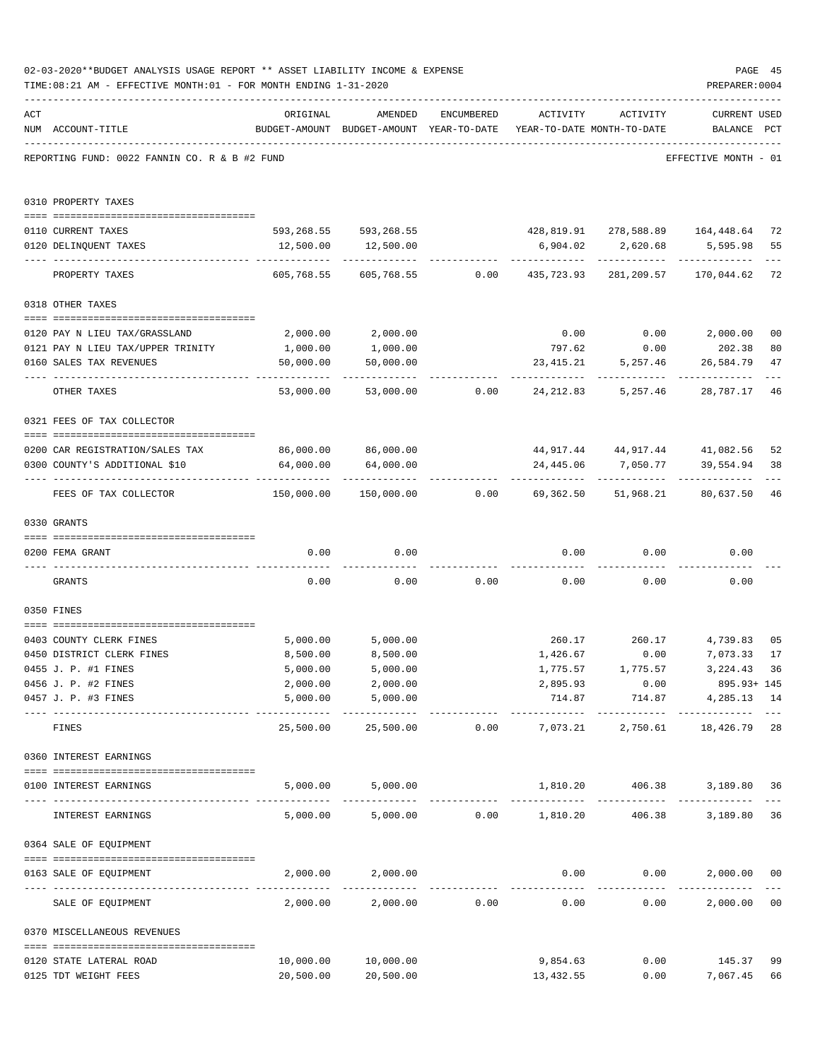02-03-2020**BUDGET ANALYSIS USAGE REPORT ** ASSET LIABILITY INCOME & EXPENSE

TIME:08:21 AM - EFFECTIVE MONTH:01 - FOR MONTH ENDING 1-31-2020

PREPARER:0004

REPORTING FUND: 0022 FANNIN CO. R & B #2 FUND — EFFECTIVE MONTH - 01

| ACT NUM | ACCOUNT-TITLE | ORIGINAL BUDGET-AMOUNT | AMENDED BUDGET-AMOUNT | ENCUMBERED YEAR-TO-DATE | ACTIVITY YEAR-TO-DATE | ACTIVITY MONTH-TO-DATE | CURRENT BALANCE | USED PCT |
|---|---|---|---|---|---|---|---|---|
| 0310 | PROPERTY TAXES | | | | | | | |
| 0110 | CURRENT TAXES | 593,268.55 | 593,268.55 | | 428,819.91 | 278,588.89 | 164,448.64 | 72 |
| 0120 | DELINQUENT TAXES | 12,500.00 | 12,500.00 | | 6,904.02 | 2,620.68 | 5,595.98 | 55 |
| | PROPERTY TAXES | 605,768.55 | 605,768.55 | 0.00 | 435,723.93 | 281,209.57 | 170,044.62 | 72 |
| 0318 | OTHER TAXES | | | | | | | |
| 0120 | PAY N LIEU TAX/GRASSLAND | 2,000.00 | 2,000.00 | | 0.00 | 0.00 | 2,000.00 | 00 |
| 0121 | PAY N LIEU TAX/UPPER TRINITY | 1,000.00 | 1,000.00 | | 797.62 | 0.00 | 202.38 | 80 |
| 0160 | SALES TAX REVENUES | 50,000.00 | 50,000.00 | | 23,415.21 | 5,257.46 | 26,584.79 | 47 |
| | OTHER TAXES | 53,000.00 | 53,000.00 | 0.00 | 24,212.83 | 5,257.46 | 28,787.17 | 46 |
| 0321 | FEES OF TAX COLLECTOR | | | | | | | |
| 0200 | CAR REGISTRATION/SALES TAX | 86,000.00 | 86,000.00 | | 44,917.44 | 44,917.44 | 41,082.56 | 52 |
| 0300 | COUNTY'S ADDITIONAL $10 | 64,000.00 | 64,000.00 | | 24,445.06 | 7,050.77 | 39,554.94 | 38 |
| | FEES OF TAX COLLECTOR | 150,000.00 | 150,000.00 | 0.00 | 69,362.50 | 51,968.21 | 80,637.50 | 46 |
| 0330 | GRANTS | | | | | | | |
| 0200 | FEMA GRANT | 0.00 | 0.00 | | 0.00 | 0.00 | 0.00 | |
| | GRANTS | 0.00 | 0.00 | 0.00 | 0.00 | 0.00 | 0.00 | |
| 0350 | FINES | | | | | | | |
| 0403 | COUNTY CLERK FINES | 5,000.00 | 5,000.00 | | 260.17 | 260.17 | 4,739.83 | 05 |
| 0450 | DISTRICT CLERK FINES | 8,500.00 | 8,500.00 | | 1,426.67 | 0.00 | 7,073.33 | 17 |
| 0455 | J. P. #1 FINES | 5,000.00 | 5,000.00 | | 1,775.57 | 1,775.57 | 3,224.43 | 36 |
| 0456 | J. P. #2 FINES | 2,000.00 | 2,000.00 | | 2,895.93 | 0.00 | 895.93+ | 145 |
| 0457 | J. P. #3 FINES | 5,000.00 | 5,000.00 | | 714.87 | 714.87 | 4,285.13 | 14 |
| | FINES | 25,500.00 | 25,500.00 | 0.00 | 7,073.21 | 2,750.61 | 18,426.79 | 28 |
| 0360 | INTEREST EARNINGS | | | | | | | |
| 0100 | INTEREST EARNINGS | 5,000.00 | 5,000.00 | | 1,810.20 | 406.38 | 3,189.80 | 36 |
| | INTEREST EARNINGS | 5,000.00 | 5,000.00 | 0.00 | 1,810.20 | 406.38 | 3,189.80 | 36 |
| 0364 | SALE OF EQUIPMENT | | | | | | | |
| 0163 | SALE OF EQUIPMENT | 2,000.00 | 2,000.00 | | 0.00 | 0.00 | 2,000.00 | 00 |
| | SALE OF EQUIPMENT | 2,000.00 | 2,000.00 | 0.00 | 0.00 | 0.00 | 2,000.00 | 00 |
| 0370 | MISCELLANEOUS REVENUES | | | | | | | |
| 0120 | STATE LATERAL ROAD | 10,000.00 | 10,000.00 | | 9,854.63 | 0.00 | 145.37 | 99 |
| 0125 | TDT WEIGHT FEES | 20,500.00 | 20,500.00 | | 13,432.55 | 0.00 | 7,067.45 | 66 |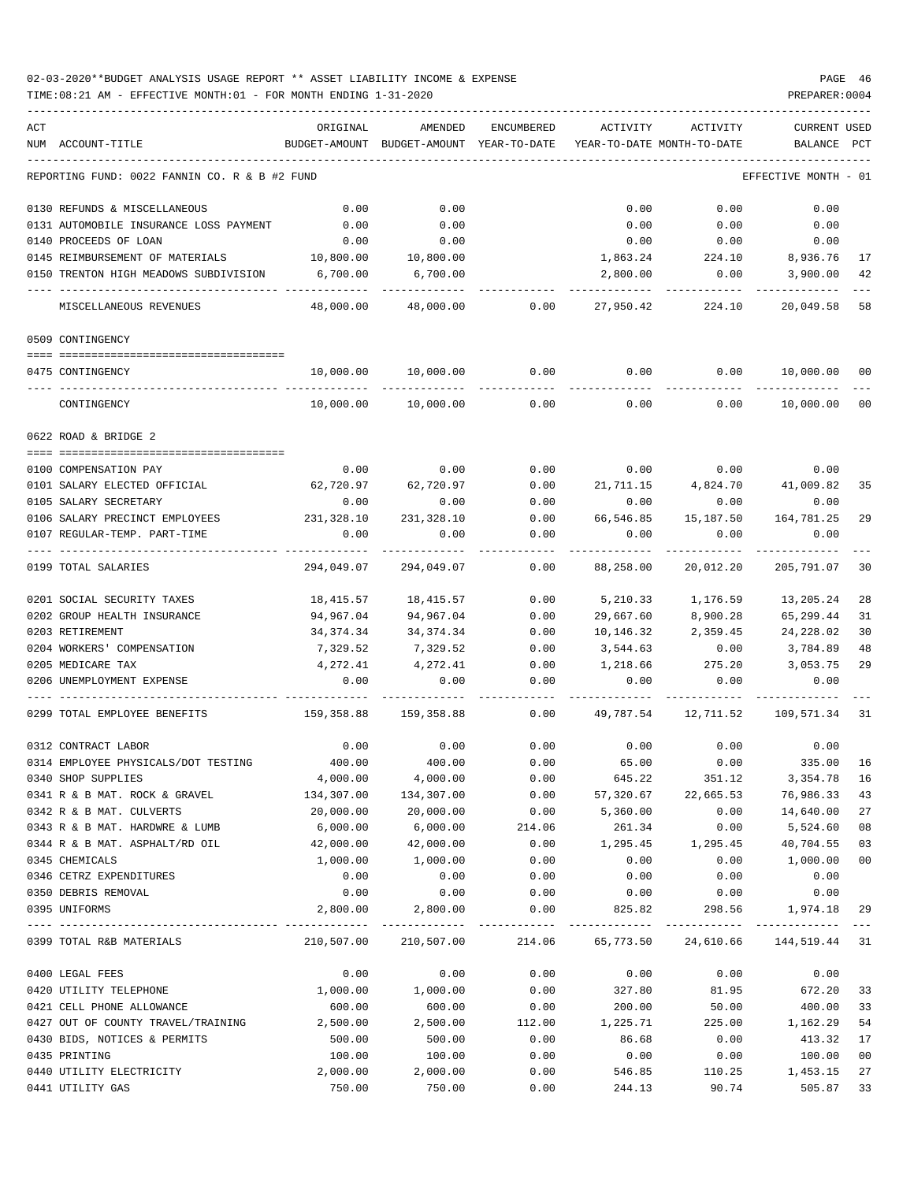02-03-2020**BUDGET ANALYSIS USAGE REPORT ** ASSET LIABILITY INCOME & EXPENSE

TIME:08:21 AM - EFFECTIVE MONTH:01 - FOR MONTH ENDING 1-31-2020

PREPARER:0004

| ACT NUM | ACCOUNT-TITLE | ORIGINAL BUDGET-AMOUNT | AMENDED BUDGET-AMOUNT | ENCUMBERED YEAR-TO-DATE | ACTIVITY YEAR-TO-DATE | ACTIVITY MONTH-TO-DATE | CURRENT BALANCE | USED PCT |
|---|---|---|---|---|---|---|---|---|
| | REPORTING FUND: 0022 FANNIN CO. R & B #2 FUND | | | | | | EFFECTIVE MONTH - 01 | |
| 0130 | REFUNDS & MISCELLANEOUS | 0.00 | 0.00 | | 0.00 | 0.00 | 0.00 | |
| 0131 | AUTOMOBILE INSURANCE LOSS PAYMENT | 0.00 | 0.00 | | 0.00 | 0.00 | 0.00 | |
| 0140 | PROCEEDS OF LOAN | 0.00 | 0.00 | | 0.00 | 0.00 | 0.00 | |
| 0145 | REIMBURSEMENT OF MATERIALS | 10,800.00 | 10,800.00 | | 1,863.24 | 224.10 | 8,936.76 | 17 |
| 0150 | TRENTON HIGH MEADOWS SUBDIVISION | 6,700.00 | 6,700.00 | | 2,800.00 | 0.00 | 3,900.00 | 42 |
| | MISCELLANEOUS REVENUES | 48,000.00 | 48,000.00 | 0.00 | 27,950.42 | 224.10 | 20,049.58 | 58 |
| | 0509 CONTINGENCY | | | | | | | |
| 0475 | CONTINGENCY | 10,000.00 | 10,000.00 | 0.00 | 0.00 | 0.00 | 10,000.00 | 00 |
| | CONTINGENCY | 10,000.00 | 10,000.00 | 0.00 | 0.00 | 0.00 | 10,000.00 | 00 |
| | 0622 ROAD & BRIDGE 2 | | | | | | | |
| 0100 | COMPENSATION PAY | 0.00 | 0.00 | 0.00 | 0.00 | 0.00 | 0.00 | |
| 0101 | SALARY ELECTED OFFICIAL | 62,720.97 | 62,720.97 | 0.00 | 21,711.15 | 4,824.70 | 41,009.82 | 35 |
| 0105 | SALARY SECRETARY | 0.00 | 0.00 | 0.00 | 0.00 | 0.00 | 0.00 | |
| 0106 | SALARY PRECINCT EMPLOYEES | 231,328.10 | 231,328.10 | 0.00 | 66,546.85 | 15,187.50 | 164,781.25 | 29 |
| 0107 | REGULAR-TEMP. PART-TIME | 0.00 | 0.00 | 0.00 | 0.00 | 0.00 | 0.00 | |
| 0199 | TOTAL SALARIES | 294,049.07 | 294,049.07 | 0.00 | 88,258.00 | 20,012.20 | 205,791.07 | 30 |
| 0201 | SOCIAL SECURITY TAXES | 18,415.57 | 18,415.57 | 0.00 | 5,210.33 | 1,176.59 | 13,205.24 | 28 |
| 0202 | GROUP HEALTH INSURANCE | 94,967.04 | 94,967.04 | 0.00 | 29,667.60 | 8,900.28 | 65,299.44 | 31 |
| 0203 | RETIREMENT | 34,374.34 | 34,374.34 | 0.00 | 10,146.32 | 2,359.45 | 24,228.02 | 30 |
| 0204 | WORKERS' COMPENSATION | 7,329.52 | 7,329.52 | 0.00 | 3,544.63 | 0.00 | 3,784.89 | 48 |
| 0205 | MEDICARE TAX | 4,272.41 | 4,272.41 | 0.00 | 1,218.66 | 275.20 | 3,053.75 | 29 |
| 0206 | UNEMPLOYMENT EXPENSE | 0.00 | 0.00 | 0.00 | 0.00 | 0.00 | 0.00 | |
| 0299 | TOTAL EMPLOYEE BENEFITS | 159,358.88 | 159,358.88 | 0.00 | 49,787.54 | 12,711.52 | 109,571.34 | 31 |
| 0312 | CONTRACT LABOR | 0.00 | 0.00 | 0.00 | 0.00 | 0.00 | 0.00 | |
| 0314 | EMPLOYEE PHYSICALS/DOT TESTING | 400.00 | 400.00 | 0.00 | 65.00 | 0.00 | 335.00 | 16 |
| 0340 | SHOP SUPPLIES | 4,000.00 | 4,000.00 | 0.00 | 645.22 | 351.12 | 3,354.78 | 16 |
| 0341 | R & B MAT. ROCK & GRAVEL | 134,307.00 | 134,307.00 | 0.00 | 57,320.67 | 22,665.53 | 76,986.33 | 43 |
| 0342 | R & B MAT. CULVERTS | 20,000.00 | 20,000.00 | 0.00 | 5,360.00 | 0.00 | 14,640.00 | 27 |
| 0343 | R & B MAT. HARDWRE & LUMB | 6,000.00 | 6,000.00 | 214.06 | 261.34 | 0.00 | 5,524.60 | 08 |
| 0344 | R & B MAT. ASPHALT/RD OIL | 42,000.00 | 42,000.00 | 0.00 | 1,295.45 | 1,295.45 | 40,704.55 | 03 |
| 0345 | CHEMICALS | 1,000.00 | 1,000.00 | 0.00 | 0.00 | 0.00 | 1,000.00 | 00 |
| 0346 | CETRZ EXPENDITURES | 0.00 | 0.00 | 0.00 | 0.00 | 0.00 | 0.00 | |
| 0350 | DEBRIS REMOVAL | 0.00 | 0.00 | 0.00 | 0.00 | 0.00 | 0.00 | |
| 0395 | UNIFORMS | 2,800.00 | 2,800.00 | 0.00 | 825.82 | 298.56 | 1,974.18 | 29 |
| 0399 | TOTAL R&B MATERIALS | 210,507.00 | 210,507.00 | 214.06 | 65,773.50 | 24,610.66 | 144,519.44 | 31 |
| 0400 | LEGAL FEES | 0.00 | 0.00 | 0.00 | 0.00 | 0.00 | 0.00 | |
| 0420 | UTILITY TELEPHONE | 1,000.00 | 1,000.00 | 0.00 | 327.80 | 81.95 | 672.20 | 33 |
| 0421 | CELL PHONE ALLOWANCE | 600.00 | 600.00 | 0.00 | 200.00 | 50.00 | 400.00 | 33 |
| 0427 | OUT OF COUNTY TRAVEL/TRAINING | 2,500.00 | 2,500.00 | 112.00 | 1,225.71 | 225.00 | 1,162.29 | 54 |
| 0430 | BIDS, NOTICES & PERMITS | 500.00 | 500.00 | 0.00 | 86.68 | 0.00 | 413.32 | 17 |
| 0435 | PRINTING | 100.00 | 100.00 | 0.00 | 0.00 | 0.00 | 100.00 | 00 |
| 0440 | UTILITY ELECTRICITY | 2,000.00 | 2,000.00 | 0.00 | 546.85 | 110.25 | 1,453.15 | 27 |
| 0441 | UTILITY GAS | 750.00 | 750.00 | 0.00 | 244.13 | 90.74 | 505.87 | 33 |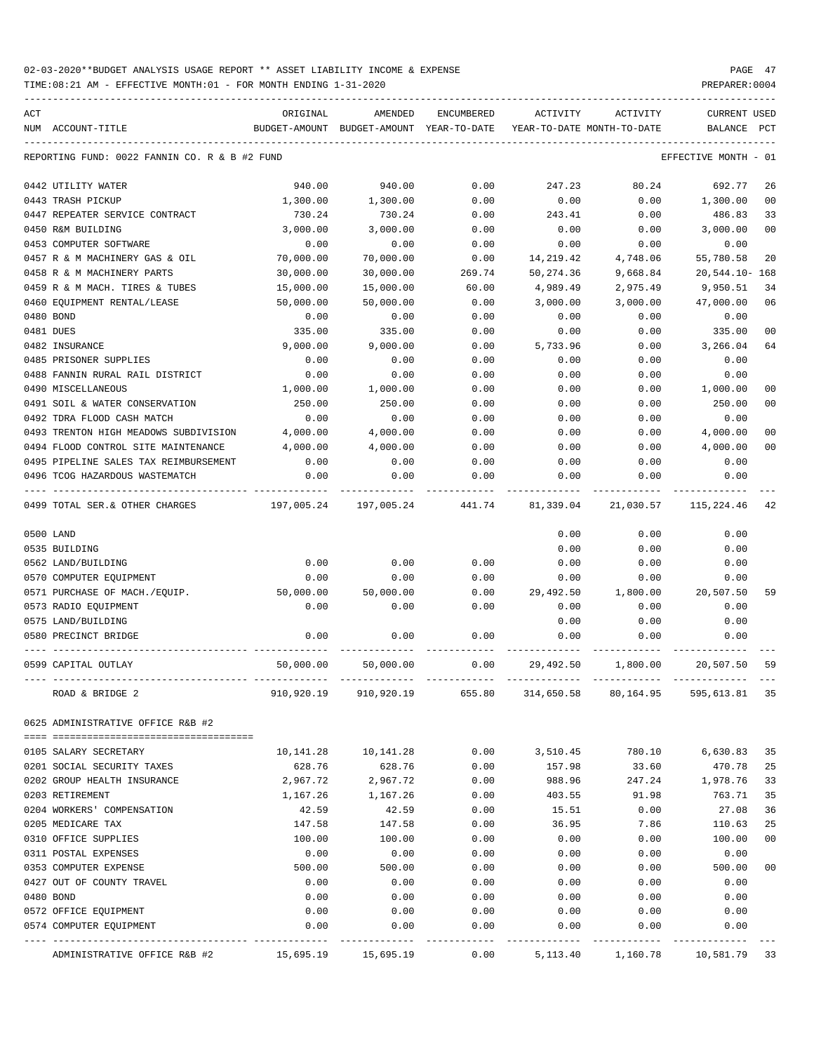02-03-2020**BUDGET ANALYSIS USAGE REPORT ** ASSET LIABILITY INCOME & EXPENSE

TIME:08:21 AM - EFFECTIVE MONTH:01 - FOR MONTH ENDING 1-31-2020

PREPARER:0004

REPORTING FUND: 0022 FANNIN CO. R & B #2 FUND — EFFECTIVE MONTH - 01

| ACT NUM | ACCOUNT-TITLE | ORIGINAL BUDGET-AMOUNT | AMENDED BUDGET-AMOUNT | ENCUMBERED YEAR-TO-DATE | ACTIVITY YEAR-TO-DATE | ACTIVITY MONTH-TO-DATE | CURRENT BALANCE | USED PCT |
|---|---|---|---|---|---|---|---|---|
| 0442 | UTILITY WATER | 940.00 | 940.00 | 0.00 | 247.23 | 80.24 | 692.77 | 26 |
| 0443 | TRASH PICKUP | 1,300.00 | 1,300.00 | 0.00 | 0.00 | 0.00 | 1,300.00 | 00 |
| 0447 | REPEATER SERVICE CONTRACT | 730.24 | 730.24 | 0.00 | 243.41 | 0.00 | 486.83 | 33 |
| 0450 | R&M BUILDING | 3,000.00 | 3,000.00 | 0.00 | 0.00 | 0.00 | 3,000.00 | 00 |
| 0453 | COMPUTER SOFTWARE | 0.00 | 0.00 | 0.00 | 0.00 | 0.00 | 0.00 | |
| 0457 | R & M MACHINERY GAS & OIL | 70,000.00 | 70,000.00 | 0.00 | 14,219.42 | 4,748.06 | 55,780.58 | 20 |
| 0458 | R & M MACHINERY PARTS | 30,000.00 | 30,000.00 | 269.74 | 50,274.36 | 9,668.84 | 20,544.10- | 168 |
| 0459 | R & M MACH. TIRES & TUBES | 15,000.00 | 15,000.00 | 60.00 | 4,989.49 | 2,975.49 | 9,950.51 | 34 |
| 0460 | EQUIPMENT RENTAL/LEASE | 50,000.00 | 50,000.00 | 0.00 | 3,000.00 | 3,000.00 | 47,000.00 | 06 |
| 0480 | BOND | 0.00 | 0.00 | 0.00 | 0.00 | 0.00 | 0.00 | |
| 0481 | DUES | 335.00 | 335.00 | 0.00 | 0.00 | 0.00 | 335.00 | 00 |
| 0482 | INSURANCE | 9,000.00 | 9,000.00 | 0.00 | 5,733.96 | 0.00 | 3,266.04 | 64 |
| 0485 | PRISONER SUPPLIES | 0.00 | 0.00 | 0.00 | 0.00 | 0.00 | 0.00 | |
| 0488 | FANNIN RURAL RAIL DISTRICT | 0.00 | 0.00 | 0.00 | 0.00 | 0.00 | 0.00 | |
| 0490 | MISCELLANEOUS | 1,000.00 | 1,000.00 | 0.00 | 0.00 | 0.00 | 1,000.00 | 00 |
| 0491 | SOIL & WATER CONSERVATION | 250.00 | 250.00 | 0.00 | 0.00 | 0.00 | 250.00 | 00 |
| 0492 | TDRA FLOOD CASH MATCH | 0.00 | 0.00 | 0.00 | 0.00 | 0.00 | 0.00 | |
| 0493 | TRENTON HIGH MEADOWS SUBDIVISION | 4,000.00 | 4,000.00 | 0.00 | 0.00 | 0.00 | 4,000.00 | 00 |
| 0494 | FLOOD CONTROL SITE MAINTENANCE | 4,000.00 | 4,000.00 | 0.00 | 0.00 | 0.00 | 4,000.00 | 00 |
| 0495 | PIPELINE SALES TAX REIMBURSEMENT | 0.00 | 0.00 | 0.00 | 0.00 | 0.00 | 0.00 | |
| 0496 | TCOG HAZARDOUS WASTEMATCH | 0.00 | 0.00 | 0.00 | 0.00 | 0.00 | 0.00 | |
| 0499 | TOTAL SER.& OTHER CHARGES | 197,005.24 | 197,005.24 | 441.74 | 81,339.04 | 21,030.57 | 115,224.46 | 42 |
| 0500 | LAND | | | | 0.00 | 0.00 | 0.00 | |
| 0535 | BUILDING | | | | 0.00 | 0.00 | 0.00 | |
| 0562 | LAND/BUILDING | 0.00 | 0.00 | 0.00 | 0.00 | 0.00 | 0.00 | |
| 0570 | COMPUTER EQUIPMENT | 0.00 | 0.00 | 0.00 | 0.00 | 0.00 | 0.00 | |
| 0571 | PURCHASE OF MACH./EQUIP. | 50,000.00 | 50,000.00 | 0.00 | 29,492.50 | 1,800.00 | 20,507.50 | 59 |
| 0573 | RADIO EQUIPMENT | 0.00 | 0.00 | 0.00 | 0.00 | 0.00 | 0.00 | |
| 0575 | LAND/BUILDING | | | | 0.00 | 0.00 | 0.00 | |
| 0580 | PRECINCT BRIDGE | 0.00 | 0.00 | 0.00 | 0.00 | 0.00 | 0.00 | |
| 0599 | CAPITAL OUTLAY | 50,000.00 | 50,000.00 | 0.00 | 29,492.50 | 1,800.00 | 20,507.50 | 59 |
| | ROAD & BRIDGE 2 | 910,920.19 | 910,920.19 | 655.80 | 314,650.58 | 80,164.95 | 595,613.81 | 35 |

0625 ADMINISTRATIVE OFFICE R&B #2

| ACT NUM | ACCOUNT-TITLE | ORIGINAL BUDGET-AMOUNT | AMENDED BUDGET-AMOUNT | ENCUMBERED YEAR-TO-DATE | ACTIVITY YEAR-TO-DATE | ACTIVITY MONTH-TO-DATE | CURRENT BALANCE | USED PCT |
|---|---|---|---|---|---|---|---|---|
| 0105 | SALARY SECRETARY | 10,141.28 | 10,141.28 | 0.00 | 3,510.45 | 780.10 | 6,630.83 | 35 |
| 0201 | SOCIAL SECURITY TAXES | 628.76 | 628.76 | 0.00 | 157.98 | 33.60 | 470.78 | 25 |
| 0202 | GROUP HEALTH INSURANCE | 2,967.72 | 2,967.72 | 0.00 | 988.96 | 247.24 | 1,978.76 | 33 |
| 0203 | RETIREMENT | 1,167.26 | 1,167.26 | 0.00 | 403.55 | 91.98 | 763.71 | 35 |
| 0204 | WORKERS' COMPENSATION | 42.59 | 42.59 | 0.00 | 15.51 | 0.00 | 27.08 | 36 |
| 0205 | MEDICARE TAX | 147.58 | 147.58 | 0.00 | 36.95 | 7.86 | 110.63 | 25 |
| 0310 | OFFICE SUPPLIES | 100.00 | 100.00 | 0.00 | 0.00 | 0.00 | 100.00 | 00 |
| 0311 | POSTAL EXPENSES | 0.00 | 0.00 | 0.00 | 0.00 | 0.00 | 0.00 | |
| 0353 | COMPUTER EXPENSE | 500.00 | 500.00 | 0.00 | 0.00 | 0.00 | 500.00 | 00 |
| 0427 | OUT OF COUNTY TRAVEL | 0.00 | 0.00 | 0.00 | 0.00 | 0.00 | 0.00 | |
| 0480 | BOND | 0.00 | 0.00 | 0.00 | 0.00 | 0.00 | 0.00 | |
| 0572 | OFFICE EQUIPMENT | 0.00 | 0.00 | 0.00 | 0.00 | 0.00 | 0.00 | |
| 0574 | COMPUTER EQUIPMENT | 0.00 | 0.00 | 0.00 | 0.00 | 0.00 | 0.00 | |
| | ADMINISTRATIVE OFFICE R&B #2 | 15,695.19 | 15,695.19 | 0.00 | 5,113.40 | 1,160.78 | 10,581.79 | 33 |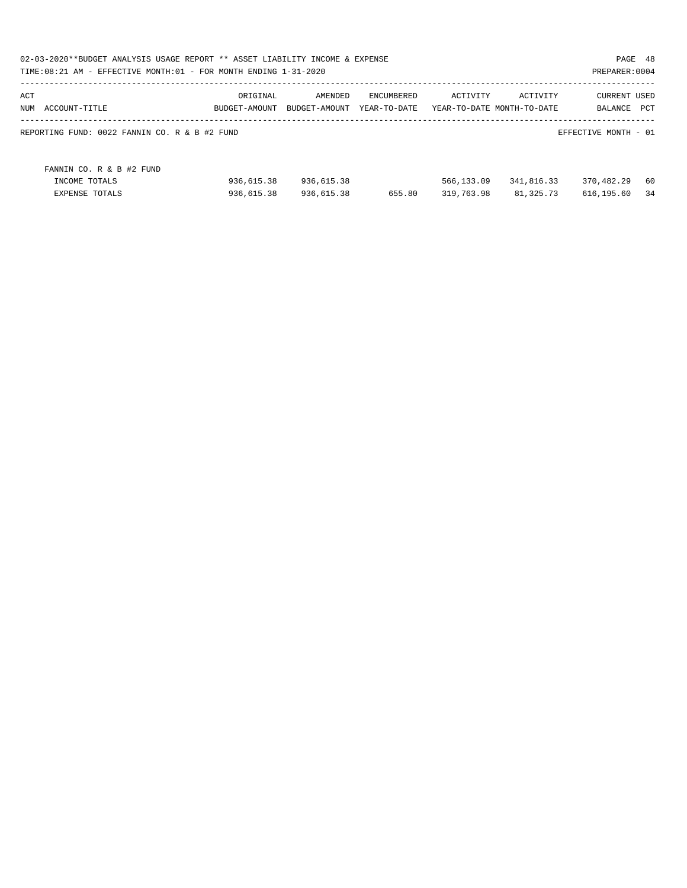02-03-2020**BUDGET ANALYSIS USAGE REPORT ** ASSET LIABILITY INCOME & EXPENSE

TIME:08:21 AM - EFFECTIVE MONTH:01 - FOR MONTH ENDING 1-31-2020

PREPARER:0004

| ACT NUM | ACCOUNT-TITLE | ORIGINAL BUDGET-AMOUNT | AMENDED BUDGET-AMOUNT | ENCUMBERED YEAR-TO-DATE | ACTIVITY YEAR-TO-DATE | ACTIVITY MONTH-TO-DATE | CURRENT BALANCE | USED PCT |
|---|---|---|---|---|---|---|---|---|

REPORTING FUND: 0022 FANNIN CO. R & B #2 FUND

EFFECTIVE MONTH - 01

| | FANNIN CO. R & B #2 FUND | | | | | | | |
|---|---|---|---|---|---|---|---|---|
| | INCOME TOTALS | 936,615.38 | 936,615.38 | | 566,133.09 | 341,816.33 | 370,482.29 | 60 |
| | EXPENSE TOTALS | 936,615.38 | 936,615.38 | 655.80 | 319,763.98 | 81,325.73 | 616,195.60 | 34 |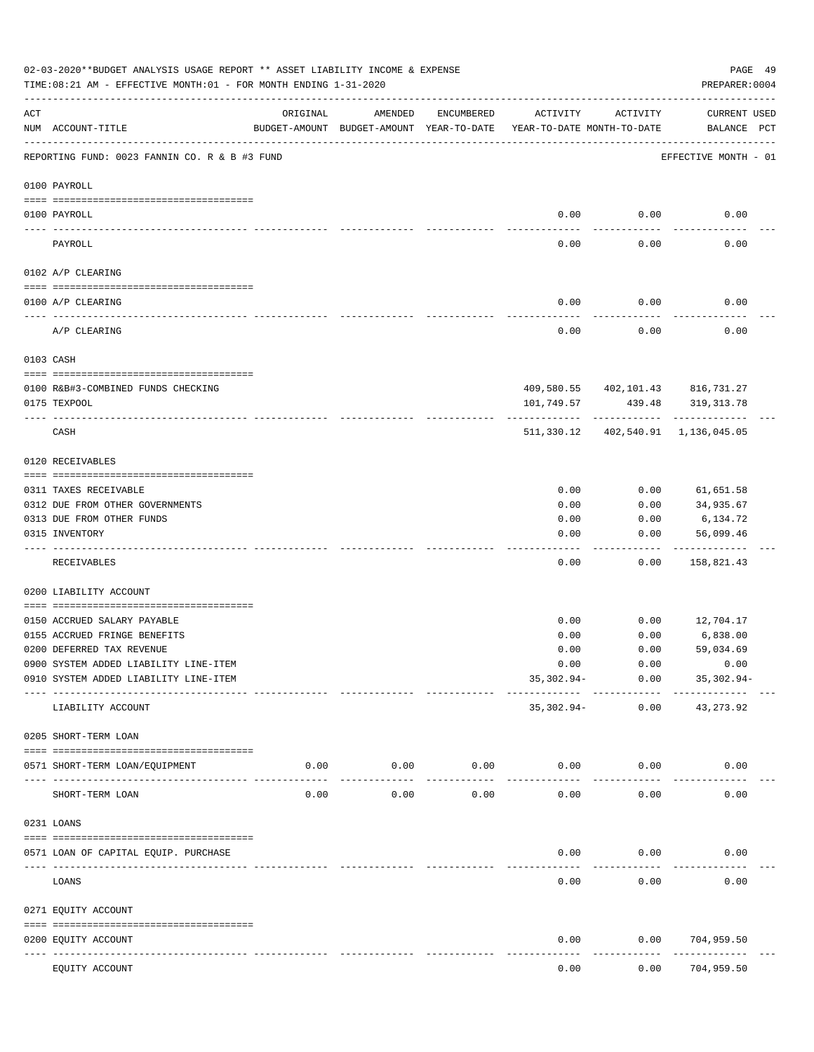02-03-2020**BUDGET ANALYSIS USAGE REPORT ** ASSET LIABILITY INCOME & EXPENSE

TIME:08:21 AM - EFFECTIVE MONTH:01 - FOR MONTH ENDING 1-31-2020

PREPARER:0004

REPORTING FUND: 0023 FANNIN CO. R & B #3 FUND — EFFECTIVE MONTH - 01

| ACT NUM | ACCOUNT-TITLE | ORIGINAL BUDGET-AMOUNT | AMENDED BUDGET-AMOUNT | ENCUMBERED YEAR-TO-DATE | ACTIVITY YEAR-TO-DATE | ACTIVITY MONTH-TO-DATE | CURRENT BALANCE | USED PCT |
|---|---|---|---|---|---|---|---|---|
| 0100 | PAYROLL | | | | | | | |
| 0100 | PAYROLL | | | | 0.00 | 0.00 | 0.00 | |
| | PAYROLL | | | | 0.00 | 0.00 | 0.00 | |
| 0102 | A/P CLEARING | | | | | | | |
| 0100 | A/P CLEARING | | | | 0.00 | 0.00 | 0.00 | |
| | A/P CLEARING | | | | 0.00 | 0.00 | 0.00 | |
| 0103 | CASH | | | | | | | |
| 0100 | R&B#3-COMBINED FUNDS CHECKING | | | | 409,580.55 | 402,101.43 | 816,731.27 | |
| 0175 | TEXPOOL | | | | 101,749.57 | 439.48 | 319,313.78 | |
| | CASH | | | | 511,330.12 | 402,540.91 | 1,136,045.05 | |
| 0120 | RECEIVABLES | | | | | | | |
| 0311 | TAXES RECEIVABLE | | | | 0.00 | 0.00 | 61,651.58 | |
| 0312 | DUE FROM OTHER GOVERNMENTS | | | | 0.00 | 0.00 | 34,935.67 | |
| 0313 | DUE FROM OTHER FUNDS | | | | 0.00 | 0.00 | 6,134.72 | |
| 0315 | INVENTORY | | | | 0.00 | 0.00 | 56,099.46 | |
| | RECEIVABLES | | | | 0.00 | 0.00 | 158,821.43 | |
| 0200 | LIABILITY ACCOUNT | | | | | | | |
| 0150 | ACCRUED SALARY PAYABLE | | | | 0.00 | 0.00 | 12,704.17 | |
| 0155 | ACCRUED FRINGE BENEFITS | | | | 0.00 | 0.00 | 6,838.00 | |
| 0200 | DEFERRED TAX REVENUE | | | | 0.00 | 0.00 | 59,034.69 | |
| 0900 | SYSTEM ADDED LIABILITY LINE-ITEM | | | | 0.00 | 0.00 | 0.00 | |
| 0910 | SYSTEM ADDED LIABILITY LINE-ITEM | | | | 35,302.94- | 0.00 | 35,302.94- | |
| | LIABILITY ACCOUNT | | | | 35,302.94- | 0.00 | 43,273.92 | |
| 0205 | SHORT-TERM LOAN | | | | | | | |
| 0571 | SHORT-TERM LOAN/EQUIPMENT | 0.00 | 0.00 | 0.00 | 0.00 | 0.00 | 0.00 | |
| | SHORT-TERM LOAN | 0.00 | 0.00 | 0.00 | 0.00 | 0.00 | 0.00 | |
| 0231 | LOANS | | | | | | | |
| 0571 | LOAN OF CAPITAL EQUIP. PURCHASE | | | | 0.00 | 0.00 | 0.00 | |
| | LOANS | | | | 0.00 | 0.00 | 0.00 | |
| 0271 | EQUITY ACCOUNT | | | | | | | |
| 0200 | EQUITY ACCOUNT | | | | 0.00 | 0.00 | 704,959.50 | |
| | EQUITY ACCOUNT | | | | 0.00 | 0.00 | 704,959.50 | |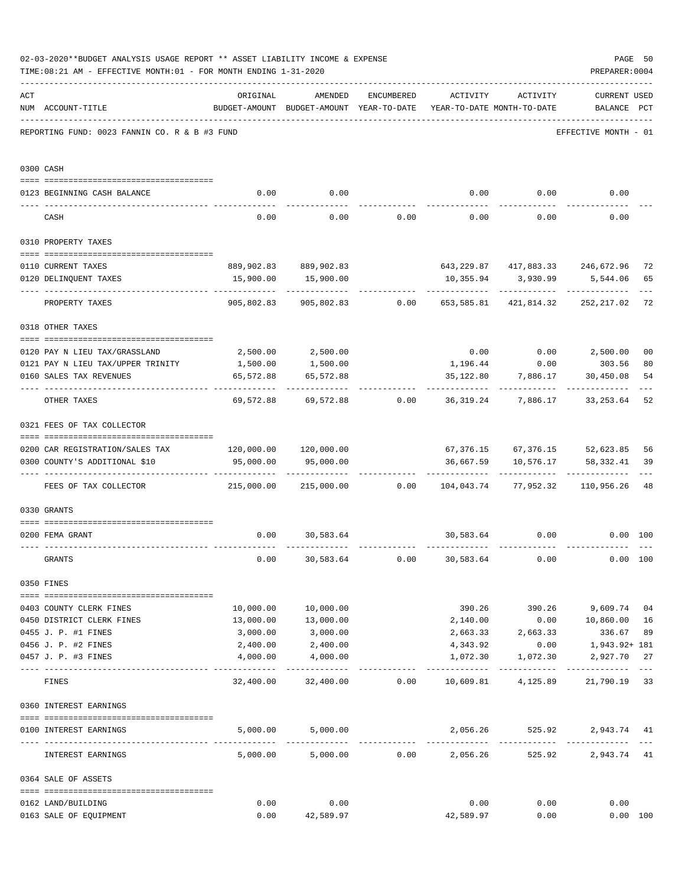02-03-2020**BUDGET ANALYSIS USAGE REPORT ** ASSET LIABILITY INCOME & EXPENSE

TIME:08:21 AM - EFFECTIVE MONTH:01 - FOR MONTH ENDING 1-31-2020

PREPARER:0004

REPORTING FUND: 0023 FANNIN CO. R & B #3 FUND

EFFECTIVE MONTH - 01

| ACT NUM | ACCOUNT-TITLE | ORIGINAL BUDGET-AMOUNT | AMENDED BUDGET-AMOUNT | ENCUMBERED YEAR-TO-DATE | ACTIVITY YEAR-TO-DATE | ACTIVITY MONTH-TO-DATE | CURRENT BALANCE | USED PCT |
|---|---|---|---|---|---|---|---|---|
| 0300 | CASH | | | | | | | |
| 0123 | BEGINNING CASH BALANCE | 0.00 | 0.00 | | 0.00 | 0.00 | 0.00 | |
| | CASH | 0.00 | 0.00 | 0.00 | 0.00 | 0.00 | 0.00 | |
| 0310 | PROPERTY TAXES | | | | | | | |
| 0110 | CURRENT TAXES | 889,902.83 | 889,902.83 | | 643,229.87 | 417,883.33 | 246,672.96 | 72 |
| 0120 | DELINQUENT TAXES | 15,900.00 | 15,900.00 | | 10,355.94 | 3,930.99 | 5,544.06 | 65 |
| | PROPERTY TAXES | 905,802.83 | 905,802.83 | 0.00 | 653,585.81 | 421,814.32 | 252,217.02 | 72 |
| 0318 | OTHER TAXES | | | | | | | |
| 0120 | PAY N LIEU TAX/GRASSLAND | 2,500.00 | 2,500.00 | | 0.00 | 0.00 | 2,500.00 | 00 |
| 0121 | PAY N LIEU TAX/UPPER TRINITY | 1,500.00 | 1,500.00 | | 1,196.44 | 0.00 | 303.56 | 80 |
| 0160 | SALES TAX REVENUES | 65,572.88 | 65,572.88 | | 35,122.80 | 7,886.17 | 30,450.08 | 54 |
| | OTHER TAXES | 69,572.88 | 69,572.88 | 0.00 | 36,319.24 | 7,886.17 | 33,253.64 | 52 |
| 0321 | FEES OF TAX COLLECTOR | | | | | | | |
| 0200 | CAR REGISTRATION/SALES TAX | 120,000.00 | 120,000.00 | | 67,376.15 | 67,376.15 | 52,623.85 | 56 |
| 0300 | COUNTY'S ADDITIONAL $10 | 95,000.00 | 95,000.00 | | 36,667.59 | 10,576.17 | 58,332.41 | 39 |
| | FEES OF TAX COLLECTOR | 215,000.00 | 215,000.00 | 0.00 | 104,043.74 | 77,952.32 | 110,956.26 | 48 |
| 0330 | GRANTS | | | | | | | |
| 0200 | FEMA GRANT | 0.00 | 30,583.64 | | 30,583.64 | 0.00 | 0.00 | 100 |
| | GRANTS | 0.00 | 30,583.64 | 0.00 | 30,583.64 | 0.00 | 0.00 | 100 |
| 0350 | FINES | | | | | | | |
| 0403 | COUNTY CLERK FINES | 10,000.00 | 10,000.00 | | 390.26 | 390.26 | 9,609.74 | 04 |
| 0450 | DISTRICT CLERK FINES | 13,000.00 | 13,000.00 | | 2,140.00 | 0.00 | 10,860.00 | 16 |
| 0455 | J. P. #1 FINES | 3,000.00 | 3,000.00 | | 2,663.33 | 2,663.33 | 336.67 | 89 |
| 0456 | J. P. #2 FINES | 2,400.00 | 2,400.00 | | 4,343.92 | 0.00 | 1,943.92+ | 181 |
| 0457 | J. P. #3 FINES | 4,000.00 | 4,000.00 | | 1,072.30 | 1,072.30 | 2,927.70 | 27 |
| | FINES | 32,400.00 | 32,400.00 | 0.00 | 10,609.81 | 4,125.89 | 21,790.19 | 33 |
| 0360 | INTEREST EARNINGS | | | | | | | |
| 0100 | INTEREST EARNINGS | 5,000.00 | 5,000.00 | | 2,056.26 | 525.92 | 2,943.74 | 41 |
| | INTEREST EARNINGS | 5,000.00 | 5,000.00 | 0.00 | 2,056.26 | 525.92 | 2,943.74 | 41 |
| 0364 | SALE OF ASSETS | | | | | | | |
| 0162 | LAND/BUILDING | 0.00 | 0.00 | | 0.00 | 0.00 | 0.00 | |
| 0163 | SALE OF EQUIPMENT | 0.00 | 42,589.97 | | 42,589.97 | 0.00 | 0.00 | 100 |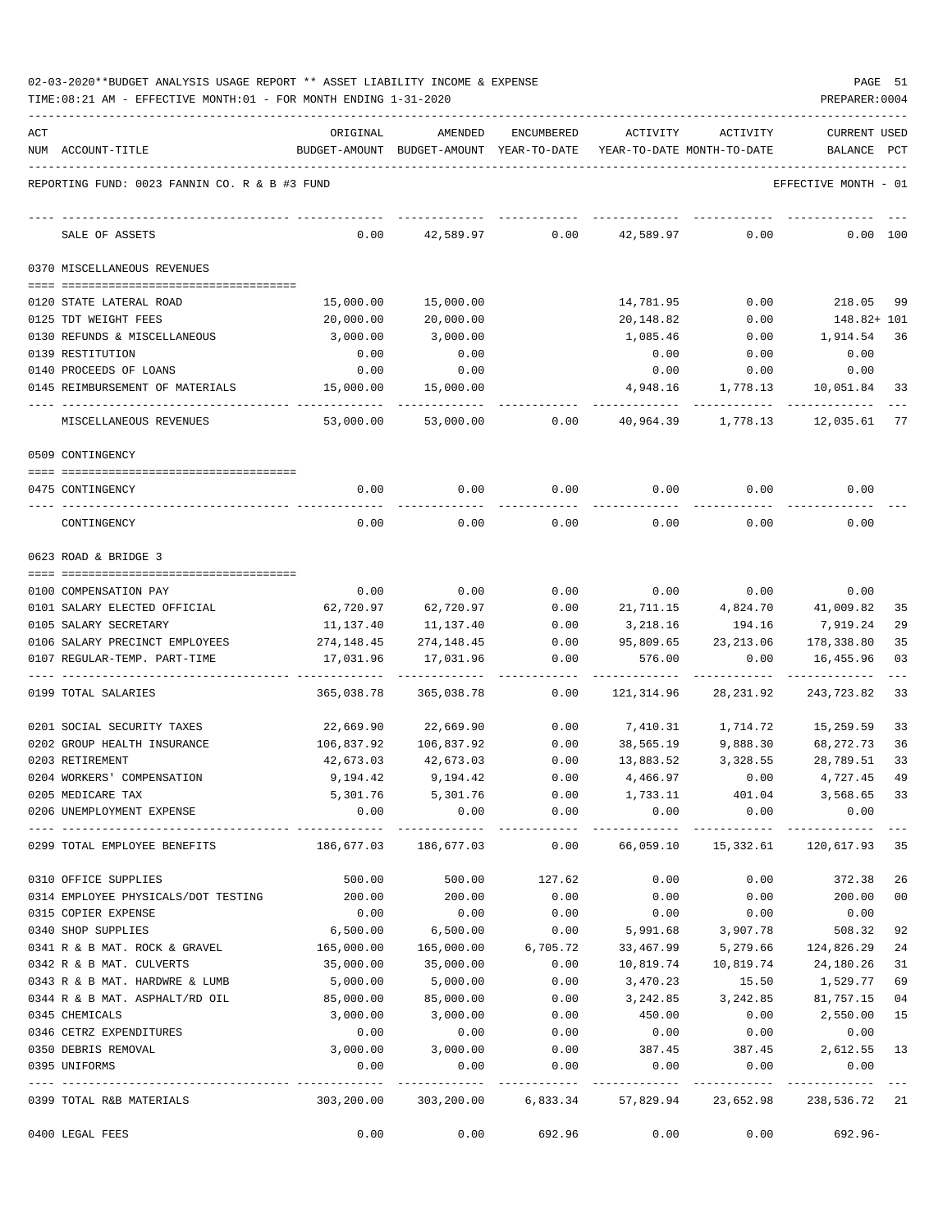02-03-2020**BUDGET ANALYSIS USAGE REPORT ** ASSET LIABILITY INCOME & EXPENSE

TIME:08:21 AM - EFFECTIVE MONTH:01 - FOR MONTH ENDING 1-31-2020

REPORTING FUND: 0023 FANNIN CO. R & B #3 FUND — EFFECTIVE MONTH - 01

| ACT NUM | ACCOUNT-TITLE | ORIGINAL BUDGET-AMOUNT | AMENDED BUDGET-AMOUNT | ENCUMBERED YEAR-TO-DATE | ACTIVITY YEAR-TO-DATE | ACTIVITY MONTH-TO-DATE | CURRENT USED BALANCE | PCT |
|---|---|---|---|---|---|---|---|---|
| | SALE OF ASSETS | 0.00 | 42,589.97 | 0.00 | 42,589.97 | 0.00 | 0.00 | 100 |
| | **0370 MISCELLANEOUS REVENUES** | | | | | | | |
| 0120 | STATE LATERAL ROAD | 15,000.00 | 15,000.00 | | 14,781.95 | 0.00 | 218.05 | 99 |
| 0125 | TDT WEIGHT FEES | 20,000.00 | 20,000.00 | | 20,148.82 | 0.00 | 148.82+ | 101 |
| 0130 | REFUNDS & MISCELLANEOUS | 3,000.00 | 3,000.00 | | 1,085.46 | 0.00 | 1,914.54 | 36 |
| 0139 | RESTITUTION | 0.00 | 0.00 | | 0.00 | 0.00 | 0.00 | |
| 0140 | PROCEEDS OF LOANS | 0.00 | 0.00 | | 0.00 | 0.00 | 0.00 | |
| 0145 | REIMBURSEMENT OF MATERIALS | 15,000.00 | 15,000.00 | | 4,948.16 | 1,778.13 | 10,051.84 | 33 |
| | MISCELLANEOUS REVENUES | 53,000.00 | 53,000.00 | 0.00 | 40,964.39 | 1,778.13 | 12,035.61 | 77 |
| | **0509 CONTINGENCY** | | | | | | | |
| 0475 | CONTINGENCY | 0.00 | 0.00 | 0.00 | 0.00 | 0.00 | 0.00 | |
| | CONTINGENCY | 0.00 | 0.00 | 0.00 | 0.00 | 0.00 | 0.00 | |
| | **0623 ROAD & BRIDGE 3** | | | | | | | |
| 0100 | COMPENSATION PAY | 0.00 | 0.00 | 0.00 | 0.00 | 0.00 | 0.00 | |
| 0101 | SALARY ELECTED OFFICIAL | 62,720.97 | 62,720.97 | 0.00 | 21,711.15 | 4,824.70 | 41,009.82 | 35 |
| 0105 | SALARY SECRETARY | 11,137.40 | 11,137.40 | 0.00 | 3,218.16 | 194.16 | 7,919.24 | 29 |
| 0106 | SALARY PRECINCT EMPLOYEES | 274,148.45 | 274,148.45 | 0.00 | 95,809.65 | 23,213.06 | 178,338.80 | 35 |
| 0107 | REGULAR-TEMP. PART-TIME | 17,031.96 | 17,031.96 | 0.00 | 576.00 | 0.00 | 16,455.96 | 03 |
| 0199 | TOTAL SALARIES | 365,038.78 | 365,038.78 | 0.00 | 121,314.96 | 28,231.92 | 243,723.82 | 33 |
| 0201 | SOCIAL SECURITY TAXES | 22,669.90 | 22,669.90 | 0.00 | 7,410.31 | 1,714.72 | 15,259.59 | 33 |
| 0202 | GROUP HEALTH INSURANCE | 106,837.92 | 106,837.92 | 0.00 | 38,565.19 | 9,888.30 | 68,272.73 | 36 |
| 0203 | RETIREMENT | 42,673.03 | 42,673.03 | 0.00 | 13,883.52 | 3,328.55 | 28,789.51 | 33 |
| 0204 | WORKERS' COMPENSATION | 9,194.42 | 9,194.42 | 0.00 | 4,466.97 | 0.00 | 4,727.45 | 49 |
| 0205 | MEDICARE TAX | 5,301.76 | 5,301.76 | 0.00 | 1,733.11 | 401.04 | 3,568.65 | 33 |
| 0206 | UNEMPLOYMENT EXPENSE | 0.00 | 0.00 | 0.00 | 0.00 | 0.00 | 0.00 | |
| 0299 | TOTAL EMPLOYEE BENEFITS | 186,677.03 | 186,677.03 | 0.00 | 66,059.10 | 15,332.61 | 120,617.93 | 35 |
| 0310 | OFFICE SUPPLIES | 500.00 | 500.00 | 127.62 | 0.00 | 0.00 | 372.38 | 26 |
| 0314 | EMPLOYEE PHYSICALS/DOT TESTING | 200.00 | 200.00 | 0.00 | 0.00 | 0.00 | 200.00 | 00 |
| 0315 | COPIER EXPENSE | 0.00 | 0.00 | 0.00 | 0.00 | 0.00 | 0.00 | |
| 0340 | SHOP SUPPLIES | 6,500.00 | 6,500.00 | 0.00 | 5,991.68 | 3,907.78 | 508.32 | 92 |
| 0341 | R & B MAT. ROCK & GRAVEL | 165,000.00 | 165,000.00 | 6,705.72 | 33,467.99 | 5,279.66 | 124,826.29 | 24 |
| 0342 | R & B MAT. CULVERTS | 35,000.00 | 35,000.00 | 0.00 | 10,819.74 | 10,819.74 | 24,180.26 | 31 |
| 0343 | R & B MAT. HARDWRE & LUMB | 5,000.00 | 5,000.00 | 0.00 | 3,470.23 | 15.50 | 1,529.77 | 69 |
| 0344 | R & B MAT. ASPHALT/RD OIL | 85,000.00 | 85,000.00 | 0.00 | 3,242.85 | 3,242.85 | 81,757.15 | 04 |
| 0345 | CHEMICALS | 3,000.00 | 3,000.00 | 0.00 | 450.00 | 0.00 | 2,550.00 | 15 |
| 0346 | CETRZ EXPENDITURES | 0.00 | 0.00 | 0.00 | 0.00 | 0.00 | 0.00 | |
| 0350 | DEBRIS REMOVAL | 3,000.00 | 3,000.00 | 0.00 | 387.45 | 387.45 | 2,612.55 | 13 |
| 0395 | UNIFORMS | 0.00 | 0.00 | 0.00 | 0.00 | 0.00 | 0.00 | |
| 0399 | TOTAL R&B MATERIALS | 303,200.00 | 303,200.00 | 6,833.34 | 57,829.94 | 23,652.98 | 238,536.72 | 21 |
| 0400 | LEGAL FEES | 0.00 | 0.00 | 692.96 | 0.00 | 0.00 | 692.96- | |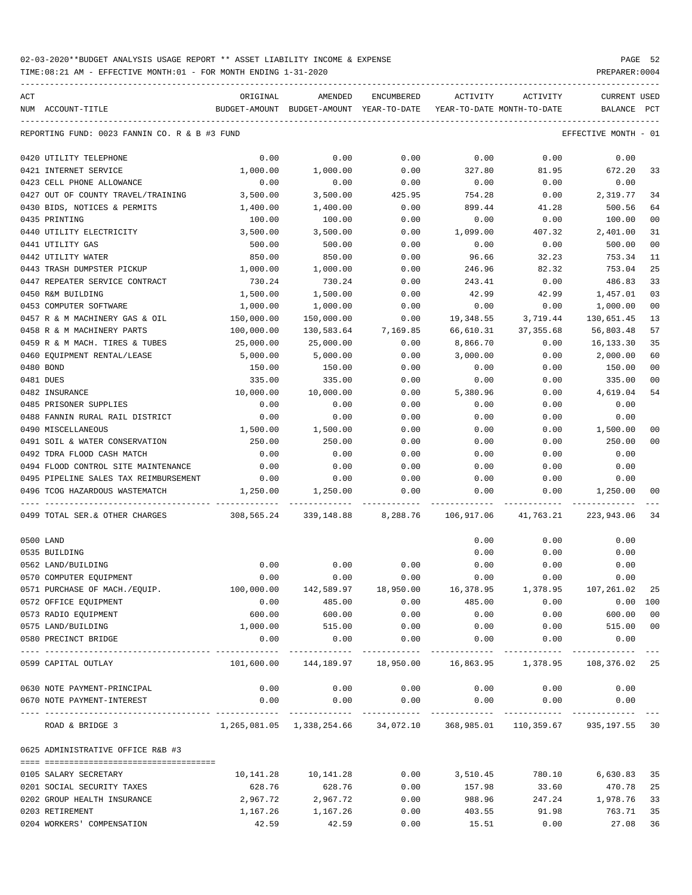02-03-2020**BUDGET ANALYSIS USAGE REPORT ** ASSET LIABILITY INCOME & EXPENSE

TIME:08:21 AM - EFFECTIVE MONTH:01 - FOR MONTH ENDING 1-31-2020

PREPARER:0004

| ACT NUM | ACCOUNT-TITLE | ORIGINAL BUDGET-AMOUNT | AMENDED BUDGET-AMOUNT | ENCUMBERED YEAR-TO-DATE | ACTIVITY YEAR-TO-DATE | ACTIVITY MONTH-TO-DATE | CURRENT BALANCE | USED PCT |
|---|---|---|---|---|---|---|---|---|
| | REPORTING FUND: 0023 FANNIN CO. R & B #3 FUND | | | | | | EFFECTIVE MONTH - 01 | |
| 0420 | UTILITY TELEPHONE | 0.00 | 0.00 | 0.00 | 0.00 | 0.00 | 0.00 | |
| 0421 | INTERNET SERVICE | 1,000.00 | 1,000.00 | 0.00 | 327.80 | 81.95 | 672.20 | 33 |
| 0423 | CELL PHONE ALLOWANCE | 0.00 | 0.00 | 0.00 | 0.00 | 0.00 | 0.00 | |
| 0427 | OUT OF COUNTY TRAVEL/TRAINING | 3,500.00 | 3,500.00 | 425.95 | 754.28 | 0.00 | 2,319.77 | 34 |
| 0430 | BIDS, NOTICES & PERMITS | 1,400.00 | 1,400.00 | 0.00 | 899.44 | 41.28 | 500.56 | 64 |
| 0435 | PRINTING | 100.00 | 100.00 | 0.00 | 0.00 | 0.00 | 100.00 | 00 |
| 0440 | UTILITY ELECTRICITY | 3,500.00 | 3,500.00 | 0.00 | 1,099.00 | 407.32 | 2,401.00 | 31 |
| 0441 | UTILITY GAS | 500.00 | 500.00 | 0.00 | 0.00 | 0.00 | 500.00 | 00 |
| 0442 | UTILITY WATER | 850.00 | 850.00 | 0.00 | 96.66 | 32.23 | 753.34 | 11 |
| 0443 | TRASH DUMPSTER PICKUP | 1,000.00 | 1,000.00 | 0.00 | 246.96 | 82.32 | 753.04 | 25 |
| 0447 | REPEATER SERVICE CONTRACT | 730.24 | 730.24 | 0.00 | 243.41 | 0.00 | 486.83 | 33 |
| 0450 | R&M BUILDING | 1,500.00 | 1,500.00 | 0.00 | 42.99 | 42.99 | 1,457.01 | 03 |
| 0453 | COMPUTER SOFTWARE | 1,000.00 | 1,000.00 | 0.00 | 0.00 | 0.00 | 1,000.00 | 00 |
| 0457 | R & M MACHINERY GAS & OIL | 150,000.00 | 150,000.00 | 0.00 | 19,348.55 | 3,719.44 | 130,651.45 | 13 |
| 0458 | R & M MACHINERY PARTS | 100,000.00 | 130,583.64 | 7,169.85 | 66,610.31 | 37,355.68 | 56,803.48 | 57 |
| 0459 | R & M MACH. TIRES & TUBES | 25,000.00 | 25,000.00 | 0.00 | 8,866.70 | 0.00 | 16,133.30 | 35 |
| 0460 | EQUIPMENT RENTAL/LEASE | 5,000.00 | 5,000.00 | 0.00 | 3,000.00 | 0.00 | 2,000.00 | 60 |
| 0480 | BOND | 150.00 | 150.00 | 0.00 | 0.00 | 0.00 | 150.00 | 00 |
| 0481 | DUES | 335.00 | 335.00 | 0.00 | 0.00 | 0.00 | 335.00 | 00 |
| 0482 | INSURANCE | 10,000.00 | 10,000.00 | 0.00 | 5,380.96 | 0.00 | 4,619.04 | 54 |
| 0485 | PRISONER SUPPLIES | 0.00 | 0.00 | 0.00 | 0.00 | 0.00 | 0.00 | |
| 0488 | FANNIN RURAL RAIL DISTRICT | 0.00 | 0.00 | 0.00 | 0.00 | 0.00 | 0.00 | |
| 0490 | MISCELLANEOUS | 1,500.00 | 1,500.00 | 0.00 | 0.00 | 0.00 | 1,500.00 | 00 |
| 0491 | SOIL & WATER CONSERVATION | 250.00 | 250.00 | 0.00 | 0.00 | 0.00 | 250.00 | 00 |
| 0492 | TDRA FLOOD CASH MATCH | 0.00 | 0.00 | 0.00 | 0.00 | 0.00 | 0.00 | |
| 0494 | FLOOD CONTROL SITE MAINTENANCE | 0.00 | 0.00 | 0.00 | 0.00 | 0.00 | 0.00 | |
| 0495 | PIPELINE SALES TAX REIMBURSEMENT | 0.00 | 0.00 | 0.00 | 0.00 | 0.00 | 0.00 | |
| 0496 | TCOG HAZARDOUS WASTEMATCH | 1,250.00 | 1,250.00 | 0.00 | 0.00 | 0.00 | 1,250.00 | 00 |
| 0499 | TOTAL SER.& OTHER CHARGES | 308,565.24 | 339,148.88 | 8,288.76 | 106,917.06 | 41,763.21 | 223,943.06 | 34 |
| 0500 | LAND | | | | 0.00 | 0.00 | 0.00 | |
| 0535 | BUILDING | | | | 0.00 | 0.00 | 0.00 | |
| 0562 | LAND/BUILDING | 0.00 | 0.00 | 0.00 | 0.00 | 0.00 | 0.00 | |
| 0570 | COMPUTER EQUIPMENT | 0.00 | 0.00 | 0.00 | 0.00 | 0.00 | 0.00 | |
| 0571 | PURCHASE OF MACH./EQUIP. | 100,000.00 | 142,589.97 | 18,950.00 | 16,378.95 | 1,378.95 | 107,261.02 | 25 |
| 0572 | OFFICE EQUIPMENT | 0.00 | 485.00 | 0.00 | 485.00 | 0.00 | 0.00 | 100 |
| 0573 | RADIO EQUIPMENT | 600.00 | 600.00 | 0.00 | 0.00 | 0.00 | 600.00 | 00 |
| 0575 | LAND/BUILDING | 1,000.00 | 515.00 | 0.00 | 0.00 | 0.00 | 515.00 | 00 |
| 0580 | PRECINCT BRIDGE | 0.00 | 0.00 | 0.00 | 0.00 | 0.00 | 0.00 | |
| 0599 | CAPITAL OUTLAY | 101,600.00 | 144,189.97 | 18,950.00 | 16,863.95 | 1,378.95 | 108,376.02 | 25 |
| 0630 | NOTE PAYMENT-PRINCIPAL | 0.00 | 0.00 | 0.00 | 0.00 | 0.00 | 0.00 | |
| 0670 | NOTE PAYMENT-INTEREST | 0.00 | 0.00 | 0.00 | 0.00 | 0.00 | 0.00 | |
| | ROAD & BRIDGE 3 | 1,265,081.05 | 1,338,254.66 | 34,072.10 | 368,985.01 | 110,359.67 | 935,197.55 | 30 |
| 0625 | ADMINISTRATIVE OFFICE R&B #3 | | | | | | | |
| 0105 | SALARY SECRETARY | 10,141.28 | 10,141.28 | 0.00 | 3,510.45 | 780.10 | 6,630.83 | 35 |
| 0201 | SOCIAL SECURITY TAXES | 628.76 | 628.76 | 0.00 | 157.98 | 33.60 | 470.78 | 25 |
| 0202 | GROUP HEALTH INSURANCE | 2,967.72 | 2,967.72 | 0.00 | 988.96 | 247.24 | 1,978.76 | 33 |
| 0203 | RETIREMENT | 1,167.26 | 1,167.26 | 0.00 | 403.55 | 91.98 | 763.71 | 35 |
| 0204 | WORKERS' COMPENSATION | 42.59 | 42.59 | 0.00 | 15.51 | 0.00 | 27.08 | 36 |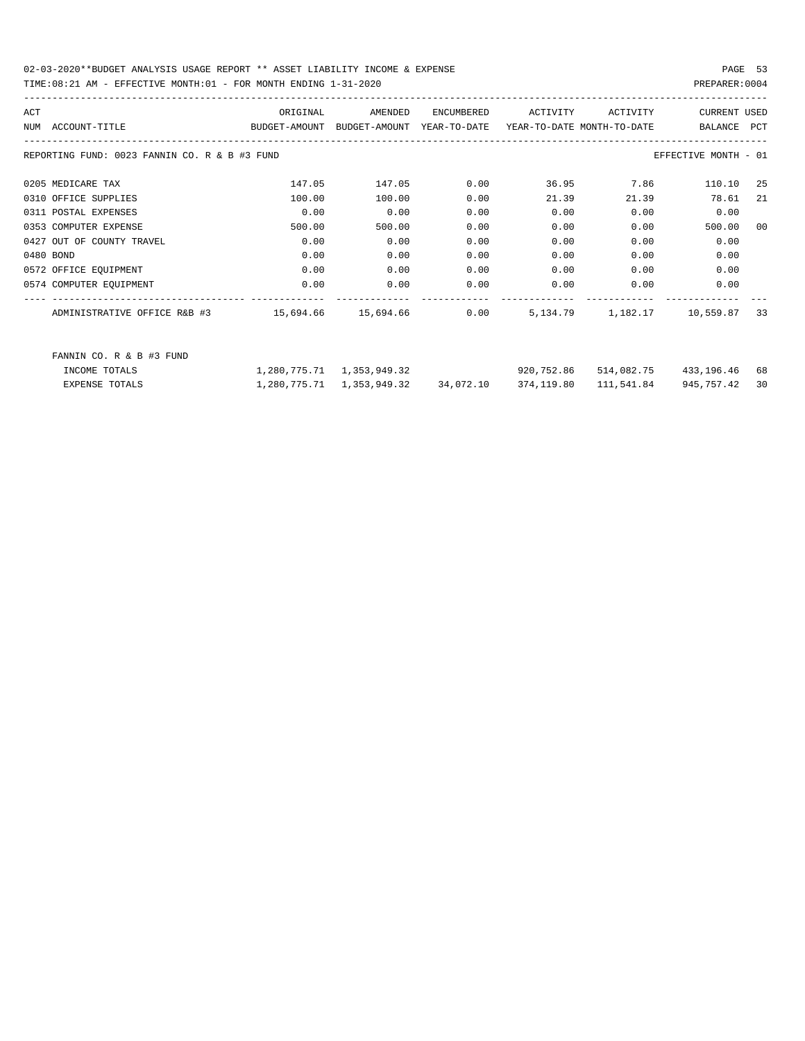02-03-2020**BUDGET ANALYSIS USAGE REPORT ** ASSET LIABILITY INCOME & EXPENSE

TIME:08:21 AM - EFFECTIVE MONTH:01 - FOR MONTH ENDING 1-31-2020

PREPARER:0004

REPORTING FUND: 0023 FANNIN CO. R & B #3 FUND — EFFECTIVE MONTH - 01

| ACT NUM | ACCOUNT-TITLE | ORIGINAL BUDGET-AMOUNT | AMENDED BUDGET-AMOUNT | ENCUMBERED YEAR-TO-DATE | ACTIVITY YEAR-TO-DATE | ACTIVITY MONTH-TO-DATE | CURRENT BALANCE | USED PCT |
|---|---|---|---|---|---|---|---|---|
| 0205 | MEDICARE TAX | 147.05 | 147.05 | 0.00 | 36.95 | 7.86 | 110.10 | 25 |
| 0310 | OFFICE SUPPLIES | 100.00 | 100.00 | 0.00 | 21.39 | 21.39 | 78.61 | 21 |
| 0311 | POSTAL EXPENSES | 0.00 | 0.00 | 0.00 | 0.00 | 0.00 | 0.00 | |
| 0353 | COMPUTER EXPENSE | 500.00 | 500.00 | 0.00 | 0.00 | 0.00 | 500.00 | 00 |
| 0427 | OUT OF COUNTY TRAVEL | 0.00 | 0.00 | 0.00 | 0.00 | 0.00 | 0.00 | |
| 0480 | BOND | 0.00 | 0.00 | 0.00 | 0.00 | 0.00 | 0.00 | |
| 0572 | OFFICE EQUIPMENT | 0.00 | 0.00 | 0.00 | 0.00 | 0.00 | 0.00 | |
| 0574 | COMPUTER EQUIPMENT | 0.00 | 0.00 | 0.00 | 0.00 | 0.00 | 0.00 | |
| | ADMINISTRATIVE OFFICE R&B #3 | 15,694.66 | 15,694.66 | 0.00 | 5,134.79 | 1,182.17 | 10,559.87 | 33 |

FANNIN CO. R & B #3 FUND

| | ORIGINAL BUDGET-AMOUNT | AMENDED BUDGET-AMOUNT | ENCUMBERED YEAR-TO-DATE | ACTIVITY YEAR-TO-DATE | ACTIVITY MONTH-TO-DATE | CURRENT BALANCE | USED PCT |
|---|---|---|---|---|---|---|---|
| INCOME TOTALS | 1,280,775.71 | 1,353,949.32 | | 920,752.86 | 514,082.75 | 433,196.46 | 68 |
| EXPENSE TOTALS | 1,280,775.71 | 1,353,949.32 | 34,072.10 | 374,119.80 | 111,541.84 | 945,757.42 | 30 |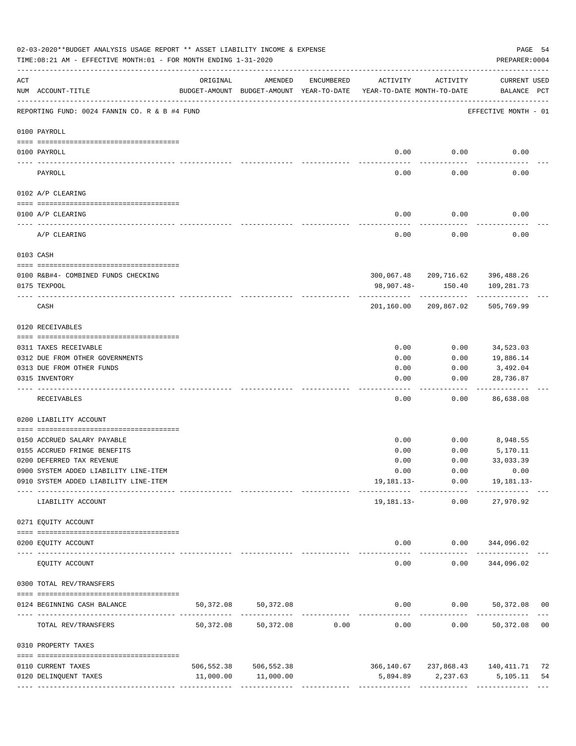02-03-2020**BUDGET ANALYSIS USAGE REPORT ** ASSET LIABILITY INCOME & EXPENSE

TIME:08:21 AM - EFFECTIVE MONTH:01 - FOR MONTH ENDING 1-31-2020

PREPARER:0004

| ACT NUM | ACCOUNT-TITLE | ORIGINAL BUDGET-AMOUNT | AMENDED BUDGET-AMOUNT | ENCUMBERED YEAR-TO-DATE | ACTIVITY YEAR-TO-DATE | ACTIVITY MONTH-TO-DATE | CURRENT USED BALANCE | PCT |
|---|---|---|---|---|---|---|---|---|
| | REPORTING FUND: 0024 FANNIN CO. R & B #4 FUND | | | | | | EFFECTIVE MONTH - 01 | |
| | 0100 PAYROLL | | | | | | | |
| 0100 | PAYROLL | | | | 0.00 | 0.00 | 0.00 | |
| | PAYROLL | | | | 0.00 | 0.00 | 0.00 | |
| | 0102 A/P CLEARING | | | | | | | |
| 0100 | A/P CLEARING | | | | 0.00 | 0.00 | 0.00 | |
| | A/P CLEARING | | | | 0.00 | 0.00 | 0.00 | |
| | 0103 CASH | | | | | | | |
| 0100 | R&B#4- COMBINED FUNDS CHECKING | | | | 300,067.48 | 209,716.62 | 396,488.26 | |
| 0175 | TEXPOOL | | | | 98,907.48- | 150.40 | 109,281.73 | |
| | CASH | | | | 201,160.00 | 209,867.02 | 505,769.99 | |
| | 0120 RECEIVABLES | | | | | | | |
| 0311 | TAXES RECEIVABLE | | | | 0.00 | 0.00 | 34,523.03 | |
| 0312 | DUE FROM OTHER GOVERNMENTS | | | | 0.00 | 0.00 | 19,886.14 | |
| 0313 | DUE FROM OTHER FUNDS | | | | 0.00 | 0.00 | 3,492.04 | |
| 0315 | INVENTORY | | | | 0.00 | 0.00 | 28,736.87 | |
| | RECEIVABLES | | | | 0.00 | 0.00 | 86,638.08 | |
| | 0200 LIABILITY ACCOUNT | | | | | | | |
| 0150 | ACCRUED SALARY PAYABLE | | | | 0.00 | 0.00 | 8,948.55 | |
| 0155 | ACCRUED FRINGE BENEFITS | | | | 0.00 | 0.00 | 5,170.11 | |
| 0200 | DEFERRED TAX REVENUE | | | | 0.00 | 0.00 | 33,033.39 | |
| 0900 | SYSTEM ADDED LIABILITY LINE-ITEM | | | | 0.00 | 0.00 | 0.00 | |
| 0910 | SYSTEM ADDED LIABILITY LINE-ITEM | | | | 19,181.13- | 0.00 | 19,181.13- | |
| | LIABILITY ACCOUNT | | | | 19,181.13- | 0.00 | 27,970.92 | |
| | 0271 EQUITY ACCOUNT | | | | | | | |
| 0200 | EQUITY ACCOUNT | | | | 0.00 | 0.00 | 344,096.02 | |
| | EQUITY ACCOUNT | | | | 0.00 | 0.00 | 344,096.02 | |
| | 0300 TOTAL REV/TRANSFERS | | | | | | | |
| 0124 | BEGINNING CASH BALANCE | 50,372.08 | 50,372.08 | | 0.00 | 0.00 | 50,372.08 | 00 |
| | TOTAL REV/TRANSFERS | 50,372.08 | 50,372.08 | 0.00 | 0.00 | 0.00 | 50,372.08 | 00 |
| | 0310 PROPERTY TAXES | | | | | | | |
| 0110 | CURRENT TAXES | 506,552.38 | 506,552.38 | | 366,140.67 | 237,868.43 | 140,411.71 | 72 |
| 0120 | DELINQUENT TAXES | 11,000.00 | 11,000.00 | | 5,894.89 | 2,237.63 | 5,105.11 | 54 |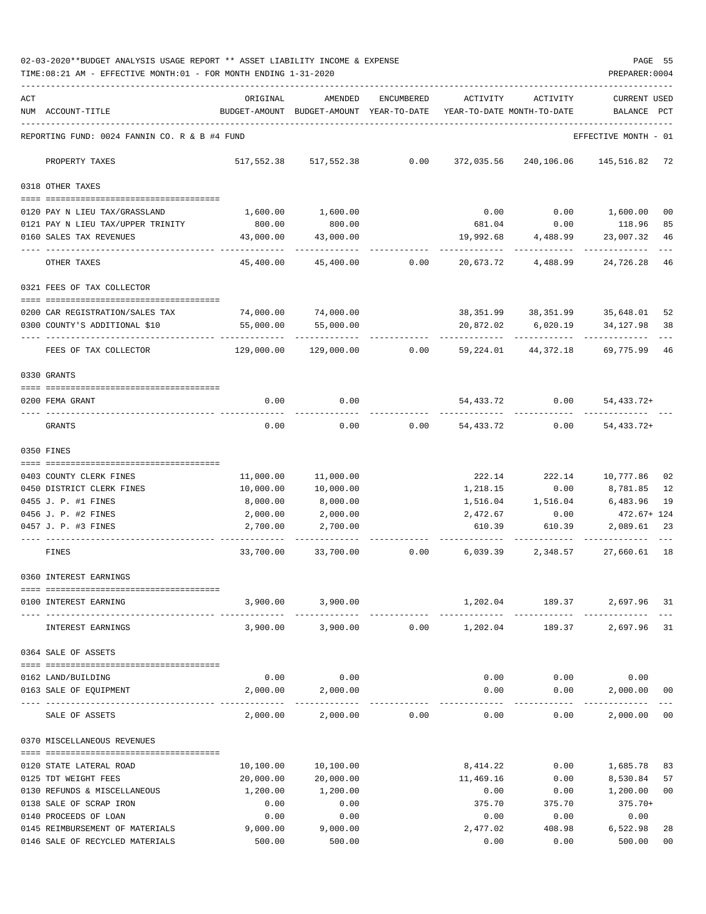02-03-2020**BUDGET ANALYSIS USAGE REPORT ** ASSET LIABILITY INCOME & EXPENSE

TIME:08:21 AM - EFFECTIVE MONTH:01 - FOR MONTH ENDING 1-31-2020

PREPARER:0004

REPORTING FUND: 0024 FANNIN CO. R & B #4 FUND — EFFECTIVE MONTH - 01

| ACT NUM | ACCOUNT-TITLE | ORIGINAL BUDGET-AMOUNT | AMENDED BUDGET-AMOUNT | ENCUMBERED YEAR-TO-DATE | ACTIVITY YEAR-TO-DATE | ACTIVITY MONTH-TO-DATE | CURRENT BALANCE | USED PCT |
|---|---|---|---|---|---|---|---|---|
| | PROPERTY TAXES | 517,552.38 | 517,552.38 | 0.00 | 372,035.56 | 240,106.06 | 145,516.82 | 72 |
| | **0318 OTHER TAXES** | | | | | | | |
| 0120 | PAY N LIEU TAX/GRASSLAND | 1,600.00 | 1,600.00 | | 0.00 | 0.00 | 1,600.00 | 00 |
| 0121 | PAY N LIEU TAX/UPPER TRINITY | 800.00 | 800.00 | | 681.04 | 0.00 | 118.96 | 85 |
| 0160 | SALES TAX REVENUES | 43,000.00 | 43,000.00 | | 19,992.68 | 4,488.99 | 23,007.32 | 46 |
| | OTHER TAXES | 45,400.00 | 45,400.00 | 0.00 | 20,673.72 | 4,488.99 | 24,726.28 | 46 |
| | **0321 FEES OF TAX COLLECTOR** | | | | | | | |
| 0200 | CAR REGISTRATION/SALES TAX | 74,000.00 | 74,000.00 | | 38,351.99 | 38,351.99 | 35,648.01 | 52 |
| 0300 | COUNTY'S ADDITIONAL $10 | 55,000.00 | 55,000.00 | | 20,872.02 | 6,020.19 | 34,127.98 | 38 |
| | FEES OF TAX COLLECTOR | 129,000.00 | 129,000.00 | 0.00 | 59,224.01 | 44,372.18 | 69,775.99 | 46 |
| | **0330 GRANTS** | | | | | | | |
| 0200 | FEMA GRANT | 0.00 | 0.00 | | 54,433.72 | 0.00 | 54,433.72+ | |
| | GRANTS | 0.00 | 0.00 | 0.00 | 54,433.72 | 0.00 | 54,433.72+ | |
| | **0350 FINES** | | | | | | | |
| 0403 | COUNTY CLERK FINES | 11,000.00 | 11,000.00 | | 222.14 | 222.14 | 10,777.86 | 02 |
| 0450 | DISTRICT CLERK FINES | 10,000.00 | 10,000.00 | | 1,218.15 | 0.00 | 8,781.85 | 12 |
| 0455 | J. P. #1 FINES | 8,000.00 | 8,000.00 | | 1,516.04 | 1,516.04 | 6,483.96 | 19 |
| 0456 | J. P. #2 FINES | 2,000.00 | 2,000.00 | | 2,472.67 | 0.00 | 472.67+ | 124 |
| 0457 | J. P. #3 FINES | 2,700.00 | 2,700.00 | | 610.39 | 610.39 | 2,089.61 | 23 |
| | FINES | 33,700.00 | 33,700.00 | 0.00 | 6,039.39 | 2,348.57 | 27,660.61 | 18 |
| | **0360 INTEREST EARNINGS** | | | | | | | |
| 0100 | INTEREST EARNING | 3,900.00 | 3,900.00 | | 1,202.04 | 189.37 | 2,697.96 | 31 |
| | INTEREST EARNINGS | 3,900.00 | 3,900.00 | 0.00 | 1,202.04 | 189.37 | 2,697.96 | 31 |
| | **0364 SALE OF ASSETS** | | | | | | | |
| 0162 | LAND/BUILDING | 0.00 | 0.00 | | 0.00 | 0.00 | 0.00 | |
| 0163 | SALE OF EQUIPMENT | 2,000.00 | 2,000.00 | | 0.00 | 0.00 | 2,000.00 | 00 |
| | SALE OF ASSETS | 2,000.00 | 2,000.00 | 0.00 | 0.00 | 0.00 | 2,000.00 | 00 |
| | **0370 MISCELLANEOUS REVENUES** | | | | | | | |
| 0120 | STATE LATERAL ROAD | 10,100.00 | 10,100.00 | | 8,414.22 | 0.00 | 1,685.78 | 83 |
| 0125 | TDT WEIGHT FEES | 20,000.00 | 20,000.00 | | 11,469.16 | 0.00 | 8,530.84 | 57 |
| 0130 | REFUNDS & MISCELLANEOUS | 1,200.00 | 1,200.00 | | 0.00 | 0.00 | 1,200.00 | 00 |
| 0138 | SALE OF SCRAP IRON | 0.00 | 0.00 | | 375.70 | 375.70 | 375.70+ | |
| 0140 | PROCEEDS OF LOAN | 0.00 | 0.00 | | 0.00 | 0.00 | 0.00 | |
| 0145 | REIMBURSEMENT OF MATERIALS | 9,000.00 | 9,000.00 | | 2,477.02 | 408.98 | 6,522.98 | 28 |
| 0146 | SALE OF RECYCLED MATERIALS | 500.00 | 500.00 | | 0.00 | 0.00 | 500.00 | 00 |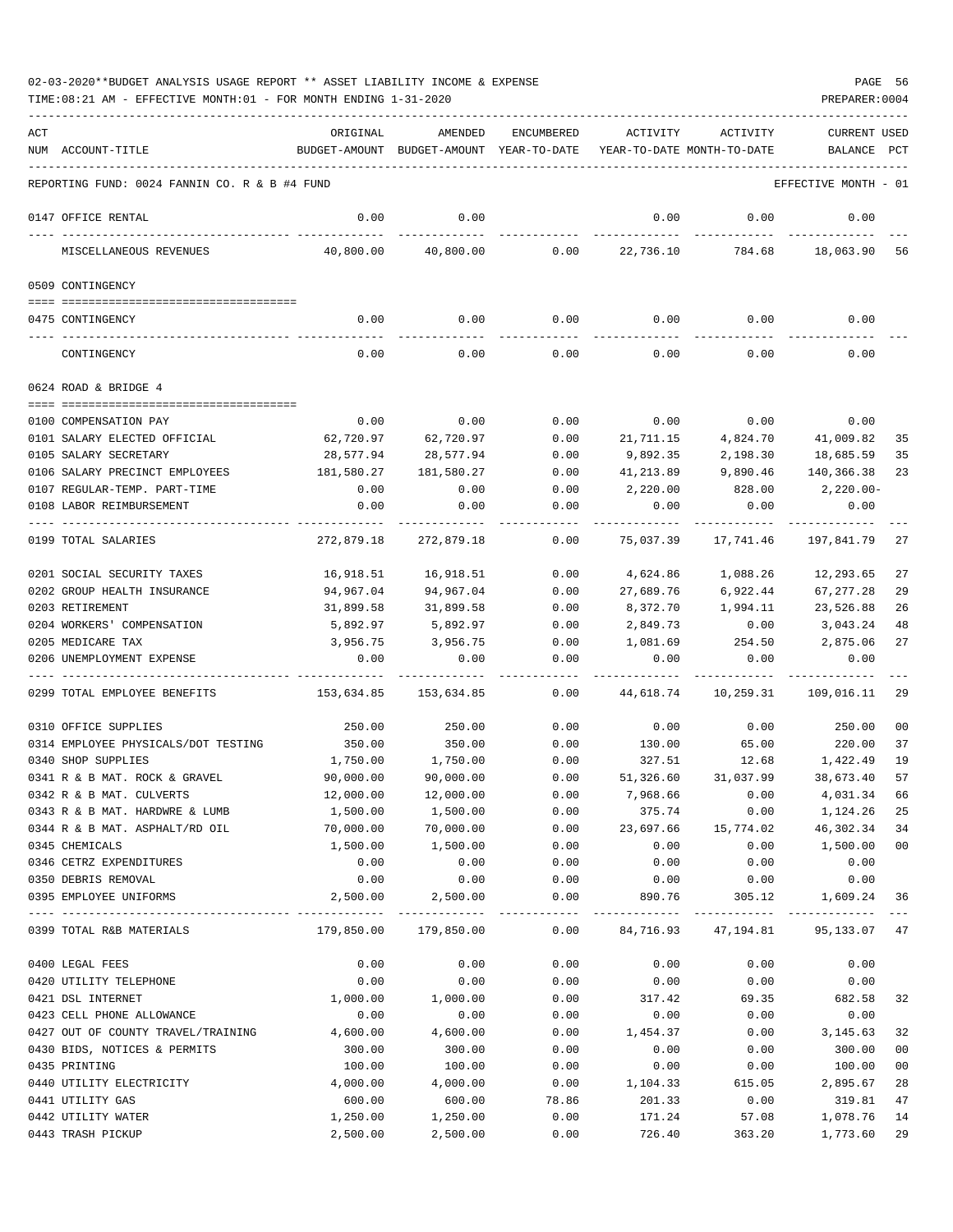02-03-2020**BUDGET ANALYSIS USAGE REPORT ** ASSET LIABILITY INCOME & EXPENSE

TIME:08:21 AM - EFFECTIVE MONTH:01 - FOR MONTH ENDING 1-31-2020

PREPARER:0004

REPORTING FUND: 0024 FANNIN CO. R & B #4 FUND — EFFECTIVE MONTH - 01

| ACT NUM | ACCOUNT-TITLE | ORIGINAL BUDGET-AMOUNT | AMENDED BUDGET-AMOUNT | ENCUMBERED YEAR-TO-DATE | ACTIVITY YEAR-TO-DATE | ACTIVITY MONTH-TO-DATE | CURRENT BALANCE | USED PCT |
|---|---|---|---|---|---|---|---|---|
| 0147 | OFFICE RENTAL | 0.00 | 0.00 | | 0.00 | 0.00 | 0.00 | |
| | MISCELLANEOUS REVENUES | 40,800.00 | 40,800.00 | 0.00 | 22,736.10 | 784.68 | 18,063.90 | 56 |
| | **0509 CONTINGENCY** | | | | | | | |
| 0475 | CONTINGENCY | 0.00 | 0.00 | 0.00 | 0.00 | 0.00 | 0.00 | |
| | CONTINGENCY | 0.00 | 0.00 | 0.00 | 0.00 | 0.00 | 0.00 | |
| | **0624 ROAD & BRIDGE 4** | | | | | | | |
| 0100 | COMPENSATION PAY | 0.00 | 0.00 | 0.00 | 0.00 | 0.00 | 0.00 | |
| 0101 | SALARY ELECTED OFFICIAL | 62,720.97 | 62,720.97 | 0.00 | 21,711.15 | 4,824.70 | 41,009.82 | 35 |
| 0105 | SALARY SECRETARY | 28,577.94 | 28,577.94 | 0.00 | 9,892.35 | 2,198.30 | 18,685.59 | 35 |
| 0106 | SALARY PRECINCT EMPLOYEES | 181,580.27 | 181,580.27 | 0.00 | 41,213.89 | 9,890.46 | 140,366.38 | 23 |
| 0107 | REGULAR-TEMP. PART-TIME | 0.00 | 0.00 | 0.00 | 2,220.00 | 828.00 | 2,220.00- | |
| 0108 | LABOR REIMBURSEMENT | 0.00 | 0.00 | 0.00 | 0.00 | 0.00 | 0.00 | |
| 0199 | TOTAL SALARIES | 272,879.18 | 272,879.18 | 0.00 | 75,037.39 | 17,741.46 | 197,841.79 | 27 |
| 0201 | SOCIAL SECURITY TAXES | 16,918.51 | 16,918.51 | 0.00 | 4,624.86 | 1,088.26 | 12,293.65 | 27 |
| 0202 | GROUP HEALTH INSURANCE | 94,967.04 | 94,967.04 | 0.00 | 27,689.76 | 6,922.44 | 67,277.28 | 29 |
| 0203 | RETIREMENT | 31,899.58 | 31,899.58 | 0.00 | 8,372.70 | 1,994.11 | 23,526.88 | 26 |
| 0204 | WORKERS' COMPENSATION | 5,892.97 | 5,892.97 | 0.00 | 2,849.73 | 0.00 | 3,043.24 | 48 |
| 0205 | MEDICARE TAX | 3,956.75 | 3,956.75 | 0.00 | 1,081.69 | 254.50 | 2,875.06 | 27 |
| 0206 | UNEMPLOYMENT EXPENSE | 0.00 | 0.00 | 0.00 | 0.00 | 0.00 | 0.00 | |
| 0299 | TOTAL EMPLOYEE BENEFITS | 153,634.85 | 153,634.85 | 0.00 | 44,618.74 | 10,259.31 | 109,016.11 | 29 |
| 0310 | OFFICE SUPPLIES | 250.00 | 250.00 | 0.00 | 0.00 | 0.00 | 250.00 | 00 |
| 0314 | EMPLOYEE PHYSICALS/DOT TESTING | 350.00 | 350.00 | 0.00 | 130.00 | 65.00 | 220.00 | 37 |
| 0340 | SHOP SUPPLIES | 1,750.00 | 1,750.00 | 0.00 | 327.51 | 12.68 | 1,422.49 | 19 |
| 0341 | R & B MAT. ROCK & GRAVEL | 90,000.00 | 90,000.00 | 0.00 | 51,326.60 | 31,037.99 | 38,673.40 | 57 |
| 0342 | R & B MAT. CULVERTS | 12,000.00 | 12,000.00 | 0.00 | 7,968.66 | 0.00 | 4,031.34 | 66 |
| 0343 | R & B MAT. HARDWRE & LUMB | 1,500.00 | 1,500.00 | 0.00 | 375.74 | 0.00 | 1,124.26 | 25 |
| 0344 | R & B MAT. ASPHALT/RD OIL | 70,000.00 | 70,000.00 | 0.00 | 23,697.66 | 15,774.02 | 46,302.34 | 34 |
| 0345 | CHEMICALS | 1,500.00 | 1,500.00 | 0.00 | 0.00 | 0.00 | 1,500.00 | 00 |
| 0346 | CETRZ EXPENDITURES | 0.00 | 0.00 | 0.00 | 0.00 | 0.00 | 0.00 | |
| 0350 | DEBRIS REMOVAL | 0.00 | 0.00 | 0.00 | 0.00 | 0.00 | 0.00 | |
| 0395 | EMPLOYEE UNIFORMS | 2,500.00 | 2,500.00 | 0.00 | 890.76 | 305.12 | 1,609.24 | 36 |
| 0399 | TOTAL R&B MATERIALS | 179,850.00 | 179,850.00 | 0.00 | 84,716.93 | 47,194.81 | 95,133.07 | 47 |
| 0400 | LEGAL FEES | 0.00 | 0.00 | 0.00 | 0.00 | 0.00 | 0.00 | |
| 0420 | UTILITY TELEPHONE | 0.00 | 0.00 | 0.00 | 0.00 | 0.00 | 0.00 | |
| 0421 | DSL INTERNET | 1,000.00 | 1,000.00 | 0.00 | 317.42 | 69.35 | 682.58 | 32 |
| 0423 | CELL PHONE ALLOWANCE | 0.00 | 0.00 | 0.00 | 0.00 | 0.00 | 0.00 | |
| 0427 | OUT OF COUNTY TRAVEL/TRAINING | 4,600.00 | 4,600.00 | 0.00 | 1,454.37 | 0.00 | 3,145.63 | 32 |
| 0430 | BIDS, NOTICES & PERMITS | 300.00 | 300.00 | 0.00 | 0.00 | 0.00 | 300.00 | 00 |
| 0435 | PRINTING | 100.00 | 100.00 | 0.00 | 0.00 | 0.00 | 100.00 | 00 |
| 0440 | UTILITY ELECTRICITY | 4,000.00 | 4,000.00 | 0.00 | 1,104.33 | 615.05 | 2,895.67 | 28 |
| 0441 | UTILITY GAS | 600.00 | 600.00 | 78.86 | 201.33 | 0.00 | 319.81 | 47 |
| 0442 | UTILITY WATER | 1,250.00 | 1,250.00 | 0.00 | 171.24 | 57.08 | 1,078.76 | 14 |
| 0443 | TRASH PICKUP | 2,500.00 | 2,500.00 | 0.00 | 726.40 | 363.20 | 1,773.60 | 29 |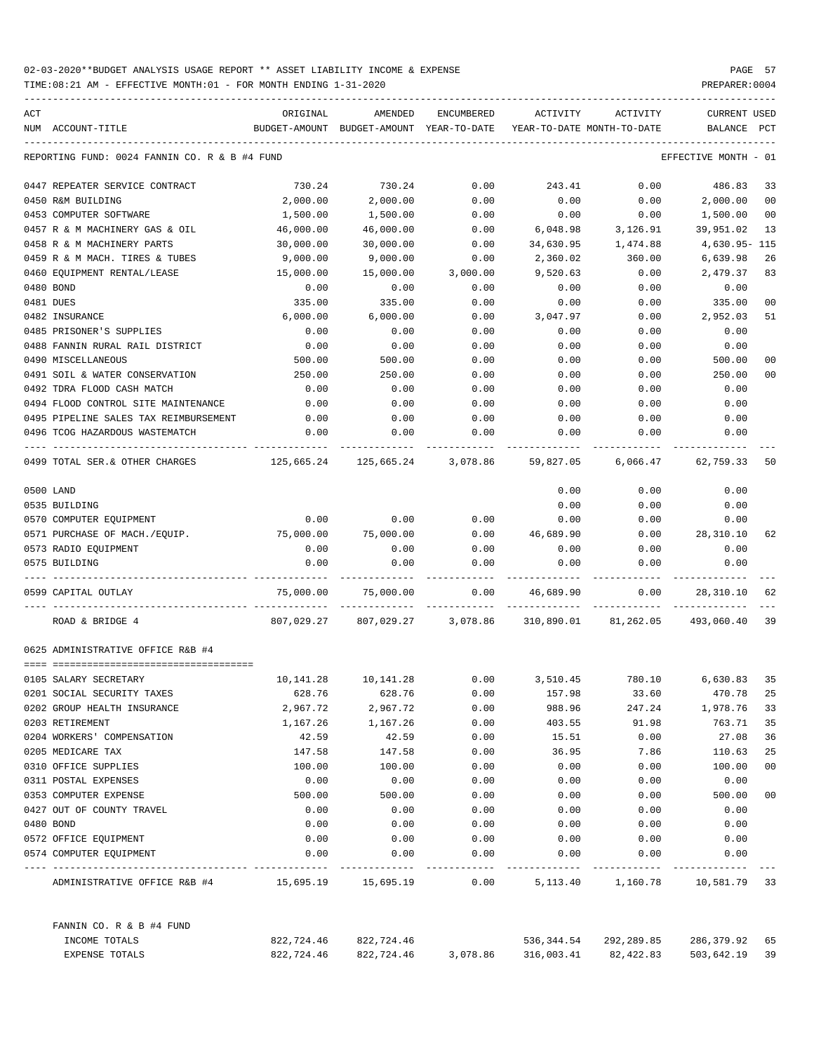02-03-2020**BUDGET ANALYSIS USAGE REPORT ** ASSET LIABILITY INCOME & EXPENSE

TIME:08:21 AM - EFFECTIVE MONTH:01 - FOR MONTH ENDING 1-31-2020

PREPARER:0004

| ACT NUM | ACCOUNT-TITLE | ORIGINAL BUDGET-AMOUNT | AMENDED BUDGET-AMOUNT | ENCUMBERED YEAR-TO-DATE | ACTIVITY YEAR-TO-DATE | ACTIVITY MONTH-TO-DATE | CURRENT USED BALANCE | PCT |
|---|---|---|---|---|---|---|---|---|
| | REPORTING FUND: 0024 FANNIN CO. R & B #4 FUND | | | | | | EFFECTIVE MONTH - 01 | |
| 0447 | REPEATER SERVICE CONTRACT | 730.24 | 730.24 | 0.00 | 243.41 | 0.00 | 486.83 | 33 |
| 0450 | R&M BUILDING | 2,000.00 | 2,000.00 | 0.00 | 0.00 | 0.00 | 2,000.00 | 00 |
| 0453 | COMPUTER SOFTWARE | 1,500.00 | 1,500.00 | 0.00 | 0.00 | 0.00 | 1,500.00 | 00 |
| 0457 | R & M MACHINERY GAS & OIL | 46,000.00 | 46,000.00 | 0.00 | 6,048.98 | 3,126.91 | 39,951.02 | 13 |
| 0458 | R & M MACHINERY PARTS | 30,000.00 | 30,000.00 | 0.00 | 34,630.95 | 1,474.88 | 4,630.95- | 115 |
| 0459 | R & M MACH. TIRES & TUBES | 9,000.00 | 9,000.00 | 0.00 | 2,360.02 | 360.00 | 6,639.98 | 26 |
| 0460 | EQUIPMENT RENTAL/LEASE | 15,000.00 | 15,000.00 | 3,000.00 | 9,520.63 | 0.00 | 2,479.37 | 83 |
| 0480 | BOND | 0.00 | 0.00 | 0.00 | 0.00 | 0.00 | 0.00 | |
| 0481 | DUES | 335.00 | 335.00 | 0.00 | 0.00 | 0.00 | 335.00 | 00 |
| 0482 | INSURANCE | 6,000.00 | 6,000.00 | 0.00 | 3,047.97 | 0.00 | 2,952.03 | 51 |
| 0485 | PRISONER'S SUPPLIES | 0.00 | 0.00 | 0.00 | 0.00 | 0.00 | 0.00 | |
| 0488 | FANNIN RURAL RAIL DISTRICT | 0.00 | 0.00 | 0.00 | 0.00 | 0.00 | 0.00 | |
| 0490 | MISCELLANEOUS | 500.00 | 500.00 | 0.00 | 0.00 | 0.00 | 500.00 | 00 |
| 0491 | SOIL & WATER CONSERVATION | 250.00 | 250.00 | 0.00 | 0.00 | 0.00 | 250.00 | 00 |
| 0492 | TDRA FLOOD CASH MATCH | 0.00 | 0.00 | 0.00 | 0.00 | 0.00 | 0.00 | |
| 0494 | FLOOD CONTROL SITE MAINTENANCE | 0.00 | 0.00 | 0.00 | 0.00 | 0.00 | 0.00 | |
| 0495 | PIPELINE SALES TAX REIMBURSEMENT | 0.00 | 0.00 | 0.00 | 0.00 | 0.00 | 0.00 | |
| 0496 | TCOG HAZARDOUS WASTEMATCH | 0.00 | 0.00 | 0.00 | 0.00 | 0.00 | 0.00 | |
| 0499 | TOTAL SER.& OTHER CHARGES | 125,665.24 | 125,665.24 | 3,078.86 | 59,827.05 | 6,066.47 | 62,759.33 | 50 |
| 0500 | LAND | | | | 0.00 | 0.00 | 0.00 | |
| 0535 | BUILDING | | | | 0.00 | 0.00 | 0.00 | |
| 0570 | COMPUTER EQUIPMENT | 0.00 | 0.00 | 0.00 | 0.00 | 0.00 | 0.00 | |
| 0571 | PURCHASE OF MACH./EQUIP. | 75,000.00 | 75,000.00 | 0.00 | 46,689.90 | 0.00 | 28,310.10 | 62 |
| 0573 | RADIO EQUIPMENT | 0.00 | 0.00 | 0.00 | 0.00 | 0.00 | 0.00 | |
| 0575 | BUILDING | 0.00 | 0.00 | 0.00 | 0.00 | 0.00 | 0.00 | |
| 0599 | CAPITAL OUTLAY | 75,000.00 | 75,000.00 | 0.00 | 46,689.90 | 0.00 | 28,310.10 | 62 |
| | ROAD & BRIDGE 4 | 807,029.27 | 807,029.27 | 3,078.86 | 310,890.01 | 81,262.05 | 493,060.40 | 39 |
| | 0625 ADMINISTRATIVE OFFICE R&B #4 | | | | | | | |
| 0105 | SALARY SECRETARY | 10,141.28 | 10,141.28 | 0.00 | 3,510.45 | 780.10 | 6,630.83 | 35 |
| 0201 | SOCIAL SECURITY TAXES | 628.76 | 628.76 | 0.00 | 157.98 | 33.60 | 470.78 | 25 |
| 0202 | GROUP HEALTH INSURANCE | 2,967.72 | 2,967.72 | 0.00 | 988.96 | 247.24 | 1,978.76 | 33 |
| 0203 | RETIREMENT | 1,167.26 | 1,167.26 | 0.00 | 403.55 | 91.98 | 763.71 | 35 |
| 0204 | WORKERS' COMPENSATION | 42.59 | 42.59 | 0.00 | 15.51 | 0.00 | 27.08 | 36 |
| 0205 | MEDICARE TAX | 147.58 | 147.58 | 0.00 | 36.95 | 7.86 | 110.63 | 25 |
| 0310 | OFFICE SUPPLIES | 100.00 | 100.00 | 0.00 | 0.00 | 0.00 | 100.00 | 00 |
| 0311 | POSTAL EXPENSES | 0.00 | 0.00 | 0.00 | 0.00 | 0.00 | 0.00 | |
| 0353 | COMPUTER EXPENSE | 500.00 | 500.00 | 0.00 | 0.00 | 0.00 | 500.00 | 00 |
| 0427 | OUT OF COUNTY TRAVEL | 0.00 | 0.00 | 0.00 | 0.00 | 0.00 | 0.00 | |
| 0480 | BOND | 0.00 | 0.00 | 0.00 | 0.00 | 0.00 | 0.00 | |
| 0572 | OFFICE EQUIPMENT | 0.00 | 0.00 | 0.00 | 0.00 | 0.00 | 0.00 | |
| 0574 | COMPUTER EQUIPMENT | 0.00 | 0.00 | 0.00 | 0.00 | 0.00 | 0.00 | |
| | ADMINISTRATIVE OFFICE R&B #4 | 15,695.19 | 15,695.19 | 0.00 | 5,113.40 | 1,160.78 | 10,581.79 | 33 |
| | FANNIN CO. R & B #4 FUND | | | | | | | |
| | INCOME TOTALS | 822,724.46 | 822,724.46 | | 536,344.54 | 292,289.85 | 286,379.92 | 65 |
| | EXPENSE TOTALS | 822,724.46 | 822,724.46 | 3,078.86 | 316,003.41 | 82,422.83 | 503,642.19 | 39 |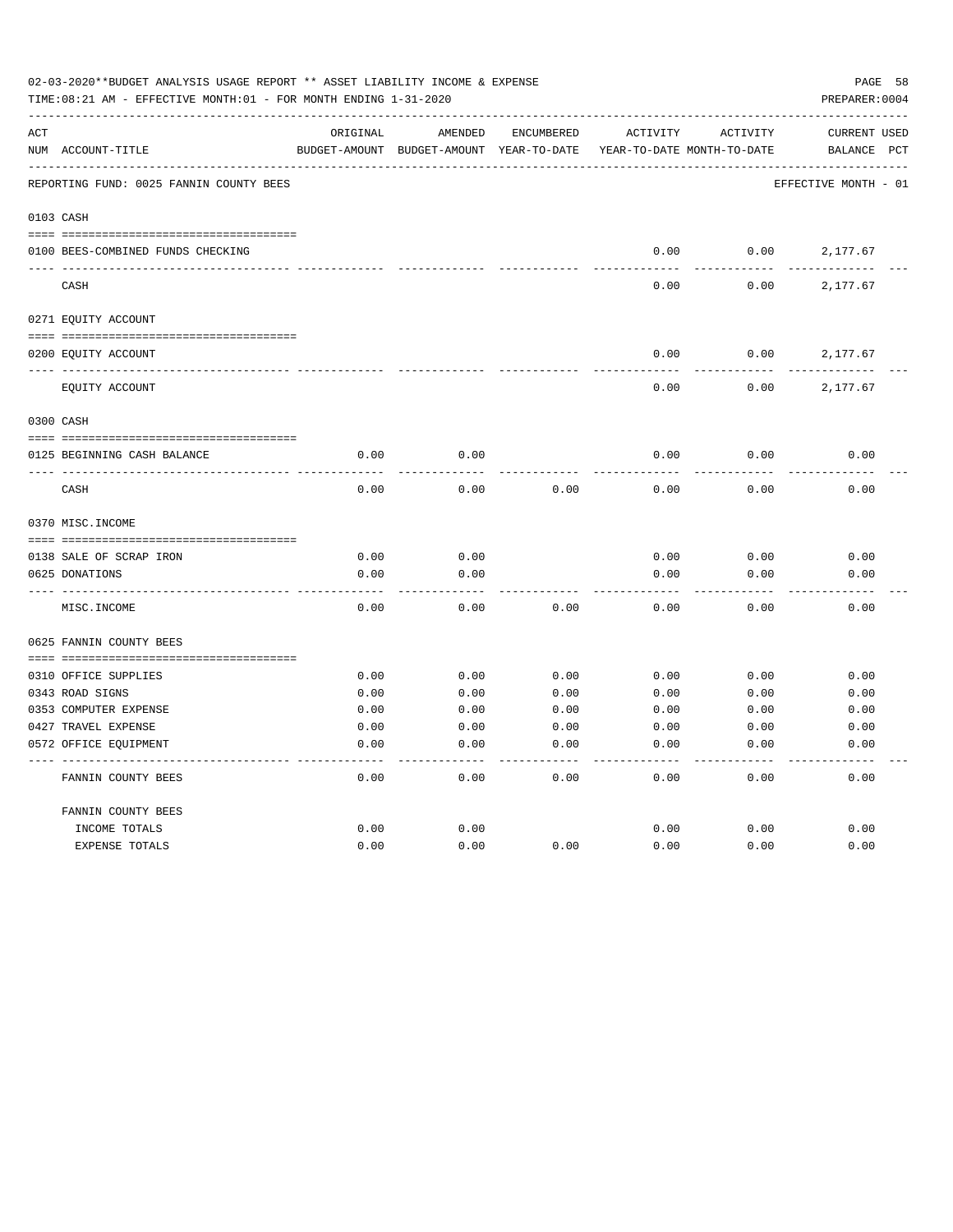02-03-2020**BUDGET ANALYSIS USAGE REPORT ** ASSET LIABILITY INCOME & EXPENSE

TIME:08:21 AM - EFFECTIVE MONTH:01 - FOR MONTH ENDING 1-31-2020

PREPARER:0004

REPORTING FUND: 0025 FANNIN COUNTY BEES

EFFECTIVE MONTH - 01

| ACT NUM | ACCOUNT-TITLE | ORIGINAL BUDGET-AMOUNT | AMENDED BUDGET-AMOUNT | ENCUMBERED YEAR-TO-DATE | ACTIVITY YEAR-TO-DATE | ACTIVITY MONTH-TO-DATE | CURRENT BALANCE | USED PCT |
|---|---|---|---|---|---|---|---|---|
| **0103** | **CASH** | | | | | | | |
| 0100 | BEES-COMBINED FUNDS CHECKING | | | | 0.00 | 0.00 | 2,177.67 | |
| | CASH | | | | 0.00 | 0.00 | 2,177.67 | |
| **0271** | **EQUITY ACCOUNT** | | | | | | | |
| 0200 | EQUITY ACCOUNT | | | | 0.00 | 0.00 | 2,177.67 | |
| | EQUITY ACCOUNT | | | | 0.00 | 0.00 | 2,177.67 | |
| **0300** | **CASH** | | | | | | | |
| 0125 | BEGINNING CASH BALANCE | 0.00 | 0.00 | | 0.00 | 0.00 | 0.00 | |
| | CASH | 0.00 | 0.00 | 0.00 | 0.00 | 0.00 | 0.00 | |
| **0370** | **MISC.INCOME** | | | | | | | |
| 0138 | SALE OF SCRAP IRON | 0.00 | 0.00 | | 0.00 | 0.00 | 0.00 | |
| 0625 | DONATIONS | 0.00 | 0.00 | | 0.00 | 0.00 | 0.00 | |
| | MISC.INCOME | 0.00 | 0.00 | 0.00 | 0.00 | 0.00 | 0.00 | |
| **0625** | **FANNIN COUNTY BEES** | | | | | | | |
| 0310 | OFFICE SUPPLIES | 0.00 | 0.00 | 0.00 | 0.00 | 0.00 | 0.00 | |
| 0343 | ROAD SIGNS | 0.00 | 0.00 | 0.00 | 0.00 | 0.00 | 0.00 | |
| 0353 | COMPUTER EXPENSE | 0.00 | 0.00 | 0.00 | 0.00 | 0.00 | 0.00 | |
| 0427 | TRAVEL EXPENSE | 0.00 | 0.00 | 0.00 | 0.00 | 0.00 | 0.00 | |
| 0572 | OFFICE EQUIPMENT | 0.00 | 0.00 | 0.00 | 0.00 | 0.00 | 0.00 | |
| | FANNIN COUNTY BEES | 0.00 | 0.00 | 0.00 | 0.00 | 0.00 | 0.00 | |
| | **FANNIN COUNTY BEES** | | | | | | | |
| | INCOME TOTALS | 0.00 | 0.00 | | 0.00 | 0.00 | 0.00 | |
| | EXPENSE TOTALS | 0.00 | 0.00 | 0.00 | 0.00 | 0.00 | 0.00 | |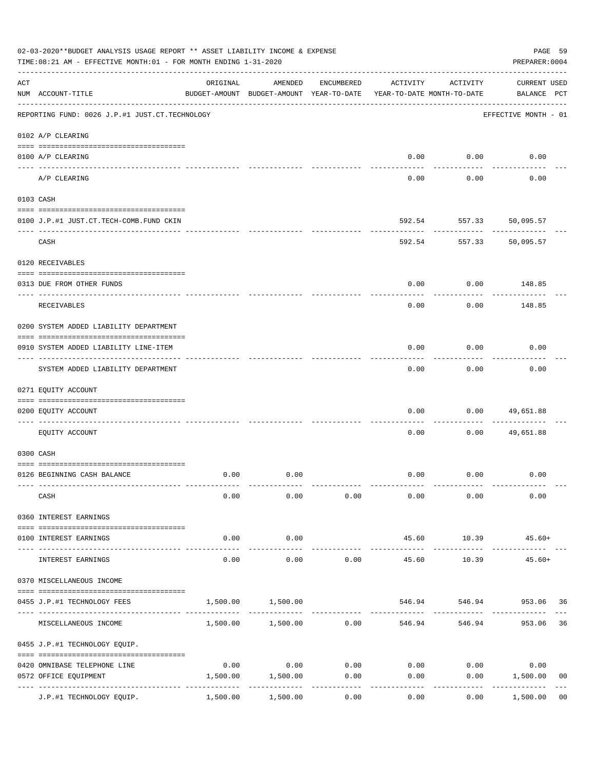02-03-2020**BUDGET ANALYSIS USAGE REPORT ** ASSET LIABILITY INCOME & EXPENSE

TIME:08:21 AM - EFFECTIVE MONTH:01 - FOR MONTH ENDING 1-31-2020

PREPARER:0004

REPORTING FUND: 0026 J.P.#1 JUST.CT.TECHNOLOGY — EFFECTIVE MONTH - 01

| ACT NUM | ACCOUNT-TITLE | ORIGINAL BUDGET-AMOUNT | AMENDED BUDGET-AMOUNT | ENCUMBERED YEAR-TO-DATE | ACTIVITY YEAR-TO-DATE | ACTIVITY MONTH-TO-DATE | CURRENT USED BALANCE | PCT |
|---|---|---|---|---|---|---|---|---|
| | **0102 A/P CLEARING** | | | | | | | |
| 0100 | A/P CLEARING | | | | 0.00 | 0.00 | 0.00 | |
| | A/P CLEARING | | | | 0.00 | 0.00 | 0.00 | |
| | **0103 CASH** | | | | | | | |
| 0100 | J.P.#1 JUST.CT.TECH-COMB.FUND CKIN | | | | 592.54 | 557.33 | 50,095.57 | |
| | CASH | | | | 592.54 | 557.33 | 50,095.57 | |
| | **0120 RECEIVABLES** | | | | | | | |
| 0313 | DUE FROM OTHER FUNDS | | | | 0.00 | 0.00 | 148.85 | |
| | RECEIVABLES | | | | 0.00 | 0.00 | 148.85 | |
| | **0200 SYSTEM ADDED LIABILITY DEPARTMENT** | | | | | | | |
| 0910 | SYSTEM ADDED LIABILITY LINE-ITEM | | | | 0.00 | 0.00 | 0.00 | |
| | SYSTEM ADDED LIABILITY DEPARTMENT | | | | 0.00 | 0.00 | 0.00 | |
| | **0271 EQUITY ACCOUNT** | | | | | | | |
| 0200 | EQUITY ACCOUNT | | | | 0.00 | 0.00 | 49,651.88 | |
| | EQUITY ACCOUNT | | | | 0.00 | 0.00 | 49,651.88 | |
| | **0300 CASH** | | | | | | | |
| 0126 | BEGINNING CASH BALANCE | 0.00 | 0.00 | | 0.00 | 0.00 | 0.00 | |
| | CASH | 0.00 | 0.00 | 0.00 | 0.00 | 0.00 | 0.00 | |
| | **0360 INTEREST EARNINGS** | | | | | | | |
| 0100 | INTEREST EARNINGS | 0.00 | 0.00 | | 45.60 | 10.39 | 45.60+ | |
| | INTEREST EARNINGS | 0.00 | 0.00 | 0.00 | 45.60 | 10.39 | 45.60+ | |
| | **0370 MISCELLANEOUS INCOME** | | | | | | | |
| 0455 | J.P.#1 TECHNOLOGY FEES | 1,500.00 | 1,500.00 | | 546.94 | 546.94 | 953.06 | 36 |
| | MISCELLANEOUS INCOME | 1,500.00 | 1,500.00 | 0.00 | 546.94 | 546.94 | 953.06 | 36 |
| | **0455 J.P.#1 TECHNOLOGY EQUIP.** | | | | | | | |
| 0420 | OMNIBASE TELEPHONE LINE | 0.00 | 0.00 | 0.00 | 0.00 | 0.00 | 0.00 | |
| 0572 | OFFICE EQUIPMENT | 1,500.00 | 1,500.00 | 0.00 | 0.00 | 0.00 | 1,500.00 | 00 |
| | J.P.#1 TECHNOLOGY EQUIP. | 1,500.00 | 1,500.00 | 0.00 | 0.00 | 0.00 | 1,500.00 | 00 |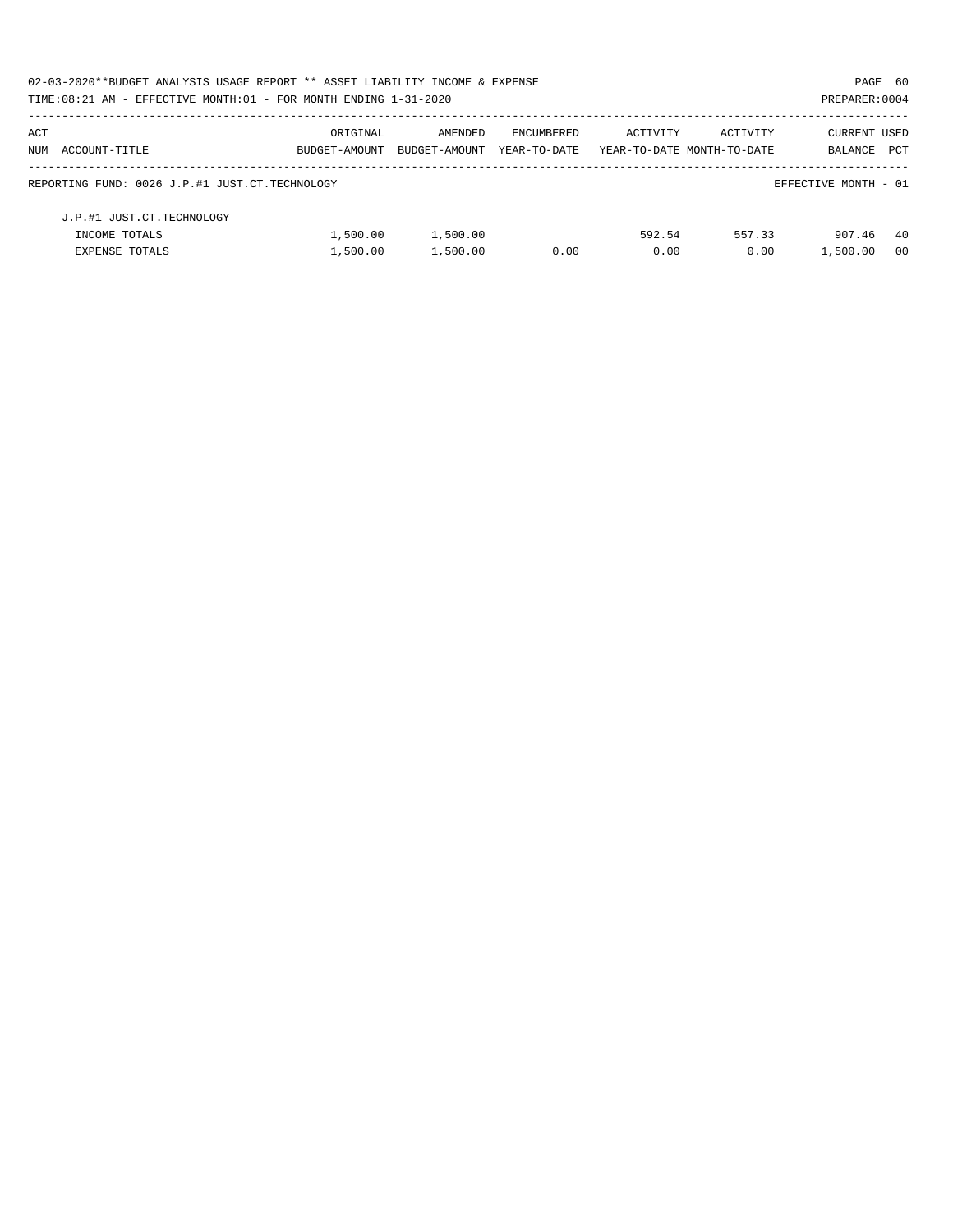02-03-2020**BUDGET ANALYSIS USAGE REPORT ** ASSET LIABILITY INCOME & EXPENSE

TIME:08:21 AM - EFFECTIVE MONTH:01 - FOR MONTH ENDING 1-31-2020

PREPARER:0004

| ACT NUM | ACCOUNT-TITLE | ORIGINAL BUDGET-AMOUNT | AMENDED BUDGET-AMOUNT | ENCUMBERED YEAR-TO-DATE | ACTIVITY YEAR-TO-DATE | ACTIVITY MONTH-TO-DATE | CURRENT BALANCE | USED PCT |
|---|---|---|---|---|---|---|---|---|
| REPORTING FUND: 0026 J.P.#1 JUST.CT.TECHNOLOGY | | | | | | | EFFECTIVE MONTH - 01 | |
| | J.P.#1 JUST.CT.TECHNOLOGY | | | | | | | |
| | INCOME TOTALS | 1,500.00 | 1,500.00 | | 592.54 | 557.33 | 907.46 | 40 |
| | EXPENSE TOTALS | 1,500.00 | 1,500.00 | 0.00 | 0.00 | 0.00 | 1,500.00 | 00 |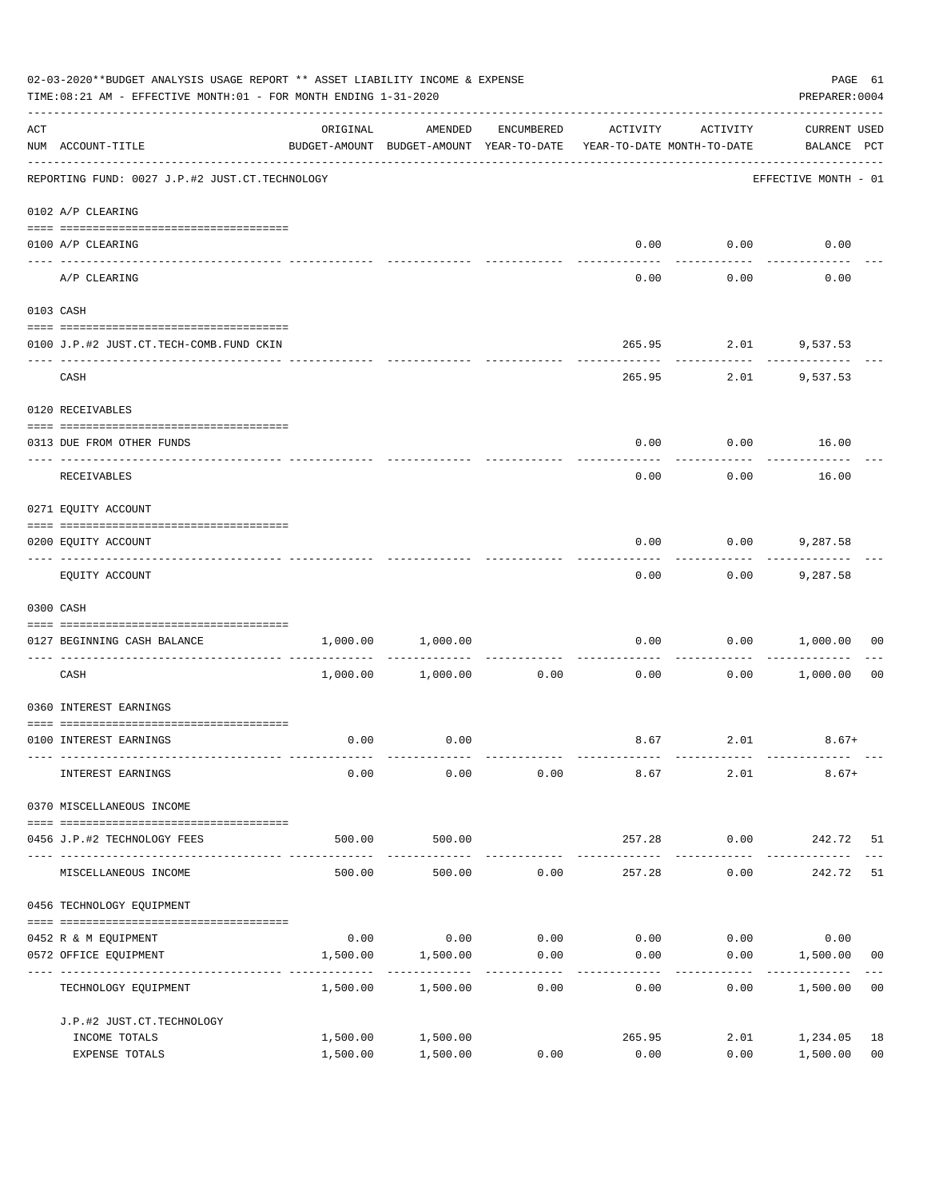02-03-2020**BUDGET ANALYSIS USAGE REPORT ** ASSET LIABILITY INCOME & EXPENSE

TIME:08:21 AM - EFFECTIVE MONTH:01 - FOR MONTH ENDING 1-31-2020

PREPARER:0004

| ACT NUM | ACCOUNT-TITLE | ORIGINAL BUDGET-AMOUNT | AMENDED BUDGET-AMOUNT | ENCUMBERED YEAR-TO-DATE | ACTIVITY YEAR-TO-DATE | ACTIVITY MONTH-TO-DATE | CURRENT USED BALANCE | PCT |
|---|---|---|---|---|---|---|---|---|
| | REPORTING FUND: 0027 J.P.#2 JUST.CT.TECHNOLOGY | | | | | | EFFECTIVE MONTH - 01 | |
| | 0102 A/P CLEARING | | | | | | | |
| 0100 | A/P CLEARING | | | | 0.00 | 0.00 | 0.00 | |
| | A/P CLEARING | | | | 0.00 | 0.00 | 0.00 | |
| | 0103 CASH | | | | | | | |
| 0100 | J.P.#2 JUST.CT.TECH-COMB.FUND CKIN | | | | 265.95 | 2.01 | 9,537.53 | |
| | CASH | | | | 265.95 | 2.01 | 9,537.53 | |
| | 0120 RECEIVABLES | | | | | | | |
| 0313 | DUE FROM OTHER FUNDS | | | | 0.00 | 0.00 | 16.00 | |
| | RECEIVABLES | | | | 0.00 | 0.00 | 16.00 | |
| | 0271 EQUITY ACCOUNT | | | | | | | |
| 0200 | EQUITY ACCOUNT | | | | 0.00 | 0.00 | 9,287.58 | |
| | EQUITY ACCOUNT | | | | 0.00 | 0.00 | 9,287.58 | |
| | 0300 CASH | | | | | | | |
| 0127 | BEGINNING CASH BALANCE | 1,000.00 | 1,000.00 | | 0.00 | 0.00 | 1,000.00 | 00 |
| | CASH | 1,000.00 | 1,000.00 | 0.00 | 0.00 | 0.00 | 1,000.00 | 00 |
| | 0360 INTEREST EARNINGS | | | | | | | |
| 0100 | INTEREST EARNINGS | 0.00 | 0.00 | | 8.67 | 2.01 | 8.67+ | |
| | INTEREST EARNINGS | 0.00 | 0.00 | 0.00 | 8.67 | 2.01 | 8.67+ | |
| | 0370 MISCELLANEOUS INCOME | | | | | | | |
| 0456 | J.P.#2 TECHNOLOGY FEES | 500.00 | 500.00 | | 257.28 | 0.00 | 242.72 | 51 |
| | MISCELLANEOUS INCOME | 500.00 | 500.00 | 0.00 | 257.28 | 0.00 | 242.72 | 51 |
| | 0456 TECHNOLOGY EQUIPMENT | | | | | | | |
| 0452 | R & M EQUIPMENT | 0.00 | 0.00 | 0.00 | 0.00 | 0.00 | 0.00 | |
| 0572 | OFFICE EQUIPMENT | 1,500.00 | 1,500.00 | 0.00 | 0.00 | 0.00 | 1,500.00 | 00 |
| | TECHNOLOGY EQUIPMENT | 1,500.00 | 1,500.00 | 0.00 | 0.00 | 0.00 | 1,500.00 | 00 |
| | J.P.#2 JUST.CT.TECHNOLOGY | | | | | | | |
| | INCOME TOTALS | 1,500.00 | 1,500.00 | | 265.95 | 2.01 | 1,234.05 | 18 |
| | EXPENSE TOTALS | 1,500.00 | 1,500.00 | 0.00 | 0.00 | 0.00 | 1,500.00 | 00 |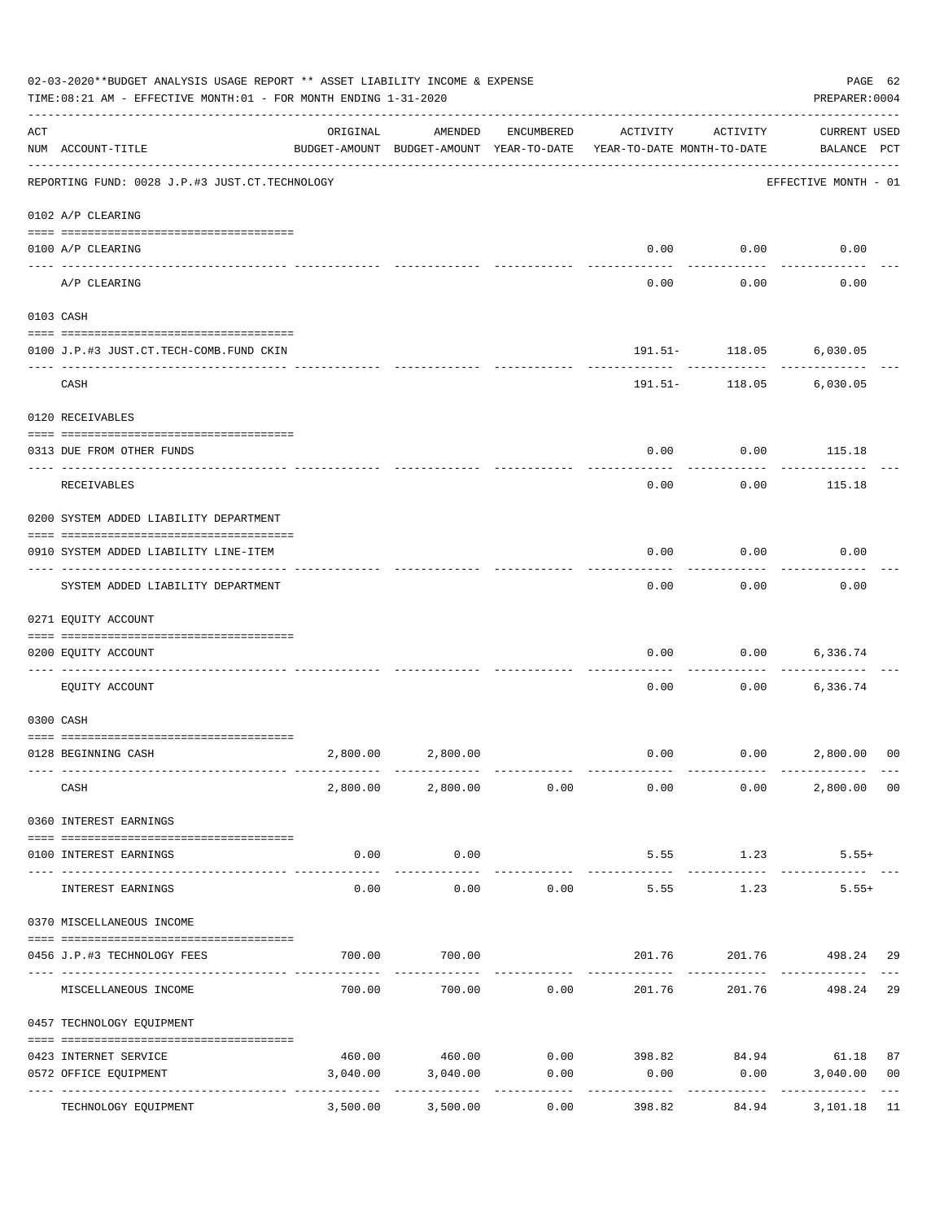02-03-2020**BUDGET ANALYSIS USAGE REPORT ** ASSET LIABILITY INCOME & EXPENSE

TIME:08:21 AM - EFFECTIVE MONTH:01 - FOR MONTH ENDING 1-31-2020

PREPARER:0004

REPORTING FUND: 0028 J.P.#3 JUST.CT.TECHNOLOGY — EFFECTIVE MONTH - 01

| ACT NUM | ACCOUNT-TITLE | ORIGINAL BUDGET-AMOUNT | AMENDED BUDGET-AMOUNT | ENCUMBERED YEAR-TO-DATE | ACTIVITY YEAR-TO-DATE | ACTIVITY MONTH-TO-DATE | CURRENT BALANCE | USED PCT |
|---|---|---|---|---|---|---|---|---|
| **0102** | **A/P CLEARING** | | | | | | | |
| 0100 | A/P CLEARING | | | | 0.00 | 0.00 | 0.00 | |
| | A/P CLEARING | | | | 0.00 | 0.00 | 0.00 | |
| **0103** | **CASH** | | | | | | | |
| 0100 | J.P.#3 JUST.CT.TECH-COMB.FUND CKIN | | | | 191.51- | 118.05 | 6,030.05 | |
| | CASH | | | | 191.51- | 118.05 | 6,030.05 | |
| **0120** | **RECEIVABLES** | | | | | | | |
| 0313 | DUE FROM OTHER FUNDS | | | | 0.00 | 0.00 | 115.18 | |
| | RECEIVABLES | | | | 0.00 | 0.00 | 115.18 | |
| **0200** | **SYSTEM ADDED LIABILITY DEPARTMENT** | | | | | | | |
| 0910 | SYSTEM ADDED LIABILITY LINE-ITEM | | | | 0.00 | 0.00 | 0.00 | |
| | SYSTEM ADDED LIABILITY DEPARTMENT | | | | 0.00 | 0.00 | 0.00 | |
| **0271** | **EQUITY ACCOUNT** | | | | | | | |
| 0200 | EQUITY ACCOUNT | | | | 0.00 | 0.00 | 6,336.74 | |
| | EQUITY ACCOUNT | | | | 0.00 | 0.00 | 6,336.74 | |
| **0300** | **CASH** | | | | | | | |
| 0128 | BEGINNING CASH | 2,800.00 | 2,800.00 | | 0.00 | 0.00 | 2,800.00 | 00 |
| | CASH | 2,800.00 | 2,800.00 | 0.00 | 0.00 | 0.00 | 2,800.00 | 00 |
| **0360** | **INTEREST EARNINGS** | | | | | | | |
| 0100 | INTEREST EARNINGS | 0.00 | 0.00 | | 5.55 | 1.23 | 5.55+ | |
| | INTEREST EARNINGS | 0.00 | 0.00 | 0.00 | 5.55 | 1.23 | 5.55+ | |
| **0370** | **MISCELLANEOUS INCOME** | | | | | | | |
| 0456 | J.P.#3 TECHNOLOGY FEES | 700.00 | 700.00 | | 201.76 | 201.76 | 498.24 | 29 |
| | MISCELLANEOUS INCOME | 700.00 | 700.00 | 0.00 | 201.76 | 201.76 | 498.24 | 29 |
| **0457** | **TECHNOLOGY EQUIPMENT** | | | | | | | |
| 0423 | INTERNET SERVICE | 460.00 | 460.00 | 0.00 | 398.82 | 84.94 | 61.18 | 87 |
| 0572 | OFFICE EQUIPMENT | 3,040.00 | 3,040.00 | 0.00 | 0.00 | 0.00 | 3,040.00 | 00 |
| | TECHNOLOGY EQUIPMENT | 3,500.00 | 3,500.00 | 0.00 | 398.82 | 84.94 | 3,101.18 | 11 |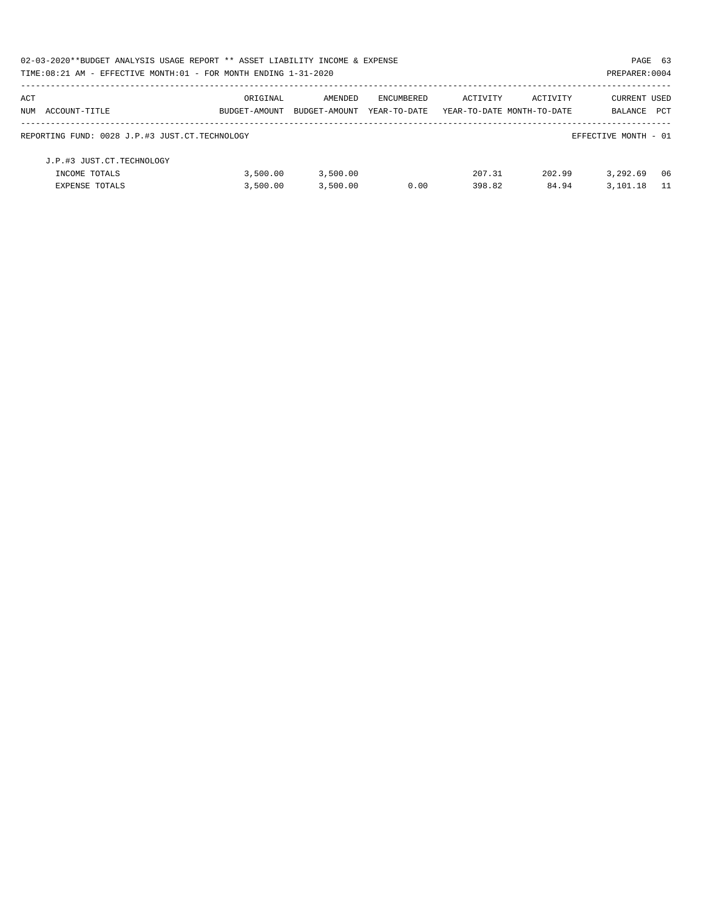02-03-2020**BUDGET ANALYSIS USAGE REPORT ** ASSET LIABILITY INCOME & EXPENSE

TIME:08:21 AM - EFFECTIVE MONTH:01 - FOR MONTH ENDING 1-31-2020

PREPARER:0004

| ACT NUM | ACCOUNT-TITLE | ORIGINAL BUDGET-AMOUNT | AMENDED BUDGET-AMOUNT | ENCUMBERED YEAR-TO-DATE | ACTIVITY YEAR-TO-DATE | ACTIVITY MONTH-TO-DATE | CURRENT BALANCE | USED PCT |
|---|---|---|---|---|---|---|---|---|
| | REPORTING FUND: 0028 J.P.#3 JUST.CT.TECHNOLOGY | | | | | | EFFECTIVE MONTH - 01 | |
| | J.P.#3 JUST.CT.TECHNOLOGY | | | | | | | |
| | INCOME TOTALS | 3,500.00 | 3,500.00 | | 207.31 | 202.99 | 3,292.69 | 06 |
| | EXPENSE TOTALS | 3,500.00 | 3,500.00 | 0.00 | 398.82 | 84.94 | 3,101.18 | 11 |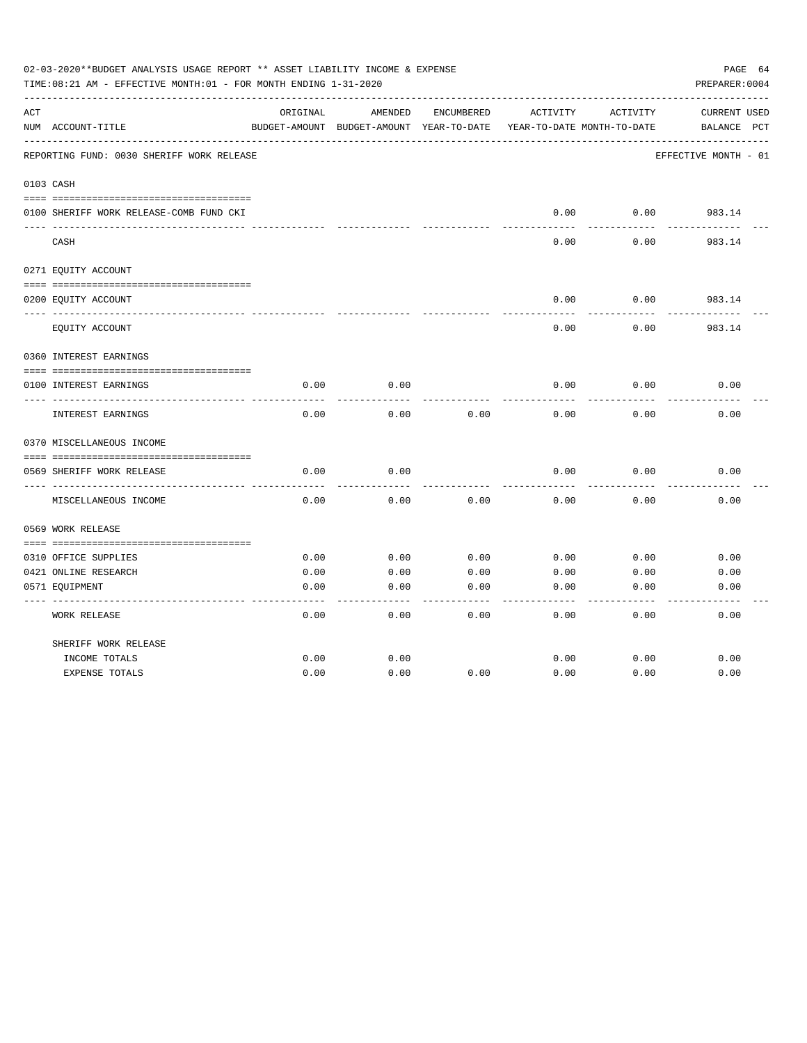02-03-2020**BUDGET ANALYSIS USAGE REPORT ** ASSET LIABILITY INCOME & EXPENSE

TIME:08:21 AM - EFFECTIVE MONTH:01 - FOR MONTH ENDING 1-31-2020

PREPARER:0004

REPORTING FUND: 0030 SHERIFF WORK RELEASE — EFFECTIVE MONTH - 01

| ACT NUM | ACCOUNT-TITLE | ORIGINAL BUDGET-AMOUNT | AMENDED BUDGET-AMOUNT | ENCUMBERED YEAR-TO-DATE | ACTIVITY YEAR-TO-DATE | ACTIVITY MONTH-TO-DATE | CURRENT BALANCE | USED PCT |
|---|---|---|---|---|---|---|---|---|
| 0103 | CASH | | | | | | | |
| 0100 | SHERIFF WORK RELEASE-COMB FUND CKI | | | | 0.00 | 0.00 | 983.14 | |
| | CASH | | | | 0.00 | 0.00 | 983.14 | |
| 0271 | EQUITY ACCOUNT | | | | | | | |
| 0200 | EQUITY ACCOUNT | | | | 0.00 | 0.00 | 983.14 | |
| | EQUITY ACCOUNT | | | | 0.00 | 0.00 | 983.14 | |
| 0360 | INTEREST EARNINGS | | | | | | | |
| 0100 | INTEREST EARNINGS | 0.00 | 0.00 | | 0.00 | 0.00 | 0.00 | |
| | INTEREST EARNINGS | 0.00 | 0.00 | 0.00 | 0.00 | 0.00 | 0.00 | |
| 0370 | MISCELLANEOUS INCOME | | | | | | | |
| 0569 | SHERIFF WORK RELEASE | 0.00 | 0.00 | | 0.00 | 0.00 | 0.00 | |
| | MISCELLANEOUS INCOME | 0.00 | 0.00 | 0.00 | 0.00 | 0.00 | 0.00 | |
| 0569 | WORK RELEASE | | | | | | | |
| 0310 | OFFICE SUPPLIES | 0.00 | 0.00 | 0.00 | 0.00 | 0.00 | 0.00 | |
| 0421 | ONLINE RESEARCH | 0.00 | 0.00 | 0.00 | 0.00 | 0.00 | 0.00 | |
| 0571 | EQUIPMENT | 0.00 | 0.00 | 0.00 | 0.00 | 0.00 | 0.00 | |
| | WORK RELEASE | 0.00 | 0.00 | 0.00 | 0.00 | 0.00 | 0.00 | |
| | SHERIFF WORK RELEASE | | | | | | | |
| | INCOME TOTALS | 0.00 | 0.00 | | 0.00 | 0.00 | 0.00 | |
| | EXPENSE TOTALS | 0.00 | 0.00 | 0.00 | 0.00 | 0.00 | 0.00 | |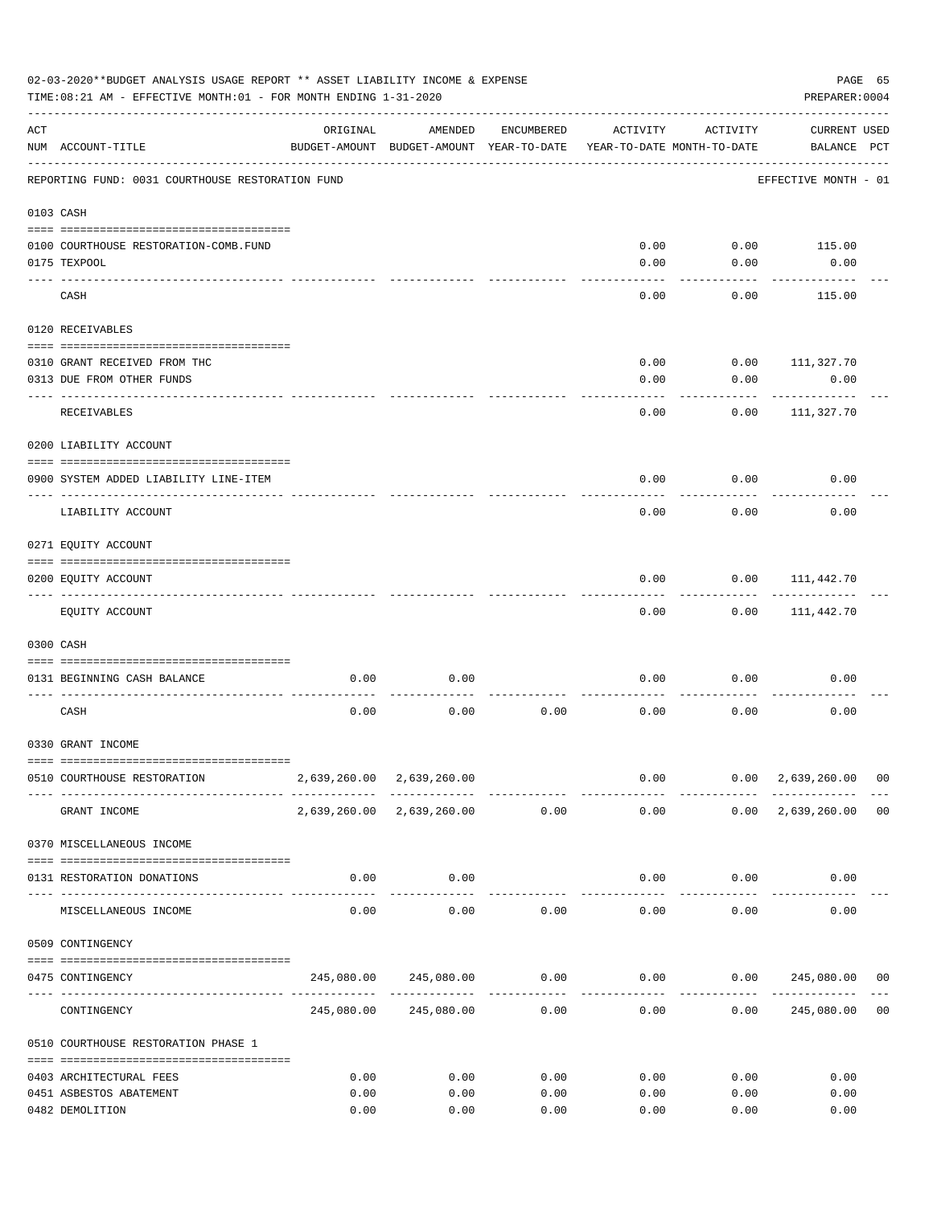02-03-2020**BUDGET ANALYSIS USAGE REPORT ** ASSET LIABILITY INCOME & EXPENSE

TIME:08:21 AM - EFFECTIVE MONTH:01 - FOR MONTH ENDING 1-31-2020

PREPARER:0004

| ACT NUM | ACCOUNT-TITLE | ORIGINAL BUDGET-AMOUNT | AMENDED BUDGET-AMOUNT | ENCUMBERED YEAR-TO-DATE | ACTIVITY YEAR-TO-DATE | ACTIVITY MONTH-TO-DATE | CURRENT BALANCE | USED PCT |
|---|---|---|---|---|---|---|---|---|
| | REPORTING FUND: 0031 COURTHOUSE RESTORATION FUND | | | | | | EFFECTIVE MONTH - 01 | |
| 0103 | CASH | | | | | | | |
| 0100 | COURTHOUSE RESTORATION-COMB.FUND | | | | 0.00 | 0.00 | 115.00 | |
| 0175 | TEXPOOL | | | | 0.00 | 0.00 | 0.00 | |
| | CASH | | | | 0.00 | 0.00 | 115.00 | |
| 0120 | RECEIVABLES | | | | | | | |
| 0310 | GRANT RECEIVED FROM THC | | | | 0.00 | 0.00 | 111,327.70 | |
| 0313 | DUE FROM OTHER FUNDS | | | | 0.00 | 0.00 | 0.00 | |
| | RECEIVABLES | | | | 0.00 | 0.00 | 111,327.70 | |
| 0200 | LIABILITY ACCOUNT | | | | | | | |
| 0900 | SYSTEM ADDED LIABILITY LINE-ITEM | | | | 0.00 | 0.00 | 0.00 | |
| | LIABILITY ACCOUNT | | | | 0.00 | 0.00 | 0.00 | |
| 0271 | EQUITY ACCOUNT | | | | | | | |
| 0200 | EQUITY ACCOUNT | | | | 0.00 | 0.00 | 111,442.70 | |
| | EQUITY ACCOUNT | | | | 0.00 | 0.00 | 111,442.70 | |
| 0300 | CASH | | | | | | | |
| 0131 | BEGINNING CASH BALANCE | 0.00 | 0.00 | | 0.00 | 0.00 | 0.00 | |
| | CASH | 0.00 | 0.00 | 0.00 | 0.00 | 0.00 | 0.00 | |
| 0330 | GRANT INCOME | | | | | | | |
| 0510 | COURTHOUSE RESTORATION | 2,639,260.00 | 2,639,260.00 | | 0.00 | 0.00 | 2,639,260.00 | 00 |
| | GRANT INCOME | 2,639,260.00 | 2,639,260.00 | 0.00 | 0.00 | 0.00 | 2,639,260.00 | 00 |
| 0370 | MISCELLANEOUS INCOME | | | | | | | |
| 0131 | RESTORATION DONATIONS | 0.00 | 0.00 | | 0.00 | 0.00 | 0.00 | |
| | MISCELLANEOUS INCOME | 0.00 | 0.00 | 0.00 | 0.00 | 0.00 | 0.00 | |
| 0509 | CONTINGENCY | | | | | | | |
| 0475 | CONTINGENCY | 245,080.00 | 245,080.00 | 0.00 | 0.00 | 0.00 | 245,080.00 | 00 |
| | CONTINGENCY | 245,080.00 | 245,080.00 | 0.00 | 0.00 | 0.00 | 245,080.00 | 00 |
| 0510 | COURTHOUSE RESTORATION PHASE 1 | | | | | | | |
| 0403 | ARCHITECTURAL FEES | 0.00 | 0.00 | 0.00 | 0.00 | 0.00 | 0.00 | |
| 0451 | ASBESTOS ABATEMENT | 0.00 | 0.00 | 0.00 | 0.00 | 0.00 | 0.00 | |
| 0482 | DEMOLITION | 0.00 | 0.00 | 0.00 | 0.00 | 0.00 | 0.00 | |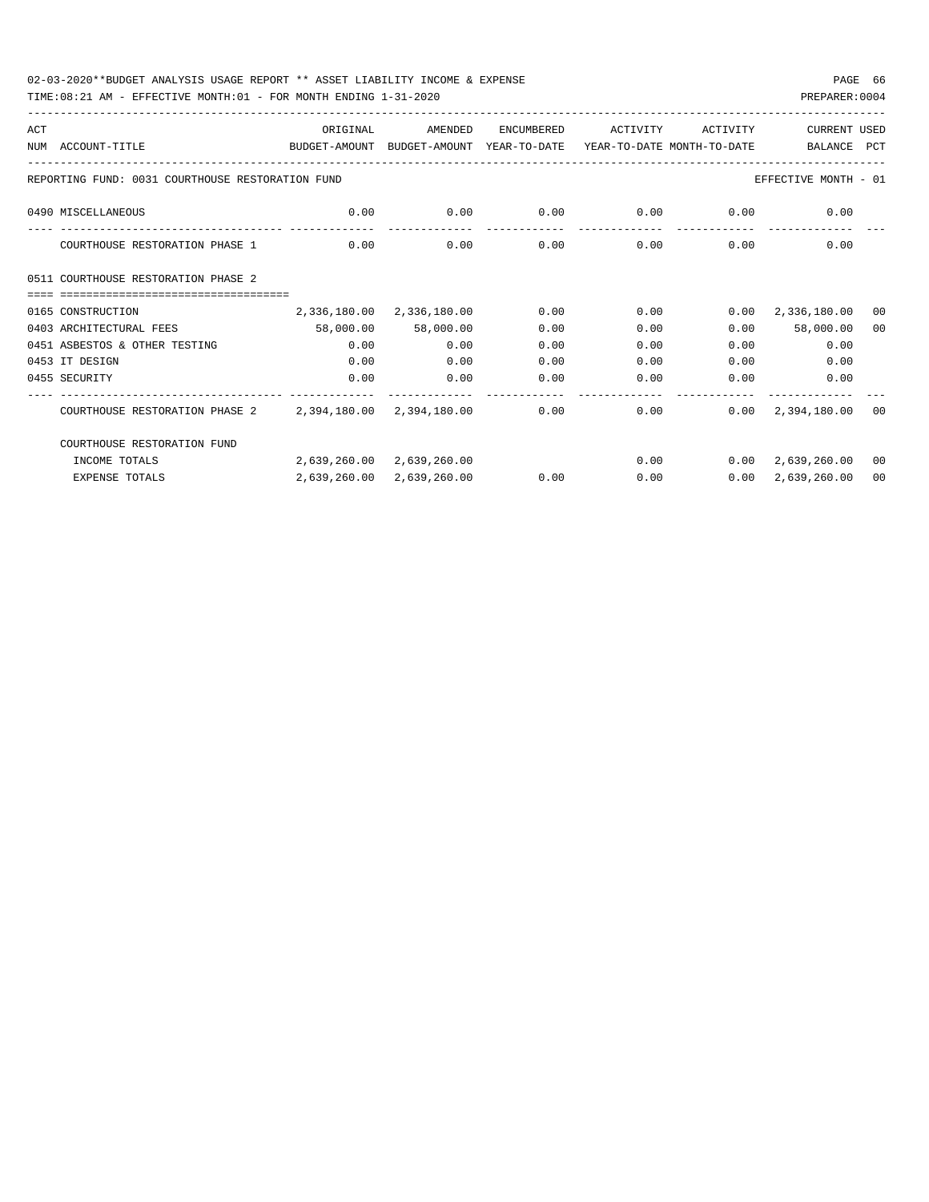02-03-2020**BUDGET ANALYSIS USAGE REPORT ** ASSET LIABILITY INCOME & EXPENSE

TIME:08:21 AM - EFFECTIVE MONTH:01 - FOR MONTH ENDING 1-31-2020

PREPARER:0004

| ACT NUM | ACCOUNT-TITLE | ORIGINAL BUDGET-AMOUNT | AMENDED BUDGET-AMOUNT | ENCUMBERED YEAR-TO-DATE | ACTIVITY YEAR-TO-DATE | ACTIVITY MONTH-TO-DATE | CURRENT BALANCE | USED PCT |
|---|---|---|---|---|---|---|---|---|
| | REPORTING FUND: 0031 COURTHOUSE RESTORATION FUND | | | | | | EFFECTIVE MONTH - 01 | |
| 0490 | MISCELLANEOUS | 0.00 | 0.00 | 0.00 | 0.00 | 0.00 | 0.00 | |
| | COURTHOUSE RESTORATION PHASE 1 | 0.00 | 0.00 | 0.00 | 0.00 | 0.00 | 0.00 | |
| 0511 | COURTHOUSE RESTORATION PHASE 2 | | | | | | | |
| 0165 | CONSTRUCTION | 2,336,180.00 | 2,336,180.00 | 0.00 | 0.00 | 0.00 | 2,336,180.00 | 00 |
| 0403 | ARCHITECTURAL FEES | 58,000.00 | 58,000.00 | 0.00 | 0.00 | 0.00 | 58,000.00 | 00 |
| 0451 | ASBESTOS & OTHER TESTING | 0.00 | 0.00 | 0.00 | 0.00 | 0.00 | 0.00 | |
| 0453 | IT DESIGN | 0.00 | 0.00 | 0.00 | 0.00 | 0.00 | 0.00 | |
| 0455 | SECURITY | 0.00 | 0.00 | 0.00 | 0.00 | 0.00 | 0.00 | |
| | COURTHOUSE RESTORATION PHASE 2 | 2,394,180.00 | 2,394,180.00 | 0.00 | 0.00 | 0.00 | 2,394,180.00 | 00 |
| | COURTHOUSE RESTORATION FUND | | | | | | | |
| | INCOME TOTALS | 2,639,260.00 | 2,639,260.00 | | 0.00 | 0.00 | 2,639,260.00 | 00 |
| | EXPENSE TOTALS | 2,639,260.00 | 2,639,260.00 | 0.00 | 0.00 | 0.00 | 2,639,260.00 | 00 |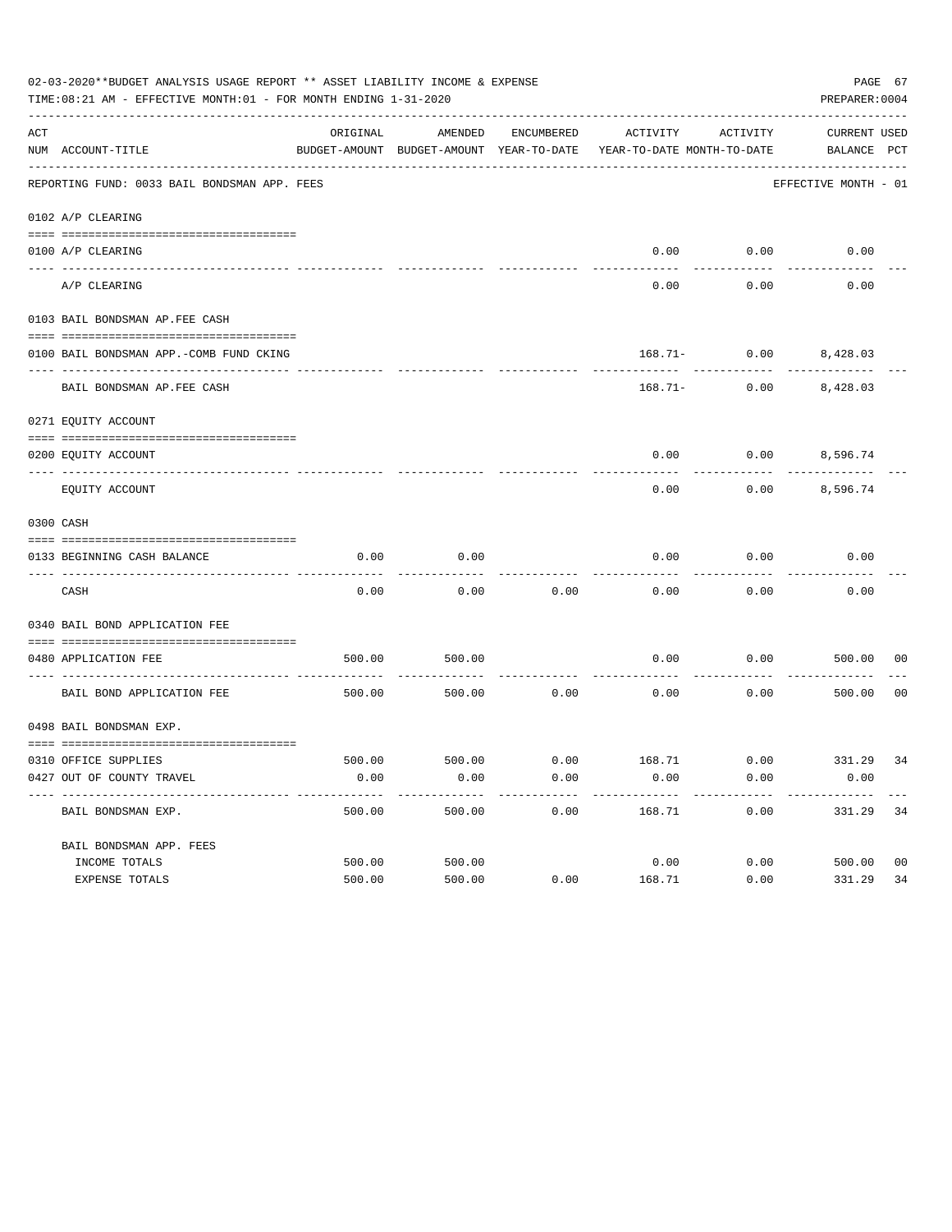02-03-2020**BUDGET ANALYSIS USAGE REPORT ** ASSET LIABILITY INCOME & EXPENSE

TIME:08:21 AM - EFFECTIVE MONTH:01 - FOR MONTH ENDING 1-31-2020

PREPARER:0004

REPORTING FUND: 0033 BAIL BONDSMAN APP. FEES — EFFECTIVE MONTH - 01

| ACT NUM | ACCOUNT-TITLE | ORIGINAL BUDGET-AMOUNT | AMENDED BUDGET-AMOUNT | ENCUMBERED YEAR-TO-DATE | ACTIVITY YEAR-TO-DATE | ACTIVITY MONTH-TO-DATE | CURRENT BALANCE | USED PCT |
|---|---|---|---|---|---|---|---|---|
| **0102** | **A/P CLEARING** | | | | | | | |
| 0100 | A/P CLEARING | | | | 0.00 | 0.00 | 0.00 | |
| | A/P CLEARING | | | | 0.00 | 0.00 | 0.00 | |
| **0103** | **BAIL BONDSMAN AP.FEE CASH** | | | | | | | |
| 0100 | BAIL BONDSMAN APP.-COMB FUND CKING | | | | 168.71- | 0.00 | 8,428.03 | |
| | BAIL BONDSMAN AP.FEE CASH | | | | 168.71- | 0.00 | 8,428.03 | |
| **0271** | **EQUITY ACCOUNT** | | | | | | | |
| 0200 | EQUITY ACCOUNT | | | | 0.00 | 0.00 | 8,596.74 | |
| | EQUITY ACCOUNT | | | | 0.00 | 0.00 | 8,596.74 | |
| **0300** | **CASH** | | | | | | | |
| 0133 | BEGINNING CASH BALANCE | 0.00 | 0.00 | | 0.00 | 0.00 | 0.00 | |
| | CASH | 0.00 | 0.00 | 0.00 | 0.00 | 0.00 | 0.00 | |
| **0340** | **BAIL BOND APPLICATION FEE** | | | | | | | |
| 0480 | APPLICATION FEE | 500.00 | 500.00 | | 0.00 | 0.00 | 500.00 | 00 |
| | BAIL BOND APPLICATION FEE | 500.00 | 500.00 | 0.00 | 0.00 | 0.00 | 500.00 | 00 |
| **0498** | **BAIL BONDSMAN EXP.** | | | | | | | |
| 0310 | OFFICE SUPPLIES | 500.00 | 500.00 | 0.00 | 168.71 | 0.00 | 331.29 | 34 |
| 0427 | OUT OF COUNTY TRAVEL | 0.00 | 0.00 | 0.00 | 0.00 | 0.00 | 0.00 | |
| | BAIL BONDSMAN EXP. | 500.00 | 500.00 | 0.00 | 168.71 | 0.00 | 331.29 | 34 |
| | BAIL BONDSMAN APP. FEES | | | | | | | |
| | INCOME TOTALS | 500.00 | 500.00 | | 0.00 | 0.00 | 500.00 | 00 |
| | EXPENSE TOTALS | 500.00 | 500.00 | 0.00 | 168.71 | 0.00 | 331.29 | 34 |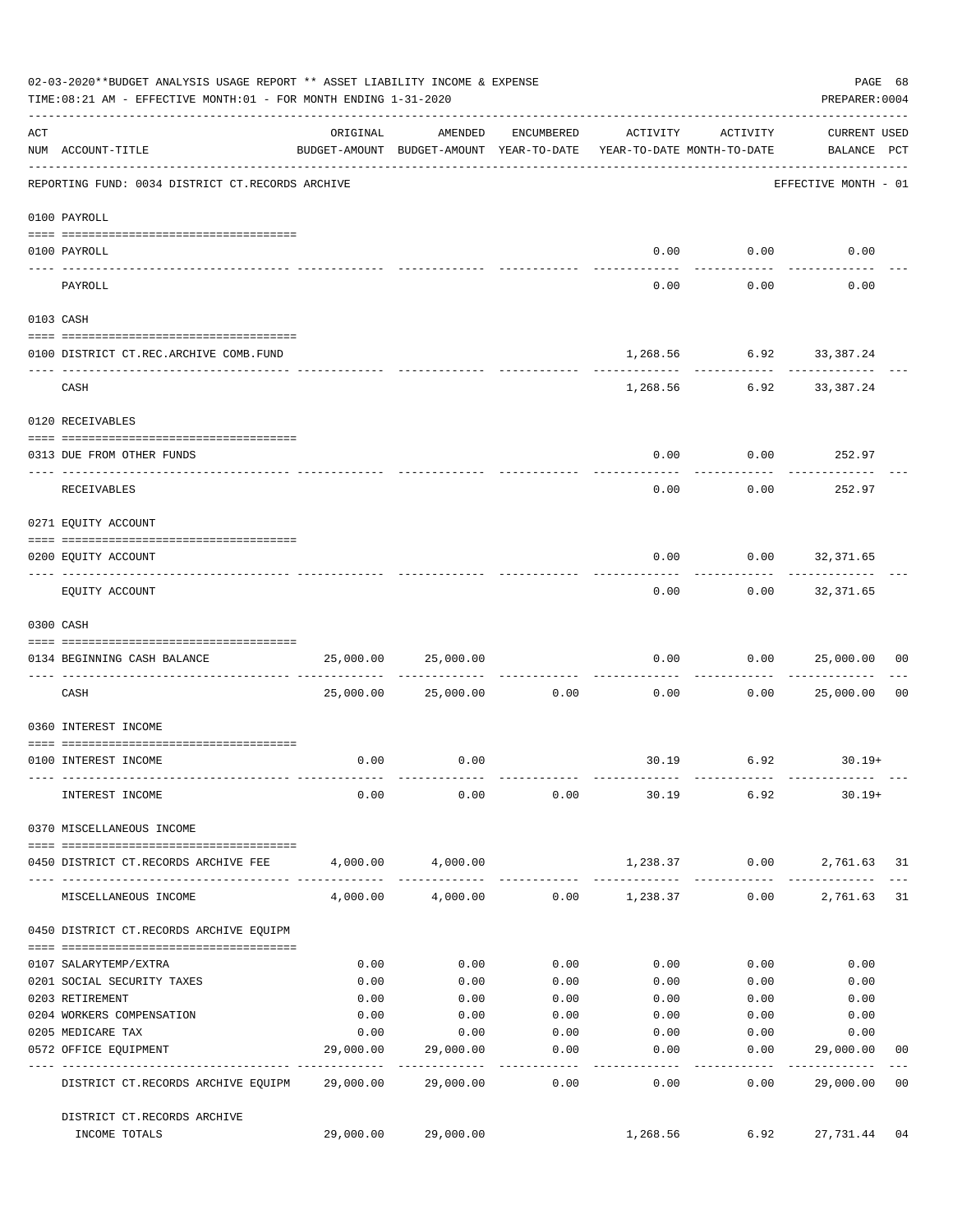02-03-2020**BUDGET ANALYSIS USAGE REPORT ** ASSET LIABILITY INCOME & EXPENSE

TIME:08:21 AM - EFFECTIVE MONTH:01 - FOR MONTH ENDING 1-31-2020

PREPARER:0004

REPORTING FUND: 0034 DISTRICT CT.RECORDS ARCHIVE — EFFECTIVE MONTH - 01

| ACT NUM | ACCOUNT-TITLE | ORIGINAL BUDGET-AMOUNT | AMENDED BUDGET-AMOUNT | ENCUMBERED YEAR-TO-DATE | ACTIVITY YEAR-TO-DATE | ACTIVITY MONTH-TO-DATE | CURRENT USED BALANCE | PCT |
|---|---|---|---|---|---|---|---|---|
| | **0100 PAYROLL** | | | | | | | |
| 0100 | PAYROLL | | | | 0.00 | 0.00 | 0.00 | |
| | PAYROLL | | | | 0.00 | 0.00 | 0.00 | |
| | **0103 CASH** | | | | | | | |
| 0100 | DISTRICT CT.REC.ARCHIVE COMB.FUND | | | | 1,268.56 | 6.92 | 33,387.24 | |
| | CASH | | | | 1,268.56 | 6.92 | 33,387.24 | |
| | **0120 RECEIVABLES** | | | | | | | |
| 0313 | DUE FROM OTHER FUNDS | | | | 0.00 | 0.00 | 252.97 | |
| | RECEIVABLES | | | | 0.00 | 0.00 | 252.97 | |
| | **0271 EQUITY ACCOUNT** | | | | | | | |
| 0200 | EQUITY ACCOUNT | | | | 0.00 | 0.00 | 32,371.65 | |
| | EQUITY ACCOUNT | | | | 0.00 | 0.00 | 32,371.65 | |
| | **0300 CASH** | | | | | | | |
| 0134 | BEGINNING CASH BALANCE | 25,000.00 | 25,000.00 | | 0.00 | 0.00 | 25,000.00 | 00 |
| | CASH | 25,000.00 | 25,000.00 | 0.00 | 0.00 | 0.00 | 25,000.00 | 00 |
| | **0360 INTEREST INCOME** | | | | | | | |
| 0100 | INTEREST INCOME | 0.00 | 0.00 | | 30.19 | 6.92 | 30.19+ | |
| | INTEREST INCOME | 0.00 | 0.00 | 0.00 | 30.19 | 6.92 | 30.19+ | |
| | **0370 MISCELLANEOUS INCOME** | | | | | | | |
| 0450 | DISTRICT CT.RECORDS ARCHIVE FEE | 4,000.00 | 4,000.00 | | 1,238.37 | 0.00 | 2,761.63 | 31 |
| | MISCELLANEOUS INCOME | 4,000.00 | 4,000.00 | 0.00 | 1,238.37 | 0.00 | 2,761.63 | 31 |
| | **0450 DISTRICT CT.RECORDS ARCHIVE EQUIPM** | | | | | | | |
| 0107 | SALARYTEMP/EXTRA | 0.00 | 0.00 | 0.00 | 0.00 | 0.00 | 0.00 | |
| 0201 | SOCIAL SECURITY TAXES | 0.00 | 0.00 | 0.00 | 0.00 | 0.00 | 0.00 | |
| 0203 | RETIREMENT | 0.00 | 0.00 | 0.00 | 0.00 | 0.00 | 0.00 | |
| 0204 | WORKERS COMPENSATION | 0.00 | 0.00 | 0.00 | 0.00 | 0.00 | 0.00 | |
| 0205 | MEDICARE TAX | 0.00 | 0.00 | 0.00 | 0.00 | 0.00 | 0.00 | |
| 0572 | OFFICE EQUIPMENT | 29,000.00 | 29,000.00 | 0.00 | 0.00 | 0.00 | 29,000.00 | 00 |
| | DISTRICT CT.RECORDS ARCHIVE EQUIPM | 29,000.00 | 29,000.00 | 0.00 | 0.00 | 0.00 | 29,000.00 | 00 |
| | DISTRICT CT.RECORDS ARCHIVE INCOME TOTALS | 29,000.00 | 29,000.00 | | 1,268.56 | 6.92 | 27,731.44 | 04 |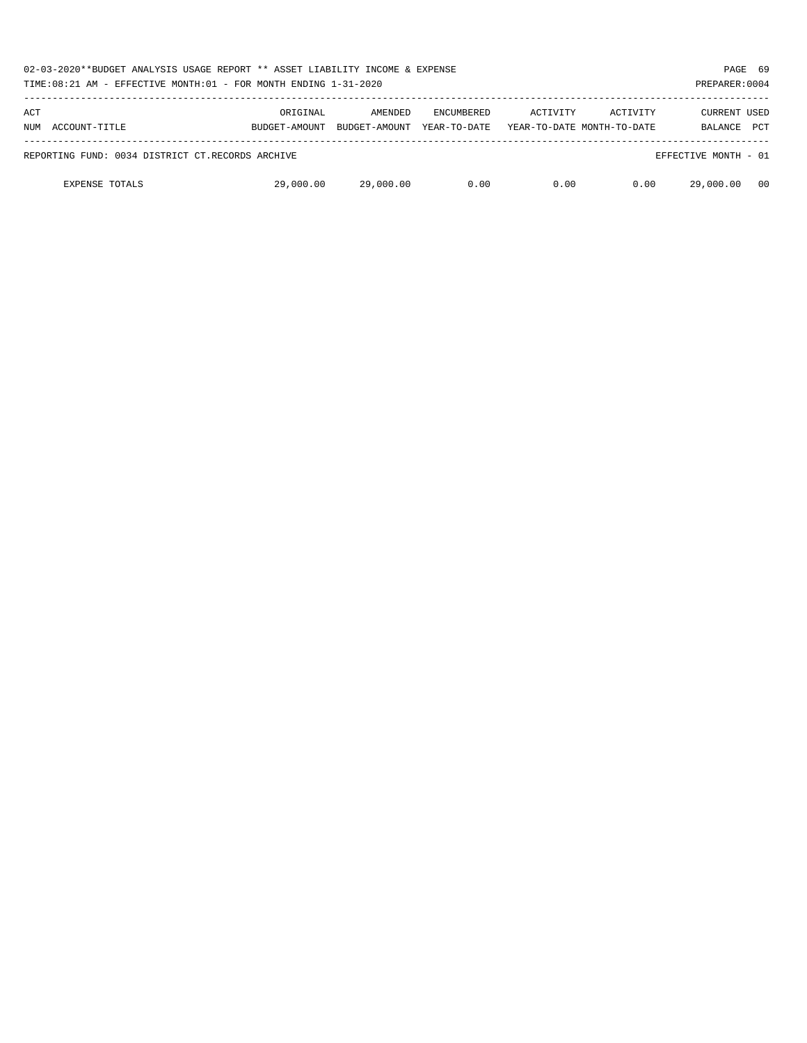02-03-2020**BUDGET ANALYSIS USAGE REPORT ** ASSET LIABILITY INCOME & EXPENSE

TIME:08:21 AM - EFFECTIVE MONTH:01 - FOR MONTH ENDING 1-31-2020

PREPARER:0004

| ACT NUM ACCOUNT-TITLE | ORIGINAL BUDGET-AMOUNT | AMENDED BUDGET-AMOUNT | ENCUMBERED YEAR-TO-DATE | ACTIVITY YEAR-TO-DATE | ACTIVITY MONTH-TO-DATE | CURRENT BALANCE | USED PCT |
|---|---|---|---|---|---|---|---|
| REPORTING FUND: 0034 DISTRICT CT.RECORDS ARCHIVE | | | | | | EFFECTIVE MONTH - 01 | |
| EXPENSE TOTALS | 29,000.00 | 29,000.00 | 0.00 | 0.00 | 0.00 | 29,000.00 | 00 |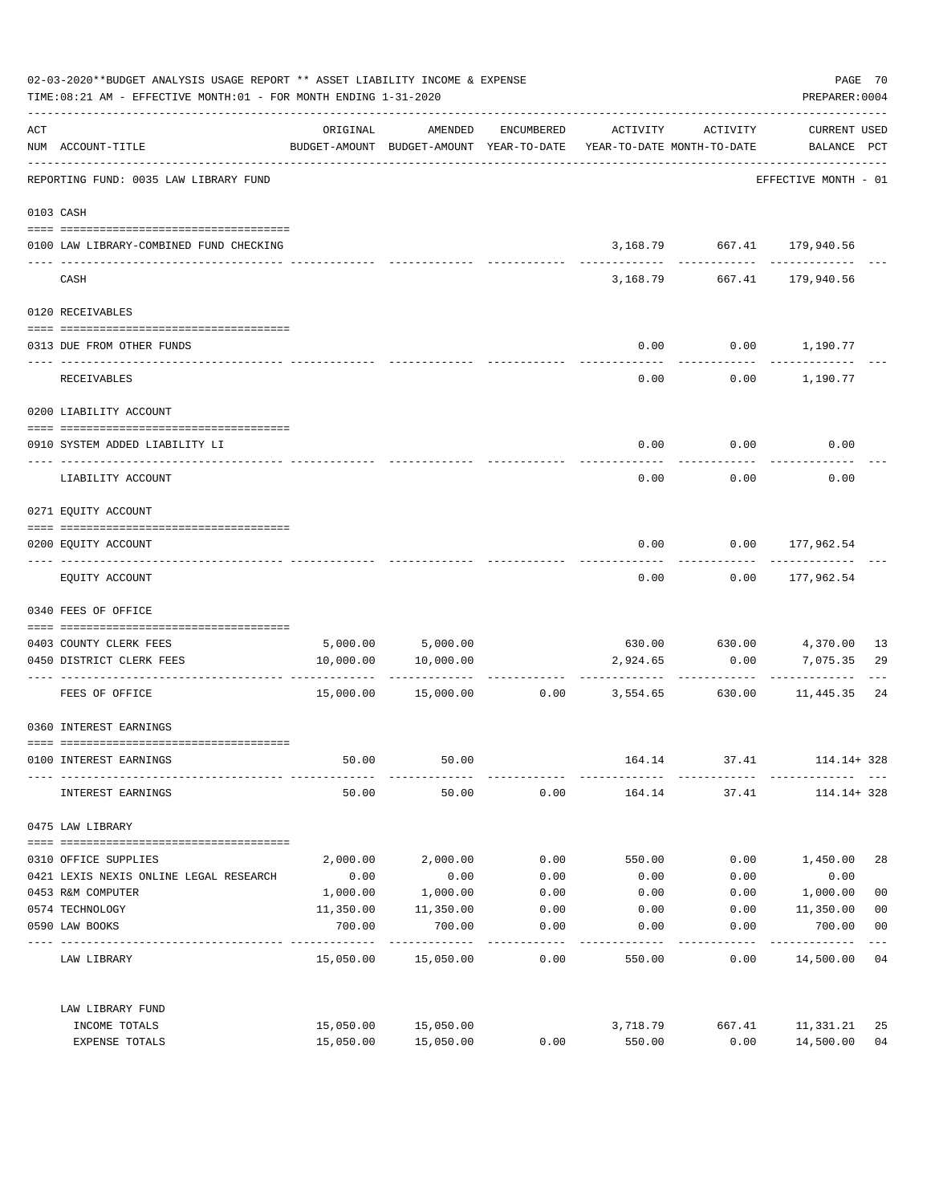02-03-2020**BUDGET ANALYSIS USAGE REPORT ** ASSET LIABILITY INCOME & EXPENSE

TIME:08:21 AM - EFFECTIVE MONTH:01 - FOR MONTH ENDING 1-31-2020

PREPARER:0004

| ACT NUM | ACCOUNT-TITLE | ORIGINAL BUDGET-AMOUNT | AMENDED BUDGET-AMOUNT | ENCUMBERED YEAR-TO-DATE | ACTIVITY YEAR-TO-DATE | ACTIVITY MONTH-TO-DATE | CURRENT USED BALANCE | PCT |
|---|---|---|---|---|---|---|---|---|
| | REPORTING FUND: 0035 LAW LIBRARY FUND | | | | | | EFFECTIVE MONTH - 01 | |
| 0103 | CASH | | | | | | | |
| 0100 | LAW LIBRARY-COMBINED FUND CHECKING | | | | 3,168.79 | 667.41 | 179,940.56 | |
| | CASH | | | | 3,168.79 | 667.41 | 179,940.56 | |
| 0120 | RECEIVABLES | | | | | | | |
| 0313 | DUE FROM OTHER FUNDS | | | | 0.00 | 0.00 | 1,190.77 | |
| | RECEIVABLES | | | | 0.00 | 0.00 | 1,190.77 | |
| 0200 | LIABILITY ACCOUNT | | | | | | | |
| 0910 | SYSTEM ADDED LIABILITY LI | | | | 0.00 | 0.00 | 0.00 | |
| | LIABILITY ACCOUNT | | | | 0.00 | 0.00 | 0.00 | |
| 0271 | EQUITY ACCOUNT | | | | | | | |
| 0200 | EQUITY ACCOUNT | | | | 0.00 | 0.00 | 177,962.54 | |
| | EQUITY ACCOUNT | | | | 0.00 | 0.00 | 177,962.54 | |
| 0340 | FEES OF OFFICE | | | | | | | |
| 0403 | COUNTY CLERK FEES | 5,000.00 | 5,000.00 | | 630.00 | 630.00 | 4,370.00 | 13 |
| 0450 | DISTRICT CLERK FEES | 10,000.00 | 10,000.00 | | 2,924.65 | 0.00 | 7,075.35 | 29 |
| | FEES OF OFFICE | 15,000.00 | 15,000.00 | 0.00 | 3,554.65 | 630.00 | 11,445.35 | 24 |
| 0360 | INTEREST EARNINGS | | | | | | | |
| 0100 | INTEREST EARNINGS | 50.00 | 50.00 | | 164.14 | 37.41 | 114.14+ | 328 |
| | INTEREST EARNINGS | 50.00 | 50.00 | 0.00 | 164.14 | 37.41 | 114.14+ | 328 |
| 0475 | LAW LIBRARY | | | | | | | |
| 0310 | OFFICE SUPPLIES | 2,000.00 | 2,000.00 | 0.00 | 550.00 | 0.00 | 1,450.00 | 28 |
| 0421 | LEXIS NEXIS ONLINE LEGAL RESEARCH | 0.00 | 0.00 | 0.00 | 0.00 | 0.00 | 0.00 | |
| 0453 | R&M COMPUTER | 1,000.00 | 1,000.00 | 0.00 | 0.00 | 0.00 | 1,000.00 | 00 |
| 0574 | TECHNOLOGY | 11,350.00 | 11,350.00 | 0.00 | 0.00 | 0.00 | 11,350.00 | 00 |
| 0590 | LAW BOOKS | 700.00 | 700.00 | 0.00 | 0.00 | 0.00 | 700.00 | 00 |
| | LAW LIBRARY | 15,050.00 | 15,050.00 | 0.00 | 550.00 | 0.00 | 14,500.00 | 04 |
| | LAW LIBRARY FUND | | | | | | | |
| | INCOME TOTALS | 15,050.00 | 15,050.00 | | 3,718.79 | 667.41 | 11,331.21 | 25 |
| | EXPENSE TOTALS | 15,050.00 | 15,050.00 | 0.00 | 550.00 | 0.00 | 14,500.00 | 04 |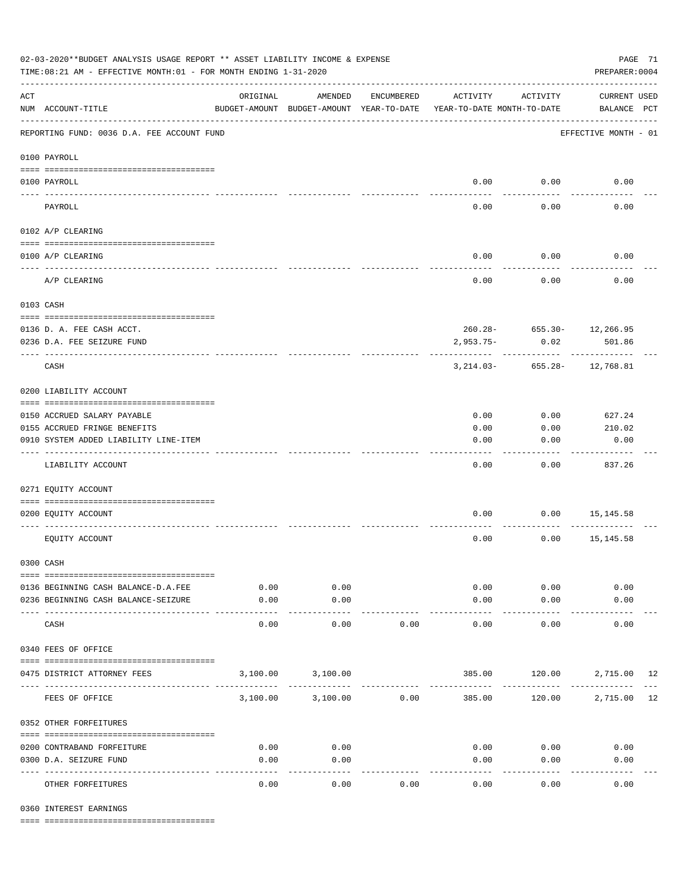02-03-2020**BUDGET ANALYSIS USAGE REPORT ** ASSET LIABILITY INCOME & EXPENSE

TIME:08:21 AM - EFFECTIVE MONTH:01 - FOR MONTH ENDING 1-31-2020

PREPARER:0004

REPORTING FUND: 0036 D.A. FEE ACCOUNT FUND — EFFECTIVE MONTH - 01

| ACT NUM | ACCOUNT-TITLE | ORIGINAL BUDGET-AMOUNT | AMENDED BUDGET-AMOUNT | ENCUMBERED YEAR-TO-DATE | ACTIVITY YEAR-TO-DATE | ACTIVITY MONTH-TO-DATE | CURRENT BALANCE | USED PCT |
|---|---|---|---|---|---|---|---|---|
| **0100** | **PAYROLL** | | | | | | | |
| 0100 | PAYROLL | | | | 0.00 | 0.00 | 0.00 | |
| | PAYROLL | | | | 0.00 | 0.00 | 0.00 | |
| **0102** | **A/P CLEARING** | | | | | | | |
| 0100 | A/P CLEARING | | | | 0.00 | 0.00 | 0.00 | |
| | A/P CLEARING | | | | 0.00 | 0.00 | 0.00 | |
| **0103** | **CASH** | | | | | | | |
| 0136 | D. A. FEE CASH ACCT. | | | | 260.28- | 655.30- | 12,266.95 | |
| 0236 | D.A. FEE SEIZURE FUND | | | | 2,953.75- | 0.02 | 501.86 | |
| | CASH | | | | 3,214.03- | 655.28- | 12,768.81 | |
| **0200** | **LIABILITY ACCOUNT** | | | | | | | |
| 0150 | ACCRUED SALARY PAYABLE | | | | 0.00 | 0.00 | 627.24 | |
| 0155 | ACCRUED FRINGE BENEFITS | | | | 0.00 | 0.00 | 210.02 | |
| 0910 | SYSTEM ADDED LIABILITY LINE-ITEM | | | | 0.00 | 0.00 | 0.00 | |
| | LIABILITY ACCOUNT | | | | 0.00 | 0.00 | 837.26 | |
| **0271** | **EQUITY ACCOUNT** | | | | | | | |
| 0200 | EQUITY ACCOUNT | | | | 0.00 | 0.00 | 15,145.58 | |
| | EQUITY ACCOUNT | | | | 0.00 | 0.00 | 15,145.58 | |
| **0300** | **CASH** | | | | | | | |
| 0136 | BEGINNING CASH BALANCE-D.A.FEE | 0.00 | 0.00 | | 0.00 | 0.00 | 0.00 | |
| 0236 | BEGINNING CASH BALANCE-SEIZURE | 0.00 | 0.00 | | 0.00 | 0.00 | 0.00 | |
| | CASH | 0.00 | 0.00 | 0.00 | 0.00 | 0.00 | 0.00 | |
| **0340** | **FEES OF OFFICE** | | | | | | | |
| 0475 | DISTRICT ATTORNEY FEES | 3,100.00 | 3,100.00 | | 385.00 | 120.00 | 2,715.00 | 12 |
| | FEES OF OFFICE | 3,100.00 | 3,100.00 | 0.00 | 385.00 | 120.00 | 2,715.00 | 12 |
| **0352** | **OTHER FORFEITURES** | | | | | | | |
| 0200 | CONTRABAND FORFEITURE | 0.00 | 0.00 | | 0.00 | 0.00 | 0.00 | |
| 0300 | D.A. SEIZURE FUND | 0.00 | 0.00 | | 0.00 | 0.00 | 0.00 | |
| | OTHER FORFEITURES | 0.00 | 0.00 | 0.00 | 0.00 | 0.00 | 0.00 | |
| **0360** | **INTEREST EARNINGS** | | | | | | | |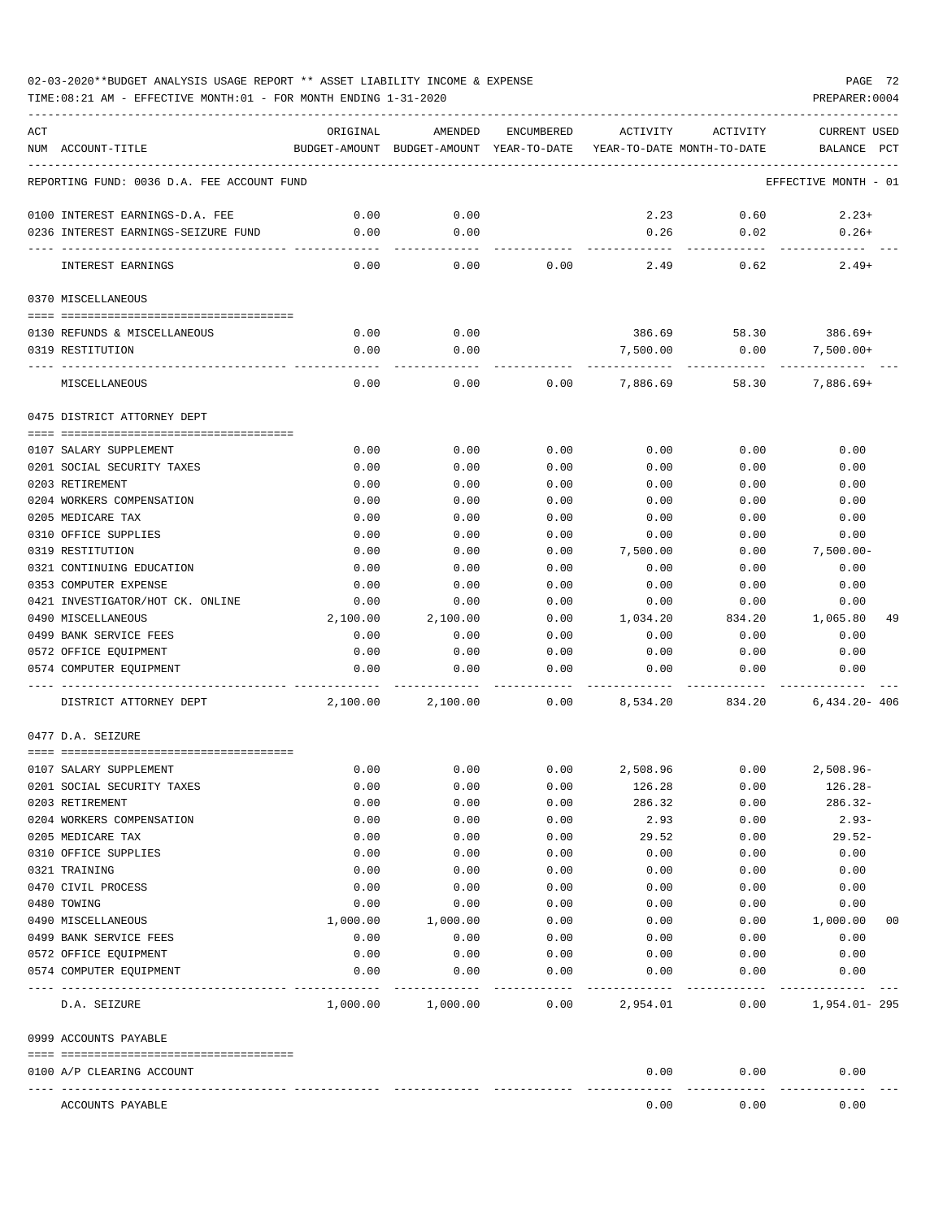02-03-2020**BUDGET ANALYSIS USAGE REPORT ** ASSET LIABILITY INCOME & EXPENSE

TIME:08:21 AM - EFFECTIVE MONTH:01 - FOR MONTH ENDING 1-31-2020

PREPARER:0004

| ACT NUM | ACCOUNT-TITLE | ORIGINAL BUDGET-AMOUNT | AMENDED BUDGET-AMOUNT | ENCUMBERED YEAR-TO-DATE | ACTIVITY YEAR-TO-DATE | ACTIVITY MONTH-TO-DATE | CURRENT USED BALANCE | PCT |
|---|---|---|---|---|---|---|---|---|
| | REPORTING FUND: 0036 D.A. FEE ACCOUNT FUND | | | | | | EFFECTIVE MONTH - 01 | |
| 0100 | INTEREST EARNINGS-D.A. FEE | 0.00 | 0.00 | | 2.23 | 0.60 | 2.23+ | |
| 0236 | INTEREST EARNINGS-SEIZURE FUND | 0.00 | 0.00 | | 0.26 | 0.02 | 0.26+ | |
| | INTEREST EARNINGS | 0.00 | 0.00 | 0.00 | 2.49 | 0.62 | 2.49+ | |
| | 0370 MISCELLANEOUS | | | | | | | |
| 0130 | REFUNDS & MISCELLANEOUS | 0.00 | 0.00 | | 386.69 | 58.30 | 386.69+ | |
| 0319 | RESTITUTION | 0.00 | 0.00 | | 7,500.00 | 0.00 | 7,500.00+ | |
| | MISCELLANEOUS | 0.00 | 0.00 | 0.00 | 7,886.69 | 58.30 | 7,886.69+ | |
| | 0475 DISTRICT ATTORNEY DEPT | | | | | | | |
| 0107 | SALARY SUPPLEMENT | 0.00 | 0.00 | 0.00 | 0.00 | 0.00 | 0.00 | |
| 0201 | SOCIAL SECURITY TAXES | 0.00 | 0.00 | 0.00 | 0.00 | 0.00 | 0.00 | |
| 0203 | RETIREMENT | 0.00 | 0.00 | 0.00 | 0.00 | 0.00 | 0.00 | |
| 0204 | WORKERS COMPENSATION | 0.00 | 0.00 | 0.00 | 0.00 | 0.00 | 0.00 | |
| 0205 | MEDICARE TAX | 0.00 | 0.00 | 0.00 | 0.00 | 0.00 | 0.00 | |
| 0310 | OFFICE SUPPLIES | 0.00 | 0.00 | 0.00 | 0.00 | 0.00 | 0.00 | |
| 0319 | RESTITUTION | 0.00 | 0.00 | 0.00 | 7,500.00 | 0.00 | 7,500.00- | |
| 0321 | CONTINUING EDUCATION | 0.00 | 0.00 | 0.00 | 0.00 | 0.00 | 0.00 | |
| 0353 | COMPUTER EXPENSE | 0.00 | 0.00 | 0.00 | 0.00 | 0.00 | 0.00 | |
| 0421 | INVESTIGATOR/HOT CK. ONLINE | 0.00 | 0.00 | 0.00 | 0.00 | 0.00 | 0.00 | |
| 0490 | MISCELLANEOUS | 2,100.00 | 2,100.00 | 0.00 | 1,034.20 | 834.20 | 1,065.80 | 49 |
| 0499 | BANK SERVICE FEES | 0.00 | 0.00 | 0.00 | 0.00 | 0.00 | 0.00 | |
| 0572 | OFFICE EQUIPMENT | 0.00 | 0.00 | 0.00 | 0.00 | 0.00 | 0.00 | |
| 0574 | COMPUTER EQUIPMENT | 0.00 | 0.00 | 0.00 | 0.00 | 0.00 | 0.00 | |
| | DISTRICT ATTORNEY DEPT | 2,100.00 | 2,100.00 | 0.00 | 8,534.20 | 834.20 | 6,434.20- | 406 |
| | 0477 D.A. SEIZURE | | | | | | | |
| 0107 | SALARY SUPPLEMENT | 0.00 | 0.00 | 0.00 | 2,508.96 | 0.00 | 2,508.96- | |
| 0201 | SOCIAL SECURITY TAXES | 0.00 | 0.00 | 0.00 | 126.28 | 0.00 | 126.28- | |
| 0203 | RETIREMENT | 0.00 | 0.00 | 0.00 | 286.32 | 0.00 | 286.32- | |
| 0204 | WORKERS COMPENSATION | 0.00 | 0.00 | 0.00 | 2.93 | 0.00 | 2.93- | |
| 0205 | MEDICARE TAX | 0.00 | 0.00 | 0.00 | 29.52 | 0.00 | 29.52- | |
| 0310 | OFFICE SUPPLIES | 0.00 | 0.00 | 0.00 | 0.00 | 0.00 | 0.00 | |
| 0321 | TRAINING | 0.00 | 0.00 | 0.00 | 0.00 | 0.00 | 0.00 | |
| 0470 | CIVIL PROCESS | 0.00 | 0.00 | 0.00 | 0.00 | 0.00 | 0.00 | |
| 0480 | TOWING | 0.00 | 0.00 | 0.00 | 0.00 | 0.00 | 0.00 | |
| 0490 | MISCELLANEOUS | 1,000.00 | 1,000.00 | 0.00 | 0.00 | 0.00 | 1,000.00 | 00 |
| 0499 | BANK SERVICE FEES | 0.00 | 0.00 | 0.00 | 0.00 | 0.00 | 0.00 | |
| 0572 | OFFICE EQUIPMENT | 0.00 | 0.00 | 0.00 | 0.00 | 0.00 | 0.00 | |
| 0574 | COMPUTER EQUIPMENT | 0.00 | 0.00 | 0.00 | 0.00 | 0.00 | 0.00 | |
| | D.A. SEIZURE | 1,000.00 | 1,000.00 | 0.00 | 2,954.01 | 0.00 | 1,954.01- | 295 |
| | 0999 ACCOUNTS PAYABLE | | | | | | | |
| 0100 | A/P CLEARING ACCOUNT | | | | 0.00 | 0.00 | 0.00 | |
| | ACCOUNTS PAYABLE | | | | 0.00 | 0.00 | 0.00 | |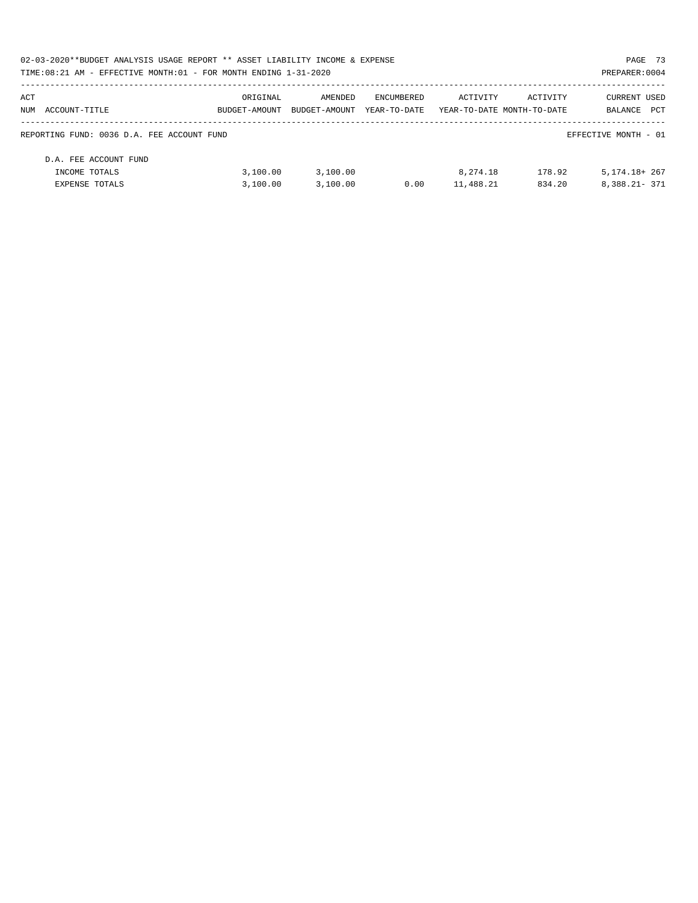02-03-2020**BUDGET ANALYSIS USAGE REPORT ** ASSET LIABILITY INCOME & EXPENSE

TIME:08:21 AM - EFFECTIVE MONTH:01 - FOR MONTH ENDING 1-31-2020

PREPARER:0004

| ACT NUM | ACCOUNT-TITLE | ORIGINAL BUDGET-AMOUNT | AMENDED BUDGET-AMOUNT | ENCUMBERED YEAR-TO-DATE | ACTIVITY YEAR-TO-DATE | ACTIVITY MONTH-TO-DATE | CURRENT BALANCE | USED PCT |
|---|---|---|---|---|---|---|---|---|

REPORTING FUND: 0036 D.A. FEE ACCOUNT FUND

EFFECTIVE MONTH - 01

| ACT NUM | ACCOUNT-TITLE | ORIGINAL BUDGET-AMOUNT | AMENDED BUDGET-AMOUNT | ENCUMBERED YEAR-TO-DATE | ACTIVITY YEAR-TO-DATE | ACTIVITY MONTH-TO-DATE | CURRENT BALANCE | USED PCT |
|---|---|---|---|---|---|---|---|---|
| | D.A. FEE ACCOUNT FUND | | | | | | | |
| | INCOME TOTALS | 3,100.00 | 3,100.00 | | 8,274.18 | 178.92 | 5,174.18+ | 267 |
| | EXPENSE TOTALS | 3,100.00 | 3,100.00 | 0.00 | 11,488.21 | 834.20 | 8,388.21- | 371 |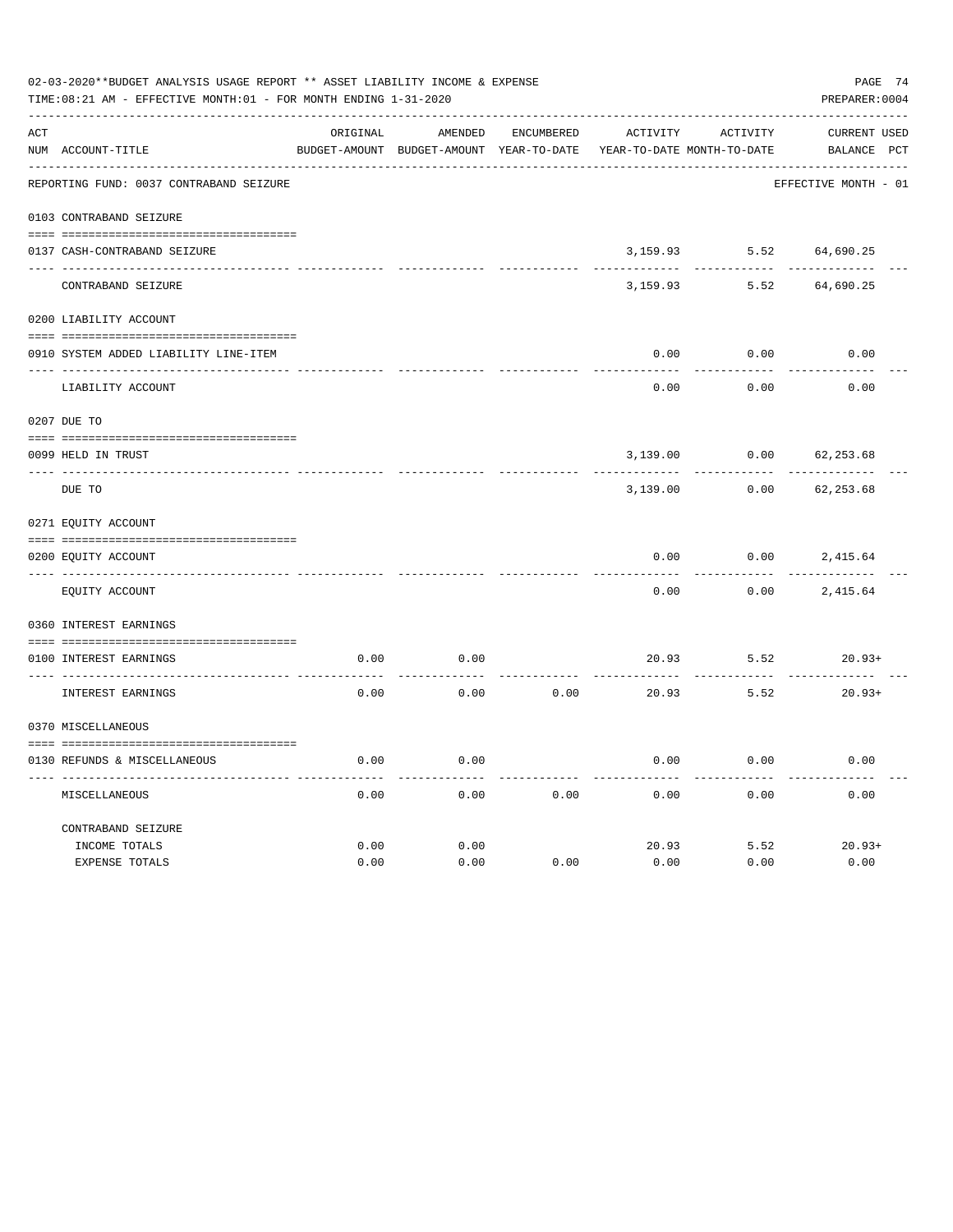02-03-2020**BUDGET ANALYSIS USAGE REPORT ** ASSET LIABILITY INCOME & EXPENSE

TIME:08:21 AM - EFFECTIVE MONTH:01 - FOR MONTH ENDING 1-31-2020

PREPARER:0004

| ACT NUM | ACCOUNT-TITLE | ORIGINAL BUDGET-AMOUNT | AMENDED BUDGET-AMOUNT | ENCUMBERED YEAR-TO-DATE | ACTIVITY YEAR-TO-DATE | ACTIVITY MONTH-TO-DATE | CURRENT BALANCE | USED PCT |
|---|---|---|---|---|---|---|---|---|
| | REPORTING FUND: 0037 CONTRABAND SEIZURE | | | | | | EFFECTIVE MONTH - 01 | |
| | 0103 CONTRABAND SEIZURE | | | | | | | |
| 0137 | CASH-CONTRABAND SEIZURE | | | | 3,159.93 | 5.52 | 64,690.25 | |
| | CONTRABAND SEIZURE | | | | 3,159.93 | 5.52 | 64,690.25 | |
| | 0200 LIABILITY ACCOUNT | | | | | | | |
| 0910 | SYSTEM ADDED LIABILITY LINE-ITEM | | | | 0.00 | 0.00 | 0.00 | |
| | LIABILITY ACCOUNT | | | | 0.00 | 0.00 | 0.00 | |
| | 0207 DUE TO | | | | | | | |
| 0099 | HELD IN TRUST | | | | 3,139.00 | 0.00 | 62,253.68 | |
| | DUE TO | | | | 3,139.00 | 0.00 | 62,253.68 | |
| | 0271 EQUITY ACCOUNT | | | | | | | |
| 0200 | EQUITY ACCOUNT | | | | 0.00 | 0.00 | 2,415.64 | |
| | EQUITY ACCOUNT | | | | 0.00 | 0.00 | 2,415.64 | |
| | 0360 INTEREST EARNINGS | | | | | | | |
| 0100 | INTEREST EARNINGS | 0.00 | 0.00 | | 20.93 | 5.52 | 20.93+ | |
| | INTEREST EARNINGS | 0.00 | 0.00 | 0.00 | 20.93 | 5.52 | 20.93+ | |
| | 0370 MISCELLANEOUS | | | | | | | |
| 0130 | REFUNDS & MISCELLANEOUS | 0.00 | 0.00 | | 0.00 | 0.00 | 0.00 | |
| | MISCELLANEOUS | 0.00 | 0.00 | 0.00 | 0.00 | 0.00 | 0.00 | |
| | CONTRABAND SEIZURE | | | | | | | |
| | INCOME TOTALS | 0.00 | 0.00 | | 20.93 | 5.52 | 20.93+ | |
| | EXPENSE TOTALS | 0.00 | 0.00 | 0.00 | 0.00 | 0.00 | 0.00 | |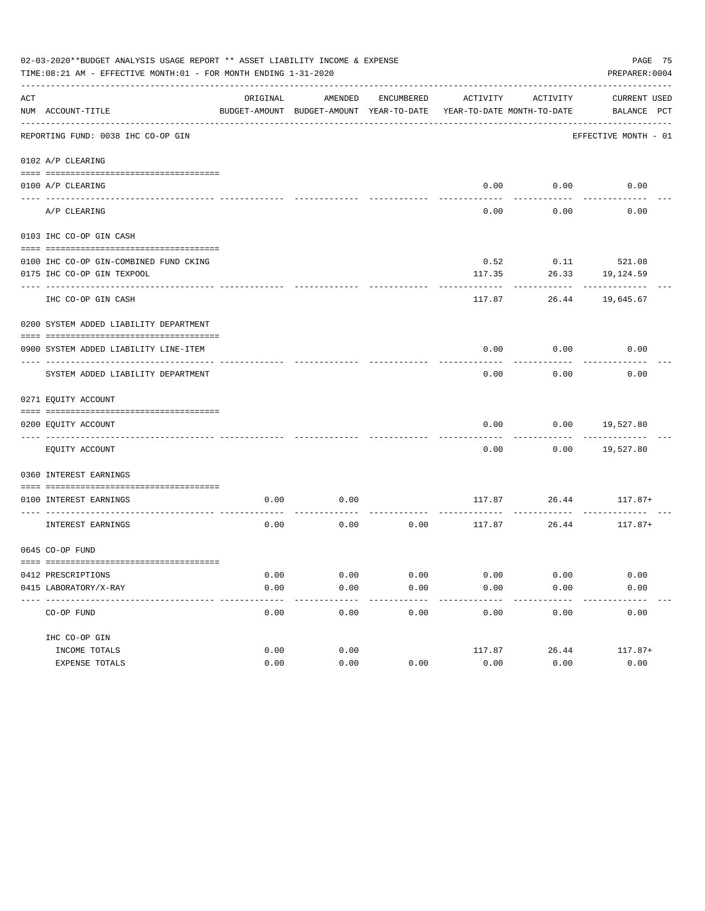02-03-2020**BUDGET ANALYSIS USAGE REPORT ** ASSET LIABILITY INCOME & EXPENSE

TIME:08:21 AM - EFFECTIVE MONTH:01 - FOR MONTH ENDING 1-31-2020

PREPARER:0004

REPORTING FUND: 0038 IHC CO-OP GIN — EFFECTIVE MONTH - 01

| ACT NUM | ACCOUNT-TITLE | ORIGINAL BUDGET-AMOUNT | AMENDED BUDGET-AMOUNT | ENCUMBERED YEAR-TO-DATE | ACTIVITY YEAR-TO-DATE | ACTIVITY MONTH-TO-DATE | CURRENT BALANCE | USED PCT |
|---|---|---|---|---|---|---|---|---|
| 0102 | A/P CLEARING | | | | | | | |
| 0100 | A/P CLEARING | | | | 0.00 | 0.00 | 0.00 | |
| | A/P CLEARING | | | | 0.00 | 0.00 | 0.00 | |
| 0103 | IHC CO-OP GIN CASH | | | | | | | |
| 0100 | IHC CO-OP GIN-COMBINED FUND CKING | | | | 0.52 | 0.11 | 521.08 | |
| 0175 | IHC CO-OP GIN TEXPOOL | | | | 117.35 | 26.33 | 19,124.59 | |
| | IHC CO-OP GIN CASH | | | | 117.87 | 26.44 | 19,645.67 | |
| 0200 | SYSTEM ADDED LIABILITY DEPARTMENT | | | | | | | |
| 0900 | SYSTEM ADDED LIABILITY LINE-ITEM | | | | 0.00 | 0.00 | 0.00 | |
| | SYSTEM ADDED LIABILITY DEPARTMENT | | | | 0.00 | 0.00 | 0.00 | |
| 0271 | EQUITY ACCOUNT | | | | | | | |
| 0200 | EQUITY ACCOUNT | | | | 0.00 | 0.00 | 19,527.80 | |
| | EQUITY ACCOUNT | | | | 0.00 | 0.00 | 19,527.80 | |
| 0360 | INTEREST EARNINGS | | | | | | | |
| 0100 | INTEREST EARNINGS | 0.00 | 0.00 | | 117.87 | 26.44 | 117.87+ | |
| | INTEREST EARNINGS | 0.00 | 0.00 | 0.00 | 117.87 | 26.44 | 117.87+ | |
| 0645 | CO-OP FUND | | | | | | | |
| 0412 | PRESCRIPTIONS | 0.00 | 0.00 | 0.00 | 0.00 | 0.00 | 0.00 | |
| 0415 | LABORATORY/X-RAY | 0.00 | 0.00 | 0.00 | 0.00 | 0.00 | 0.00 | |
| | CO-OP FUND | 0.00 | 0.00 | 0.00 | 0.00 | 0.00 | 0.00 | |
| | IHC CO-OP GIN | | | | | | | |
| | INCOME TOTALS | 0.00 | 0.00 | | 117.87 | 26.44 | 117.87+ | |
| | EXPENSE TOTALS | 0.00 | 0.00 | 0.00 | 0.00 | 0.00 | 0.00 | |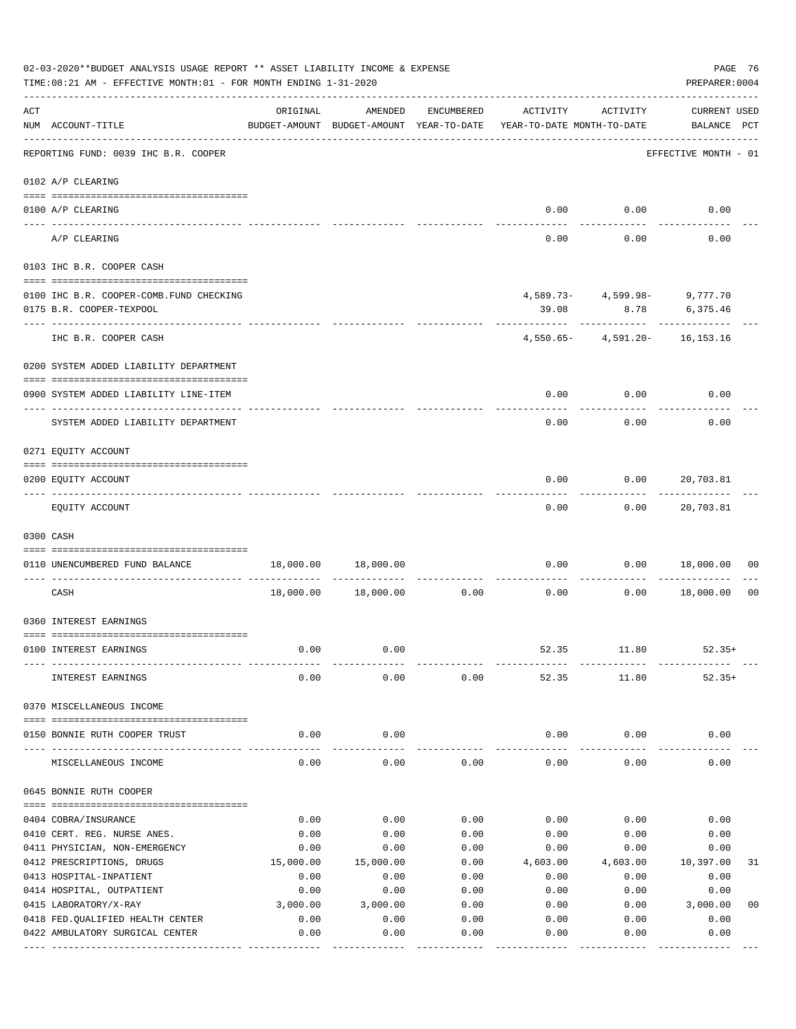02-03-2020**BUDGET ANALYSIS USAGE REPORT ** ASSET LIABILITY INCOME & EXPENSE

TIME:08:21 AM - EFFECTIVE MONTH:01 - FOR MONTH ENDING 1-31-2020

PREPARER:0004

| ACT NUM | ACCOUNT-TITLE | ORIGINAL BUDGET-AMOUNT | AMENDED BUDGET-AMOUNT | ENCUMBERED YEAR-TO-DATE | ACTIVITY YEAR-TO-DATE | ACTIVITY MONTH-TO-DATE | CURRENT BALANCE | USED PCT |
|---|---|---|---|---|---|---|---|---|
| | REPORTING FUND: 0039 IHC B.R. COOPER | | | | | | EFFECTIVE MONTH - 01 | |
| | 0102 A/P CLEARING | | | | | | | |
| 0100 | A/P CLEARING | | | | 0.00 | 0.00 | 0.00 | |
| | A/P CLEARING | | | | 0.00 | 0.00 | 0.00 | |
| | 0103 IHC B.R. COOPER CASH | | | | | | | |
| 0100 | IHC B.R. COOPER-COMB.FUND CHECKING | | | | 4,589.73- | 4,599.98- | 9,777.70 | |
| 0175 | B.R. COOPER-TEXPOOL | | | | 39.08 | 8.78 | 6,375.46 | |
| | IHC B.R. COOPER CASH | | | | 4,550.65- | 4,591.20- | 16,153.16 | |
| | 0200 SYSTEM ADDED LIABILITY DEPARTMENT | | | | | | | |
| 0900 | SYSTEM ADDED LIABILITY LINE-ITEM | | | | 0.00 | 0.00 | 0.00 | |
| | SYSTEM ADDED LIABILITY DEPARTMENT | | | | 0.00 | 0.00 | 0.00 | |
| | 0271 EQUITY ACCOUNT | | | | | | | |
| 0200 | EQUITY ACCOUNT | | | | 0.00 | 0.00 | 20,703.81 | |
| | EQUITY ACCOUNT | | | | 0.00 | 0.00 | 20,703.81 | |
| | 0300 CASH | | | | | | | |
| 0110 | UNENCUMBERED FUND BALANCE | 18,000.00 | 18,000.00 | | 0.00 | 0.00 | 18,000.00 | 00 |
| | CASH | 18,000.00 | 18,000.00 | 0.00 | 0.00 | 0.00 | 18,000.00 | 00 |
| | 0360 INTEREST EARNINGS | | | | | | | |
| 0100 | INTEREST EARNINGS | 0.00 | 0.00 | | 52.35 | 11.80 | 52.35+ | |
| | INTEREST EARNINGS | 0.00 | 0.00 | 0.00 | 52.35 | 11.80 | 52.35+ | |
| | 0370 MISCELLANEOUS INCOME | | | | | | | |
| 0150 | BONNIE RUTH COOPER TRUST | 0.00 | 0.00 | | 0.00 | 0.00 | 0.00 | |
| | MISCELLANEOUS INCOME | 0.00 | 0.00 | 0.00 | 0.00 | 0.00 | 0.00 | |
| | 0645 BONNIE RUTH COOPER | | | | | | | |
| 0404 | COBRA/INSURANCE | 0.00 | 0.00 | 0.00 | 0.00 | 0.00 | 0.00 | |
| 0410 | CERT. REG. NURSE ANES. | 0.00 | 0.00 | 0.00 | 0.00 | 0.00 | 0.00 | |
| 0411 | PHYSICIAN, NON-EMERGENCY | 0.00 | 0.00 | 0.00 | 0.00 | 0.00 | 0.00 | |
| 0412 | PRESCRIPTIONS, DRUGS | 15,000.00 | 15,000.00 | 0.00 | 4,603.00 | 4,603.00 | 10,397.00 | 31 |
| 0413 | HOSPITAL-INPATIENT | 0.00 | 0.00 | 0.00 | 0.00 | 0.00 | 0.00 | |
| 0414 | HOSPITAL, OUTPATIENT | 0.00 | 0.00 | 0.00 | 0.00 | 0.00 | 0.00 | |
| 0415 | LABORATORY/X-RAY | 3,000.00 | 3,000.00 | 0.00 | 0.00 | 0.00 | 3,000.00 | 00 |
| 0418 | FED.QUALIFIED HEALTH CENTER | 0.00 | 0.00 | 0.00 | 0.00 | 0.00 | 0.00 | |
| 0422 | AMBULATORY SURGICAL CENTER | 0.00 | 0.00 | 0.00 | 0.00 | 0.00 | 0.00 | |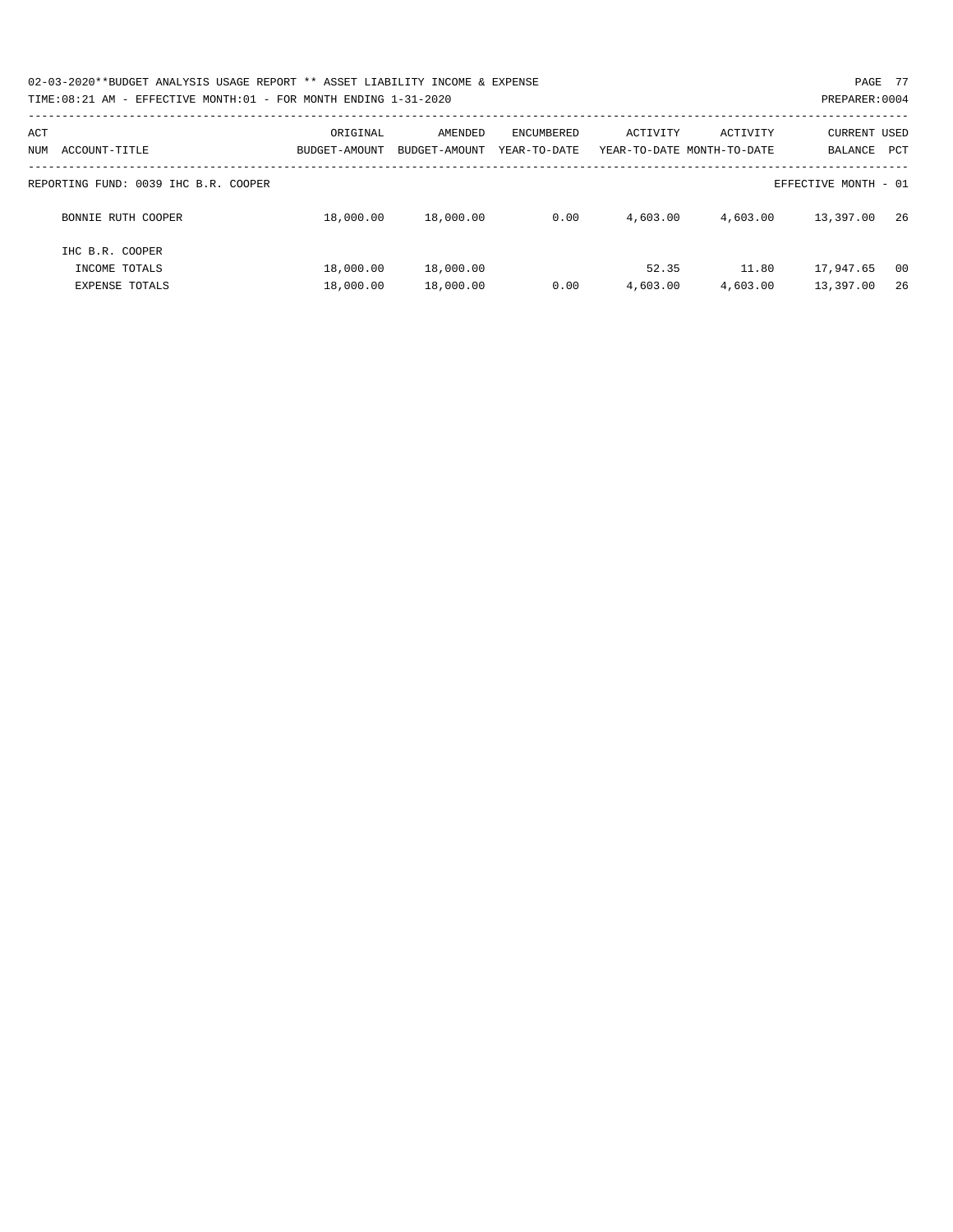02-03-2020**BUDGET ANALYSIS USAGE REPORT ** ASSET LIABILITY INCOME & EXPENSE

TIME:08:21 AM - EFFECTIVE MONTH:01 - FOR MONTH ENDING 1-31-2020

PREPARER:0004

| ACT NUM | ACCOUNT-TITLE | ORIGINAL BUDGET-AMOUNT | AMENDED BUDGET-AMOUNT | ENCUMBERED YEAR-TO-DATE | ACTIVITY YEAR-TO-DATE | ACTIVITY MONTH-TO-DATE | CURRENT BALANCE | USED PCT |
|---|---|---|---|---|---|---|---|---|
| | REPORTING FUND: 0039 IHC B.R. COOPER | | | | | | EFFECTIVE MONTH - 01 | |
| | BONNIE RUTH COOPER | 18,000.00 | 18,000.00 | 0.00 | 4,603.00 | 4,603.00 | 13,397.00 | 26 |
| | IHC B.R. COOPER | | | | | | | |
| | INCOME TOTALS | 18,000.00 | 18,000.00 | | 52.35 | 11.80 | 17,947.65 | 00 |
| | EXPENSE TOTALS | 18,000.00 | 18,000.00 | 0.00 | 4,603.00 | 4,603.00 | 13,397.00 | 26 |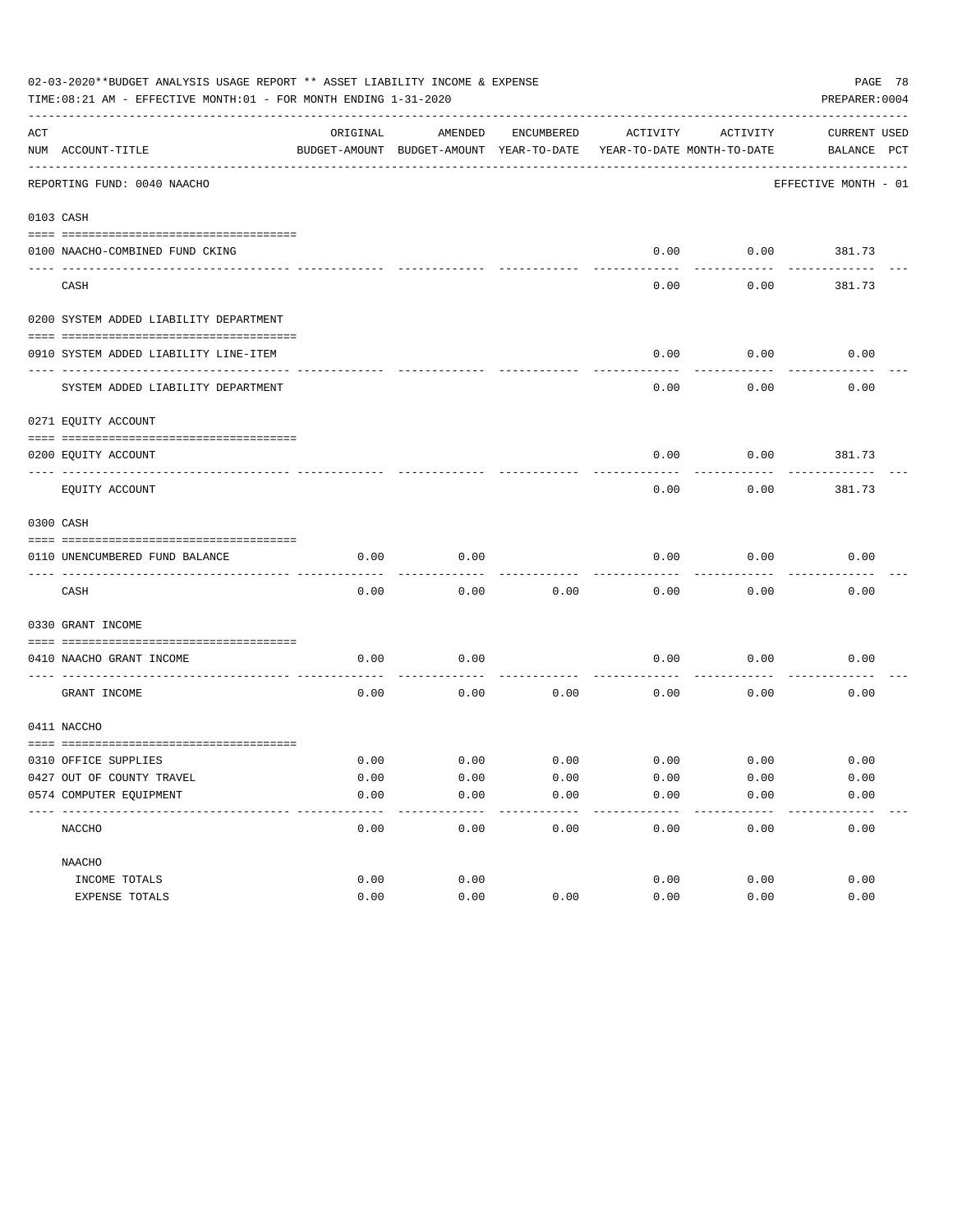02-03-2020**BUDGET ANALYSIS USAGE REPORT ** ASSET LIABILITY INCOME & EXPENSE

TIME:08:21 AM - EFFECTIVE MONTH:01 - FOR MONTH ENDING 1-31-2020

PREPARER:0004

REPORTING FUND: 0040 NAACHO — EFFECTIVE MONTH - 01

| ACT NUM | ACCOUNT-TITLE | ORIGINAL BUDGET-AMOUNT | AMENDED BUDGET-AMOUNT | ENCUMBERED YEAR-TO-DATE | ACTIVITY YEAR-TO-DATE | ACTIVITY MONTH-TO-DATE | CURRENT BALANCE | USED PCT |
|---|---|---|---|---|---|---|---|---|
| **0103** | **CASH** | | | | | | | |
| 0100 | NAACHO-COMBINED FUND CKING | | | | 0.00 | 0.00 | 381.73 | |
| | CASH | | | | 0.00 | 0.00 | 381.73 | |
| **0200** | **SYSTEM ADDED LIABILITY DEPARTMENT** | | | | | | | |
| 0910 | SYSTEM ADDED LIABILITY LINE-ITEM | | | | 0.00 | 0.00 | 0.00 | |
| | SYSTEM ADDED LIABILITY DEPARTMENT | | | | 0.00 | 0.00 | 0.00 | |
| **0271** | **EQUITY ACCOUNT** | | | | | | | |
| 0200 | EQUITY ACCOUNT | | | | 0.00 | 0.00 | 381.73 | |
| | EQUITY ACCOUNT | | | | 0.00 | 0.00 | 381.73 | |
| **0300** | **CASH** | | | | | | | |
| 0110 | UNENCUMBERED FUND BALANCE | 0.00 | 0.00 | | 0.00 | 0.00 | 0.00 | |
| | CASH | 0.00 | 0.00 | 0.00 | 0.00 | 0.00 | 0.00 | |
| **0330** | **GRANT INCOME** | | | | | | | |
| 0410 | NAACHO GRANT INCOME | 0.00 | 0.00 | | 0.00 | 0.00 | 0.00 | |
| | GRANT INCOME | 0.00 | 0.00 | 0.00 | 0.00 | 0.00 | 0.00 | |
| **0411** | **NACCHO** | | | | | | | |
| 0310 | OFFICE SUPPLIES | 0.00 | 0.00 | 0.00 | 0.00 | 0.00 | 0.00 | |
| 0427 | OUT OF COUNTY TRAVEL | 0.00 | 0.00 | 0.00 | 0.00 | 0.00 | 0.00 | |
| 0574 | COMPUTER EQUIPMENT | 0.00 | 0.00 | 0.00 | 0.00 | 0.00 | 0.00 | |
| | NACCHO | 0.00 | 0.00 | 0.00 | 0.00 | 0.00 | 0.00 | |
| | **NAACHO** | | | | | | | |
| | INCOME TOTALS | 0.00 | 0.00 | | 0.00 | 0.00 | 0.00 | |
| | EXPENSE TOTALS | 0.00 | 0.00 | 0.00 | 0.00 | 0.00 | 0.00 | |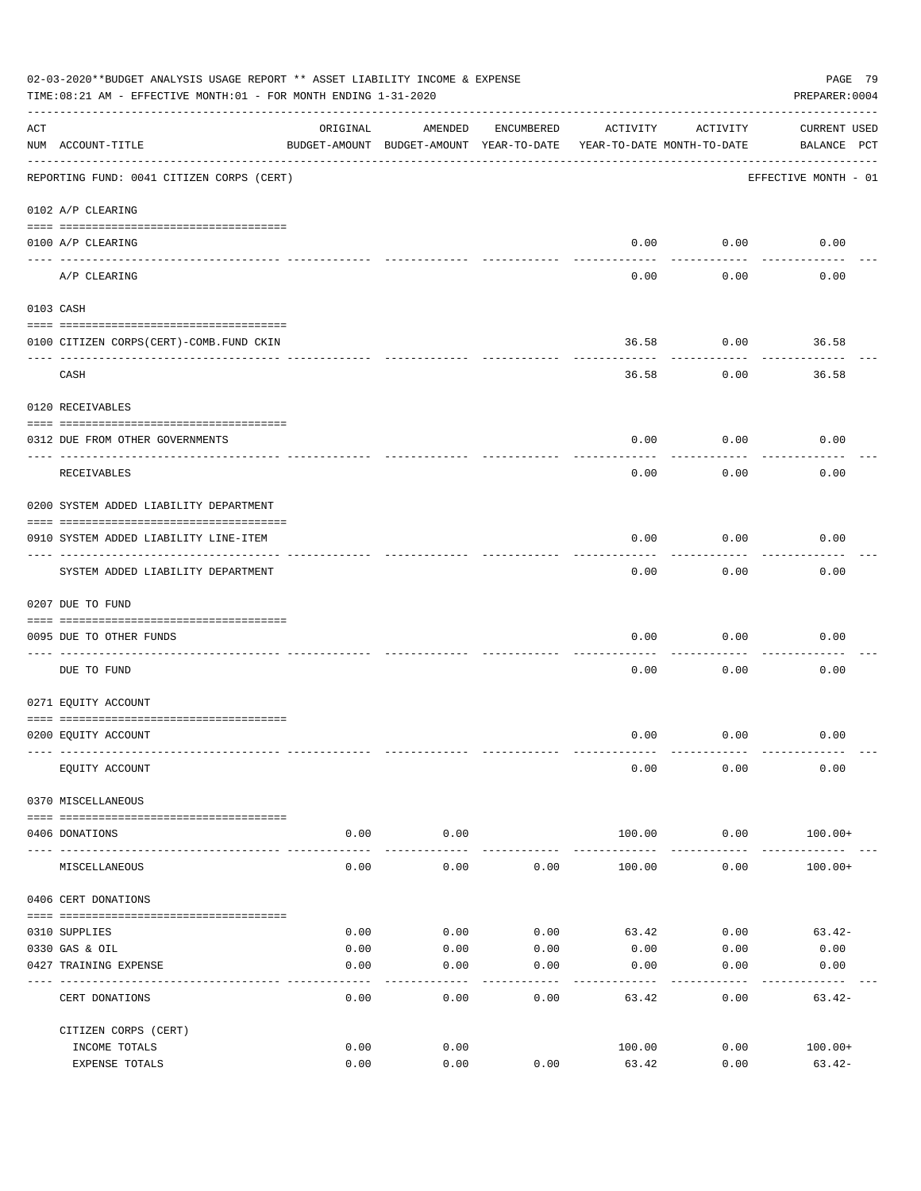02-03-2020**BUDGET ANALYSIS USAGE REPORT ** ASSET LIABILITY INCOME & EXPENSE

TIME:08:21 AM - EFFECTIVE MONTH:01 - FOR MONTH ENDING 1-31-2020

PREPARER:0004

| ACT NUM | ACCOUNT-TITLE | ORIGINAL BUDGET-AMOUNT | AMENDED BUDGET-AMOUNT | ENCUMBERED YEAR-TO-DATE | ACTIVITY YEAR-TO-DATE | ACTIVITY MONTH-TO-DATE | CURRENT BALANCE | USED PCT |
|---|---|---|---|---|---|---|---|---|
| | REPORTING FUND: 0041 CITIZEN CORPS (CERT) | | | | | | EFFECTIVE MONTH - 01 | |
| | 0102 A/P CLEARING | | | | | | | |
| 0100 | A/P CLEARING | | | | 0.00 | 0.00 | 0.00 | |
| | A/P CLEARING | | | | 0.00 | 0.00 | 0.00 | |
| | 0103 CASH | | | | | | | |
| 0100 | CITIZEN CORPS(CERT)-COMB.FUND CKIN | | | | 36.58 | 0.00 | 36.58 | |
| | CASH | | | | 36.58 | 0.00 | 36.58 | |
| | 0120 RECEIVABLES | | | | | | | |
| 0312 | DUE FROM OTHER GOVERNMENTS | | | | 0.00 | 0.00 | 0.00 | |
| | RECEIVABLES | | | | 0.00 | 0.00 | 0.00 | |
| | 0200 SYSTEM ADDED LIABILITY DEPARTMENT | | | | | | | |
| 0910 | SYSTEM ADDED LIABILITY LINE-ITEM | | | | 0.00 | 0.00 | 0.00 | |
| | SYSTEM ADDED LIABILITY DEPARTMENT | | | | 0.00 | 0.00 | 0.00 | |
| | 0207 DUE TO FUND | | | | | | | |
| 0095 | DUE TO OTHER FUNDS | | | | 0.00 | 0.00 | 0.00 | |
| | DUE TO FUND | | | | 0.00 | 0.00 | 0.00 | |
| | 0271 EQUITY ACCOUNT | | | | | | | |
| 0200 | EQUITY ACCOUNT | | | | 0.00 | 0.00 | 0.00 | |
| | EQUITY ACCOUNT | | | | 0.00 | 0.00 | 0.00 | |
| | 0370 MISCELLANEOUS | | | | | | | |
| 0406 | DONATIONS | 0.00 | 0.00 | | 100.00 | 0.00 | 100.00+ | |
| | MISCELLANEOUS | 0.00 | 0.00 | 0.00 | 100.00 | 0.00 | 100.00+ | |
| | 0406 CERT DONATIONS | | | | | | | |
| 0310 | SUPPLIES | 0.00 | 0.00 | 0.00 | 63.42 | 0.00 | 63.42- | |
| 0330 | GAS & OIL | 0.00 | 0.00 | 0.00 | 0.00 | 0.00 | 0.00 | |
| 0427 | TRAINING EXPENSE | 0.00 | 0.00 | 0.00 | 0.00 | 0.00 | 0.00 | |
| | CERT DONATIONS | 0.00 | 0.00 | 0.00 | 63.42 | 0.00 | 63.42- | |
| | CITIZEN CORPS (CERT) | | | | | | | |
| | INCOME TOTALS | 0.00 | 0.00 | | 100.00 | 0.00 | 100.00+ | |
| | EXPENSE TOTALS | 0.00 | 0.00 | 0.00 | 63.42 | 0.00 | 63.42- | |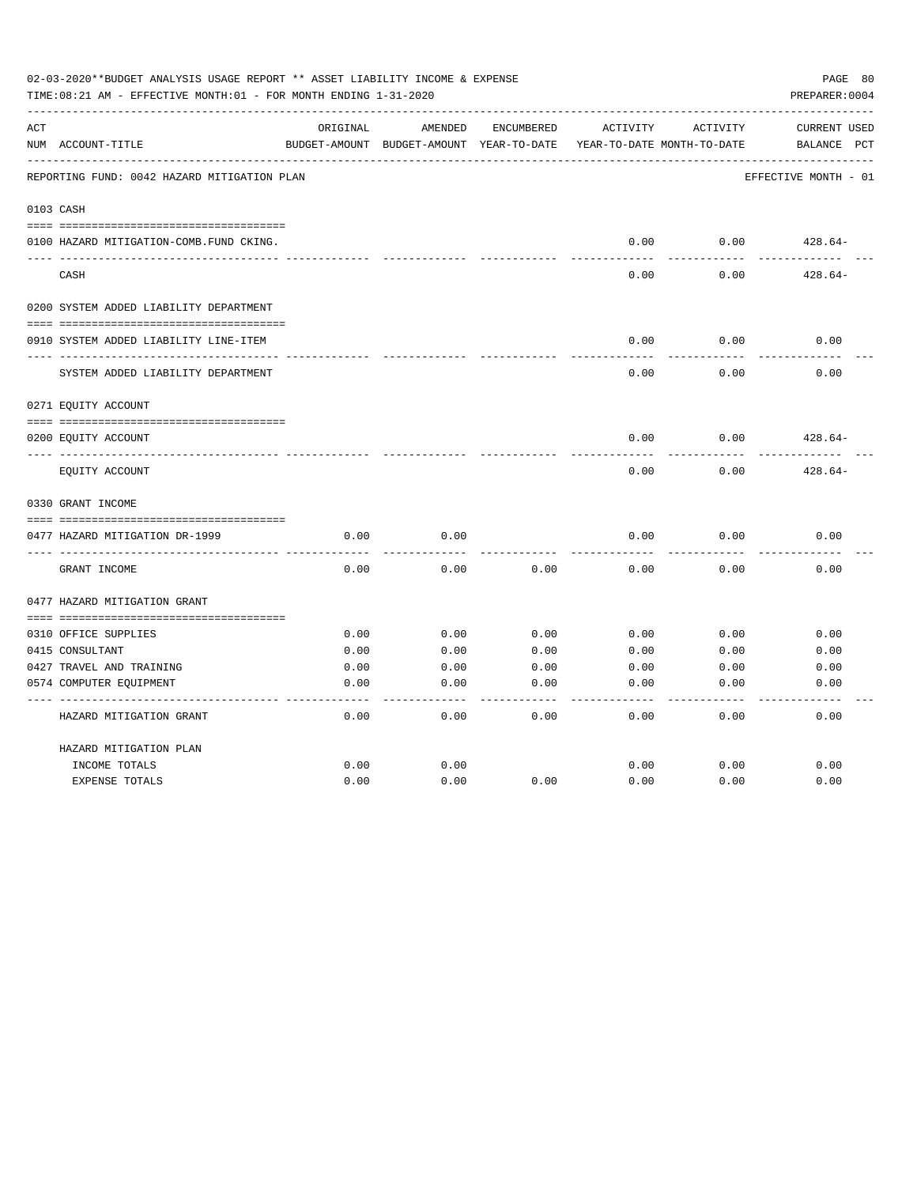02-03-2020**BUDGET ANALYSIS USAGE REPORT ** ASSET LIABILITY INCOME & EXPENSE

TIME:08:21 AM - EFFECTIVE MONTH:01 - FOR MONTH ENDING 1-31-2020

PREPARER:0004

| ACT NUM | ACCOUNT-TITLE | ORIGINAL BUDGET-AMOUNT | AMENDED BUDGET-AMOUNT | ENCUMBERED YEAR-TO-DATE | ACTIVITY YEAR-TO-DATE | ACTIVITY MONTH-TO-DATE | CURRENT BALANCE | USED PCT |
|---|---|---|---|---|---|---|---|---|
| | REPORTING FUND: 0042 HAZARD MITIGATION PLAN | | | | | | EFFECTIVE MONTH - 01 | |
| 0103 | CASH | | | | | | | |
| 0100 | HAZARD MITIGATION-COMB.FUND CKING. | | | | 0.00 | 0.00 | 428.64- | |
| | CASH | | | | 0.00 | 0.00 | 428.64- | |
| 0200 | SYSTEM ADDED LIABILITY DEPARTMENT | | | | | | | |
| 0910 | SYSTEM ADDED LIABILITY LINE-ITEM | | | | 0.00 | 0.00 | 0.00 | |
| | SYSTEM ADDED LIABILITY DEPARTMENT | | | | 0.00 | 0.00 | 0.00 | |
| 0271 | EQUITY ACCOUNT | | | | | | | |
| 0200 | EQUITY ACCOUNT | | | | 0.00 | 0.00 | 428.64- | |
| | EQUITY ACCOUNT | | | | 0.00 | 0.00 | 428.64- | |
| 0330 | GRANT INCOME | | | | | | | |
| 0477 | HAZARD MITIGATION DR-1999 | 0.00 | 0.00 | | 0.00 | 0.00 | 0.00 | |
| | GRANT INCOME | 0.00 | 0.00 | 0.00 | 0.00 | 0.00 | 0.00 | |
| 0477 | HAZARD MITIGATION GRANT | | | | | | | |
| 0310 | OFFICE SUPPLIES | 0.00 | 0.00 | 0.00 | 0.00 | 0.00 | 0.00 | |
| 0415 | CONSULTANT | 0.00 | 0.00 | 0.00 | 0.00 | 0.00 | 0.00 | |
| 0427 | TRAVEL AND TRAINING | 0.00 | 0.00 | 0.00 | 0.00 | 0.00 | 0.00 | |
| 0574 | COMPUTER EQUIPMENT | 0.00 | 0.00 | 0.00 | 0.00 | 0.00 | 0.00 | |
| | HAZARD MITIGATION GRANT | 0.00 | 0.00 | 0.00 | 0.00 | 0.00 | 0.00 | |
| | HAZARD MITIGATION PLAN | | | | | | | |
| | INCOME TOTALS | 0.00 | 0.00 | | 0.00 | 0.00 | 0.00 | |
| | EXPENSE TOTALS | 0.00 | 0.00 | 0.00 | 0.00 | 0.00 | 0.00 | |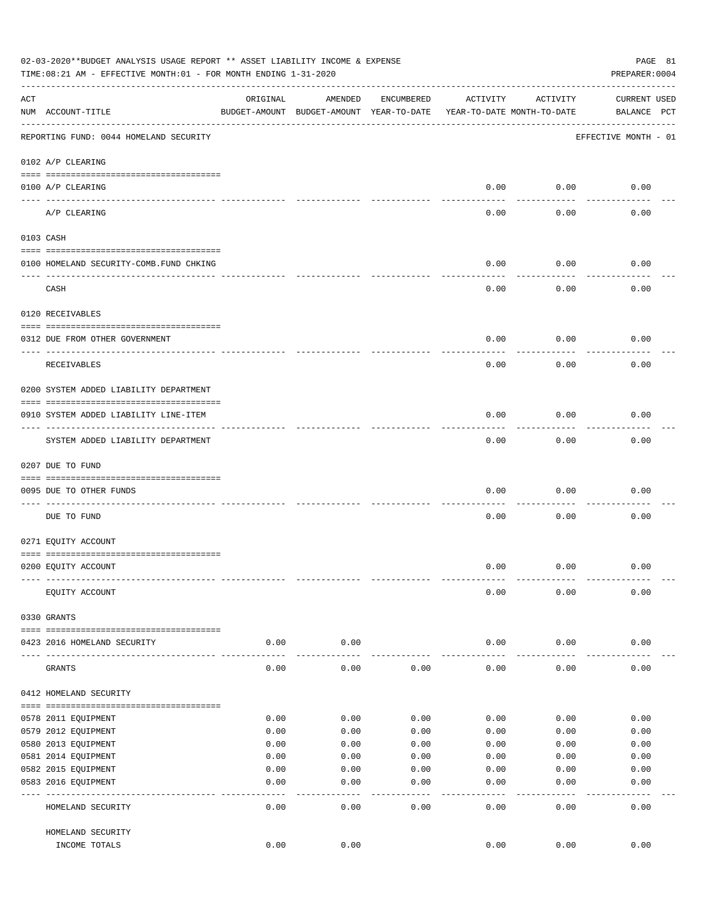02-03-2020**BUDGET ANALYSIS USAGE REPORT ** ASSET LIABILITY INCOME & EXPENSE

TIME:08:21 AM - EFFECTIVE MONTH:01 - FOR MONTH ENDING 1-31-2020

PREPARER:0004

| ACT NUM | ACCOUNT-TITLE | ORIGINAL BUDGET-AMOUNT | AMENDED BUDGET-AMOUNT | ENCUMBERED YEAR-TO-DATE | ACTIVITY YEAR-TO-DATE | ACTIVITY MONTH-TO-DATE | CURRENT BALANCE | USED PCT |
|---|---|---|---|---|---|---|---|---|
| | REPORTING FUND: 0044 HOMELAND SECURITY | | | | | | EFFECTIVE MONTH - 01 | |
| | 0102 A/P CLEARING | | | | | | | |
| 0100 | A/P CLEARING | | | | 0.00 | 0.00 | 0.00 | |
| | A/P CLEARING | | | | 0.00 | 0.00 | 0.00 | |
| | 0103 CASH | | | | | | | |
| 0100 | HOMELAND SECURITY-COMB.FUND CHKING | | | | 0.00 | 0.00 | 0.00 | |
| | CASH | | | | 0.00 | 0.00 | 0.00 | |
| | 0120 RECEIVABLES | | | | | | | |
| 0312 | DUE FROM OTHER GOVERNMENT | | | | 0.00 | 0.00 | 0.00 | |
| | RECEIVABLES | | | | 0.00 | 0.00 | 0.00 | |
| | 0200 SYSTEM ADDED LIABILITY DEPARTMENT | | | | | | | |
| 0910 | SYSTEM ADDED LIABILITY LINE-ITEM | | | | 0.00 | 0.00 | 0.00 | |
| | SYSTEM ADDED LIABILITY DEPARTMENT | | | | 0.00 | 0.00 | 0.00 | |
| | 0207 DUE TO FUND | | | | | | | |
| 0095 | DUE TO OTHER FUNDS | | | | 0.00 | 0.00 | 0.00 | |
| | DUE TO FUND | | | | 0.00 | 0.00 | 0.00 | |
| | 0271 EQUITY ACCOUNT | | | | | | | |
| 0200 | EQUITY ACCOUNT | | | | 0.00 | 0.00 | 0.00 | |
| | EQUITY ACCOUNT | | | | 0.00 | 0.00 | 0.00 | |
| | 0330 GRANTS | | | | | | | |
| 0423 | 2016 HOMELAND SECURITY | 0.00 | 0.00 | | 0.00 | 0.00 | 0.00 | |
| | GRANTS | 0.00 | 0.00 | 0.00 | 0.00 | 0.00 | 0.00 | |
| | 0412 HOMELAND SECURITY | | | | | | | |
| 0578 | 2011 EQUIPMENT | 0.00 | 0.00 | 0.00 | 0.00 | 0.00 | 0.00 | |
| 0579 | 2012 EQUIPMENT | 0.00 | 0.00 | 0.00 | 0.00 | 0.00 | 0.00 | |
| 0580 | 2013 EQUIPMENT | 0.00 | 0.00 | 0.00 | 0.00 | 0.00 | 0.00 | |
| 0581 | 2014 EQUIPMENT | 0.00 | 0.00 | 0.00 | 0.00 | 0.00 | 0.00 | |
| 0582 | 2015 EQUIPMENT | 0.00 | 0.00 | 0.00 | 0.00 | 0.00 | 0.00 | |
| 0583 | 2016 EQUIPMENT | 0.00 | 0.00 | 0.00 | 0.00 | 0.00 | 0.00 | |
| | HOMELAND SECURITY | 0.00 | 0.00 | 0.00 | 0.00 | 0.00 | 0.00 | |
| | HOMELAND SECURITY INCOME TOTALS | 0.00 | 0.00 | | 0.00 | 0.00 | 0.00 | |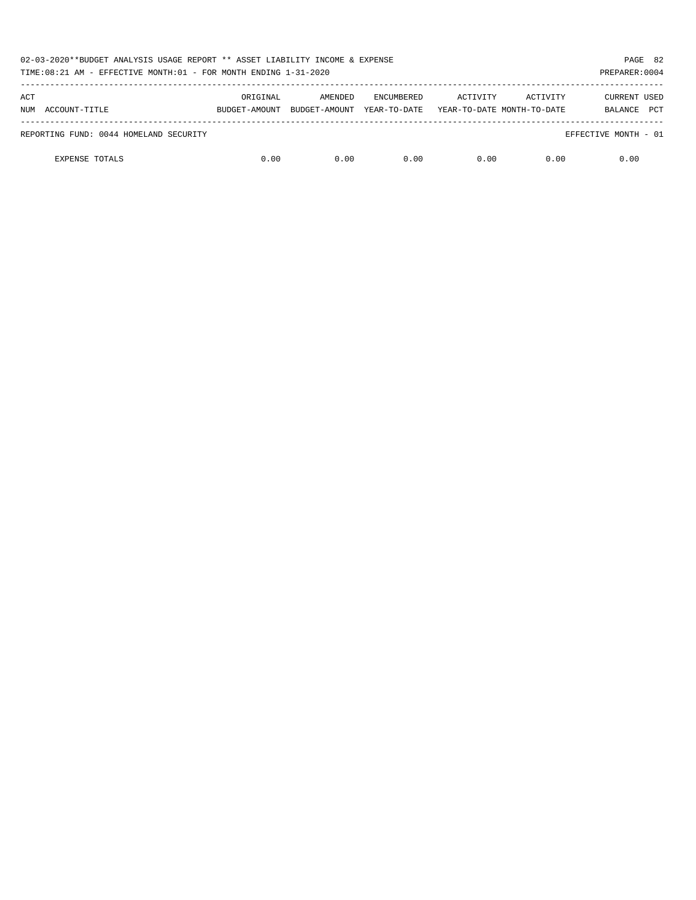02-03-2020**BUDGET ANALYSIS USAGE REPORT ** ASSET LIABILITY INCOME & EXPENSE

TIME:08:21 AM - EFFECTIVE MONTH:01 - FOR MONTH ENDING 1-31-2020

PREPARER:0004

| ACT NUM | ACCOUNT-TITLE | ORIGINAL BUDGET-AMOUNT | AMENDED BUDGET-AMOUNT | ENCUMBERED YEAR-TO-DATE | ACTIVITY YEAR-TO-DATE | ACTIVITY MONTH-TO-DATE | CURRENT BALANCE | USED PCT |
|---|---|---|---|---|---|---|---|---|
| REPORTING FUND: 0044 HOMELAND SECURITY | | | | | | | EFFECTIVE MONTH - 01 | |
| | EXPENSE TOTALS | 0.00 | 0.00 | 0.00 | 0.00 | 0.00 | 0.00 | |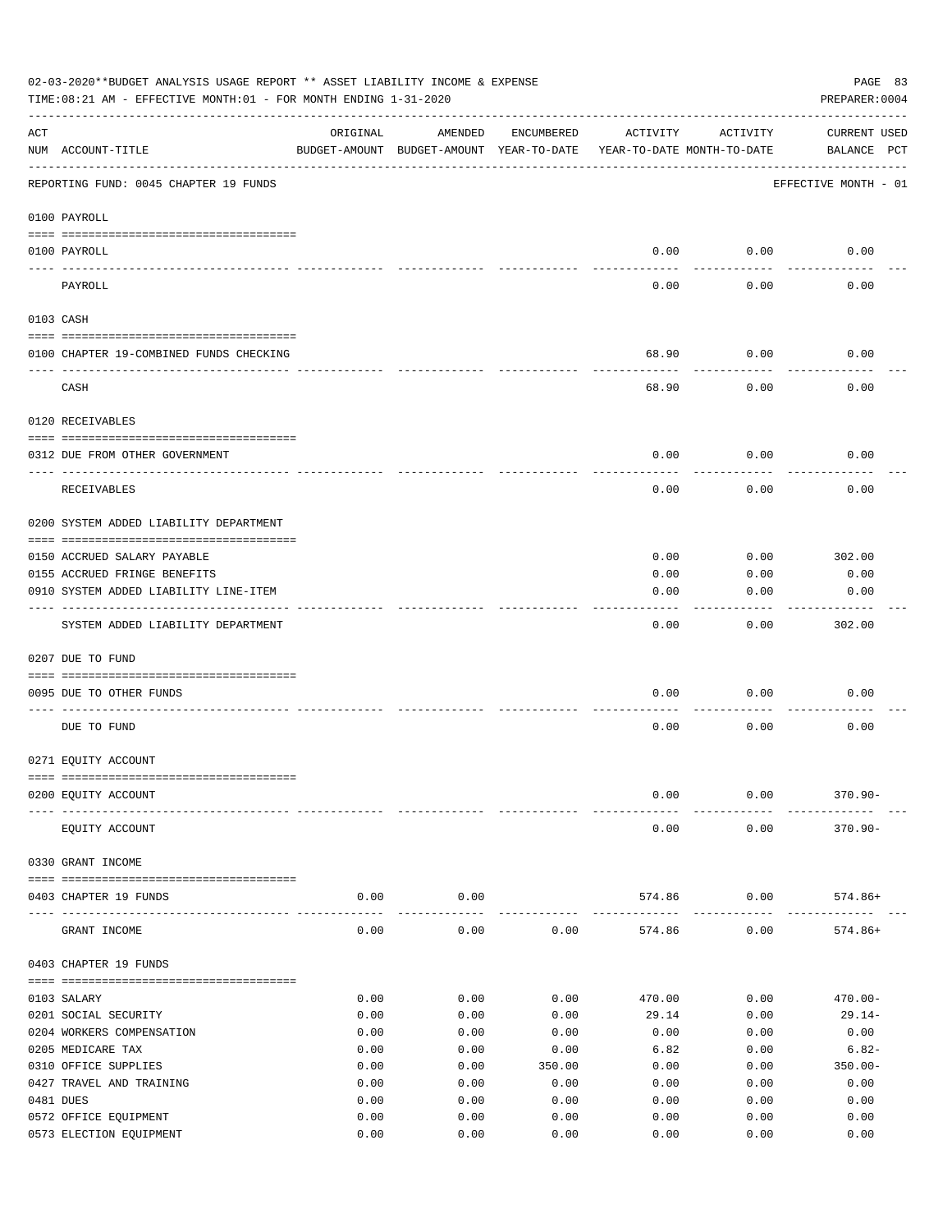02-03-2020**BUDGET ANALYSIS USAGE REPORT ** ASSET LIABILITY INCOME & EXPENSE

TIME:08:21 AM - EFFECTIVE MONTH:01 - FOR MONTH ENDING 1-31-2020

PREPARER:0004

REPORTING FUND: 0045 CHAPTER 19 FUNDS — EFFECTIVE MONTH - 01

| ACT NUM | ACCOUNT-TITLE | ORIGINAL BUDGET-AMOUNT | AMENDED BUDGET-AMOUNT | ENCUMBERED YEAR-TO-DATE | ACTIVITY YEAR-TO-DATE | ACTIVITY MONTH-TO-DATE | CURRENT USED BALANCE | PCT |
|---|---|---|---|---|---|---|---|---|
| **0100** | **PAYROLL** | | | | | | | |
| 0100 | PAYROLL | | | | 0.00 | 0.00 | 0.00 | |
| | PAYROLL | | | | 0.00 | 0.00 | 0.00 | |
| **0103** | **CASH** | | | | | | | |
| 0100 | CHAPTER 19-COMBINED FUNDS CHECKING | | | | 68.90 | 0.00 | 0.00 | |
| | CASH | | | | 68.90 | 0.00 | 0.00 | |
| **0120** | **RECEIVABLES** | | | | | | | |
| 0312 | DUE FROM OTHER GOVERNMENT | | | | 0.00 | 0.00 | 0.00 | |
| | RECEIVABLES | | | | 0.00 | 0.00 | 0.00 | |
| **0200** | **SYSTEM ADDED LIABILITY DEPARTMENT** | | | | | | | |
| 0150 | ACCRUED SALARY PAYABLE | | | | 0.00 | 0.00 | 302.00 | |
| 0155 | ACCRUED FRINGE BENEFITS | | | | 0.00 | 0.00 | 0.00 | |
| 0910 | SYSTEM ADDED LIABILITY LINE-ITEM | | | | 0.00 | 0.00 | 0.00 | |
| | SYSTEM ADDED LIABILITY DEPARTMENT | | | | 0.00 | 0.00 | 302.00 | |
| **0207** | **DUE TO FUND** | | | | | | | |
| 0095 | DUE TO OTHER FUNDS | | | | 0.00 | 0.00 | 0.00 | |
| | DUE TO FUND | | | | 0.00 | 0.00 | 0.00 | |
| **0271** | **EQUITY ACCOUNT** | | | | | | | |
| 0200 | EQUITY ACCOUNT | | | | 0.00 | 0.00 | 370.90- | |
| | EQUITY ACCOUNT | | | | 0.00 | 0.00 | 370.90- | |
| **0330** | **GRANT INCOME** | | | | | | | |
| 0403 | CHAPTER 19 FUNDS | 0.00 | 0.00 | | 574.86 | 0.00 | 574.86+ | |
| | GRANT INCOME | 0.00 | 0.00 | 0.00 | 574.86 | 0.00 | 574.86+ | |
| **0403** | **CHAPTER 19 FUNDS** | | | | | | | |
| 0103 | SALARY | 0.00 | 0.00 | 0.00 | 470.00 | 0.00 | 470.00- | |
| 0201 | SOCIAL SECURITY | 0.00 | 0.00 | 0.00 | 29.14 | 0.00 | 29.14- | |
| 0204 | WORKERS COMPENSATION | 0.00 | 0.00 | 0.00 | 0.00 | 0.00 | 0.00 | |
| 0205 | MEDICARE TAX | 0.00 | 0.00 | 0.00 | 6.82 | 0.00 | 6.82- | |
| 0310 | OFFICE SUPPLIES | 0.00 | 0.00 | 350.00 | 0.00 | 0.00 | 350.00- | |
| 0427 | TRAVEL AND TRAINING | 0.00 | 0.00 | 0.00 | 0.00 | 0.00 | 0.00 | |
| 0481 | DUES | 0.00 | 0.00 | 0.00 | 0.00 | 0.00 | 0.00 | |
| 0572 | OFFICE EQUIPMENT | 0.00 | 0.00 | 0.00 | 0.00 | 0.00 | 0.00 | |
| 0573 | ELECTION EQUIPMENT | 0.00 | 0.00 | 0.00 | 0.00 | 0.00 | 0.00 | |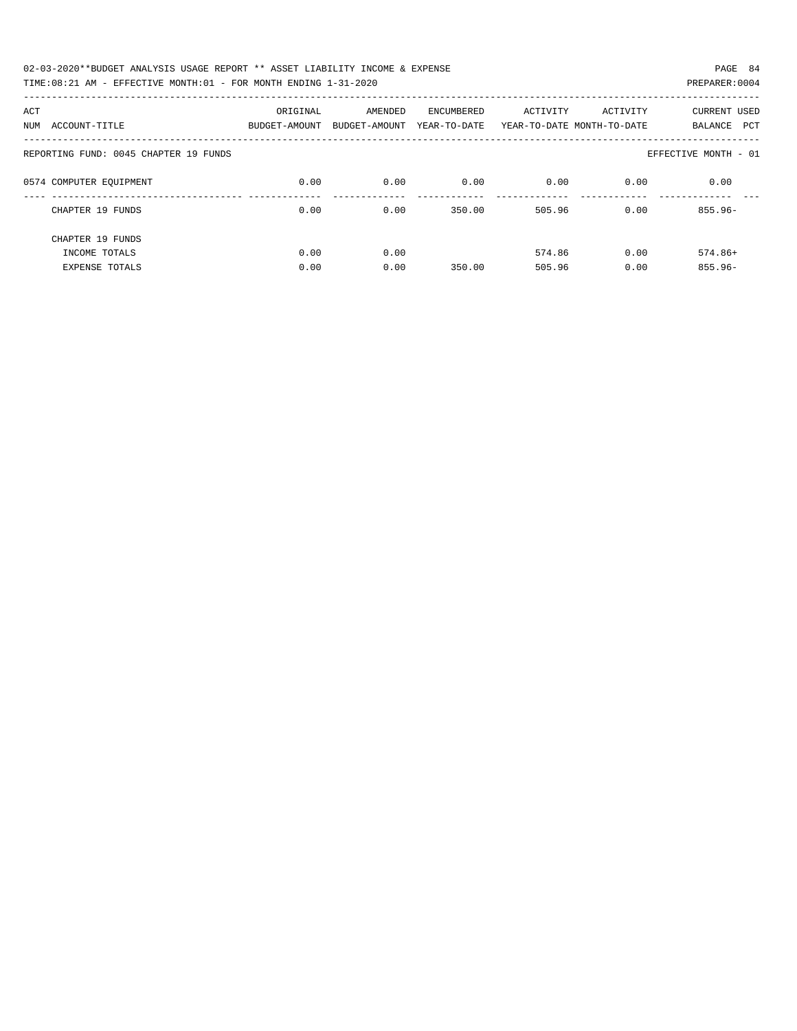02-03-2020**BUDGET ANALYSIS USAGE REPORT ** ASSET LIABILITY INCOME & EXPENSE

TIME:08:21 AM - EFFECTIVE MONTH:01 - FOR MONTH ENDING 1-31-2020

PREPARER:0004

| ACT NUM | ACCOUNT-TITLE | ORIGINAL BUDGET-AMOUNT | AMENDED BUDGET-AMOUNT | ENCUMBERED YEAR-TO-DATE | ACTIVITY YEAR-TO-DATE | ACTIVITY MONTH-TO-DATE | CURRENT BALANCE | USED PCT |
|---|---|---|---|---|---|---|---|---|
| | REPORTING FUND: 0045 CHAPTER 19 FUNDS | | | | | | EFFECTIVE MONTH - 01 | |
| 0574 | COMPUTER EQUIPMENT | 0.00 | 0.00 | 0.00 | 0.00 | 0.00 | 0.00 | |
| | CHAPTER 19 FUNDS | 0.00 | 0.00 | 350.00 | 505.96 | 0.00 | 855.96- | |
| | CHAPTER 19 FUNDS | | | | | | | |
| | INCOME TOTALS | 0.00 | 0.00 | | 574.86 | 0.00 | 574.86+ | |
| | EXPENSE TOTALS | 0.00 | 0.00 | 350.00 | 505.96 | 0.00 | 855.96- | |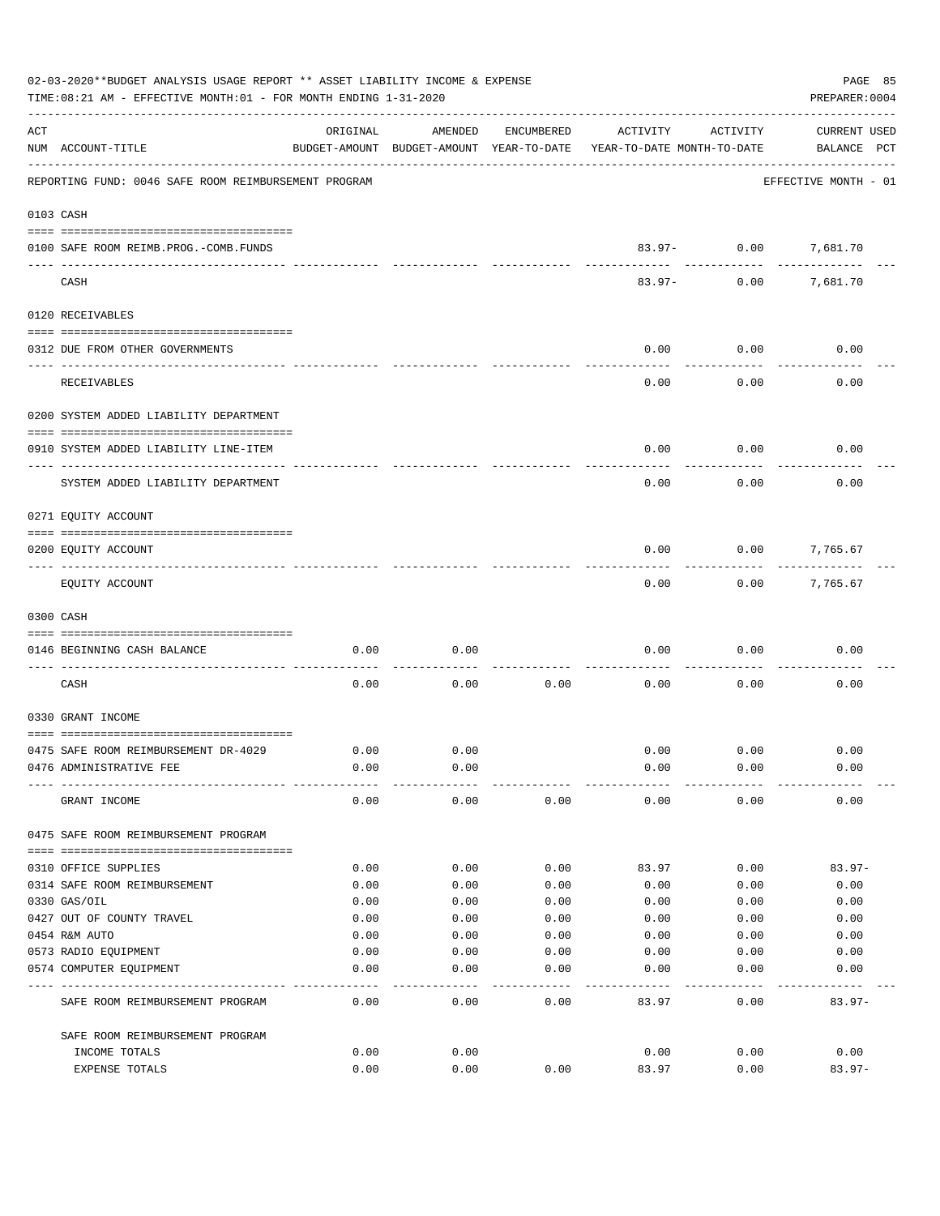02-03-2020**BUDGET ANALYSIS USAGE REPORT ** ASSET LIABILITY INCOME & EXPENSE

TIME:08:21 AM - EFFECTIVE MONTH:01 - FOR MONTH ENDING 1-31-2020

PREPARER:0004

| ACT NUM | ACCOUNT-TITLE | ORIGINAL BUDGET-AMOUNT | AMENDED BUDGET-AMOUNT | ENCUMBERED YEAR-TO-DATE | ACTIVITY YEAR-TO-DATE | ACTIVITY MONTH-TO-DATE | CURRENT BALANCE | USED PCT |
|---|---|---|---|---|---|---|---|---|
| | REPORTING FUND: 0046 SAFE ROOM REIMBURSEMENT PROGRAM | | | | | | EFFECTIVE MONTH - 01 | |
| | 0103 CASH | | | | | | | |
| 0100 | SAFE ROOM REIMB.PROG.-COMB.FUNDS | | | | 83.97- | 0.00 | 7,681.70 | |
| | CASH | | | | 83.97- | 0.00 | 7,681.70 | |
| | 0120 RECEIVABLES | | | | | | | |
| 0312 | DUE FROM OTHER GOVERNMENTS | | | | 0.00 | 0.00 | 0.00 | |
| | RECEIVABLES | | | | 0.00 | 0.00 | 0.00 | |
| | 0200 SYSTEM ADDED LIABILITY DEPARTMENT | | | | | | | |
| 0910 | SYSTEM ADDED LIABILITY LINE-ITEM | | | | 0.00 | 0.00 | 0.00 | |
| | SYSTEM ADDED LIABILITY DEPARTMENT | | | | 0.00 | 0.00 | 0.00 | |
| | 0271 EQUITY ACCOUNT | | | | | | | |
| 0200 | EQUITY ACCOUNT | | | | 0.00 | 0.00 | 7,765.67 | |
| | EQUITY ACCOUNT | | | | 0.00 | 0.00 | 7,765.67 | |
| | 0300 CASH | | | | | | | |
| 0146 | BEGINNING CASH BALANCE | 0.00 | 0.00 | | 0.00 | 0.00 | 0.00 | |
| | CASH | 0.00 | 0.00 | 0.00 | 0.00 | 0.00 | 0.00 | |
| | 0330 GRANT INCOME | | | | | | | |
| 0475 | SAFE ROOM REIMBURSEMENT DR-4029 | 0.00 | 0.00 | | 0.00 | 0.00 | 0.00 | |
| 0476 | ADMINISTRATIVE FEE | 0.00 | 0.00 | | 0.00 | 0.00 | 0.00 | |
| | GRANT INCOME | 0.00 | 0.00 | 0.00 | 0.00 | 0.00 | 0.00 | |
| | 0475 SAFE ROOM REIMBURSEMENT PROGRAM | | | | | | | |
| 0310 | OFFICE SUPPLIES | 0.00 | 0.00 | 0.00 | 83.97 | 0.00 | 83.97- | |
| 0314 | SAFE ROOM REIMBURSEMENT | 0.00 | 0.00 | 0.00 | 0.00 | 0.00 | 0.00 | |
| 0330 | GAS/OIL | 0.00 | 0.00 | 0.00 | 0.00 | 0.00 | 0.00 | |
| 0427 | OUT OF COUNTY TRAVEL | 0.00 | 0.00 | 0.00 | 0.00 | 0.00 | 0.00 | |
| 0454 | R&M AUTO | 0.00 | 0.00 | 0.00 | 0.00 | 0.00 | 0.00 | |
| 0573 | RADIO EQUIPMENT | 0.00 | 0.00 | 0.00 | 0.00 | 0.00 | 0.00 | |
| 0574 | COMPUTER EQUIPMENT | 0.00 | 0.00 | 0.00 | 0.00 | 0.00 | 0.00 | |
| | SAFE ROOM REIMBURSEMENT PROGRAM | 0.00 | 0.00 | 0.00 | 83.97 | 0.00 | 83.97- | |
| | SAFE ROOM REIMBURSEMENT PROGRAM | | | | | | | |
| | INCOME TOTALS | 0.00 | 0.00 | | 0.00 | 0.00 | 0.00 | |
| | EXPENSE TOTALS | 0.00 | 0.00 | 0.00 | 83.97 | 0.00 | 83.97- | |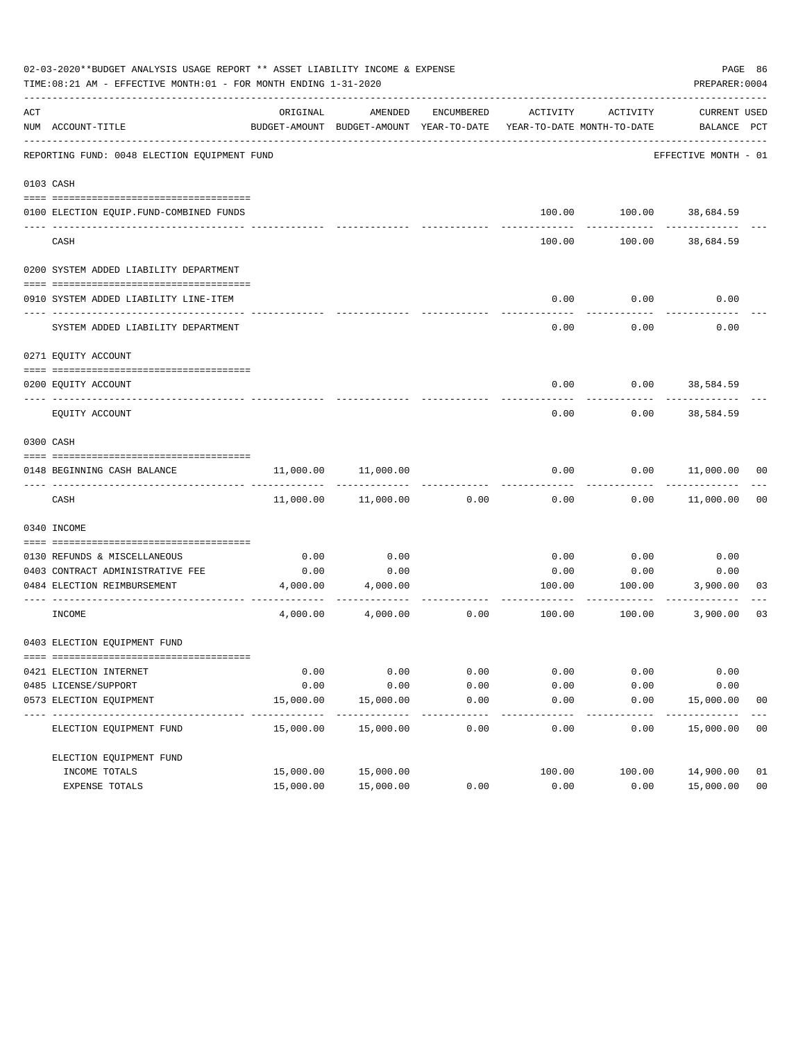02-03-2020**BUDGET ANALYSIS USAGE REPORT ** ASSET LIABILITY INCOME & EXPENSE

TIME:08:21 AM - EFFECTIVE MONTH:01 - FOR MONTH ENDING 1-31-2020

PREPARER:0004

| ACT NUM | ACCOUNT-TITLE | ORIGINAL BUDGET-AMOUNT | AMENDED BUDGET-AMOUNT | ENCUMBERED YEAR-TO-DATE | ACTIVITY YEAR-TO-DATE | ACTIVITY MONTH-TO-DATE | CURRENT BALANCE | USED PCT |
|---|---|---|---|---|---|---|---|---|
| | REPORTING FUND: 0048 ELECTION EQUIPMENT FUND | | | | | | EFFECTIVE MONTH - 01 | |
| | 0103 CASH | | | | | | | |
| 0100 | ELECTION EQUIP.FUND-COMBINED FUNDS | | | | 100.00 | 100.00 | 38,684.59 | |
| | CASH | | | | 100.00 | 100.00 | 38,684.59 | |
| | 0200 SYSTEM ADDED LIABILITY DEPARTMENT | | | | | | | |
| 0910 | SYSTEM ADDED LIABILITY LINE-ITEM | | | | 0.00 | 0.00 | 0.00 | |
| | SYSTEM ADDED LIABILITY DEPARTMENT | | | | 0.00 | 0.00 | 0.00 | |
| | 0271 EQUITY ACCOUNT | | | | | | | |
| 0200 | EQUITY ACCOUNT | | | | 0.00 | 0.00 | 38,584.59 | |
| | EQUITY ACCOUNT | | | | 0.00 | 0.00 | 38,584.59 | |
| | 0300 CASH | | | | | | | |
| 0148 | BEGINNING CASH BALANCE | 11,000.00 | 11,000.00 | | 0.00 | 0.00 | 11,000.00 | 00 |
| | CASH | 11,000.00 | 11,000.00 | 0.00 | 0.00 | 0.00 | 11,000.00 | 00 |
| | 0340 INCOME | | | | | | | |
| 0130 | REFUNDS & MISCELLANEOUS | 0.00 | 0.00 | | 0.00 | 0.00 | 0.00 | |
| 0403 | CONTRACT ADMINISTRATIVE FEE | 0.00 | 0.00 | | 0.00 | 0.00 | 0.00 | |
| 0484 | ELECTION REIMBURSEMENT | 4,000.00 | 4,000.00 | | 100.00 | 100.00 | 3,900.00 | 03 |
| | INCOME | 4,000.00 | 4,000.00 | 0.00 | 100.00 | 100.00 | 3,900.00 | 03 |
| | 0403 ELECTION EQUIPMENT FUND | | | | | | | |
| 0421 | ELECTION INTERNET | 0.00 | 0.00 | 0.00 | 0.00 | 0.00 | 0.00 | |
| 0485 | LICENSE/SUPPORT | 0.00 | 0.00 | 0.00 | 0.00 | 0.00 | 0.00 | |
| 0573 | ELECTION EQUIPMENT | 15,000.00 | 15,000.00 | 0.00 | 0.00 | 0.00 | 15,000.00 | 00 |
| | ELECTION EQUIPMENT FUND | 15,000.00 | 15,000.00 | 0.00 | 0.00 | 0.00 | 15,000.00 | 00 |
| | ELECTION EQUIPMENT FUND | | | | | | | |
| | INCOME TOTALS | 15,000.00 | 15,000.00 | | 100.00 | 100.00 | 14,900.00 | 01 |
| | EXPENSE TOTALS | 15,000.00 | 15,000.00 | 0.00 | 0.00 | 0.00 | 15,000.00 | 00 |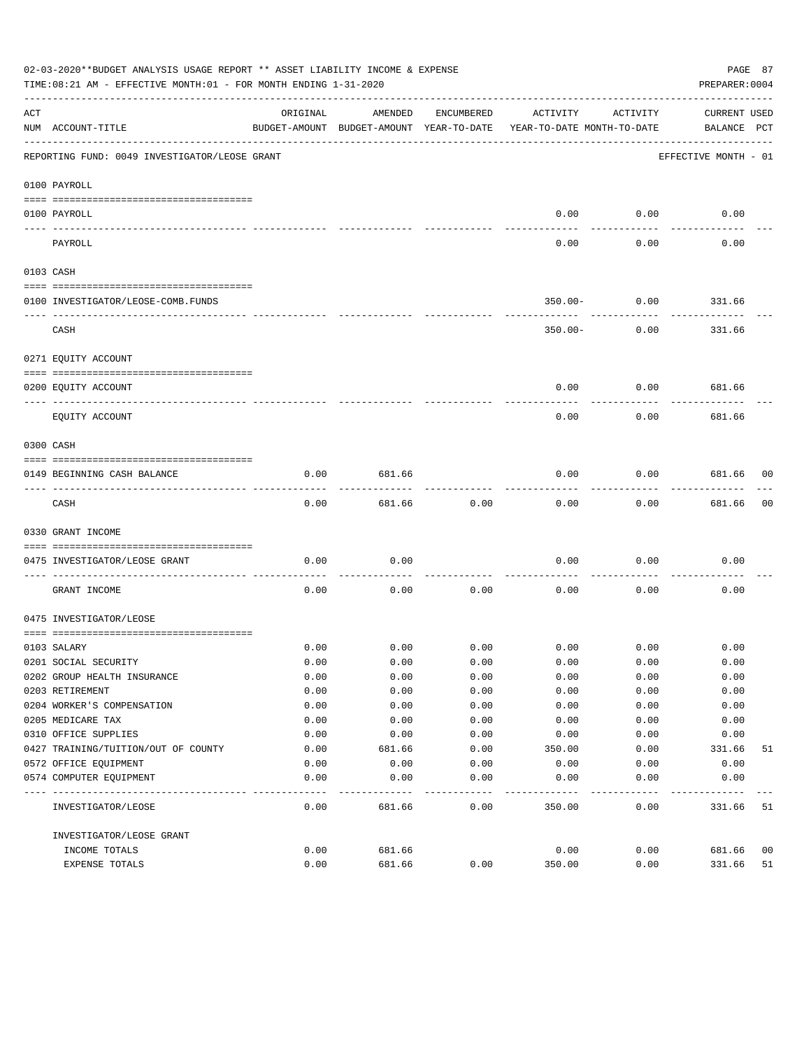02-03-2020**BUDGET ANALYSIS USAGE REPORT ** ASSET LIABILITY INCOME & EXPENSE

TIME:08:21 AM - EFFECTIVE MONTH:01 - FOR MONTH ENDING 1-31-2020

PREPARER:0004

| ACT NUM | ACCOUNT-TITLE | ORIGINAL BUDGET-AMOUNT | AMENDED BUDGET-AMOUNT | ENCUMBERED YEAR-TO-DATE | ACTIVITY YEAR-TO-DATE | ACTIVITY MONTH-TO-DATE | CURRENT BALANCE | USED PCT |
|---|---|---|---|---|---|---|---|---|
| | REPORTING FUND: 0049 INVESTIGATOR/LEOSE GRANT | | | | | | EFFECTIVE MONTH - 01 | |
| | **0100 PAYROLL** | | | | | | | |
| 0100 | PAYROLL | | | | 0.00 | 0.00 | 0.00 | |
| | PAYROLL | | | | 0.00 | 0.00 | 0.00 | |
| | **0103 CASH** | | | | | | | |
| 0100 | INVESTIGATOR/LEOSE-COMB.FUNDS | | | | 350.00- | 0.00 | 331.66 | |
| | CASH | | | | 350.00- | 0.00 | 331.66 | |
| | **0271 EQUITY ACCOUNT** | | | | | | | |
| 0200 | EQUITY ACCOUNT | | | | 0.00 | 0.00 | 681.66 | |
| | EQUITY ACCOUNT | | | | 0.00 | 0.00 | 681.66 | |
| | **0300 CASH** | | | | | | | |
| 0149 | BEGINNING CASH BALANCE | 0.00 | 681.66 | | 0.00 | 0.00 | 681.66 | 00 |
| | CASH | 0.00 | 681.66 | 0.00 | 0.00 | 0.00 | 681.66 | 00 |
| | **0330 GRANT INCOME** | | | | | | | |
| 0475 | INVESTIGATOR/LEOSE GRANT | 0.00 | 0.00 | | 0.00 | 0.00 | 0.00 | |
| | GRANT INCOME | 0.00 | 0.00 | 0.00 | 0.00 | 0.00 | 0.00 | |
| | **0475 INVESTIGATOR/LEOSE** | | | | | | | |
| 0103 | SALARY | 0.00 | 0.00 | 0.00 | 0.00 | 0.00 | 0.00 | |
| 0201 | SOCIAL SECURITY | 0.00 | 0.00 | 0.00 | 0.00 | 0.00 | 0.00 | |
| 0202 | GROUP HEALTH INSURANCE | 0.00 | 0.00 | 0.00 | 0.00 | 0.00 | 0.00 | |
| 0203 | RETIREMENT | 0.00 | 0.00 | 0.00 | 0.00 | 0.00 | 0.00 | |
| 0204 | WORKER'S COMPENSATION | 0.00 | 0.00 | 0.00 | 0.00 | 0.00 | 0.00 | |
| 0205 | MEDICARE TAX | 0.00 | 0.00 | 0.00 | 0.00 | 0.00 | 0.00 | |
| 0310 | OFFICE SUPPLIES | 0.00 | 0.00 | 0.00 | 0.00 | 0.00 | 0.00 | |
| 0427 | TRAINING/TUITION/OUT OF COUNTY | 0.00 | 681.66 | 0.00 | 350.00 | 0.00 | 331.66 | 51 |
| 0572 | OFFICE EQUIPMENT | 0.00 | 0.00 | 0.00 | 0.00 | 0.00 | 0.00 | |
| 0574 | COMPUTER EQUIPMENT | 0.00 | 0.00 | 0.00 | 0.00 | 0.00 | 0.00 | |
| | INVESTIGATOR/LEOSE | 0.00 | 681.66 | 0.00 | 350.00 | 0.00 | 331.66 | 51 |
| | INVESTIGATOR/LEOSE GRANT | | | | | | | |
| | INCOME TOTALS | 0.00 | 681.66 | | 0.00 | 0.00 | 681.66 | 00 |
| | EXPENSE TOTALS | 0.00 | 681.66 | 0.00 | 350.00 | 0.00 | 331.66 | 51 |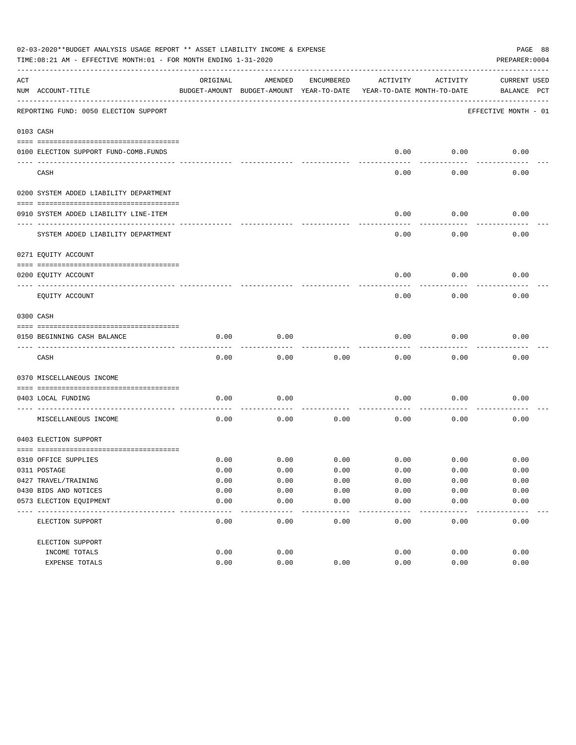02-03-2020**BUDGET ANALYSIS USAGE REPORT ** ASSET LIABILITY INCOME & EXPENSE

TIME:08:21 AM - EFFECTIVE MONTH:01 - FOR MONTH ENDING 1-31-2020

PREPARER:0004

| ACT NUM | ACCOUNT-TITLE | ORIGINAL BUDGET-AMOUNT | AMENDED BUDGET-AMOUNT | ENCUMBERED YEAR-TO-DATE | ACTIVITY YEAR-TO-DATE | ACTIVITY MONTH-TO-DATE | CURRENT BALANCE | USED PCT |
|---|---|---|---|---|---|---|---|---|
| | REPORTING FUND: 0050 ELECTION SUPPORT | | | | | | EFFECTIVE MONTH - 01 | |
| | **0103 CASH** | | | | | | | |
| 0100 | ELECTION SUPPORT FUND-COMB.FUNDS | | | | 0.00 | 0.00 | 0.00 | |
| | CASH | | | | 0.00 | 0.00 | 0.00 | |
| | **0200 SYSTEM ADDED LIABILITY DEPARTMENT** | | | | | | | |
| 0910 | SYSTEM ADDED LIABILITY LINE-ITEM | | | | 0.00 | 0.00 | 0.00 | |
| | SYSTEM ADDED LIABILITY DEPARTMENT | | | | 0.00 | 0.00 | 0.00 | |
| | **0271 EQUITY ACCOUNT** | | | | | | | |
| 0200 | EQUITY ACCOUNT | | | | 0.00 | 0.00 | 0.00 | |
| | EQUITY ACCOUNT | | | | 0.00 | 0.00 | 0.00 | |
| | **0300 CASH** | | | | | | | |
| 0150 | BEGINNING CASH BALANCE | 0.00 | 0.00 | | 0.00 | 0.00 | 0.00 | |
| | CASH | 0.00 | 0.00 | 0.00 | 0.00 | 0.00 | 0.00 | |
| | **0370 MISCELLANEOUS INCOME** | | | | | | | |
| 0403 | LOCAL FUNDING | 0.00 | 0.00 | | 0.00 | 0.00 | 0.00 | |
| | MISCELLANEOUS INCOME | 0.00 | 0.00 | 0.00 | 0.00 | 0.00 | 0.00 | |
| | **0403 ELECTION SUPPORT** | | | | | | | |
| 0310 | OFFICE SUPPLIES | 0.00 | 0.00 | 0.00 | 0.00 | 0.00 | 0.00 | |
| 0311 | POSTAGE | 0.00 | 0.00 | 0.00 | 0.00 | 0.00 | 0.00 | |
| 0427 | TRAVEL/TRAINING | 0.00 | 0.00 | 0.00 | 0.00 | 0.00 | 0.00 | |
| 0430 | BIDS AND NOTICES | 0.00 | 0.00 | 0.00 | 0.00 | 0.00 | 0.00 | |
| 0573 | ELECTION EQUIPMENT | 0.00 | 0.00 | 0.00 | 0.00 | 0.00 | 0.00 | |
| | ELECTION SUPPORT | 0.00 | 0.00 | 0.00 | 0.00 | 0.00 | 0.00 | |
| | ELECTION SUPPORT | | | | | | | |
| | INCOME TOTALS | 0.00 | 0.00 | | 0.00 | 0.00 | 0.00 | |
| | EXPENSE TOTALS | 0.00 | 0.00 | 0.00 | 0.00 | 0.00 | 0.00 | |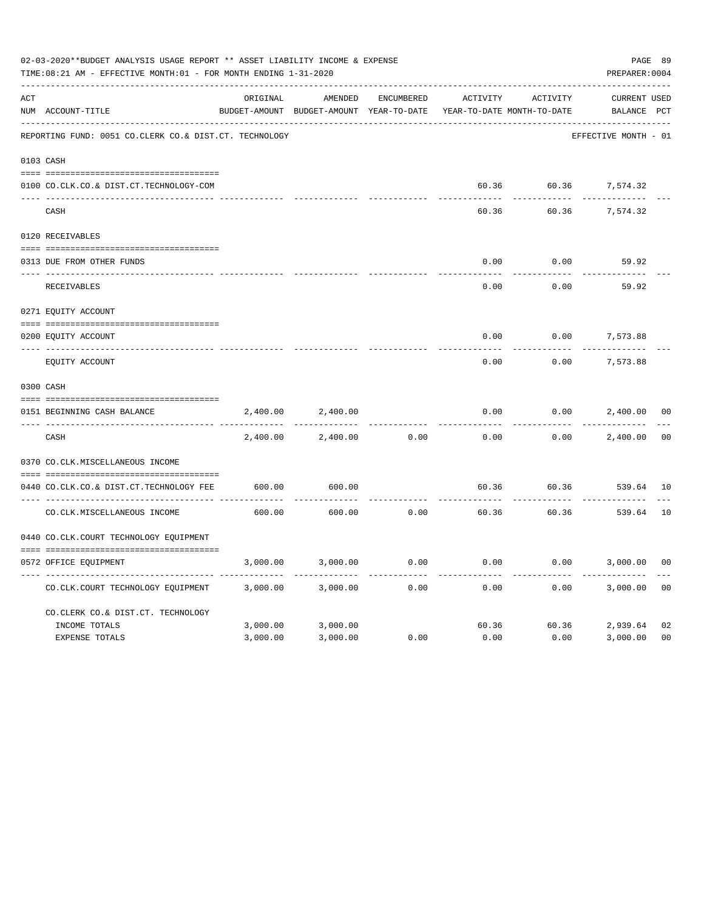02-03-2020**BUDGET ANALYSIS USAGE REPORT ** ASSET LIABILITY INCOME & EXPENSE

TIME:08:21 AM - EFFECTIVE MONTH:01 - FOR MONTH ENDING 1-31-2020

PREPARER:0004

| ACT NUM | ACCOUNT-TITLE | ORIGINAL BUDGET-AMOUNT | AMENDED BUDGET-AMOUNT | ENCUMBERED YEAR-TO-DATE | ACTIVITY YEAR-TO-DATE | ACTIVITY MONTH-TO-DATE | CURRENT BALANCE | USED PCT |
|---|---|---|---|---|---|---|---|---|
| | REPORTING FUND: 0051 CO.CLERK CO.& DIST.CT. TECHNOLOGY | | | | | | EFFECTIVE MONTH - 01 | |
| 0103 | CASH | | | | | | | |
| 0100 | CO.CLK.CO.& DIST.CT.TECHNOLOGY-COM | | | | 60.36 | 60.36 | 7,574.32 | |
| | CASH | | | | 60.36 | 60.36 | 7,574.32 | |
| 0120 | RECEIVABLES | | | | | | | |
| 0313 | DUE FROM OTHER FUNDS | | | | 0.00 | 0.00 | 59.92 | |
| | RECEIVABLES | | | | 0.00 | 0.00 | 59.92 | |
| 0271 | EQUITY ACCOUNT | | | | | | | |
| 0200 | EQUITY ACCOUNT | | | | 0.00 | 0.00 | 7,573.88 | |
| | EQUITY ACCOUNT | | | | 0.00 | 0.00 | 7,573.88 | |
| 0300 | CASH | | | | | | | |
| 0151 | BEGINNING CASH BALANCE | 2,400.00 | 2,400.00 | | 0.00 | 0.00 | 2,400.00 | 00 |
| | CASH | 2,400.00 | 2,400.00 | 0.00 | 0.00 | 0.00 | 2,400.00 | 00 |
| 0370 | CO.CLK.MISCELLANEOUS INCOME | | | | | | | |
| 0440 | CO.CLK.CO.& DIST.CT.TECHNOLOGY FEE | 600.00 | 600.00 | | 60.36 | 60.36 | 539.64 | 10 |
| | CO.CLK.MISCELLANEOUS INCOME | 600.00 | 600.00 | 0.00 | 60.36 | 60.36 | 539.64 | 10 |
| 0440 | CO.CLK.COURT TECHNOLOGY EQUIPMENT | | | | | | | |
| 0572 | OFFICE EQUIPMENT | 3,000.00 | 3,000.00 | 0.00 | 0.00 | 0.00 | 3,000.00 | 00 |
| | CO.CLK.COURT TECHNOLOGY EQUIPMENT | 3,000.00 | 3,000.00 | 0.00 | 0.00 | 0.00 | 3,000.00 | 00 |
| | CO.CLERK CO.& DIST.CT. TECHNOLOGY | | | | | | | |
| | INCOME TOTALS | 3,000.00 | 3,000.00 | | 60.36 | 60.36 | 2,939.64 | 02 |
| | EXPENSE TOTALS | 3,000.00 | 3,000.00 | 0.00 | 0.00 | 0.00 | 3,000.00 | 00 |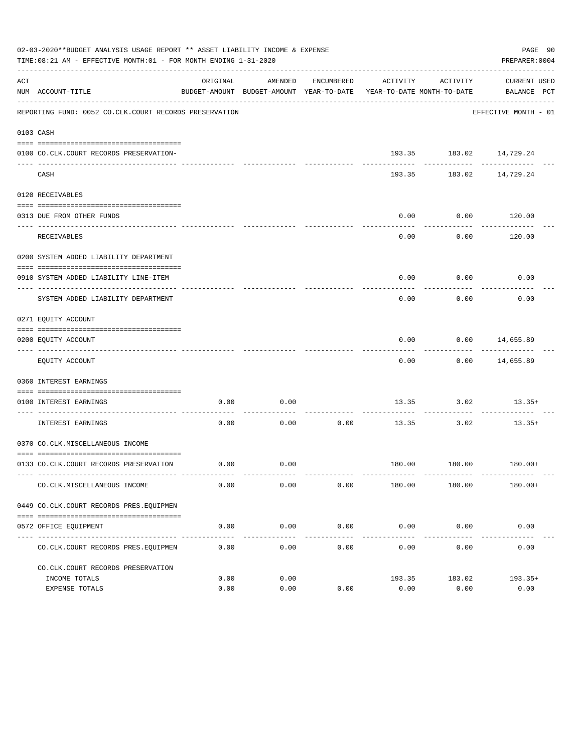02-03-2020**BUDGET ANALYSIS USAGE REPORT ** ASSET LIABILITY INCOME & EXPENSE

TIME:08:21 AM - EFFECTIVE MONTH:01 - FOR MONTH ENDING 1-31-2020

PREPARER:0004

REPORTING FUND: 0052 CO.CLK.COURT RECORDS PRESERVATION — EFFECTIVE MONTH - 01

| ACT NUM | ACCOUNT-TITLE | ORIGINAL BUDGET-AMOUNT | AMENDED BUDGET-AMOUNT | ENCUMBERED YEAR-TO-DATE | ACTIVITY YEAR-TO-DATE | ACTIVITY MONTH-TO-DATE | CURRENT BALANCE | USED PCT |
|---|---|---|---|---|---|---|---|---|
| **0103** | **CASH** | | | | | | | |
| 0100 | CO.CLK.COURT RECORDS PRESERVATION- | | | | 193.35 | 183.02 | 14,729.24 | |
| | CASH | | | | 193.35 | 183.02 | 14,729.24 | |
| **0120** | **RECEIVABLES** | | | | | | | |
| 0313 | DUE FROM OTHER FUNDS | | | | 0.00 | 0.00 | 120.00 | |
| | RECEIVABLES | | | | 0.00 | 0.00 | 120.00 | |
| **0200** | **SYSTEM ADDED LIABILITY DEPARTMENT** | | | | | | | |
| 0910 | SYSTEM ADDED LIABILITY LINE-ITEM | | | | 0.00 | 0.00 | 0.00 | |
| | SYSTEM ADDED LIABILITY DEPARTMENT | | | | 0.00 | 0.00 | 0.00 | |
| **0271** | **EQUITY ACCOUNT** | | | | | | | |
| 0200 | EQUITY ACCOUNT | | | | 0.00 | 0.00 | 14,655.89 | |
| | EQUITY ACCOUNT | | | | 0.00 | 0.00 | 14,655.89 | |
| **0360** | **INTEREST EARNINGS** | | | | | | | |
| 0100 | INTEREST EARNINGS | 0.00 | 0.00 | | 13.35 | 3.02 | 13.35+ | |
| | INTEREST EARNINGS | 0.00 | 0.00 | 0.00 | 13.35 | 3.02 | 13.35+ | |
| **0370** | **CO.CLK.MISCELLANEOUS INCOME** | | | | | | | |
| 0133 | CO.CLK.COURT RECORDS PRESERVATION | 0.00 | 0.00 | | 180.00 | 180.00 | 180.00+ | |
| | CO.CLK.MISCELLANEOUS INCOME | 0.00 | 0.00 | 0.00 | 180.00 | 180.00 | 180.00+ | |
| **0449** | **CO.CLK.COURT RECORDS PRES.EQUIPMEN** | | | | | | | |
| 0572 | OFFICE EQUIPMENT | 0.00 | 0.00 | 0.00 | 0.00 | 0.00 | 0.00 | |
| | CO.CLK.COURT RECORDS PRES.EQUIPMEN | 0.00 | 0.00 | 0.00 | 0.00 | 0.00 | 0.00 | |
| | CO.CLK.COURT RECORDS PRESERVATION | | | | | | | |
| | INCOME TOTALS | 0.00 | 0.00 | | 193.35 | 183.02 | 193.35+ | |
| | EXPENSE TOTALS | 0.00 | 0.00 | 0.00 | 0.00 | 0.00 | 0.00 | |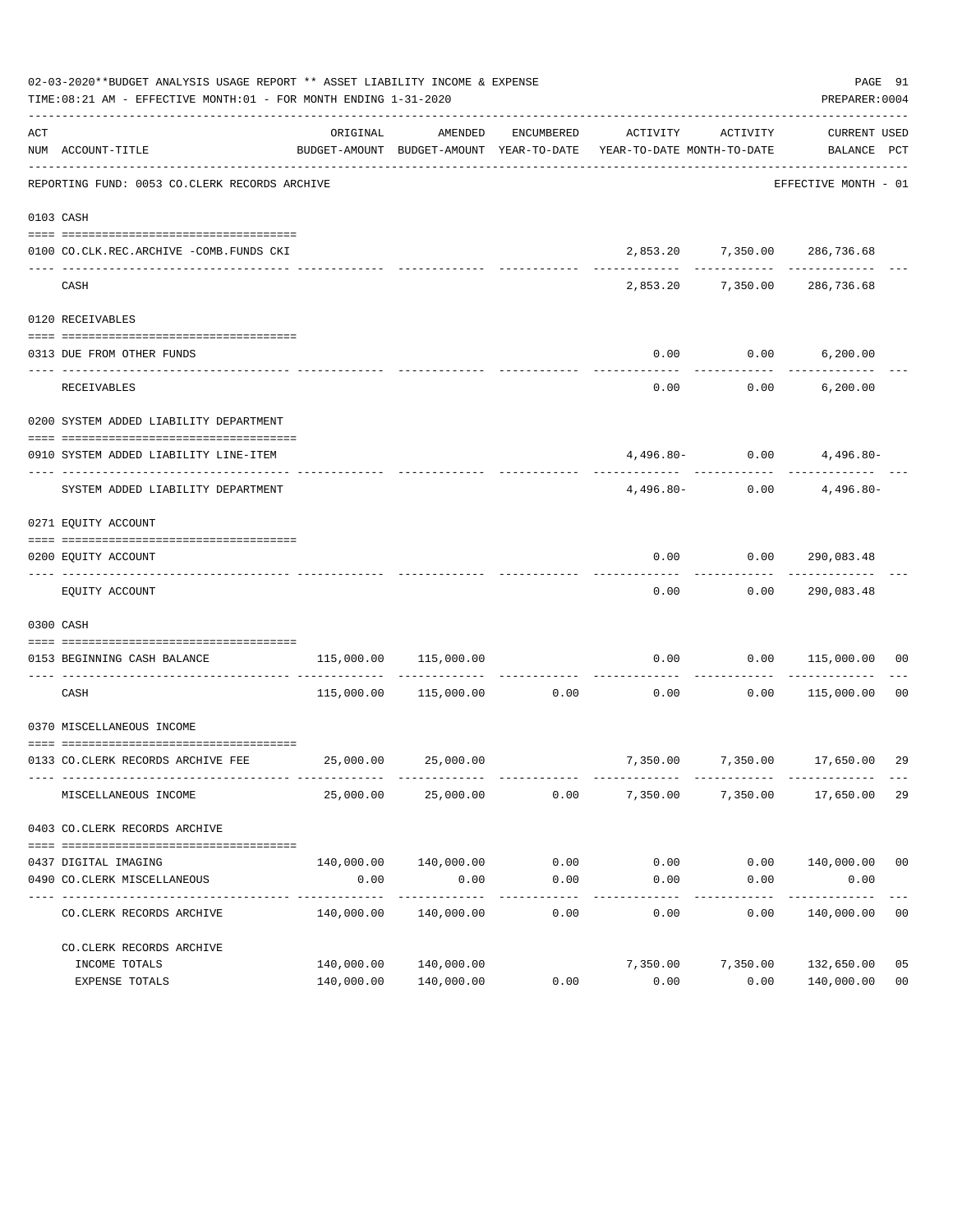02-03-2020**BUDGET ANALYSIS USAGE REPORT ** ASSET LIABILITY INCOME & EXPENSE

TIME:08:21 AM - EFFECTIVE MONTH:01 - FOR MONTH ENDING 1-31-2020

PREPARER:0004

| ACT NUM | ACCOUNT-TITLE | ORIGINAL BUDGET-AMOUNT | AMENDED BUDGET-AMOUNT | ENCUMBERED YEAR-TO-DATE | ACTIVITY YEAR-TO-DATE | ACTIVITY MONTH-TO-DATE | CURRENT BALANCE | USED PCT |
|---|---|---|---|---|---|---|---|---|
| | REPORTING FUND: 0053 CO.CLERK RECORDS ARCHIVE | | | | | | EFFECTIVE MONTH - 01 | |
| 0103 | CASH | | | | | | | |
| 0100 | CO.CLK.REC.ARCHIVE -COMB.FUNDS CKI | | | | 2,853.20 | 7,350.00 | 286,736.68 | |
| | CASH | | | | 2,853.20 | 7,350.00 | 286,736.68 | |
| 0120 | RECEIVABLES | | | | | | | |
| 0313 | DUE FROM OTHER FUNDS | | | | 0.00 | 0.00 | 6,200.00 | |
| | RECEIVABLES | | | | 0.00 | 0.00 | 6,200.00 | |
| 0200 | SYSTEM ADDED LIABILITY DEPARTMENT | | | | | | | |
| 0910 | SYSTEM ADDED LIABILITY LINE-ITEM | | | | 4,496.80- | 0.00 | 4,496.80- | |
| | SYSTEM ADDED LIABILITY DEPARTMENT | | | | 4,496.80- | 0.00 | 4,496.80- | |
| 0271 | EQUITY ACCOUNT | | | | | | | |
| 0200 | EQUITY ACCOUNT | | | | 0.00 | 0.00 | 290,083.48 | |
| | EQUITY ACCOUNT | | | | 0.00 | 0.00 | 290,083.48 | |
| 0300 | CASH | | | | | | | |
| 0153 | BEGINNING CASH BALANCE | 115,000.00 | 115,000.00 | | 0.00 | 0.00 | 115,000.00 | 00 |
| | CASH | 115,000.00 | 115,000.00 | 0.00 | 0.00 | 0.00 | 115,000.00 | 00 |
| 0370 | MISCELLANEOUS INCOME | | | | | | | |
| 0133 | CO.CLERK RECORDS ARCHIVE FEE | 25,000.00 | 25,000.00 | | 7,350.00 | 7,350.00 | 17,650.00 | 29 |
| | MISCELLANEOUS INCOME | 25,000.00 | 25,000.00 | 0.00 | 7,350.00 | 7,350.00 | 17,650.00 | 29 |
| 0403 | CO.CLERK RECORDS ARCHIVE | | | | | | | |
| 0437 | DIGITAL IMAGING | 140,000.00 | 140,000.00 | 0.00 | 0.00 | 0.00 | 140,000.00 | 00 |
| 0490 | CO.CLERK MISCELLANEOUS | 0.00 | 0.00 | 0.00 | 0.00 | 0.00 | 0.00 | |
| | CO.CLERK RECORDS ARCHIVE | 140,000.00 | 140,000.00 | 0.00 | 0.00 | 0.00 | 140,000.00 | 00 |
| | CO.CLERK RECORDS ARCHIVE | | | | | | | |
| | INCOME TOTALS | 140,000.00 | 140,000.00 | | 7,350.00 | 7,350.00 | 132,650.00 | 05 |
| | EXPENSE TOTALS | 140,000.00 | 140,000.00 | 0.00 | 0.00 | 0.00 | 140,000.00 | 00 |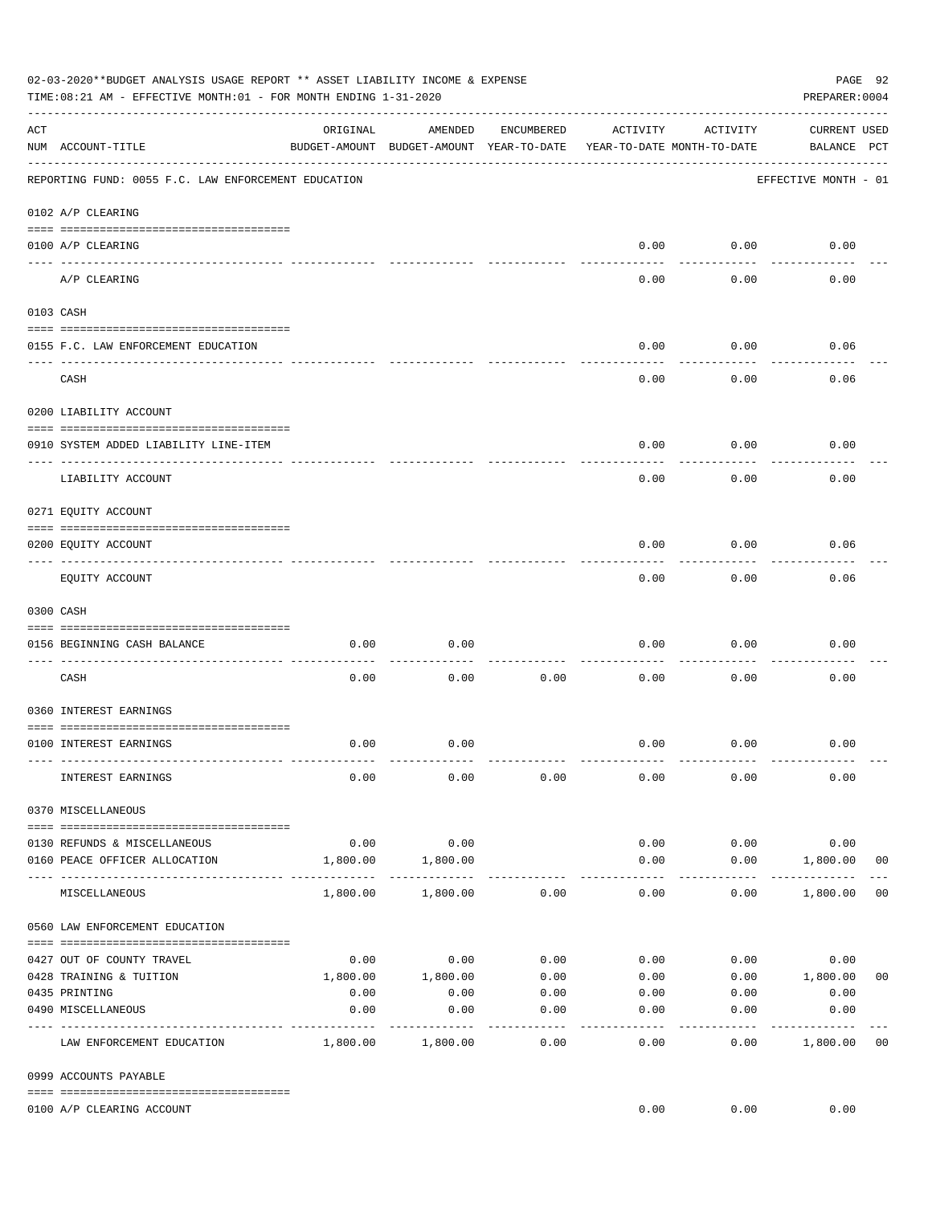02-03-2020**BUDGET ANALYSIS USAGE REPORT ** ASSET LIABILITY INCOME & EXPENSE

TIME:08:21 AM - EFFECTIVE MONTH:01 - FOR MONTH ENDING 1-31-2020

PREPARER:0004

| ACT NUM | ACCOUNT-TITLE | ORIGINAL BUDGET-AMOUNT | AMENDED BUDGET-AMOUNT | ENCUMBERED YEAR-TO-DATE | ACTIVITY YEAR-TO-DATE | ACTIVITY MONTH-TO-DATE | CURRENT BALANCE | USED PCT |
|---|---|---|---|---|---|---|---|---|
| | REPORTING FUND: 0055 F.C. LAW ENFORCEMENT EDUCATION | | | | | | EFFECTIVE MONTH - 01 | |
| | 0102 A/P CLEARING | | | | | | | |
| 0100 | A/P CLEARING | | | | 0.00 | 0.00 | 0.00 | |
| | A/P CLEARING | | | | 0.00 | 0.00 | 0.00 | |
| | 0103 CASH | | | | | | | |
| 0155 | F.C. LAW ENFORCEMENT EDUCATION | | | | 0.00 | 0.00 | 0.06 | |
| | CASH | | | | 0.00 | 0.00 | 0.06 | |
| | 0200 LIABILITY ACCOUNT | | | | | | | |
| 0910 | SYSTEM ADDED LIABILITY LINE-ITEM | | | | 0.00 | 0.00 | 0.00 | |
| | LIABILITY ACCOUNT | | | | 0.00 | 0.00 | 0.00 | |
| | 0271 EQUITY ACCOUNT | | | | | | | |
| 0200 | EQUITY ACCOUNT | | | | 0.00 | 0.00 | 0.06 | |
| | EQUITY ACCOUNT | | | | 0.00 | 0.00 | 0.06 | |
| | 0300 CASH | | | | | | | |
| 0156 | BEGINNING CASH BALANCE | 0.00 | 0.00 | | 0.00 | 0.00 | 0.00 | |
| | CASH | 0.00 | 0.00 | 0.00 | 0.00 | 0.00 | 0.00 | |
| | 0360 INTEREST EARNINGS | | | | | | | |
| 0100 | INTEREST EARNINGS | 0.00 | 0.00 | | 0.00 | 0.00 | 0.00 | |
| | INTEREST EARNINGS | 0.00 | 0.00 | 0.00 | 0.00 | 0.00 | 0.00 | |
| | 0370 MISCELLANEOUS | | | | | | | |
| 0130 | REFUNDS & MISCELLANEOUS | 0.00 | 0.00 | | 0.00 | 0.00 | 0.00 | |
| 0160 | PEACE OFFICER ALLOCATION | 1,800.00 | 1,800.00 | | 0.00 | 0.00 | 1,800.00 | 00 |
| | MISCELLANEOUS | 1,800.00 | 1,800.00 | 0.00 | 0.00 | 0.00 | 1,800.00 | 00 |
| | 0560 LAW ENFORCEMENT EDUCATION | | | | | | | |
| 0427 | OUT OF COUNTY TRAVEL | 0.00 | 0.00 | 0.00 | 0.00 | 0.00 | 0.00 | |
| 0428 | TRAINING & TUITION | 1,800.00 | 1,800.00 | 0.00 | 0.00 | 0.00 | 1,800.00 | 00 |
| 0435 | PRINTING | 0.00 | 0.00 | 0.00 | 0.00 | 0.00 | 0.00 | |
| 0490 | MISCELLANEOUS | 0.00 | 0.00 | 0.00 | 0.00 | 0.00 | 0.00 | |
| | LAW ENFORCEMENT EDUCATION | 1,800.00 | 1,800.00 | 0.00 | 0.00 | 0.00 | 1,800.00 | 00 |
| | 0999 ACCOUNTS PAYABLE | | | | | | | |
| 0100 | A/P CLEARING ACCOUNT | | | | 0.00 | 0.00 | 0.00 | |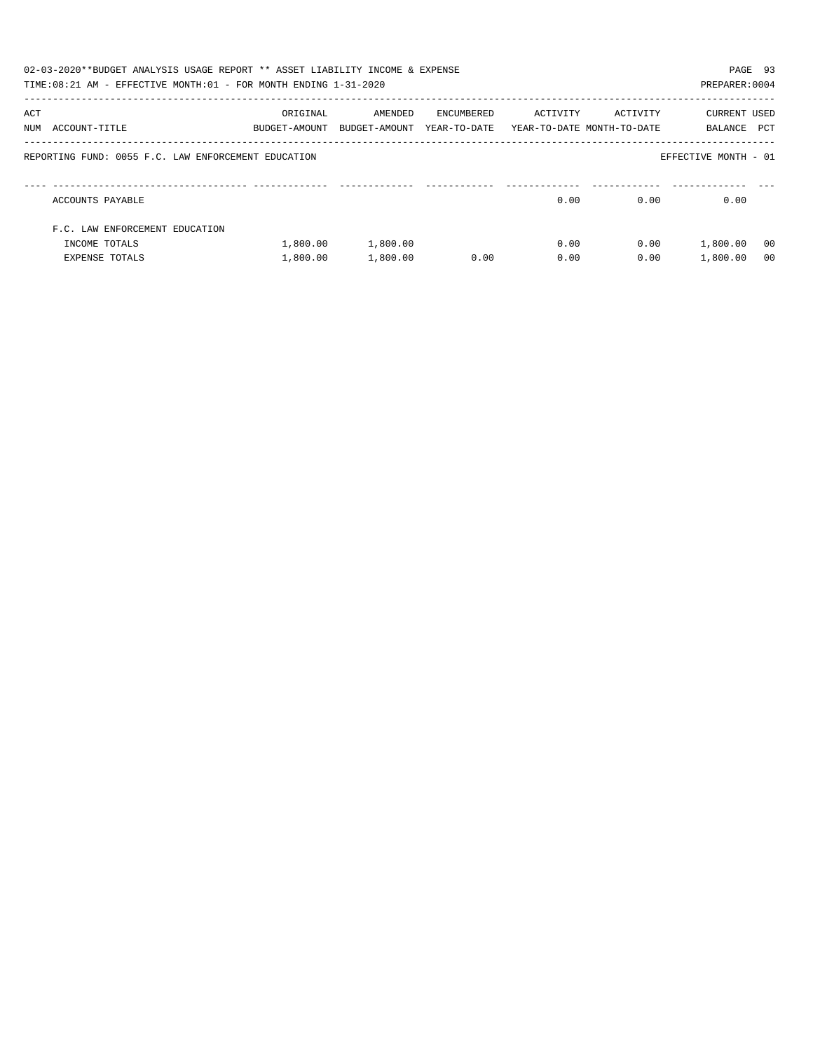02-03-2020**BUDGET ANALYSIS USAGE REPORT ** ASSET LIABILITY INCOME & EXPENSE

TIME:08:21 AM - EFFECTIVE MONTH:01 - FOR MONTH ENDING 1-31-2020

PREPARER:0004

| ACT NUM | ACCOUNT-TITLE | ORIGINAL BUDGET-AMOUNT | AMENDED BUDGET-AMOUNT | ENCUMBERED YEAR-TO-DATE | ACTIVITY YEAR-TO-DATE | ACTIVITY MONTH-TO-DATE | CURRENT BALANCE | USED PCT |
|---|---|---|---|---|---|---|---|---|
| | REPORTING FUND: 0055 F.C. LAW ENFORCEMENT EDUCATION | | | | | | EFFECTIVE MONTH - 01 | |
| | ACCOUNTS PAYABLE | | | | 0.00 | 0.00 | 0.00 | |
| | F.C. LAW ENFORCEMENT EDUCATION | | | | | | | |
| | INCOME TOTALS | 1,800.00 | 1,800.00 | | 0.00 | 0.00 | 1,800.00 | 00 |
| | EXPENSE TOTALS | 1,800.00 | 1,800.00 | 0.00 | 0.00 | 0.00 | 1,800.00 | 00 |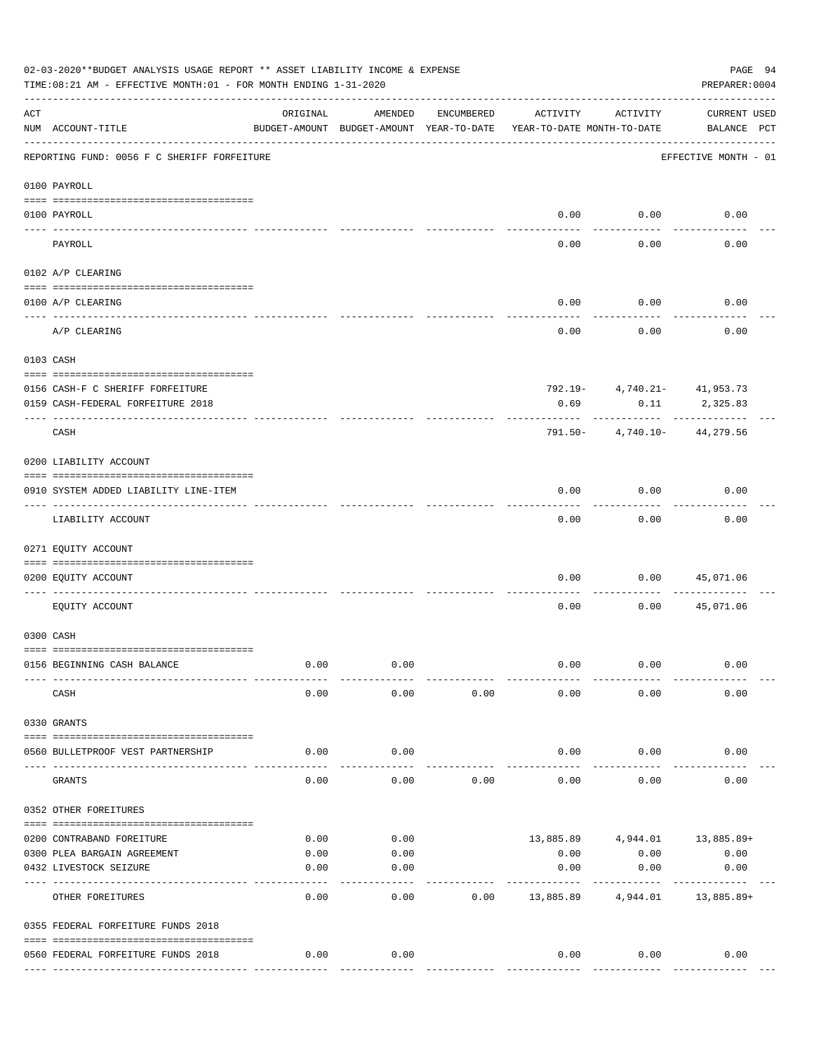02-03-2020**BUDGET ANALYSIS USAGE REPORT ** ASSET LIABILITY INCOME & EXPENSE

TIME:08:21 AM - EFFECTIVE MONTH:01 - FOR MONTH ENDING 1-31-2020

PREPARER:0004

| ACT NUM | ACCOUNT-TITLE | ORIGINAL BUDGET-AMOUNT | AMENDED BUDGET-AMOUNT | ENCUMBERED YEAR-TO-DATE | ACTIVITY YEAR-TO-DATE | ACTIVITY MONTH-TO-DATE | CURRENT USED BALANCE | PCT |
|---|---|---|---|---|---|---|---|---|
| | REPORTING FUND: 0056 F C SHERIFF FORFEITURE | | | | | | EFFECTIVE MONTH - 01 | |
| | **0100 PAYROLL** | | | | | | | |
| 0100 | PAYROLL | | | | 0.00 | 0.00 | 0.00 | |
| | PAYROLL | | | | 0.00 | 0.00 | 0.00 | |
| | **0102 A/P CLEARING** | | | | | | | |
| 0100 | A/P CLEARING | | | | 0.00 | 0.00 | 0.00 | |
| | A/P CLEARING | | | | 0.00 | 0.00 | 0.00 | |
| | **0103 CASH** | | | | | | | |
| 0156 | CASH-F C SHERIFF FORFEITURE | | | | 792.19- | 4,740.21- | 41,953.73 | |
| 0159 | CASH-FEDERAL FORFEITURE 2018 | | | | 0.69 | 0.11 | 2,325.83 | |
| | CASH | | | | 791.50- | 4,740.10- | 44,279.56 | |
| | **0200 LIABILITY ACCOUNT** | | | | | | | |
| 0910 | SYSTEM ADDED LIABILITY LINE-ITEM | | | | 0.00 | 0.00 | 0.00 | |
| | LIABILITY ACCOUNT | | | | 0.00 | 0.00 | 0.00 | |
| | **0271 EQUITY ACCOUNT** | | | | | | | |
| 0200 | EQUITY ACCOUNT | | | | 0.00 | 0.00 | 45,071.06 | |
| | EQUITY ACCOUNT | | | | 0.00 | 0.00 | 45,071.06 | |
| | **0300 CASH** | | | | | | | |
| 0156 | BEGINNING CASH BALANCE | 0.00 | 0.00 | | 0.00 | 0.00 | 0.00 | |
| | CASH | 0.00 | 0.00 | 0.00 | 0.00 | 0.00 | 0.00 | |
| | **0330 GRANTS** | | | | | | | |
| 0560 | BULLETPROOF VEST PARTNERSHIP | 0.00 | 0.00 | | 0.00 | 0.00 | 0.00 | |
| | GRANTS | 0.00 | 0.00 | 0.00 | 0.00 | 0.00 | 0.00 | |
| | **0352 OTHER FOREITURES** | | | | | | | |
| 0200 | CONTRABAND FOREITURE | 0.00 | 0.00 | | 13,885.89 | 4,944.01 | 13,885.89+ | |
| 0300 | PLEA BARGAIN AGREEMENT | 0.00 | 0.00 | | 0.00 | 0.00 | 0.00 | |
| 0432 | LIVESTOCK SEIZURE | 0.00 | 0.00 | | 0.00 | 0.00 | 0.00 | |
| | OTHER FOREITURES | 0.00 | 0.00 | 0.00 | 13,885.89 | 4,944.01 | 13,885.89+ | |
| | **0355 FEDERAL FORFEITURE FUNDS 2018** | | | | | | | |
| 0560 | FEDERAL FORFEITURE FUNDS 2018 | 0.00 | 0.00 | | 0.00 | 0.00 | 0.00 | |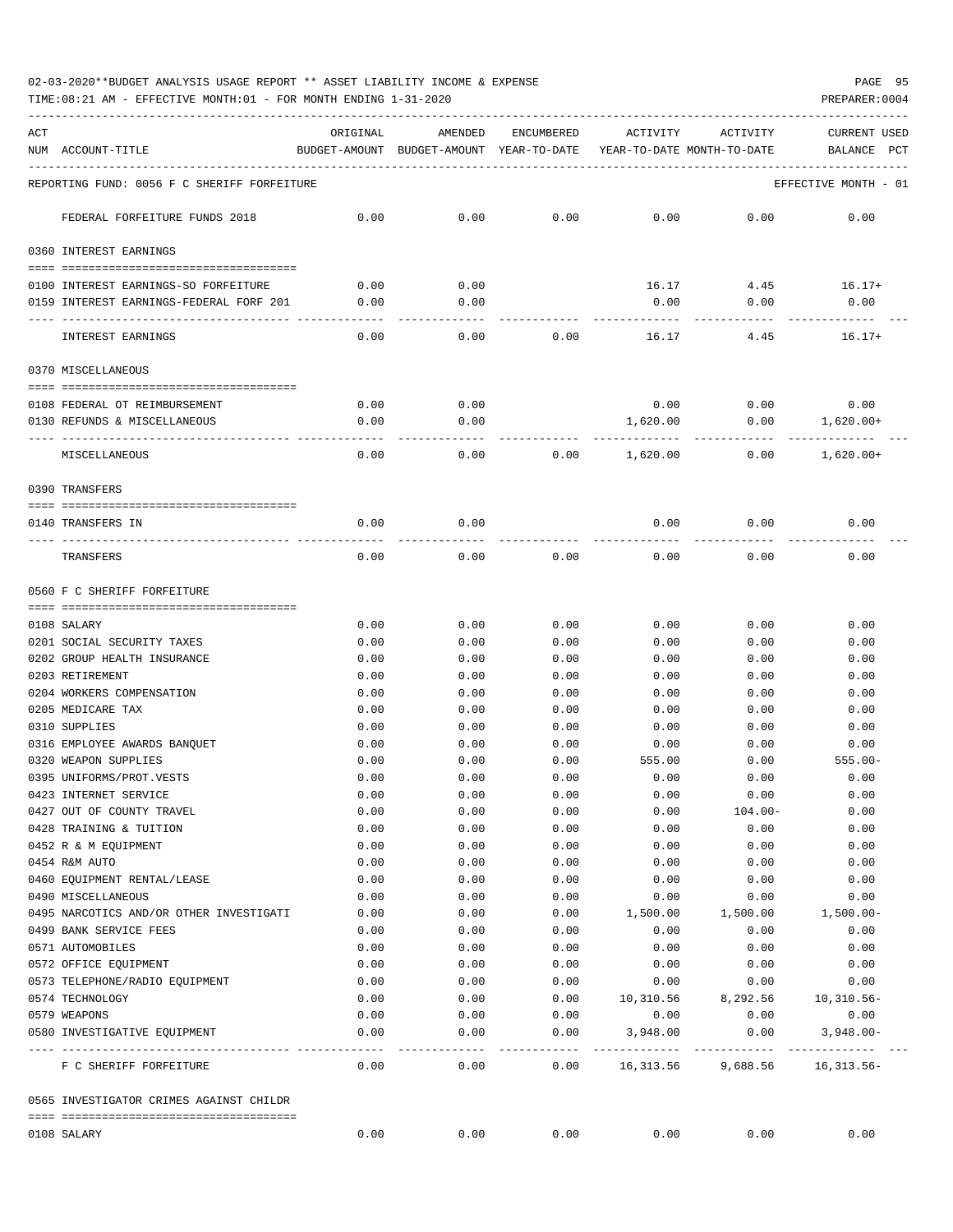02-03-2020**BUDGET ANALYSIS USAGE REPORT ** ASSET LIABILITY INCOME & EXPENSE

TIME:08:21 AM - EFFECTIVE MONTH:01 - FOR MONTH ENDING 1-31-2020

PREPARER:0004

| ACT NUM | ACCOUNT-TITLE | ORIGINAL BUDGET-AMOUNT | AMENDED BUDGET-AMOUNT | ENCUMBERED YEAR-TO-DATE | ACTIVITY YEAR-TO-DATE | ACTIVITY MONTH-TO-DATE | CURRENT USED BALANCE PCT |
|---|---|---|---|---|---|---|---|
| REPORTING FUND: 0056 F C SHERIFF FORFEITURE | | | | | | | EFFECTIVE MONTH - 01 |
| | FEDERAL FORFEITURE FUNDS 2018 | 0.00 | 0.00 | 0.00 | 0.00 | 0.00 | 0.00 |
| 0360 | INTEREST EARNINGS | | | | | | |
| 0100 | INTEREST EARNINGS-SO FORFEITURE | 0.00 | 0.00 | | 16.17 | 4.45 | 16.17+ |
| 0159 | INTEREST EARNINGS-FEDERAL FORF 201 | 0.00 | 0.00 | | 0.00 | 0.00 | 0.00 |
| | INTEREST EARNINGS | 0.00 | 0.00 | 0.00 | 16.17 | 4.45 | 16.17+ |
| 0370 | MISCELLANEOUS | | | | | | |
| 0108 | FEDERAL OT REIMBURSEMENT | 0.00 | 0.00 | | 0.00 | 0.00 | 0.00 |
| 0130 | REFUNDS & MISCELLANEOUS | 0.00 | 0.00 | | 1,620.00 | 0.00 | 1,620.00+ |
| | MISCELLANEOUS | 0.00 | 0.00 | 0.00 | 1,620.00 | 0.00 | 1,620.00+ |
| 0390 | TRANSFERS | | | | | | |
| 0140 | TRANSFERS IN | 0.00 | 0.00 | | 0.00 | 0.00 | 0.00 |
| | TRANSFERS | 0.00 | 0.00 | 0.00 | 0.00 | 0.00 | 0.00 |
| 0560 | F C SHERIFF FORFEITURE | | | | | | |
| 0108 | SALARY | 0.00 | 0.00 | 0.00 | 0.00 | 0.00 | 0.00 |
| 0201 | SOCIAL SECURITY TAXES | 0.00 | 0.00 | 0.00 | 0.00 | 0.00 | 0.00 |
| 0202 | GROUP HEALTH INSURANCE | 0.00 | 0.00 | 0.00 | 0.00 | 0.00 | 0.00 |
| 0203 | RETIREMENT | 0.00 | 0.00 | 0.00 | 0.00 | 0.00 | 0.00 |
| 0204 | WORKERS COMPENSATION | 0.00 | 0.00 | 0.00 | 0.00 | 0.00 | 0.00 |
| 0205 | MEDICARE TAX | 0.00 | 0.00 | 0.00 | 0.00 | 0.00 | 0.00 |
| 0310 | SUPPLIES | 0.00 | 0.00 | 0.00 | 0.00 | 0.00 | 0.00 |
| 0316 | EMPLOYEE AWARDS BANQUET | 0.00 | 0.00 | 0.00 | 0.00 | 0.00 | 0.00 |
| 0320 | WEAPON SUPPLIES | 0.00 | 0.00 | 0.00 | 555.00 | 0.00 | 555.00- |
| 0395 | UNIFORMS/PROT.VESTS | 0.00 | 0.00 | 0.00 | 0.00 | 0.00 | 0.00 |
| 0423 | INTERNET SERVICE | 0.00 | 0.00 | 0.00 | 0.00 | 0.00 | 0.00 |
| 0427 | OUT OF COUNTY TRAVEL | 0.00 | 0.00 | 0.00 | 0.00 | 104.00- | 0.00 |
| 0428 | TRAINING & TUITION | 0.00 | 0.00 | 0.00 | 0.00 | 0.00 | 0.00 |
| 0452 | R & M EQUIPMENT | 0.00 | 0.00 | 0.00 | 0.00 | 0.00 | 0.00 |
| 0454 | R&M AUTO | 0.00 | 0.00 | 0.00 | 0.00 | 0.00 | 0.00 |
| 0460 | EQUIPMENT RENTAL/LEASE | 0.00 | 0.00 | 0.00 | 0.00 | 0.00 | 0.00 |
| 0490 | MISCELLANEOUS | 0.00 | 0.00 | 0.00 | 0.00 | 0.00 | 0.00 |
| 0495 | NARCOTICS AND/OR OTHER INVESTIGATI | 0.00 | 0.00 | 0.00 | 1,500.00 | 1,500.00 | 1,500.00- |
| 0499 | BANK SERVICE FEES | 0.00 | 0.00 | 0.00 | 0.00 | 0.00 | 0.00 |
| 0571 | AUTOMOBILES | 0.00 | 0.00 | 0.00 | 0.00 | 0.00 | 0.00 |
| 0572 | OFFICE EQUIPMENT | 0.00 | 0.00 | 0.00 | 0.00 | 0.00 | 0.00 |
| 0573 | TELEPHONE/RADIO EQUIPMENT | 0.00 | 0.00 | 0.00 | 0.00 | 0.00 | 0.00 |
| 0574 | TECHNOLOGY | 0.00 | 0.00 | 0.00 | 10,310.56 | 8,292.56 | 10,310.56- |
| 0579 | WEAPONS | 0.00 | 0.00 | 0.00 | 0.00 | 0.00 | 0.00 |
| 0580 | INVESTIGATIVE EQUIPMENT | 0.00 | 0.00 | 0.00 | 3,948.00 | 0.00 | 3,948.00- |
| | F C SHERIFF FORFEITURE | 0.00 | 0.00 | 0.00 | 16,313.56 | 9,688.56 | 16,313.56- |
| 0565 | INVESTIGATOR CRIMES AGAINST CHILDR | | | | | | |
| 0108 | SALARY | 0.00 | 0.00 | 0.00 | 0.00 | 0.00 | 0.00 |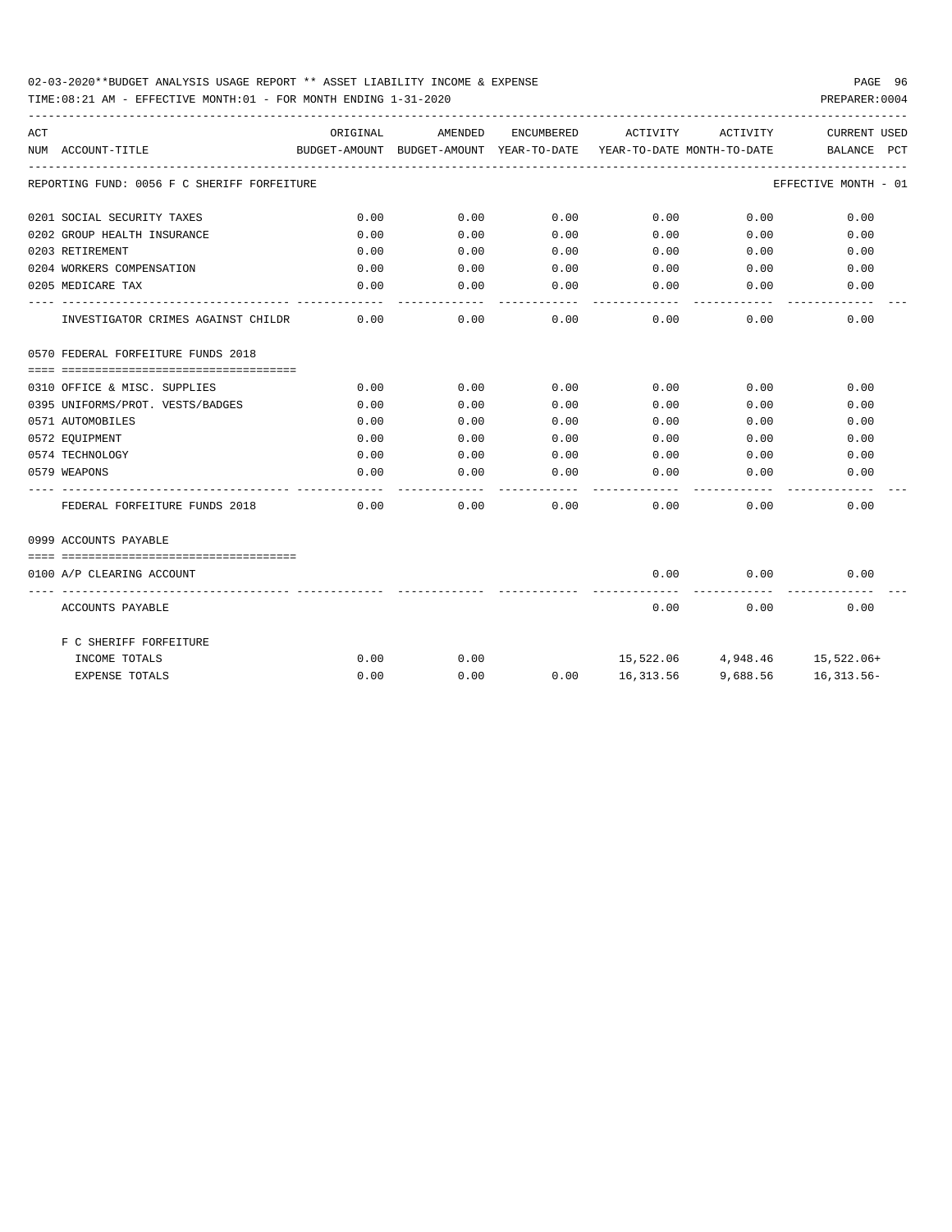02-03-2020**BUDGET ANALYSIS USAGE REPORT ** ASSET LIABILITY INCOME & EXPENSE

TIME:08:21 AM - EFFECTIVE MONTH:01 - FOR MONTH ENDING 1-31-2020

PREPARER:0004

| ACT NUM | ACCOUNT-TITLE | ORIGINAL BUDGET-AMOUNT | AMENDED BUDGET-AMOUNT | ENCUMBERED YEAR-TO-DATE | ACTIVITY YEAR-TO-DATE | ACTIVITY MONTH-TO-DATE | CURRENT BALANCE | USED PCT |
|---|---|---|---|---|---|---|---|---|
| | REPORTING FUND: 0056 F C SHERIFF FORFEITURE | | | | | | EFFECTIVE MONTH - 01 | |
| 0201 | SOCIAL SECURITY TAXES | 0.00 | 0.00 | 0.00 | 0.00 | 0.00 | 0.00 | |
| 0202 | GROUP HEALTH INSURANCE | 0.00 | 0.00 | 0.00 | 0.00 | 0.00 | 0.00 | |
| 0203 | RETIREMENT | 0.00 | 0.00 | 0.00 | 0.00 | 0.00 | 0.00 | |
| 0204 | WORKERS COMPENSATION | 0.00 | 0.00 | 0.00 | 0.00 | 0.00 | 0.00 | |
| 0205 | MEDICARE TAX | 0.00 | 0.00 | 0.00 | 0.00 | 0.00 | 0.00 | |
| | INVESTIGATOR CRIMES AGAINST CHILDR | 0.00 | 0.00 | 0.00 | 0.00 | 0.00 | 0.00 | |
| 0570 | FEDERAL FORFEITURE FUNDS 2018 | | | | | | | |
| 0310 | OFFICE & MISC. SUPPLIES | 0.00 | 0.00 | 0.00 | 0.00 | 0.00 | 0.00 | |
| 0395 | UNIFORMS/PROT. VESTS/BADGES | 0.00 | 0.00 | 0.00 | 0.00 | 0.00 | 0.00 | |
| 0571 | AUTOMOBILES | 0.00 | 0.00 | 0.00 | 0.00 | 0.00 | 0.00 | |
| 0572 | EQUIPMENT | 0.00 | 0.00 | 0.00 | 0.00 | 0.00 | 0.00 | |
| 0574 | TECHNOLOGY | 0.00 | 0.00 | 0.00 | 0.00 | 0.00 | 0.00 | |
| 0579 | WEAPONS | 0.00 | 0.00 | 0.00 | 0.00 | 0.00 | 0.00 | |
| | FEDERAL FORFEITURE FUNDS 2018 | 0.00 | 0.00 | 0.00 | 0.00 | 0.00 | 0.00 | |
| 0999 | ACCOUNTS PAYABLE | | | | | | | |
| 0100 | A/P CLEARING ACCOUNT | | | | 0.00 | 0.00 | 0.00 | |
| | ACCOUNTS PAYABLE | | | | 0.00 | 0.00 | 0.00 | |
| | F C SHERIFF FORFEITURE | | | | | | | |
| | INCOME TOTALS | 0.00 | 0.00 | | 15,522.06 | 4,948.46 | 15,522.06+ | |
| | EXPENSE TOTALS | 0.00 | 0.00 | 0.00 | 16,313.56 | 9,688.56 | 16,313.56- | |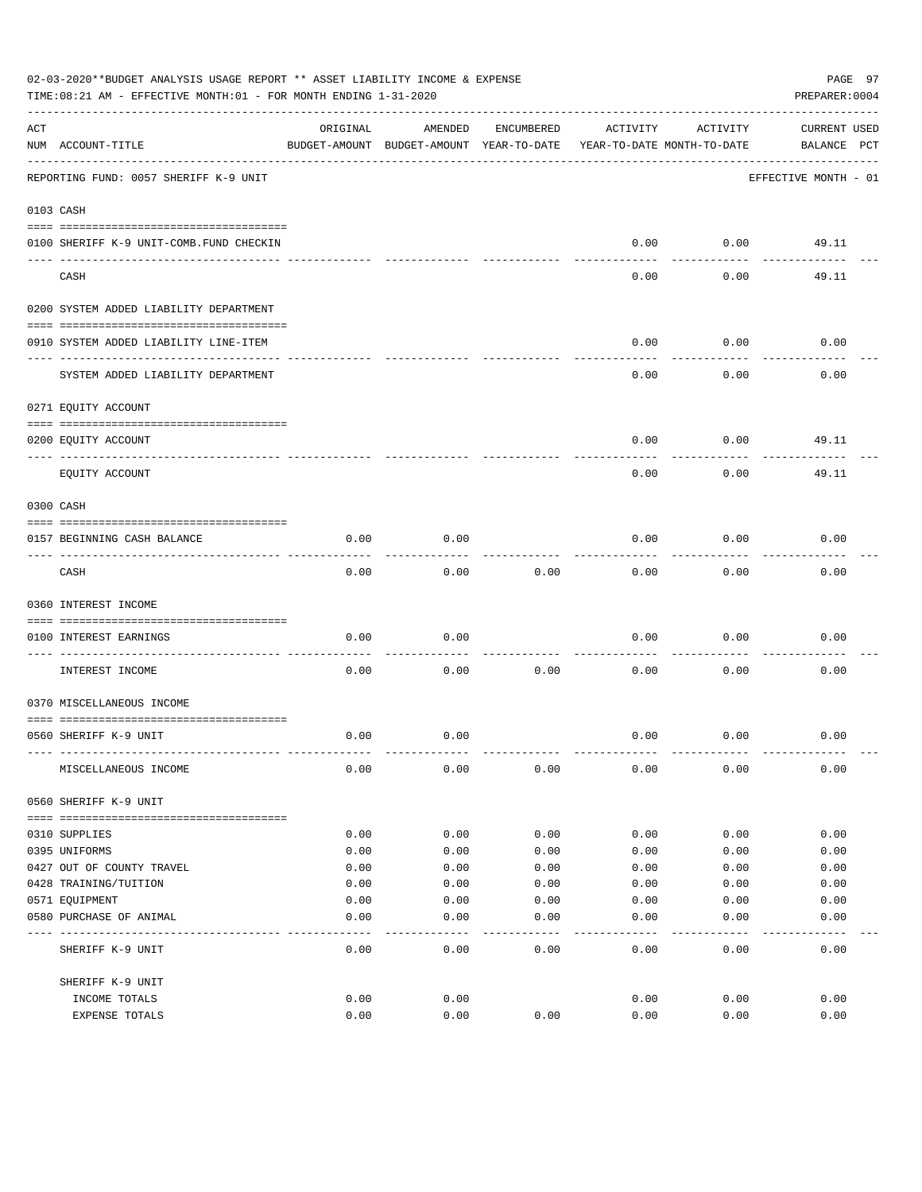02-03-2020**BUDGET ANALYSIS USAGE REPORT ** ASSET LIABILITY INCOME & EXPENSE

TIME:08:21 AM - EFFECTIVE MONTH:01 - FOR MONTH ENDING 1-31-2020

PREPARER:0004

REPORTING FUND: 0057 SHERIFF K-9 UNIT — EFFECTIVE MONTH - 01

| ACT NUM | ACCOUNT-TITLE | ORIGINAL BUDGET-AMOUNT | AMENDED BUDGET-AMOUNT | ENCUMBERED YEAR-TO-DATE | ACTIVITY YEAR-TO-DATE | ACTIVITY MONTH-TO-DATE | CURRENT BALANCE | USED PCT |
|---|---|---|---|---|---|---|---|---|
| **0103** | **CASH** | | | | | | | |
| 0100 | SHERIFF K-9 UNIT-COMB.FUND CHECKIN | | | | 0.00 | 0.00 | 49.11 | |
| | CASH | | | | 0.00 | 0.00 | 49.11 | |
| **0200** | **SYSTEM ADDED LIABILITY DEPARTMENT** | | | | | | | |
| 0910 | SYSTEM ADDED LIABILITY LINE-ITEM | | | | 0.00 | 0.00 | 0.00 | |
| | SYSTEM ADDED LIABILITY DEPARTMENT | | | | 0.00 | 0.00 | 0.00 | |
| **0271** | **EQUITY ACCOUNT** | | | | | | | |
| 0200 | EQUITY ACCOUNT | | | | 0.00 | 0.00 | 49.11 | |
| | EQUITY ACCOUNT | | | | 0.00 | 0.00 | 49.11 | |
| **0300** | **CASH** | | | | | | | |
| 0157 | BEGINNING CASH BALANCE | 0.00 | 0.00 | | 0.00 | 0.00 | 0.00 | |
| | CASH | 0.00 | 0.00 | 0.00 | 0.00 | 0.00 | 0.00 | |
| **0360** | **INTEREST INCOME** | | | | | | | |
| 0100 | INTEREST EARNINGS | 0.00 | 0.00 | | 0.00 | 0.00 | 0.00 | |
| | INTEREST INCOME | 0.00 | 0.00 | 0.00 | 0.00 | 0.00 | 0.00 | |
| **0370** | **MISCELLANEOUS INCOME** | | | | | | | |
| 0560 | SHERIFF K-9 UNIT | 0.00 | 0.00 | | 0.00 | 0.00 | 0.00 | |
| | MISCELLANEOUS INCOME | 0.00 | 0.00 | 0.00 | 0.00 | 0.00 | 0.00 | |
| **0560** | **SHERIFF K-9 UNIT** | | | | | | | |
| 0310 | SUPPLIES | 0.00 | 0.00 | 0.00 | 0.00 | 0.00 | 0.00 | |
| 0395 | UNIFORMS | 0.00 | 0.00 | 0.00 | 0.00 | 0.00 | 0.00 | |
| 0427 | OUT OF COUNTY TRAVEL | 0.00 | 0.00 | 0.00 | 0.00 | 0.00 | 0.00 | |
| 0428 | TRAINING/TUITION | 0.00 | 0.00 | 0.00 | 0.00 | 0.00 | 0.00 | |
| 0571 | EQUIPMENT | 0.00 | 0.00 | 0.00 | 0.00 | 0.00 | 0.00 | |
| 0580 | PURCHASE OF ANIMAL | 0.00 | 0.00 | 0.00 | 0.00 | 0.00 | 0.00 | |
| | SHERIFF K-9 UNIT | 0.00 | 0.00 | 0.00 | 0.00 | 0.00 | 0.00 | |
| | SHERIFF K-9 UNIT | | | | | | | |
| | INCOME TOTALS | 0.00 | 0.00 | | 0.00 | 0.00 | 0.00 | |
| | EXPENSE TOTALS | 0.00 | 0.00 | 0.00 | 0.00 | 0.00 | 0.00 | |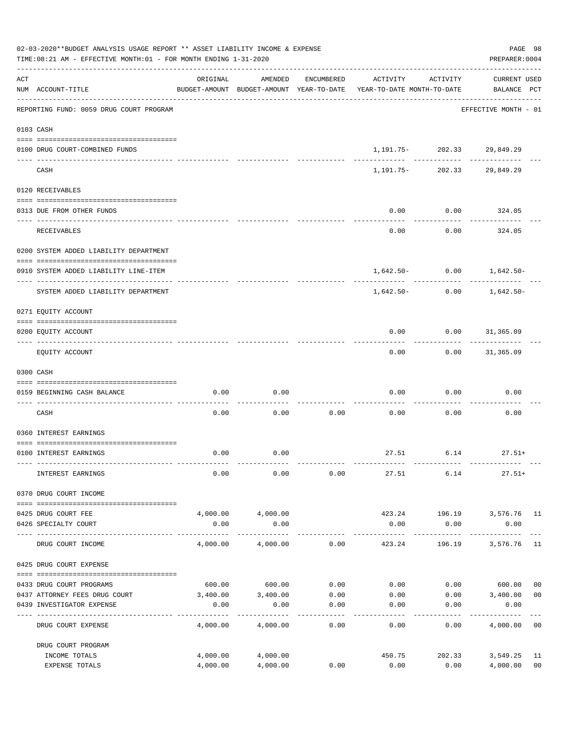02-03-2020**BUDGET ANALYSIS USAGE REPORT ** ASSET LIABILITY INCOME & EXPENSE

TIME:08:21 AM - EFFECTIVE MONTH:01 - FOR MONTH ENDING 1-31-2020

PREPARER:0004

| ACT NUM | ACCOUNT-TITLE | ORIGINAL BUDGET-AMOUNT | AMENDED BUDGET-AMOUNT | ENCUMBERED YEAR-TO-DATE | ACTIVITY YEAR-TO-DATE | ACTIVITY MONTH-TO-DATE | CURRENT BALANCE | USED PCT |
|---|---|---|---|---|---|---|---|---|
| | REPORTING FUND: 0059 DRUG COURT PROGRAM | | | | | | EFFECTIVE MONTH - 01 | |
| 0103 | CASH | | | | | | | |
| 0100 | DRUG COURT-COMBINED FUNDS | | | | 1,191.75- | 202.33 | 29,849.29 | |
| | CASH | | | | 1,191.75- | 202.33 | 29,849.29 | |
| 0120 | RECEIVABLES | | | | | | | |
| 0313 | DUE FROM OTHER FUNDS | | | | 0.00 | 0.00 | 324.05 | |
| | RECEIVABLES | | | | 0.00 | 0.00 | 324.05 | |
| 0200 | SYSTEM ADDED LIABILITY DEPARTMENT | | | | | | | |
| 0910 | SYSTEM ADDED LIABILITY LINE-ITEM | | | | 1,642.50- | 0.00 | 1,642.50- | |
| | SYSTEM ADDED LIABILITY DEPARTMENT | | | | 1,642.50- | 0.00 | 1,642.50- | |
| 0271 | EQUITY ACCOUNT | | | | | | | |
| 0200 | EQUITY ACCOUNT | | | | 0.00 | 0.00 | 31,365.09 | |
| | EQUITY ACCOUNT | | | | 0.00 | 0.00 | 31,365.09 | |
| 0300 | CASH | | | | | | | |
| 0159 | BEGINNING CASH BALANCE | 0.00 | 0.00 | | 0.00 | 0.00 | 0.00 | |
| | CASH | 0.00 | 0.00 | 0.00 | 0.00 | 0.00 | 0.00 | |
| 0360 | INTEREST EARNINGS | | | | | | | |
| 0100 | INTEREST EARNINGS | 0.00 | 0.00 | | 27.51 | 6.14 | 27.51+ | |
| | INTEREST EARNINGS | 0.00 | 0.00 | 0.00 | 27.51 | 6.14 | 27.51+ | |
| 0370 | DRUG COURT INCOME | | | | | | | |
| 0425 | DRUG COURT FEE | 4,000.00 | 4,000.00 | | 423.24 | 196.19 | 3,576.76 | 11 |
| 0426 | SPECIALTY COURT | 0.00 | 0.00 | | 0.00 | 0.00 | 0.00 | |
| | DRUG COURT INCOME | 4,000.00 | 4,000.00 | 0.00 | 423.24 | 196.19 | 3,576.76 | 11 |
| 0425 | DRUG COURT EXPENSE | | | | | | | |
| 0433 | DRUG COURT PROGRAMS | 600.00 | 600.00 | 0.00 | 0.00 | 0.00 | 600.00 | 00 |
| 0437 | ATTORNEY FEES DRUG COURT | 3,400.00 | 3,400.00 | 0.00 | 0.00 | 0.00 | 3,400.00 | 00 |
| 0439 | INVESTIGATOR EXPENSE | 0.00 | 0.00 | 0.00 | 0.00 | 0.00 | 0.00 | |
| | DRUG COURT EXPENSE | 4,000.00 | 4,000.00 | 0.00 | 0.00 | 0.00 | 4,000.00 | 00 |
| | DRUG COURT PROGRAM | | | | | | | |
| | INCOME TOTALS | 4,000.00 | 4,000.00 | | 450.75 | 202.33 | 3,549.25 | 11 |
| | EXPENSE TOTALS | 4,000.00 | 4,000.00 | 0.00 | 0.00 | 0.00 | 4,000.00 | 00 |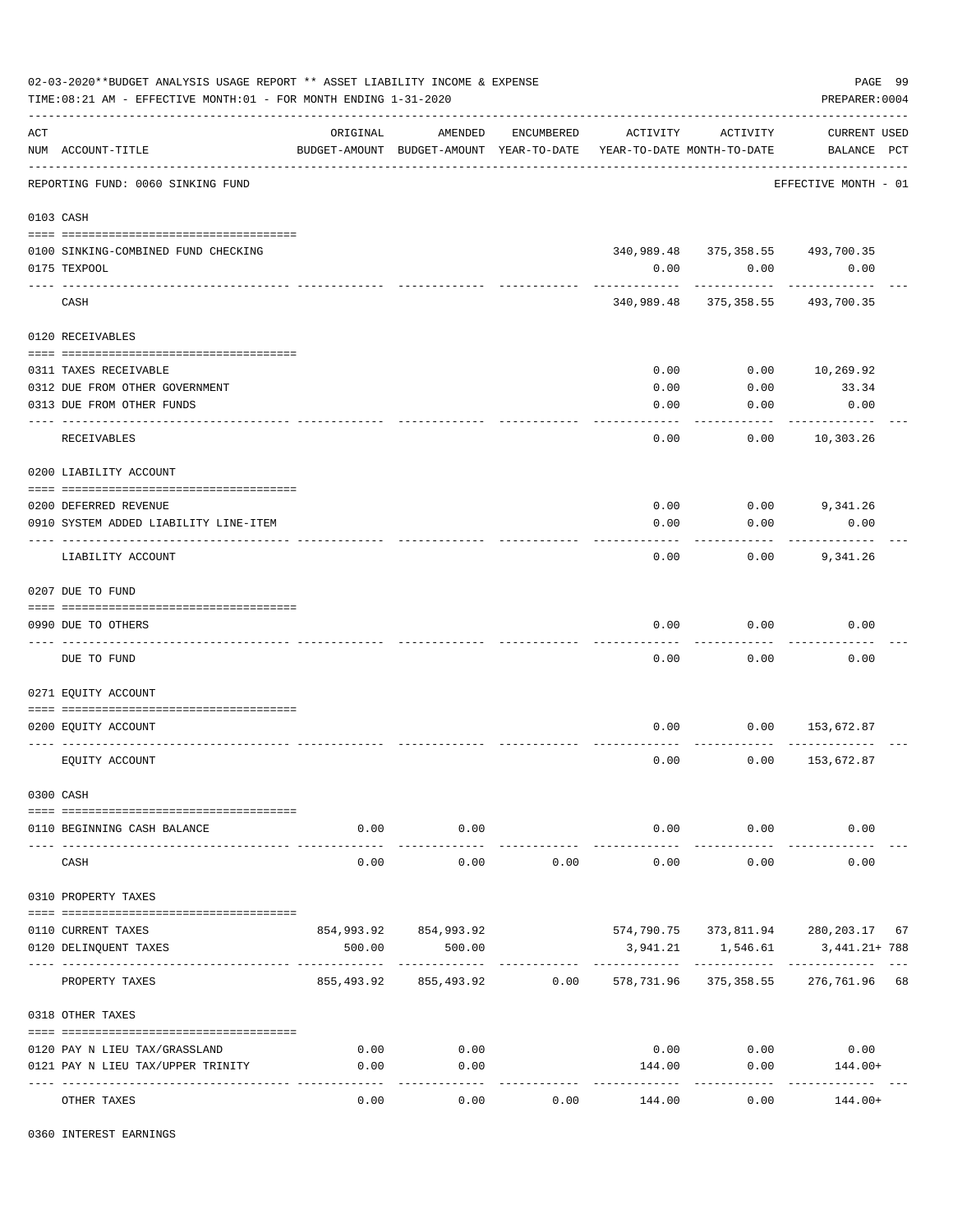02-03-2020**BUDGET ANALYSIS USAGE REPORT ** ASSET LIABILITY INCOME & EXPENSE

TIME:08:21 AM - EFFECTIVE MONTH:01 - FOR MONTH ENDING 1-31-2020

PREPARER:0004

| ACT NUM | ACCOUNT-TITLE | ORIGINAL BUDGET-AMOUNT | AMENDED BUDGET-AMOUNT | ENCUMBERED YEAR-TO-DATE | ACTIVITY YEAR-TO-DATE | ACTIVITY MONTH-TO-DATE | CURRENT USED BALANCE | PCT |
|---|---|---|---|---|---|---|---|---|
| | REPORTING FUND: 0060 SINKING FUND | | | | | | EFFECTIVE MONTH - 01 | |
| 0103 | CASH | | | | | | | |
| 0100 | SINKING-COMBINED FUND CHECKING | | | | 340,989.48 | 375,358.55 | 493,700.35 | |
| 0175 | TEXPOOL | | | | 0.00 | 0.00 | 0.00 | |
| | CASH | | | | 340,989.48 | 375,358.55 | 493,700.35 | |
| 0120 | RECEIVABLES | | | | | | | |
| 0311 | TAXES RECEIVABLE | | | | 0.00 | 0.00 | 10,269.92 | |
| 0312 | DUE FROM OTHER GOVERNMENT | | | | 0.00 | 0.00 | 33.34 | |
| 0313 | DUE FROM OTHER FUNDS | | | | 0.00 | 0.00 | 0.00 | |
| | RECEIVABLES | | | | 0.00 | 0.00 | 10,303.26 | |
| 0200 | LIABILITY ACCOUNT | | | | | | | |
| 0200 | DEFERRED REVENUE | | | | 0.00 | 0.00 | 9,341.26 | |
| 0910 | SYSTEM ADDED LIABILITY LINE-ITEM | | | | 0.00 | 0.00 | 0.00 | |
| | LIABILITY ACCOUNT | | | | 0.00 | 0.00 | 9,341.26 | |
| 0207 | DUE TO FUND | | | | | | | |
| 0990 | DUE TO OTHERS | | | | 0.00 | 0.00 | 0.00 | |
| | DUE TO FUND | | | | 0.00 | 0.00 | 0.00 | |
| 0271 | EQUITY ACCOUNT | | | | | | | |
| 0200 | EQUITY ACCOUNT | | | | 0.00 | 0.00 | 153,672.87 | |
| | EQUITY ACCOUNT | | | | 0.00 | 0.00 | 153,672.87 | |
| 0300 | CASH | | | | | | | |
| 0110 | BEGINNING CASH BALANCE | 0.00 | 0.00 | | 0.00 | 0.00 | 0.00 | |
| | CASH | 0.00 | 0.00 | 0.00 | 0.00 | 0.00 | 0.00 | |
| 0310 | PROPERTY TAXES | | | | | | | |
| 0110 | CURRENT TAXES | 854,993.92 | 854,993.92 | | 574,790.75 | 373,811.94 | 280,203.17 | 67 |
| 0120 | DELINQUENT TAXES | 500.00 | 500.00 | | 3,941.21 | 1,546.61 | 3,441.21+ | 788 |
| | PROPERTY TAXES | 855,493.92 | 855,493.92 | 0.00 | 578,731.96 | 375,358.55 | 276,761.96 | 68 |
| 0318 | OTHER TAXES | | | | | | | |
| 0120 | PAY N LIEU TAX/GRASSLAND | 0.00 | 0.00 | | 0.00 | 0.00 | 0.00 | |
| 0121 | PAY N LIEU TAX/UPPER TRINITY | 0.00 | 0.00 | | 144.00 | 0.00 | 144.00+ | |
| | OTHER TAXES | 0.00 | 0.00 | 0.00 | 144.00 | 0.00 | 144.00+ | |
| 0360 | INTEREST EARNINGS | | | | | | | |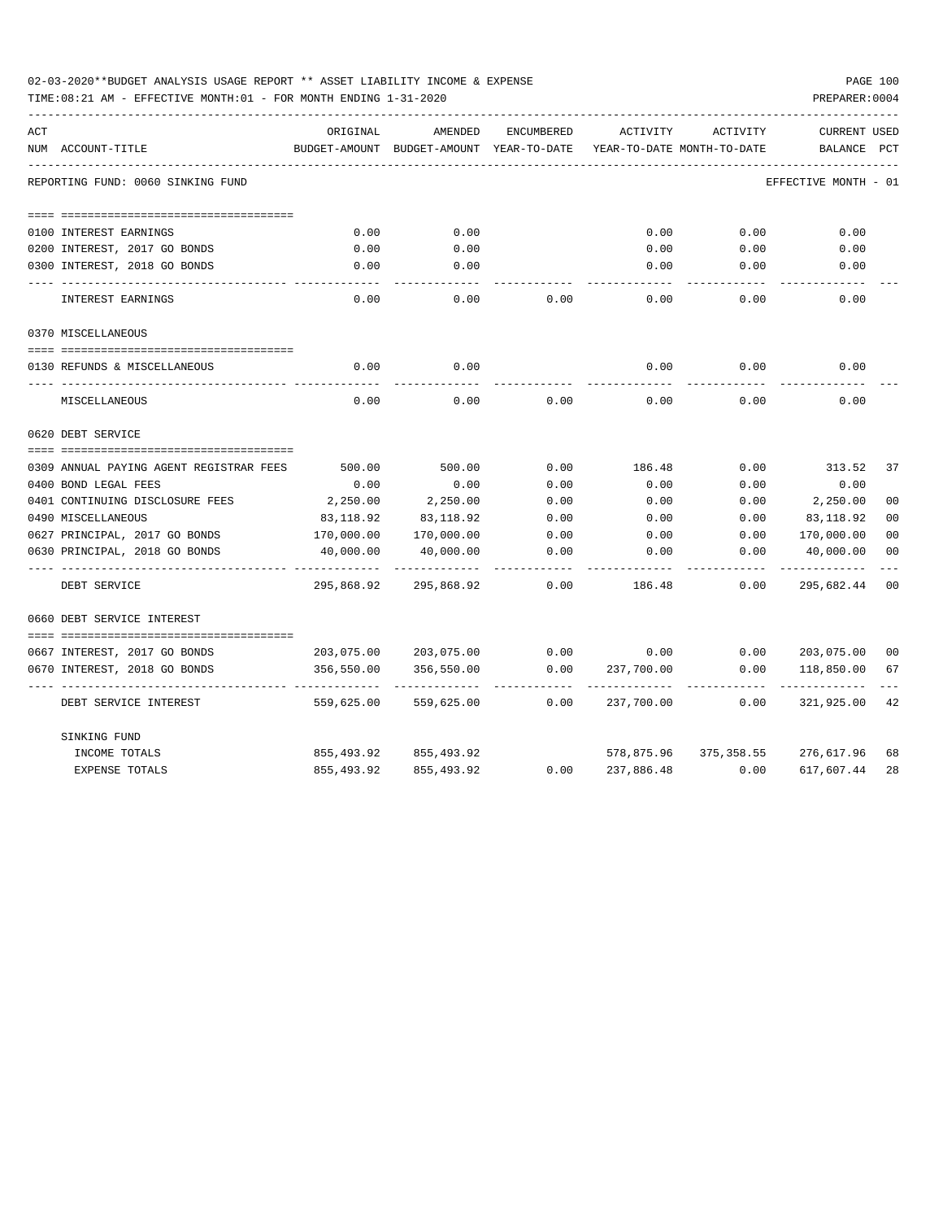02-03-2020**BUDGET ANALYSIS USAGE REPORT ** ASSET LIABILITY INCOME & EXPENSE

TIME:08:21 AM - EFFECTIVE MONTH:01 - FOR MONTH ENDING 1-31-2020

PREPARER:0004

| ACT NUM | ACCOUNT-TITLE | ORIGINAL BUDGET-AMOUNT | AMENDED BUDGET-AMOUNT | ENCUMBERED YEAR-TO-DATE | ACTIVITY YEAR-TO-DATE | ACTIVITY MONTH-TO-DATE | CURRENT BALANCE | USED PCT |
|---|---|---|---|---|---|---|---|---|
| | REPORTING FUND: 0060 SINKING FUND | | | | | | EFFECTIVE MONTH - 01 | |
| 0100 | INTEREST EARNINGS | 0.00 | 0.00 | | 0.00 | 0.00 | 0.00 | |
| 0200 | INTEREST, 2017 GO BONDS | 0.00 | 0.00 | | 0.00 | 0.00 | 0.00 | |
| 0300 | INTEREST, 2018 GO BONDS | 0.00 | 0.00 | | 0.00 | 0.00 | 0.00 | |
| | INTEREST EARNINGS | 0.00 | 0.00 | 0.00 | 0.00 | 0.00 | 0.00 | |
| | 0370 MISCELLANEOUS | | | | | | | |
| 0130 | REFUNDS & MISCELLANEOUS | 0.00 | 0.00 | | 0.00 | 0.00 | 0.00 | |
| | MISCELLANEOUS | 0.00 | 0.00 | 0.00 | 0.00 | 0.00 | 0.00 | |
| | 0620 DEBT SERVICE | | | | | | | |
| 0309 | ANNUAL PAYING AGENT REGISTRAR FEES | 500.00 | 500.00 | 0.00 | 186.48 | 0.00 | 313.52 | 37 |
| 0400 | BOND LEGAL FEES | 0.00 | 0.00 | 0.00 | 0.00 | 0.00 | 0.00 | |
| 0401 | CONTINUING DISCLOSURE FEES | 2,250.00 | 2,250.00 | 0.00 | 0.00 | 0.00 | 2,250.00 | 00 |
| 0490 | MISCELLANEOUS | 83,118.92 | 83,118.92 | 0.00 | 0.00 | 0.00 | 83,118.92 | 00 |
| 0627 | PRINCIPAL, 2017 GO BONDS | 170,000.00 | 170,000.00 | 0.00 | 0.00 | 0.00 | 170,000.00 | 00 |
| 0630 | PRINCIPAL, 2018 GO BONDS | 40,000.00 | 40,000.00 | 0.00 | 0.00 | 0.00 | 40,000.00 | 00 |
| | DEBT SERVICE | 295,868.92 | 295,868.92 | 0.00 | 186.48 | 0.00 | 295,682.44 | 00 |
| | 0660 DEBT SERVICE INTEREST | | | | | | | |
| 0667 | INTEREST, 2017 GO BONDS | 203,075.00 | 203,075.00 | 0.00 | 0.00 | 0.00 | 203,075.00 | 00 |
| 0670 | INTEREST, 2018 GO BONDS | 356,550.00 | 356,550.00 | 0.00 | 237,700.00 | 0.00 | 118,850.00 | 67 |
| | DEBT SERVICE INTEREST | 559,625.00 | 559,625.00 | 0.00 | 237,700.00 | 0.00 | 321,925.00 | 42 |
| | SINKING FUND | | | | | | | |
| | INCOME TOTALS | 855,493.92 | 855,493.92 | | 578,875.96 | 375,358.55 | 276,617.96 | 68 |
| | EXPENSE TOTALS | 855,493.92 | 855,493.92 | 0.00 | 237,886.48 | 0.00 | 617,607.44 | 28 |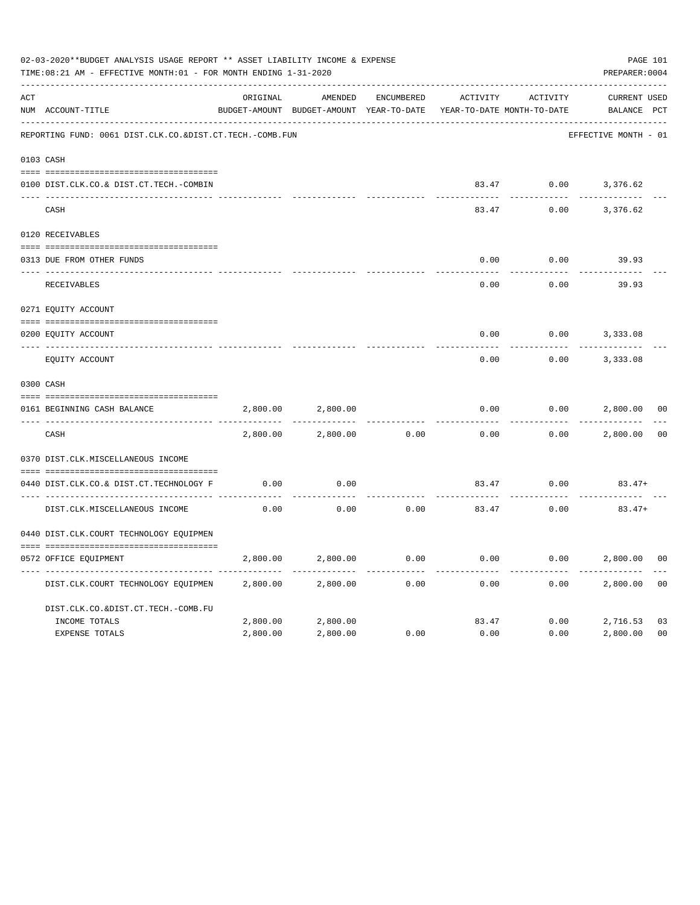02-03-2020**BUDGET ANALYSIS USAGE REPORT ** ASSET LIABILITY INCOME & EXPENSE

TIME:08:21 AM - EFFECTIVE MONTH:01 - FOR MONTH ENDING 1-31-2020

PREPARER:0004

| ACT NUM | ACCOUNT-TITLE | ORIGINAL BUDGET-AMOUNT | AMENDED BUDGET-AMOUNT | ENCUMBERED YEAR-TO-DATE | ACTIVITY YEAR-TO-DATE | ACTIVITY MONTH-TO-DATE | CURRENT BALANCE | USED PCT |
|---|---|---|---|---|---|---|---|---|
| | REPORTING FUND: 0061 DIST.CLK.CO.&DIST.CT.TECH.-COMB.FUN | | | | | | EFFECTIVE MONTH - 01 | |
| 0103 | CASH | | | | | | | |
| 0100 | DIST.CLK.CO.& DIST.CT.TECH.-COMBIN | | | | 83.47 | 0.00 | 3,376.62 | |
| | CASH | | | | 83.47 | 0.00 | 3,376.62 | |
| 0120 | RECEIVABLES | | | | | | | |
| 0313 | DUE FROM OTHER FUNDS | | | | 0.00 | 0.00 | 39.93 | |
| | RECEIVABLES | | | | 0.00 | 0.00 | 39.93 | |
| 0271 | EQUITY ACCOUNT | | | | | | | |
| 0200 | EQUITY ACCOUNT | | | | 0.00 | 0.00 | 3,333.08 | |
| | EQUITY ACCOUNT | | | | 0.00 | 0.00 | 3,333.08 | |
| 0300 | CASH | | | | | | | |
| 0161 | BEGINNING CASH BALANCE | 2,800.00 | 2,800.00 | | 0.00 | 0.00 | 2,800.00 | 00 |
| | CASH | 2,800.00 | 2,800.00 | 0.00 | 0.00 | 0.00 | 2,800.00 | 00 |
| 0370 | DIST.CLK.MISCELLANEOUS INCOME | | | | | | | |
| 0440 | DIST.CLK.CO.& DIST.CT.TECHNOLOGY F | 0.00 | 0.00 | | 83.47 | 0.00 | 83.47+ | |
| | DIST.CLK.MISCELLANEOUS INCOME | 0.00 | 0.00 | 0.00 | 83.47 | 0.00 | 83.47+ | |
| 0440 | DIST.CLK.COURT TECHNOLOGY EQUIPMEN | | | | | | | |
| 0572 | OFFICE EQUIPMENT | 2,800.00 | 2,800.00 | 0.00 | 0.00 | 0.00 | 2,800.00 | 00 |
| | DIST.CLK.COURT TECHNOLOGY EQUIPMEN | 2,800.00 | 2,800.00 | 0.00 | 0.00 | 0.00 | 2,800.00 | 00 |
| | DIST.CLK.CO.&DIST.CT.TECH.-COMB.FU | | | | | | | |
| | INCOME TOTALS | 2,800.00 | 2,800.00 | | 83.47 | 0.00 | 2,716.53 | 03 |
| | EXPENSE TOTALS | 2,800.00 | 2,800.00 | 0.00 | 0.00 | 0.00 | 2,800.00 | 00 |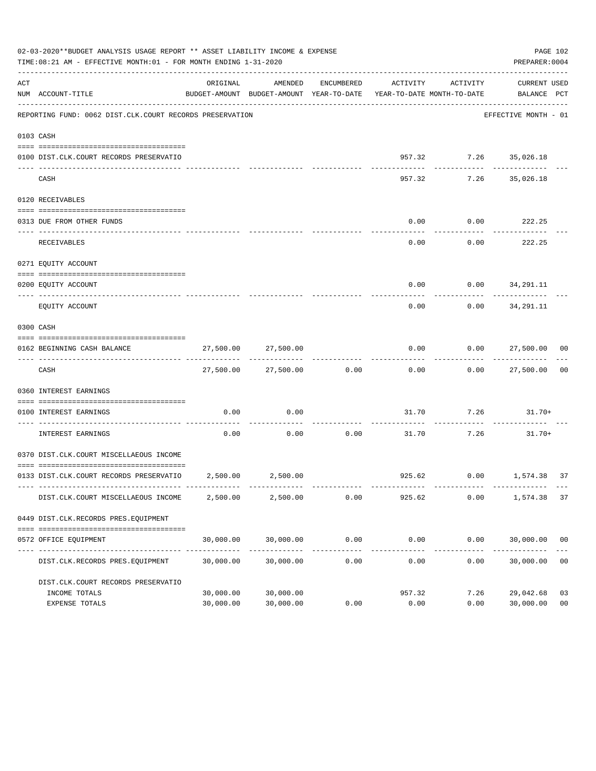02-03-2020**BUDGET ANALYSIS USAGE REPORT ** ASSET LIABILITY INCOME & EXPENSE

TIME:08:21 AM - EFFECTIVE MONTH:01 - FOR MONTH ENDING 1-31-2020

PREPARER:0004

REPORTING FUND: 0062 DIST.CLK.COURT RECORDS PRESERVATION — EFFECTIVE MONTH - 01

| ACT NUM | ACCOUNT-TITLE | ORIGINAL BUDGET-AMOUNT | AMENDED BUDGET-AMOUNT | ENCUMBERED YEAR-TO-DATE | ACTIVITY YEAR-TO-DATE | ACTIVITY MONTH-TO-DATE | CURRENT BALANCE | USED PCT |
|---|---|---|---|---|---|---|---|---|
| 0103 | CASH | | | | | | | |
| 0100 | DIST.CLK.COURT RECORDS PRESERVATIO | | | | 957.32 | 7.26 | 35,026.18 | |
| | CASH | | | | 957.32 | 7.26 | 35,026.18 | |
| 0120 | RECEIVABLES | | | | | | | |
| 0313 | DUE FROM OTHER FUNDS | | | | 0.00 | 0.00 | 222.25 | |
| | RECEIVABLES | | | | 0.00 | 0.00 | 222.25 | |
| 0271 | EQUITY ACCOUNT | | | | | | | |
| 0200 | EQUITY ACCOUNT | | | | 0.00 | 0.00 | 34,291.11 | |
| | EQUITY ACCOUNT | | | | 0.00 | 0.00 | 34,291.11 | |
| 0300 | CASH | | | | | | | |
| 0162 | BEGINNING CASH BALANCE | 27,500.00 | 27,500.00 | | 0.00 | 0.00 | 27,500.00 | 00 |
| | CASH | 27,500.00 | 27,500.00 | 0.00 | 0.00 | 0.00 | 27,500.00 | 00 |
| 0360 | INTEREST EARNINGS | | | | | | | |
| 0100 | INTEREST EARNINGS | 0.00 | 0.00 | | 31.70 | 7.26 | 31.70+ | |
| | INTEREST EARNINGS | 0.00 | 0.00 | 0.00 | 31.70 | 7.26 | 31.70+ | |
| 0370 | DIST.CLK.COURT MISCELLAEOUS INCOME | | | | | | | |
| 0133 | DIST.CLK.COURT RECORDS PRESERVATIO | 2,500.00 | 2,500.00 | | 925.62 | 0.00 | 1,574.38 | 37 |
| | DIST.CLK.COURT MISCELLAEOUS INCOME | 2,500.00 | 2,500.00 | 0.00 | 925.62 | 0.00 | 1,574.38 | 37 |
| 0449 | DIST.CLK.RECORDS PRES.EQUIPMENT | | | | | | | |
| 0572 | OFFICE EQUIPMENT | 30,000.00 | 30,000.00 | 0.00 | 0.00 | 0.00 | 30,000.00 | 00 |
| | DIST.CLK.RECORDS PRES.EQUIPMENT | 30,000.00 | 30,000.00 | 0.00 | 0.00 | 0.00 | 30,000.00 | 00 |
| | DIST.CLK.COURT RECORDS PRESERVATIO | | | | | | | |
| | INCOME TOTALS | 30,000.00 | 30,000.00 | | 957.32 | 7.26 | 29,042.68 | 03 |
| | EXPENSE TOTALS | 30,000.00 | 30,000.00 | 0.00 | 0.00 | 0.00 | 30,000.00 | 00 |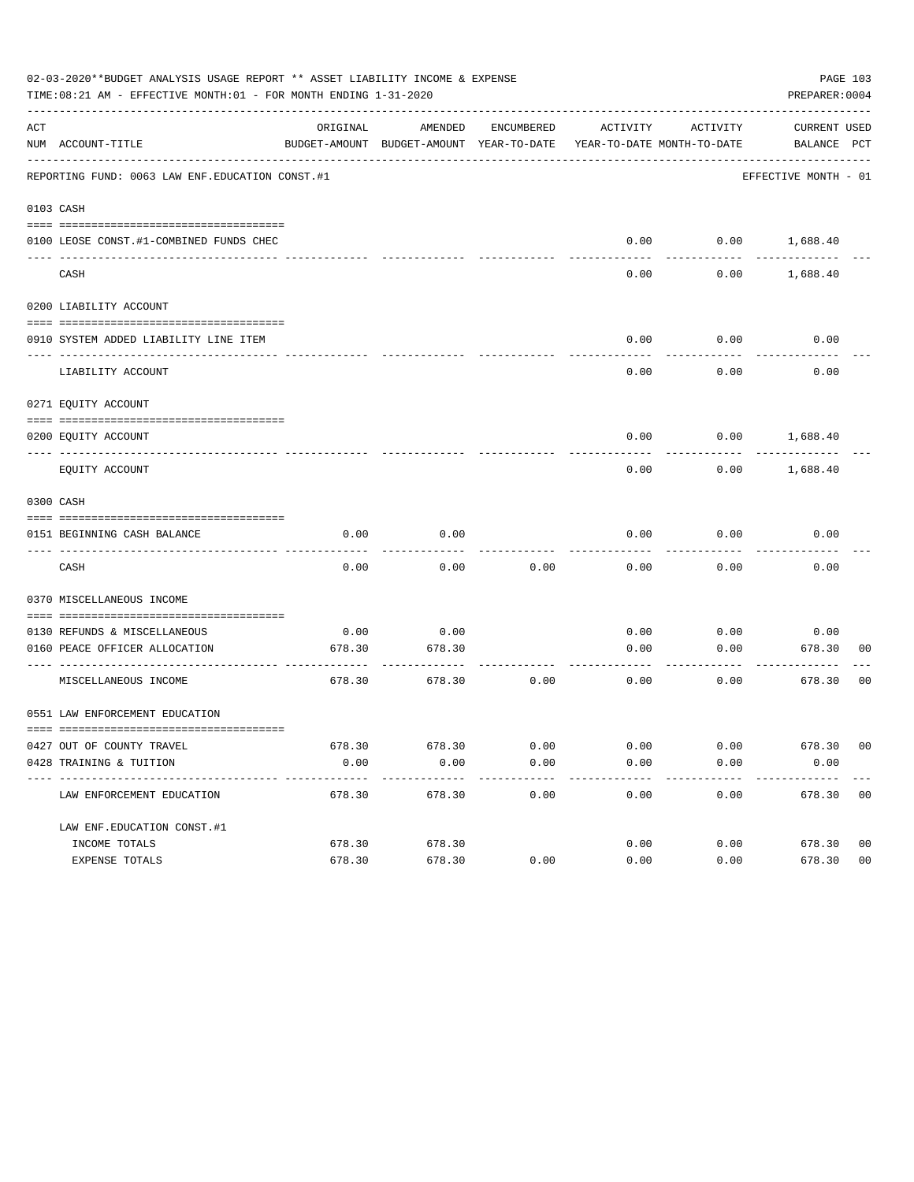02-03-2020**BUDGET ANALYSIS USAGE REPORT ** ASSET LIABILITY INCOME & EXPENSE

TIME:08:21 AM - EFFECTIVE MONTH:01 - FOR MONTH ENDING 1-31-2020

PREPARER:0004

| ACT NUM | ACCOUNT-TITLE | ORIGINAL BUDGET-AMOUNT | AMENDED BUDGET-AMOUNT | ENCUMBERED YEAR-TO-DATE | ACTIVITY YEAR-TO-DATE | ACTIVITY MONTH-TO-DATE | CURRENT BALANCE | USED PCT |
|---|---|---|---|---|---|---|---|---|
| | REPORTING FUND: 0063 LAW ENF.EDUCATION CONST.#1 | | | | | | EFFECTIVE MONTH - 01 | |
| 0103 | CASH | | | | | | | |
| 0100 | LEOSE CONST.#1-COMBINED FUNDS CHEC | | | | 0.00 | 0.00 | 1,688.40 | |
| | CASH | | | | 0.00 | 0.00 | 1,688.40 | |
| 0200 | LIABILITY ACCOUNT | | | | | | | |
| 0910 | SYSTEM ADDED LIABILITY LINE ITEM | | | | 0.00 | 0.00 | 0.00 | |
| | LIABILITY ACCOUNT | | | | 0.00 | 0.00 | 0.00 | |
| 0271 | EQUITY ACCOUNT | | | | | | | |
| 0200 | EQUITY ACCOUNT | | | | 0.00 | 0.00 | 1,688.40 | |
| | EQUITY ACCOUNT | | | | 0.00 | 0.00 | 1,688.40 | |
| 0300 | CASH | | | | | | | |
| 0151 | BEGINNING CASH BALANCE | 0.00 | 0.00 | | 0.00 | 0.00 | 0.00 | |
| | CASH | 0.00 | 0.00 | 0.00 | 0.00 | 0.00 | 0.00 | |
| 0370 | MISCELLANEOUS INCOME | | | | | | | |
| 0130 | REFUNDS & MISCELLANEOUS | 0.00 | 0.00 | | 0.00 | 0.00 | 0.00 | |
| 0160 | PEACE OFFICER ALLOCATION | 678.30 | 678.30 | | 0.00 | 0.00 | 678.30 | 00 |
| | MISCELLANEOUS INCOME | 678.30 | 678.30 | 0.00 | 0.00 | 0.00 | 678.30 | 00 |
| 0551 | LAW ENFORCEMENT EDUCATION | | | | | | | |
| 0427 | OUT OF COUNTY TRAVEL | 678.30 | 678.30 | 0.00 | 0.00 | 0.00 | 678.30 | 00 |
| 0428 | TRAINING & TUITION | 0.00 | 0.00 | 0.00 | 0.00 | 0.00 | 0.00 | |
| | LAW ENFORCEMENT EDUCATION | 678.30 | 678.30 | 0.00 | 0.00 | 0.00 | 678.30 | 00 |
| | LAW ENF.EDUCATION CONST.#1 | | | | | | | |
| | INCOME TOTALS | 678.30 | 678.30 | | 0.00 | 0.00 | 678.30 | 00 |
| | EXPENSE TOTALS | 678.30 | 678.30 | 0.00 | 0.00 | 0.00 | 678.30 | 00 |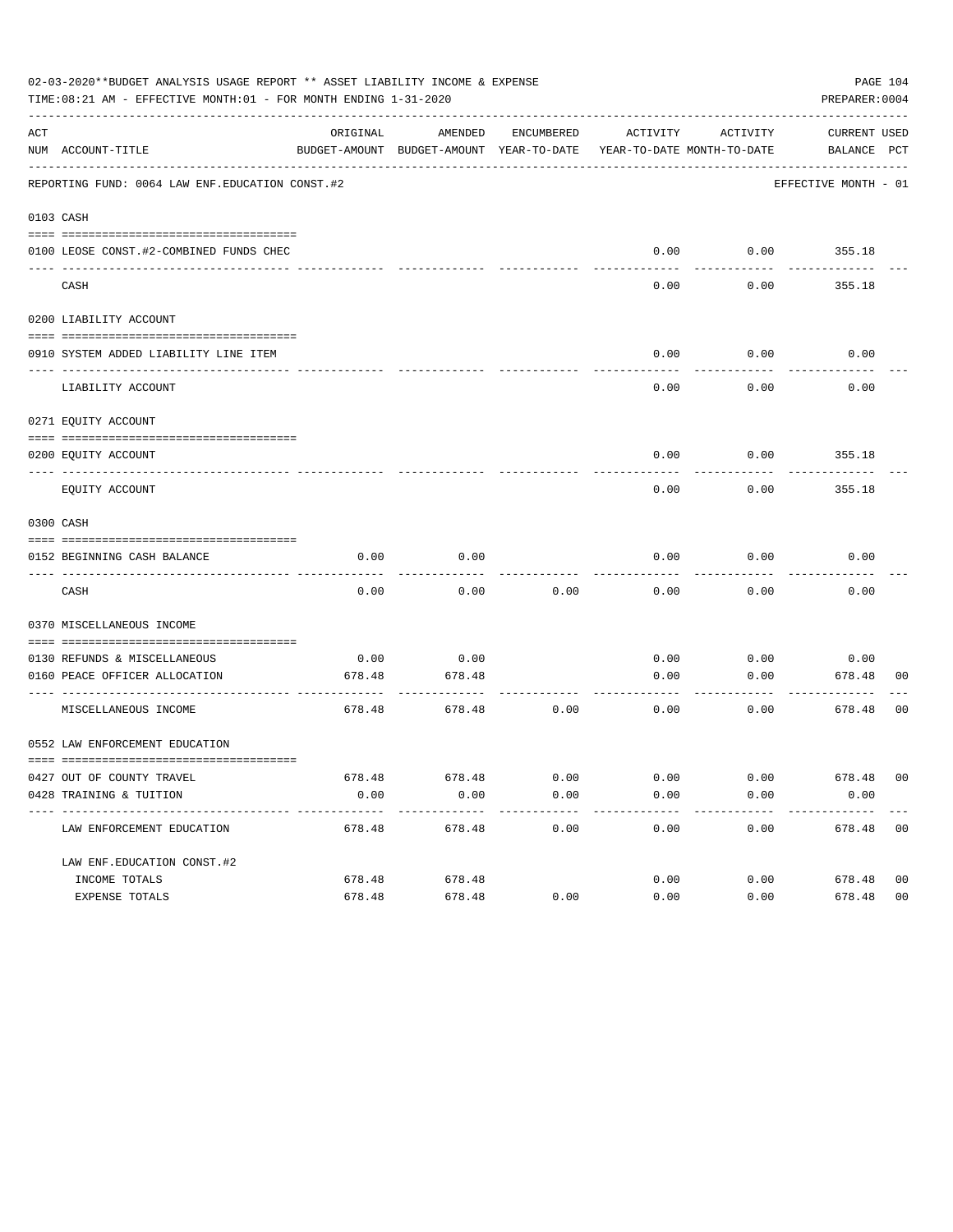02-03-2020**BUDGET ANALYSIS USAGE REPORT ** ASSET LIABILITY INCOME & EXPENSE

TIME:08:21 AM - EFFECTIVE MONTH:01 - FOR MONTH ENDING 1-31-2020

PREPARER:0004

REPORTING FUND: 0064 LAW ENF.EDUCATION CONST.#2 — EFFECTIVE MONTH - 01

| ACT NUM | ACCOUNT-TITLE | ORIGINAL BUDGET-AMOUNT | AMENDED BUDGET-AMOUNT | ENCUMBERED YEAR-TO-DATE | ACTIVITY YEAR-TO-DATE | ACTIVITY MONTH-TO-DATE | CURRENT BALANCE | USED PCT |
|---|---|---|---|---|---|---|---|---|
| **0103** | **CASH** | | | | | | | |
| 0100 | LEOSE CONST.#2-COMBINED FUNDS CHEC | | | | 0.00 | 0.00 | 355.18 | |
| | CASH | | | | 0.00 | 0.00 | 355.18 | |
| **0200** | **LIABILITY ACCOUNT** | | | | | | | |
| 0910 | SYSTEM ADDED LIABILITY LINE ITEM | | | | 0.00 | 0.00 | 0.00 | |
| | LIABILITY ACCOUNT | | | | 0.00 | 0.00 | 0.00 | |
| **0271** | **EQUITY ACCOUNT** | | | | | | | |
| 0200 | EQUITY ACCOUNT | | | | 0.00 | 0.00 | 355.18 | |
| | EQUITY ACCOUNT | | | | 0.00 | 0.00 | 355.18 | |
| **0300** | **CASH** | | | | | | | |
| 0152 | BEGINNING CASH BALANCE | 0.00 | 0.00 | | 0.00 | 0.00 | 0.00 | |
| | CASH | 0.00 | 0.00 | 0.00 | 0.00 | 0.00 | 0.00 | |
| **0370** | **MISCELLANEOUS INCOME** | | | | | | | |
| 0130 | REFUNDS & MISCELLANEOUS | 0.00 | 0.00 | | 0.00 | 0.00 | 0.00 | |
| 0160 | PEACE OFFICER ALLOCATION | 678.48 | 678.48 | | 0.00 | 0.00 | 678.48 | 00 |
| | MISCELLANEOUS INCOME | 678.48 | 678.48 | 0.00 | 0.00 | 0.00 | 678.48 | 00 |
| **0552** | **LAW ENFORCEMENT EDUCATION** | | | | | | | |
| 0427 | OUT OF COUNTY TRAVEL | 678.48 | 678.48 | 0.00 | 0.00 | 0.00 | 678.48 | 00 |
| 0428 | TRAINING & TUITION | 0.00 | 0.00 | 0.00 | 0.00 | 0.00 | 0.00 | |
| | LAW ENFORCEMENT EDUCATION | 678.48 | 678.48 | 0.00 | 0.00 | 0.00 | 678.48 | 00 |
| | LAW ENF.EDUCATION CONST.#2 | | | | | | | |
| | INCOME TOTALS | 678.48 | 678.48 | | 0.00 | 0.00 | 678.48 | 00 |
| | EXPENSE TOTALS | 678.48 | 678.48 | 0.00 | 0.00 | 0.00 | 678.48 | 00 |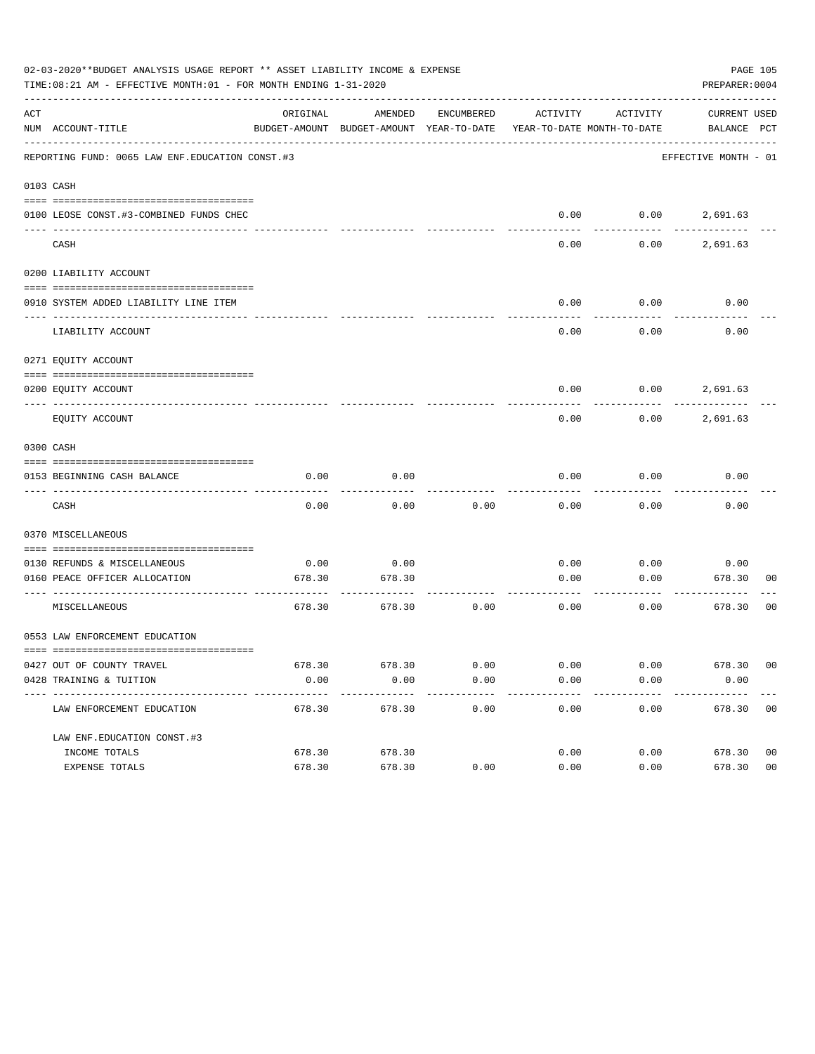02-03-2020**BUDGET ANALYSIS USAGE REPORT ** ASSET LIABILITY INCOME & EXPENSE

TIME:08:21 AM - EFFECTIVE MONTH:01 - FOR MONTH ENDING 1-31-2020

PREPARER:0004

| ACT NUM | ACCOUNT-TITLE | ORIGINAL BUDGET-AMOUNT | AMENDED BUDGET-AMOUNT | ENCUMBERED YEAR-TO-DATE | ACTIVITY YEAR-TO-DATE | ACTIVITY MONTH-TO-DATE | CURRENT BALANCE | USED PCT |
|---|---|---|---|---|---|---|---|---|
| | REPORTING FUND: 0065 LAW ENF.EDUCATION CONST.#3 | | | | | | EFFECTIVE MONTH - 01 | |
| 0103 | CASH | | | | | | | |
| 0100 | LEOSE CONST.#3-COMBINED FUNDS CHEC | | | | 0.00 | 0.00 | 2,691.63 | |
| | CASH | | | | 0.00 | 0.00 | 2,691.63 | |
| 0200 | LIABILITY ACCOUNT | | | | | | | |
| 0910 | SYSTEM ADDED LIABILITY LINE ITEM | | | | 0.00 | 0.00 | 0.00 | |
| | LIABILITY ACCOUNT | | | | 0.00 | 0.00 | 0.00 | |
| 0271 | EQUITY ACCOUNT | | | | | | | |
| 0200 | EQUITY ACCOUNT | | | | 0.00 | 0.00 | 2,691.63 | |
| | EQUITY ACCOUNT | | | | 0.00 | 0.00 | 2,691.63 | |
| 0300 | CASH | | | | | | | |
| 0153 | BEGINNING CASH BALANCE | 0.00 | 0.00 | | 0.00 | 0.00 | 0.00 | |
| | CASH | 0.00 | 0.00 | 0.00 | 0.00 | 0.00 | 0.00 | |
| 0370 | MISCELLANEOUS | | | | | | | |
| 0130 | REFUNDS & MISCELLANEOUS | 0.00 | 0.00 | | 0.00 | 0.00 | 0.00 | |
| 0160 | PEACE OFFICER ALLOCATION | 678.30 | 678.30 | | 0.00 | 0.00 | 678.30 | 00 |
| | MISCELLANEOUS | 678.30 | 678.30 | 0.00 | 0.00 | 0.00 | 678.30 | 00 |
| 0553 | LAW ENFORCEMENT EDUCATION | | | | | | | |
| 0427 | OUT OF COUNTY TRAVEL | 678.30 | 678.30 | 0.00 | 0.00 | 0.00 | 678.30 | 00 |
| 0428 | TRAINING & TUITION | 0.00 | 0.00 | 0.00 | 0.00 | 0.00 | 0.00 | |
| | LAW ENFORCEMENT EDUCATION | 678.30 | 678.30 | 0.00 | 0.00 | 0.00 | 678.30 | 00 |
| | LAW ENF.EDUCATION CONST.#3 | | | | | | | |
| | INCOME TOTALS | 678.30 | 678.30 | | 0.00 | 0.00 | 678.30 | 00 |
| | EXPENSE TOTALS | 678.30 | 678.30 | 0.00 | 0.00 | 0.00 | 678.30 | 00 |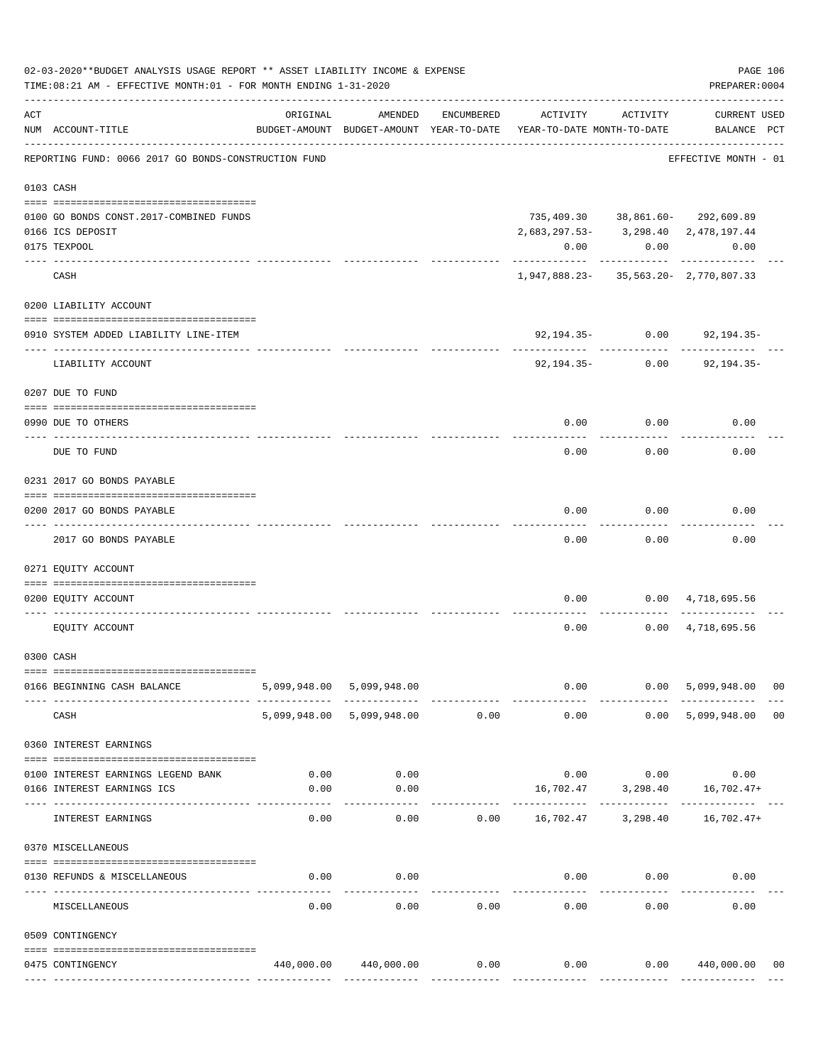02-03-2020**BUDGET ANALYSIS USAGE REPORT ** ASSET LIABILITY INCOME & EXPENSE

TIME:08:21 AM - EFFECTIVE MONTH:01 - FOR MONTH ENDING 1-31-2020

PREPARER:0004

REPORTING FUND: 0066 2017 GO BONDS-CONSTRUCTION FUND — EFFECTIVE MONTH - 01

| ACT NUM | ACCOUNT-TITLE | ORIGINAL BUDGET-AMOUNT | AMENDED BUDGET-AMOUNT | ENCUMBERED YEAR-TO-DATE | ACTIVITY YEAR-TO-DATE | ACTIVITY MONTH-TO-DATE | CURRENT BALANCE | USED PCT |
|---|---|---|---|---|---|---|---|---|
| **0103** | **CASH** | | | | | | | |
| 0100 | GO BONDS CONST.2017-COMBINED FUNDS | | | | 735,409.30 | 38,861.60- | 292,609.89 | |
| 0166 | ICS DEPOSIT | | | | 2,683,297.53- | 3,298.40 | 2,478,197.44 | |
| 0175 | TEXPOOL | | | | 0.00 | 0.00 | 0.00 | |
| | CASH | | | | 1,947,888.23- | 35,563.20- | 2,770,807.33 | |
| **0200** | **LIABILITY ACCOUNT** | | | | | | | |
| 0910 | SYSTEM ADDED LIABILITY LINE-ITEM | | | | 92,194.35- | 0.00 | 92,194.35- | |
| | LIABILITY ACCOUNT | | | | 92,194.35- | 0.00 | 92,194.35- | |
| **0207** | **DUE TO FUND** | | | | | | | |
| 0990 | DUE TO OTHERS | | | | 0.00 | 0.00 | 0.00 | |
| | DUE TO FUND | | | | 0.00 | 0.00 | 0.00 | |
| **0231** | **2017 GO BONDS PAYABLE** | | | | | | | |
| 0200 | 2017 GO BONDS PAYABLE | | | | 0.00 | 0.00 | 0.00 | |
| | 2017 GO BONDS PAYABLE | | | | 0.00 | 0.00 | 0.00 | |
| **0271** | **EQUITY ACCOUNT** | | | | | | | |
| 0200 | EQUITY ACCOUNT | | | | 0.00 | 0.00 | 4,718,695.56 | |
| | EQUITY ACCOUNT | | | | 0.00 | 0.00 | 4,718,695.56 | |
| **0300** | **CASH** | | | | | | | |
| 0166 | BEGINNING CASH BALANCE | 5,099,948.00 | 5,099,948.00 | | 0.00 | 0.00 | 5,099,948.00 | 00 |
| | CASH | 5,099,948.00 | 5,099,948.00 | 0.00 | 0.00 | 0.00 | 5,099,948.00 | 00 |
| **0360** | **INTEREST EARNINGS** | | | | | | | |
| 0100 | INTEREST EARNINGS LEGEND BANK | 0.00 | 0.00 | | 0.00 | 0.00 | 0.00 | |
| 0166 | INTEREST EARNINGS ICS | 0.00 | 0.00 | | 16,702.47 | 3,298.40 | 16,702.47+ | |
| | INTEREST EARNINGS | 0.00 | 0.00 | 0.00 | 16,702.47 | 3,298.40 | 16,702.47+ | |
| **0370** | **MISCELLANEOUS** | | | | | | | |
| 0130 | REFUNDS & MISCELLANEOUS | 0.00 | 0.00 | | 0.00 | 0.00 | 0.00 | |
| | MISCELLANEOUS | 0.00 | 0.00 | 0.00 | 0.00 | 0.00 | 0.00 | |
| **0509** | **CONTINGENCY** | | | | | | | |
| 0475 | CONTINGENCY | 440,000.00 | 440,000.00 | 0.00 | 0.00 | 0.00 | 440,000.00 | 00 |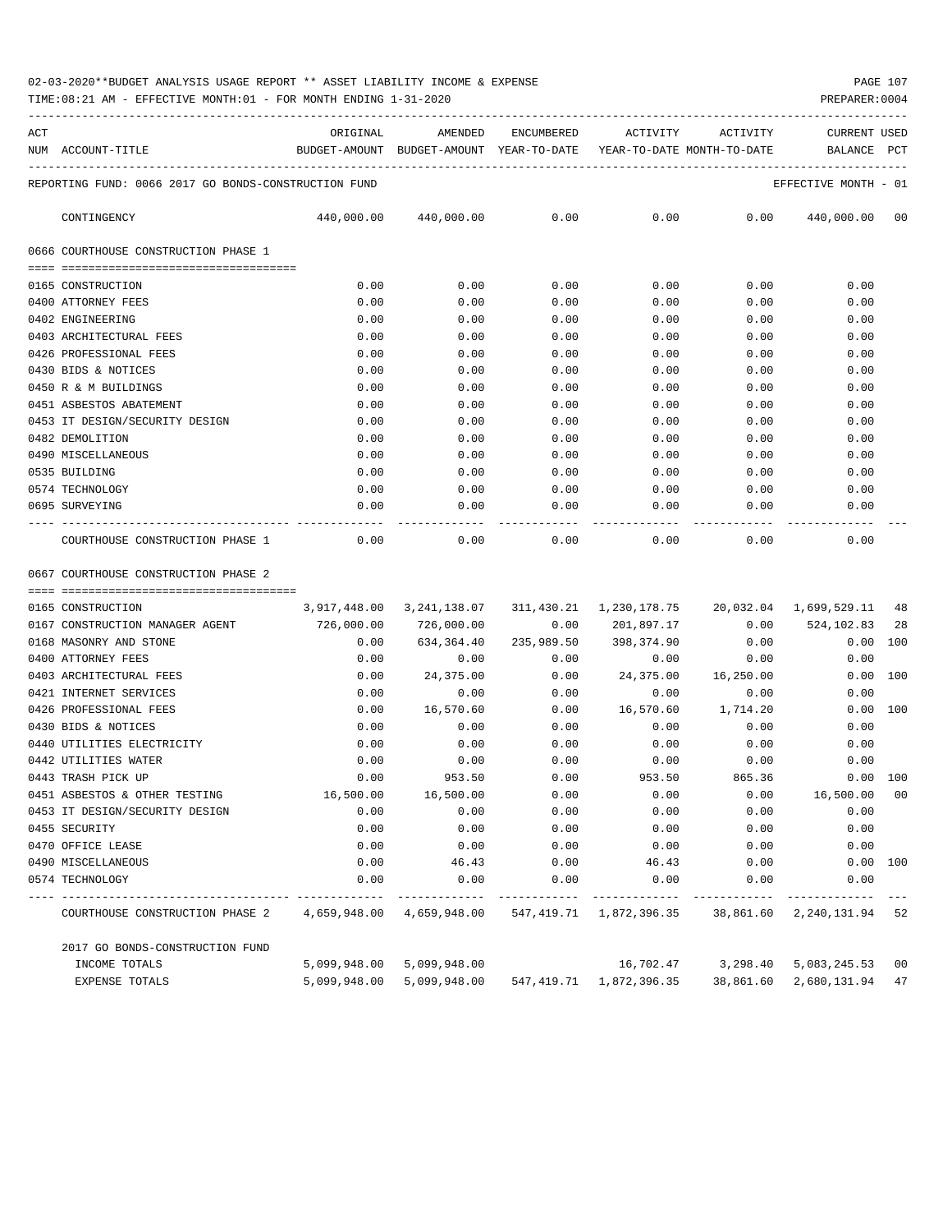02-03-2020**BUDGET ANALYSIS USAGE REPORT ** ASSET LIABILITY INCOME & EXPENSE

TIME:08:21 AM - EFFECTIVE MONTH:01 - FOR MONTH ENDING 1-31-2020

PREPARER:0004

REPORTING FUND: 0066 2017 GO BONDS-CONSTRUCTION FUND — EFFECTIVE MONTH - 01

| ACT NUM | ACCOUNT-TITLE | ORIGINAL BUDGET-AMOUNT | AMENDED BUDGET-AMOUNT | ENCUMBERED YEAR-TO-DATE | ACTIVITY YEAR-TO-DATE | ACTIVITY MONTH-TO-DATE | CURRENT BALANCE | USED PCT |
|---|---|---|---|---|---|---|---|---|
| | CONTINGENCY | 440,000.00 | 440,000.00 | 0.00 | 0.00 | 0.00 | 440,000.00 | 00 |
| | **0666 COURTHOUSE CONSTRUCTION PHASE 1** | | | | | | | |
| 0165 | CONSTRUCTION | 0.00 | 0.00 | 0.00 | 0.00 | 0.00 | 0.00 | |
| 0400 | ATTORNEY FEES | 0.00 | 0.00 | 0.00 | 0.00 | 0.00 | 0.00 | |
| 0402 | ENGINEERING | 0.00 | 0.00 | 0.00 | 0.00 | 0.00 | 0.00 | |
| 0403 | ARCHITECTURAL FEES | 0.00 | 0.00 | 0.00 | 0.00 | 0.00 | 0.00 | |
| 0426 | PROFESSIONAL FEES | 0.00 | 0.00 | 0.00 | 0.00 | 0.00 | 0.00 | |
| 0430 | BIDS & NOTICES | 0.00 | 0.00 | 0.00 | 0.00 | 0.00 | 0.00 | |
| 0450 | R & M BUILDINGS | 0.00 | 0.00 | 0.00 | 0.00 | 0.00 | 0.00 | |
| 0451 | ASBESTOS ABATEMENT | 0.00 | 0.00 | 0.00 | 0.00 | 0.00 | 0.00 | |
| 0453 | IT DESIGN/SECURITY DESIGN | 0.00 | 0.00 | 0.00 | 0.00 | 0.00 | 0.00 | |
| 0482 | DEMOLITION | 0.00 | 0.00 | 0.00 | 0.00 | 0.00 | 0.00 | |
| 0490 | MISCELLANEOUS | 0.00 | 0.00 | 0.00 | 0.00 | 0.00 | 0.00 | |
| 0535 | BUILDING | 0.00 | 0.00 | 0.00 | 0.00 | 0.00 | 0.00 | |
| 0574 | TECHNOLOGY | 0.00 | 0.00 | 0.00 | 0.00 | 0.00 | 0.00 | |
| 0695 | SURVEYING | 0.00 | 0.00 | 0.00 | 0.00 | 0.00 | 0.00 | |
| | COURTHOUSE CONSTRUCTION PHASE 1 | 0.00 | 0.00 | 0.00 | 0.00 | 0.00 | 0.00 | |
| | **0667 COURTHOUSE CONSTRUCTION PHASE 2** | | | | | | | |
| 0165 | CONSTRUCTION | 3,917,448.00 | 3,241,138.07 | 311,430.21 | 1,230,178.75 | 20,032.04 | 1,699,529.11 | 48 |
| 0167 | CONSTRUCTION MANAGER AGENT | 726,000.00 | 726,000.00 | 0.00 | 201,897.17 | 0.00 | 524,102.83 | 28 |
| 0168 | MASONRY AND STONE | 0.00 | 634,364.40 | 235,989.50 | 398,374.90 | 0.00 | 0.00 | 100 |
| 0400 | ATTORNEY FEES | 0.00 | 0.00 | 0.00 | 0.00 | 0.00 | 0.00 | |
| 0403 | ARCHITECTURAL FEES | 0.00 | 24,375.00 | 0.00 | 24,375.00 | 16,250.00 | 0.00 | 100 |
| 0421 | INTERNET SERVICES | 0.00 | 0.00 | 0.00 | 0.00 | 0.00 | 0.00 | |
| 0426 | PROFESSIONAL FEES | 0.00 | 16,570.60 | 0.00 | 16,570.60 | 1,714.20 | 0.00 | 100 |
| 0430 | BIDS & NOTICES | 0.00 | 0.00 | 0.00 | 0.00 | 0.00 | 0.00 | |
| 0440 | UTILITIES ELECTRICITY | 0.00 | 0.00 | 0.00 | 0.00 | 0.00 | 0.00 | |
| 0442 | UTILITIES WATER | 0.00 | 0.00 | 0.00 | 0.00 | 0.00 | 0.00 | |
| 0443 | TRASH PICK UP | 0.00 | 953.50 | 0.00 | 953.50 | 865.36 | 0.00 | 100 |
| 0451 | ASBESTOS & OTHER TESTING | 16,500.00 | 16,500.00 | 0.00 | 0.00 | 0.00 | 16,500.00 | 00 |
| 0453 | IT DESIGN/SECURITY DESIGN | 0.00 | 0.00 | 0.00 | 0.00 | 0.00 | 0.00 | |
| 0455 | SECURITY | 0.00 | 0.00 | 0.00 | 0.00 | 0.00 | 0.00 | |
| 0470 | OFFICE LEASE | 0.00 | 0.00 | 0.00 | 0.00 | 0.00 | 0.00 | |
| 0490 | MISCELLANEOUS | 0.00 | 46.43 | 0.00 | 46.43 | 0.00 | 0.00 | 100 |
| 0574 | TECHNOLOGY | 0.00 | 0.00 | 0.00 | 0.00 | 0.00 | 0.00 | |
| | COURTHOUSE CONSTRUCTION PHASE 2 | 4,659,948.00 | 4,659,948.00 | 547,419.71 | 1,872,396.35 | 38,861.60 | 2,240,131.94 | 52 |
| | **2017 GO BONDS-CONSTRUCTION FUND** | | | | | | | |
| | INCOME TOTALS | 5,099,948.00 | 5,099,948.00 | | 16,702.47 | 3,298.40 | 5,083,245.53 | 00 |
| | EXPENSE TOTALS | 5,099,948.00 | 5,099,948.00 | 547,419.71 | 1,872,396.35 | 38,861.60 | 2,680,131.94 | 47 |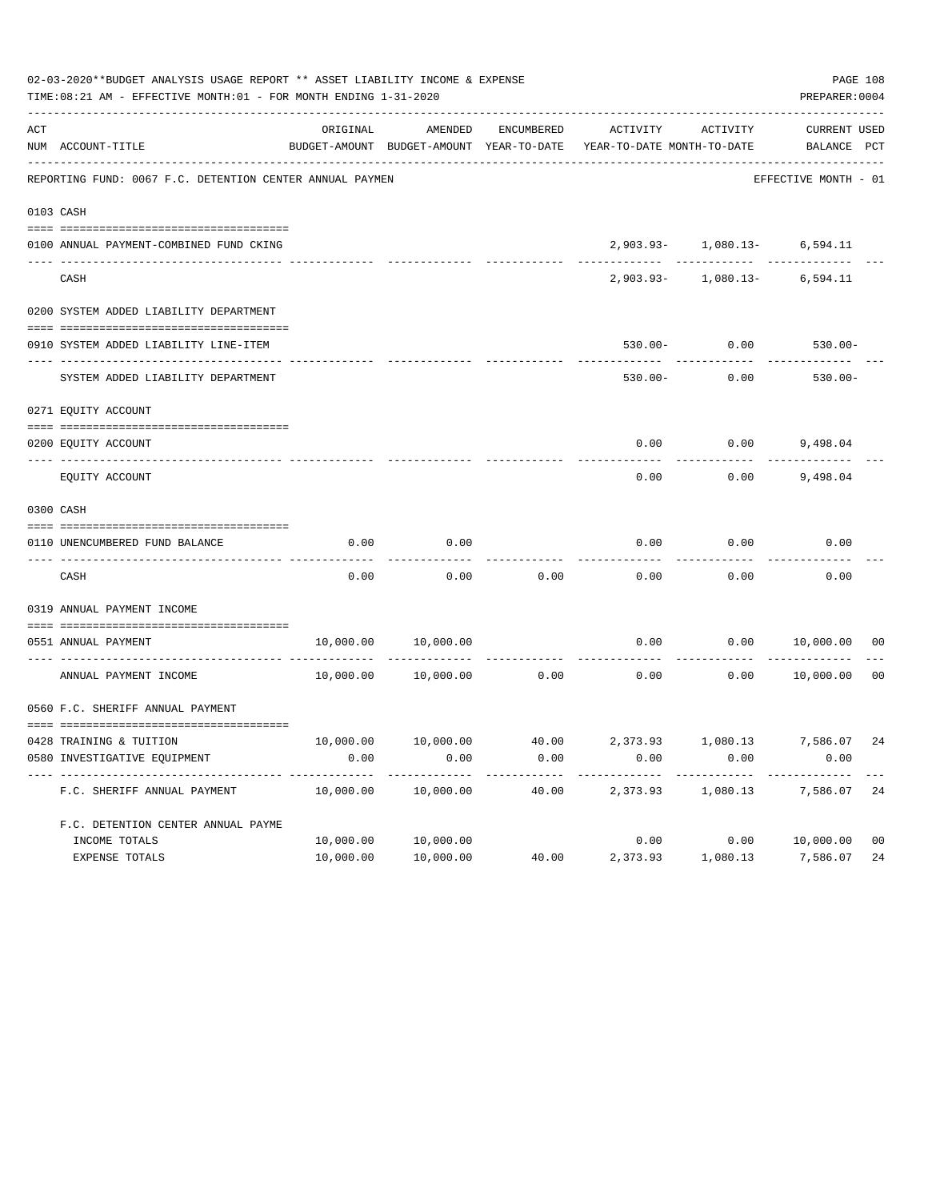02-03-2020**BUDGET ANALYSIS USAGE REPORT ** ASSET LIABILITY INCOME & EXPENSE

TIME:08:21 AM - EFFECTIVE MONTH:01 - FOR MONTH ENDING 1-31-2020

PREPARER:0004

REPORTING FUND: 0067 F.C. DETENTION CENTER ANNUAL PAYMEN — EFFECTIVE MONTH - 01

| ACT NUM | ACCOUNT-TITLE | ORIGINAL BUDGET-AMOUNT | AMENDED BUDGET-AMOUNT | ENCUMBERED YEAR-TO-DATE | ACTIVITY YEAR-TO-DATE | ACTIVITY MONTH-TO-DATE | CURRENT BALANCE | USED PCT |
|---|---|---|---|---|---|---|---|---|
| 0103 | CASH | | | | | | | |
| 0100 | ANNUAL PAYMENT-COMBINED FUND CKING | | | | 2,903.93- | 1,080.13- | 6,594.11 | |
| | CASH | | | | 2,903.93- | 1,080.13- | 6,594.11 | |
| 0200 | SYSTEM ADDED LIABILITY DEPARTMENT | | | | | | | |
| 0910 | SYSTEM ADDED LIABILITY LINE-ITEM | | | | 530.00- | 0.00 | 530.00- | |
| | SYSTEM ADDED LIABILITY DEPARTMENT | | | | 530.00- | 0.00 | 530.00- | |
| 0271 | EQUITY ACCOUNT | | | | | | | |
| 0200 | EQUITY ACCOUNT | | | | 0.00 | 0.00 | 9,498.04 | |
| | EQUITY ACCOUNT | | | | 0.00 | 0.00 | 9,498.04 | |
| 0300 | CASH | | | | | | | |
| 0110 | UNENCUMBERED FUND BALANCE | 0.00 | 0.00 | | 0.00 | 0.00 | 0.00 | |
| | CASH | 0.00 | 0.00 | 0.00 | 0.00 | 0.00 | 0.00 | |
| 0319 | ANNUAL PAYMENT INCOME | | | | | | | |
| 0551 | ANNUAL PAYMENT | 10,000.00 | 10,000.00 | | 0.00 | 0.00 | 10,000.00 | 00 |
| | ANNUAL PAYMENT INCOME | 10,000.00 | 10,000.00 | 0.00 | 0.00 | 0.00 | 10,000.00 | 00 |
| 0560 | F.C. SHERIFF ANNUAL PAYMENT | | | | | | | |
| 0428 | TRAINING & TUITION | 10,000.00 | 10,000.00 | 40.00 | 2,373.93 | 1,080.13 | 7,586.07 | 24 |
| 0580 | INVESTIGATIVE EQUIPMENT | 0.00 | 0.00 | 0.00 | 0.00 | 0.00 | 0.00 | |
| | F.C. SHERIFF ANNUAL PAYMENT | 10,000.00 | 10,000.00 | 40.00 | 2,373.93 | 1,080.13 | 7,586.07 | 24 |
| | F.C. DETENTION CENTER ANNUAL PAYME | | | | | | | |
| | INCOME TOTALS | 10,000.00 | 10,000.00 | | 0.00 | 0.00 | 10,000.00 | 00 |
| | EXPENSE TOTALS | 10,000.00 | 10,000.00 | 40.00 | 2,373.93 | 1,080.13 | 7,586.07 | 24 |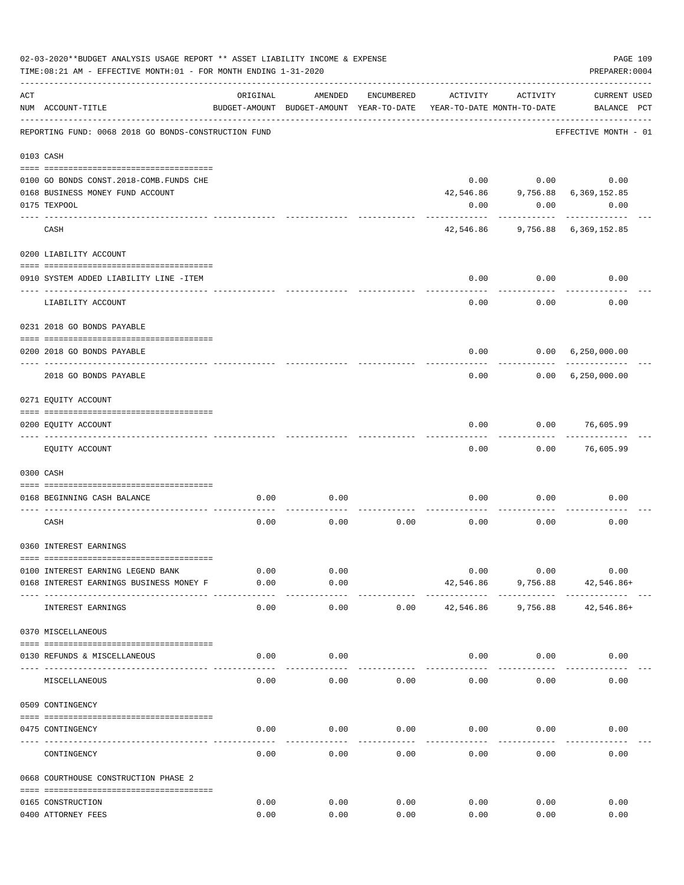02-03-2020**BUDGET ANALYSIS USAGE REPORT ** ASSET LIABILITY INCOME & EXPENSE

TIME:08:21 AM - EFFECTIVE MONTH:01 - FOR MONTH ENDING 1-31-2020

PREPARER:0004

| ACT NUM | ACCOUNT-TITLE | ORIGINAL BUDGET-AMOUNT | AMENDED BUDGET-AMOUNT | ENCUMBERED YEAR-TO-DATE | ACTIVITY YEAR-TO-DATE | ACTIVITY MONTH-TO-DATE | CURRENT BALANCE | USED PCT |
|---|---|---|---|---|---|---|---|---|
| | REPORTING FUND: 0068 2018 GO BONDS-CONSTRUCTION FUND | | | | | | EFFECTIVE MONTH - 01 | |
| 0103 | CASH | | | | | | | |
| 0100 | GO BONDS CONST.2018-COMB.FUNDS CHE | | | | 0.00 | 0.00 | 0.00 | |
| 0168 | BUSINESS MONEY FUND ACCOUNT | | | | 42,546.86 | 9,756.88 | 6,369,152.85 | |
| 0175 | TEXPOOL | | | | 0.00 | 0.00 | 0.00 | |
| | CASH | | | | 42,546.86 | 9,756.88 | 6,369,152.85 | |
| 0200 | LIABILITY ACCOUNT | | | | | | | |
| 0910 | SYSTEM ADDED LIABILITY LINE -ITEM | | | | 0.00 | 0.00 | 0.00 | |
| | LIABILITY ACCOUNT | | | | 0.00 | 0.00 | 0.00 | |
| 0231 | 2018 GO BONDS PAYABLE | | | | | | | |
| 0200 | 2018 GO BONDS PAYABLE | | | | 0.00 | 0.00 | 6,250,000.00 | |
| | 2018 GO BONDS PAYABLE | | | | 0.00 | 0.00 | 6,250,000.00 | |
| 0271 | EQUITY ACCOUNT | | | | | | | |
| 0200 | EQUITY ACCOUNT | | | | 0.00 | 0.00 | 76,605.99 | |
| | EQUITY ACCOUNT | | | | 0.00 | 0.00 | 76,605.99 | |
| 0300 | CASH | | | | | | | |
| 0168 | BEGINNING CASH BALANCE | 0.00 | 0.00 | | 0.00 | 0.00 | 0.00 | |
| | CASH | 0.00 | 0.00 | 0.00 | 0.00 | 0.00 | 0.00 | |
| 0360 | INTEREST EARNINGS | | | | | | | |
| 0100 | INTEREST EARNING LEGEND BANK | 0.00 | 0.00 | | 0.00 | 0.00 | 0.00 | |
| 0168 | INTEREST EARNINGS BUSINESS MONEY F | 0.00 | 0.00 | | 42,546.86 | 9,756.88 | 42,546.86+ | |
| | INTEREST EARNINGS | 0.00 | 0.00 | 0.00 | 42,546.86 | 9,756.88 | 42,546.86+ | |
| 0370 | MISCELLANEOUS | | | | | | | |
| 0130 | REFUNDS & MISCELLANEOUS | 0.00 | 0.00 | | 0.00 | 0.00 | 0.00 | |
| | MISCELLANEOUS | 0.00 | 0.00 | 0.00 | 0.00 | 0.00 | 0.00 | |
| 0509 | CONTINGENCY | | | | | | | |
| 0475 | CONTINGENCY | 0.00 | 0.00 | 0.00 | 0.00 | 0.00 | 0.00 | |
| | CONTINGENCY | 0.00 | 0.00 | 0.00 | 0.00 | 0.00 | 0.00 | |
| 0668 | COURTHOUSE CONSTRUCTION PHASE 2 | | | | | | | |
| 0165 | CONSTRUCTION | 0.00 | 0.00 | 0.00 | 0.00 | 0.00 | 0.00 | |
| 0400 | ATTORNEY FEES | 0.00 | 0.00 | 0.00 | 0.00 | 0.00 | 0.00 | |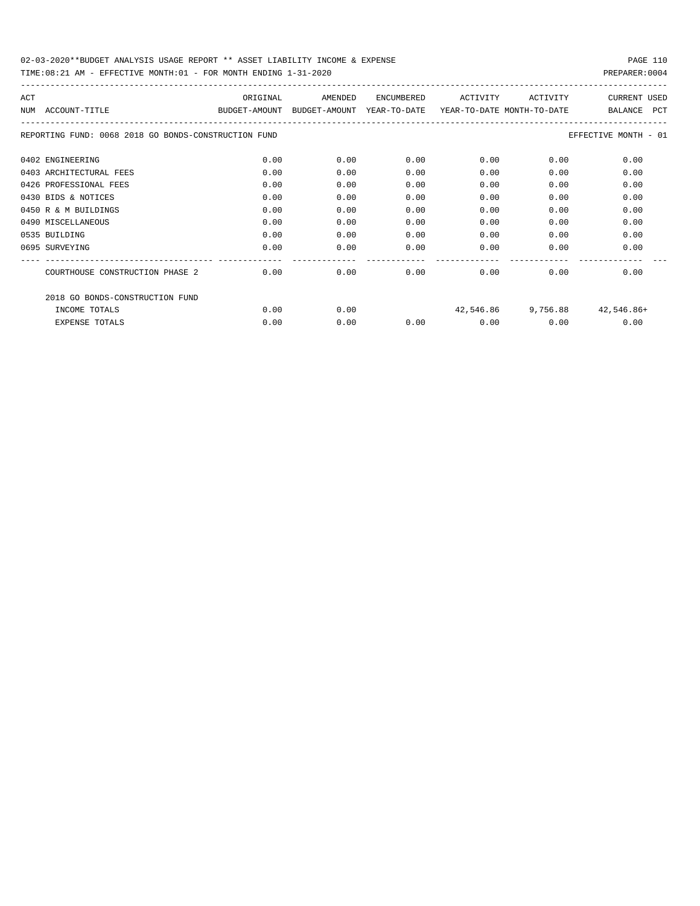02-03-2020**BUDGET ANALYSIS USAGE REPORT ** ASSET LIABILITY INCOME & EXPENSE

TIME:08:21 AM - EFFECTIVE MONTH:01 - FOR MONTH ENDING 1-31-2020

PREPARER:0004

REPORTING FUND: 0068 2018 GO BONDS-CONSTRUCTION FUND — EFFECTIVE MONTH - 01

| ACT NUM | ACCOUNT-TITLE | ORIGINAL BUDGET-AMOUNT | AMENDED BUDGET-AMOUNT | ENCUMBERED YEAR-TO-DATE | ACTIVITY YEAR-TO-DATE | ACTIVITY MONTH-TO-DATE | CURRENT BALANCE | USED PCT |
|---|---|---|---|---|---|---|---|---|
| 0402 | ENGINEERING | 0.00 | 0.00 | 0.00 | 0.00 | 0.00 | 0.00 | |
| 0403 | ARCHITECTURAL FEES | 0.00 | 0.00 | 0.00 | 0.00 | 0.00 | 0.00 | |
| 0426 | PROFESSIONAL FEES | 0.00 | 0.00 | 0.00 | 0.00 | 0.00 | 0.00 | |
| 0430 | BIDS & NOTICES | 0.00 | 0.00 | 0.00 | 0.00 | 0.00 | 0.00 | |
| 0450 | R & M BUILDINGS | 0.00 | 0.00 | 0.00 | 0.00 | 0.00 | 0.00 | |
| 0490 | MISCELLANEOUS | 0.00 | 0.00 | 0.00 | 0.00 | 0.00 | 0.00 | |
| 0535 | BUILDING | 0.00 | 0.00 | 0.00 | 0.00 | 0.00 | 0.00 | |
| 0695 | SURVEYING | 0.00 | 0.00 | 0.00 | 0.00 | 0.00 | 0.00 | |
| | COURTHOUSE CONSTRUCTION PHASE 2 | 0.00 | 0.00 | 0.00 | 0.00 | 0.00 | 0.00 | |
| | 2018 GO BONDS-CONSTRUCTION FUND | | | | | | | |
| | INCOME TOTALS | 0.00 | 0.00 | | 42,546.86 | 9,756.88 | 42,546.86+ | |
| | EXPENSE TOTALS | 0.00 | 0.00 | 0.00 | 0.00 | 0.00 | 0.00 | |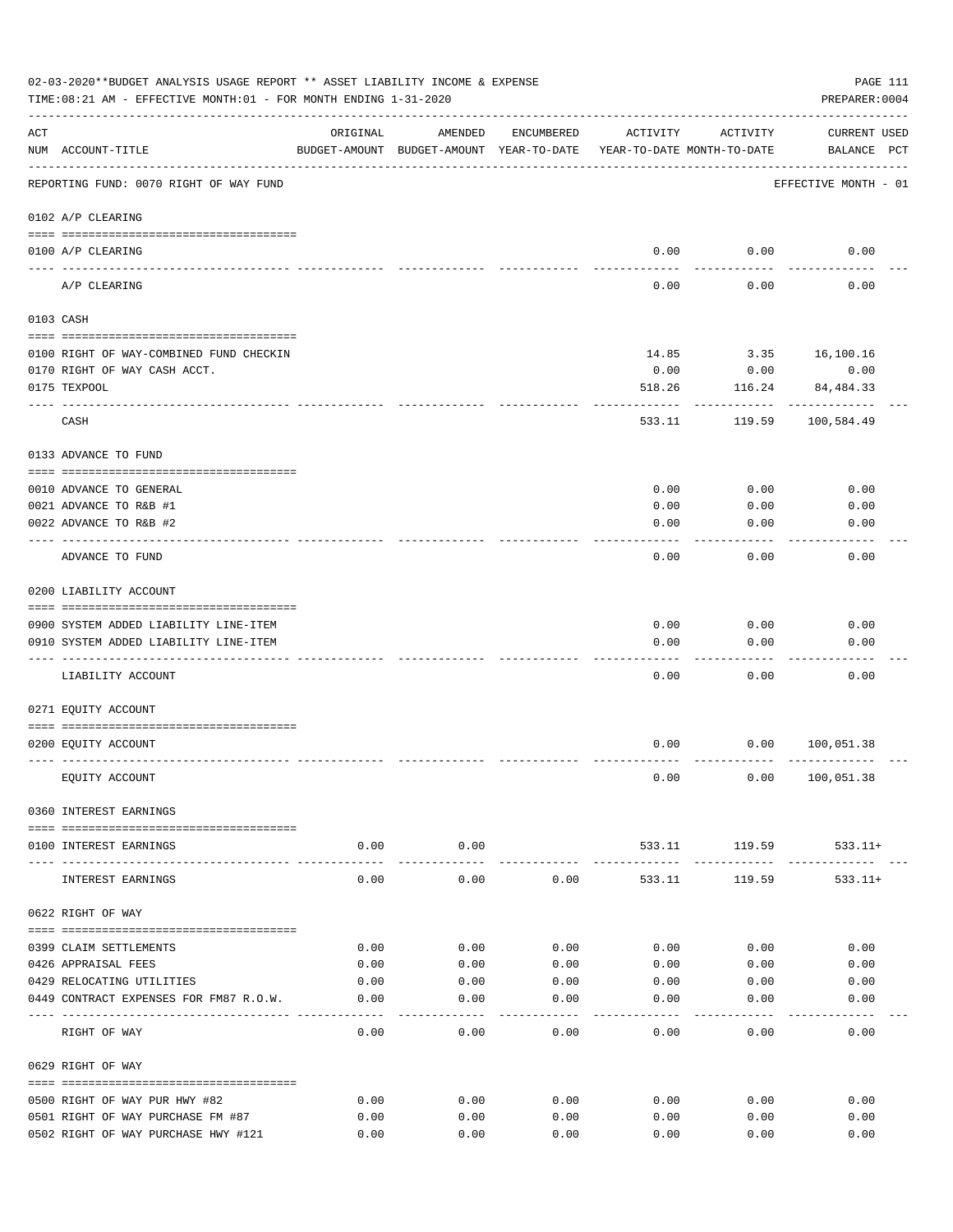02-03-2020**BUDGET ANALYSIS USAGE REPORT ** ASSET LIABILITY INCOME & EXPENSE

TIME:08:21 AM - EFFECTIVE MONTH:01 - FOR MONTH ENDING 1-31-2020

PREPARER:0004

| ACT NUM | ACCOUNT-TITLE | ORIGINAL BUDGET-AMOUNT | AMENDED BUDGET-AMOUNT | ENCUMBERED YEAR-TO-DATE | ACTIVITY YEAR-TO-DATE | ACTIVITY MONTH-TO-DATE | CURRENT BALANCE | USED PCT |
|---|---|---|---|---|---|---|---|---|
| | REPORTING FUND: 0070 RIGHT OF WAY FUND | | | | | | EFFECTIVE MONTH - 01 | |
| | 0102 A/P CLEARING | | | | | | | |
| 0100 | A/P CLEARING | | | | 0.00 | 0.00 | 0.00 | |
| | A/P CLEARING | | | | 0.00 | 0.00 | 0.00 | |
| | 0103 CASH | | | | | | | |
| 0100 | RIGHT OF WAY-COMBINED FUND CHECKIN | | | | 14.85 | 3.35 | 16,100.16 | |
| 0170 | RIGHT OF WAY CASH ACCT. | | | | 0.00 | 0.00 | 0.00 | |
| 0175 | TEXPOOL | | | | 518.26 | 116.24 | 84,484.33 | |
| | CASH | | | | 533.11 | 119.59 | 100,584.49 | |
| | 0133 ADVANCE TO FUND | | | | | | | |
| 0010 | ADVANCE TO GENERAL | | | | 0.00 | 0.00 | 0.00 | |
| 0021 | ADVANCE TO R&B #1 | | | | 0.00 | 0.00 | 0.00 | |
| 0022 | ADVANCE TO R&B #2 | | | | 0.00 | 0.00 | 0.00 | |
| | ADVANCE TO FUND | | | | 0.00 | 0.00 | 0.00 | |
| | 0200 LIABILITY ACCOUNT | | | | | | | |
| 0900 | SYSTEM ADDED LIABILITY LINE-ITEM | | | | 0.00 | 0.00 | 0.00 | |
| 0910 | SYSTEM ADDED LIABILITY LINE-ITEM | | | | 0.00 | 0.00 | 0.00 | |
| | LIABILITY ACCOUNT | | | | 0.00 | 0.00 | 0.00 | |
| | 0271 EQUITY ACCOUNT | | | | | | | |
| 0200 | EQUITY ACCOUNT | | | | 0.00 | 0.00 | 100,051.38 | |
| | EQUITY ACCOUNT | | | | 0.00 | 0.00 | 100,051.38 | |
| | 0360 INTEREST EARNINGS | | | | | | | |
| 0100 | INTEREST EARNINGS | 0.00 | 0.00 | | 533.11 | 119.59 | 533.11+ | |
| | INTEREST EARNINGS | 0.00 | 0.00 | 0.00 | 533.11 | 119.59 | 533.11+ | |
| | 0622 RIGHT OF WAY | | | | | | | |
| 0399 | CLAIM SETTLEMENTS | 0.00 | 0.00 | 0.00 | 0.00 | 0.00 | 0.00 | |
| 0426 | APPRAISAL FEES | 0.00 | 0.00 | 0.00 | 0.00 | 0.00 | 0.00 | |
| 0429 | RELOCATING UTILITIES | 0.00 | 0.00 | 0.00 | 0.00 | 0.00 | 0.00 | |
| 0449 | CONTRACT EXPENSES FOR FM87 R.O.W. | 0.00 | 0.00 | 0.00 | 0.00 | 0.00 | 0.00 | |
| | RIGHT OF WAY | 0.00 | 0.00 | 0.00 | 0.00 | 0.00 | 0.00 | |
| | 0629 RIGHT OF WAY | | | | | | | |
| 0500 | RIGHT OF WAY PUR HWY #82 | 0.00 | 0.00 | 0.00 | 0.00 | 0.00 | 0.00 | |
| 0501 | RIGHT OF WAY PURCHASE FM #87 | 0.00 | 0.00 | 0.00 | 0.00 | 0.00 | 0.00 | |
| 0502 | RIGHT OF WAY PURCHASE HWY #121 | 0.00 | 0.00 | 0.00 | 0.00 | 0.00 | 0.00 | |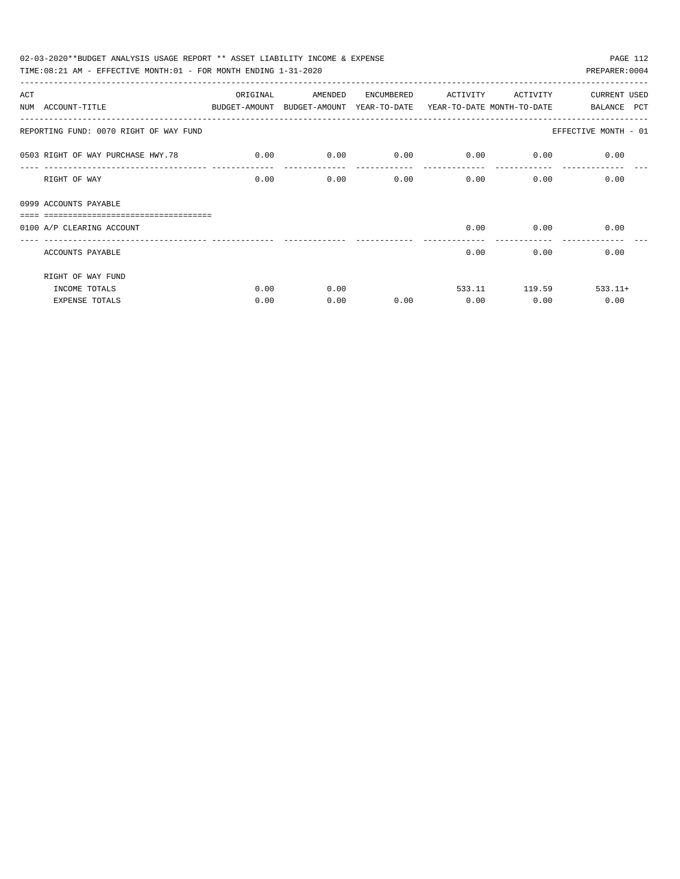02-03-2020**BUDGET ANALYSIS USAGE REPORT ** ASSET LIABILITY INCOME & EXPENSE

TIME:08:21 AM - EFFECTIVE MONTH:01 - FOR MONTH ENDING 1-31-2020

PREPARER:0004

| ACT NUM | ACCOUNT-TITLE | ORIGINAL BUDGET-AMOUNT | AMENDED BUDGET-AMOUNT | ENCUMBERED YEAR-TO-DATE | ACTIVITY YEAR-TO-DATE | ACTIVITY MONTH-TO-DATE | CURRENT BALANCE | USED PCT |
|---|---|---|---|---|---|---|---|---|
| | REPORTING FUND: 0070 RIGHT OF WAY FUND | | | | | | EFFECTIVE MONTH - 01 | |
| 0503 | RIGHT OF WAY PURCHASE HWY.78 | 0.00 | 0.00 | 0.00 | 0.00 | 0.00 | 0.00 | |
| | RIGHT OF WAY | 0.00 | 0.00 | 0.00 | 0.00 | 0.00 | 0.00 | |
| 0999 | ACCOUNTS PAYABLE | | | | | | | |
| 0100 | A/P CLEARING ACCOUNT | | | | 0.00 | 0.00 | 0.00 | |
| | ACCOUNTS PAYABLE | | | | 0.00 | 0.00 | 0.00 | |
| | RIGHT OF WAY FUND | | | | | | | |
| | INCOME TOTALS | 0.00 | 0.00 | | 533.11 | 119.59 | 533.11+ | |
| | EXPENSE TOTALS | 0.00 | 0.00 | 0.00 | 0.00 | 0.00 | 0.00 | |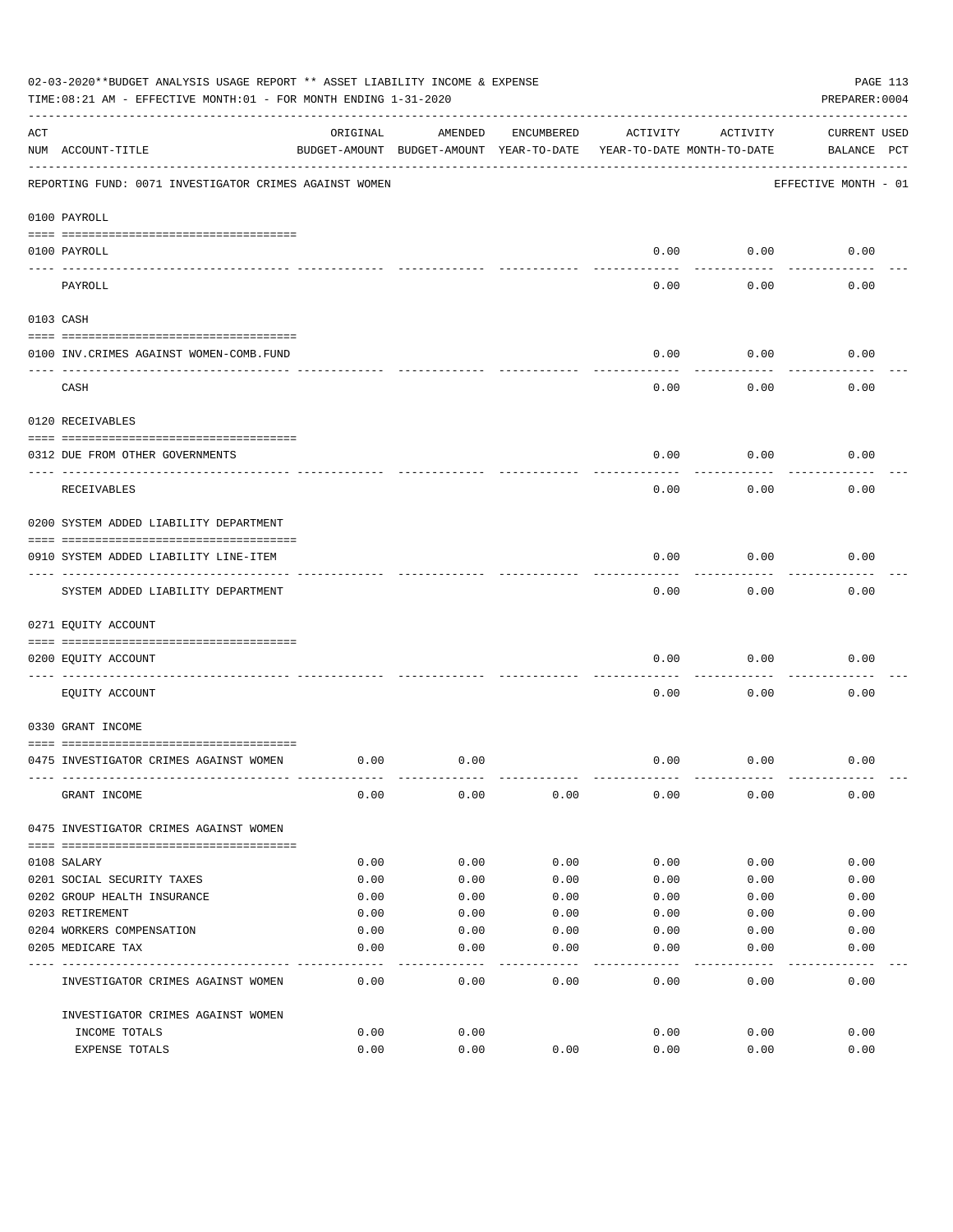02-03-2020**BUDGET ANALYSIS USAGE REPORT ** ASSET LIABILITY INCOME & EXPENSE

TIME:08:21 AM - EFFECTIVE MONTH:01 - FOR MONTH ENDING 1-31-2020

PREPARER:0004

REPORTING FUND: 0071 INVESTIGATOR CRIMES AGAINST WOMEN — EFFECTIVE MONTH - 01

| ACT NUM | ACCOUNT-TITLE | ORIGINAL BUDGET-AMOUNT | AMENDED BUDGET-AMOUNT | ENCUMBERED YEAR-TO-DATE | ACTIVITY YEAR-TO-DATE | ACTIVITY MONTH-TO-DATE | CURRENT BALANCE | USED PCT |
|---|---|---|---|---|---|---|---|---|
| | **0100 PAYROLL** | | | | | | | |
| 0100 | PAYROLL | | | | 0.00 | 0.00 | 0.00 | |
| | PAYROLL | | | | 0.00 | 0.00 | 0.00 | |
| | **0103 CASH** | | | | | | | |
| 0100 | INV.CRIMES AGAINST WOMEN-COMB.FUND | | | | 0.00 | 0.00 | 0.00 | |
| | CASH | | | | 0.00 | 0.00 | 0.00 | |
| | **0120 RECEIVABLES** | | | | | | | |
| 0312 | DUE FROM OTHER GOVERNMENTS | | | | 0.00 | 0.00 | 0.00 | |
| | RECEIVABLES | | | | 0.00 | 0.00 | 0.00 | |
| | **0200 SYSTEM ADDED LIABILITY DEPARTMENT** | | | | | | | |
| 0910 | SYSTEM ADDED LIABILITY LINE-ITEM | | | | 0.00 | 0.00 | 0.00 | |
| | SYSTEM ADDED LIABILITY DEPARTMENT | | | | 0.00 | 0.00 | 0.00 | |
| | **0271 EQUITY ACCOUNT** | | | | | | | |
| 0200 | EQUITY ACCOUNT | | | | 0.00 | 0.00 | 0.00 | |
| | EQUITY ACCOUNT | | | | 0.00 | 0.00 | 0.00 | |
| | **0330 GRANT INCOME** | | | | | | | |
| 0475 | INVESTIGATOR CRIMES AGAINST WOMEN | 0.00 | 0.00 | | 0.00 | 0.00 | 0.00 | |
| | GRANT INCOME | 0.00 | 0.00 | 0.00 | 0.00 | 0.00 | 0.00 | |
| | **0475 INVESTIGATOR CRIMES AGAINST WOMEN** | | | | | | | |
| 0108 | SALARY | 0.00 | 0.00 | 0.00 | 0.00 | 0.00 | 0.00 | |
| 0201 | SOCIAL SECURITY TAXES | 0.00 | 0.00 | 0.00 | 0.00 | 0.00 | 0.00 | |
| 0202 | GROUP HEALTH INSURANCE | 0.00 | 0.00 | 0.00 | 0.00 | 0.00 | 0.00 | |
| 0203 | RETIREMENT | 0.00 | 0.00 | 0.00 | 0.00 | 0.00 | 0.00 | |
| 0204 | WORKERS COMPENSATION | 0.00 | 0.00 | 0.00 | 0.00 | 0.00 | 0.00 | |
| 0205 | MEDICARE TAX | 0.00 | 0.00 | 0.00 | 0.00 | 0.00 | 0.00 | |
| | INVESTIGATOR CRIMES AGAINST WOMEN | 0.00 | 0.00 | 0.00 | 0.00 | 0.00 | 0.00 | |
| | **INVESTIGATOR CRIMES AGAINST WOMEN** | | | | | | | |
| | INCOME TOTALS | 0.00 | 0.00 | | 0.00 | 0.00 | 0.00 | |
| | EXPENSE TOTALS | 0.00 | 0.00 | 0.00 | 0.00 | 0.00 | 0.00 | |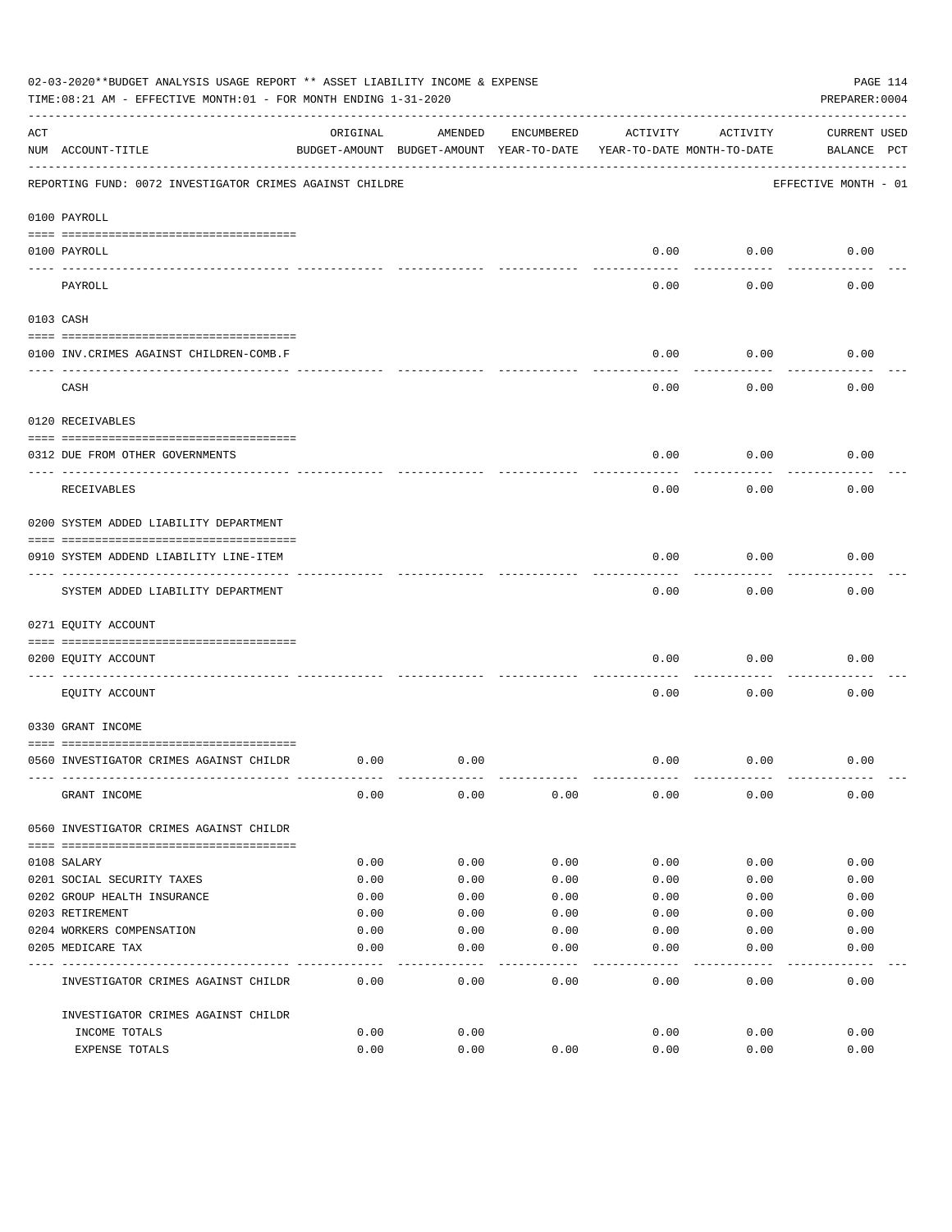02-03-2020**BUDGET ANALYSIS USAGE REPORT ** ASSET LIABILITY INCOME & EXPENSE

TIME:08:21 AM - EFFECTIVE MONTH:01 - FOR MONTH ENDING 1-31-2020

PREPARER:0004

| ACT NUM | ACCOUNT-TITLE | ORIGINAL BUDGET-AMOUNT | AMENDED BUDGET-AMOUNT | ENCUMBERED YEAR-TO-DATE | ACTIVITY YEAR-TO-DATE | ACTIVITY MONTH-TO-DATE | CURRENT BALANCE | USED PCT |
|---|---|---|---|---|---|---|---|---|

REPORTING FUND: 0072 INVESTIGATOR CRIMES AGAINST CHILDRE — EFFECTIVE MONTH - 01

| ACT NUM | ACCOUNT-TITLE | ORIGINAL BUDGET-AMOUNT | AMENDED BUDGET-AMOUNT | ENCUMBERED YEAR-TO-DATE | ACTIVITY YEAR-TO-DATE | ACTIVITY MONTH-TO-DATE | CURRENT BALANCE | USED PCT |
|---|---|---|---|---|---|---|---|---|
| **0100 PAYROLL** | | | | | | | | |
| 0100 | PAYROLL | | | | 0.00 | 0.00 | 0.00 | |
| | PAYROLL | | | | 0.00 | 0.00 | 0.00 | |
| **0103 CASH** | | | | | | | | |
| 0100 | INV.CRIMES AGAINST CHILDREN-COMB.F | | | | 0.00 | 0.00 | 0.00 | |
| | CASH | | | | 0.00 | 0.00 | 0.00 | |
| **0120 RECEIVABLES** | | | | | | | | |
| 0312 | DUE FROM OTHER GOVERNMENTS | | | | 0.00 | 0.00 | 0.00 | |
| | RECEIVABLES | | | | 0.00 | 0.00 | 0.00 | |
| **0200 SYSTEM ADDED LIABILITY DEPARTMENT** | | | | | | | | |
| 0910 | SYSTEM ADDEND LIABILITY LINE-ITEM | | | | 0.00 | 0.00 | 0.00 | |
| | SYSTEM ADDED LIABILITY DEPARTMENT | | | | 0.00 | 0.00 | 0.00 | |
| **0271 EQUITY ACCOUNT** | | | | | | | | |
| 0200 | EQUITY ACCOUNT | | | | 0.00 | 0.00 | 0.00 | |
| | EQUITY ACCOUNT | | | | 0.00 | 0.00 | 0.00 | |
| **0330 GRANT INCOME** | | | | | | | | |
| 0560 | INVESTIGATOR CRIMES AGAINST CHILDR | 0.00 | 0.00 | | 0.00 | 0.00 | 0.00 | |
| | GRANT INCOME | 0.00 | 0.00 | 0.00 | 0.00 | 0.00 | 0.00 | |
| **0560 INVESTIGATOR CRIMES AGAINST CHILDR** | | | | | | | | |
| 0108 | SALARY | 0.00 | 0.00 | 0.00 | 0.00 | 0.00 | 0.00 | |
| 0201 | SOCIAL SECURITY TAXES | 0.00 | 0.00 | 0.00 | 0.00 | 0.00 | 0.00 | |
| 0202 | GROUP HEALTH INSURANCE | 0.00 | 0.00 | 0.00 | 0.00 | 0.00 | 0.00 | |
| 0203 | RETIREMENT | 0.00 | 0.00 | 0.00 | 0.00 | 0.00 | 0.00 | |
| 0204 | WORKERS COMPENSATION | 0.00 | 0.00 | 0.00 | 0.00 | 0.00 | 0.00 | |
| 0205 | MEDICARE TAX | 0.00 | 0.00 | 0.00 | 0.00 | 0.00 | 0.00 | |
| | INVESTIGATOR CRIMES AGAINST CHILDR | 0.00 | 0.00 | 0.00 | 0.00 | 0.00 | 0.00 | |
| | INVESTIGATOR CRIMES AGAINST CHILDR | | | | | | | |
| | INCOME TOTALS | 0.00 | 0.00 | | 0.00 | 0.00 | 0.00 | |
| | EXPENSE TOTALS | 0.00 | 0.00 | 0.00 | 0.00 | 0.00 | 0.00 | |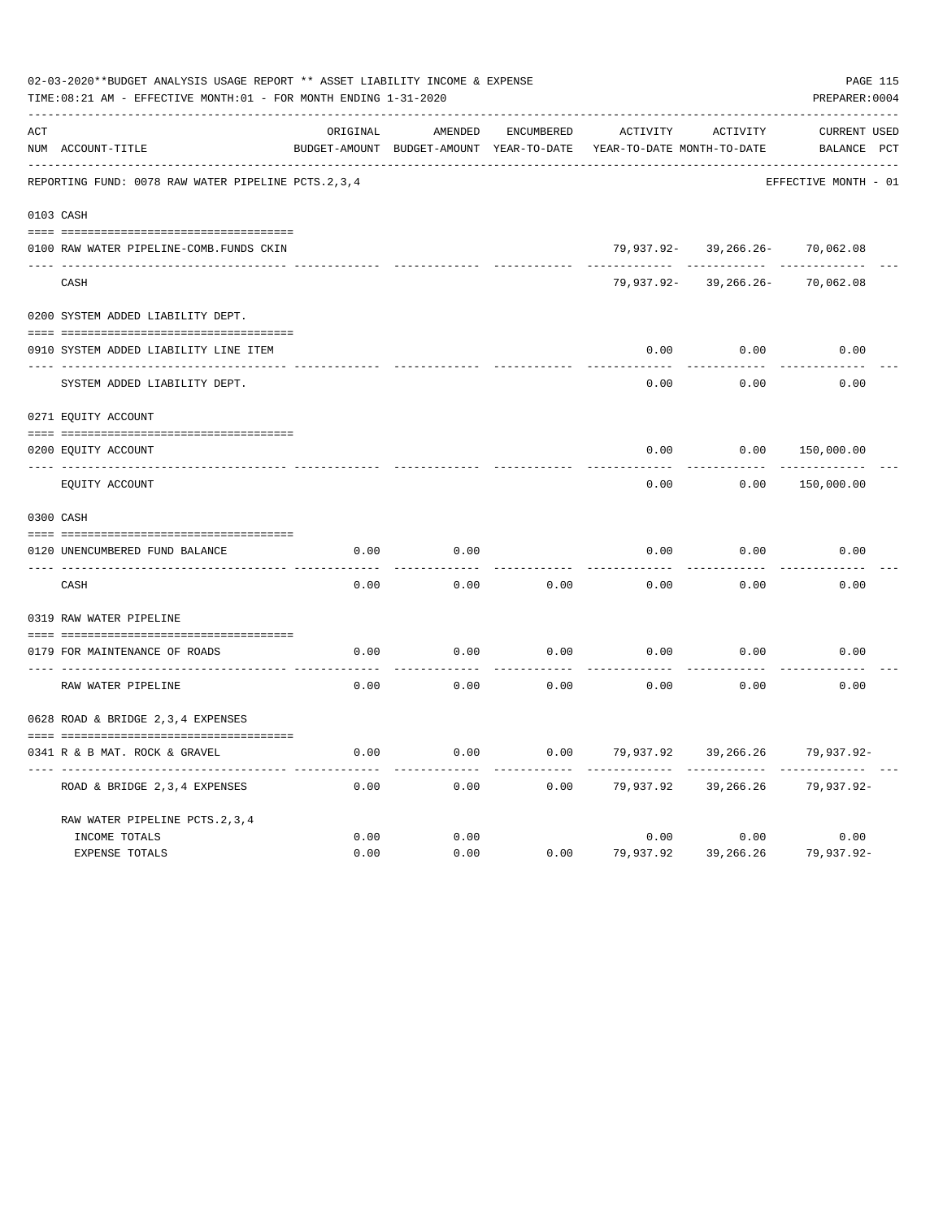02-03-2020**BUDGET ANALYSIS USAGE REPORT ** ASSET LIABILITY INCOME & EXPENSE

TIME:08:21 AM - EFFECTIVE MONTH:01 - FOR MONTH ENDING 1-31-2020

PREPARER:0004

REPORTING FUND: 0078 RAW WATER PIPELINE PCTS.2,3,4 — EFFECTIVE MONTH - 01

| ACT NUM | ACCOUNT-TITLE | ORIGINAL BUDGET-AMOUNT | AMENDED BUDGET-AMOUNT | ENCUMBERED YEAR-TO-DATE | ACTIVITY YEAR-TO-DATE | ACTIVITY MONTH-TO-DATE | CURRENT BALANCE | USED PCT |
|---|---|---|---|---|---|---|---|---|
| **0103** | **CASH** | | | | | | | |
| 0100 | RAW WATER PIPELINE-COMB.FUNDS CKIN | | | | 79,937.92- | 39,266.26- | 70,062.08 | |
| | CASH | | | | 79,937.92- | 39,266.26- | 70,062.08 | |
| **0200** | **SYSTEM ADDED LIABILITY DEPT.** | | | | | | | |
| 0910 | SYSTEM ADDED LIABILITY LINE ITEM | | | | 0.00 | 0.00 | 0.00 | |
| | SYSTEM ADDED LIABILITY DEPT. | | | | 0.00 | 0.00 | 0.00 | |
| **0271** | **EQUITY ACCOUNT** | | | | | | | |
| 0200 | EQUITY ACCOUNT | | | | 0.00 | 0.00 | 150,000.00 | |
| | EQUITY ACCOUNT | | | | 0.00 | 0.00 | 150,000.00 | |
| **0300** | **CASH** | | | | | | | |
| 0120 | UNENCUMBERED FUND BALANCE | 0.00 | 0.00 | | 0.00 | 0.00 | 0.00 | |
| | CASH | 0.00 | 0.00 | 0.00 | 0.00 | 0.00 | 0.00 | |
| **0319** | **RAW WATER PIPELINE** | | | | | | | |
| 0179 | FOR MAINTENANCE OF ROADS | 0.00 | 0.00 | 0.00 | 0.00 | 0.00 | 0.00 | |
| | RAW WATER PIPELINE | 0.00 | 0.00 | 0.00 | 0.00 | 0.00 | 0.00 | |
| **0628** | **ROAD & BRIDGE 2,3,4 EXPENSES** | | | | | | | |
| 0341 | R & B MAT. ROCK & GRAVEL | 0.00 | 0.00 | 0.00 | 79,937.92 | 39,266.26 | 79,937.92- | |
| | ROAD & BRIDGE 2,3,4 EXPENSES | 0.00 | 0.00 | 0.00 | 79,937.92 | 39,266.26 | 79,937.92- | |
| | RAW WATER PIPELINE PCTS.2,3,4 | | | | | | | |
| | INCOME TOTALS | 0.00 | 0.00 | | 0.00 | 0.00 | 0.00 | |
| | EXPENSE TOTALS | 0.00 | 0.00 | 0.00 | 79,937.92 | 39,266.26 | 79,937.92- | |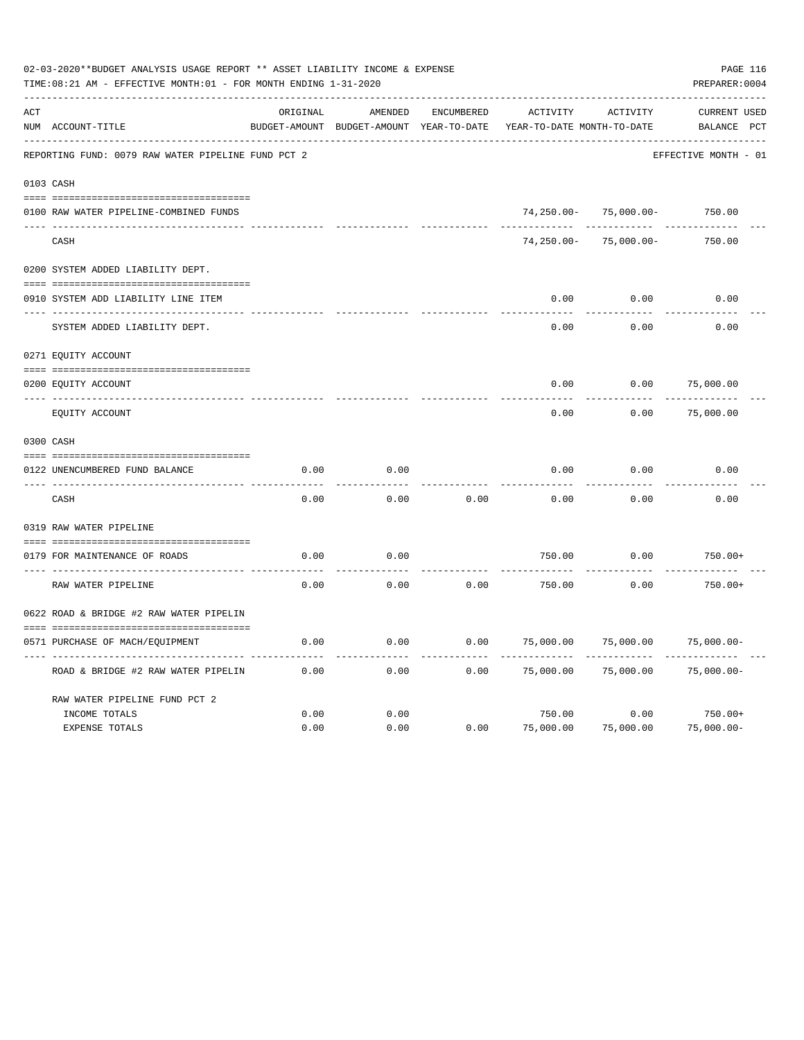02-03-2020**BUDGET ANALYSIS USAGE REPORT ** ASSET LIABILITY INCOME & EXPENSE

TIME:08:21 AM - EFFECTIVE MONTH:01 - FOR MONTH ENDING 1-31-2020

PREPARER:0004

| ACT NUM | ACCOUNT-TITLE | ORIGINAL BUDGET-AMOUNT | AMENDED BUDGET-AMOUNT | ENCUMBERED YEAR-TO-DATE | ACTIVITY YEAR-TO-DATE | ACTIVITY MONTH-TO-DATE | CURRENT BALANCE | USED PCT |
|---|---|---|---|---|---|---|---|---|
| | REPORTING FUND: 0079 RAW WATER PIPELINE FUND PCT 2 | | | | | | EFFECTIVE MONTH - 01 | |
| 0103 | CASH | | | | | | | |
| 0100 | RAW WATER PIPELINE-COMBINED FUNDS | | | | 74,250.00- | 75,000.00- | 750.00 | |
| | CASH | | | | 74,250.00- | 75,000.00- | 750.00 | |
| 0200 | SYSTEM ADDED LIABILITY DEPT. | | | | | | | |
| 0910 | SYSTEM ADD LIABILITY LINE ITEM | | | | 0.00 | 0.00 | 0.00 | |
| | SYSTEM ADDED LIABILITY DEPT. | | | | 0.00 | 0.00 | 0.00 | |
| 0271 | EQUITY ACCOUNT | | | | | | | |
| 0200 | EQUITY ACCOUNT | | | | 0.00 | 0.00 | 75,000.00 | |
| | EQUITY ACCOUNT | | | | 0.00 | 0.00 | 75,000.00 | |
| 0300 | CASH | | | | | | | |
| 0122 | UNENCUMBERED FUND BALANCE | 0.00 | 0.00 | | 0.00 | 0.00 | 0.00 | |
| | CASH | 0.00 | 0.00 | 0.00 | 0.00 | 0.00 | 0.00 | |
| 0319 | RAW WATER PIPELINE | | | | | | | |
| 0179 | FOR MAINTENANCE OF ROADS | 0.00 | 0.00 | | 750.00 | 0.00 | 750.00+ | |
| | RAW WATER PIPELINE | 0.00 | 0.00 | 0.00 | 750.00 | 0.00 | 750.00+ | |
| 0622 | ROAD & BRIDGE #2 RAW WATER PIPELIN | | | | | | | |
| 0571 | PURCHASE OF MACH/EQUIPMENT | 0.00 | 0.00 | 0.00 | 75,000.00 | 75,000.00 | 75,000.00- | |
| | ROAD & BRIDGE #2 RAW WATER PIPELIN | 0.00 | 0.00 | 0.00 | 75,000.00 | 75,000.00 | 75,000.00- | |
| | RAW WATER PIPELINE FUND PCT 2 | | | | | | | |
| | INCOME TOTALS | 0.00 | 0.00 | | 750.00 | 0.00 | 750.00+ | |
| | EXPENSE TOTALS | 0.00 | 0.00 | 0.00 | 75,000.00 | 75,000.00 | 75,000.00- | |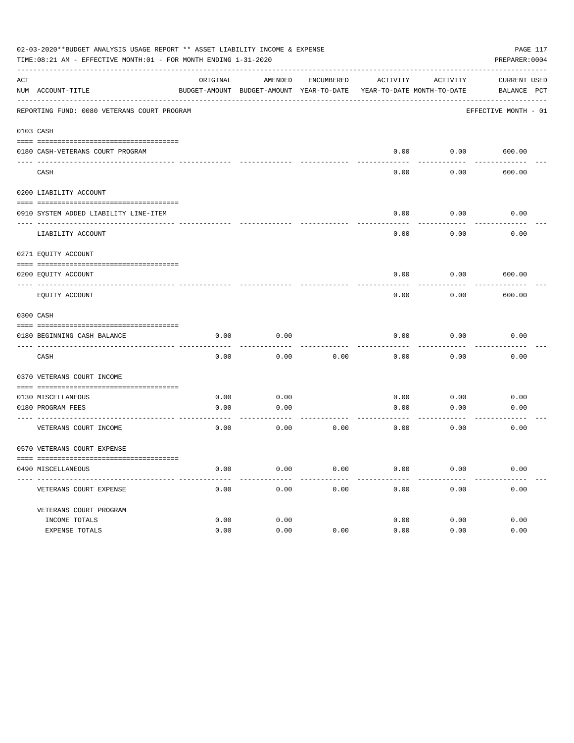02-03-2020**BUDGET ANALYSIS USAGE REPORT ** ASSET LIABILITY INCOME & EXPENSE

TIME:08:21 AM - EFFECTIVE MONTH:01 - FOR MONTH ENDING 1-31-2020

PREPARER:0004

REPORTING FUND: 0080 VETERANS COURT PROGRAM — EFFECTIVE MONTH - 01

| ACT NUM | ACCOUNT-TITLE | ORIGINAL BUDGET-AMOUNT | AMENDED BUDGET-AMOUNT | ENCUMBERED YEAR-TO-DATE | ACTIVITY YEAR-TO-DATE | ACTIVITY MONTH-TO-DATE | CURRENT BALANCE | USED PCT |
|---|---|---|---|---|---|---|---|---|
| **0103** | **CASH** | | | | | | | |
| 0180 | CASH-VETERANS COURT PROGRAM | | | | 0.00 | 0.00 | 600.00 | |
| | CASH | | | | 0.00 | 0.00 | 600.00 | |
| **0200** | **LIABILITY ACCOUNT** | | | | | | | |
| 0910 | SYSTEM ADDED LIABILITY LINE-ITEM | | | | 0.00 | 0.00 | 0.00 | |
| | LIABILITY ACCOUNT | | | | 0.00 | 0.00 | 0.00 | |
| **0271** | **EQUITY ACCOUNT** | | | | | | | |
| 0200 | EQUITY ACCOUNT | | | | 0.00 | 0.00 | 600.00 | |
| | EQUITY ACCOUNT | | | | 0.00 | 0.00 | 600.00 | |
| **0300** | **CASH** | | | | | | | |
| 0180 | BEGINNING CASH BALANCE | 0.00 | 0.00 | | 0.00 | 0.00 | 0.00 | |
| | CASH | 0.00 | 0.00 | 0.00 | 0.00 | 0.00 | 0.00 | |
| **0370** | **VETERANS COURT INCOME** | | | | | | | |
| 0130 | MISCELLANEOUS | 0.00 | 0.00 | | 0.00 | 0.00 | 0.00 | |
| 0180 | PROGRAM FEES | 0.00 | 0.00 | | 0.00 | 0.00 | 0.00 | |
| | VETERANS COURT INCOME | 0.00 | 0.00 | 0.00 | 0.00 | 0.00 | 0.00 | |
| **0570** | **VETERANS COURT EXPENSE** | | | | | | | |
| 0490 | MISCELLANEOUS | 0.00 | 0.00 | 0.00 | 0.00 | 0.00 | 0.00 | |
| | VETERANS COURT EXPENSE | 0.00 | 0.00 | 0.00 | 0.00 | 0.00 | 0.00 | |
| | VETERANS COURT PROGRAM | | | | | | | |
| | INCOME TOTALS | 0.00 | 0.00 | | 0.00 | 0.00 | 0.00 | |
| | EXPENSE TOTALS | 0.00 | 0.00 | 0.00 | 0.00 | 0.00 | 0.00 | |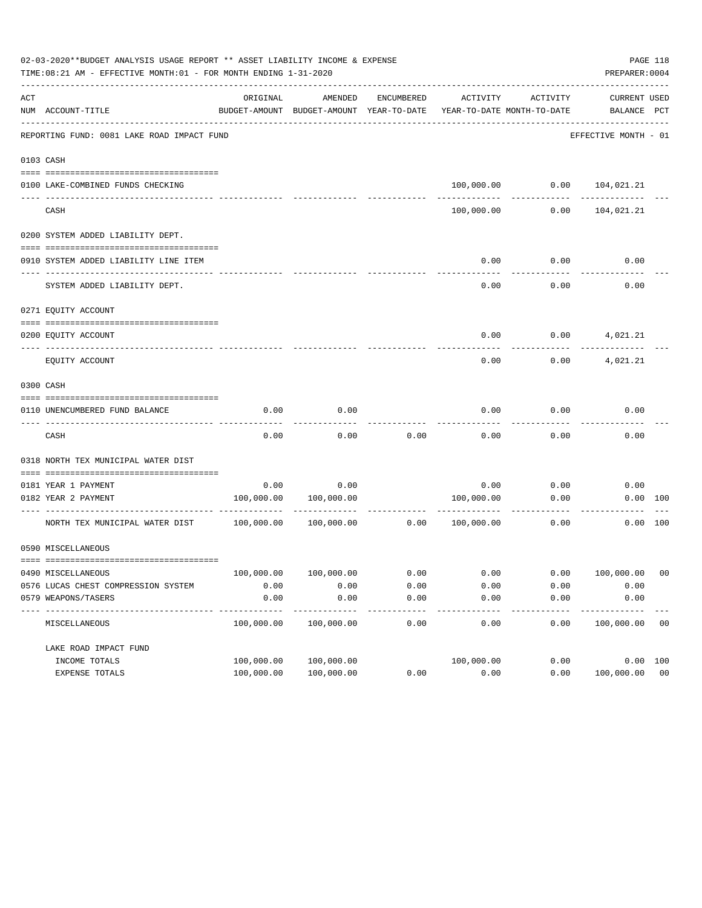02-03-2020**BUDGET ANALYSIS USAGE REPORT ** ASSET LIABILITY INCOME & EXPENSE

TIME:08:21 AM - EFFECTIVE MONTH:01 - FOR MONTH ENDING 1-31-2020

PREPARER:0004

REPORTING FUND: 0081 LAKE ROAD IMPACT FUND — EFFECTIVE MONTH - 01

| ACT NUM | ACCOUNT-TITLE | ORIGINAL BUDGET-AMOUNT | AMENDED BUDGET-AMOUNT | ENCUMBERED YEAR-TO-DATE | ACTIVITY YEAR-TO-DATE | ACTIVITY MONTH-TO-DATE | CURRENT BALANCE | USED PCT |
|---|---|---|---|---|---|---|---|---|
| **0103** | **CASH** | | | | | | | |
| 0100 | LAKE-COMBINED FUNDS CHECKING | | | | 100,000.00 | 0.00 | 104,021.21 | |
| | CASH | | | | 100,000.00 | 0.00 | 104,021.21 | |
| **0200** | **SYSTEM ADDED LIABILITY DEPT.** | | | | | | | |
| 0910 | SYSTEM ADDED LIABILITY LINE ITEM | | | | 0.00 | 0.00 | 0.00 | |
| | SYSTEM ADDED LIABILITY DEPT. | | | | 0.00 | 0.00 | 0.00 | |
| **0271** | **EQUITY ACCOUNT** | | | | | | | |
| 0200 | EQUITY ACCOUNT | | | | 0.00 | 0.00 | 4,021.21 | |
| | EQUITY ACCOUNT | | | | 0.00 | 0.00 | 4,021.21 | |
| **0300** | **CASH** | | | | | | | |
| 0110 | UNENCUMBERED FUND BALANCE | 0.00 | 0.00 | | 0.00 | 0.00 | 0.00 | |
| | CASH | 0.00 | 0.00 | 0.00 | 0.00 | 0.00 | 0.00 | |
| **0318** | **NORTH TEX MUNICIPAL WATER DIST** | | | | | | | |
| 0181 | YEAR 1 PAYMENT | 0.00 | 0.00 | | 0.00 | 0.00 | 0.00 | |
| 0182 | YEAR 2 PAYMENT | 100,000.00 | 100,000.00 | | 100,000.00 | 0.00 | 0.00 | 100 |
| | NORTH TEX MUNICIPAL WATER DIST | 100,000.00 | 100,000.00 | 0.00 | 100,000.00 | 0.00 | 0.00 | 100 |
| **0590** | **MISCELLANEOUS** | | | | | | | |
| 0490 | MISCELLANEOUS | 100,000.00 | 100,000.00 | 0.00 | 0.00 | 0.00 | 100,000.00 | 00 |
| 0576 | LUCAS CHEST COMPRESSION SYSTEM | 0.00 | 0.00 | 0.00 | 0.00 | 0.00 | 0.00 | |
| 0579 | WEAPONS/TASERS | 0.00 | 0.00 | 0.00 | 0.00 | 0.00 | 0.00 | |
| | MISCELLANEOUS | 100,000.00 | 100,000.00 | 0.00 | 0.00 | 0.00 | 100,000.00 | 00 |
| | LAKE ROAD IMPACT FUND | | | | | | | |
| | INCOME TOTALS | 100,000.00 | 100,000.00 | | 100,000.00 | 0.00 | 0.00 | 100 |
| | EXPENSE TOTALS | 100,000.00 | 100,000.00 | 0.00 | 0.00 | 0.00 | 100,000.00 | 00 |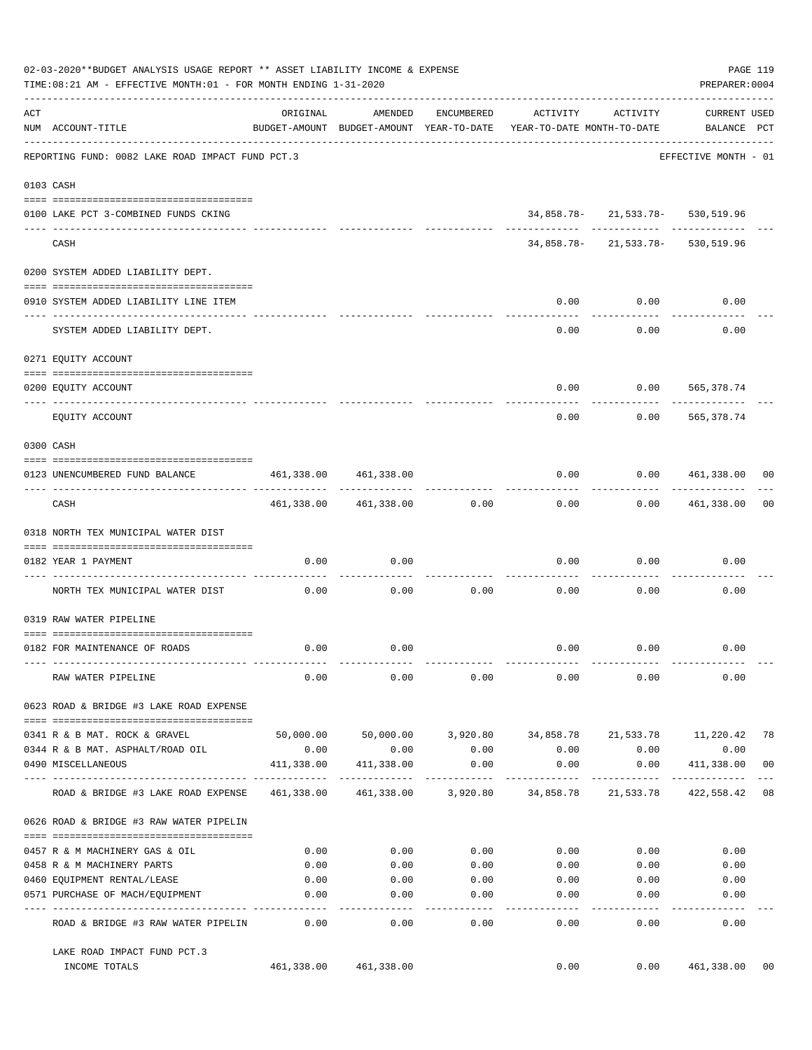02-03-2020**BUDGET ANALYSIS USAGE REPORT ** ASSET LIABILITY INCOME & EXPENSE

TIME:08:21 AM - EFFECTIVE MONTH:01 - FOR MONTH ENDING 1-31-2020

PREPARER:0004

REPORTING FUND: 0082 LAKE ROAD IMPACT FUND PCT.3 — EFFECTIVE MONTH - 01

| ACT NUM | ACCOUNT-TITLE | ORIGINAL BUDGET-AMOUNT | AMENDED BUDGET-AMOUNT | ENCUMBERED YEAR-TO-DATE | ACTIVITY YEAR-TO-DATE | ACTIVITY MONTH-TO-DATE | CURRENT BALANCE | USED PCT |
|---|---|---|---|---|---|---|---|---|
| **0103** | **CASH** | | | | | | | |
| 0100 | LAKE PCT 3-COMBINED FUNDS CKING | | | | 34,858.78- | 21,533.78- | 530,519.96 | |
| | CASH | | | | 34,858.78- | 21,533.78- | 530,519.96 | |
| **0200** | **SYSTEM ADDED LIABILITY DEPT.** | | | | | | | |
| 0910 | SYSTEM ADDED LIABILITY LINE ITEM | | | | 0.00 | 0.00 | 0.00 | |
| | SYSTEM ADDED LIABILITY DEPT. | | | | 0.00 | 0.00 | 0.00 | |
| **0271** | **EQUITY ACCOUNT** | | | | | | | |
| 0200 | EQUITY ACCOUNT | | | | 0.00 | 0.00 | 565,378.74 | |
| | EQUITY ACCOUNT | | | | 0.00 | 0.00 | 565,378.74 | |
| **0300** | **CASH** | | | | | | | |
| 0123 | UNENCUMBERED FUND BALANCE | 461,338.00 | 461,338.00 | | 0.00 | 0.00 | 461,338.00 | 00 |
| | CASH | 461,338.00 | 461,338.00 | 0.00 | 0.00 | 0.00 | 461,338.00 | 00 |
| **0318** | **NORTH TEX MUNICIPAL WATER DIST** | | | | | | | |
| 0182 | YEAR 1 PAYMENT | 0.00 | 0.00 | | 0.00 | 0.00 | 0.00 | |
| | NORTH TEX MUNICIPAL WATER DIST | 0.00 | 0.00 | 0.00 | 0.00 | 0.00 | 0.00 | |
| **0319** | **RAW WATER PIPELINE** | | | | | | | |
| 0182 | FOR MAINTENANCE OF ROADS | 0.00 | 0.00 | | 0.00 | 0.00 | 0.00 | |
| | RAW WATER PIPELINE | 0.00 | 0.00 | 0.00 | 0.00 | 0.00 | 0.00 | |
| **0623** | **ROAD & BRIDGE #3 LAKE ROAD EXPENSE** | | | | | | | |
| 0341 | R & B MAT. ROCK & GRAVEL | 50,000.00 | 50,000.00 | 3,920.80 | 34,858.78 | 21,533.78 | 11,220.42 | 78 |
| 0344 | R & B MAT. ASPHALT/ROAD OIL | 0.00 | 0.00 | 0.00 | 0.00 | 0.00 | 0.00 | |
| 0490 | MISCELLANEOUS | 411,338.00 | 411,338.00 | 0.00 | 0.00 | 0.00 | 411,338.00 | 00 |
| | ROAD & BRIDGE #3 LAKE ROAD EXPENSE | 461,338.00 | 461,338.00 | 3,920.80 | 34,858.78 | 21,533.78 | 422,558.42 | 08 |
| **0626** | **ROAD & BRIDGE #3 RAW WATER PIPELIN** | | | | | | | |
| 0457 | R & M MACHINERY GAS & OIL | 0.00 | 0.00 | 0.00 | 0.00 | 0.00 | 0.00 | |
| 0458 | R & M MACHINERY PARTS | 0.00 | 0.00 | 0.00 | 0.00 | 0.00 | 0.00 | |
| 0460 | EQUIPMENT RENTAL/LEASE | 0.00 | 0.00 | 0.00 | 0.00 | 0.00 | 0.00 | |
| 0571 | PURCHASE OF MACH/EQUIPMENT | 0.00 | 0.00 | 0.00 | 0.00 | 0.00 | 0.00 | |
| | ROAD & BRIDGE #3 RAW WATER PIPELIN | 0.00 | 0.00 | 0.00 | 0.00 | 0.00 | 0.00 | |
| | LAKE ROAD IMPACT FUND PCT.3 INCOME TOTALS | 461,338.00 | 461,338.00 | | 0.00 | 0.00 | 461,338.00 | 00 |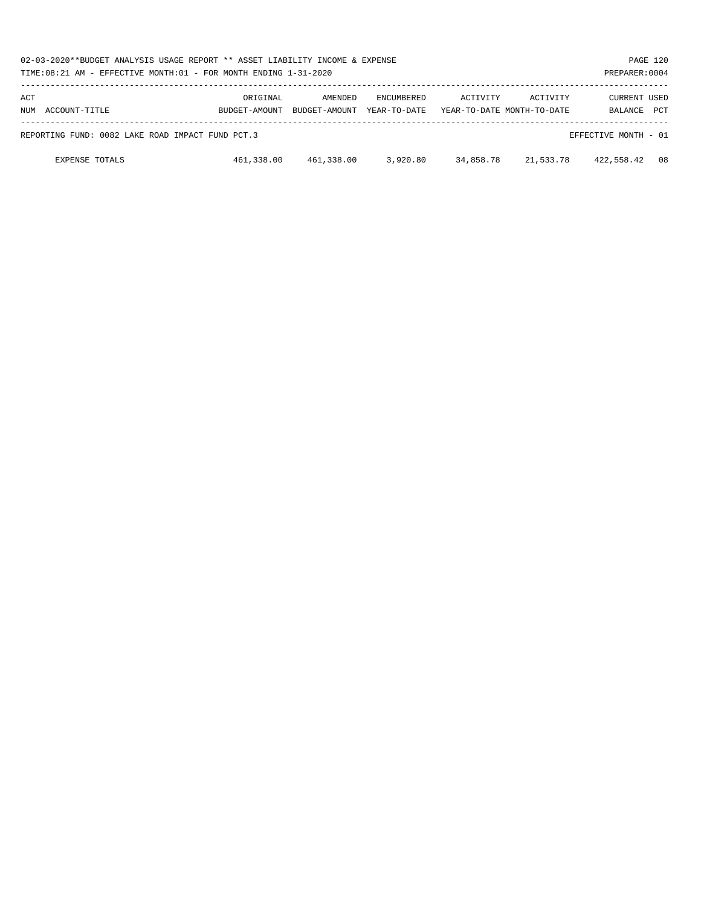02-03-2020**BUDGET ANALYSIS USAGE REPORT ** ASSET LIABILITY INCOME & EXPENSE

TIME:08:21 AM - EFFECTIVE MONTH:01 - FOR MONTH ENDING 1-31-2020

PREPARER:0004

| ACT NUM | ACCOUNT-TITLE | ORIGINAL BUDGET-AMOUNT | AMENDED BUDGET-AMOUNT | ENCUMBERED YEAR-TO-DATE | ACTIVITY YEAR-TO-DATE | ACTIVITY MONTH-TO-DATE | CURRENT BALANCE | USED PCT |
|---|---|---|---|---|---|---|---|---|
| | REPORTING FUND: 0082 LAKE ROAD IMPACT FUND PCT.3 | | | | | | EFFECTIVE MONTH - 01 | |
| | EXPENSE TOTALS | 461,338.00 | 461,338.00 | 3,920.80 | 34,858.78 | 21,533.78 | 422,558.42 | 08 |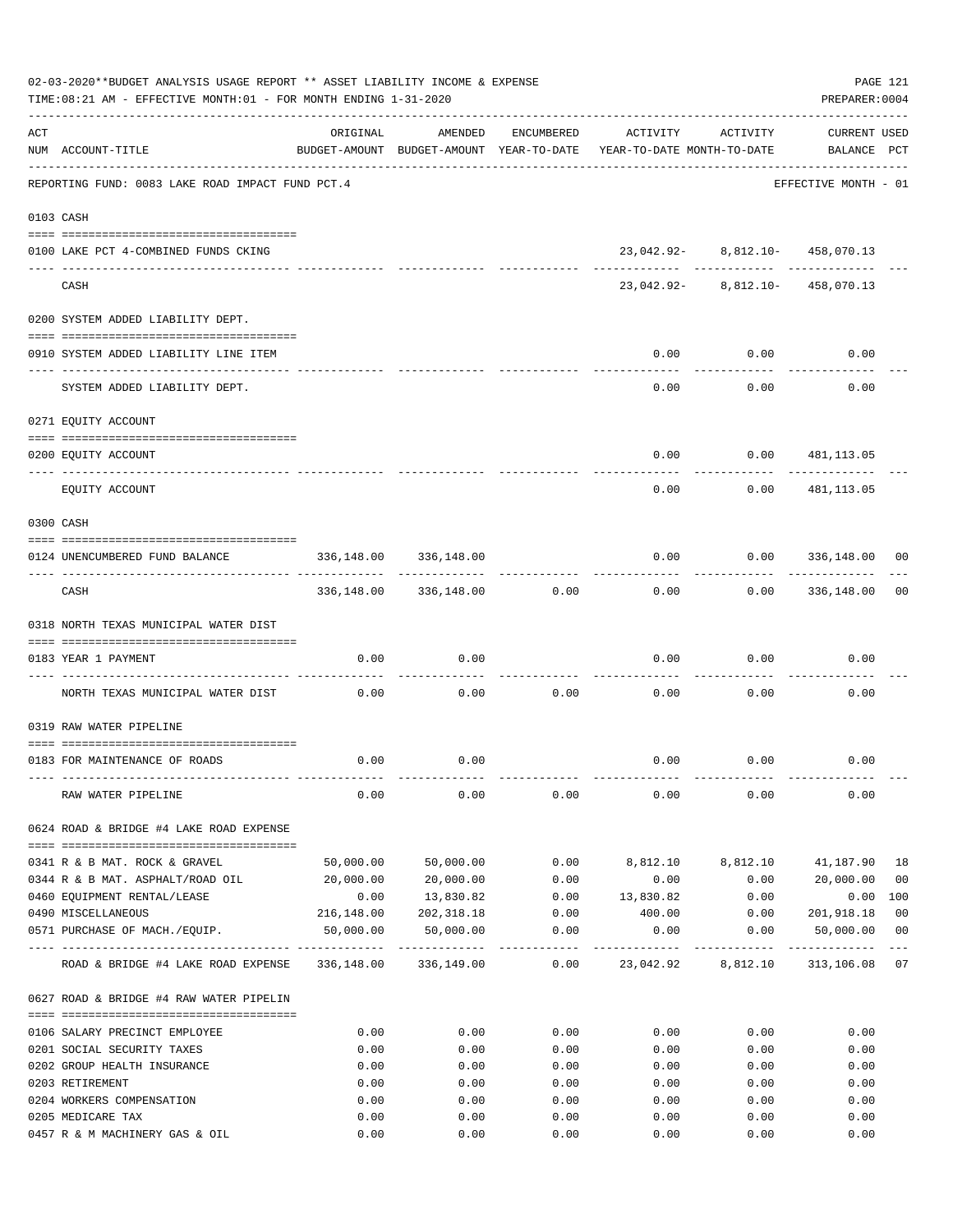02-03-2020**BUDGET ANALYSIS USAGE REPORT ** ASSET LIABILITY INCOME & EXPENSE

TIME:08:21 AM - EFFECTIVE MONTH:01 - FOR MONTH ENDING 1-31-2020

PREPARER:0004

| ACT NUM | ACCOUNT-TITLE | ORIGINAL BUDGET-AMOUNT | AMENDED BUDGET-AMOUNT | ENCUMBERED YEAR-TO-DATE | ACTIVITY YEAR-TO-DATE | ACTIVITY MONTH-TO-DATE | CURRENT BALANCE | USED PCT |
|---|---|---|---|---|---|---|---|---|
| | REPORTING FUND: 0083 LAKE ROAD IMPACT FUND PCT.4 | | | | | | EFFECTIVE MONTH - 01 | |
| | **0103 CASH** | | | | | | | |
| 0100 | LAKE PCT 4-COMBINED FUNDS CKING | | | | 23,042.92- | 8,812.10- | 458,070.13 | |
| | CASH | | | | 23,042.92- | 8,812.10- | 458,070.13 | |
| | **0200 SYSTEM ADDED LIABILITY DEPT.** | | | | | | | |
| 0910 | SYSTEM ADDED LIABILITY LINE ITEM | | | | 0.00 | 0.00 | 0.00 | |
| | SYSTEM ADDED LIABILITY DEPT. | | | | 0.00 | 0.00 | 0.00 | |
| | **0271 EQUITY ACCOUNT** | | | | | | | |
| 0200 | EQUITY ACCOUNT | | | | 0.00 | 0.00 | 481,113.05 | |
| | EQUITY ACCOUNT | | | | 0.00 | 0.00 | 481,113.05 | |
| | **0300 CASH** | | | | | | | |
| 0124 | UNENCUMBERED FUND BALANCE | 336,148.00 | 336,148.00 | | 0.00 | 0.00 | 336,148.00 | 00 |
| | CASH | 336,148.00 | 336,148.00 | 0.00 | 0.00 | 0.00 | 336,148.00 | 00 |
| | **0318 NORTH TEXAS MUNICIPAL WATER DIST** | | | | | | | |
| 0183 | YEAR 1 PAYMENT | 0.00 | 0.00 | | 0.00 | 0.00 | 0.00 | |
| | NORTH TEXAS MUNICIPAL WATER DIST | 0.00 | 0.00 | 0.00 | 0.00 | 0.00 | 0.00 | |
| | **0319 RAW WATER PIPELINE** | | | | | | | |
| 0183 | FOR MAINTENANCE OF ROADS | 0.00 | 0.00 | | 0.00 | 0.00 | 0.00 | |
| | RAW WATER PIPELINE | 0.00 | 0.00 | 0.00 | 0.00 | 0.00 | 0.00 | |
| | **0624 ROAD & BRIDGE #4 LAKE ROAD EXPENSE** | | | | | | | |
| 0341 | R & B MAT. ROCK & GRAVEL | 50,000.00 | 50,000.00 | 0.00 | 8,812.10 | 8,812.10 | 41,187.90 | 18 |
| 0344 | R & B MAT. ASPHALT/ROAD OIL | 20,000.00 | 20,000.00 | 0.00 | 0.00 | 0.00 | 20,000.00 | 00 |
| 0460 | EQUIPMENT RENTAL/LEASE | 0.00 | 13,830.82 | 0.00 | 13,830.82 | 0.00 | 0.00 | 100 |
| 0490 | MISCELLANEOUS | 216,148.00 | 202,318.18 | 0.00 | 400.00 | 0.00 | 201,918.18 | 00 |
| 0571 | PURCHASE OF MACH./EQUIP. | 50,000.00 | 50,000.00 | 0.00 | 0.00 | 0.00 | 50,000.00 | 00 |
| | ROAD & BRIDGE #4 LAKE ROAD EXPENSE | 336,148.00 | 336,149.00 | 0.00 | 23,042.92 | 8,812.10 | 313,106.08 | 07 |
| | **0627 ROAD & BRIDGE #4 RAW WATER PIPELIN** | | | | | | | |
| 0106 | SALARY PRECINCT EMPLOYEE | 0.00 | 0.00 | 0.00 | 0.00 | 0.00 | 0.00 | |
| 0201 | SOCIAL SECURITY TAXES | 0.00 | 0.00 | 0.00 | 0.00 | 0.00 | 0.00 | |
| 0202 | GROUP HEALTH INSURANCE | 0.00 | 0.00 | 0.00 | 0.00 | 0.00 | 0.00 | |
| 0203 | RETIREMENT | 0.00 | 0.00 | 0.00 | 0.00 | 0.00 | 0.00 | |
| 0204 | WORKERS COMPENSATION | 0.00 | 0.00 | 0.00 | 0.00 | 0.00 | 0.00 | |
| 0205 | MEDICARE TAX | 0.00 | 0.00 | 0.00 | 0.00 | 0.00 | 0.00 | |
| 0457 | R & M MACHINERY GAS & OIL | 0.00 | 0.00 | 0.00 | 0.00 | 0.00 | 0.00 | |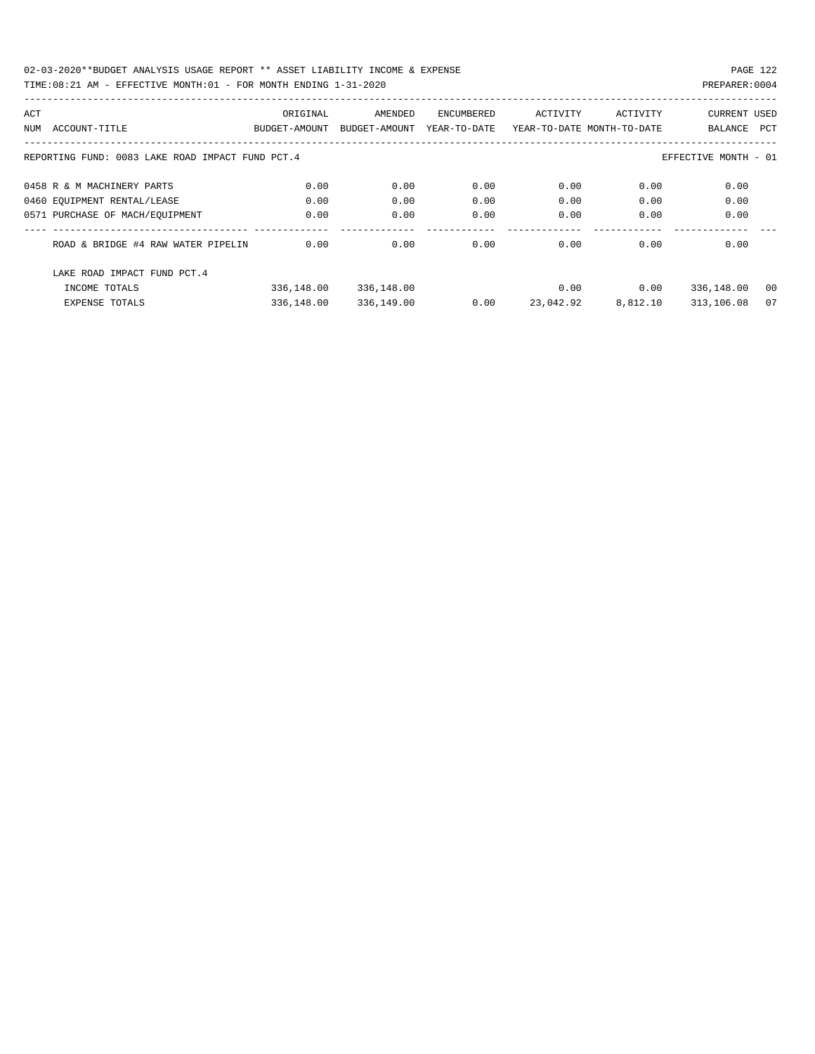02-03-2020**BUDGET ANALYSIS USAGE REPORT ** ASSET LIABILITY INCOME & EXPENSE

TIME:08:21 AM - EFFECTIVE MONTH:01 - FOR MONTH ENDING 1-31-2020

PREPARER:0004

REPORTING FUND: 0083 LAKE ROAD IMPACT FUND PCT.4

EFFECTIVE MONTH - 01

| ACT NUM | ACCOUNT-TITLE | ORIGINAL BUDGET-AMOUNT | AMENDED BUDGET-AMOUNT | ENCUMBERED YEAR-TO-DATE | ACTIVITY YEAR-TO-DATE | ACTIVITY MONTH-TO-DATE | CURRENT BALANCE | USED PCT |
|---|---|---|---|---|---|---|---|---|
| 0458 | R & M MACHINERY PARTS | 0.00 | 0.00 | 0.00 | 0.00 | 0.00 | 0.00 | |
| 0460 | EQUIPMENT RENTAL/LEASE | 0.00 | 0.00 | 0.00 | 0.00 | 0.00 | 0.00 | |
| 0571 | PURCHASE OF MACH/EQUIPMENT | 0.00 | 0.00 | 0.00 | 0.00 | 0.00 | 0.00 | |
| | ROAD & BRIDGE #4 RAW WATER PIPELIN | 0.00 | 0.00 | 0.00 | 0.00 | 0.00 | 0.00 | |
| | LAKE ROAD IMPACT FUND PCT.4 | | | | | | | |
| | INCOME TOTALS | 336,148.00 | 336,148.00 | | 0.00 | 0.00 | 336,148.00 | 00 |
| | EXPENSE TOTALS | 336,148.00 | 336,149.00 | 0.00 | 23,042.92 | 8,812.10 | 313,106.08 | 07 |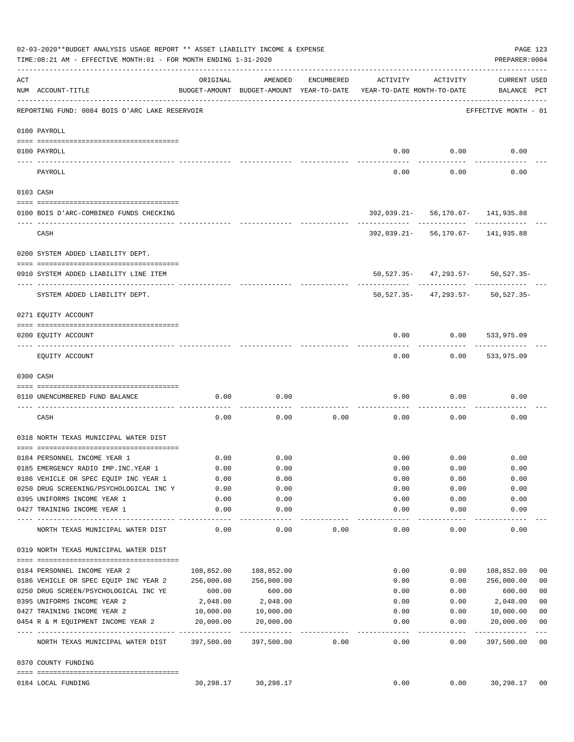02-03-2020**BUDGET ANALYSIS USAGE REPORT ** ASSET LIABILITY INCOME & EXPENSE

TIME:08:21 AM - EFFECTIVE MONTH:01 - FOR MONTH ENDING 1-31-2020

PREPARER:0004

| ACT NUM | ACCOUNT-TITLE | ORIGINAL BUDGET-AMOUNT | AMENDED BUDGET-AMOUNT | ENCUMBERED YEAR-TO-DATE | ACTIVITY YEAR-TO-DATE | ACTIVITY MONTH-TO-DATE | CURRENT BALANCE | USED PCT |
|---|---|---|---|---|---|---|---|---|
| | REPORTING FUND: 0084 BOIS D'ARC LAKE RESERVOIR | | | | | | EFFECTIVE MONTH - 01 | |
| | **0100 PAYROLL** | | | | | | | |
| 0100 | PAYROLL | | | | 0.00 | 0.00 | 0.00 | |
| | PAYROLL | | | | 0.00 | 0.00 | 0.00 | |
| | **0103 CASH** | | | | | | | |
| 0100 | BOIS D'ARC-COMBINED FUNDS CHECKING | | | | 392,039.21- | 56,170.67- | 141,935.88 | |
| | CASH | | | | 392,039.21- | 56,170.67- | 141,935.88 | |
| | **0200 SYSTEM ADDED LIABILITY DEPT.** | | | | | | | |
| 0910 | SYSTEM ADDED LIABILITY LINE ITEM | | | | 50,527.35- | 47,293.57- | 50,527.35- | |
| | SYSTEM ADDED LIABILITY DEPT. | | | | 50,527.35- | 47,293.57- | 50,527.35- | |
| | **0271 EQUITY ACCOUNT** | | | | | | | |
| 0200 | EQUITY ACCOUNT | | | | 0.00 | 0.00 | 533,975.09 | |
| | EQUITY ACCOUNT | | | | 0.00 | 0.00 | 533,975.09 | |
| | **0300 CASH** | | | | | | | |
| 0110 | UNENCUMBERED FUND BALANCE | 0.00 | 0.00 | | 0.00 | 0.00 | 0.00 | |
| | CASH | 0.00 | 0.00 | 0.00 | 0.00 | 0.00 | 0.00 | |
| | **0318 NORTH TEXAS MUNICIPAL WATER DIST** | | | | | | | |
| 0184 | PERSONNEL INCOME YEAR 1 | 0.00 | 0.00 | | 0.00 | 0.00 | 0.00 | |
| 0185 | EMERGENCY RADIO IMP.INC.YEAR 1 | 0.00 | 0.00 | | 0.00 | 0.00 | 0.00 | |
| 0186 | VEHICLE OR SPEC EQUIP INC YEAR 1 | 0.00 | 0.00 | | 0.00 | 0.00 | 0.00 | |
| 0250 | DRUG SCREENING/PSYCHOLOGICAL INC Y | 0.00 | 0.00 | | 0.00 | 0.00 | 0.00 | |
| 0395 | UNIFORMS INCOME YEAR 1 | 0.00 | 0.00 | | 0.00 | 0.00 | 0.00 | |
| 0427 | TRAINING INCOME YEAR 1 | 0.00 | 0.00 | | 0.00 | 0.00 | 0.00 | |
| | NORTH TEXAS MUNICIPAL WATER DIST | 0.00 | 0.00 | 0.00 | 0.00 | 0.00 | 0.00 | |
| | **0319 NORTH TEXAS MUNICIPAL WATER DIST** | | | | | | | |
| 0184 | PERSONNEL INCOME YEAR 2 | 108,852.00 | 108,852.00 | | 0.00 | 0.00 | 108,852.00 | 00 |
| 0186 | VEHICLE OR SPEC EQUIP INC YEAR 2 | 256,000.00 | 256,000.00 | | 0.00 | 0.00 | 256,000.00 | 00 |
| 0250 | DRUG SCREEN/PSYCHOLOGICAL INC YE | 600.00 | 600.00 | | 0.00 | 0.00 | 600.00 | 00 |
| 0395 | UNIFORMS INCOME YEAR 2 | 2,048.00 | 2,048.00 | | 0.00 | 0.00 | 2,048.00 | 00 |
| 0427 | TRAINING INCOME YEAR 2 | 10,000.00 | 10,000.00 | | 0.00 | 0.00 | 10,000.00 | 00 |
| 0454 | R & M EQUIPMENT INCOME YEAR 2 | 20,000.00 | 20,000.00 | | 0.00 | 0.00 | 20,000.00 | 00 |
| | NORTH TEXAS MUNICIPAL WATER DIST | 397,500.00 | 397,500.00 | 0.00 | 0.00 | 0.00 | 397,500.00 | 00 |
| | **0370 COUNTY FUNDING** | | | | | | | |
| 0184 | LOCAL FUNDING | 30,298.17 | 30,298.17 | | 0.00 | 0.00 | 30,298.17 | 00 |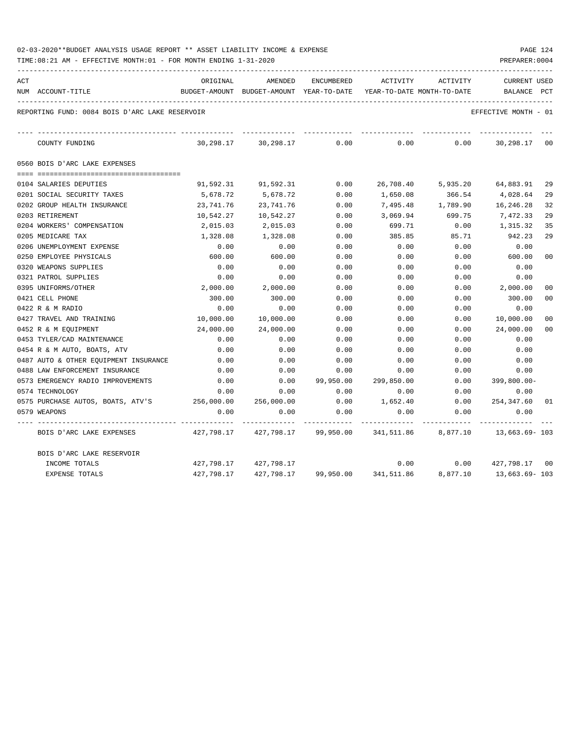02-03-2020**BUDGET ANALYSIS USAGE REPORT ** ASSET LIABILITY INCOME & EXPENSE

TIME:08:21 AM - EFFECTIVE MONTH:01 - FOR MONTH ENDING 1-31-2020

PREPARER:0004

REPORTING FUND: 0084 BOIS D'ARC LAKE RESERVOIR — EFFECTIVE MONTH - 01

| ACT NUM | ACCOUNT-TITLE | ORIGINAL BUDGET-AMOUNT | AMENDED BUDGET-AMOUNT | ENCUMBERED YEAR-TO-DATE | ACTIVITY YEAR-TO-DATE | ACTIVITY MONTH-TO-DATE | CURRENT BALANCE | USED PCT |
|---|---|---|---|---|---|---|---|---|
| | COUNTY FUNDING | 30,298.17 | 30,298.17 | 0.00 | 0.00 | 0.00 | 30,298.17 | 00 |
| | **0560 BOIS D'ARC LAKE EXPENSES** | | | | | | | |
| 0104 | SALARIES DEPUTIES | 91,592.31 | 91,592.31 | 0.00 | 26,708.40 | 5,935.20 | 64,883.91 | 29 |
| 0201 | SOCIAL SECURITY TAXES | 5,678.72 | 5,678.72 | 0.00 | 1,650.08 | 366.54 | 4,028.64 | 29 |
| 0202 | GROUP HEALTH INSURANCE | 23,741.76 | 23,741.76 | 0.00 | 7,495.48 | 1,789.90 | 16,246.28 | 32 |
| 0203 | RETIREMENT | 10,542.27 | 10,542.27 | 0.00 | 3,069.94 | 699.75 | 7,472.33 | 29 |
| 0204 | WORKERS' COMPENSATION | 2,015.03 | 2,015.03 | 0.00 | 699.71 | 0.00 | 1,315.32 | 35 |
| 0205 | MEDICARE TAX | 1,328.08 | 1,328.08 | 0.00 | 385.85 | 85.71 | 942.23 | 29 |
| 0206 | UNEMPLOYMENT EXPENSE | 0.00 | 0.00 | 0.00 | 0.00 | 0.00 | 0.00 | |
| 0250 | EMPLOYEE PHYSICALS | 600.00 | 600.00 | 0.00 | 0.00 | 0.00 | 600.00 | 00 |
| 0320 | WEAPONS SUPPLIES | 0.00 | 0.00 | 0.00 | 0.00 | 0.00 | 0.00 | |
| 0321 | PATROL SUPPLIES | 0.00 | 0.00 | 0.00 | 0.00 | 0.00 | 0.00 | |
| 0395 | UNIFORMS/OTHER | 2,000.00 | 2,000.00 | 0.00 | 0.00 | 0.00 | 2,000.00 | 00 |
| 0421 | CELL PHONE | 300.00 | 300.00 | 0.00 | 0.00 | 0.00 | 300.00 | 00 |
| 0422 | R & M RADIO | 0.00 | 0.00 | 0.00 | 0.00 | 0.00 | 0.00 | |
| 0427 | TRAVEL AND TRAINING | 10,000.00 | 10,000.00 | 0.00 | 0.00 | 0.00 | 10,000.00 | 00 |
| 0452 | R & M EQUIPMENT | 24,000.00 | 24,000.00 | 0.00 | 0.00 | 0.00 | 24,000.00 | 00 |
| 0453 | TYLER/CAD MAINTENANCE | 0.00 | 0.00 | 0.00 | 0.00 | 0.00 | 0.00 | |
| 0454 | R & M AUTO, BOATS, ATV | 0.00 | 0.00 | 0.00 | 0.00 | 0.00 | 0.00 | |
| 0487 | AUTO & OTHER EQUIPMENT INSURANCE | 0.00 | 0.00 | 0.00 | 0.00 | 0.00 | 0.00 | |
| 0488 | LAW ENFORCEMENT INSURANCE | 0.00 | 0.00 | 0.00 | 0.00 | 0.00 | 0.00 | |
| 0573 | EMERGENCY RADIO IMPROVEMENTS | 0.00 | 0.00 | 99,950.00 | 299,850.00 | 0.00 | 399,800.00- | |
| 0574 | TECHNOLOGY | 0.00 | 0.00 | 0.00 | 0.00 | 0.00 | 0.00 | |
| 0575 | PURCHASE AUTOS, BOATS, ATV'S | 256,000.00 | 256,000.00 | 0.00 | 1,652.40 | 0.00 | 254,347.60 | 01 |
| 0579 | WEAPONS | 0.00 | 0.00 | 0.00 | 0.00 | 0.00 | 0.00 | |
| | BOIS D'ARC LAKE EXPENSES | 427,798.17 | 427,798.17 | 99,950.00 | 341,511.86 | 8,877.10 | 13,663.69- | 103 |
| | **BOIS D'ARC LAKE RESERVOIR** | | | | | | | |
| | INCOME TOTALS | 427,798.17 | 427,798.17 | | 0.00 | 0.00 | 427,798.17 | 00 |
| | EXPENSE TOTALS | 427,798.17 | 427,798.17 | 99,950.00 | 341,511.86 | 8,877.10 | 13,663.69- | 103 |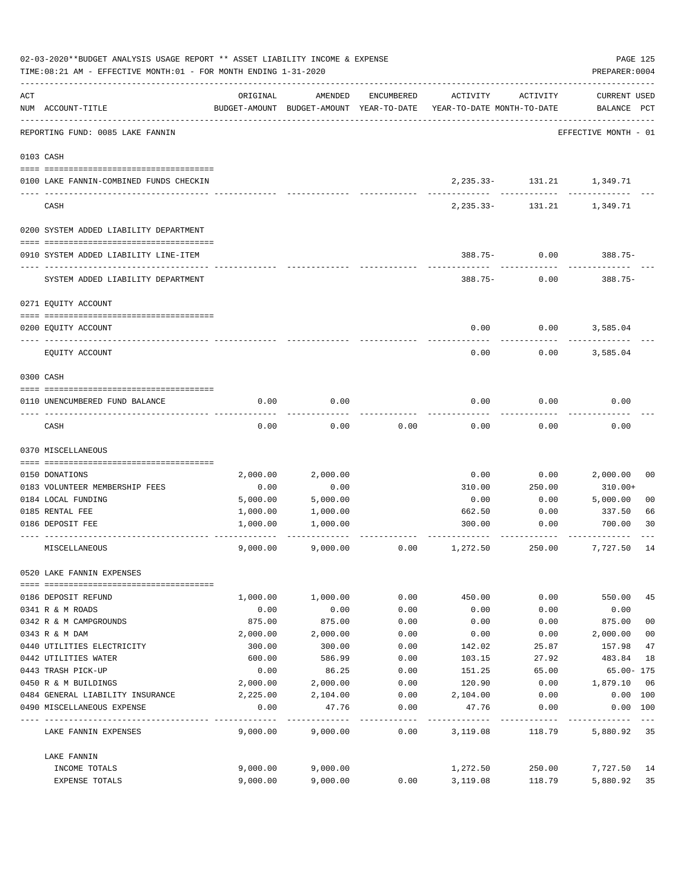02-03-2020**BUDGET ANALYSIS USAGE REPORT ** ASSET LIABILITY INCOME & EXPENSE

TIME:08:21 AM - EFFECTIVE MONTH:01 - FOR MONTH ENDING 1-31-2020

PREPARER:0004

| ACT NUM | ACCOUNT-TITLE | ORIGINAL BUDGET-AMOUNT | AMENDED BUDGET-AMOUNT | ENCUMBERED YEAR-TO-DATE | ACTIVITY YEAR-TO-DATE | ACTIVITY MONTH-TO-DATE | CURRENT USED BALANCE | PCT |
|---|---|---|---|---|---|---|---|---|
| | REPORTING FUND: 0085 LAKE FANNIN | | | | | | EFFECTIVE MONTH - 01 | |
| | **0103 CASH** | | | | | | | |
| 0100 | LAKE FANNIN-COMBINED FUNDS CHECKIN | | | | 2,235.33- | 131.21 | 1,349.71 | |
| | CASH | | | | 2,235.33- | 131.21 | 1,349.71 | |
| | **0200 SYSTEM ADDED LIABILITY DEPARTMENT** | | | | | | | |
| 0910 | SYSTEM ADDED LIABILITY LINE-ITEM | | | | 388.75- | 0.00 | 388.75- | |
| | SYSTEM ADDED LIABILITY DEPARTMENT | | | | 388.75- | 0.00 | 388.75- | |
| | **0271 EQUITY ACCOUNT** | | | | | | | |
| 0200 | EQUITY ACCOUNT | | | | 0.00 | 0.00 | 3,585.04 | |
| | EQUITY ACCOUNT | | | | 0.00 | 0.00 | 3,585.04 | |
| | **0300 CASH** | | | | | | | |
| 0110 | UNENCUMBERED FUND BALANCE | 0.00 | 0.00 | | 0.00 | 0.00 | 0.00 | |
| | CASH | 0.00 | 0.00 | 0.00 | 0.00 | 0.00 | 0.00 | |
| | **0370 MISCELLANEOUS** | | | | | | | |
| 0150 | DONATIONS | 2,000.00 | 2,000.00 | | 0.00 | 0.00 | 2,000.00 | 00 |
| 0183 | VOLUNTEER MEMBERSHIP FEES | 0.00 | 0.00 | | 310.00 | 250.00 | 310.00+ | |
| 0184 | LOCAL FUNDING | 5,000.00 | 5,000.00 | | 0.00 | 0.00 | 5,000.00 | 00 |
| 0185 | RENTAL FEE | 1,000.00 | 1,000.00 | | 662.50 | 0.00 | 337.50 | 66 |
| 0186 | DEPOSIT FEE | 1,000.00 | 1,000.00 | | 300.00 | 0.00 | 700.00 | 30 |
| | MISCELLANEOUS | 9,000.00 | 9,000.00 | 0.00 | 1,272.50 | 250.00 | 7,727.50 | 14 |
| | **0520 LAKE FANNIN EXPENSES** | | | | | | | |
| 0186 | DEPOSIT REFUND | 1,000.00 | 1,000.00 | 0.00 | 450.00 | 0.00 | 550.00 | 45 |
| 0341 | R & M ROADS | 0.00 | 0.00 | 0.00 | 0.00 | 0.00 | 0.00 | |
| 0342 | R & M CAMPGROUNDS | 875.00 | 875.00 | 0.00 | 0.00 | 0.00 | 875.00 | 00 |
| 0343 | R & M DAM | 2,000.00 | 2,000.00 | 0.00 | 0.00 | 0.00 | 2,000.00 | 00 |
| 0440 | UTILITIES ELECTRICITY | 300.00 | 300.00 | 0.00 | 142.02 | 25.87 | 157.98 | 47 |
| 0442 | UTILITIES WATER | 600.00 | 586.99 | 0.00 | 103.15 | 27.92 | 483.84 | 18 |
| 0443 | TRASH PICK-UP | 0.00 | 86.25 | 0.00 | 151.25 | 65.00 | 65.00- | 175 |
| 0450 | R & M BUILDINGS | 2,000.00 | 2,000.00 | 0.00 | 120.90 | 0.00 | 1,879.10 | 06 |
| 0484 | GENERAL LIABILITY INSURANCE | 2,225.00 | 2,104.00 | 0.00 | 2,104.00 | 0.00 | 0.00 | 100 |
| 0490 | MISCELLANEOUS EXPENSE | 0.00 | 47.76 | 0.00 | 47.76 | 0.00 | 0.00 | 100 |
| | LAKE FANNIN EXPENSES | 9,000.00 | 9,000.00 | 0.00 | 3,119.08 | 118.79 | 5,880.92 | 35 |
| | LAKE FANNIN | | | | | | | |
| | INCOME TOTALS | 9,000.00 | 9,000.00 | | 1,272.50 | 250.00 | 7,727.50 | 14 |
| | EXPENSE TOTALS | 9,000.00 | 9,000.00 | 0.00 | 3,119.08 | 118.79 | 5,880.92 | 35 |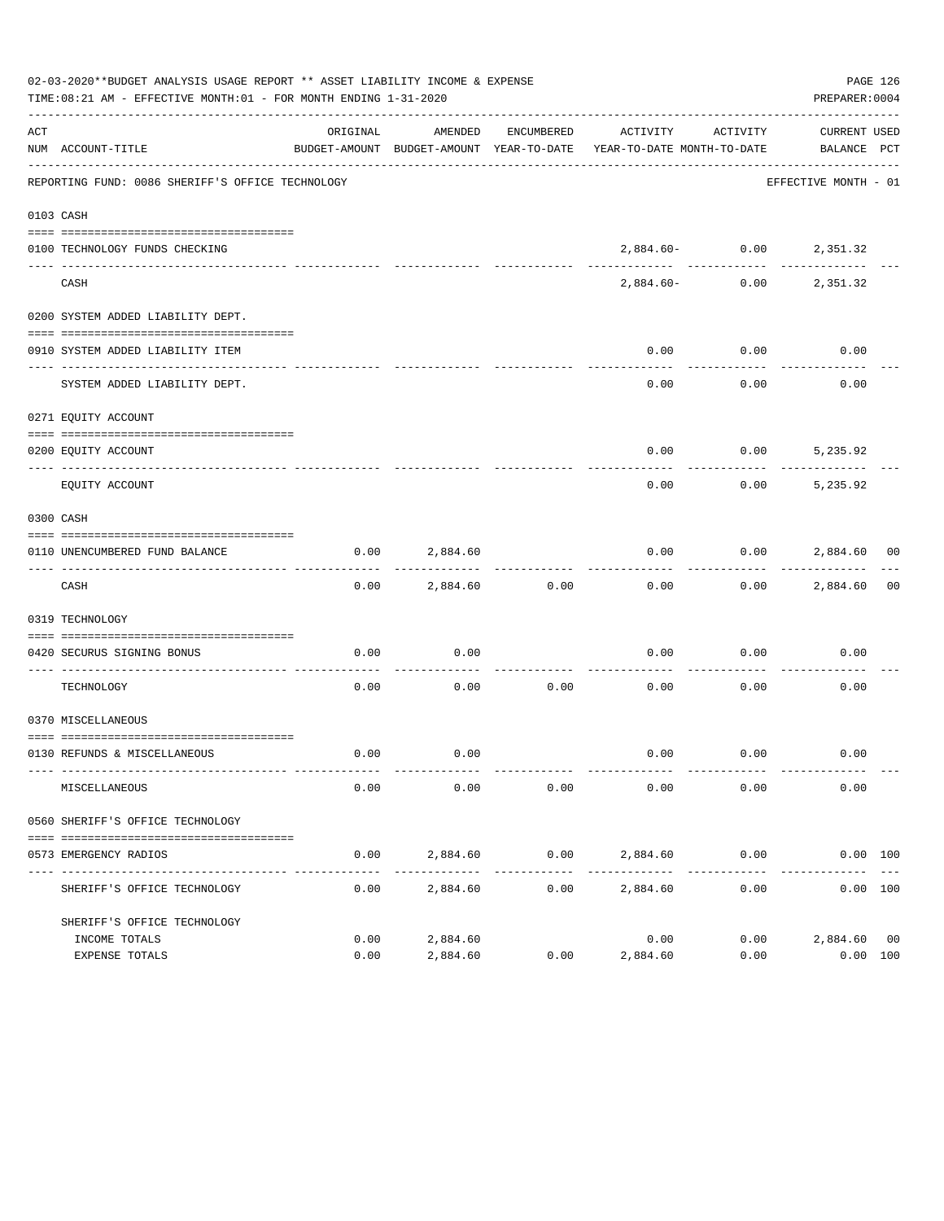02-03-2020**BUDGET ANALYSIS USAGE REPORT ** ASSET LIABILITY INCOME & EXPENSE

TIME:08:21 AM - EFFECTIVE MONTH:01 - FOR MONTH ENDING 1-31-2020

PREPARER:0004

REPORTING FUND: 0086 SHERIFF'S OFFICE TECHNOLOGY — EFFECTIVE MONTH - 01

| ACT NUM | ACCOUNT-TITLE | ORIGINAL BUDGET-AMOUNT | AMENDED BUDGET-AMOUNT | ENCUMBERED YEAR-TO-DATE | ACTIVITY YEAR-TO-DATE | ACTIVITY MONTH-TO-DATE | CURRENT BALANCE | USED PCT |
|---|---|---|---|---|---|---|---|---|
| 0103 | CASH | | | | | | | |
| 0100 | TECHNOLOGY FUNDS CHECKING | | | | 2,884.60- | 0.00 | 2,351.32 | |
| | CASH | | | | 2,884.60- | 0.00 | 2,351.32 | |
| 0200 | SYSTEM ADDED LIABILITY DEPT. | | | | | | | |
| 0910 | SYSTEM ADDED LIABILITY ITEM | | | | 0.00 | 0.00 | 0.00 | |
| | SYSTEM ADDED LIABILITY DEPT. | | | | 0.00 | 0.00 | 0.00 | |
| 0271 | EQUITY ACCOUNT | | | | | | | |
| 0200 | EQUITY ACCOUNT | | | | 0.00 | 0.00 | 5,235.92 | |
| | EQUITY ACCOUNT | | | | 0.00 | 0.00 | 5,235.92 | |
| 0300 | CASH | | | | | | | |
| 0110 | UNENCUMBERED FUND BALANCE | 0.00 | 2,884.60 | | 0.00 | 0.00 | 2,884.60 | 00 |
| | CASH | 0.00 | 2,884.60 | 0.00 | 0.00 | 0.00 | 2,884.60 | 00 |
| 0319 | TECHNOLOGY | | | | | | | |
| 0420 | SECURUS SIGNING BONUS | 0.00 | 0.00 | | 0.00 | 0.00 | 0.00 | |
| | TECHNOLOGY | 0.00 | 0.00 | 0.00 | 0.00 | 0.00 | 0.00 | |
| 0370 | MISCELLANEOUS | | | | | | | |
| 0130 | REFUNDS & MISCELLANEOUS | 0.00 | 0.00 | | 0.00 | 0.00 | 0.00 | |
| | MISCELLANEOUS | 0.00 | 0.00 | 0.00 | 0.00 | 0.00 | 0.00 | |
| 0560 | SHERIFF'S OFFICE TECHNOLOGY | | | | | | | |
| 0573 | EMERGENCY RADIOS | 0.00 | 2,884.60 | 0.00 | 2,884.60 | 0.00 | 0.00 | 100 |
| | SHERIFF'S OFFICE TECHNOLOGY | 0.00 | 2,884.60 | 0.00 | 2,884.60 | 0.00 | 0.00 | 100 |
| | SHERIFF'S OFFICE TECHNOLOGY | | | | | | | |
| | INCOME TOTALS | 0.00 | 2,884.60 | | 0.00 | 0.00 | 2,884.60 | 00 |
| | EXPENSE TOTALS | 0.00 | 2,884.60 | 0.00 | 2,884.60 | 0.00 | 0.00 | 100 |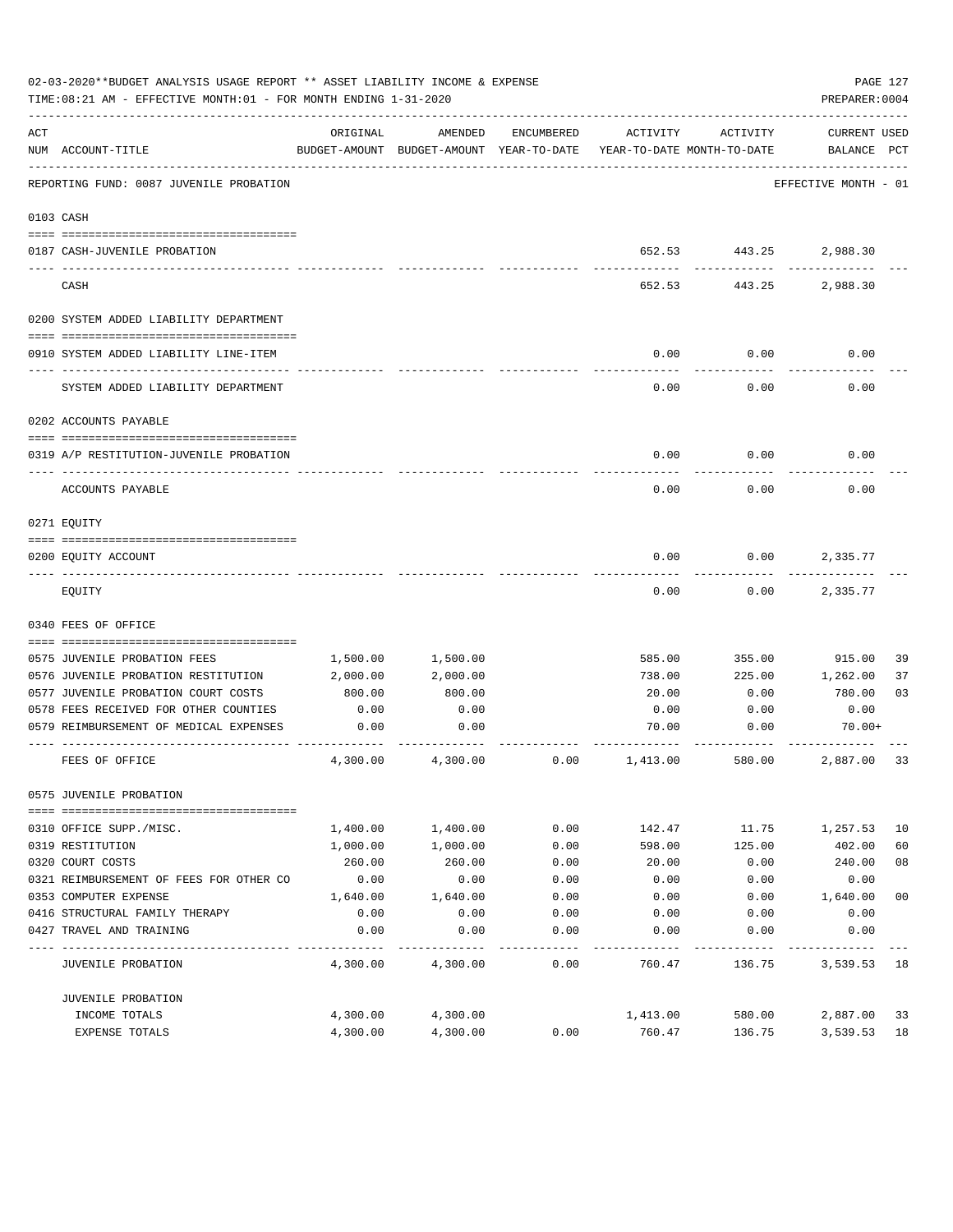02-03-2020**BUDGET ANALYSIS USAGE REPORT ** ASSET LIABILITY INCOME & EXPENSE

TIME:08:21 AM - EFFECTIVE MONTH:01 - FOR MONTH ENDING 1-31-2020

PREPARER:0004

| ACT NUM | ACCOUNT-TITLE | ORIGINAL BUDGET-AMOUNT | AMENDED BUDGET-AMOUNT | ENCUMBERED YEAR-TO-DATE | ACTIVITY YEAR-TO-DATE | ACTIVITY MONTH-TO-DATE | CURRENT BALANCE | USED PCT |
|---|---|---|---|---|---|---|---|---|
| | REPORTING FUND: 0087 JUVENILE PROBATION | | | | | | EFFECTIVE MONTH - 01 | |
| | 0103 CASH | | | | | | | |
| 0187 | CASH-JUVENILE PROBATION | | | | 652.53 | 443.25 | 2,988.30 | |
| | CASH | | | | 652.53 | 443.25 | 2,988.30 | |
| | 0200 SYSTEM ADDED LIABILITY DEPARTMENT | | | | | | | |
| 0910 | SYSTEM ADDED LIABILITY LINE-ITEM | | | | 0.00 | 0.00 | 0.00 | |
| | SYSTEM ADDED LIABILITY DEPARTMENT | | | | 0.00 | 0.00 | 0.00 | |
| | 0202 ACCOUNTS PAYABLE | | | | | | | |
| 0319 | A/P RESTITUTION-JUVENILE PROBATION | | | | 0.00 | 0.00 | 0.00 | |
| | ACCOUNTS PAYABLE | | | | 0.00 | 0.00 | 0.00 | |
| | 0271 EQUITY | | | | | | | |
| 0200 | EQUITY ACCOUNT | | | | 0.00 | 0.00 | 2,335.77 | |
| | EQUITY | | | | 0.00 | 0.00 | 2,335.77 | |
| | 0340 FEES OF OFFICE | | | | | | | |
| 0575 | JUVENILE PROBATION FEES | 1,500.00 | 1,500.00 | | 585.00 | 355.00 | 915.00 | 39 |
| 0576 | JUVENILE PROBATION RESTITUTION | 2,000.00 | 2,000.00 | | 738.00 | 225.00 | 1,262.00 | 37 |
| 0577 | JUVENILE PROBATION COURT COSTS | 800.00 | 800.00 | | 20.00 | 0.00 | 780.00 | 03 |
| 0578 | FEES RECEIVED FOR OTHER COUNTIES | 0.00 | 0.00 | | 0.00 | 0.00 | 0.00 | |
| 0579 | REIMBURSEMENT OF MEDICAL EXPENSES | 0.00 | 0.00 | | 70.00 | 0.00 | 70.00+ | |
| | FEES OF OFFICE | 4,300.00 | 4,300.00 | 0.00 | 1,413.00 | 580.00 | 2,887.00 | 33 |
| | 0575 JUVENILE PROBATION | | | | | | | |
| 0310 | OFFICE SUPP./MISC. | 1,400.00 | 1,400.00 | 0.00 | 142.47 | 11.75 | 1,257.53 | 10 |
| 0319 | RESTITUTION | 1,000.00 | 1,000.00 | 0.00 | 598.00 | 125.00 | 402.00 | 60 |
| 0320 | COURT COSTS | 260.00 | 260.00 | 0.00 | 20.00 | 0.00 | 240.00 | 08 |
| 0321 | REIMBURSEMENT OF FEES FOR OTHER CO | 0.00 | 0.00 | 0.00 | 0.00 | 0.00 | 0.00 | |
| 0353 | COMPUTER EXPENSE | 1,640.00 | 1,640.00 | 0.00 | 0.00 | 0.00 | 1,640.00 | 00 |
| 0416 | STRUCTURAL FAMILY THERAPY | 0.00 | 0.00 | 0.00 | 0.00 | 0.00 | 0.00 | |
| 0427 | TRAVEL AND TRAINING | 0.00 | 0.00 | 0.00 | 0.00 | 0.00 | 0.00 | |
| | JUVENILE PROBATION | 4,300.00 | 4,300.00 | 0.00 | 760.47 | 136.75 | 3,539.53 | 18 |
| | JUVENILE PROBATION | | | | | | | |
| | INCOME TOTALS | 4,300.00 | 4,300.00 | | 1,413.00 | 580.00 | 2,887.00 | 33 |
| | EXPENSE TOTALS | 4,300.00 | 4,300.00 | 0.00 | 760.47 | 136.75 | 3,539.53 | 18 |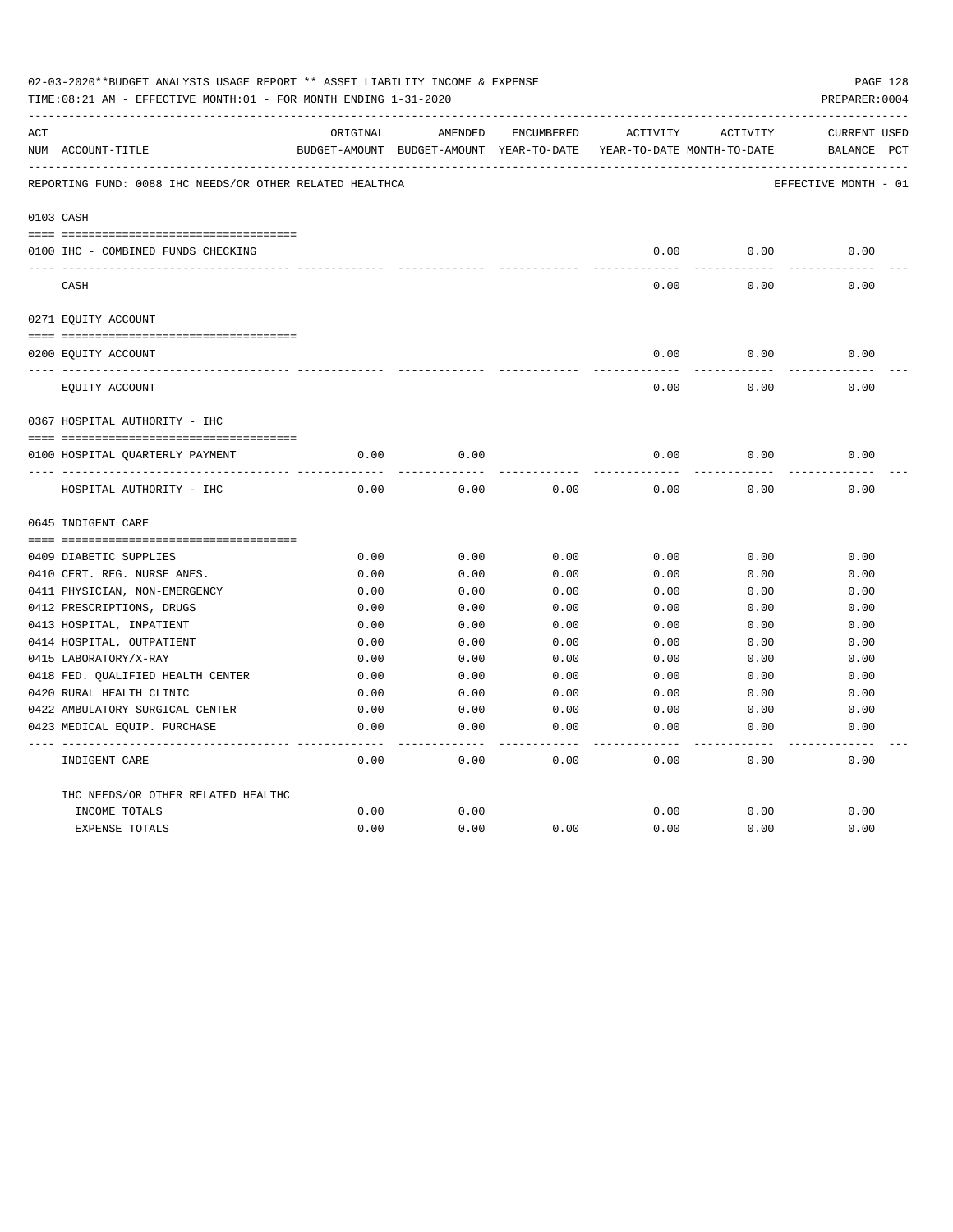02-03-2020**BUDGET ANALYSIS USAGE REPORT ** ASSET LIABILITY INCOME & EXPENSE

TIME:08:21 AM - EFFECTIVE MONTH:01 - FOR MONTH ENDING 1-31-2020

PREPARER:0004

REPORTING FUND: 0088 IHC NEEDS/OR OTHER RELATED HEALTHCA — EFFECTIVE MONTH - 01

| ACT NUM | ACCOUNT-TITLE | ORIGINAL BUDGET-AMOUNT | AMENDED BUDGET-AMOUNT | ENCUMBERED YEAR-TO-DATE | ACTIVITY YEAR-TO-DATE | ACTIVITY MONTH-TO-DATE | CURRENT BALANCE | USED PCT |
|---|---|---|---|---|---|---|---|---|
| 0103 | CASH | | | | | | | |
| 0100 | IHC - COMBINED FUNDS CHECKING | | | | 0.00 | 0.00 | 0.00 | |
| | CASH | | | | 0.00 | 0.00 | 0.00 | |
| 0271 | EQUITY ACCOUNT | | | | | | | |
| 0200 | EQUITY ACCOUNT | | | | 0.00 | 0.00 | 0.00 | |
| | EQUITY ACCOUNT | | | | 0.00 | 0.00 | 0.00 | |
| 0367 | HOSPITAL AUTHORITY - IHC | | | | | | | |
| 0100 | HOSPITAL QUARTERLY PAYMENT | 0.00 | 0.00 | | 0.00 | 0.00 | 0.00 | |
| | HOSPITAL AUTHORITY - IHC | 0.00 | 0.00 | 0.00 | 0.00 | 0.00 | 0.00 | |
| 0645 | INDIGENT CARE | | | | | | | |
| 0409 | DIABETIC SUPPLIES | 0.00 | 0.00 | 0.00 | 0.00 | 0.00 | 0.00 | |
| 0410 | CERT. REG. NURSE ANES. | 0.00 | 0.00 | 0.00 | 0.00 | 0.00 | 0.00 | |
| 0411 | PHYSICIAN, NON-EMERGENCY | 0.00 | 0.00 | 0.00 | 0.00 | 0.00 | 0.00 | |
| 0412 | PRESCRIPTIONS, DRUGS | 0.00 | 0.00 | 0.00 | 0.00 | 0.00 | 0.00 | |
| 0413 | HOSPITAL, INPATIENT | 0.00 | 0.00 | 0.00 | 0.00 | 0.00 | 0.00 | |
| 0414 | HOSPITAL, OUTPATIENT | 0.00 | 0.00 | 0.00 | 0.00 | 0.00 | 0.00 | |
| 0415 | LABORATORY/X-RAY | 0.00 | 0.00 | 0.00 | 0.00 | 0.00 | 0.00 | |
| 0418 | FED. QUALIFIED HEALTH CENTER | 0.00 | 0.00 | 0.00 | 0.00 | 0.00 | 0.00 | |
| 0420 | RURAL HEALTH CLINIC | 0.00 | 0.00 | 0.00 | 0.00 | 0.00 | 0.00 | |
| 0422 | AMBULATORY SURGICAL CENTER | 0.00 | 0.00 | 0.00 | 0.00 | 0.00 | 0.00 | |
| 0423 | MEDICAL EQUIP. PURCHASE | 0.00 | 0.00 | 0.00 | 0.00 | 0.00 | 0.00 | |
| | INDIGENT CARE | 0.00 | 0.00 | 0.00 | 0.00 | 0.00 | 0.00 | |
| | IHC NEEDS/OR OTHER RELATED HEALTHC | | | | | | | |
| | INCOME TOTALS | 0.00 | 0.00 | | 0.00 | 0.00 | 0.00 | |
| | EXPENSE TOTALS | 0.00 | 0.00 | 0.00 | 0.00 | 0.00 | 0.00 | |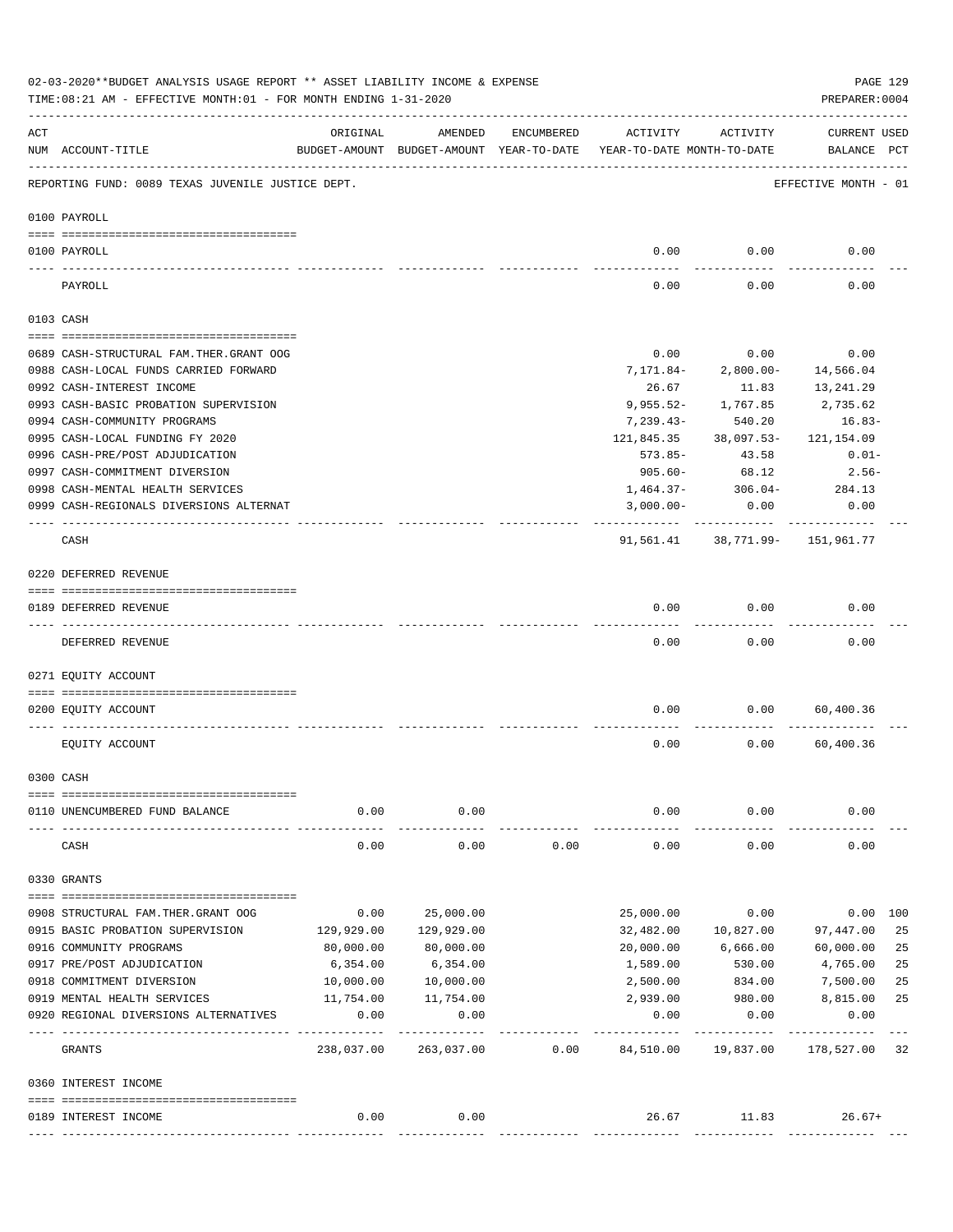02-03-2020**BUDGET ANALYSIS USAGE REPORT ** ASSET LIABILITY INCOME & EXPENSE

TIME:08:21 AM - EFFECTIVE MONTH:01 - FOR MONTH ENDING 1-31-2020

PREPARER:0004

| ACT NUM | ACCOUNT-TITLE | ORIGINAL BUDGET-AMOUNT | AMENDED BUDGET-AMOUNT | ENCUMBERED YEAR-TO-DATE | ACTIVITY YEAR-TO-DATE | ACTIVITY MONTH-TO-DATE | CURRENT BALANCE | USED PCT |
|---|---|---|---|---|---|---|---|---|
| | REPORTING FUND: 0089 TEXAS JUVENILE JUSTICE DEPT. | | | | | | EFFECTIVE MONTH - 01 | |
| | 0100 PAYROLL | | | | | | | |
| 0100 | PAYROLL | | | | 0.00 | 0.00 | 0.00 | |
| | PAYROLL | | | | 0.00 | 0.00 | 0.00 | |
| | 0103 CASH | | | | | | | |
| 0689 | CASH-STRUCTURAL FAM.THER.GRANT OOG | | | | 0.00 | 0.00 | 0.00 | |
| 0988 | CASH-LOCAL FUNDS CARRIED FORWARD | | | | 7,171.84- | 2,800.00- | 14,566.04 | |
| 0992 | CASH-INTEREST INCOME | | | | 26.67 | 11.83 | 13,241.29 | |
| 0993 | CASH-BASIC PROBATION SUPERVISION | | | | 9,955.52- | 1,767.85 | 2,735.62 | |
| 0994 | CASH-COMMUNITY PROGRAMS | | | | 7,239.43- | 540.20 | 16.83- | |
| 0995 | CASH-LOCAL FUNDING FY 2020 | | | | 121,845.35 | 38,097.53- | 121,154.09 | |
| 0996 | CASH-PRE/POST ADJUDICATION | | | | 573.85- | 43.58 | 0.01- | |
| 0997 | CASH-COMMITMENT DIVERSION | | | | 905.60- | 68.12 | 2.56- | |
| 0998 | CASH-MENTAL HEALTH SERVICES | | | | 1,464.37- | 306.04- | 284.13 | |
| 0999 | CASH-REGIONALS DIVERSIONS ALTERNAT | | | | 3,000.00- | 0.00 | 0.00 | |
| | CASH | | | | 91,561.41 | 38,771.99- | 151,961.77 | |
| | 0220 DEFERRED REVENUE | | | | | | | |
| 0189 | DEFERRED REVENUE | | | | 0.00 | 0.00 | 0.00 | |
| | DEFERRED REVENUE | | | | 0.00 | 0.00 | 0.00 | |
| | 0271 EQUITY ACCOUNT | | | | | | | |
| 0200 | EQUITY ACCOUNT | | | | 0.00 | 0.00 | 60,400.36 | |
| | EQUITY ACCOUNT | | | | 0.00 | 0.00 | 60,400.36 | |
| | 0300 CASH | | | | | | | |
| 0110 | UNENCUMBERED FUND BALANCE | 0.00 | 0.00 | | 0.00 | 0.00 | 0.00 | |
| | CASH | 0.00 | 0.00 | 0.00 | 0.00 | 0.00 | 0.00 | |
| | 0330 GRANTS | | | | | | | |
| 0908 | STRUCTURAL FAM.THER.GRANT OOG | 0.00 | 25,000.00 | | 25,000.00 | 0.00 | 0.00 | 100 |
| 0915 | BASIC PROBATION SUPERVISION | 129,929.00 | 129,929.00 | | 32,482.00 | 10,827.00 | 97,447.00 | 25 |
| 0916 | COMMUNITY PROGRAMS | 80,000.00 | 80,000.00 | | 20,000.00 | 6,666.00 | 60,000.00 | 25 |
| 0917 | PRE/POST ADJUDICATION | 6,354.00 | 6,354.00 | | 1,589.00 | 530.00 | 4,765.00 | 25 |
| 0918 | COMMITMENT DIVERSION | 10,000.00 | 10,000.00 | | 2,500.00 | 834.00 | 7,500.00 | 25 |
| 0919 | MENTAL HEALTH SERVICES | 11,754.00 | 11,754.00 | | 2,939.00 | 980.00 | 8,815.00 | 25 |
| 0920 | REGIONAL DIVERSIONS ALTERNATIVES | 0.00 | 0.00 | | 0.00 | 0.00 | 0.00 | |
| | GRANTS | 238,037.00 | 263,037.00 | 0.00 | 84,510.00 | 19,837.00 | 178,527.00 | 32 |
| | 0360 INTEREST INCOME | | | | | | | |
| 0189 | INTEREST INCOME | 0.00 | 0.00 | | 26.67 | 11.83 | 26.67+ | |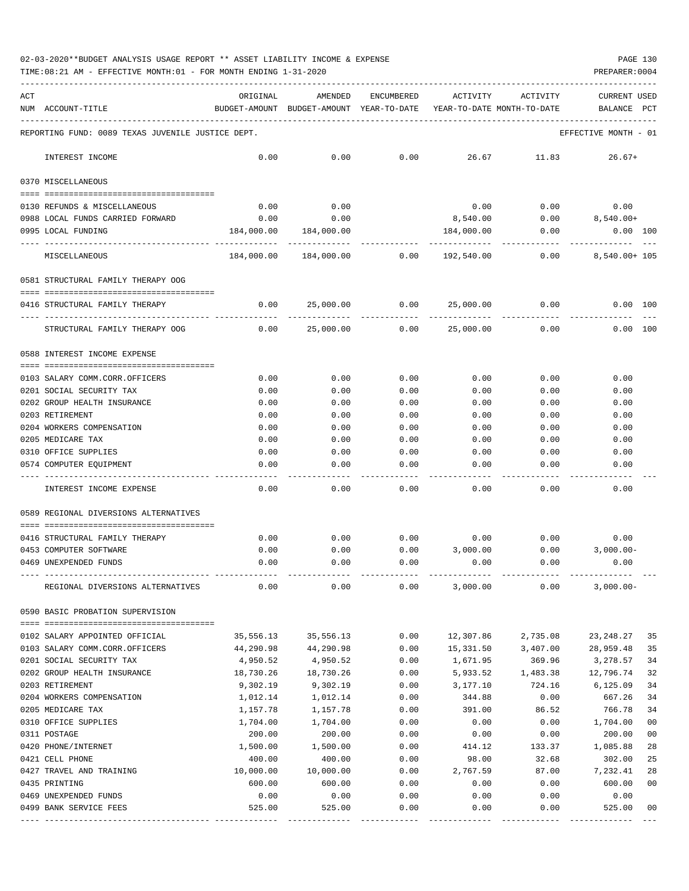02-03-2020**BUDGET ANALYSIS USAGE REPORT ** ASSET LIABILITY INCOME & EXPENSE

TIME:08:21 AM - EFFECTIVE MONTH:01 - FOR MONTH ENDING 1-31-2020

PREPARER:0004

| ACT NUM | ACCOUNT-TITLE | ORIGINAL BUDGET-AMOUNT | AMENDED BUDGET-AMOUNT | ENCUMBERED YEAR-TO-DATE | ACTIVITY YEAR-TO-DATE | ACTIVITY MONTH-TO-DATE | CURRENT BALANCE | USED PCT |
|---|---|---|---|---|---|---|---|---|
| | REPORTING FUND: 0089 TEXAS JUVENILE JUSTICE DEPT. | | | | | | EFFECTIVE MONTH - 01 | |
| | INTEREST INCOME | 0.00 | 0.00 | 0.00 | 26.67 | 11.83 | 26.67+ | |
| | 0370 MISCELLANEOUS | | | | | | | |
| 0130 | REFUNDS & MISCELLANEOUS | 0.00 | 0.00 | | 0.00 | 0.00 | 0.00 | |
| 0988 | LOCAL FUNDS CARRIED FORWARD | 0.00 | 0.00 | | 8,540.00 | 0.00 | 8,540.00+ | |
| 0995 | LOCAL FUNDING | 184,000.00 | 184,000.00 | | 184,000.00 | 0.00 | 0.00 | 100 |
| | MISCELLANEOUS | 184,000.00 | 184,000.00 | 0.00 | 192,540.00 | 0.00 | 8,540.00+ | 105 |
| | 0581 STRUCTURAL FAMILY THERAPY OOG | | | | | | | |
| 0416 | STRUCTURAL FAMILY THERAPY | 0.00 | 25,000.00 | 0.00 | 25,000.00 | 0.00 | 0.00 | 100 |
| | STRUCTURAL FAMILY THERAPY OOG | 0.00 | 25,000.00 | 0.00 | 25,000.00 | 0.00 | 0.00 | 100 |
| | 0588 INTEREST INCOME EXPENSE | | | | | | | |
| 0103 | SALARY COMM.CORR.OFFICERS | 0.00 | 0.00 | 0.00 | 0.00 | 0.00 | 0.00 | |
| 0201 | SOCIAL SECURITY TAX | 0.00 | 0.00 | 0.00 | 0.00 | 0.00 | 0.00 | |
| 0202 | GROUP HEALTH INSURANCE | 0.00 | 0.00 | 0.00 | 0.00 | 0.00 | 0.00 | |
| 0203 | RETIREMENT | 0.00 | 0.00 | 0.00 | 0.00 | 0.00 | 0.00 | |
| 0204 | WORKERS COMPENSATION | 0.00 | 0.00 | 0.00 | 0.00 | 0.00 | 0.00 | |
| 0205 | MEDICARE TAX | 0.00 | 0.00 | 0.00 | 0.00 | 0.00 | 0.00 | |
| 0310 | OFFICE SUPPLIES | 0.00 | 0.00 | 0.00 | 0.00 | 0.00 | 0.00 | |
| 0574 | COMPUTER EQUIPMENT | 0.00 | 0.00 | 0.00 | 0.00 | 0.00 | 0.00 | |
| | INTEREST INCOME EXPENSE | 0.00 | 0.00 | 0.00 | 0.00 | 0.00 | 0.00 | |
| | 0589 REGIONAL DIVERSIONS ALTERNATIVES | | | | | | | |
| 0416 | STRUCTURAL FAMILY THERAPY | 0.00 | 0.00 | 0.00 | 0.00 | 0.00 | 0.00 | |
| 0453 | COMPUTER SOFTWARE | 0.00 | 0.00 | 0.00 | 3,000.00 | 0.00 | 3,000.00- | |
| 0469 | UNEXPENDED FUNDS | 0.00 | 0.00 | 0.00 | 0.00 | 0.00 | 0.00 | |
| | REGIONAL DIVERSIONS ALTERNATIVES | 0.00 | 0.00 | 0.00 | 3,000.00 | 0.00 | 3,000.00- | |
| | 0590 BASIC PROBATION SUPERVISION | | | | | | | |
| 0102 | SALARY APPOINTED OFFICIAL | 35,556.13 | 35,556.13 | 0.00 | 12,307.86 | 2,735.08 | 23,248.27 | 35 |
| 0103 | SALARY COMM.CORR.OFFICERS | 44,290.98 | 44,290.98 | 0.00 | 15,331.50 | 3,407.00 | 28,959.48 | 35 |
| 0201 | SOCIAL SECURITY TAX | 4,950.52 | 4,950.52 | 0.00 | 1,671.95 | 369.96 | 3,278.57 | 34 |
| 0202 | GROUP HEALTH INSURANCE | 18,730.26 | 18,730.26 | 0.00 | 5,933.52 | 1,483.38 | 12,796.74 | 32 |
| 0203 | RETIREMENT | 9,302.19 | 9,302.19 | 0.00 | 3,177.10 | 724.16 | 6,125.09 | 34 |
| 0204 | WORKERS COMPENSATION | 1,012.14 | 1,012.14 | 0.00 | 344.88 | 0.00 | 667.26 | 34 |
| 0205 | MEDICARE TAX | 1,157.78 | 1,157.78 | 0.00 | 391.00 | 86.52 | 766.78 | 34 |
| 0310 | OFFICE SUPPLIES | 1,704.00 | 1,704.00 | 0.00 | 0.00 | 0.00 | 1,704.00 | 00 |
| 0311 | POSTAGE | 200.00 | 200.00 | 0.00 | 0.00 | 0.00 | 200.00 | 00 |
| 0420 | PHONE/INTERNET | 1,500.00 | 1,500.00 | 0.00 | 414.12 | 133.37 | 1,085.88 | 28 |
| 0421 | CELL PHONE | 400.00 | 400.00 | 0.00 | 98.00 | 32.68 | 302.00 | 25 |
| 0427 | TRAVEL AND TRAINING | 10,000.00 | 10,000.00 | 0.00 | 2,767.59 | 87.00 | 7,232.41 | 28 |
| 0435 | PRINTING | 600.00 | 600.00 | 0.00 | 0.00 | 0.00 | 600.00 | 00 |
| 0469 | UNEXPENDED FUNDS | 0.00 | 0.00 | 0.00 | 0.00 | 0.00 | 0.00 | |
| 0499 | BANK SERVICE FEES | 525.00 | 525.00 | 0.00 | 0.00 | 0.00 | 525.00 | 00 |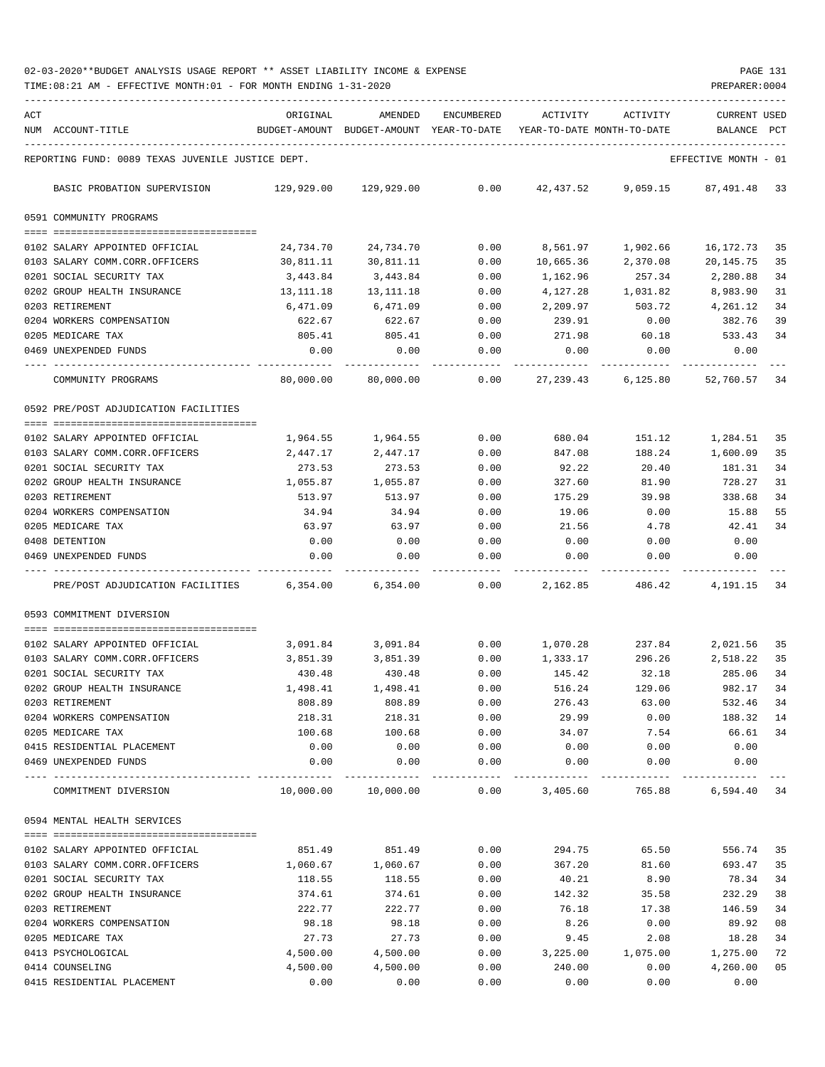02-03-2020**BUDGET ANALYSIS USAGE REPORT ** ASSET LIABILITY INCOME & EXPENSE

TIME:08:21 AM - EFFECTIVE MONTH:01 - FOR MONTH ENDING 1-31-2020

PREPARER:0004

| ACT NUM | ACCOUNT-TITLE | ORIGINAL BUDGET-AMOUNT | AMENDED BUDGET-AMOUNT | ENCUMBERED YEAR-TO-DATE | ACTIVITY YEAR-TO-DATE | ACTIVITY MONTH-TO-DATE | CURRENT BALANCE | USED PCT |
|---|---|---|---|---|---|---|---|---|
| | REPORTING FUND: 0089 TEXAS JUVENILE JUSTICE DEPT. | | | | | | EFFECTIVE MONTH - 01 | |
| | BASIC PROBATION SUPERVISION | 129,929.00 | 129,929.00 | 0.00 | 42,437.52 | 9,059.15 | 87,491.48 | 33 |
| | **0591 COMMUNITY PROGRAMS** | | | | | | | |
| 0102 | SALARY APPOINTED OFFICIAL | 24,734.70 | 24,734.70 | 0.00 | 8,561.97 | 1,902.66 | 16,172.73 | 35 |
| 0103 | SALARY COMM.CORR.OFFICERS | 30,811.11 | 30,811.11 | 0.00 | 10,665.36 | 2,370.08 | 20,145.75 | 35 |
| 0201 | SOCIAL SECURITY TAX | 3,443.84 | 3,443.84 | 0.00 | 1,162.96 | 257.34 | 2,280.88 | 34 |
| 0202 | GROUP HEALTH INSURANCE | 13,111.18 | 13,111.18 | 0.00 | 4,127.28 | 1,031.82 | 8,983.90 | 31 |
| 0203 | RETIREMENT | 6,471.09 | 6,471.09 | 0.00 | 2,209.97 | 503.72 | 4,261.12 | 34 |
| 0204 | WORKERS COMPENSATION | 622.67 | 622.67 | 0.00 | 239.91 | 0.00 | 382.76 | 39 |
| 0205 | MEDICARE TAX | 805.41 | 805.41 | 0.00 | 271.98 | 60.18 | 533.43 | 34 |
| 0469 | UNEXPENDED FUNDS | 0.00 | 0.00 | 0.00 | 0.00 | 0.00 | 0.00 | |
| | COMMUNITY PROGRAMS | 80,000.00 | 80,000.00 | 0.00 | 27,239.43 | 6,125.80 | 52,760.57 | 34 |
| | **0592 PRE/POST ADJUDICATION FACILITIES** | | | | | | | |
| 0102 | SALARY APPOINTED OFFICIAL | 1,964.55 | 1,964.55 | 0.00 | 680.04 | 151.12 | 1,284.51 | 35 |
| 0103 | SALARY COMM.CORR.OFFICERS | 2,447.17 | 2,447.17 | 0.00 | 847.08 | 188.24 | 1,600.09 | 35 |
| 0201 | SOCIAL SECURITY TAX | 273.53 | 273.53 | 0.00 | 92.22 | 20.40 | 181.31 | 34 |
| 0202 | GROUP HEALTH INSURANCE | 1,055.87 | 1,055.87 | 0.00 | 327.60 | 81.90 | 728.27 | 31 |
| 0203 | RETIREMENT | 513.97 | 513.97 | 0.00 | 175.29 | 39.98 | 338.68 | 34 |
| 0204 | WORKERS COMPENSATION | 34.94 | 34.94 | 0.00 | 19.06 | 0.00 | 15.88 | 55 |
| 0205 | MEDICARE TAX | 63.97 | 63.97 | 0.00 | 21.56 | 4.78 | 42.41 | 34 |
| 0408 | DETENTION | 0.00 | 0.00 | 0.00 | 0.00 | 0.00 | 0.00 | |
| 0469 | UNEXPENDED FUNDS | 0.00 | 0.00 | 0.00 | 0.00 | 0.00 | 0.00 | |
| | PRE/POST ADJUDICATION FACILITIES | 6,354.00 | 6,354.00 | 0.00 | 2,162.85 | 486.42 | 4,191.15 | 34 |
| | **0593 COMMITMENT DIVERSION** | | | | | | | |
| 0102 | SALARY APPOINTED OFFICIAL | 3,091.84 | 3,091.84 | 0.00 | 1,070.28 | 237.84 | 2,021.56 | 35 |
| 0103 | SALARY COMM.CORR.OFFICERS | 3,851.39 | 3,851.39 | 0.00 | 1,333.17 | 296.26 | 2,518.22 | 35 |
| 0201 | SOCIAL SECURITY TAX | 430.48 | 430.48 | 0.00 | 145.42 | 32.18 | 285.06 | 34 |
| 0202 | GROUP HEALTH INSURANCE | 1,498.41 | 1,498.41 | 0.00 | 516.24 | 129.06 | 982.17 | 34 |
| 0203 | RETIREMENT | 808.89 | 808.89 | 0.00 | 276.43 | 63.00 | 532.46 | 34 |
| 0204 | WORKERS COMPENSATION | 218.31 | 218.31 | 0.00 | 29.99 | 0.00 | 188.32 | 14 |
| 0205 | MEDICARE TAX | 100.68 | 100.68 | 0.00 | 34.07 | 7.54 | 66.61 | 34 |
| 0415 | RESIDENTIAL PLACEMENT | 0.00 | 0.00 | 0.00 | 0.00 | 0.00 | 0.00 | |
| 0469 | UNEXPENDED FUNDS | 0.00 | 0.00 | 0.00 | 0.00 | 0.00 | 0.00 | |
| | COMMITMENT DIVERSION | 10,000.00 | 10,000.00 | 0.00 | 3,405.60 | 765.88 | 6,594.40 | 34 |
| | **0594 MENTAL HEALTH SERVICES** | | | | | | | |
| 0102 | SALARY APPOINTED OFFICIAL | 851.49 | 851.49 | 0.00 | 294.75 | 65.50 | 556.74 | 35 |
| 0103 | SALARY COMM.CORR.OFFICERS | 1,060.67 | 1,060.67 | 0.00 | 367.20 | 81.60 | 693.47 | 35 |
| 0201 | SOCIAL SECURITY TAX | 118.55 | 118.55 | 0.00 | 40.21 | 8.90 | 78.34 | 34 |
| 0202 | GROUP HEALTH INSURANCE | 374.61 | 374.61 | 0.00 | 142.32 | 35.58 | 232.29 | 38 |
| 0203 | RETIREMENT | 222.77 | 222.77 | 0.00 | 76.18 | 17.38 | 146.59 | 34 |
| 0204 | WORKERS COMPENSATION | 98.18 | 98.18 | 0.00 | 8.26 | 0.00 | 89.92 | 08 |
| 0205 | MEDICARE TAX | 27.73 | 27.73 | 0.00 | 9.45 | 2.08 | 18.28 | 34 |
| 0413 | PSYCHOLOGICAL | 4,500.00 | 4,500.00 | 0.00 | 3,225.00 | 1,075.00 | 1,275.00 | 72 |
| 0414 | COUNSELING | 4,500.00 | 4,500.00 | 0.00 | 240.00 | 0.00 | 4,260.00 | 05 |
| 0415 | RESIDENTIAL PLACEMENT | 0.00 | 0.00 | 0.00 | 0.00 | 0.00 | 0.00 | |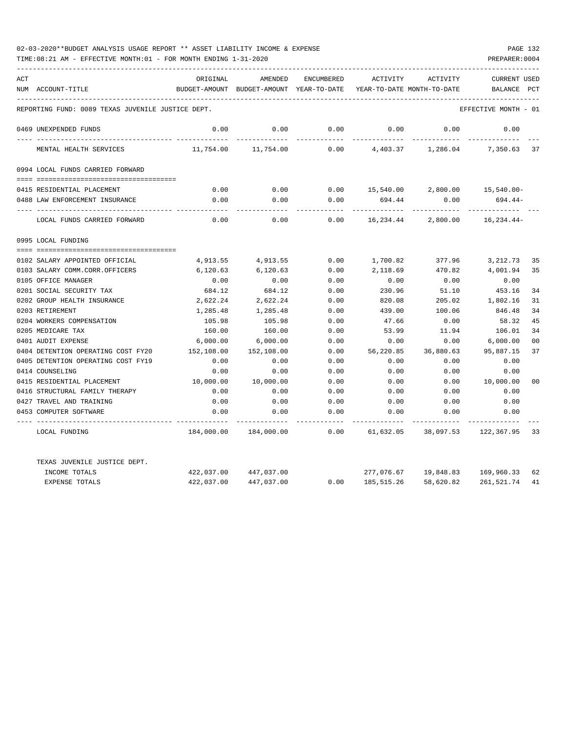02-03-2020**BUDGET ANALYSIS USAGE REPORT ** ASSET LIABILITY INCOME & EXPENSE

TIME:08:21 AM - EFFECTIVE MONTH:01 - FOR MONTH ENDING 1-31-2020

PREPARER:0004

REPORTING FUND: 0089 TEXAS JUVENILE JUSTICE DEPT. — EFFECTIVE MONTH - 01

| ACT NUM | ACCOUNT-TITLE | ORIGINAL BUDGET-AMOUNT | AMENDED BUDGET-AMOUNT | ENCUMBERED YEAR-TO-DATE | ACTIVITY YEAR-TO-DATE | ACTIVITY MONTH-TO-DATE | CURRENT BALANCE | USED PCT |
|---|---|---|---|---|---|---|---|---|
| 0469 | UNEXPENDED FUNDS | 0.00 | 0.00 | 0.00 | 0.00 | 0.00 | 0.00 | |
| | MENTAL HEALTH SERVICES | 11,754.00 | 11,754.00 | 0.00 | 4,403.37 | 1,286.04 | 7,350.63 | 37 |
| **0994** | **LOCAL FUNDS CARRIED FORWARD** | | | | | | | |
| 0415 | RESIDENTIAL PLACEMENT | 0.00 | 0.00 | 0.00 | 15,540.00 | 2,800.00 | 15,540.00- | |
| 0488 | LAW ENFORCEMENT INSURANCE | 0.00 | 0.00 | 0.00 | 694.44 | 0.00 | 694.44- | |
| | LOCAL FUNDS CARRIED FORWARD | 0.00 | 0.00 | 0.00 | 16,234.44 | 2,800.00 | 16,234.44- | |
| **0995** | **LOCAL FUNDING** | | | | | | | |
| 0102 | SALARY APPOINTED OFFICIAL | 4,913.55 | 4,913.55 | 0.00 | 1,700.82 | 377.96 | 3,212.73 | 35 |
| 0103 | SALARY COMM.CORR.OFFICERS | 6,120.63 | 6,120.63 | 0.00 | 2,118.69 | 470.82 | 4,001.94 | 35 |
| 0105 | OFFICE MANAGER | 0.00 | 0.00 | 0.00 | 0.00 | 0.00 | 0.00 | |
| 0201 | SOCIAL SECURITY TAX | 684.12 | 684.12 | 0.00 | 230.96 | 51.10 | 453.16 | 34 |
| 0202 | GROUP HEALTH INSURANCE | 2,622.24 | 2,622.24 | 0.00 | 820.08 | 205.02 | 1,802.16 | 31 |
| 0203 | RETIREMENT | 1,285.48 | 1,285.48 | 0.00 | 439.00 | 100.06 | 846.48 | 34 |
| 0204 | WORKERS COMPENSATION | 105.98 | 105.98 | 0.00 | 47.66 | 0.00 | 58.32 | 45 |
| 0205 | MEDICARE TAX | 160.00 | 160.00 | 0.00 | 53.99 | 11.94 | 106.01 | 34 |
| 0401 | AUDIT EXPENSE | 6,000.00 | 6,000.00 | 0.00 | 0.00 | 0.00 | 6,000.00 | 00 |
| 0404 | DETENTION OPERATING COST FY20 | 152,108.00 | 152,108.00 | 0.00 | 56,220.85 | 36,880.63 | 95,887.15 | 37 |
| 0405 | DETENTION OPERATING COST FY19 | 0.00 | 0.00 | 0.00 | 0.00 | 0.00 | 0.00 | |
| 0414 | COUNSELING | 0.00 | 0.00 | 0.00 | 0.00 | 0.00 | 0.00 | |
| 0415 | RESIDENTIAL PLACEMENT | 10,000.00 | 10,000.00 | 0.00 | 0.00 | 0.00 | 10,000.00 | 00 |
| 0416 | STRUCTURAL FAMILY THERAPY | 0.00 | 0.00 | 0.00 | 0.00 | 0.00 | 0.00 | |
| 0427 | TRAVEL AND TRAINING | 0.00 | 0.00 | 0.00 | 0.00 | 0.00 | 0.00 | |
| 0453 | COMPUTER SOFTWARE | 0.00 | 0.00 | 0.00 | 0.00 | 0.00 | 0.00 | |
| | LOCAL FUNDING | 184,000.00 | 184,000.00 | 0.00 | 61,632.05 | 38,097.53 | 122,367.95 | 33 |
| | **TEXAS JUVENILE JUSTICE DEPT.** | | | | | | | |
| | INCOME TOTALS | 422,037.00 | 447,037.00 | | 277,076.67 | 19,848.83 | 169,960.33 | 62 |
| | EXPENSE TOTALS | 422,037.00 | 447,037.00 | 0.00 | 185,515.26 | 58,620.82 | 261,521.74 | 41 |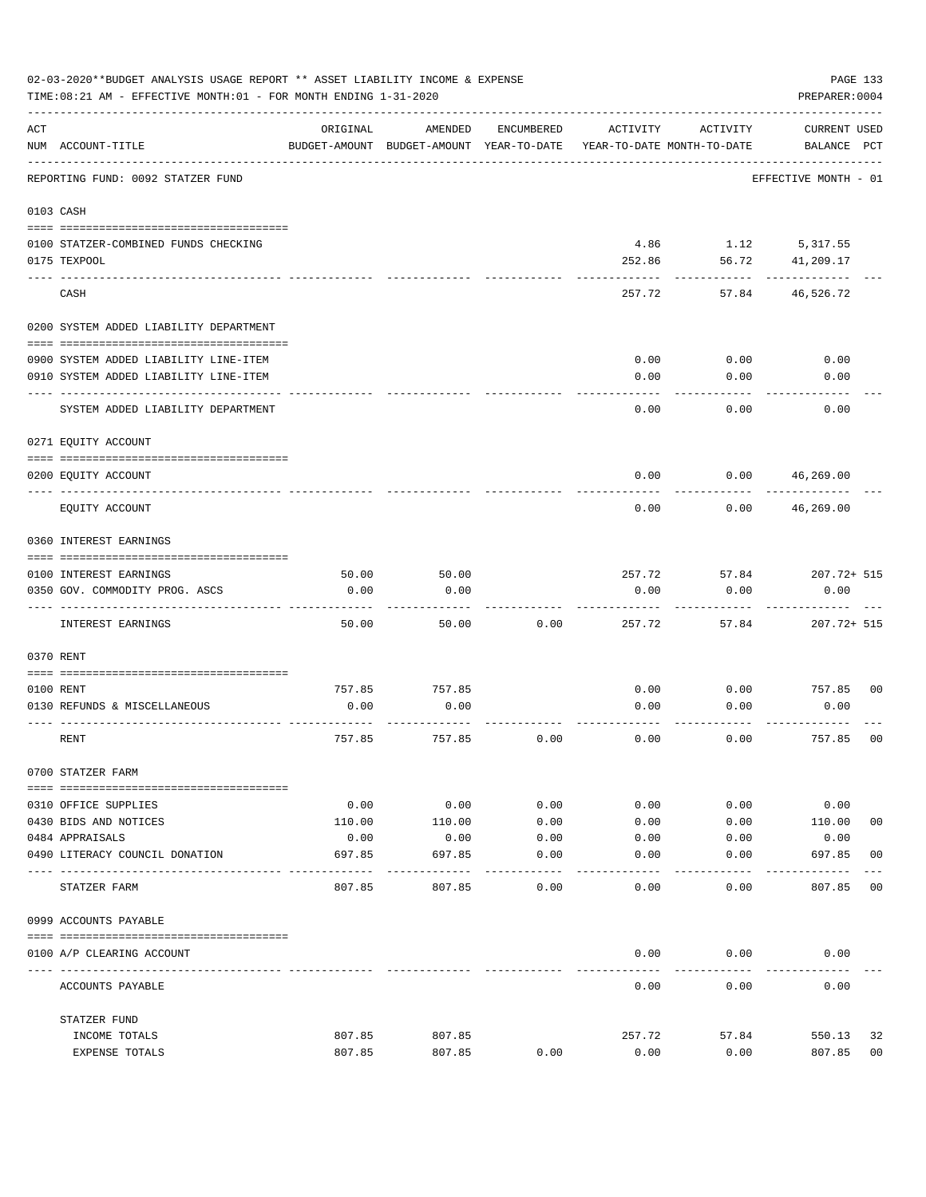02-03-2020**BUDGET ANALYSIS USAGE REPORT ** ASSET LIABILITY INCOME & EXPENSE

TIME:08:21 AM - EFFECTIVE MONTH:01 - FOR MONTH ENDING 1-31-2020

PREPARER:0004

| ACT NUM | ACCOUNT-TITLE | ORIGINAL BUDGET-AMOUNT | AMENDED BUDGET-AMOUNT | ENCUMBERED YEAR-TO-DATE | ACTIVITY YEAR-TO-DATE | ACTIVITY MONTH-TO-DATE | CURRENT USED BALANCE | PCT |
|---|---|---|---|---|---|---|---|---|
| | REPORTING FUND: 0092 STATZER FUND | | | | | | EFFECTIVE MONTH - 01 | |
| | **0103 CASH** | | | | | | | |
| 0100 | STATZER-COMBINED FUNDS CHECKING | | | | 4.86 | 1.12 | 5,317.55 | |
| 0175 | TEXPOOL | | | | 252.86 | 56.72 | 41,209.17 | |
| | CASH | | | | 257.72 | 57.84 | 46,526.72 | |
| | **0200 SYSTEM ADDED LIABILITY DEPARTMENT** | | | | | | | |
| 0900 | SYSTEM ADDED LIABILITY LINE-ITEM | | | | 0.00 | 0.00 | 0.00 | |
| 0910 | SYSTEM ADDED LIABILITY LINE-ITEM | | | | 0.00 | 0.00 | 0.00 | |
| | SYSTEM ADDED LIABILITY DEPARTMENT | | | | 0.00 | 0.00 | 0.00 | |
| | **0271 EQUITY ACCOUNT** | | | | | | | |
| 0200 | EQUITY ACCOUNT | | | | 0.00 | 0.00 | 46,269.00 | |
| | EQUITY ACCOUNT | | | | 0.00 | 0.00 | 46,269.00 | |
| | **0360 INTEREST EARNINGS** | | | | | | | |
| 0100 | INTEREST EARNINGS | 50.00 | 50.00 | | 257.72 | 57.84 | 207.72+ | 515 |
| 0350 | GOV. COMMODITY PROG. ASCS | 0.00 | 0.00 | | 0.00 | 0.00 | 0.00 | |
| | INTEREST EARNINGS | 50.00 | 50.00 | 0.00 | 257.72 | 57.84 | 207.72+ | 515 |
| | **0370 RENT** | | | | | | | |
| 0100 | RENT | 757.85 | 757.85 | | 0.00 | 0.00 | 757.85 | 00 |
| 0130 | REFUNDS & MISCELLANEOUS | 0.00 | 0.00 | | 0.00 | 0.00 | 0.00 | |
| | RENT | 757.85 | 757.85 | 0.00 | 0.00 | 0.00 | 757.85 | 00 |
| | **0700 STATZER FARM** | | | | | | | |
| 0310 | OFFICE SUPPLIES | 0.00 | 0.00 | 0.00 | 0.00 | 0.00 | 0.00 | |
| 0430 | BIDS AND NOTICES | 110.00 | 110.00 | 0.00 | 0.00 | 0.00 | 110.00 | 00 |
| 0484 | APPRAISALS | 0.00 | 0.00 | 0.00 | 0.00 | 0.00 | 0.00 | |
| 0490 | LITERACY COUNCIL DONATION | 697.85 | 697.85 | 0.00 | 0.00 | 0.00 | 697.85 | 00 |
| | STATZER FARM | 807.85 | 807.85 | 0.00 | 0.00 | 0.00 | 807.85 | 00 |
| | **0999 ACCOUNTS PAYABLE** | | | | | | | |
| 0100 | A/P CLEARING ACCOUNT | | | | 0.00 | 0.00 | 0.00 | |
| | ACCOUNTS PAYABLE | | | | 0.00 | 0.00 | 0.00 | |
| | STATZER FUND | | | | | | | |
| | INCOME TOTALS | 807.85 | 807.85 | | 257.72 | 57.84 | 550.13 | 32 |
| | EXPENSE TOTALS | 807.85 | 807.85 | 0.00 | 0.00 | 0.00 | 807.85 | 00 |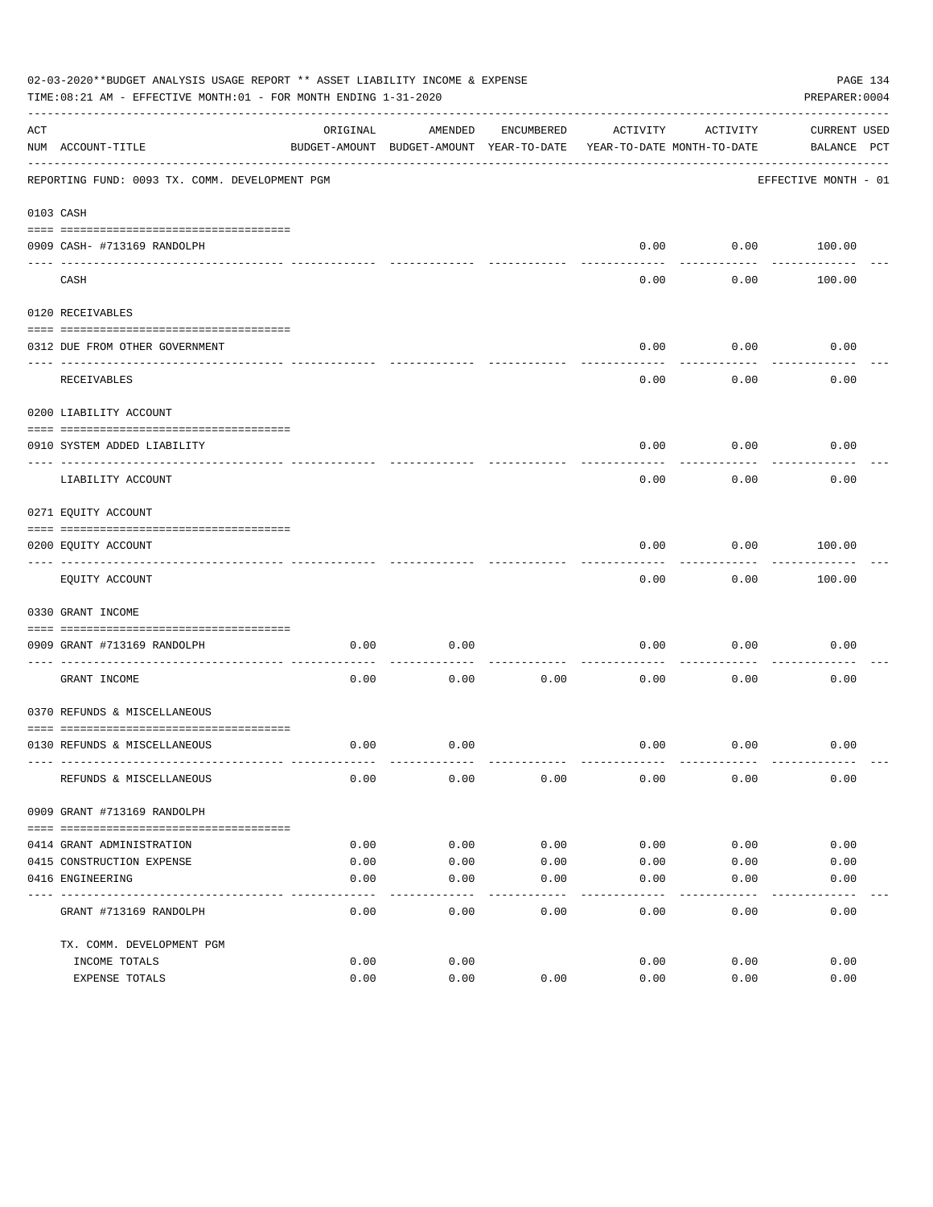02-03-2020**BUDGET ANALYSIS USAGE REPORT ** ASSET LIABILITY INCOME & EXPENSE

TIME:08:21 AM - EFFECTIVE MONTH:01 - FOR MONTH ENDING 1-31-2020

PREPARER:0004

REPORTING FUND: 0093 TX. COMM. DEVELOPMENT PGM — EFFECTIVE MONTH - 01

| ACT NUM | ACCOUNT-TITLE | ORIGINAL BUDGET-AMOUNT | AMENDED BUDGET-AMOUNT | ENCUMBERED YEAR-TO-DATE | ACTIVITY YEAR-TO-DATE | ACTIVITY MONTH-TO-DATE | CURRENT BALANCE | USED PCT |
|---|---|---|---|---|---|---|---|---|
| **0103** | **CASH** | | | | | | | |
| 0909 | CASH- #713169 RANDOLPH | | | | 0.00 | 0.00 | 100.00 | |
| | CASH | | | | 0.00 | 0.00 | 100.00 | |
| **0120** | **RECEIVABLES** | | | | | | | |
| 0312 | DUE FROM OTHER GOVERNMENT | | | | 0.00 | 0.00 | 0.00 | |
| | RECEIVABLES | | | | 0.00 | 0.00 | 0.00 | |
| **0200** | **LIABILITY ACCOUNT** | | | | | | | |
| 0910 | SYSTEM ADDED LIABILITY | | | | 0.00 | 0.00 | 0.00 | |
| | LIABILITY ACCOUNT | | | | 0.00 | 0.00 | 0.00 | |
| **0271** | **EQUITY ACCOUNT** | | | | | | | |
| 0200 | EQUITY ACCOUNT | | | | 0.00 | 0.00 | 100.00 | |
| | EQUITY ACCOUNT | | | | 0.00 | 0.00 | 100.00 | |
| **0330** | **GRANT INCOME** | | | | | | | |
| 0909 | GRANT #713169 RANDOLPH | 0.00 | 0.00 | | 0.00 | 0.00 | 0.00 | |
| | GRANT INCOME | 0.00 | 0.00 | 0.00 | 0.00 | 0.00 | 0.00 | |
| **0370** | **REFUNDS & MISCELLANEOUS** | | | | | | | |
| 0130 | REFUNDS & MISCELLANEOUS | 0.00 | 0.00 | | 0.00 | 0.00 | 0.00 | |
| | REFUNDS & MISCELLANEOUS | 0.00 | 0.00 | 0.00 | 0.00 | 0.00 | 0.00 | |
| **0909** | **GRANT #713169 RANDOLPH** | | | | | | | |
| 0414 | GRANT ADMINISTRATION | 0.00 | 0.00 | 0.00 | 0.00 | 0.00 | 0.00 | |
| 0415 | CONSTRUCTION EXPENSE | 0.00 | 0.00 | 0.00 | 0.00 | 0.00 | 0.00 | |
| 0416 | ENGINEERING | 0.00 | 0.00 | 0.00 | 0.00 | 0.00 | 0.00 | |
| | GRANT #713169 RANDOLPH | 0.00 | 0.00 | 0.00 | 0.00 | 0.00 | 0.00 | |
| | TX. COMM. DEVELOPMENT PGM | | | | | | | |
| | INCOME TOTALS | 0.00 | 0.00 | | 0.00 | 0.00 | 0.00 | |
| | EXPENSE TOTALS | 0.00 | 0.00 | 0.00 | 0.00 | 0.00 | 0.00 | |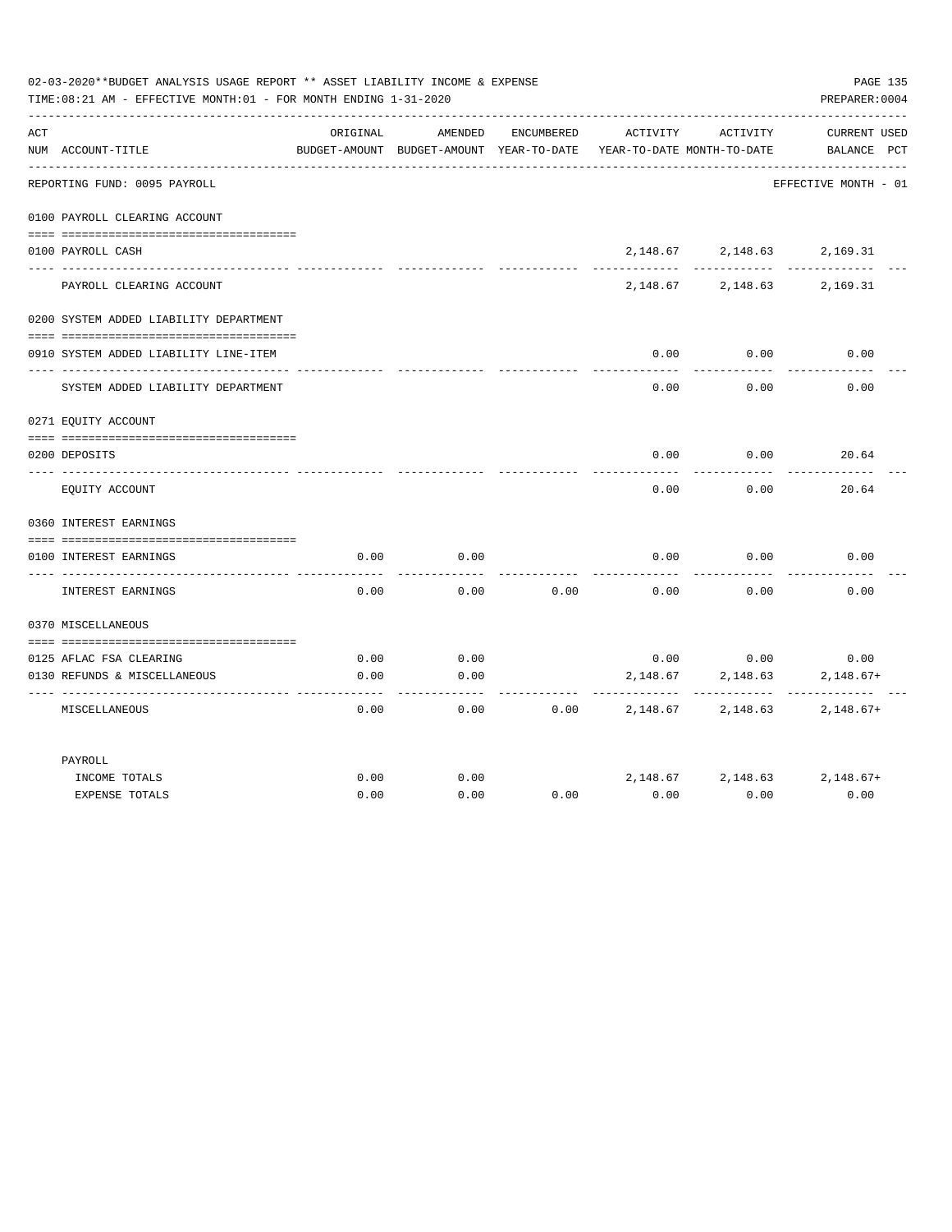02-03-2020**BUDGET ANALYSIS USAGE REPORT ** ASSET LIABILITY INCOME & EXPENSE

TIME:08:21 AM - EFFECTIVE MONTH:01 - FOR MONTH ENDING 1-31-2020

PREPARER:0004

| ACT NUM | ACCOUNT-TITLE | ORIGINAL BUDGET-AMOUNT | AMENDED BUDGET-AMOUNT | ENCUMBERED YEAR-TO-DATE | ACTIVITY YEAR-TO-DATE | ACTIVITY MONTH-TO-DATE | CURRENT BALANCE | USED PCT |
|---|---|---|---|---|---|---|---|---|
| | REPORTING FUND: 0095 PAYROLL | | | | | | EFFECTIVE MONTH - 01 | |
| | 0100 PAYROLL CLEARING ACCOUNT | | | | | | | |
| 0100 | PAYROLL CASH | | | | 2,148.67 | 2,148.63 | 2,169.31 | |
| | PAYROLL CLEARING ACCOUNT | | | | 2,148.67 | 2,148.63 | 2,169.31 | |
| | 0200 SYSTEM ADDED LIABILITY DEPARTMENT | | | | | | | |
| 0910 | SYSTEM ADDED LIABILITY LINE-ITEM | | | | 0.00 | 0.00 | 0.00 | |
| | SYSTEM ADDED LIABILITY DEPARTMENT | | | | 0.00 | 0.00 | 0.00 | |
| | 0271 EQUITY ACCOUNT | | | | | | | |
| 0200 | DEPOSITS | | | | 0.00 | 0.00 | 20.64 | |
| | EQUITY ACCOUNT | | | | 0.00 | 0.00 | 20.64 | |
| | 0360 INTEREST EARNINGS | | | | | | | |
| 0100 | INTEREST EARNINGS | 0.00 | 0.00 | | 0.00 | 0.00 | 0.00 | |
| | INTEREST EARNINGS | 0.00 | 0.00 | 0.00 | 0.00 | 0.00 | 0.00 | |
| | 0370 MISCELLANEOUS | | | | | | | |
| 0125 | AFLAC FSA CLEARING | 0.00 | 0.00 | | 0.00 | 0.00 | 0.00 | |
| 0130 | REFUNDS & MISCELLANEOUS | 0.00 | 0.00 | | 2,148.67 | 2,148.63 | 2,148.67+ | |
| | MISCELLANEOUS | 0.00 | 0.00 | 0.00 | 2,148.67 | 2,148.63 | 2,148.67+ | |
| | PAYROLL | | | | | | | |
| | INCOME TOTALS | 0.00 | 0.00 | | 2,148.67 | 2,148.63 | 2,148.67+ | |
| | EXPENSE TOTALS | 0.00 | 0.00 | 0.00 | 0.00 | 0.00 | 0.00 | |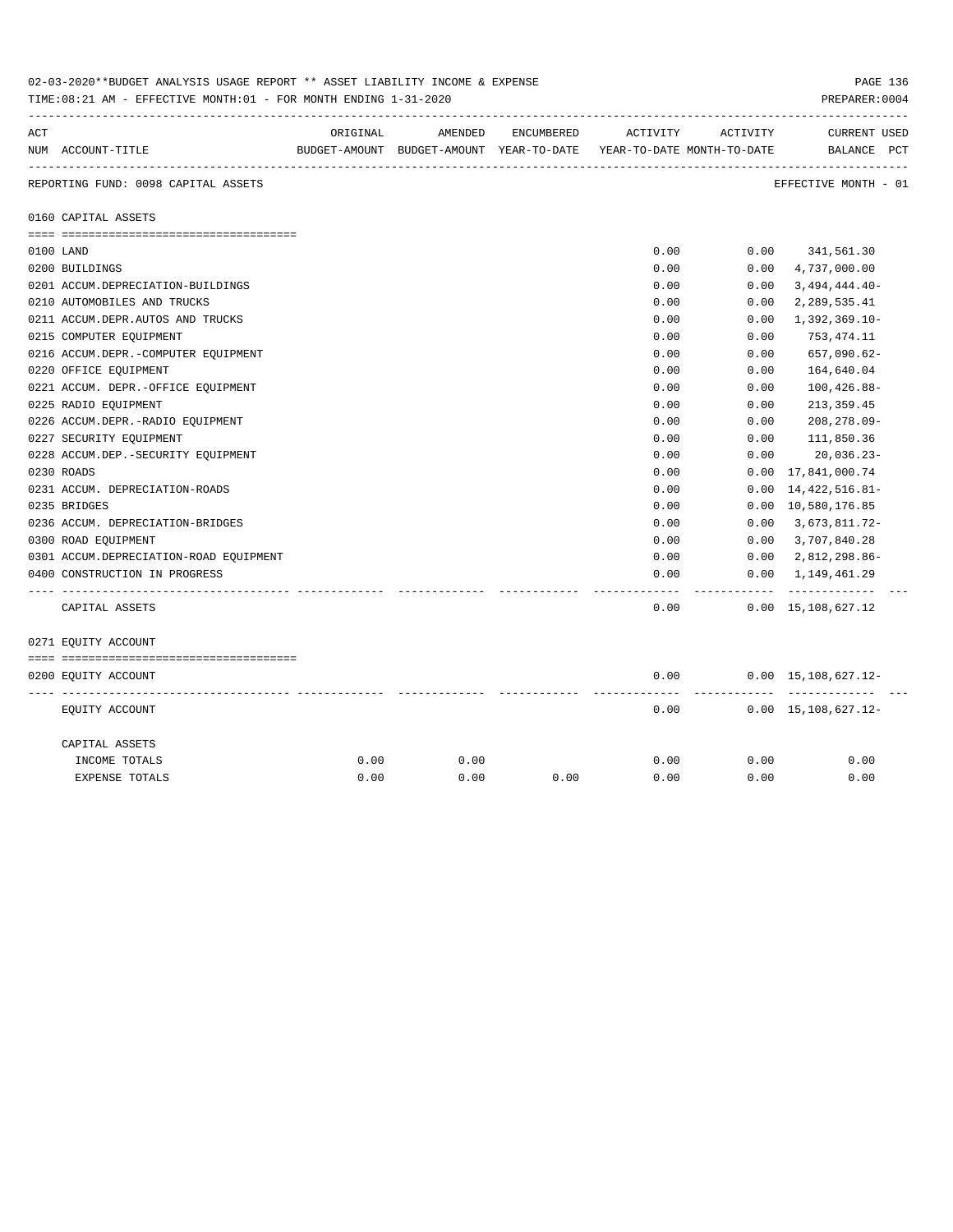02-03-2020**BUDGET ANALYSIS USAGE REPORT ** ASSET LIABILITY INCOME & EXPENSE

TIME:08:21 AM - EFFECTIVE MONTH:01 - FOR MONTH ENDING 1-31-2020

PREPARER:0004

REPORTING FUND: 0098 CAPITAL ASSETS

EFFECTIVE MONTH - 01

| ACT NUM | ACCOUNT-TITLE | ORIGINAL BUDGET-AMOUNT | AMENDED BUDGET-AMOUNT | ENCUMBERED YEAR-TO-DATE | ACTIVITY YEAR-TO-DATE | ACTIVITY MONTH-TO-DATE | CURRENT BALANCE | USED PCT |
|---|---|---|---|---|---|---|---|---|
| | **0160 CAPITAL ASSETS** | | | | | | | |
| 0100 | LAND | | | | 0.00 | 0.00 | 341,561.30 | |
| 0200 | BUILDINGS | | | | 0.00 | 0.00 | 4,737,000.00 | |
| 0201 | ACCUM.DEPRECIATION-BUILDINGS | | | | 0.00 | 0.00 | 3,494,444.40- | |
| 0210 | AUTOMOBILES AND TRUCKS | | | | 0.00 | 0.00 | 2,289,535.41 | |
| 0211 | ACCUM.DEPR.AUTOS AND TRUCKS | | | | 0.00 | 0.00 | 1,392,369.10- | |
| 0215 | COMPUTER EQUIPMENT | | | | 0.00 | 0.00 | 753,474.11 | |
| 0216 | ACCUM.DEPR.-COMPUTER EQUIPMENT | | | | 0.00 | 0.00 | 657,090.62- | |
| 0220 | OFFICE EQUIPMENT | | | | 0.00 | 0.00 | 164,640.04 | |
| 0221 | ACCUM. DEPR.-OFFICE EQUIPMENT | | | | 0.00 | 0.00 | 100,426.88- | |
| 0225 | RADIO EQUIPMENT | | | | 0.00 | 0.00 | 213,359.45 | |
| 0226 | ACCUM.DEPR.-RADIO EQUIPMENT | | | | 0.00 | 0.00 | 208,278.09- | |
| 0227 | SECURITY EQUIPMENT | | | | 0.00 | 0.00 | 111,850.36 | |
| 0228 | ACCUM.DEP.-SECURITY EQUIPMENT | | | | 0.00 | 0.00 | 20,036.23- | |
| 0230 | ROADS | | | | 0.00 | 0.00 | 17,841,000.74 | |
| 0231 | ACCUM. DEPRECIATION-ROADS | | | | 0.00 | 0.00 | 14,422,516.81- | |
| 0235 | BRIDGES | | | | 0.00 | 0.00 | 10,580,176.85 | |
| 0236 | ACCUM. DEPRECIATION-BRIDGES | | | | 0.00 | 0.00 | 3,673,811.72- | |
| 0300 | ROAD EQUIPMENT | | | | 0.00 | 0.00 | 3,707,840.28 | |
| 0301 | ACCUM.DEPRECIATION-ROAD EQUIPMENT | | | | 0.00 | 0.00 | 2,812,298.86- | |
| 0400 | CONSTRUCTION IN PROGRESS | | | | 0.00 | 0.00 | 1,149,461.29 | |
| | CAPITAL ASSETS | | | | 0.00 | 0.00 | 15,108,627.12 | |
| | **0271 EQUITY ACCOUNT** | | | | | | | |
| 0200 | EQUITY ACCOUNT | | | | 0.00 | 0.00 | 15,108,627.12- | |
| | EQUITY ACCOUNT | | | | 0.00 | 0.00 | 15,108,627.12- | |
| | CAPITAL ASSETS | | | | | | | |
| | INCOME TOTALS | 0.00 | 0.00 | | 0.00 | 0.00 | 0.00 | |
| | EXPENSE TOTALS | 0.00 | 0.00 | 0.00 | 0.00 | 0.00 | 0.00 | |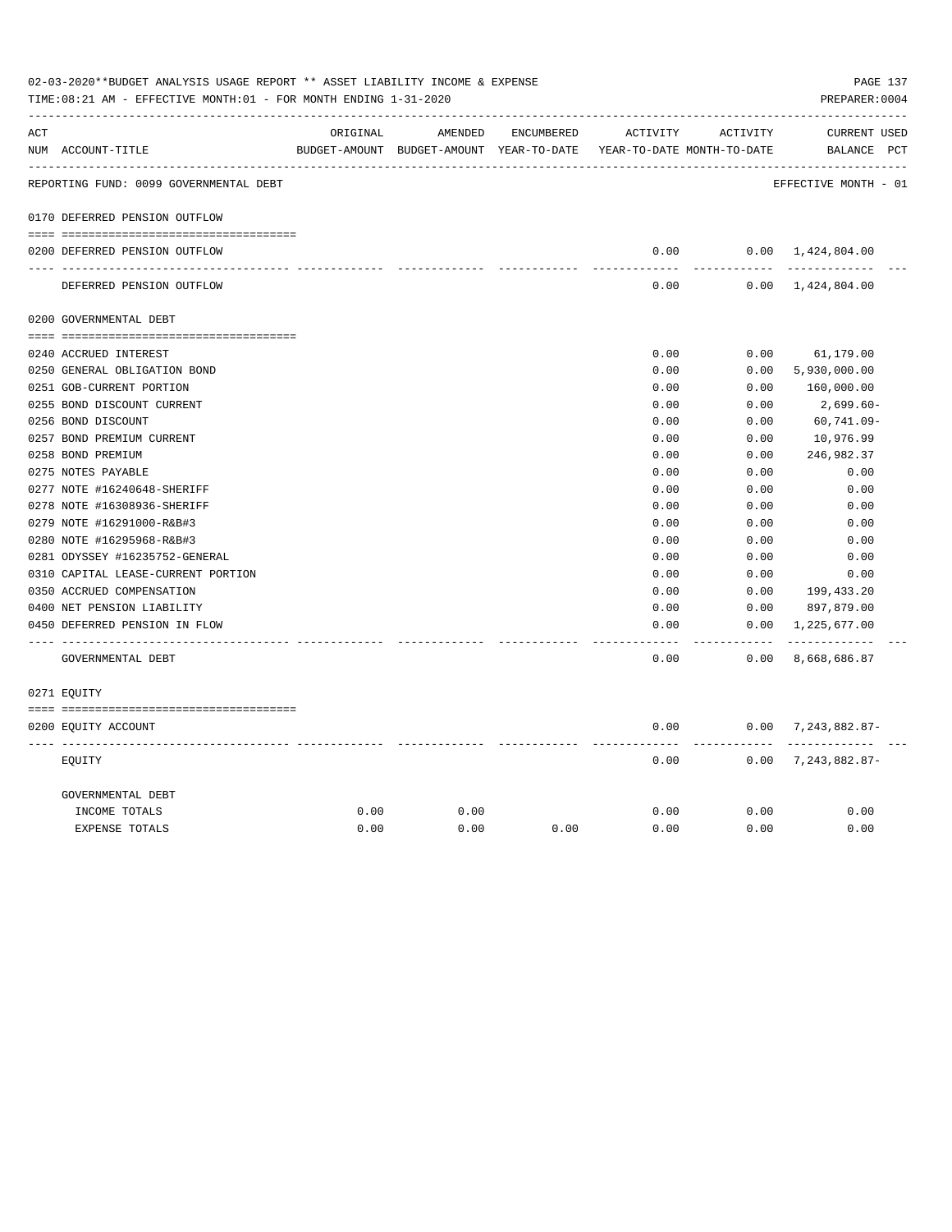02-03-2020**BUDGET ANALYSIS USAGE REPORT ** ASSET LIABILITY INCOME & EXPENSE

TIME:08:21 AM - EFFECTIVE MONTH:01 - FOR MONTH ENDING 1-31-2020

PREPARER:0004

REPORTING FUND: 0099 GOVERNMENTAL DEBT — EFFECTIVE MONTH - 01

| ACT NUM | ACCOUNT-TITLE | ORIGINAL BUDGET-AMOUNT | AMENDED BUDGET-AMOUNT | ENCUMBERED YEAR-TO-DATE | ACTIVITY YEAR-TO-DATE | ACTIVITY MONTH-TO-DATE | CURRENT BALANCE | USED PCT |
|---|---|---|---|---|---|---|---|---|
| | **0170 DEFERRED PENSION OUTFLOW** | | | | | | | |
| 0200 | DEFERRED PENSION OUTFLOW | | | | 0.00 | 0.00 | 1,424,804.00 | |
| | DEFERRED PENSION OUTFLOW | | | | 0.00 | 0.00 | 1,424,804.00 | |
| | **0200 GOVERNMENTAL DEBT** | | | | | | | |
| 0240 | ACCRUED INTEREST | | | | 0.00 | 0.00 | 61,179.00 | |
| 0250 | GENERAL OBLIGATION BOND | | | | 0.00 | 0.00 | 5,930,000.00 | |
| 0251 | GOB-CURRENT PORTION | | | | 0.00 | 0.00 | 160,000.00 | |
| 0255 | BOND DISCOUNT CURRENT | | | | 0.00 | 0.00 | 2,699.60- | |
| 0256 | BOND DISCOUNT | | | | 0.00 | 0.00 | 60,741.09- | |
| 0257 | BOND PREMIUM CURRENT | | | | 0.00 | 0.00 | 10,976.99 | |
| 0258 | BOND PREMIUM | | | | 0.00 | 0.00 | 246,982.37 | |
| 0275 | NOTES PAYABLE | | | | 0.00 | 0.00 | 0.00 | |
| 0277 | NOTE #16240648-SHERIFF | | | | 0.00 | 0.00 | 0.00 | |
| 0278 | NOTE #16308936-SHERIFF | | | | 0.00 | 0.00 | 0.00 | |
| 0279 | NOTE #16291000-R&B#3 | | | | 0.00 | 0.00 | 0.00 | |
| 0280 | NOTE #16295968-R&B#3 | | | | 0.00 | 0.00 | 0.00 | |
| 0281 | ODYSSEY #16235752-GENERAL | | | | 0.00 | 0.00 | 0.00 | |
| 0310 | CAPITAL LEASE-CURRENT PORTION | | | | 0.00 | 0.00 | 0.00 | |
| 0350 | ACCRUED COMPENSATION | | | | 0.00 | 0.00 | 199,433.20 | |
| 0400 | NET PENSION LIABILITY | | | | 0.00 | 0.00 | 897,879.00 | |
| 0450 | DEFERRED PENSION IN FLOW | | | | 0.00 | 0.00 | 1,225,677.00 | |
| | GOVERNMENTAL DEBT | | | | 0.00 | 0.00 | 8,668,686.87 | |
| | **0271 EQUITY** | | | | | | | |
| 0200 | EQUITY ACCOUNT | | | | 0.00 | 0.00 | 7,243,882.87- | |
| | EQUITY | | | | 0.00 | 0.00 | 7,243,882.87- | |
| | GOVERNMENTAL DEBT | | | | | | | |
| | INCOME TOTALS | 0.00 | 0.00 | | 0.00 | 0.00 | 0.00 | |
| | EXPENSE TOTALS | 0.00 | 0.00 | 0.00 | 0.00 | 0.00 | 0.00 | |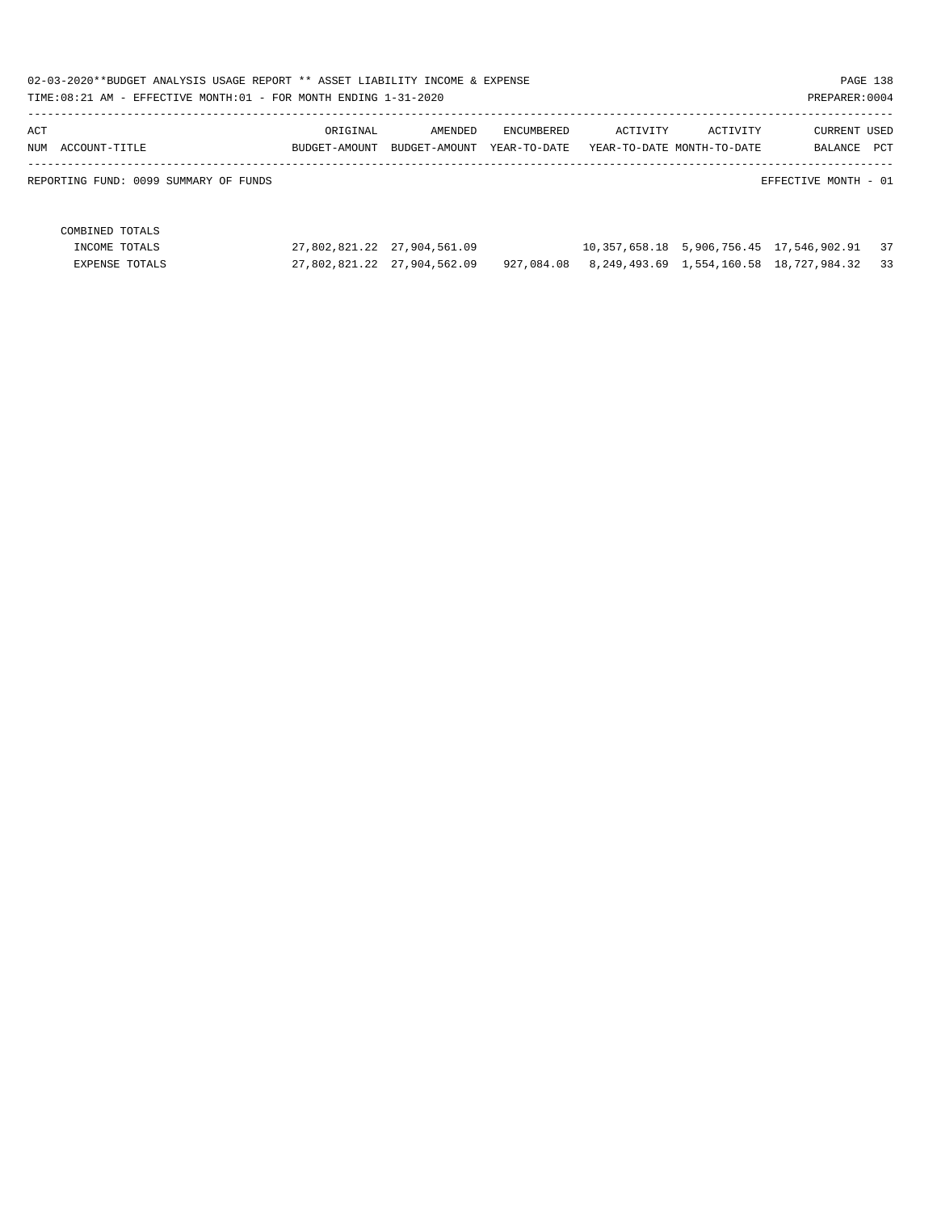02-03-2020**BUDGET ANALYSIS USAGE REPORT ** ASSET LIABILITY INCOME & EXPENSE

TIME:08:21 AM - EFFECTIVE MONTH:01 - FOR MONTH ENDING 1-31-2020

PREPARER:0004

| ACT NUM ACCOUNT-TITLE | ORIGINAL BUDGET-AMOUNT | AMENDED BUDGET-AMOUNT | ENCUMBERED YEAR-TO-DATE | ACTIVITY YEAR-TO-DATE | ACTIVITY MONTH-TO-DATE | CURRENT BALANCE | USED PCT |
|---|---|---|---|---|---|---|---|
| REPORTING FUND: 0099 SUMMARY OF FUNDS | | | | | | EFFECTIVE MONTH - 01 | |
| COMBINED TOTALS | | | | | | | |
| INCOME TOTALS | 27,802,821.22 | 27,904,561.09 | | 10,357,658.18 | 5,906,756.45 | 17,546,902.91 | 37 |
| EXPENSE TOTALS | 27,802,821.22 | 27,904,562.09 | 927,084.08 | 8,249,493.69 | 1,554,160.58 | 18,727,984.32 | 33 |